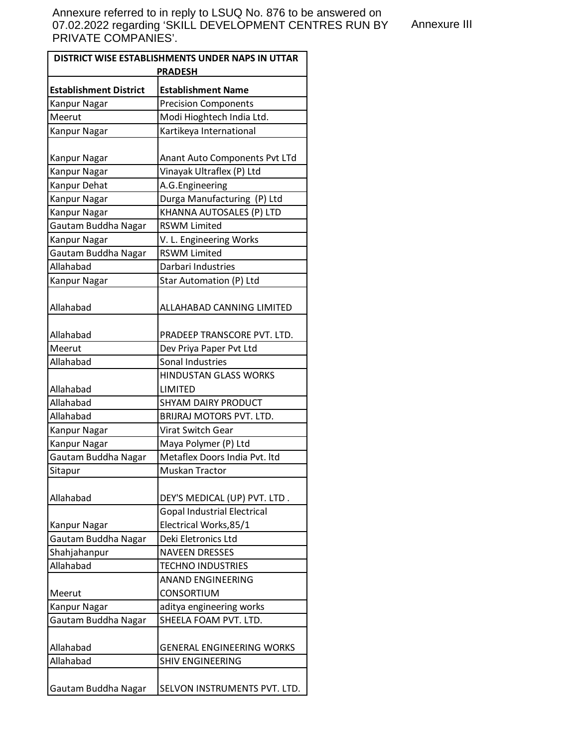Annexure referred to in reply to LSUQ No. 876 to be answered on 07.02.2022 regarding 'SKILL DEVELOPMENT CENTRES RUN BY PRIVATE COMPANIES'.

Annexure III

| DISTRICT WISE ESTABLISHMENTS UNDER NAPS IN UTTAR PRADESH | |
|---|---|
| **Establishment District** | **Establishment Name** |
| Kanpur Nagar | Precision Components |
| Meerut | Modi Hioghtech India Ltd. |
| Kanpur Nagar | Kartikeya International |
| Kanpur Nagar | Anant Auto Components Pvt LTd |
| Kanpur Nagar | Vinayak Ultraflex (P) Ltd |
| Kanpur Dehat | A.G.Engineering |
| Kanpur Nagar | Durga Manufacturing (P) Ltd |
| Kanpur Nagar | KHANNA AUTOSALES (P) LTD |
| Gautam Buddha Nagar | RSWM Limited |
| Kanpur Nagar | V. L. Engineering Works |
| Gautam Buddha Nagar | RSWM Limited |
| Allahabad | Darbari Industries |
| Kanpur Nagar | Star Automation (P) Ltd |
| Allahabad | ALLAHABAD CANNING LIMITED |
| Allahabad | PRADEEP TRANSCORE PVT. LTD. |
| Meerut | Dev Priya Paper Pvt Ltd |
| Allahabad | Sonal Industries |
| Allahabad | HINDUSTAN GLASS WORKS LIMITED |
| Allahabad | SHYAM DAIRY PRODUCT |
| Allahabad | BRIJRAJ MOTORS PVT. LTD. |
| Kanpur Nagar | Virat Switch Gear |
| Kanpur Nagar | Maya Polymer (P) Ltd |
| Gautam Buddha Nagar | Metaflex Doors India Pvt. ltd |
| Sitapur | Muskan Tractor |
| Allahabad | DEY'S MEDICAL (UP) PVT. LTD . |
| Kanpur Nagar | Gopal Industrial Electrical Electrical Works,85/1 |
| Gautam Buddha Nagar | Deki Eletronics Ltd |
| Shahjahanpur | NAVEEN DRESSES |
| Allahabad | TECHNO INDUSTRIES |
| Meerut | ANAND ENGINEERING CONSORTIUM |
| Kanpur Nagar | aditya engineering works |
| Gautam Buddha Nagar | SHEELA FOAM PVT. LTD. |
| Allahabad | GENERAL ENGINEERING WORKS |
| Allahabad | SHIV ENGINEERING |
| Gautam Buddha Nagar | SELVON INSTRUMENTS PVT. LTD. |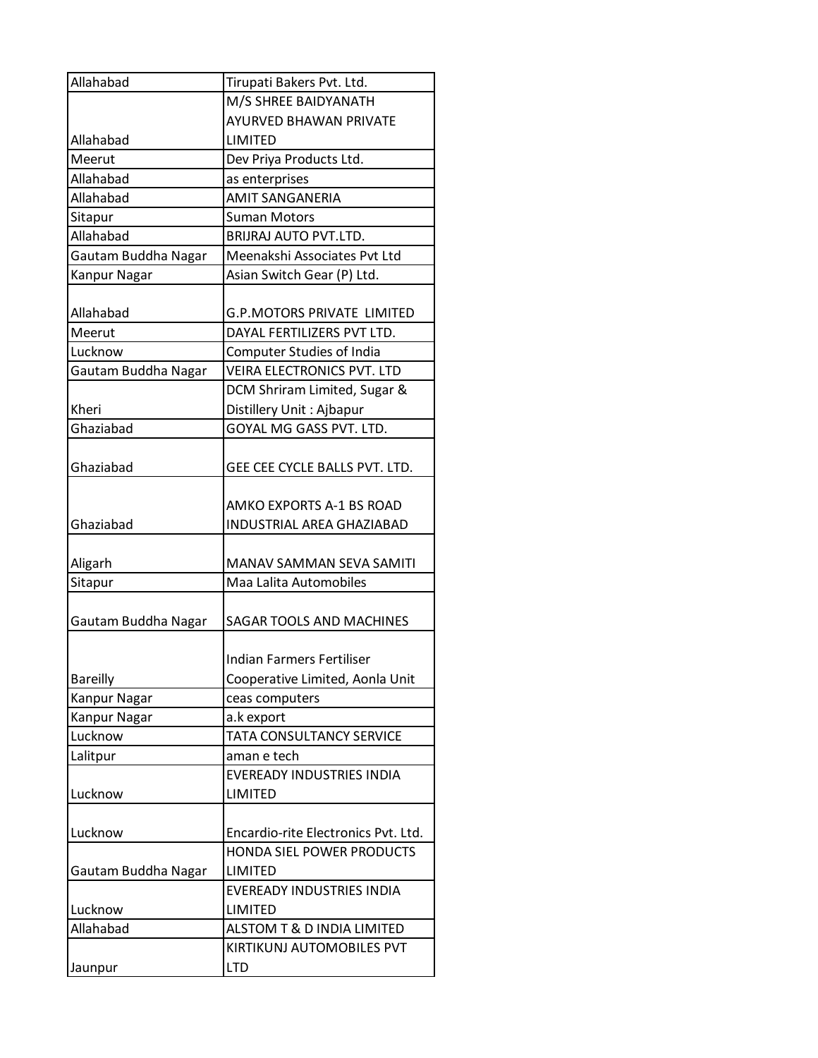| Allahabad | Tirupati Bakers Pvt. Ltd. |
|---|---|
| Allahabad | M/S SHREE BAIDYANATH AYURVED BHAWAN PRIVATE LIMITED |
| Meerut | Dev Priya Products Ltd. |
| Allahabad | as enterprises |
| Allahabad | AMIT SANGANERIA |
| Sitapur | Suman Motors |
| Allahabad | BRIJRAJ AUTO PVT.LTD. |
| Gautam Buddha Nagar | Meenakshi Associates Pvt Ltd |
| Kanpur Nagar | Asian Switch Gear (P) Ltd. |
| Allahabad | G.P.MOTORS PRIVATE LIMITED |
| Meerut | DAYAL FERTILIZERS PVT LTD. |
| Lucknow | Computer Studies of India |
| Gautam Buddha Nagar | VEIRA ELECTRONICS PVT. LTD |
| Kheri | DCM Shriram Limited, Sugar & Distillery Unit : Ajbapur |
| Ghaziabad | GOYAL MG GASS PVT. LTD. |
| Ghaziabad | GEE CEE CYCLE BALLS PVT. LTD. |
| Ghaziabad | AMKO EXPORTS A-1 BS ROAD INDUSTRIAL AREA GHAZIABAD |
| Aligarh | MANAV SAMMAN SEVA SAMITI |
| Sitapur | Maa Lalita Automobiles |
| Gautam Buddha Nagar | SAGAR TOOLS AND MACHINES |
| Bareilly | Indian Farmers Fertiliser Cooperative Limited, Aonla Unit |
| Kanpur Nagar | ceas computers |
| Kanpur Nagar | a.k export |
| Lucknow | TATA CONSULTANCY SERVICE |
| Lalitpur | aman e tech |
| Lucknow | EVEREADY INDUSTRIES INDIA LIMITED |
| Lucknow | Encardio-rite Electronics Pvt. Ltd. |
| Gautam Buddha Nagar | HONDA SIEL POWER PRODUCTS LIMITED |
| Lucknow | EVEREADY INDUSTRIES INDIA LIMITED |
| Allahabad | ALSTOM T & D INDIA LIMITED |
| Jaunpur | KIRTIKUNJ AUTOMOBILES PVT LTD |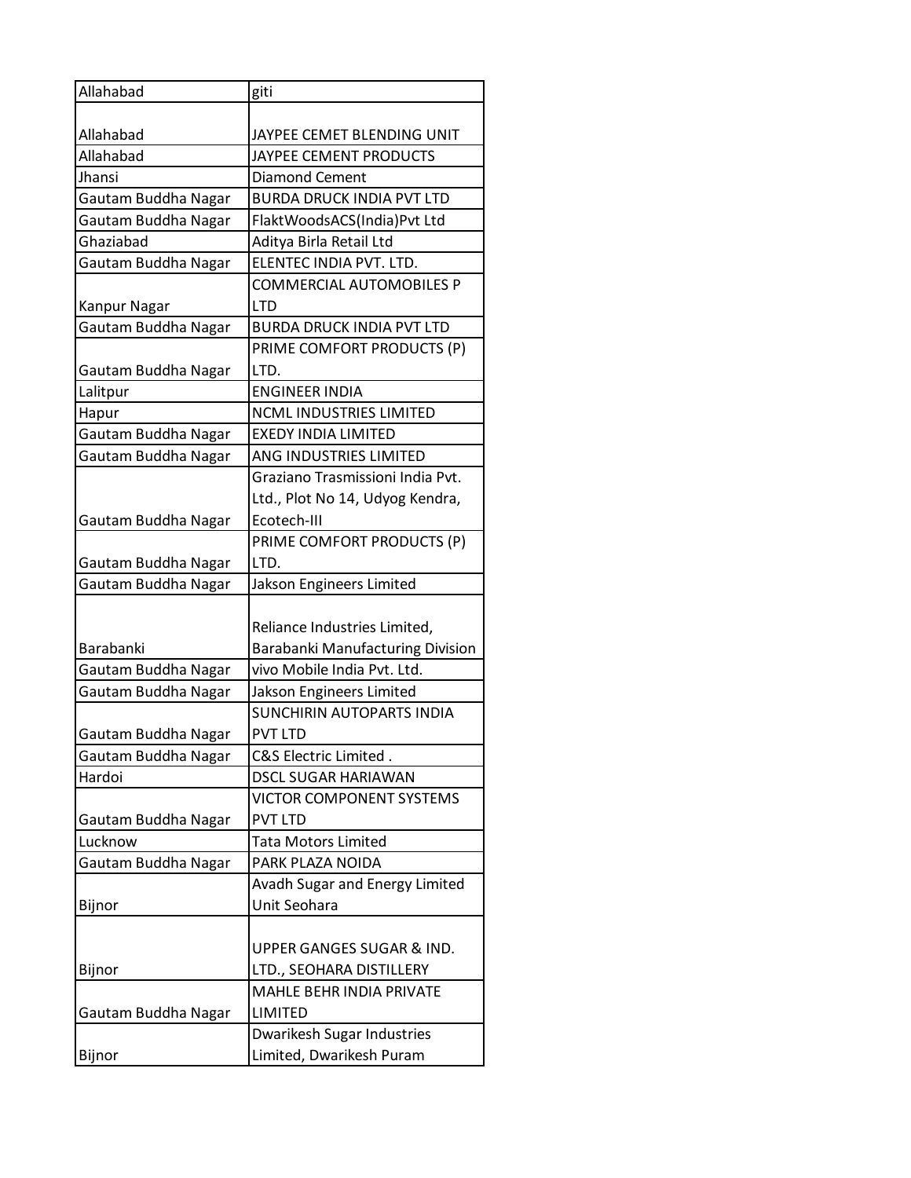| Allahabad | giti |
|---|---|
| Allahabad | JAYPEE CEMET BLENDING UNIT |
| Allahabad | JAYPEE CEMENT PRODUCTS |
| Jhansi | Diamond Cement |
| Gautam Buddha Nagar | BURDA DRUCK INDIA PVT LTD |
| Gautam Buddha Nagar | FlaktWoodsACS(India)Pvt Ltd |
| Ghaziabad | Aditya Birla Retail Ltd |
| Gautam Buddha Nagar | ELENTEC INDIA PVT. LTD. |
| Kanpur Nagar | COMMERCIAL AUTOMOBILES P LTD |
| Gautam Buddha Nagar | BURDA DRUCK INDIA PVT LTD |
| Gautam Buddha Nagar | PRIME COMFORT PRODUCTS (P) LTD. |
| Lalitpur | ENGINEER INDIA |
| Hapur | NCML INDUSTRIES LIMITED |
| Gautam Buddha Nagar | EXEDY INDIA LIMITED |
| Gautam Buddha Nagar | ANG INDUSTRIES LIMITED |
| Gautam Buddha Nagar | Graziano Trasmissioni India Pvt. Ltd., Plot No 14, Udyog Kendra, Ecotech-III |
| Gautam Buddha Nagar | PRIME COMFORT PRODUCTS (P) LTD. |
| Gautam Buddha Nagar | Jakson Engineers Limited |
| Barabanki | Reliance Industries Limited, Barabanki Manufacturing Division |
| Gautam Buddha Nagar | vivo Mobile India Pvt. Ltd. |
| Gautam Buddha Nagar | Jakson Engineers Limited |
| Gautam Buddha Nagar | SUNCHIRIN AUTOPARTS INDIA PVT LTD |
| Gautam Buddha Nagar | C&S Electric Limited . |
| Hardoi | DSCL SUGAR HARIAWAN |
| Gautam Buddha Nagar | VICTOR COMPONENT SYSTEMS PVT LTD |
| Lucknow | Tata Motors Limited |
| Gautam Buddha Nagar | PARK PLAZA NOIDA |
| Bijnor | Avadh Sugar and Energy Limited Unit Seohara |
| Bijnor | UPPER GANGES SUGAR & IND. LTD., SEOHARA DISTILLERY |
| Gautam Buddha Nagar | MAHLE BEHR INDIA PRIVATE LIMITED |
| Bijnor | Dwarikesh Sugar Industries Limited, Dwarikesh Puram |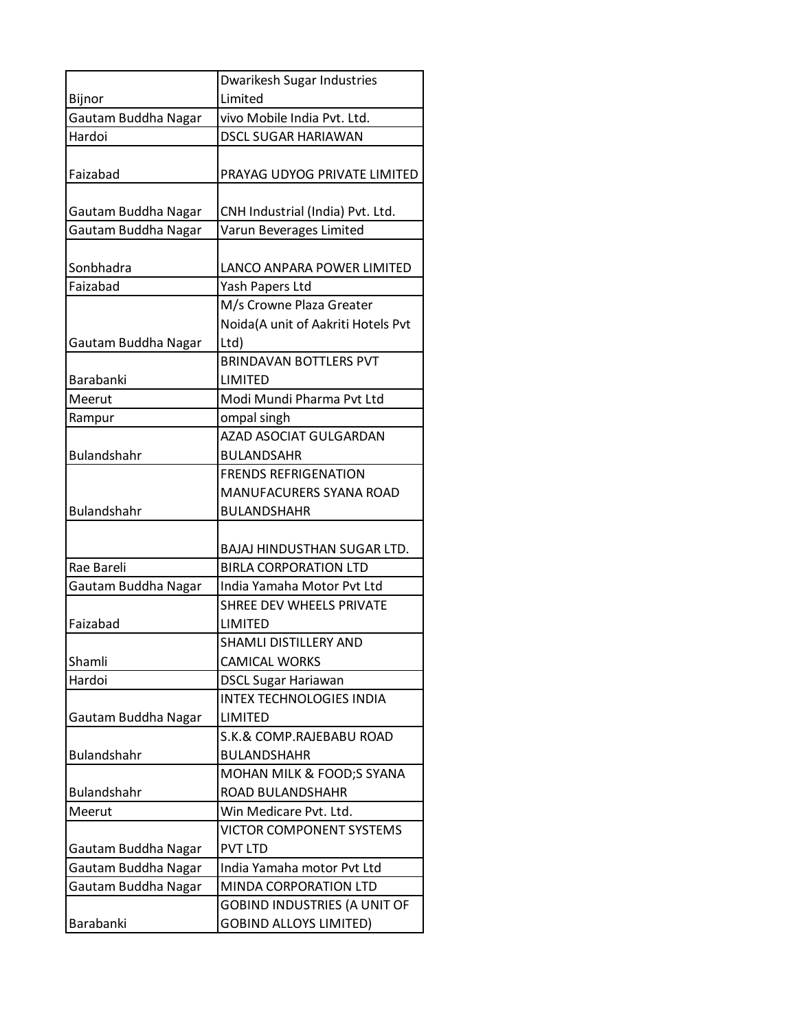| | |
|---|---|
| Bijnor | Dwarikesh Sugar Industries Limited |
| Gautam Buddha Nagar | vivo Mobile India Pvt. Ltd. |
| Hardoi | DSCL SUGAR HARIAWAN |
| Faizabad | PRAYAG UDYOG PRIVATE LIMITED |
| Gautam Buddha Nagar | CNH Industrial (India) Pvt. Ltd. |
| Gautam Buddha Nagar | Varun Beverages Limited |
| Sonbhadra | LANCO ANPARA POWER LIMITED |
| Faizabad | Yash Papers Ltd |
| Gautam Buddha Nagar | M/s Crowne Plaza Greater Noida(A unit of Aakriti Hotels Pvt Ltd) |
| Barabanki | BRINDAVAN BOTTLERS PVT LIMITED |
| Meerut | Modi Mundi Pharma Pvt Ltd |
| Rampur | ompal singh |
| Bulandshahr | AZAD ASOCIAT GULGARDAN BULANDSAHR |
| Bulandshahr | FRENDS REFRIGENATION MANUFACURERS SYANA ROAD BULANDSHAHR |
| | BAJAJ HINDUSTHAN SUGAR LTD. |
| Rae Bareli | BIRLA CORPORATION LTD |
| Gautam Buddha Nagar | India Yamaha Motor Pvt Ltd |
| Faizabad | SHREE DEV WHEELS PRIVATE LIMITED |
| Shamli | SHAMLI DISTILLERY AND CAMICAL WORKS |
| Hardoi | DSCL Sugar Hariawan |
| Gautam Buddha Nagar | INTEX TECHNOLOGIES INDIA LIMITED |
| Bulandshahr | S.K.& COMP.RAJEBABU ROAD BULANDSHAHR |
| Bulandshahr | MOHAN MILK & FOOD;S SYANA ROAD BULANDSHAHR |
| Meerut | Win Medicare Pvt. Ltd. |
| Gautam Buddha Nagar | VICTOR COMPONENT SYSTEMS PVT LTD |
| Gautam Buddha Nagar | India Yamaha motor Pvt Ltd |
| Gautam Buddha Nagar | MINDA CORPORATION LTD |
| Barabanki | GOBIND INDUSTRIES (A UNIT OF GOBIND ALLOYS LIMITED) |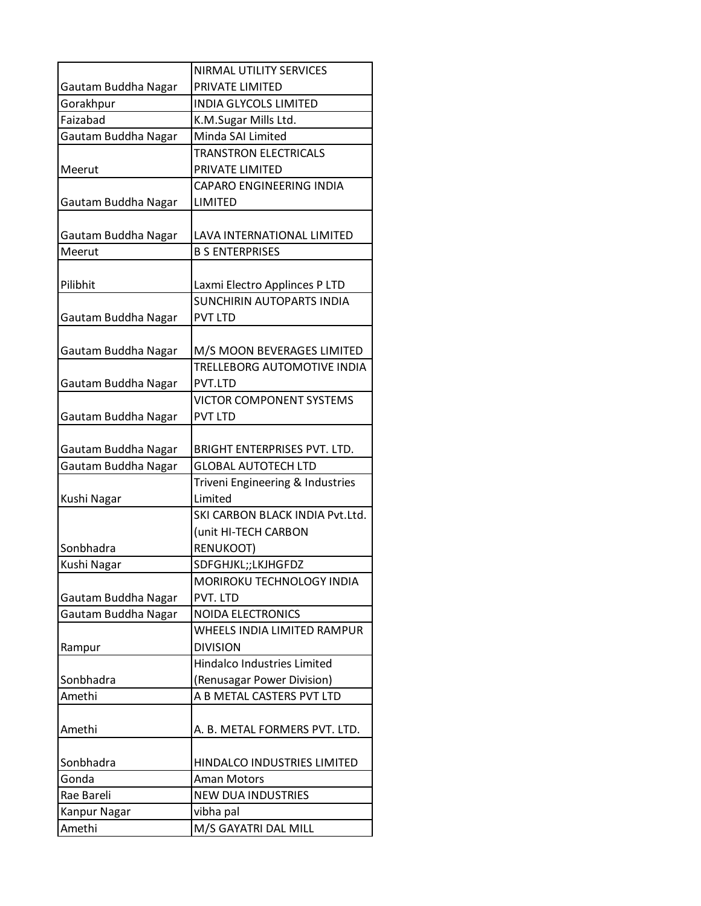| | |
|---|---|
| Gautam Buddha Nagar | NIRMAL UTILITY SERVICES PRIVATE LIMITED |
| Gorakhpur | INDIA GLYCOLS LIMITED |
| Faizabad | K.M.Sugar Mills Ltd. |
| Gautam Buddha Nagar | Minda SAI Limited |
| Meerut | TRANSTRON ELECTRICALS PRIVATE LIMITED |
| Gautam Buddha Nagar | CAPARO ENGINEERING INDIA LIMITED |
| Gautam Buddha Nagar | LAVA INTERNATIONAL LIMITED |
| Meerut | B S ENTERPRISES |
| Pilibhit | Laxmi Electro Applinces P LTD |
| Gautam Buddha Nagar | SUNCHIRIN AUTOPARTS INDIA PVT LTD |
| Gautam Buddha Nagar | M/S MOON BEVERAGES LIMITED |
| Gautam Buddha Nagar | TRELLEBORG AUTOMOTIVE INDIA PVT.LTD |
| Gautam Buddha Nagar | VICTOR COMPONENT SYSTEMS PVT LTD |
| Gautam Buddha Nagar | BRIGHT ENTERPRISES PVT. LTD. |
| Gautam Buddha Nagar | GLOBAL AUTOTECH LTD |
| Kushi Nagar | Triveni Engineering & Industries Limited |
| Sonbhadra | SKI CARBON BLACK INDIA Pvt.Ltd. (unit HI-TECH CARBON RENUKOOT) |
| Kushi Nagar | SDFGHJKL;;LKJHGFDZ |
| Gautam Buddha Nagar | MORIROKU TECHNOLOGY INDIA PVT. LTD |
| Gautam Buddha Nagar | NOIDA ELECTRONICS |
| Rampur | WHEELS INDIA LIMITED RAMPUR DIVISION |
| Sonbhadra | Hindalco Industries Limited (Renusagar Power Division) |
| Amethi | A B METAL CASTERS PVT LTD |
| Amethi | A. B. METAL FORMERS PVT. LTD. |
| Sonbhadra | HINDALCO INDUSTRIES LIMITED |
| Gonda | Aman Motors |
| Rae Bareli | NEW DUA INDUSTRIES |
| Kanpur Nagar | vibha pal |
| Amethi | M/S GAYATRI DAL MILL |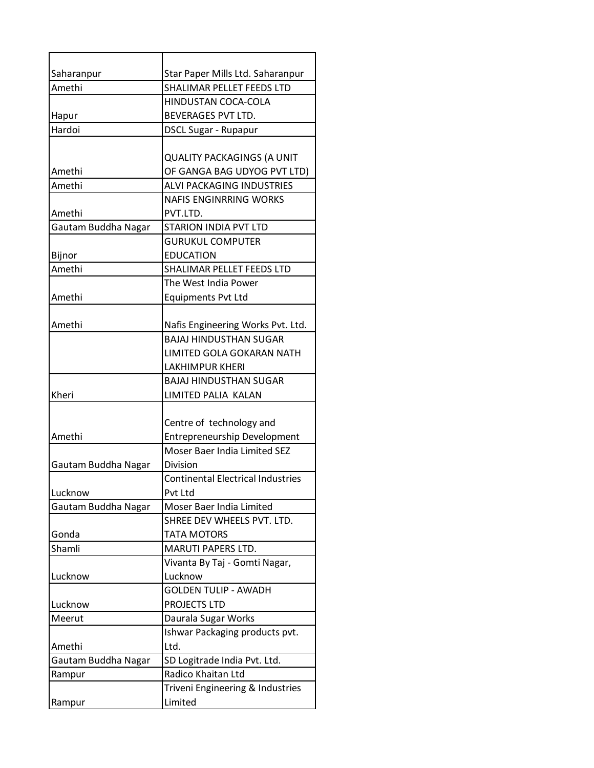| | |
|---|---|
| Saharanpur | Star Paper Mills Ltd. Saharanpur |
| Amethi | SHALIMAR PELLET FEEDS LTD |
| Hapur | HINDUSTAN COCA-COLA BEVERAGES PVT LTD. |
| Hardoi | DSCL Sugar - Rupapur |
| Amethi | QUALITY PACKAGINGS (A UNIT OF GANGA BAG UDYOG PVT LTD) |
| Amethi | ALVI PACKAGING INDUSTRIES |
| Amethi | NAFIS ENGINRRING WORKS PVT.LTD. |
| Gautam Buddha Nagar | STARION INDIA PVT LTD |
| Bijnor | GURUKUL COMPUTER EDUCATION |
| Amethi | SHALIMAR PELLET FEEDS LTD |
| Amethi | The West India Power Equipments Pvt Ltd |
| Amethi | Nafis Engineering Works Pvt. Ltd. |
| | BAJAJ HINDUSTHAN SUGAR LIMITED GOLA GOKARAN NATH LAKHIMPUR KHERI |
| Kheri | BAJAJ HINDUSTHAN SUGAR LIMITED PALIA KALAN |
| Amethi | Centre of technology and Entrepreneurship Development |
| Gautam Buddha Nagar | Moser Baer India Limited SEZ Division |
| Lucknow | Continental Electrical Industries Pvt Ltd |
| Gautam Buddha Nagar | Moser Baer India Limited |
| Gonda | SHREE DEV WHEELS PVT. LTD. TATA MOTORS |
| Shamli | MARUTI PAPERS LTD. |
| Lucknow | Vivanta By Taj - Gomti Nagar, Lucknow |
| Lucknow | GOLDEN TULIP - AWADH PROJECTS LTD |
| Meerut | Daurala Sugar Works |
| Amethi | Ishwar Packaging products pvt. Ltd. |
| Gautam Buddha Nagar | SD Logitrade India Pvt. Ltd. |
| Rampur | Radico Khaitan Ltd |
| Rampur | Triveni Engineering & Industries Limited |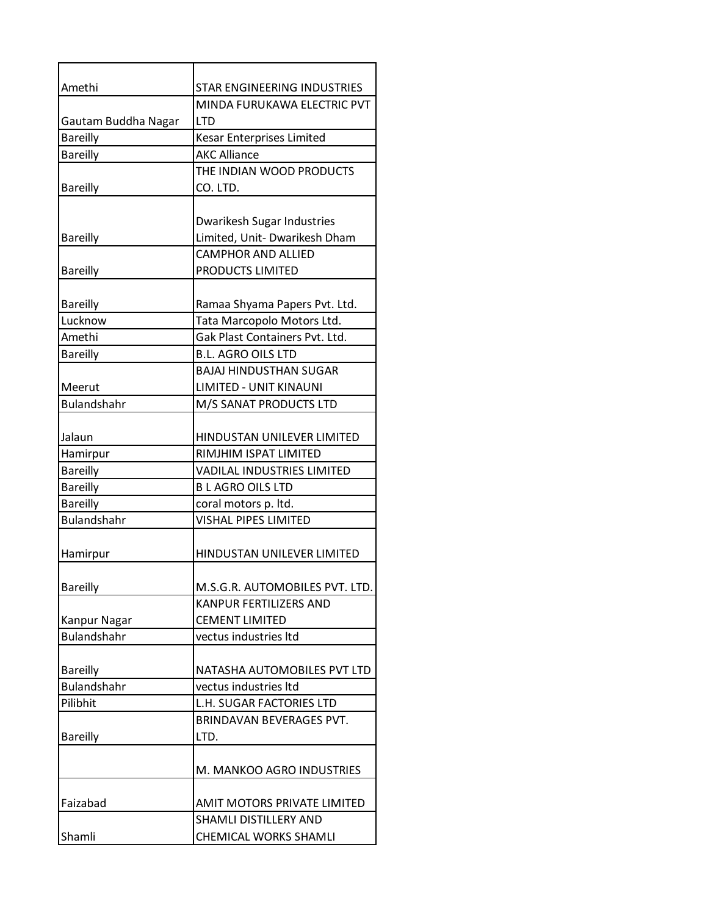| | |
|---|---|
| Amethi | STAR ENGINEERING INDUSTRIES |
| Gautam Buddha Nagar | MINDA FURUKAWA ELECTRIC PVT LTD |
| Bareilly | Kesar Enterprises Limited |
| Bareilly | AKC Alliance |
| Bareilly | THE INDIAN WOOD PRODUCTS CO. LTD. |
| Bareilly | Dwarikesh Sugar Industries Limited, Unit- Dwarikesh Dham |
| Bareilly | CAMPHOR AND ALLIED PRODUCTS LIMITED |
| Bareilly | Ramaa Shyama Papers Pvt. Ltd. |
| Lucknow | Tata Marcopolo Motors Ltd. |
| Amethi | Gak Plast Containers Pvt. Ltd. |
| Bareilly | B.L. AGRO OILS LTD |
| Meerut | BAJAJ HINDUSTHAN SUGAR LIMITED - UNIT KINAUNI |
| Bulandshahr | M/S SANAT PRODUCTS LTD |
| Jalaun | HINDUSTAN UNILEVER LIMITED |
| Hamirpur | RIMJHIM ISPAT LIMITED |
| Bareilly | VADILAL INDUSTRIES LIMITED |
| Bareilly | B L AGRO OILS LTD |
| Bareilly | coral motors p. ltd. |
| Bulandshahr | VISHAL PIPES LIMITED |
| Hamirpur | HINDUSTAN UNILEVER LIMITED |
| Bareilly | M.S.G.R. AUTOMOBILES PVT. LTD. |
| Kanpur Nagar | KANPUR FERTILIZERS AND CEMENT LIMITED |
| Bulandshahr | vectus industries ltd |
| Bareilly | NATASHA AUTOMOBILES PVT LTD |
| Bulandshahr | vectus industries ltd |
| Pilibhit | L.H. SUGAR FACTORIES LTD |
| Bareilly | BRINDAVAN BEVERAGES PVT. LTD. |
| | M. MANKOO AGRO INDUSTRIES |
| Faizabad | AMIT MOTORS PRIVATE LIMITED |
| Shamli | SHAMLI DISTILLERY AND CHEMICAL WORKS SHAMLI |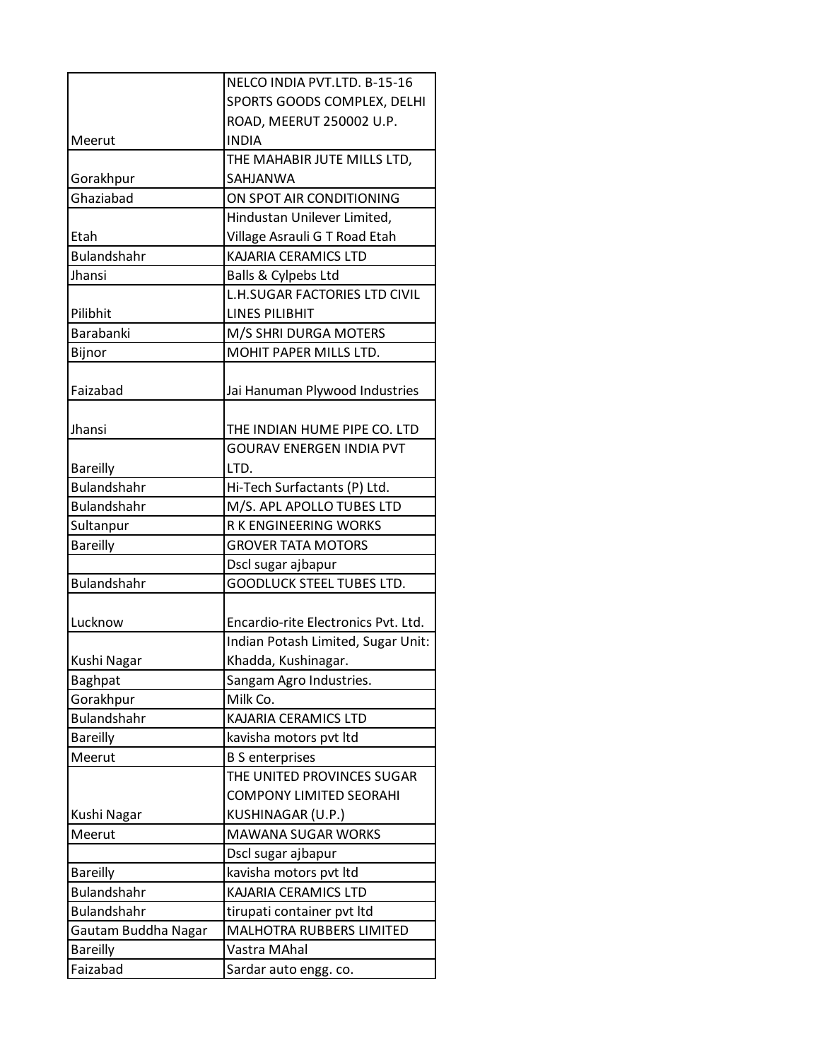| | |
|---|---|
| Meerut | NELCO INDIA PVT.LTD. B-15-16 SPORTS GOODS COMPLEX, DELHI ROAD, MEERUT 250002 U.P. INDIA |
| Gorakhpur | THE MAHABIR JUTE MILLS LTD, SAHJANWA |
| Ghaziabad | ON SPOT AIR CONDITIONING |
| Etah | Hindustan Unilever Limited, Village Asrauli G T Road Etah |
| Bulandshahr | KAJARIA CERAMICS LTD |
| Jhansi | Balls & Cylpebs Ltd |
| Pilibhit | L.H.SUGAR FACTORIES LTD CIVIL LINES PILIBHIT |
| Barabanki | M/S SHRI DURGA MOTERS |
| Bijnor | MOHIT PAPER MILLS LTD. |
| Faizabad | Jai Hanuman Plywood Industries |
| Jhansi | THE INDIAN HUME PIPE CO. LTD |
| Bareilly | GOURAV ENERGEN INDIA PVT LTD. |
| Bulandshahr | Hi-Tech Surfactants (P) Ltd. |
| Bulandshahr | M/S. APL APOLLO TUBES LTD |
| Sultanpur | R K ENGINEERING WORKS |
| Bareilly | GROVER TATA MOTORS |
| | Dscl sugar ajbapur |
| Bulandshahr | GOODLUCK STEEL TUBES LTD. |
| Lucknow | Encardio-rite Electronics Pvt. Ltd. |
| Kushi Nagar | Indian Potash Limited, Sugar Unit: Khadda, Kushinagar. |
| Baghpat | Sangam Agro Industries. |
| Gorakhpur | Milk Co. |
| Bulandshahr | KAJARIA CERAMICS LTD |
| Bareilly | kavisha motors pvt ltd |
| Meerut | B S enterprises |
| Kushi Nagar | THE UNITED PROVINCES SUGAR COMPONY LIMITED SEORAHI KUSHINAGAR (U.P.) |
| Meerut | MAWANA SUGAR WORKS |
| | Dscl sugar ajbapur |
| Bareilly | kavisha motors pvt ltd |
| Bulandshahr | KAJARIA CERAMICS LTD |
| Bulandshahr | tirupati container pvt ltd |
| Gautam Buddha Nagar | MALHOTRA RUBBERS LIMITED |
| Bareilly | Vastra MAhal |
| Faizabad | Sardar auto engg. co. |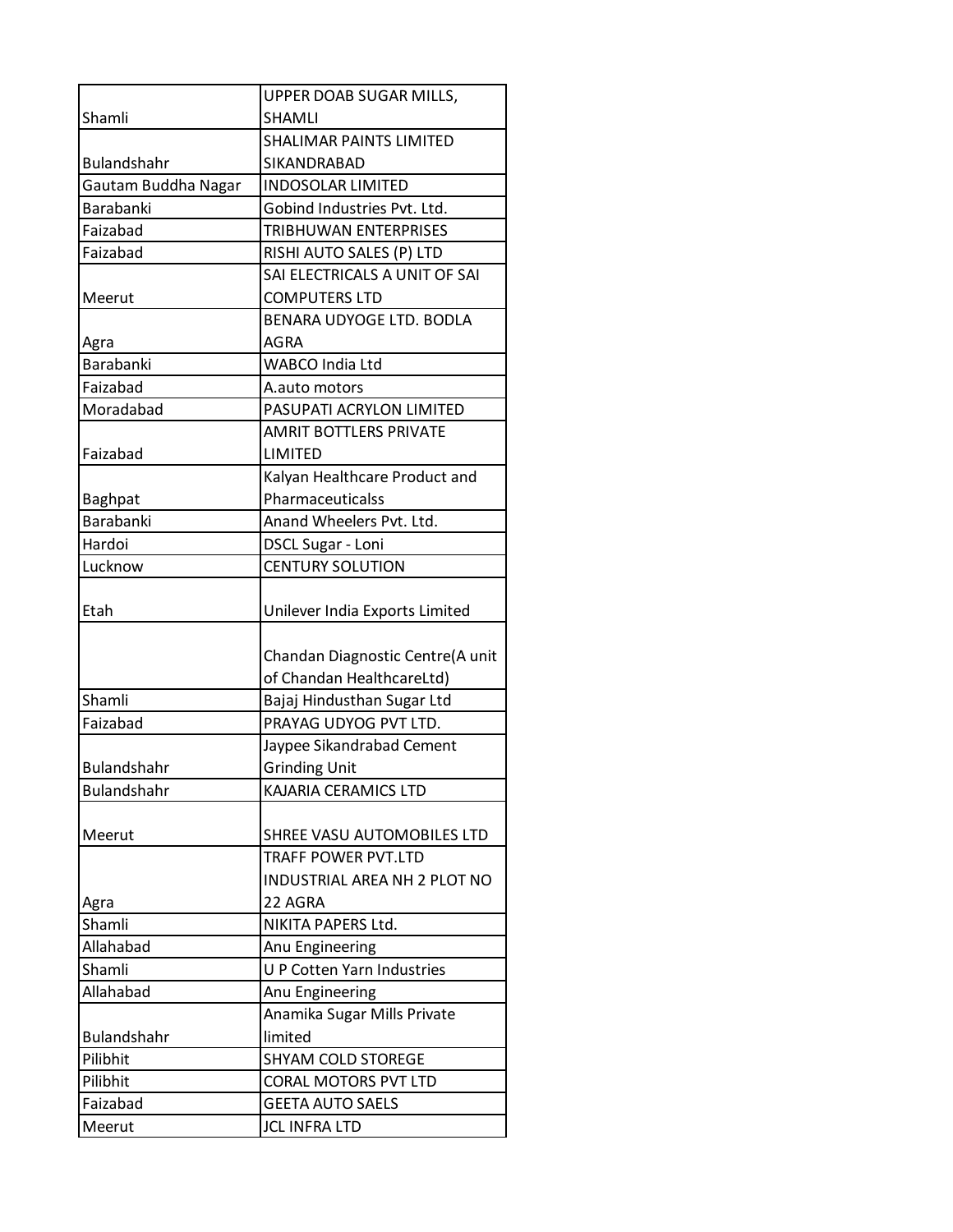| | |
|---|---|
| Shamli | UPPER DOAB SUGAR MILLS, SHAMLI |
| Bulandshahr | SHALIMAR PAINTS LIMITED SIKANDRABAD |
| Gautam Buddha Nagar | INDOSOLAR LIMITED |
| Barabanki | Gobind Industries Pvt. Ltd. |
| Faizabad | TRIBHUWAN ENTERPRISES |
| Faizabad | RISHI AUTO SALES (P) LTD |
| Meerut | SAI ELECTRICALS A UNIT OF SAI COMPUTERS LTD |
| Agra | BENARA UDYOGE LTD. BODLA AGRA |
| Barabanki | WABCO India Ltd |
| Faizabad | A.auto motors |
| Moradabad | PASUPATI ACRYLON LIMITED |
| Faizabad | AMRIT BOTTLERS PRIVATE LIMITED |
| Baghpat | Kalyan Healthcare Product and Pharmaceuticalss |
| Barabanki | Anand Wheelers Pvt. Ltd. |
| Hardoi | DSCL Sugar - Loni |
| Lucknow | CENTURY SOLUTION |
| Etah | Unilever India Exports Limited |
| | Chandan Diagnostic Centre(A unit of Chandan HealthcareLtd) |
| Shamli | Bajaj Hindusthan Sugar Ltd |
| Faizabad | PRAYAG UDYOG PVT LTD. |
| Bulandshahr | Jaypee Sikandrabad Cement Grinding Unit |
| Bulandshahr | KAJARIA CERAMICS LTD |
| Meerut | SHREE VASU AUTOMOBILES LTD |
| Agra | TRAFF POWER PVT.LTD INDUSTRIAL AREA NH 2 PLOT NO 22 AGRA |
| Shamli | NIKITA PAPERS Ltd. |
| Allahabad | Anu Engineering |
| Shamli | U P Cotten Yarn Industries |
| Allahabad | Anu Engineering |
| Bulandshahr | Anamika Sugar Mills Private limited |
| Pilibhit | SHYAM COLD STOREGE |
| Pilibhit | CORAL MOTORS PVT LTD |
| Faizabad | GEETA AUTO SAELS |
| Meerut | JCL INFRA LTD |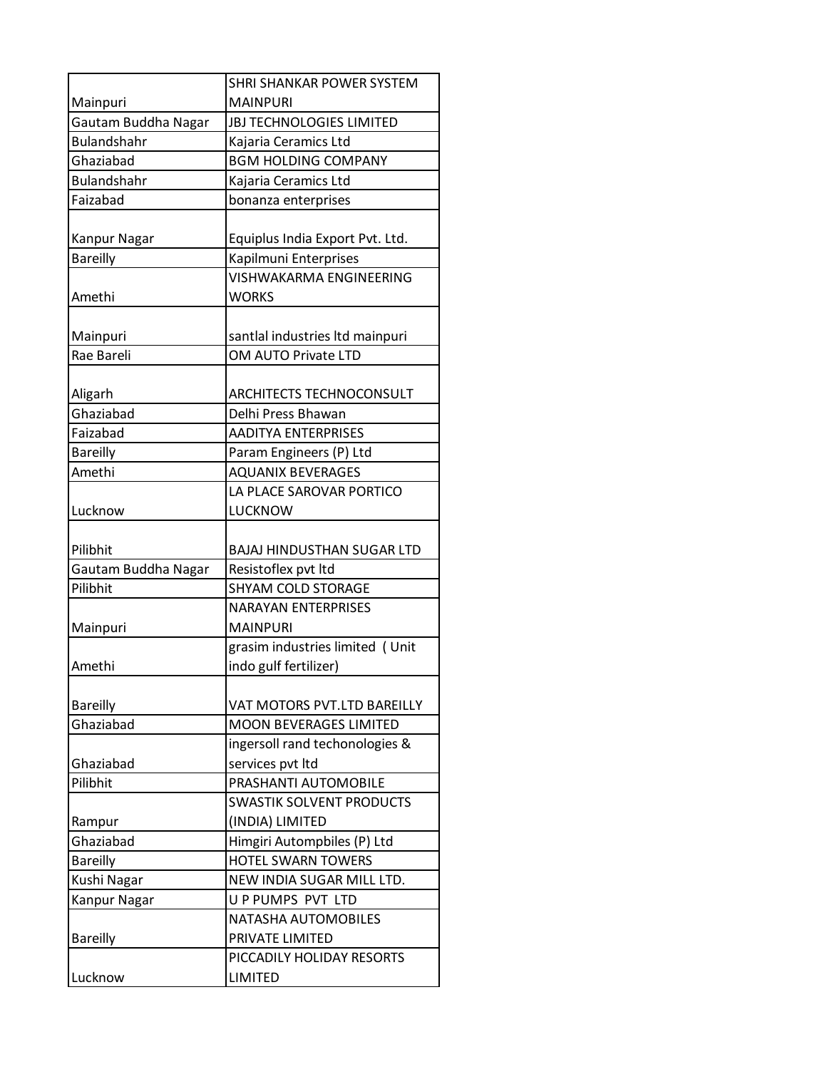| | |
|---|---|
| Mainpuri | SHRI SHANKAR POWER SYSTEM MAINPURI |
| Gautam Buddha Nagar | JBJ TECHNOLOGIES LIMITED |
| Bulandshahr | Kajaria Ceramics Ltd |
| Ghaziabad | BGM HOLDING COMPANY |
| Bulandshahr | Kajaria Ceramics Ltd |
| Faizabad | bonanza enterprises |
| Kanpur Nagar | Equiplus India Export Pvt. Ltd. |
| Bareilly | Kapilmuni Enterprises |
| Amethi | VISHWAKARMA ENGINEERING WORKS |
| Mainpuri | santlal industries ltd mainpuri |
| Rae Bareli | OM AUTO Private LTD |
| Aligarh | ARCHITECTS TECHNOCONSULT |
| Ghaziabad | Delhi Press Bhawan |
| Faizabad | AADITYA ENTERPRISES |
| Bareilly | Param Engineers (P) Ltd |
| Amethi | AQUANIX BEVERAGES |
| Lucknow | LA PLACE SAROVAR PORTICO LUCKNOW |
| Pilibhit | BAJAJ HINDUSTHAN SUGAR LTD |
| Gautam Buddha Nagar | Resistoflex pvt ltd |
| Pilibhit | SHYAM COLD STORAGE |
| Mainpuri | NARAYAN ENTERPRISES MAINPURI |
| Amethi | grasim industries limited ( Unit indo gulf fertilizer) |
| Bareilly | VAT MOTORS PVT.LTD BAREILLY |
| Ghaziabad | MOON BEVERAGES LIMITED |
| Ghaziabad | ingersoll rand techonologies & services pvt ltd |
| Pilibhit | PRASHANTI AUTOMOBILE |
| Rampur | SWASTIK SOLVENT PRODUCTS (INDIA) LIMITED |
| Ghaziabad | Himgiri Autompbiles (P) Ltd |
| Bareilly | HOTEL SWARN TOWERS |
| Kushi Nagar | NEW INDIA SUGAR MILL LTD. |
| Kanpur Nagar | U P PUMPS PVT LTD |
| Bareilly | NATASHA AUTOMOBILES PRIVATE LIMITED |
| Lucknow | PICCADILY HOLIDAY RESORTS LIMITED |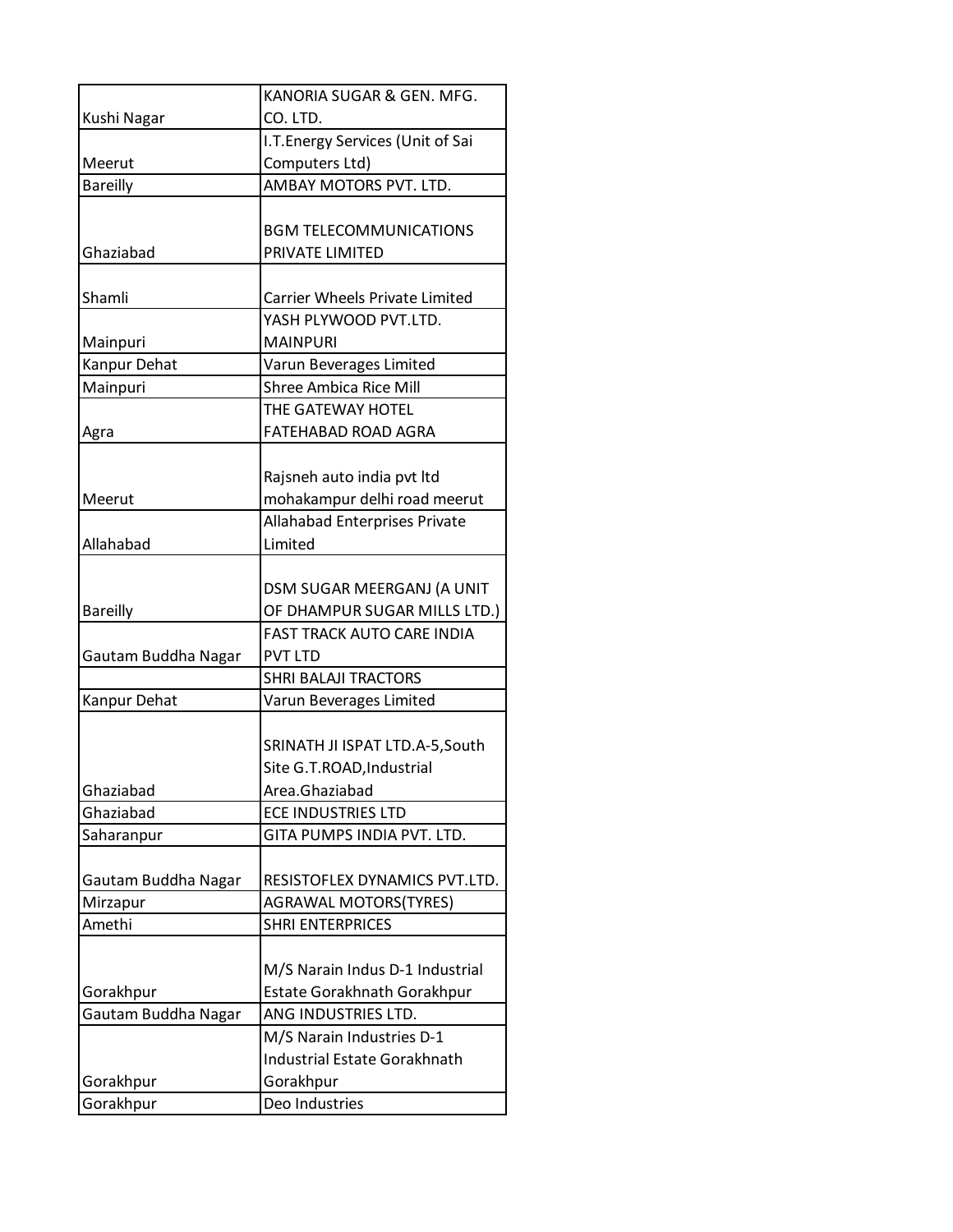| | |
|---|---|
| Kushi Nagar | KANORIA SUGAR & GEN. MFG. CO. LTD. |
| Meerut | I.T.Energy Services (Unit of Sai Computers Ltd) |
| Bareilly | AMBAY MOTORS PVT. LTD. |
| Ghaziabad | BGM TELECOMMUNICATIONS PRIVATE LIMITED |
| Shamli | Carrier Wheels Private Limited |
| Mainpuri | YASH PLYWOOD PVT.LTD. MAINPURI |
| Kanpur Dehat | Varun Beverages Limited |
| Mainpuri | Shree Ambica Rice Mill |
| Agra | THE GATEWAY HOTEL FATEHABAD ROAD AGRA |
| Meerut | Rajsneh auto india pvt ltd mohakampur delhi road meerut |
| Allahabad | Allahabad Enterprises Private Limited |
| Bareilly | DSM SUGAR MEERGANJ (A UNIT OF DHAMPUR SUGAR MILLS LTD.) |
| Gautam Buddha Nagar | FAST TRACK AUTO CARE INDIA PVT LTD |
| | SHRI BALAJI TRACTORS |
| Kanpur Dehat | Varun Beverages Limited |
| Ghaziabad | SRINATH JI ISPAT LTD.A-5,South Site G.T.ROAD,Industrial Area.Ghaziabad |
| Ghaziabad | ECE INDUSTRIES LTD |
| Saharanpur | GITA PUMPS INDIA PVT. LTD. |
| Gautam Buddha Nagar | RESISTOFLEX DYNAMICS PVT.LTD. |
| Mirzapur | AGRAWAL MOTORS(TYRES) |
| Amethi | SHRI ENTERPRICES |
| Gorakhpur | M/S Narain Indus D-1 Industrial Estate Gorakhnath Gorakhpur |
| Gautam Buddha Nagar | ANG INDUSTRIES LTD. |
| Gorakhpur | M/S Narain Industries D-1 Industrial Estate Gorakhnath Gorakhpur |
| Gorakhpur | Deo Industries |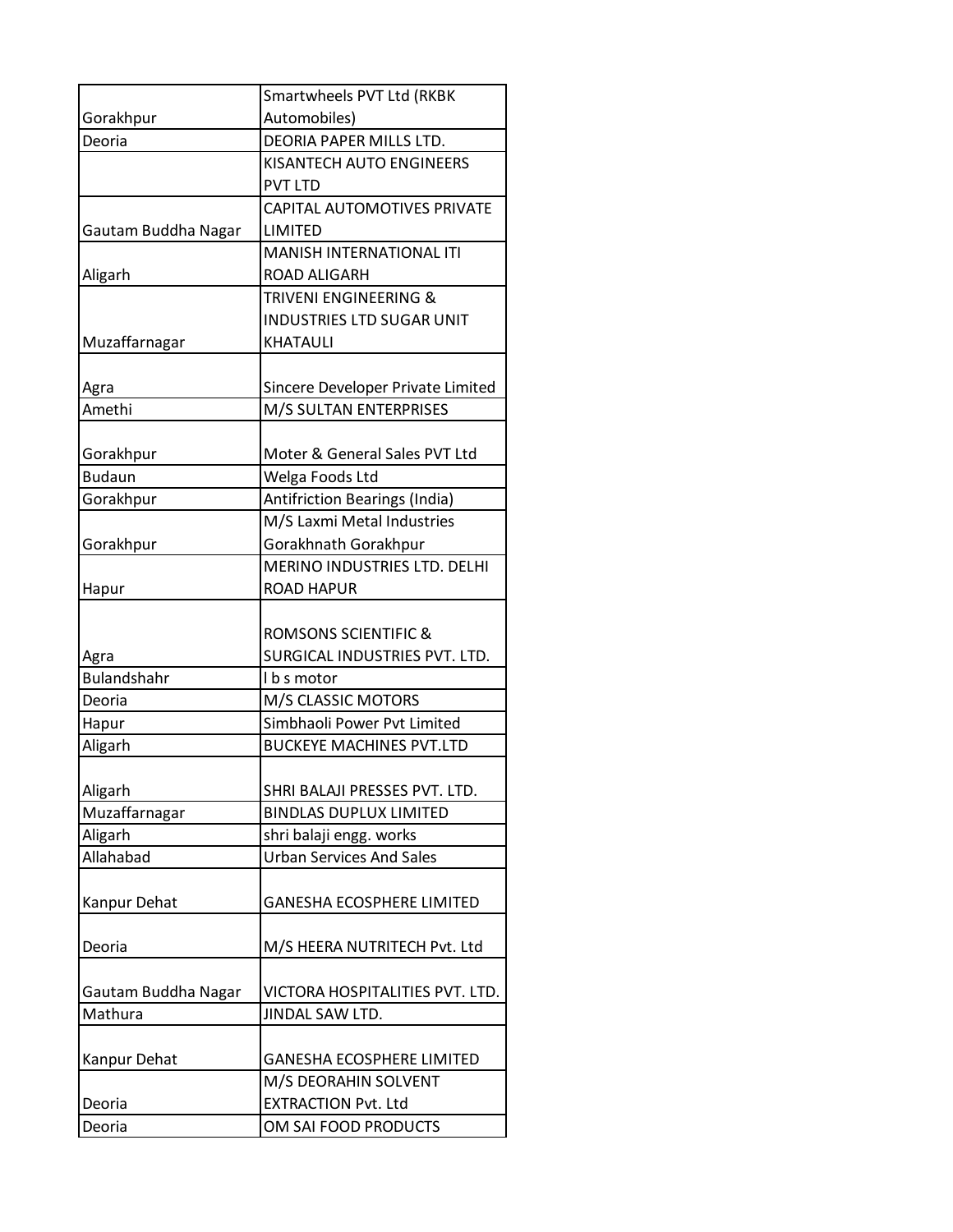| | |
|---|---|
| Gorakhpur | Smartwheels PVT Ltd (RKBK Automobiles) |
| Deoria | DEORIA PAPER MILLS LTD. |
| | KISANTECH AUTO ENGINEERS PVT LTD |
| Gautam Buddha Nagar | CAPITAL AUTOMOTIVES PRIVATE LIMITED |
| Aligarh | MANISH INTERNATIONAL ITI ROAD ALIGARH |
| Muzaffarnagar | TRIVENI ENGINEERING & INDUSTRIES LTD SUGAR UNIT KHATAULI |
| Agra | Sincere Developer Private Limited |
| Amethi | M/S SULTAN ENTERPRISES |
| Gorakhpur | Moter & General Sales PVT Ltd |
| Budaun | Welga Foods Ltd |
| Gorakhpur | Antifriction Bearings (India) |
| Gorakhpur | M/S Laxmi Metal Industries Gorakhnath Gorakhpur |
| Hapur | MERINO INDUSTRIES LTD. DELHI ROAD HAPUR |
| Agra | ROMSONS SCIENTIFIC & SURGICAL INDUSTRIES PVT. LTD. |
| Bulandshahr | l b s motor |
| Deoria | M/S CLASSIC MOTORS |
| Hapur | Simbhaoli Power Pvt Limited |
| Aligarh | BUCKEYE MACHINES PVT.LTD |
| Aligarh | SHRI BALAJI PRESSES PVT. LTD. |
| Muzaffarnagar | BINDLAS DUPLUX LIMITED |
| Aligarh | shri balaji engg. works |
| Allahabad | Urban Services And Sales |
| Kanpur Dehat | GANESHA ECOSPHERE LIMITED |
| Deoria | M/S HEERA NUTRITECH Pvt. Ltd |
| Gautam Buddha Nagar | VICTORA HOSPITALITIES PVT. LTD. |
| Mathura | JINDAL SAW LTD. |
| Kanpur Dehat | GANESHA ECOSPHERE LIMITED |
| Deoria | M/S DEORAHIN SOLVENT EXTRACTION Pvt. Ltd |
| Deoria | OM SAI FOOD PRODUCTS |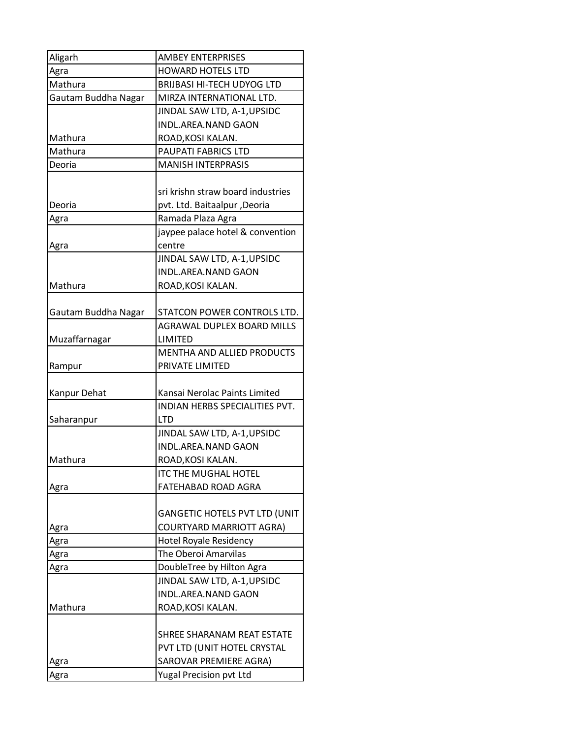| Aligarh | AMBEY ENTERPRISES |
|---|---|
| Agra | HOWARD HOTELS LTD |
| Mathura | BRIJBASI HI-TECH UDYOG LTD |
| Gautam Buddha Nagar | MIRZA INTERNATIONAL LTD. |
| Mathura | JINDAL SAW LTD, A-1,UPSIDC INDL.AREA.NAND GAON ROAD,KOSI KALAN. |
| Mathura | PAUPATI FABRICS LTD |
| Deoria | MANISH INTERPRASIS |
| Deoria | sri krishn straw board industries pvt. Ltd. Baitaalpur ,Deoria |
| Agra | Ramada Plaza Agra |
| Agra | jaypee palace hotel & convention centre |
| Mathura | JINDAL SAW LTD, A-1,UPSIDC INDL.AREA.NAND GAON ROAD,KOSI KALAN. |
| Gautam Buddha Nagar | STATCON POWER CONTROLS LTD. |
| Muzaffarnagar | AGRAWAL DUPLEX BOARD MILLS LIMITED |
| Rampur | MENTHA AND ALLIED PRODUCTS PRIVATE LIMITED |
| Kanpur Dehat | Kansai Nerolac Paints Limited |
| Saharanpur | INDIAN HERBS SPECIALITIES PVT. LTD |
| Mathura | JINDAL SAW LTD, A-1,UPSIDC INDL.AREA.NAND GAON ROAD,KOSI KALAN. |
| Agra | ITC THE MUGHAL HOTEL FATEHABAD ROAD AGRA |
| Agra | GANGETIC HOTELS PVT LTD (UNIT COURTYARD MARRIOTT AGRA) |
| Agra | Hotel Royale Residency |
| Agra | The Oberoi Amarvilas |
| Agra | DoubleTree by Hilton Agra |
| Mathura | JINDAL SAW LTD, A-1,UPSIDC INDL.AREA.NAND GAON ROAD,KOSI KALAN. |
| Agra | SHREE SHARANAM REAT ESTATE PVT LTD (UNIT HOTEL CRYSTAL SAROVAR PREMIERE AGRA) |
| Agra | Yugal Precision pvt Ltd |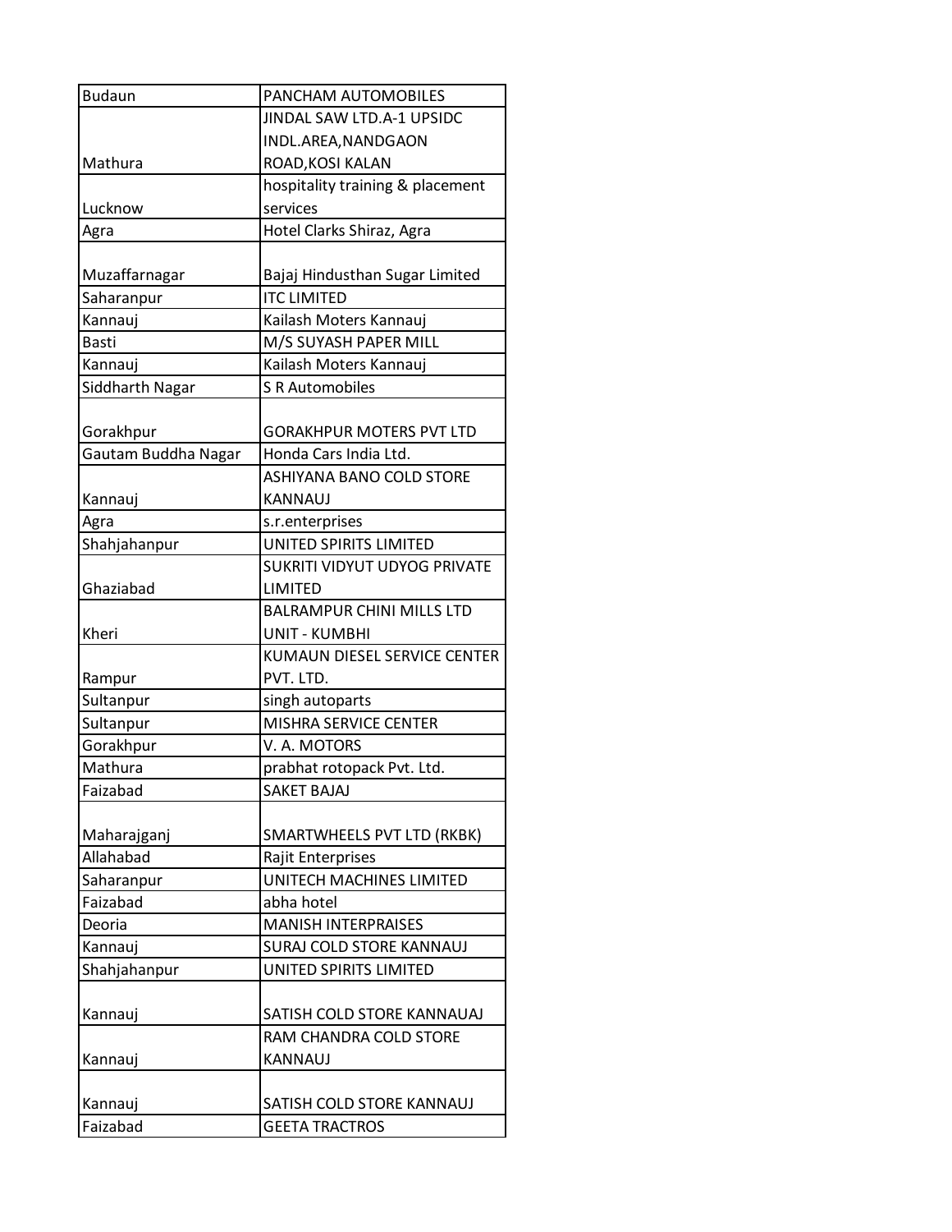| | |
|---|---|
| Budaun | PANCHAM AUTOMOBILES |
| Mathura | JINDAL SAW LTD.A-1 UPSIDC INDL.AREA,NANDGAON ROAD,KOSI KALAN |
| Lucknow | hospitality training & placement services |
| Agra | Hotel Clarks Shiraz, Agra |
| Muzaffarnagar | Bajaj Hindusthan Sugar Limited |
| Saharanpur | ITC LIMITED |
| Kannauj | Kailash Moters Kannauj |
| Basti | M/S SUYASH PAPER MILL |
| Kannauj | Kailash Moters Kannauj |
| Siddharth Nagar | S R Automobiles |
| Gorakhpur | GORAKHPUR MOTERS PVT LTD |
| Gautam Buddha Nagar | Honda Cars India Ltd. |
| Kannauj | ASHIYANA BANO COLD STORE KANNAUJ |
| Agra | s.r.enterprises |
| Shahjahanpur | UNITED SPIRITS LIMITED |
| Ghaziabad | SUKRITI VIDYUT UDYOG PRIVATE LIMITED |
| Kheri | BALRAMPUR CHINI MILLS LTD UNIT - KUMBHI |
| Rampur | KUMAUN DIESEL SERVICE CENTER PVT. LTD. |
| Sultanpur | singh autoparts |
| Sultanpur | MISHRA SERVICE CENTER |
| Gorakhpur | V. A. MOTORS |
| Mathura | prabhat rotopack Pvt. Ltd. |
| Faizabad | SAKET BAJAJ |
| Maharajganj | SMARTWHEELS PVT LTD (RKBK) |
| Allahabad | Rajit Enterprises |
| Saharanpur | UNITECH MACHINES LIMITED |
| Faizabad | abha hotel |
| Deoria | MANISH INTERPRAISES |
| Kannauj | SURAJ COLD STORE KANNAUJ |
| Shahjahanpur | UNITED SPIRITS LIMITED |
| Kannauj | SATISH COLD STORE KANNAUAJ |
| Kannauj | RAM CHANDRA COLD STORE KANNAUJ |
| Kannauj | SATISH COLD STORE KANNAUJ |
| Faizabad | GEETA TRACTROS |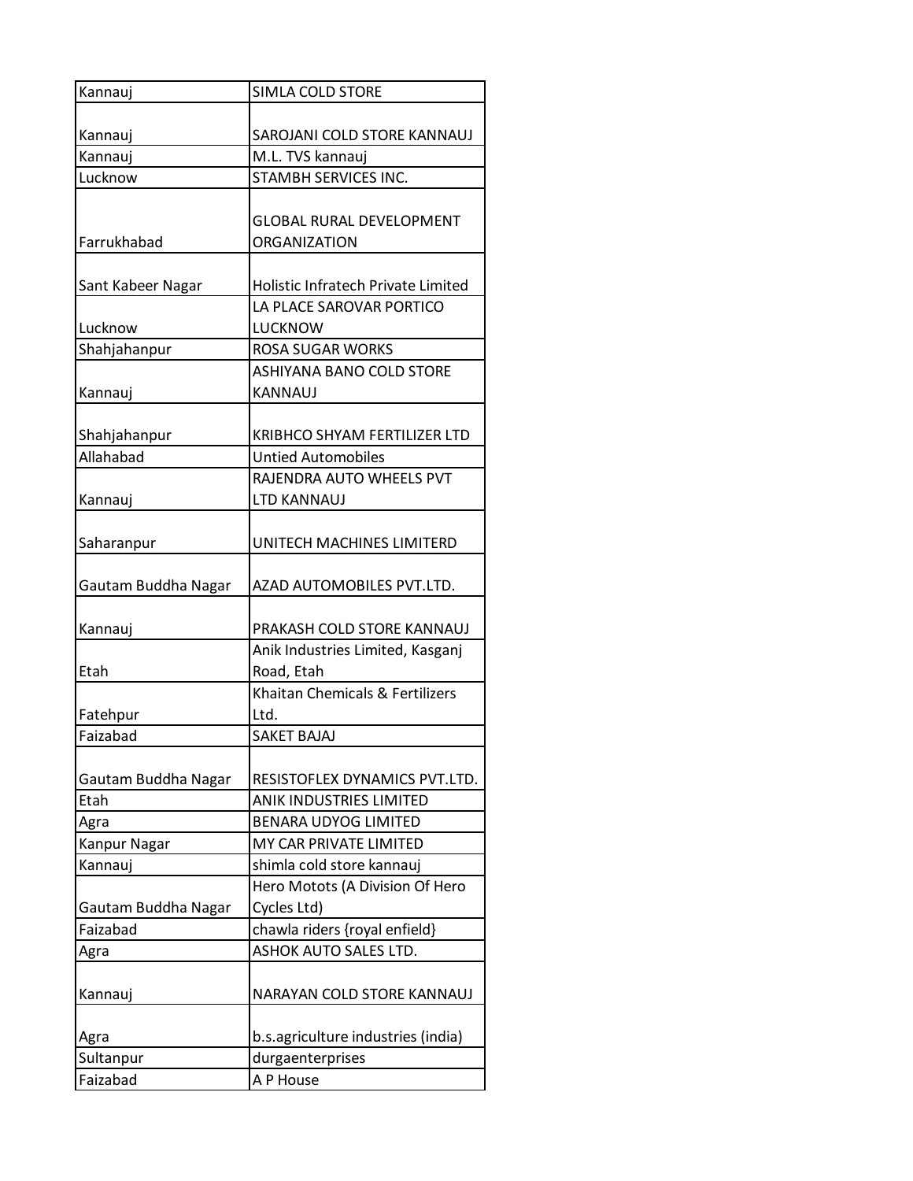| Kannauj | SIMLA COLD STORE |
|---|---|
| Kannauj | SAROJANI COLD STORE KANNAUJ |
| Kannauj | M.L. TVS kannauj |
| Lucknow | STAMBH SERVICES INC. |
| Farrukhabad | GLOBAL RURAL DEVELOPMENT ORGANIZATION |
| Sant Kabeer Nagar | Holistic Infratech Private Limited |
| Lucknow | LA PLACE SAROVAR PORTICO LUCKNOW |
| Shahjahanpur | ROSA SUGAR WORKS |
| Kannauj | ASHIYANA BANO COLD STORE KANNAUJ |
| Shahjahanpur | KRIBHCO SHYAM FERTILIZER LTD |
| Allahabad | Untied Automobiles |
| Kannauj | RAJENDRA AUTO WHEELS PVT LTD KANNAUJ |
| Saharanpur | UNITECH MACHINES LIMITERD |
| Gautam Buddha Nagar | AZAD AUTOMOBILES PVT.LTD. |
| Kannauj | PRAKASH COLD STORE KANNAUJ |
| Etah | Anik Industries Limited, Kasganj Road, Etah |
| Fatehpur | Khaitan Chemicals & Fertilizers Ltd. |
| Faizabad | SAKET BAJAJ |
| Gautam Buddha Nagar | RESISTOFLEX DYNAMICS PVT.LTD. |
| Etah | ANIK INDUSTRIES LIMITED |
| Agra | BENARA UDYOG LIMITED |
| Kanpur Nagar | MY CAR PRIVATE LIMITED |
| Kannauj | shimla cold store kannauj |
| Gautam Buddha Nagar | Hero Motots (A Division Of Hero Cycles Ltd) |
| Faizabad | chawla riders {royal enfield} |
| Agra | ASHOK AUTO SALES LTD. |
| Kannauj | NARAYAN COLD STORE KANNAUJ |
| Agra | b.s.agriculture industries (india) |
| Sultanpur | durgaenterprises |
| Faizabad | A P House |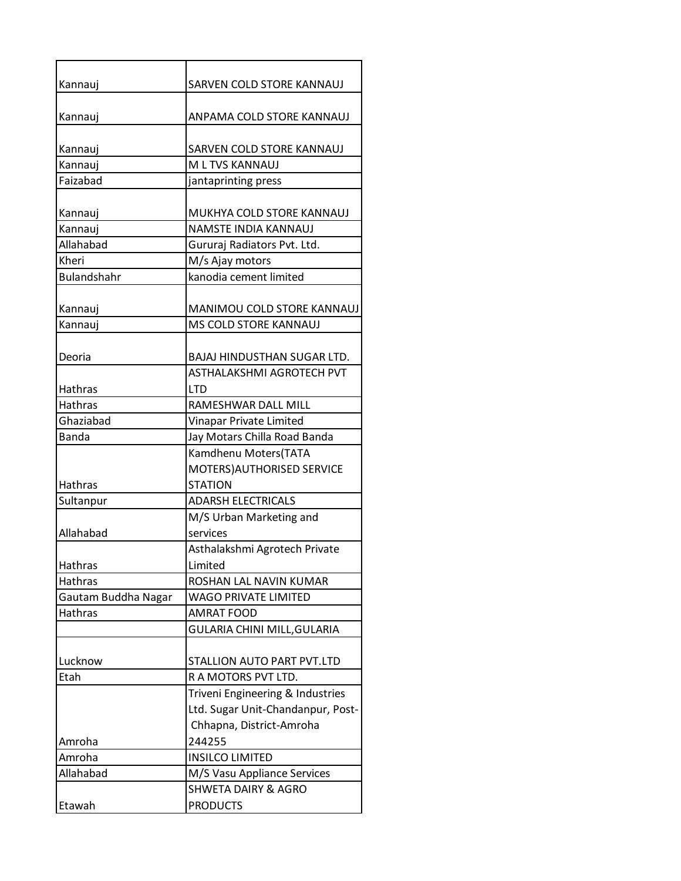| | |
|---|---|
| Kannauj | SARVEN COLD STORE KANNAUJ |
| Kannauj | ANPAMA COLD STORE KANNAUJ |
| Kannauj | SARVEN COLD STORE KANNAUJ |
| Kannauj | M L TVS KANNAUJ |
| Faizabad | jantaprinting press |
| Kannauj | MUKHYA COLD STORE KANNAUJ |
| Kannauj | NAMSTE INDIA KANNAUJ |
| Allahabad | Gururaj Radiators Pvt. Ltd. |
| Kheri | M/s Ajay motors |
| Bulandshahr | kanodia cement limited |
| Kannauj | MANIMOU COLD STORE KANNAUJ |
| Kannauj | MS COLD STORE KANNAUJ |
| Deoria | BAJAJ HINDUSTHAN SUGAR LTD. |
| Hathras | ASTHALAKSHMI AGROTECH PVT LTD |
| Hathras | RAMESHWAR DALL MILL |
| Ghaziabad | Vinapar Private Limited |
| Banda | Jay Motars Chilla Road Banda |
| Hathras | Kamdhenu Moters(TATA MOTERS)AUTHORISED SERVICE STATION |
| Sultanpur | ADARSH ELECTRICALS |
| Allahabad | M/S Urban Marketing and services |
| Hathras | Asthalakshmi Agrotech Private Limited |
| Hathras | ROSHAN LAL NAVIN KUMAR |
| Gautam Buddha Nagar | WAGO PRIVATE LIMITED |
| Hathras | AMRAT FOOD |
| | GULARIA CHINI MILL,GULARIA |
| Lucknow | STALLION AUTO PART PVT.LTD |
| Etah | R A MOTORS PVT LTD. |
| Amroha | Triveni Engineering & Industries Ltd. Sugar Unit-Chandanpur, Post-Chhapna, District-Amroha 244255 |
| Amroha | INSILCO LIMITED |
| Allahabad | M/S Vasu Appliance Services |
| Etawah | SHWETA DAIRY & AGRO PRODUCTS |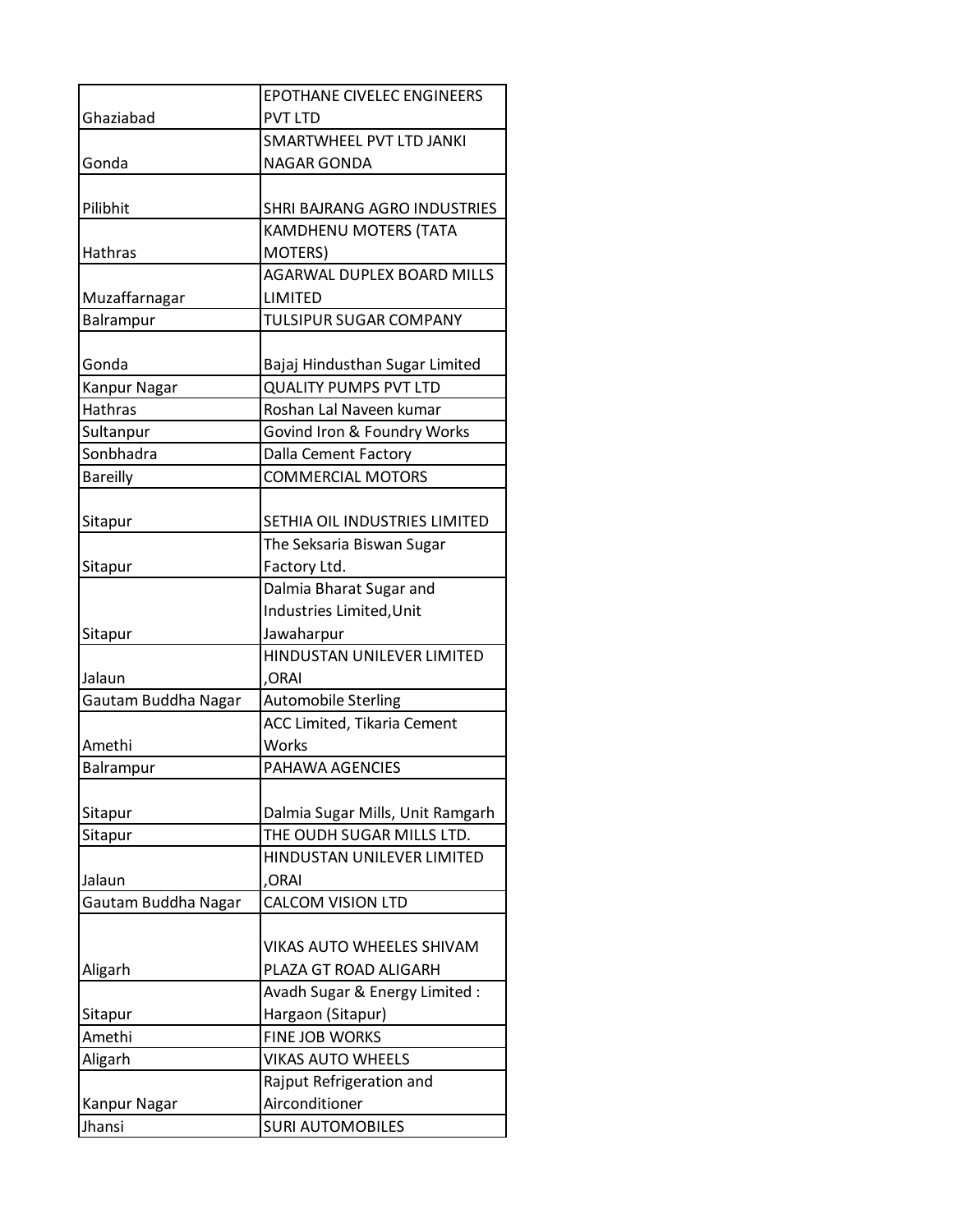| | |
|---|---|
| Ghaziabad | EPOTHANE CIVELEC ENGINEERS PVT LTD |
| Gonda | SMARTWHEEL PVT LTD JANKI NAGAR GONDA |
| Pilibhit | SHRI BAJRANG AGRO INDUSTRIES |
| Hathras | KAMDHENU MOTERS (TATA MOTERS) |
| Muzaffarnagar | AGARWAL DUPLEX BOARD MILLS LIMITED |
| Balrampur | TULSIPUR SUGAR COMPANY |
| Gonda | Bajaj Hindusthan Sugar Limited |
| Kanpur Nagar | QUALITY PUMPS PVT LTD |
| Hathras | Roshan Lal Naveen kumar |
| Sultanpur | Govind Iron & Foundry Works |
| Sonbhadra | Dalla Cement Factory |
| Bareilly | COMMERCIAL MOTORS |
| Sitapur | SETHIA OIL INDUSTRIES LIMITED |
| Sitapur | The Seksaria Biswan Sugar Factory Ltd. |
| Sitapur | Dalmia Bharat Sugar and Industries Limited,Unit Jawaharpur |
| Jalaun | HINDUSTAN UNILEVER LIMITED ,ORAI |
| Gautam Buddha Nagar | Automobile Sterling |
| Amethi | ACC Limited, Tikaria Cement Works |
| Balrampur | PAHAWA AGENCIES |
| Sitapur | Dalmia Sugar Mills, Unit Ramgarh |
| Sitapur | THE OUDH SUGAR MILLS LTD. |
| Jalaun | HINDUSTAN UNILEVER LIMITED ,ORAI |
| Gautam Buddha Nagar | CALCOM VISION LTD |
| Aligarh | VIKAS AUTO WHEELES SHIVAM PLAZA GT ROAD ALIGARH |
| Sitapur | Avadh Sugar & Energy Limited : Hargaon (Sitapur) |
| Amethi | FINE JOB WORKS |
| Aligarh | VIKAS AUTO WHEELS |
| Kanpur Nagar | Rajput Refrigeration and Airconditioner |
| Jhansi | SURI AUTOMOBILES |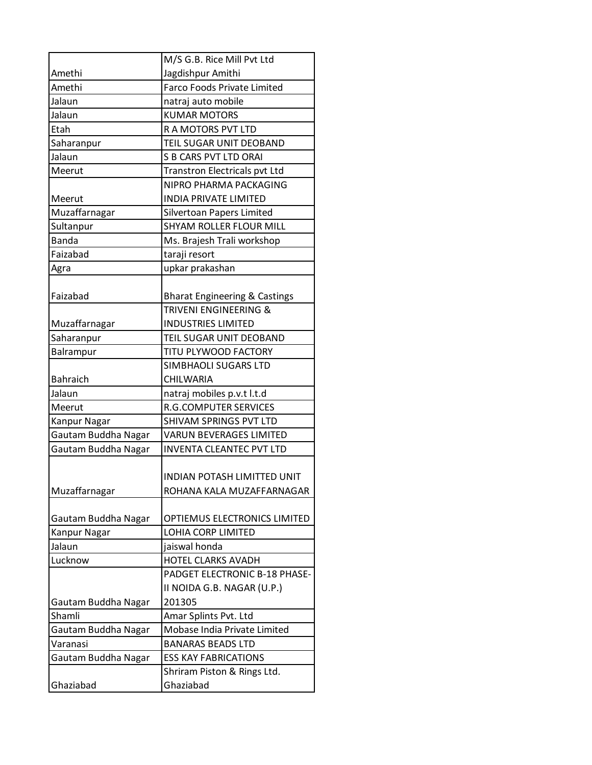| | |
|---|---|
| Amethi | M/S G.B. Rice Mill Pvt Ltd Jagdishpur Amithi |
| Amethi | Farco Foods Private Limited |
| Jalaun | natraj auto mobile |
| Jalaun | KUMAR MOTORS |
| Etah | R A MOTORS PVT LTD |
| Saharanpur | TEIL SUGAR UNIT DEOBAND |
| Jalaun | S B CARS PVT LTD ORAI |
| Meerut | Transtron Electricals pvt Ltd |
| Meerut | NIPRO PHARMA PACKAGING INDIA PRIVATE LIMITED |
| Muzaffarnagar | Silvertoan Papers Limited |
| Sultanpur | SHYAM ROLLER FLOUR MILL |
| Banda | Ms. Brajesh Trali workshop |
| Faizabad | taraji resort |
| Agra | upkar prakashan |
| Faizabad | Bharat Engineering & Castings |
| Muzaffarnagar | TRIVENI ENGINEERING & INDUSTRIES LIMITED |
| Saharanpur | TEIL SUGAR UNIT DEOBAND |
| Balrampur | TITU PLYWOOD FACTORY |
| Bahraich | SIMBHAOLI SUGARS LTD CHILWARIA |
| Jalaun | natraj mobiles p.v.t l.t.d |
| Meerut | R.G.COMPUTER SERVICES |
| Kanpur Nagar | SHIVAM SPRINGS PVT LTD |
| Gautam Buddha Nagar | VARUN BEVERAGES LIMITED |
| Gautam Buddha Nagar | INVENTA CLEANTEC PVT LTD |
| Muzaffarnagar | INDIAN POTASH LIMITTED UNIT ROHANA KALA MUZAFFARNAGAR |
| Gautam Buddha Nagar | OPTIEMUS ELECTRONICS LIMITED |
| Kanpur Nagar | LOHIA CORP LIMITED |
| Jalaun | jaiswal honda |
| Lucknow | HOTEL CLARKS AVADH |
| Gautam Buddha Nagar | PADGET ELECTRONIC B-18 PHASE-II NOIDA G.B. NAGAR (U.P.) 201305 |
| Shamli | Amar Splints Pvt. Ltd |
| Gautam Buddha Nagar | Mobase India Private Limited |
| Varanasi | BANARAS BEADS LTD |
| Gautam Buddha Nagar | ESS KAY FABRICATIONS |
| Ghaziabad | Shriram Piston & Rings Ltd. Ghaziabad |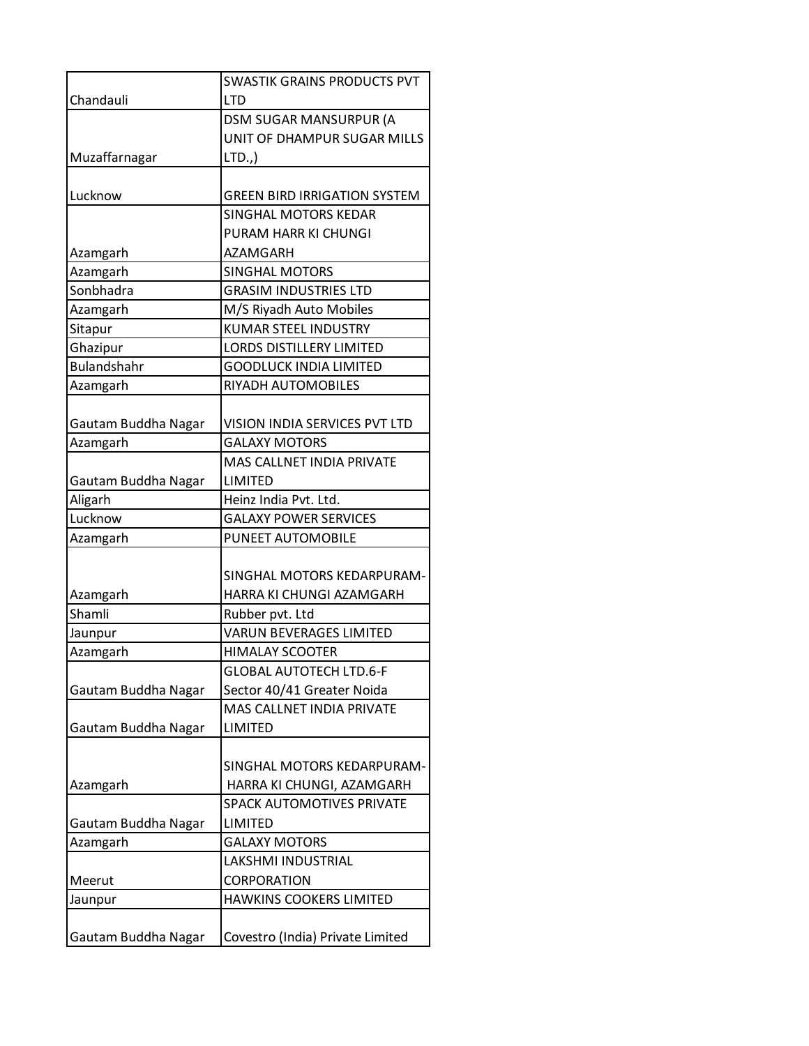| | |
|---|---|
| Chandauli | SWASTIK GRAINS PRODUCTS PVT LTD |
| Muzaffarnagar | DSM SUGAR MANSURPUR (A UNIT OF DHAMPUR SUGAR MILLS LTD.,) |
| Lucknow | GREEN BIRD IRRIGATION SYSTEM |
| Azamgarh | SINGHAL MOTORS KEDAR PURAM HARR KI CHUNGI AZAMGARH |
| Azamgarh | SINGHAL MOTORS |
| Sonbhadra | GRASIM INDUSTRIES LTD |
| Azamgarh | M/S Riyadh Auto Mobiles |
| Sitapur | KUMAR STEEL INDUSTRY |
| Ghazipur | LORDS DISTILLERY LIMITED |
| Bulandshahr | GOODLUCK INDIA LIMITED |
| Azamgarh | RIYADH AUTOMOBILES |
| Gautam Buddha Nagar | VISION INDIA SERVICES PVT LTD |
| Azamgarh | GALAXY MOTORS |
| Gautam Buddha Nagar | MAS CALLNET INDIA PRIVATE LIMITED |
| Aligarh | Heinz India Pvt. Ltd. |
| Lucknow | GALAXY POWER SERVICES |
| Azamgarh | PUNEET AUTOMOBILE |
| Azamgarh | SINGHAL MOTORS KEDARPURAM-HARRA KI CHUNGI AZAMGARH |
| Shamli | Rubber pvt. Ltd |
| Jaunpur | VARUN BEVERAGES LIMITED |
| Azamgarh | HIMALAY SCOOTER |
| Gautam Buddha Nagar | GLOBAL AUTOTECH LTD.6-F Sector 40/41 Greater Noida |
| Gautam Buddha Nagar | MAS CALLNET INDIA PRIVATE LIMITED |
| Azamgarh | SINGHAL MOTORS KEDARPURAM- HARRA KI CHUNGI, AZAMGARH |
| Gautam Buddha Nagar | SPACK AUTOMOTIVES PRIVATE LIMITED |
| Azamgarh | GALAXY MOTORS |
| Meerut | LAKSHMI INDUSTRIAL CORPORATION |
| Jaunpur | HAWKINS COOKERS LIMITED |
| Gautam Buddha Nagar | Covestro (India) Private Limited |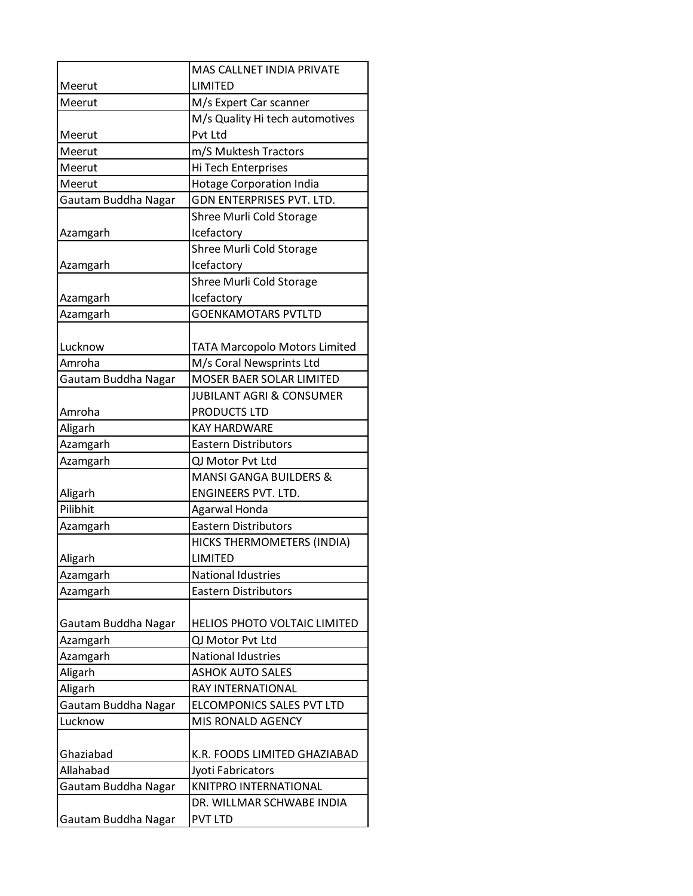| | |
|---|---|
| Meerut | MAS CALLNET INDIA PRIVATE LIMITED |
| Meerut | M/s Expert Car scanner |
| Meerut | M/s Quality Hi tech automotives Pvt Ltd |
| Meerut | m/S Muktesh Tractors |
| Meerut | Hi Tech Enterprises |
| Meerut | Hotage Corporation India |
| Gautam Buddha Nagar | GDN ENTERPRISES PVT. LTD. |
| Azamgarh | Shree Murli Cold Storage Icefactory |
| Azamgarh | Shree Murli Cold Storage Icefactory |
| Azamgarh | Shree Murli Cold Storage Icefactory |
| Azamgarh | GOENKAMOTARS PVTLTD |
| Lucknow | TATA Marcopolo Motors Limited |
| Amroha | M/s Coral Newsprints Ltd |
| Gautam Buddha Nagar | MOSER BAER SOLAR LIMITED |
| Amroha | JUBILANT AGRI & CONSUMER PRODUCTS LTD |
| Aligarh | KAY HARDWARE |
| Azamgarh | Eastern Distributors |
| Azamgarh | QJ Motor Pvt Ltd |
| Aligarh | MANSI GANGA BUILDERS & ENGINEERS PVT. LTD. |
| Pilibhit | Agarwal Honda |
| Azamgarh | Eastern Distributors |
| Aligarh | HICKS THERMOMETERS (INDIA) LIMITED |
| Azamgarh | National Idustries |
| Azamgarh | Eastern Distributors |
| Gautam Buddha Nagar | HELIOS PHOTO VOLTAIC LIMITED |
| Azamgarh | QJ Motor Pvt Ltd |
| Azamgarh | National Idustries |
| Aligarh | ASHOK AUTO SALES |
| Aligarh | RAY INTERNATIONAL |
| Gautam Buddha Nagar | ELCOMPONICS SALES PVT LTD |
| Lucknow | MIS RONALD AGENCY |
| Ghaziabad | K.R. FOODS LIMITED GHAZIABAD |
| Allahabad | Jyoti Fabricators |
| Gautam Buddha Nagar | KNITPRO INTERNATIONAL |
| Gautam Buddha Nagar | DR. WILLMAR SCHWABE INDIA PVT LTD |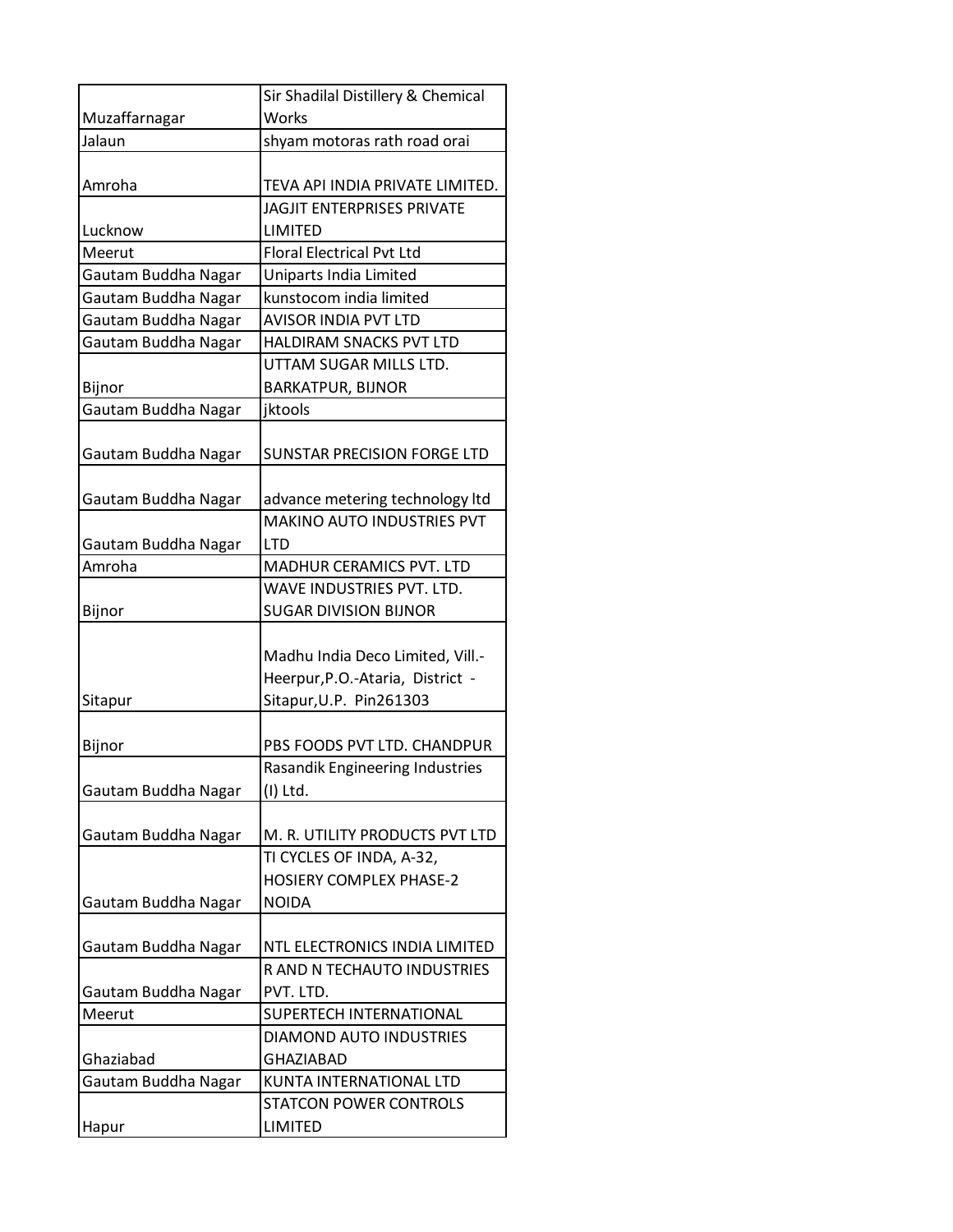| | |
|---|---|
| Muzaffarnagar | Sir Shadilal Distillery & Chemical Works |
| Jalaun | shyam motoras rath road orai |
| Amroha | TEVA API INDIA PRIVATE LIMITED. |
| Lucknow | JAGJIT ENTERPRISES PRIVATE LIMITED |
| Meerut | Floral Electrical Pvt Ltd |
| Gautam Buddha Nagar | Uniparts India Limited |
| Gautam Buddha Nagar | kunstocom india limited |
| Gautam Buddha Nagar | AVISOR INDIA PVT LTD |
| Gautam Buddha Nagar | HALDIRAM SNACKS PVT LTD |
| Bijnor | UTTAM SUGAR MILLS LTD. BARKATPUR, BIJNOR |
| Gautam Buddha Nagar | jktools |
| Gautam Buddha Nagar | SUNSTAR PRECISION FORGE LTD |
| Gautam Buddha Nagar | advance metering technology ltd |
| Gautam Buddha Nagar | MAKINO AUTO INDUSTRIES PVT LTD |
| Amroha | MADHUR CERAMICS PVT. LTD |
| Bijnor | WAVE INDUSTRIES PVT. LTD. SUGAR DIVISION BIJNOR |
| Sitapur | Madhu India Deco Limited, Vill.-Heerpur,P.O.-Ataria, District - Sitapur,U.P. Pin261303 |
| Bijnor | PBS FOODS PVT LTD. CHANDPUR |
| Gautam Buddha Nagar | Rasandik Engineering Industries (I) Ltd. |
| Gautam Buddha Nagar | M. R. UTILITY PRODUCTS PVT LTD |
| Gautam Buddha Nagar | TI CYCLES OF INDA, A-32, HOSIERY COMPLEX PHASE-2 NOIDA |
| Gautam Buddha Nagar | NTL ELECTRONICS INDIA LIMITED |
| Gautam Buddha Nagar | R AND N TECHAUTO INDUSTRIES PVT. LTD. |
| Meerut | SUPERTECH INTERNATIONAL |
| Ghaziabad | DIAMOND AUTO INDUSTRIES GHAZIABAD |
| Gautam Buddha Nagar | KUNTA INTERNATIONAL LTD |
| Hapur | STATCON POWER CONTROLS LIMITED |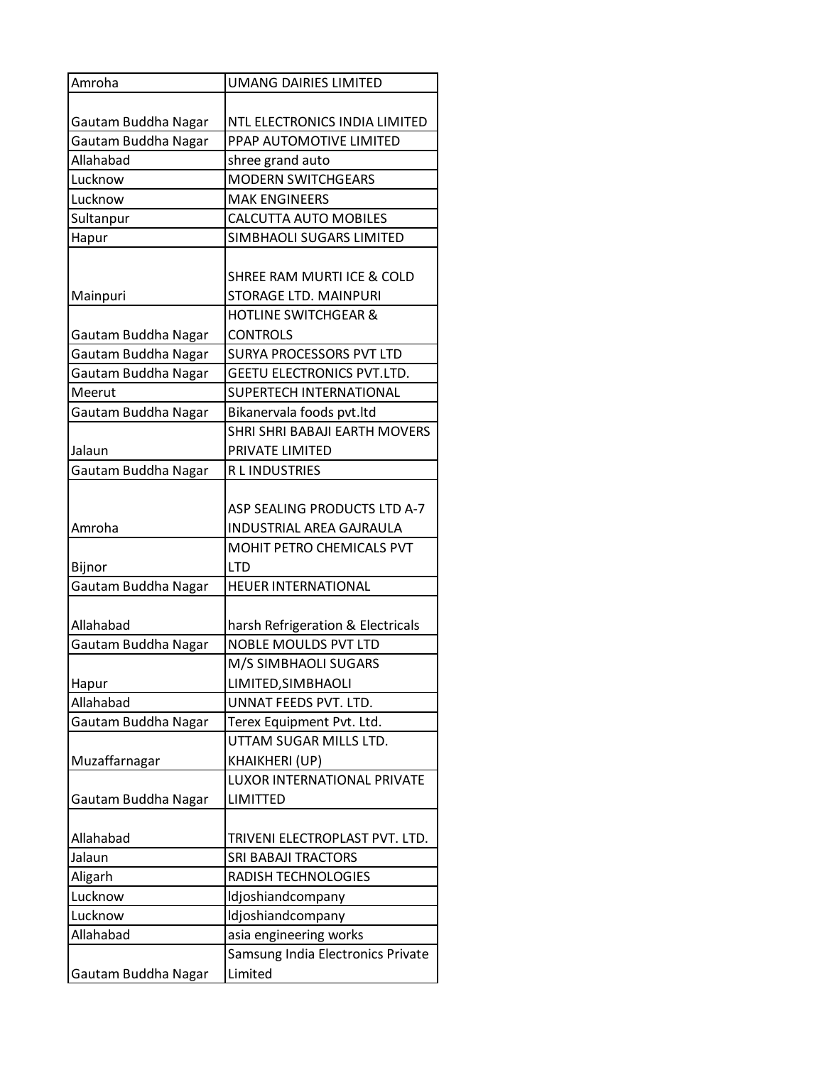| Amroha | UMANG DAIRIES LIMITED |
|---|---|
| Gautam Buddha Nagar | NTL ELECTRONICS INDIA LIMITED |
| Gautam Buddha Nagar | PPAP AUTOMOTIVE LIMITED |
| Allahabad | shree grand auto |
| Lucknow | MODERN SWITCHGEARS |
| Lucknow | MAK ENGINEERS |
| Sultanpur | CALCUTTA AUTO MOBILES |
| Hapur | SIMBHAOLI SUGARS LIMITED |
| Mainpuri | SHREE RAM MURTI ICE & COLD STORAGE LTD. MAINPURI |
| Gautam Buddha Nagar | HOTLINE SWITCHGEAR & CONTROLS |
| Gautam Buddha Nagar | SURYA PROCESSORS PVT LTD |
| Gautam Buddha Nagar | GEETU ELECTRONICS PVT.LTD. |
| Meerut | SUPERTECH INTERNATIONAL |
| Gautam Buddha Nagar | Bikanervala foods pvt.ltd |
| Jalaun | SHRI SHRI BABAJI EARTH MOVERS PRIVATE LIMITED |
| Gautam Buddha Nagar | R L INDUSTRIES |
| Amroha | ASP SEALING PRODUCTS LTD A-7 INDUSTRIAL AREA GAJRAULA |
| Bijnor | MOHIT PETRO CHEMICALS PVT LTD |
| Gautam Buddha Nagar | HEUER INTERNATIONAL |
| Allahabad | harsh Refrigeration & Electricals |
| Gautam Buddha Nagar | NOBLE MOULDS PVT LTD |
| Hapur | M/S SIMBHAOLI SUGARS LIMITED,SIMBHAOLI |
| Allahabad | UNNAT FEEDS PVT. LTD. |
| Gautam Buddha Nagar | Terex Equipment Pvt. Ltd. |
| Muzaffarnagar | UTTAM SUGAR MILLS LTD. KHAIKHERI (UP) |
| Gautam Buddha Nagar | LUXOR INTERNATIONAL PRIVATE LIMITTED |
| Allahabad | TRIVENI ELECTROPLAST PVT. LTD. |
| Jalaun | SRI BABAJI TRACTORS |
| Aligarh | RADISH TECHNOLOGIES |
| Lucknow | ldjoshiandcompany |
| Lucknow | ldjoshiandcompany |
| Allahabad | asia engineering works |
| Gautam Buddha Nagar | Samsung India Electronics Private Limited |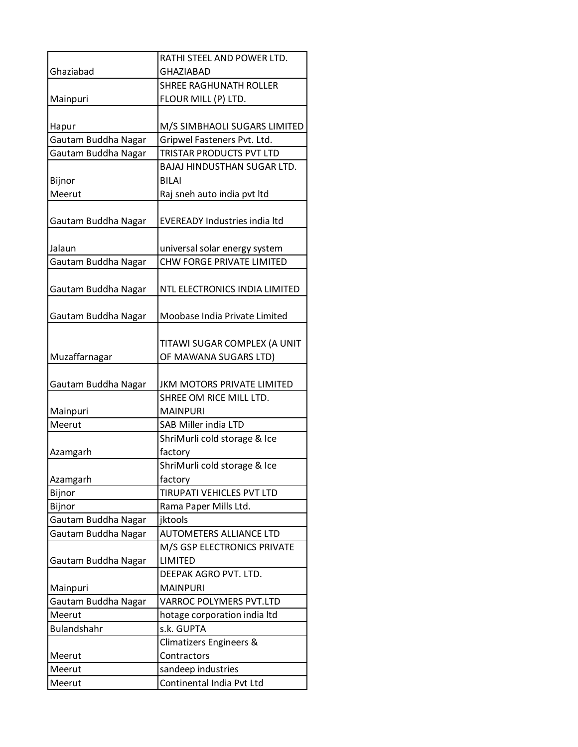| | |
|---|---|
| Ghaziabad | RATHI STEEL AND POWER LTD. GHAZIABAD |
| Mainpuri | SHREE RAGHUNATH ROLLER FLOUR MILL (P) LTD. |
| Hapur | M/S SIMBHAOLI SUGARS LIMITED |
| Gautam Buddha Nagar | Gripwel Fasteners Pvt. Ltd. |
| Gautam Buddha Nagar | TRISTAR PRODUCTS PVT LTD |
| Bijnor | BAJAJ HINDUSTHAN SUGAR LTD. BILAI |
| Meerut | Raj sneh auto india pvt ltd |
| Gautam Buddha Nagar | EVEREADY Industries india ltd |
| Jalaun | universal solar energy system |
| Gautam Buddha Nagar | CHW FORGE PRIVATE LIMITED |
| Gautam Buddha Nagar | NTL ELECTRONICS INDIA LIMITED |
| Gautam Buddha Nagar | Moobase India Private Limited |
| Muzaffarnagar | TITAWI SUGAR COMPLEX (A UNIT OF MAWANA SUGARS LTD) |
| Gautam Buddha Nagar | JKM MOTORS PRIVATE LIMITED |
| Mainpuri | SHREE OM RICE MILL LTD. MAINPURI |
| Meerut | SAB Miller india LTD |
| Azamgarh | ShriMurli cold storage & Ice factory |
| Azamgarh | ShriMurli cold storage & Ice factory |
| Bijnor | TIRUPATI VEHICLES PVT LTD |
| Bijnor | Rama Paper Mills Ltd. |
| Gautam Buddha Nagar | jktools |
| Gautam Buddha Nagar | AUTOMETERS ALLIANCE LTD |
| Gautam Buddha Nagar | M/S GSP ELECTRONICS PRIVATE LIMITED |
| Mainpuri | DEEPAK AGRO PVT. LTD. MAINPURI |
| Gautam Buddha Nagar | VARROC POLYMERS PVT.LTD |
| Meerut | hotage corporation india ltd |
| Bulandshahr | s.k. GUPTA |
| Meerut | Climatizers Engineers & Contractors |
| Meerut | sandeep industries |
| Meerut | Continental India Pvt Ltd |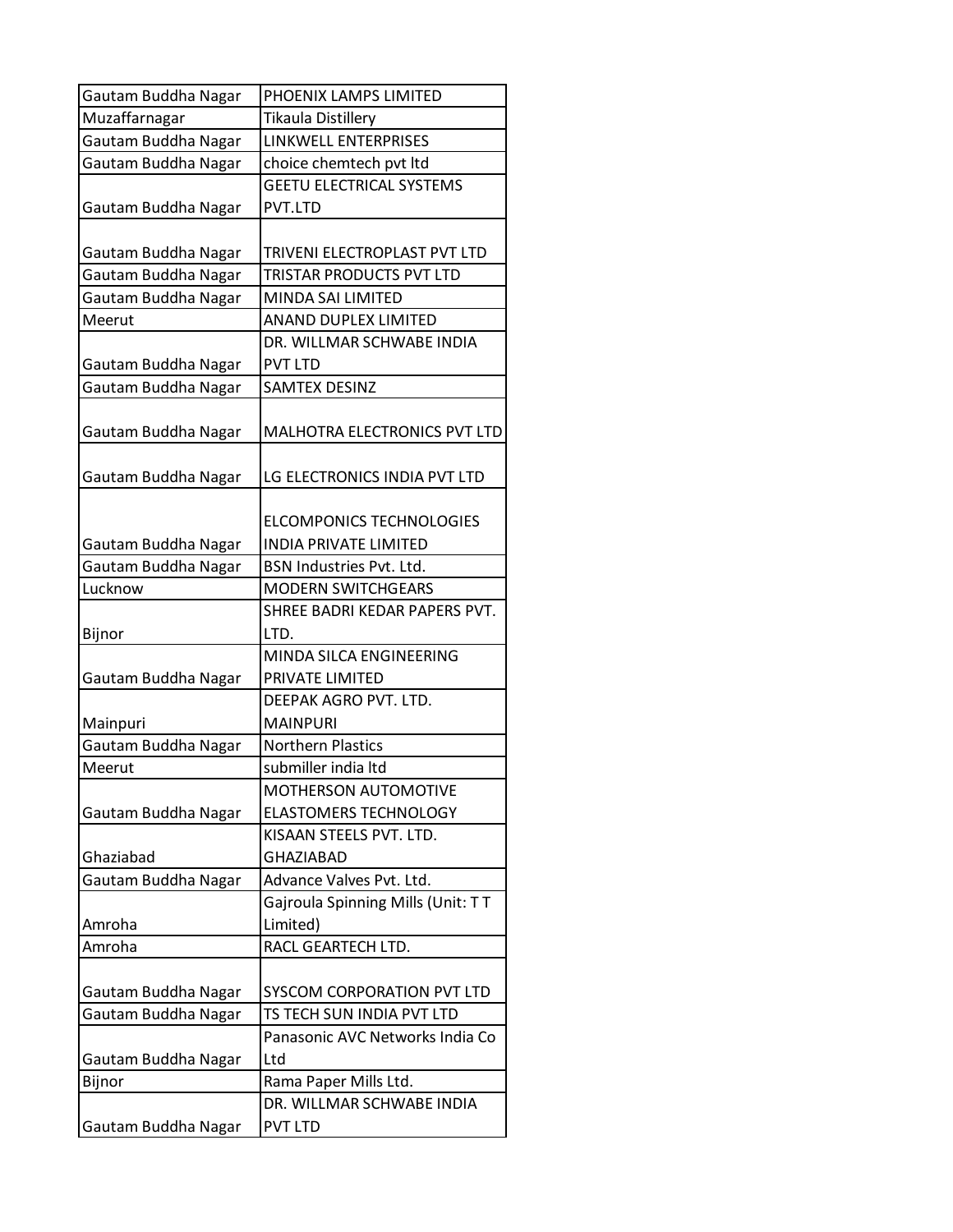| | |
|---|---|
| Gautam Buddha Nagar | PHOENIX LAMPS LIMITED |
| Muzaffarnagar | Tikaula Distillery |
| Gautam Buddha Nagar | LINKWELL ENTERPRISES |
| Gautam Buddha Nagar | choice chemtech pvt ltd |
| Gautam Buddha Nagar | GEETU ELECTRICAL SYSTEMS PVT.LTD |
| Gautam Buddha Nagar | TRIVENI ELECTROPLAST PVT LTD |
| Gautam Buddha Nagar | TRISTAR PRODUCTS PVT LTD |
| Gautam Buddha Nagar | MINDA SAI LIMITED |
| Meerut | ANAND DUPLEX LIMITED |
| Gautam Buddha Nagar | DR. WILLMAR SCHWABE INDIA PVT LTD |
| Gautam Buddha Nagar | SAMTEX DESINZ |
| Gautam Buddha Nagar | MALHOTRA ELECTRONICS PVT LTD |
| Gautam Buddha Nagar | LG ELECTRONICS INDIA PVT LTD |
| Gautam Buddha Nagar | ELCOMPONICS TECHNOLOGIES INDIA PRIVATE LIMITED |
| Gautam Buddha Nagar | BSN Industries Pvt. Ltd. |
| Lucknow | MODERN SWITCHGEARS |
| Bijnor | SHREE BADRI KEDAR PAPERS PVT. LTD. |
| Gautam Buddha Nagar | MINDA SILCA ENGINEERING PRIVATE LIMITED |
| Mainpuri | DEEPAK AGRO PVT. LTD. MAINPURI |
| Gautam Buddha Nagar | Northern Plastics |
| Meerut | submiller india ltd |
| Gautam Buddha Nagar | MOTHERSON AUTOMOTIVE ELASTOMERS TECHNOLOGY |
| Ghaziabad | KISAAN STEELS PVT. LTD. GHAZIABAD |
| Gautam Buddha Nagar | Advance Valves Pvt. Ltd. |
| Amroha | Gajroula Spinning Mills (Unit: T T Limited) |
| Amroha | RACL GEARTECH LTD. |
| Gautam Buddha Nagar | SYSCOM CORPORATION PVT LTD |
| Gautam Buddha Nagar | TS TECH SUN INDIA PVT LTD |
| Gautam Buddha Nagar | Panasonic AVC Networks India Co Ltd |
| Bijnor | Rama Paper Mills Ltd. |
| Gautam Buddha Nagar | DR. WILLMAR SCHWABE INDIA PVT LTD |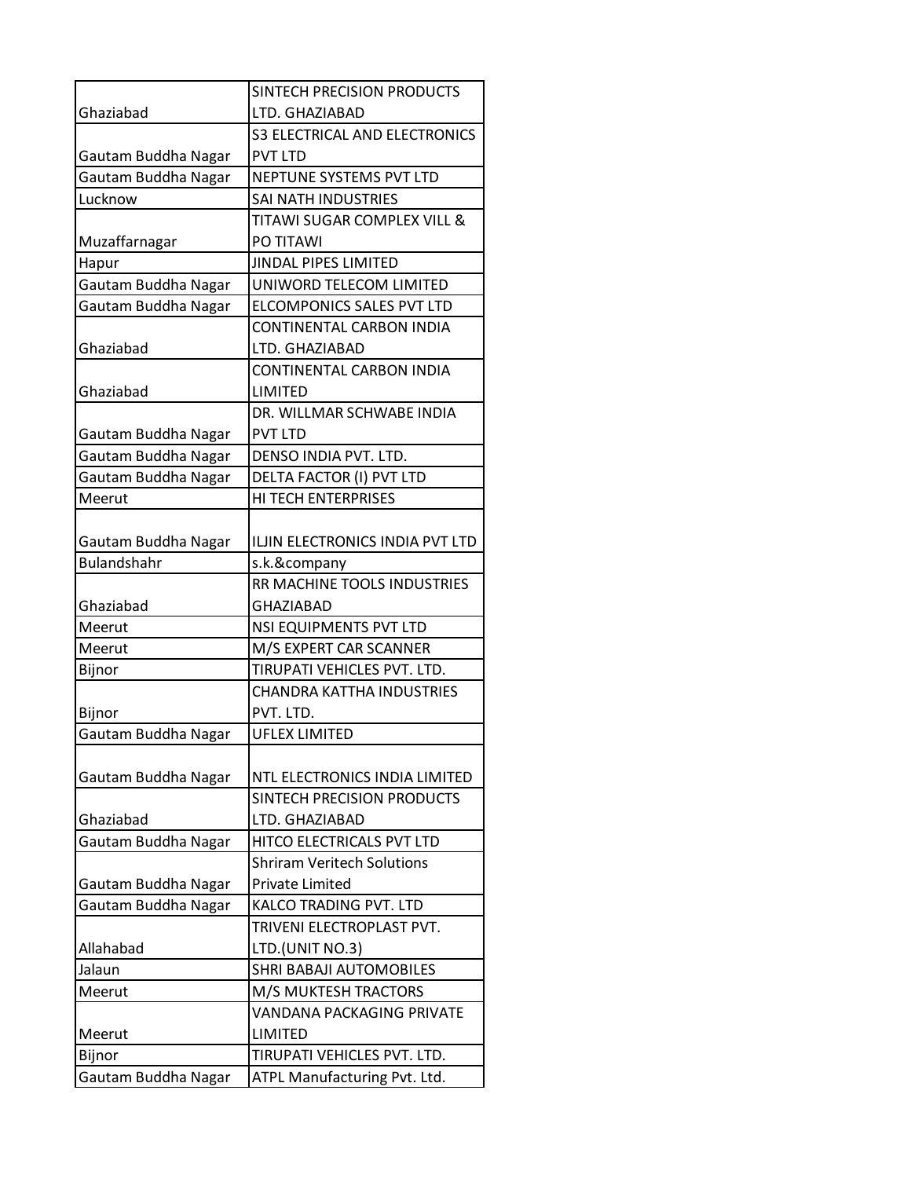| | |
|---|---|
| Ghaziabad | SINTECH PRECISION PRODUCTS LTD. GHAZIABAD |
| Gautam Buddha Nagar | S3 ELECTRICAL AND ELECTRONICS PVT LTD |
| Gautam Buddha Nagar | NEPTUNE SYSTEMS PVT LTD |
| Lucknow | SAI NATH INDUSTRIES |
| Muzaffarnagar | TITAWI SUGAR COMPLEX VILL & PO TITAWI |
| Hapur | JINDAL PIPES LIMITED |
| Gautam Buddha Nagar | UNIWORD TELECOM LIMITED |
| Gautam Buddha Nagar | ELCOMPONICS SALES PVT LTD |
| Ghaziabad | CONTINENTAL CARBON INDIA LTD. GHAZIABAD |
| Ghaziabad | CONTINENTAL CARBON INDIA LIMITED |
| Gautam Buddha Nagar | DR. WILLMAR SCHWABE INDIA PVT LTD |
| Gautam Buddha Nagar | DENSO INDIA PVT. LTD. |
| Gautam Buddha Nagar | DELTA FACTOR (I) PVT LTD |
| Meerut | HI TECH ENTERPRISES |
| Gautam Buddha Nagar | ILJIN ELECTRONICS INDIA PVT LTD |
| Bulandshahr | s.k.&company |
| Ghaziabad | RR MACHINE TOOLS INDUSTRIES GHAZIABAD |
| Meerut | NSI EQUIPMENTS PVT LTD |
| Meerut | M/S EXPERT CAR SCANNER |
| Bijnor | TIRUPATI VEHICLES PVT. LTD. |
| Bijnor | CHANDRA KATTHA INDUSTRIES PVT. LTD. |
| Gautam Buddha Nagar | UFLEX LIMITED |
| Gautam Buddha Nagar | NTL ELECTRONICS INDIA LIMITED |
| Ghaziabad | SINTECH PRECISION PRODUCTS LTD. GHAZIABAD |
| Gautam Buddha Nagar | HITCO ELECTRICALS PVT LTD |
| Gautam Buddha Nagar | Shriram Veritech Solutions Private Limited |
| Gautam Buddha Nagar | KALCO TRADING PVT. LTD |
| Allahabad | TRIVENI ELECTROPLAST PVT. LTD.(UNIT NO.3) |
| Jalaun | SHRI BABAJI AUTOMOBILES |
| Meerut | M/S MUKTESH TRACTORS |
| Meerut | VANDANA PACKAGING PRIVATE LIMITED |
| Bijnor | TIRUPATI VEHICLES PVT. LTD. |
| Gautam Buddha Nagar | ATPL Manufacturing Pvt. Ltd. |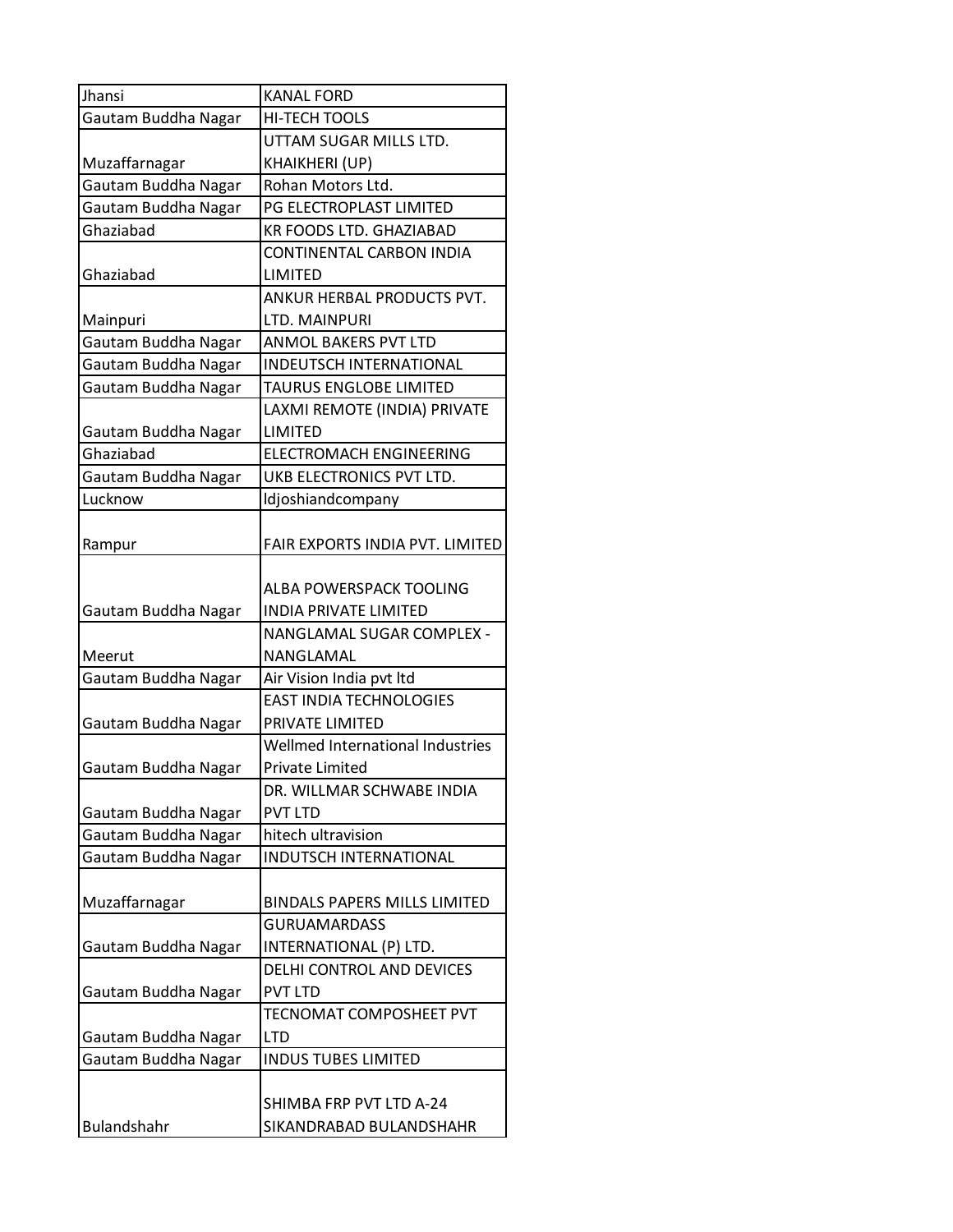| Jhansi | KANAL FORD |
|---|---|
| Gautam Buddha Nagar | HI-TECH TOOLS |
| Muzaffarnagar | UTTAM SUGAR MILLS LTD. KHAIKHERI (UP) |
| Gautam Buddha Nagar | Rohan Motors Ltd. |
| Gautam Buddha Nagar | PG ELECTROPLAST LIMITED |
| Ghaziabad | KR FOODS LTD. GHAZIABAD |
| Ghaziabad | CONTINENTAL CARBON INDIA LIMITED |
| Mainpuri | ANKUR HERBAL PRODUCTS PVT. LTD. MAINPURI |
| Gautam Buddha Nagar | ANMOL BAKERS PVT LTD |
| Gautam Buddha Nagar | INDEUTSCH INTERNATIONAL |
| Gautam Buddha Nagar | TAURUS ENGLOBE LIMITED |
| Gautam Buddha Nagar | LAXMI REMOTE (INDIA) PRIVATE LIMITED |
| Ghaziabad | ELECTROMACH ENGINEERING |
| Gautam Buddha Nagar | UKB ELECTRONICS PVT LTD. |
| Lucknow | ldjoshiandcompany |
| Rampur | FAIR EXPORTS INDIA PVT. LIMITED |
| Gautam Buddha Nagar | ALBA POWERSPACK TOOLING INDIA PRIVATE LIMITED |
| Meerut | NANGLAMAL SUGAR COMPLEX - NANGLAMAL |
| Gautam Buddha Nagar | Air Vision India pvt ltd |
| Gautam Buddha Nagar | EAST INDIA TECHNOLOGIES PRIVATE LIMITED |
| Gautam Buddha Nagar | Wellmed International Industries Private Limited |
| Gautam Buddha Nagar | DR. WILLMAR SCHWABE INDIA PVT LTD |
| Gautam Buddha Nagar | hitech ultravision |
| Gautam Buddha Nagar | INDUTSCH INTERNATIONAL |
| Muzaffarnagar | BINDALS PAPERS MILLS LIMITED |
| Gautam Buddha Nagar | GURUAMARDASS INTERNATIONAL (P) LTD. |
| Gautam Buddha Nagar | DELHI CONTROL AND DEVICES PVT LTD |
| Gautam Buddha Nagar | TECNOMAT COMPOSHEET PVT LTD |
| Gautam Buddha Nagar | INDUS TUBES LIMITED |
| Bulandshahr | SHIMBA FRP PVT LTD A-24 SIKANDRABAD BULANDSHAHR |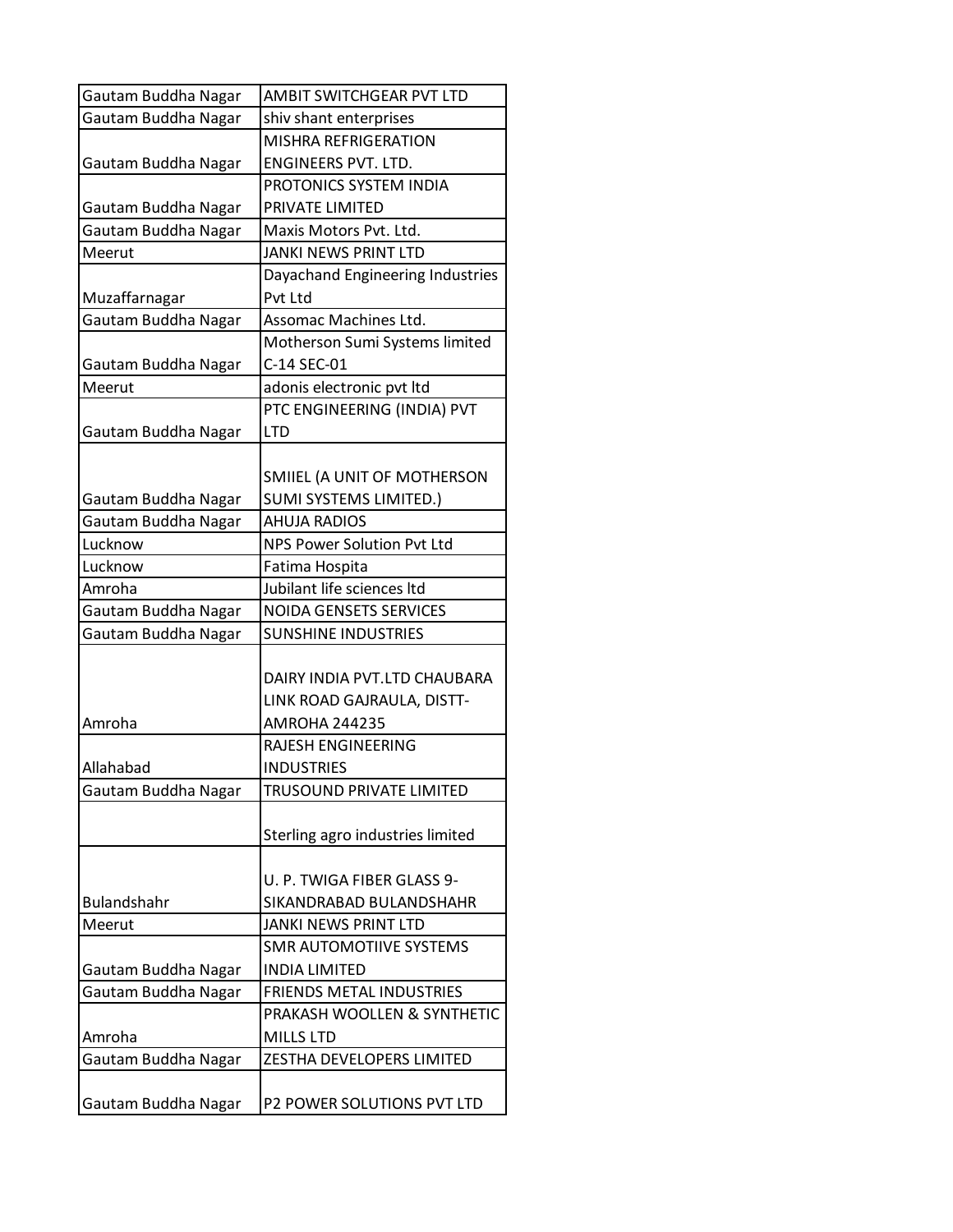| Gautam Buddha Nagar | AMBIT SWITCHGEAR PVT LTD |
|---|---|
| Gautam Buddha Nagar | shiv shant enterprises |
| Gautam Buddha Nagar | MISHRA REFRIGERATION ENGINEERS PVT. LTD. |
| Gautam Buddha Nagar | PROTONICS SYSTEM INDIA PRIVATE LIMITED |
| Gautam Buddha Nagar | Maxis Motors Pvt. Ltd. |
| Meerut | JANKI NEWS PRINT LTD |
| Muzaffarnagar | Dayachand Engineering Industries Pvt Ltd |
| Gautam Buddha Nagar | Assomac Machines Ltd. |
| Gautam Buddha Nagar | Motherson Sumi Systems limited C-14 SEC-01 |
| Meerut | adonis electronic pvt ltd |
| Gautam Buddha Nagar | PTC ENGINEERING (INDIA) PVT LTD |
| Gautam Buddha Nagar | SMIIEL (A UNIT OF MOTHERSON SUMI SYSTEMS LIMITED.) |
| Gautam Buddha Nagar | AHUJA RADIOS |
| Lucknow | NPS Power Solution Pvt Ltd |
| Lucknow | Fatima Hospita |
| Amroha | Jubilant life sciences ltd |
| Gautam Buddha Nagar | NOIDA GENSETS SERVICES |
| Gautam Buddha Nagar | SUNSHINE INDUSTRIES |
| Amroha | DAIRY INDIA PVT.LTD CHAUBARA LINK ROAD GAJRAULA, DISTT-AMROHA 244235 |
| Allahabad | RAJESH ENGINEERING INDUSTRIES |
| Gautam Buddha Nagar | TRUSOUND PRIVATE LIMITED |
| | Sterling agro industries limited |
| Bulandshahr | U. P. TWIGA FIBER GLASS 9-SIKANDRABAD BULANDSHAHR |
| Meerut | JANKI NEWS PRINT LTD |
| Gautam Buddha Nagar | SMR AUTOMOTIIVE SYSTEMS INDIA LIMITED |
| Gautam Buddha Nagar | FRIENDS METAL INDUSTRIES |
| Amroha | PRAKASH WOOLLEN & SYNTHETIC MILLS LTD |
| Gautam Buddha Nagar | ZESTHA DEVELOPERS LIMITED |
| Gautam Buddha Nagar | P2 POWER SOLUTIONS PVT LTD |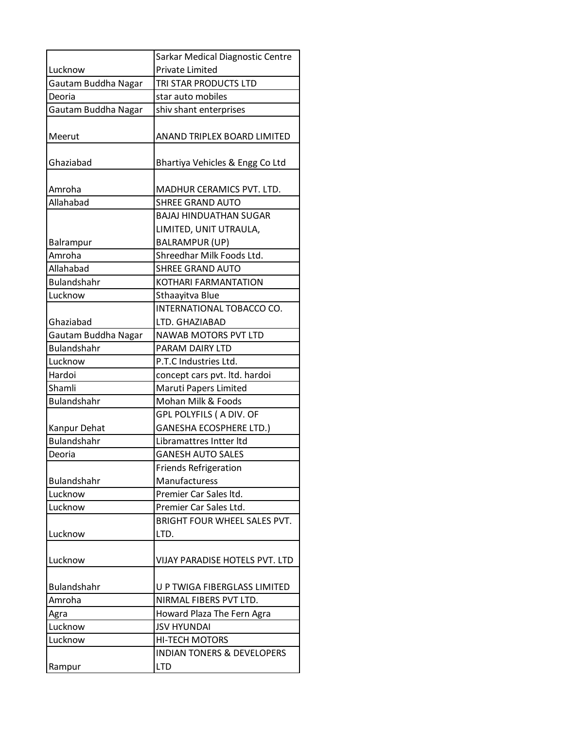| | |
|---|---|
| Lucknow | Sarkar Medical Diagnostic Centre Private Limited |
| Gautam Buddha Nagar | TRI STAR PRODUCTS LTD |
| Deoria | star auto mobiles |
| Gautam Buddha Nagar | shiv shant enterprises |
| Meerut | ANAND TRIPLEX BOARD LIMITED |
| Ghaziabad | Bhartiya Vehicles & Engg Co Ltd |
| Amroha | MADHUR CERAMICS PVT. LTD. |
| Allahabad | SHREE GRAND AUTO |
| Balrampur | BAJAJ HINDUATHAN SUGAR LIMITED, UNIT UTRAULA, BALRAMPUR (UP) |
| Amroha | Shreedhar Milk Foods Ltd. |
| Allahabad | SHREE GRAND AUTO |
| Bulandshahr | KOTHARI FARMANTATION |
| Lucknow | Sthaayitva Blue |
| Ghaziabad | INTERNATIONAL TOBACCO CO. LTD. GHAZIABAD |
| Gautam Buddha Nagar | NAWAB MOTORS PVT LTD |
| Bulandshahr | PARAM DAIRY LTD |
| Lucknow | P.T.C Industries Ltd. |
| Hardoi | concept cars pvt. ltd. hardoi |
| Shamli | Maruti Papers Limited |
| Bulandshahr | Mohan Milk & Foods |
| Kanpur Dehat | GPL POLYFILS ( A DIV. OF GANESHA ECOSPHERE LTD.) |
| Bulandshahr | Libramattres Intter ltd |
| Deoria | GANESH AUTO SALES |
| Bulandshahr | Friends Refrigeration Manufacturess |
| Lucknow | Premier Car Sales ltd. |
| Lucknow | Premier Car Sales Ltd. |
| Lucknow | BRIGHT FOUR WHEEL SALES PVT. LTD. |
| Lucknow | VIJAY PARADISE HOTELS PVT. LTD |
| Bulandshahr | U P TWIGA FIBERGLASS LIMITED |
| Amroha | NIRMAL FIBERS PVT LTD. |
| Agra | Howard Plaza The Fern Agra |
| Lucknow | JSV HYUNDAI |
| Lucknow | HI-TECH MOTORS |
| Rampur | INDIAN TONERS & DEVELOPERS LTD |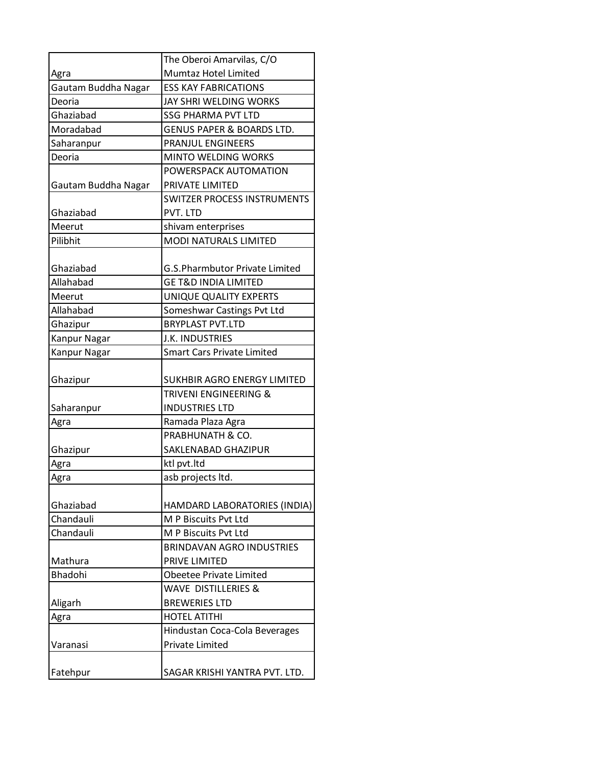| | |
|---|---|
| Agra | The Oberoi Amarvilas, C/O Mumtaz Hotel Limited |
| Gautam Buddha Nagar | ESS KAY FABRICATIONS |
| Deoria | JAY SHRI WELDING WORKS |
| Ghaziabad | SSG PHARMA PVT LTD |
| Moradabad | GENUS PAPER & BOARDS LTD. |
| Saharanpur | PRANJUL ENGINEERS |
| Deoria | MINTO WELDING WORKS |
| Gautam Buddha Nagar | POWERSPACK AUTOMATION PRIVATE LIMITED |
| Ghaziabad | SWITZER PROCESS INSTRUMENTS PVT. LTD |
| Meerut | shivam enterprises |
| Pilibhit | MODI NATURALS LIMITED |
| Ghaziabad | G.S.Pharmbutor Private Limited |
| Allahabad | GE T&D INDIA LIMITED |
| Meerut | UNIQUE QUALITY EXPERTS |
| Allahabad | Someshwar Castings Pvt Ltd |
| Ghazipur | BRYPLAST PVT.LTD |
| Kanpur Nagar | J.K. INDUSTRIES |
| Kanpur Nagar | Smart Cars Private Limited |
| Ghazipur | SUKHBIR AGRO ENERGY LIMITED |
| Saharanpur | TRIVENI ENGINEERING & INDUSTRIES LTD |
| Agra | Ramada Plaza Agra |
| Ghazipur | PRABHUNATH & CO. SAKLENABAD GHAZIPUR |
| Agra | ktl pvt.ltd |
| Agra | asb projects ltd. |
| Ghaziabad | HAMDARD LABORATORIES (INDIA) |
| Chandauli | M P Biscuits Pvt Ltd |
| Chandauli | M P Biscuits Pvt Ltd |
| Mathura | BRINDAVAN AGRO INDUSTRIES PRIVE LIMITED |
| Bhadohi | Obeetee Private Limited |
| Aligarh | WAVE DISTILLERIES & BREWERIES LTD |
| Agra | HOTEL ATITHI |
| Varanasi | Hindustan Coca-Cola Beverages Private Limited |
| Fatehpur | SAGAR KRISHI YANTRA PVT. LTD. |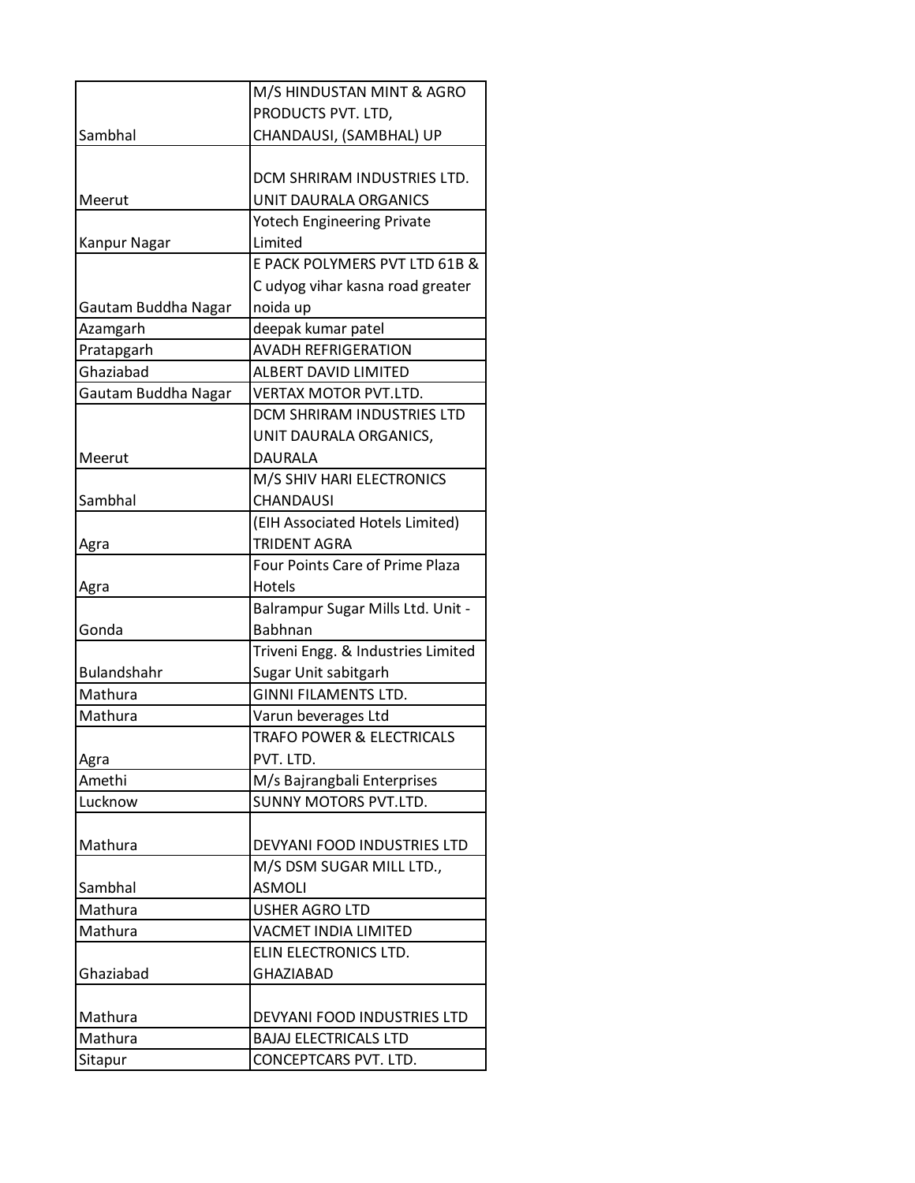| | |
|---|---|
| Sambhal | M/S HINDUSTAN MINT & AGRO PRODUCTS PVT. LTD, CHANDAUSI, (SAMBHAL) UP |
| Meerut | DCM SHRIRAM INDUSTRIES LTD. UNIT DAURALA ORGANICS |
| Kanpur Nagar | Yotech Engineering Private Limited |
| Gautam Buddha Nagar | E PACK POLYMERS PVT LTD 61B & C udyog vihar kasna road greater noida up |
| Azamgarh | deepak kumar patel |
| Pratapgarh | AVADH REFRIGERATION |
| Ghaziabad | ALBERT DAVID LIMITED |
| Gautam Buddha Nagar | VERTAX MOTOR PVT.LTD. |
| Meerut | DCM SHRIRAM INDUSTRIES LTD UNIT DAURALA ORGANICS, DAURALA |
| Sambhal | M/S SHIV HARI ELECTRONICS CHANDAUSI |
| Agra | (EIH Associated Hotels Limited) TRIDENT AGRA |
| Agra | Four Points Care of Prime Plaza Hotels |
| Gonda | Balrampur Sugar Mills Ltd. Unit - Babhnan |
| Bulandshahr | Triveni Engg. & Industries Limited Sugar Unit sabitgarh |
| Mathura | GINNI FILAMENTS LTD. |
| Mathura | Varun beverages Ltd |
| Agra | TRAFO POWER & ELECTRICALS PVT. LTD. |
| Amethi | M/s Bajrangbali Enterprises |
| Lucknow | SUNNY MOTORS PVT.LTD. |
| Mathura | DEVYANI FOOD INDUSTRIES LTD |
| Sambhal | M/S DSM SUGAR MILL LTD., ASMOLI |
| Mathura | USHER AGRO LTD |
| Mathura | VACMET INDIA LIMITED |
| Ghaziabad | ELIN ELECTRONICS LTD. GHAZIABAD |
| Mathura | DEVYANI FOOD INDUSTRIES LTD |
| Mathura | BAJAJ ELECTRICALS LTD |
| Sitapur | CONCEPTCARS PVT. LTD. |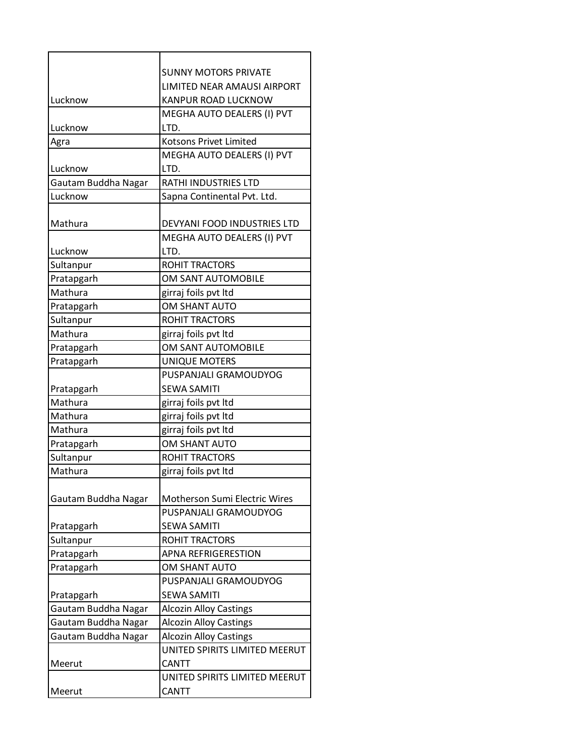| | |
|---|---|
| Lucknow | SUNNY MOTORS PRIVATE LIMITED NEAR AMAUSI AIRPORT KANPUR ROAD LUCKNOW |
| Lucknow | MEGHA AUTO DEALERS (I) PVT LTD. |
| Agra | Kotsons Privet Limited |
| Lucknow | MEGHA AUTO DEALERS (I) PVT LTD. |
| Gautam Buddha Nagar | RATHI INDUSTRIES LTD |
| Lucknow | Sapna Continental Pvt. Ltd. |
| Mathura | DEVYANI FOOD INDUSTRIES LTD |
| Lucknow | MEGHA AUTO DEALERS (I) PVT LTD. |
| Sultanpur | ROHIT TRACTORS |
| Pratapgarh | OM SANT AUTOMOBILE |
| Mathura | girraj foils pvt ltd |
| Pratapgarh | OM SHANT AUTO |
| Sultanpur | ROHIT TRACTORS |
| Mathura | girraj foils pvt ltd |
| Pratapgarh | OM SANT AUTOMOBILE |
| Pratapgarh | UNIQUE MOTERS |
| Pratapgarh | PUSPANJALI GRAMOUDYOG SEWA SAMITI |
| Mathura | girraj foils pvt ltd |
| Mathura | girraj foils pvt ltd |
| Mathura | girraj foils pvt ltd |
| Pratapgarh | OM SHANT AUTO |
| Sultanpur | ROHIT TRACTORS |
| Mathura | girraj foils pvt ltd |
| Gautam Buddha Nagar | Motherson Sumi Electric Wires |
| Pratapgarh | PUSPANJALI GRAMOUDYOG SEWA SAMITI |
| Sultanpur | ROHIT TRACTORS |
| Pratapgarh | APNA REFRIGERESTION |
| Pratapgarh | OM SHANT AUTO |
| Pratapgarh | PUSPANJALI GRAMOUDYOG SEWA SAMITI |
| Gautam Buddha Nagar | Alcozin Alloy Castings |
| Gautam Buddha Nagar | Alcozin Alloy Castings |
| Gautam Buddha Nagar | Alcozin Alloy Castings |
| Meerut | UNITED SPIRITS LIMITED MEERUT CANTT |
| Meerut | UNITED SPIRITS LIMITED MEERUT CANTT |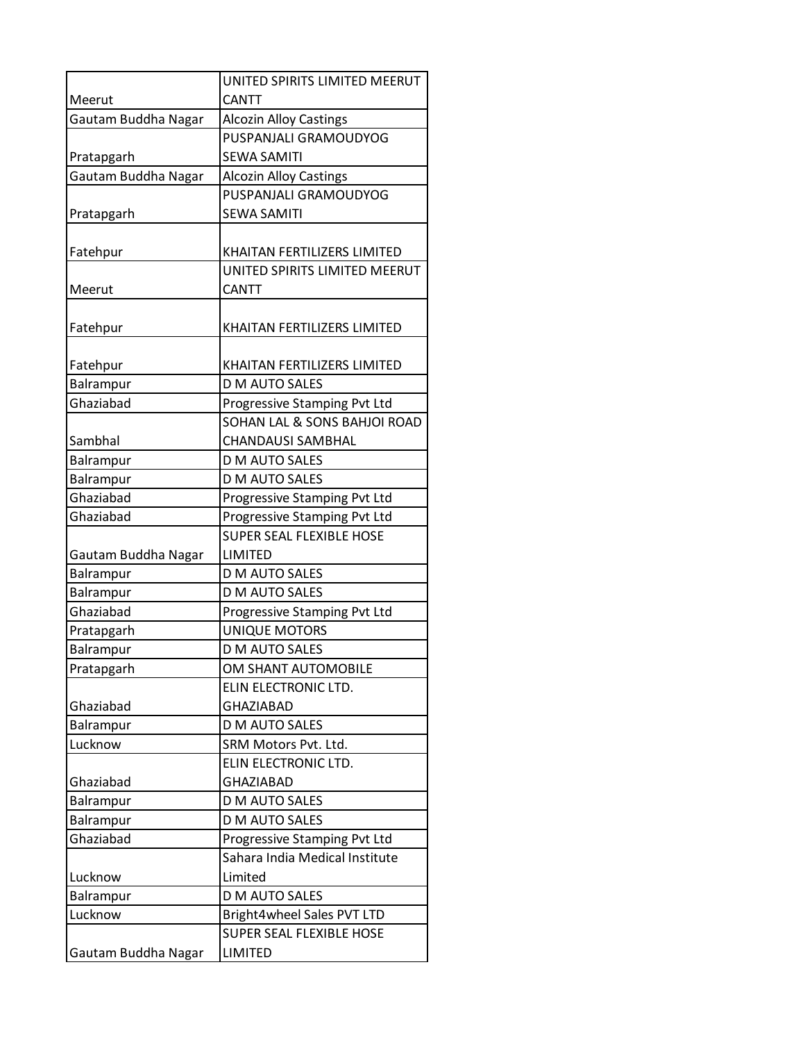| | |
|---|---|
| Meerut | UNITED SPIRITS LIMITED MEERUT CANTT |
| Gautam Buddha Nagar | Alcozin Alloy Castings |
| Pratapgarh | PUSPANJALI GRAMOUDYOG SEWA SAMITI |
| Gautam Buddha Nagar | Alcozin Alloy Castings |
| Pratapgarh | PUSPANJALI GRAMOUDYOG SEWA SAMITI |
| Fatehpur | KHAITAN FERTILIZERS LIMITED |
| Meerut | UNITED SPIRITS LIMITED MEERUT CANTT |
| Fatehpur | KHAITAN FERTILIZERS LIMITED |
| Fatehpur | KHAITAN FERTILIZERS LIMITED |
| Balrampur | D M AUTO SALES |
| Ghaziabad | Progressive Stamping Pvt Ltd |
| Sambhal | SOHAN LAL & SONS BAHJOI ROAD CHANDAUSI SAMBHAL |
| Balrampur | D M AUTO SALES |
| Balrampur | D M AUTO SALES |
| Ghaziabad | Progressive Stamping Pvt Ltd |
| Ghaziabad | Progressive Stamping Pvt Ltd |
| Gautam Buddha Nagar | SUPER SEAL FLEXIBLE HOSE LIMITED |
| Balrampur | D M AUTO SALES |
| Balrampur | D M AUTO SALES |
| Ghaziabad | Progressive Stamping Pvt Ltd |
| Pratapgarh | UNIQUE MOTORS |
| Balrampur | D M AUTO SALES |
| Pratapgarh | OM SHANT AUTOMOBILE |
| Ghaziabad | ELIN ELECTRONIC LTD. GHAZIABAD |
| Balrampur | D M AUTO SALES |
| Lucknow | SRM Motors Pvt. Ltd. |
| Ghaziabad | ELIN ELECTRONIC LTD. GHAZIABAD |
| Balrampur | D M AUTO SALES |
| Balrampur | D M AUTO SALES |
| Ghaziabad | Progressive Stamping Pvt Ltd |
| Lucknow | Sahara India Medical Institute Limited |
| Balrampur | D M AUTO SALES |
| Lucknow | Bright4wheel Sales PVT LTD |
| Gautam Buddha Nagar | SUPER SEAL FLEXIBLE HOSE LIMITED |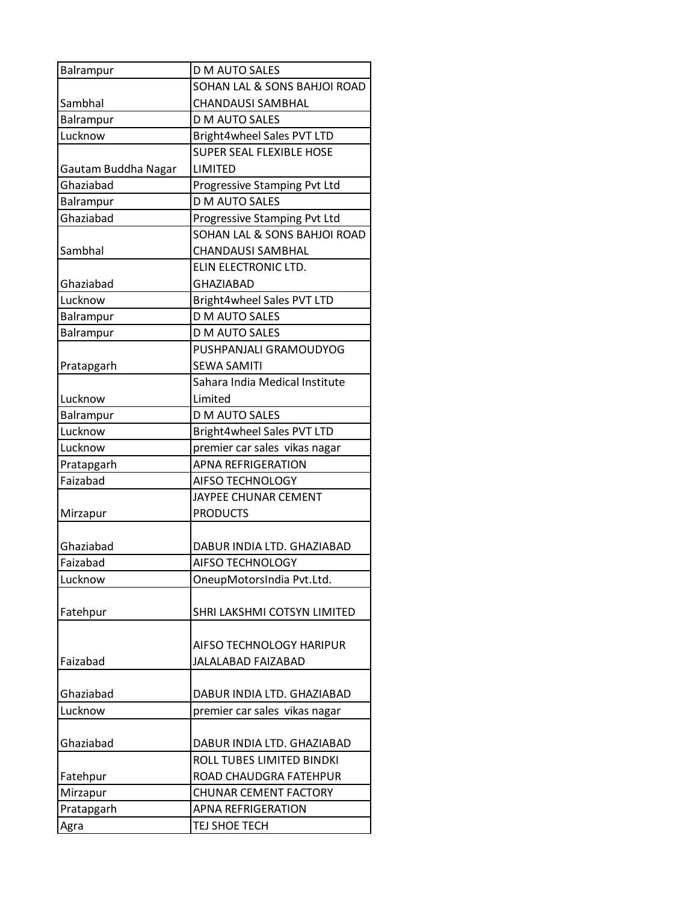| Balrampur | D M AUTO SALES |
|---|---|
| Sambhal | SOHAN LAL & SONS BAHJOI ROAD CHANDAUSI SAMBHAL |
| Balrampur | D M AUTO SALES |
| Lucknow | Bright4wheel Sales PVT LTD |
| Gautam Buddha Nagar | SUPER SEAL FLEXIBLE HOSE LIMITED |
| Ghaziabad | Progressive Stamping Pvt Ltd |
| Balrampur | D M AUTO SALES |
| Ghaziabad | Progressive Stamping Pvt Ltd |
| Sambhal | SOHAN LAL & SONS BAHJOI ROAD CHANDAUSI SAMBHAL |
| Ghaziabad | ELIN ELECTRONIC LTD. GHAZIABAD |
| Lucknow | Bright4wheel Sales PVT LTD |
| Balrampur | D M AUTO SALES |
| Balrampur | D M AUTO SALES |
| Pratapgarh | PUSHPANJALI GRAMOUDYOG SEWA SAMITI |
| Lucknow | Sahara India Medical Institute Limited |
| Balrampur | D M AUTO SALES |
| Lucknow | Bright4wheel Sales PVT LTD |
| Lucknow | premier car sales vikas nagar |
| Pratapgarh | APNA REFRIGERATION |
| Faizabad | AIFSO TECHNOLOGY |
| Mirzapur | JAYPEE CHUNAR CEMENT PRODUCTS |
| Ghaziabad | DABUR INDIA LTD. GHAZIABAD |
| Faizabad | AIFSO TECHNOLOGY |
| Lucknow | OneupMotorsIndia Pvt.Ltd. |
| Fatehpur | SHRI LAKSHMI COTSYN LIMITED |
| Faizabad | AIFSO TECHNOLOGY HARIPUR JALALABAD FAIZABAD |
| Ghaziabad | DABUR INDIA LTD. GHAZIABAD |
| Lucknow | premier car sales vikas nagar |
| Ghaziabad | DABUR INDIA LTD. GHAZIABAD |
| Fatehpur | ROLL TUBES LIMITED BINDKI ROAD CHAUDGRA FATEHPUR |
| Mirzapur | CHUNAR CEMENT FACTORY |
| Pratapgarh | APNA REFRIGERATION |
| Agra | TEJ SHOE TECH |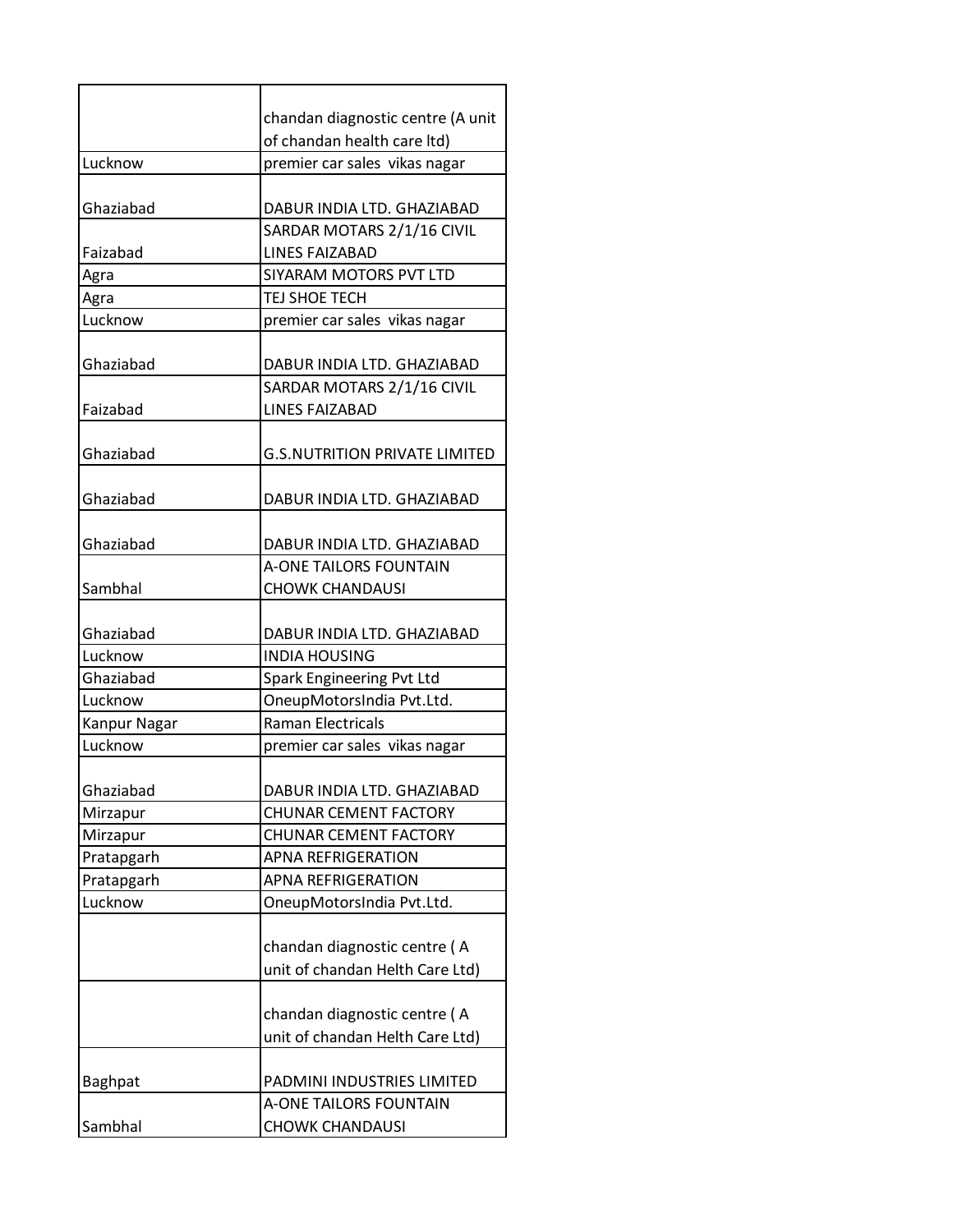| | |
|---|---|
| | chandan diagnostic centre (A unit of chandan health care ltd) |
| Lucknow | premier car sales vikas nagar |
| Ghaziabad | DABUR INDIA LTD. GHAZIABAD |
| Faizabad | SARDAR MOTARS 2/1/16 CIVIL LINES FAIZABAD |
| Agra | SIYARAM MOTORS PVT LTD |
| Agra | TEJ SHOE TECH |
| Lucknow | premier car sales vikas nagar |
| Ghaziabad | DABUR INDIA LTD. GHAZIABAD |
| Faizabad | SARDAR MOTARS 2/1/16 CIVIL LINES FAIZABAD |
| Ghaziabad | G.S.NUTRITION PRIVATE LIMITED |
| Ghaziabad | DABUR INDIA LTD. GHAZIABAD |
| Ghaziabad | DABUR INDIA LTD. GHAZIABAD |
| Sambhal | A-ONE TAILORS FOUNTAIN CHOWK CHANDAUSI |
| Ghaziabad | DABUR INDIA LTD. GHAZIABAD |
| Lucknow | INDIA HOUSING |
| Ghaziabad | Spark Engineering Pvt Ltd |
| Lucknow | OneupMotorsIndia Pvt.Ltd. |
| Kanpur Nagar | Raman Electricals |
| Lucknow | premier car sales vikas nagar |
| Ghaziabad | DABUR INDIA LTD. GHAZIABAD |
| Mirzapur | CHUNAR CEMENT FACTORY |
| Mirzapur | CHUNAR CEMENT FACTORY |
| Pratapgarh | APNA REFRIGERATION |
| Pratapgarh | APNA REFRIGERATION |
| Lucknow | OneupMotorsIndia Pvt.Ltd. |
| | chandan diagnostic centre ( A unit of chandan Helth Care Ltd) |
| | chandan diagnostic centre ( A unit of chandan Helth Care Ltd) |
| Baghpat | PADMINI INDUSTRIES LIMITED |
| Sambhal | A-ONE TAILORS FOUNTAIN CHOWK CHANDAUSI |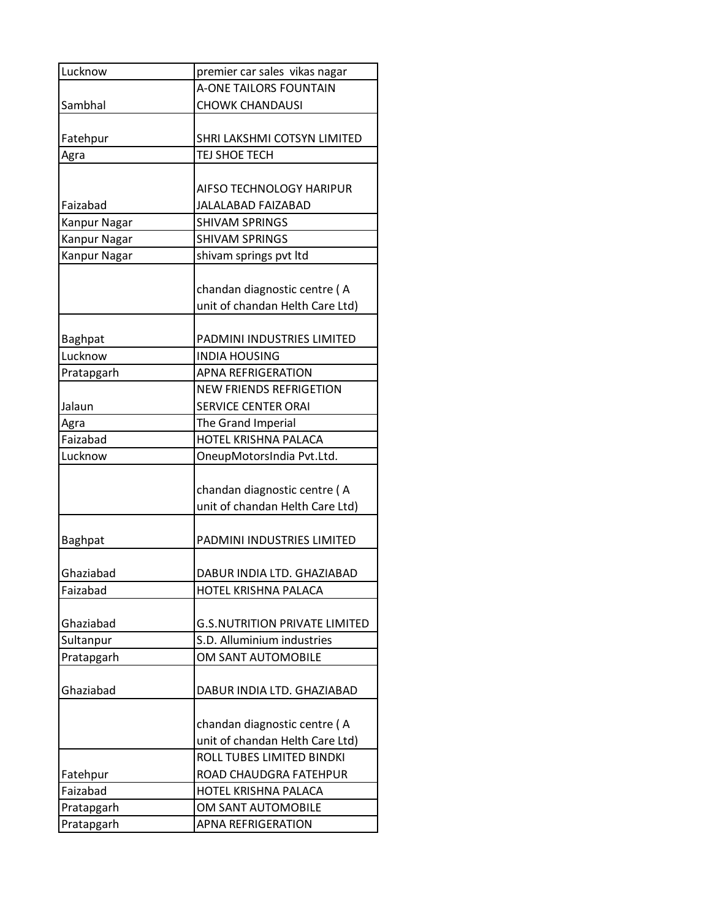| | |
|---|---|
| Lucknow | premier car sales vikas nagar |
| Sambhal | A-ONE TAILORS FOUNTAIN CHOWK CHANDAUSI |
| Fatehpur | SHRI LAKSHMI COTSYN LIMITED |
| Agra | TEJ SHOE TECH |
| Faizabad | AIFSO TECHNOLOGY HARIPUR JALALABAD FAIZABAD |
| Kanpur Nagar | SHIVAM SPRINGS |
| Kanpur Nagar | SHIVAM SPRINGS |
| Kanpur Nagar | shivam springs pvt ltd |
| | chandan diagnostic centre ( A unit of chandan Helth Care Ltd) |
| Baghpat | PADMINI INDUSTRIES LIMITED |
| Lucknow | INDIA HOUSING |
| Pratapgarh | APNA REFRIGERATION |
| Jalaun | NEW FRIENDS REFRIGETION SERVICE CENTER ORAI |
| Agra | The Grand Imperial |
| Faizabad | HOTEL KRISHNA PALACA |
| Lucknow | OneupMotorsIndia Pvt.Ltd. |
| | chandan diagnostic centre ( A unit of chandan Helth Care Ltd) |
| Baghpat | PADMINI INDUSTRIES LIMITED |
| Ghaziabad | DABUR INDIA LTD. GHAZIABAD |
| Faizabad | HOTEL KRISHNA PALACA |
| Ghaziabad | G.S.NUTRITION PRIVATE LIMITED |
| Sultanpur | S.D. Alluminium industries |
| Pratapgarh | OM SANT AUTOMOBILE |
| Ghaziabad | DABUR INDIA LTD. GHAZIABAD |
| | chandan diagnostic centre ( A unit of chandan Helth Care Ltd) |
| Fatehpur | ROLL TUBES LIMITED BINDKI ROAD CHAUDGRA FATEHPUR |
| Faizabad | HOTEL KRISHNA PALACA |
| Pratapgarh | OM SANT AUTOMOBILE |
| Pratapgarh | APNA REFRIGERATION |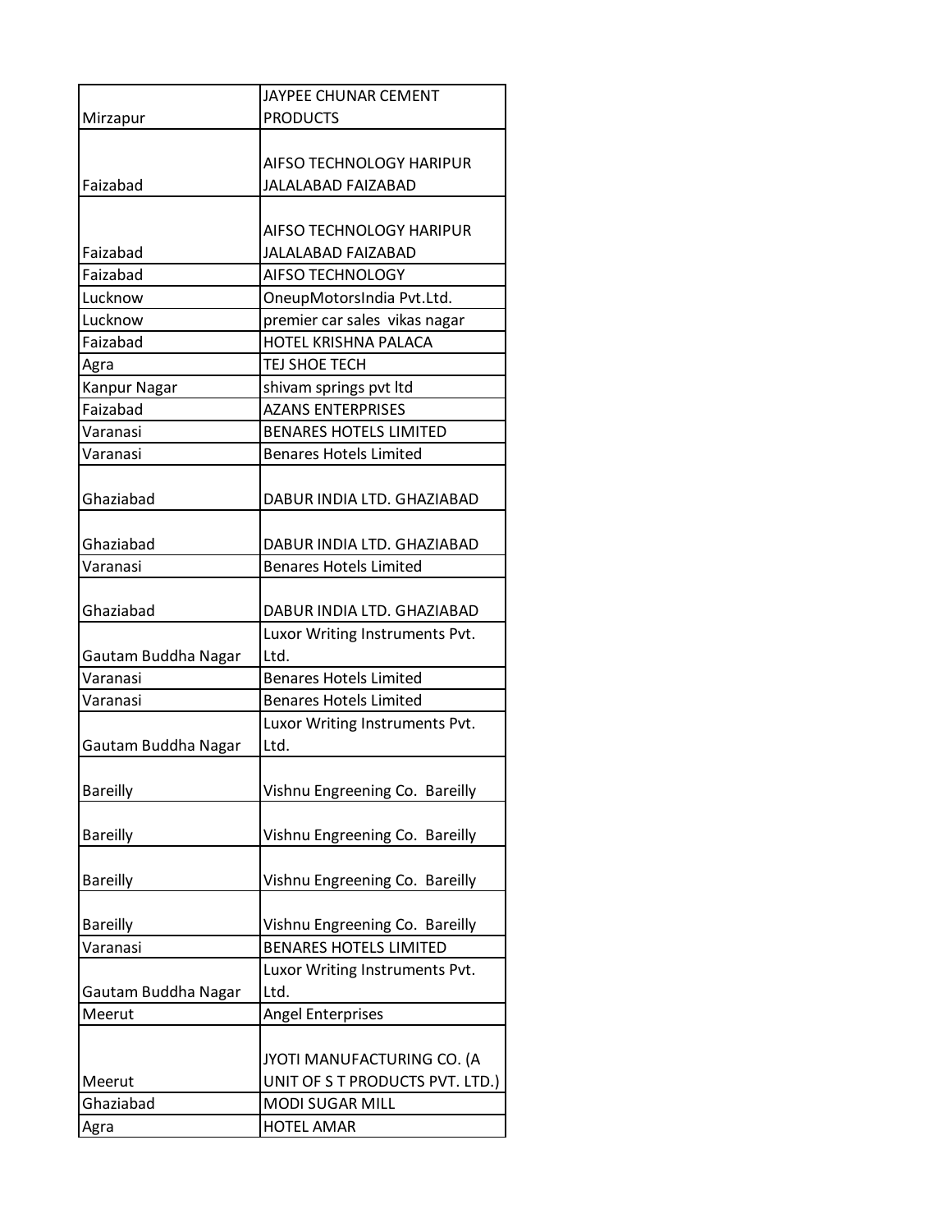| | |
|---|---|
| Mirzapur | JAYPEE CHUNAR CEMENT PRODUCTS |
| Faizabad | AIFSO TECHNOLOGY HARIPUR JALALABAD FAIZABAD |
| Faizabad | AIFSO TECHNOLOGY HARIPUR JALALABAD FAIZABAD |
| Faizabad | AIFSO TECHNOLOGY |
| Lucknow | OneupMotorsIndia Pvt.Ltd. |
| Lucknow | premier car sales vikas nagar |
| Faizabad | HOTEL KRISHNA PALACA |
| Agra | TEJ SHOE TECH |
| Kanpur Nagar | shivam springs pvt ltd |
| Faizabad | AZANS ENTERPRISES |
| Varanasi | BENARES HOTELS LIMITED |
| Varanasi | Benares Hotels Limited |
| Ghaziabad | DABUR INDIA LTD. GHAZIABAD |
| Ghaziabad | DABUR INDIA LTD. GHAZIABAD |
| Varanasi | Benares Hotels Limited |
| Ghaziabad | DABUR INDIA LTD. GHAZIABAD |
| Gautam Buddha Nagar | Luxor Writing Instruments Pvt. Ltd. |
| Varanasi | Benares Hotels Limited |
| Varanasi | Benares Hotels Limited |
| Gautam Buddha Nagar | Luxor Writing Instruments Pvt. Ltd. |
| Bareilly | Vishnu Engreening Co. Bareilly |
| Bareilly | Vishnu Engreening Co. Bareilly |
| Bareilly | Vishnu Engreening Co. Bareilly |
| Bareilly | Vishnu Engreening Co. Bareilly |
| Varanasi | BENARES HOTELS LIMITED |
| Gautam Buddha Nagar | Luxor Writing Instruments Pvt. Ltd. |
| Meerut | Angel Enterprises |
| Meerut | JYOTI MANUFACTURING CO. (A UNIT OF S T PRODUCTS PVT. LTD.) |
| Ghaziabad | MODI SUGAR MILL |
| Agra | HOTEL AMAR |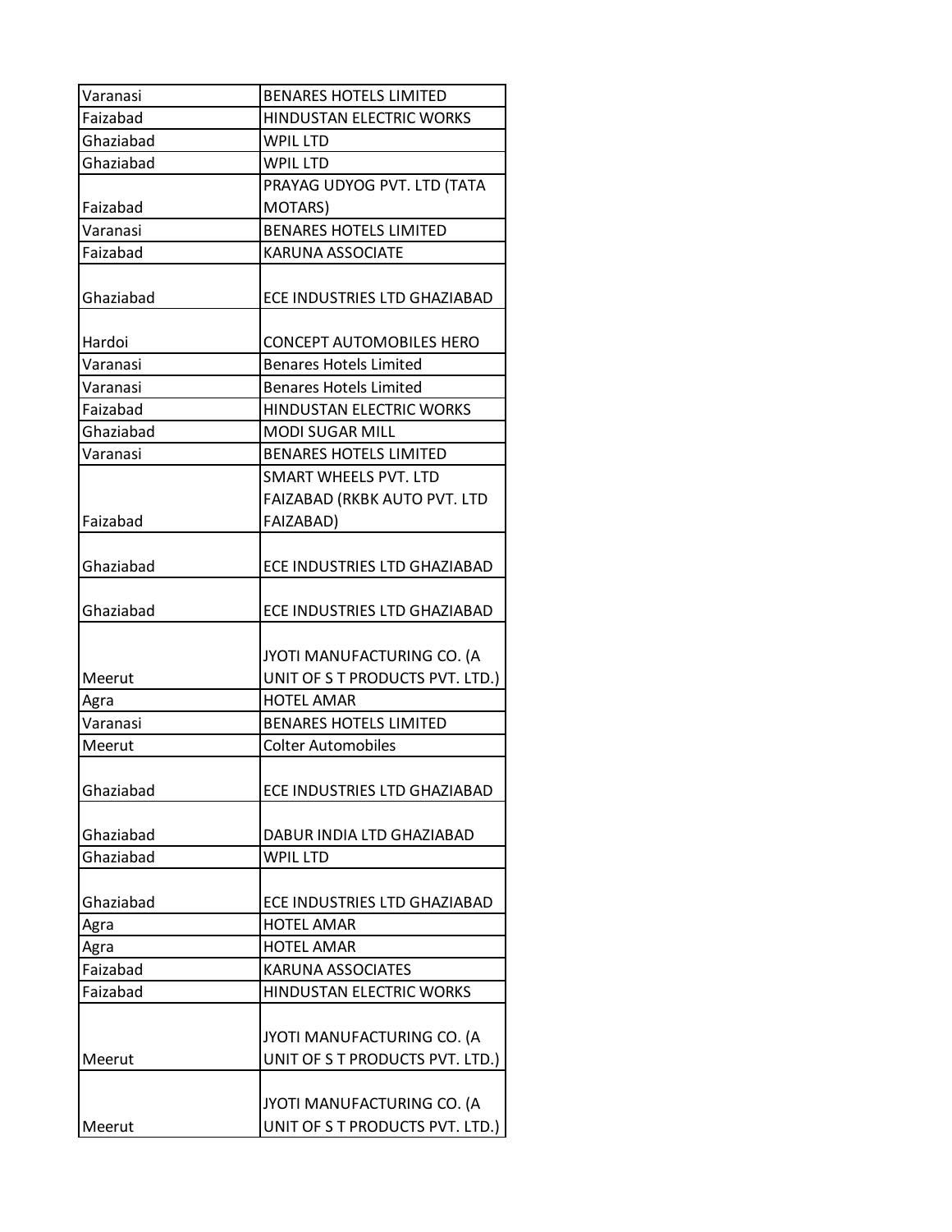| Varanasi | BENARES HOTELS LIMITED |
|---|---|
| Faizabad | HINDUSTAN ELECTRIC WORKS |
| Ghaziabad | WPIL LTD |
| Ghaziabad | WPIL LTD |
| Faizabad | PRAYAG UDYOG PVT. LTD (TATA MOTARS) |
| Varanasi | BENARES HOTELS LIMITED |
| Faizabad | KARUNA ASSOCIATE |
| Ghaziabad | ECE INDUSTRIES LTD GHAZIABAD |
| Hardoi | CONCEPT AUTOMOBILES HERO |
| Varanasi | Benares Hotels Limited |
| Varanasi | Benares Hotels Limited |
| Faizabad | HINDUSTAN ELECTRIC WORKS |
| Ghaziabad | MODI SUGAR MILL |
| Varanasi | BENARES HOTELS LIMITED |
| Faizabad | SMART WHEELS PVT. LTD FAIZABAD (RKBK AUTO PVT. LTD FAIZABAD) |
| Ghaziabad | ECE INDUSTRIES LTD GHAZIABAD |
| Ghaziabad | ECE INDUSTRIES LTD GHAZIABAD |
| Meerut | JYOTI MANUFACTURING CO. (A UNIT OF S T PRODUCTS PVT. LTD.) |
| Agra | HOTEL AMAR |
| Varanasi | BENARES HOTELS LIMITED |
| Meerut | Colter Automobiles |
| Ghaziabad | ECE INDUSTRIES LTD GHAZIABAD |
| Ghaziabad | DABUR INDIA LTD GHAZIABAD |
| Ghaziabad | WPIL LTD |
| Ghaziabad | ECE INDUSTRIES LTD GHAZIABAD |
| Agra | HOTEL AMAR |
| Agra | HOTEL AMAR |
| Faizabad | KARUNA ASSOCIATES |
| Faizabad | HINDUSTAN ELECTRIC WORKS |
| Meerut | JYOTI MANUFACTURING CO. (A UNIT OF S T PRODUCTS PVT. LTD.) |
| Meerut | JYOTI MANUFACTURING CO. (A UNIT OF S T PRODUCTS PVT. LTD.) |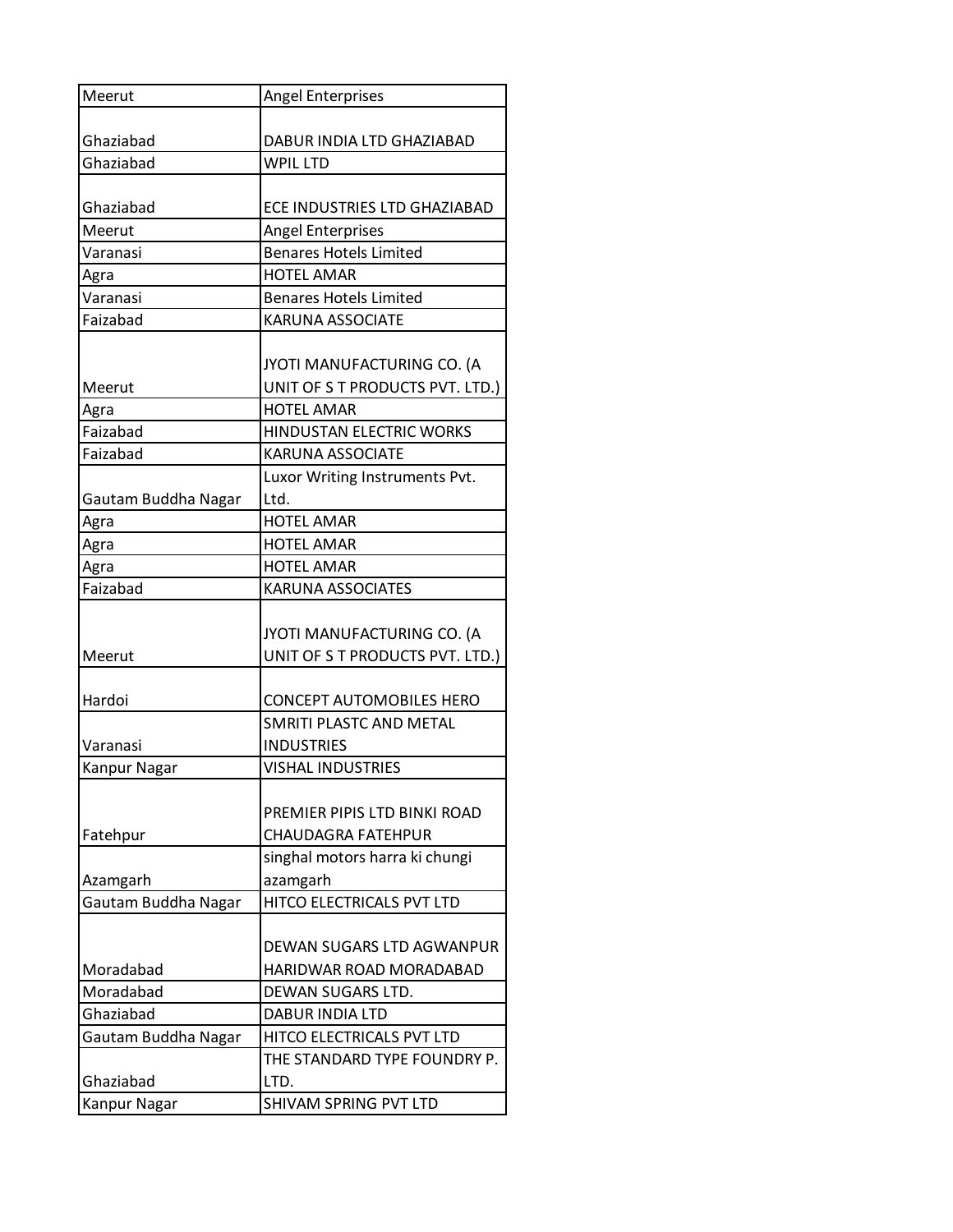| Meerut | Angel Enterprises |
|---|---|
| Ghaziabad | DABUR INDIA LTD GHAZIABAD |
| Ghaziabad | WPIL LTD |
| Ghaziabad | ECE INDUSTRIES LTD GHAZIABAD |
| Meerut | Angel Enterprises |
| Varanasi | Benares Hotels Limited |
| Agra | HOTEL AMAR |
| Varanasi | Benares Hotels Limited |
| Faizabad | KARUNA ASSOCIATE |
| Meerut | JYOTI MANUFACTURING CO. (A UNIT OF S T PRODUCTS PVT. LTD.) |
| Agra | HOTEL AMAR |
| Faizabad | HINDUSTAN ELECTRIC WORKS |
| Faizabad | KARUNA ASSOCIATE |
| Gautam Buddha Nagar | Luxor Writing Instruments Pvt. Ltd. |
| Agra | HOTEL AMAR |
| Agra | HOTEL AMAR |
| Agra | HOTEL AMAR |
| Faizabad | KARUNA ASSOCIATES |
| Meerut | JYOTI MANUFACTURING CO. (A UNIT OF S T PRODUCTS PVT. LTD.) |
| Hardoi | CONCEPT AUTOMOBILES HERO |
| Varanasi | SMRITI PLASTC AND METAL INDUSTRIES |
| Kanpur Nagar | VISHAL INDUSTRIES |
| Fatehpur | PREMIER PIPIS LTD BINKI ROAD CHAUDAGRA FATEHPUR |
| Azamgarh | singhal motors harra ki chungi azamgarh |
| Gautam Buddha Nagar | HITCO ELECTRICALS PVT LTD |
| Moradabad | DEWAN SUGARS LTD AGWANPUR HARIDWAR ROAD MORADABAD |
| Moradabad | DEWAN SUGARS LTD. |
| Ghaziabad | DABUR INDIA LTD |
| Gautam Buddha Nagar | HITCO ELECTRICALS PVT LTD |
| Ghaziabad | THE STANDARD TYPE FOUNDRY P. LTD. |
| Kanpur Nagar | SHIVAM SPRING PVT LTD |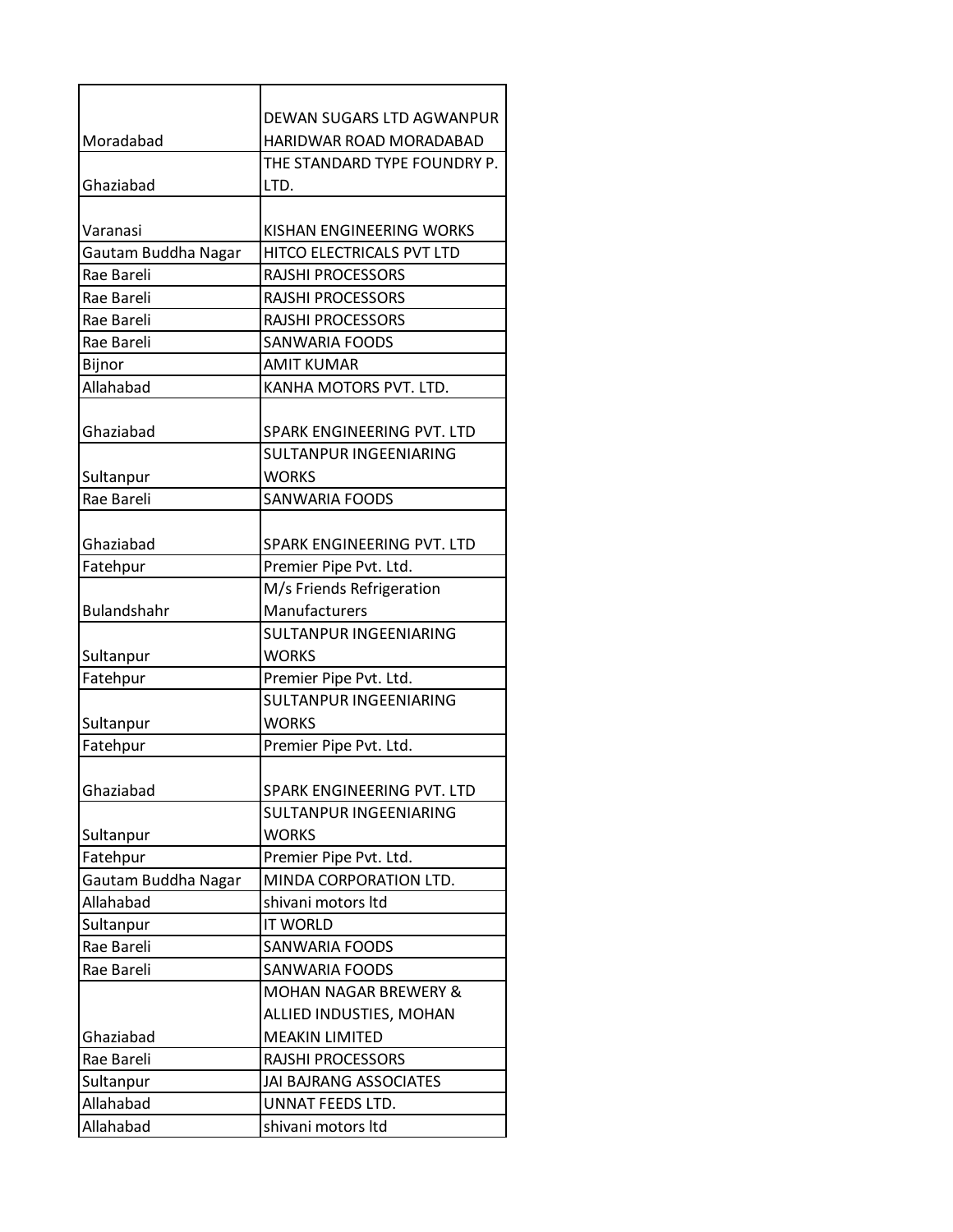| | |
|---|---|
| Moradabad | DEWAN SUGARS LTD AGWANPUR HARIDWAR ROAD MORADABAD |
| Ghaziabad | THE STANDARD TYPE FOUNDRY P. LTD. |
| Varanasi | KISHAN ENGINEERING WORKS |
| Gautam Buddha Nagar | HITCO ELECTRICALS PVT LTD |
| Rae Bareli | RAJSHI PROCESSORS |
| Rae Bareli | RAJSHI PROCESSORS |
| Rae Bareli | RAJSHI PROCESSORS |
| Rae Bareli | SANWARIA FOODS |
| Bijnor | AMIT KUMAR |
| Allahabad | KANHA MOTORS PVT. LTD. |
| Ghaziabad | SPARK ENGINEERING PVT. LTD |
| Sultanpur | SULTANPUR INGEENIARING WORKS |
| Rae Bareli | SANWARIA FOODS |
| Ghaziabad | SPARK ENGINEERING PVT. LTD |
| Fatehpur | Premier Pipe Pvt. Ltd. |
| Bulandshahr | M/s Friends Refrigeration Manufacturers |
| Sultanpur | SULTANPUR INGEENIARING WORKS |
| Fatehpur | Premier Pipe Pvt. Ltd. |
| Sultanpur | SULTANPUR INGEENIARING WORKS |
| Fatehpur | Premier Pipe Pvt. Ltd. |
| Ghaziabad | SPARK ENGINEERING PVT. LTD |
| Sultanpur | SULTANPUR INGEENIARING WORKS |
| Fatehpur | Premier Pipe Pvt. Ltd. |
| Gautam Buddha Nagar | MINDA CORPORATION LTD. |
| Allahabad | shivani motors ltd |
| Sultanpur | IT WORLD |
| Rae Bareli | SANWARIA FOODS |
| Rae Bareli | SANWARIA FOODS |
| Ghaziabad | MOHAN NAGAR BREWERY & ALLIED INDUSTIES, MOHAN MEAKIN LIMITED |
| Rae Bareli | RAJSHI PROCESSORS |
| Sultanpur | JAI BAJRANG ASSOCIATES |
| Allahabad | UNNAT FEEDS LTD. |
| Allahabad | shivani motors ltd |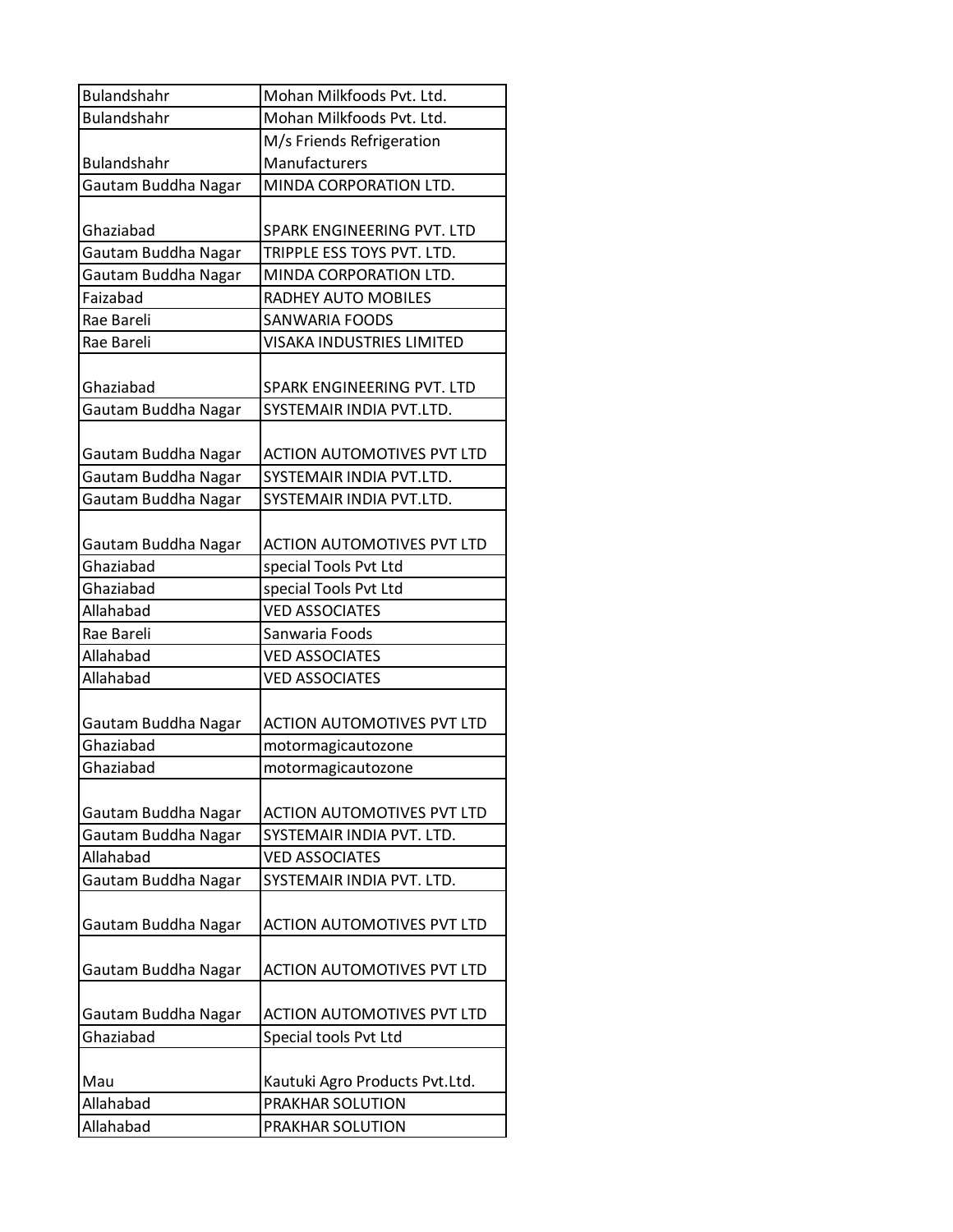| Bulandshahr | Mohan Milkfoods Pvt. Ltd. |
|---|---|
| Bulandshahr | Mohan Milkfoods Pvt. Ltd. |
| Bulandshahr | M/s Friends Refrigeration Manufacturers |
| Gautam Buddha Nagar | MINDA CORPORATION LTD. |
| Ghaziabad | SPARK ENGINEERING PVT. LTD |
| Gautam Buddha Nagar | TRIPPLE ESS TOYS PVT. LTD. |
| Gautam Buddha Nagar | MINDA CORPORATION LTD. |
| Faizabad | RADHEY AUTO MOBILES |
| Rae Bareli | SANWARIA FOODS |
| Rae Bareli | VISAKA INDUSTRIES LIMITED |
| Ghaziabad | SPARK ENGINEERING PVT. LTD |
| Gautam Buddha Nagar | SYSTEMAIR INDIA PVT.LTD. |
| Gautam Buddha Nagar | ACTION AUTOMOTIVES PVT LTD |
| Gautam Buddha Nagar | SYSTEMAIR INDIA PVT.LTD. |
| Gautam Buddha Nagar | SYSTEMAIR INDIA PVT.LTD. |
| Gautam Buddha Nagar | ACTION AUTOMOTIVES PVT LTD |
| Ghaziabad | special Tools Pvt Ltd |
| Ghaziabad | special Tools Pvt Ltd |
| Allahabad | VED ASSOCIATES |
| Rae Bareli | Sanwaria Foods |
| Allahabad | VED ASSOCIATES |
| Allahabad | VED ASSOCIATES |
| Gautam Buddha Nagar | ACTION AUTOMOTIVES PVT LTD |
| Ghaziabad | motormagicautozone |
| Ghaziabad | motormagicautozone |
| Gautam Buddha Nagar | ACTION AUTOMOTIVES PVT LTD |
| Gautam Buddha Nagar | SYSTEMAIR INDIA PVT. LTD. |
| Allahabad | VED ASSOCIATES |
| Gautam Buddha Nagar | SYSTEMAIR INDIA PVT. LTD. |
| Gautam Buddha Nagar | ACTION AUTOMOTIVES PVT LTD |
| Gautam Buddha Nagar | ACTION AUTOMOTIVES PVT LTD |
| Gautam Buddha Nagar | ACTION AUTOMOTIVES PVT LTD |
| Ghaziabad | Special tools Pvt Ltd |
| Mau | Kautuki Agro Products Pvt.Ltd. |
| Allahabad | PRAKHAR SOLUTION |
| Allahabad | PRAKHAR SOLUTION |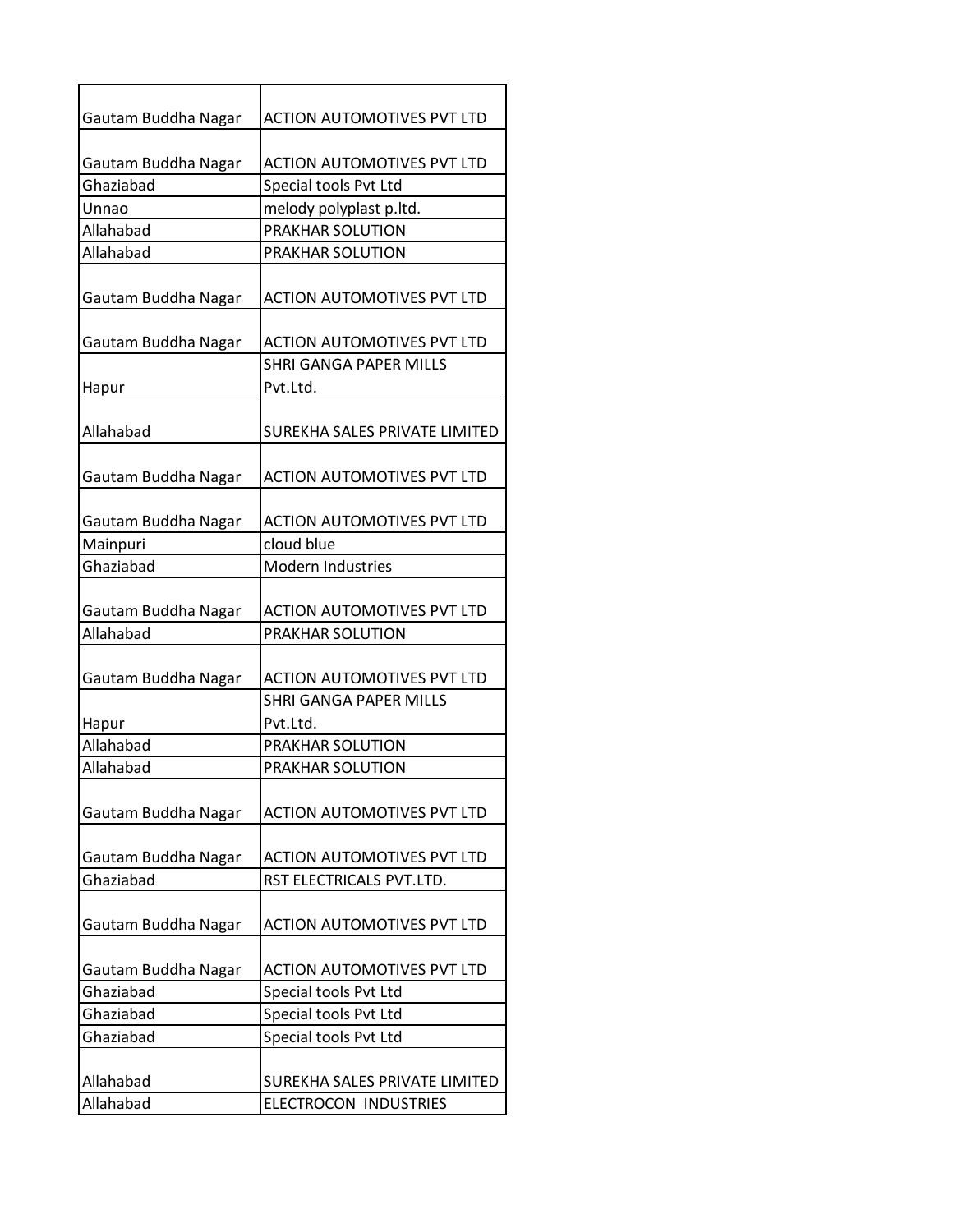| | |
|---|---|
| Gautam Buddha Nagar | ACTION AUTOMOTIVES PVT LTD |
| Gautam Buddha Nagar | ACTION AUTOMOTIVES PVT LTD |
| Ghaziabad | Special tools Pvt Ltd |
| Unnao | melody polyplast p.ltd. |
| Allahabad | PRAKHAR SOLUTION |
| Allahabad | PRAKHAR SOLUTION |
| Gautam Buddha Nagar | ACTION AUTOMOTIVES PVT LTD |
| Gautam Buddha Nagar | ACTION AUTOMOTIVES PVT LTD |
| Hapur | SHRI GANGA PAPER MILLS Pvt.Ltd. |
| Allahabad | SUREKHA SALES PRIVATE LIMITED |
| Gautam Buddha Nagar | ACTION AUTOMOTIVES PVT LTD |
| Gautam Buddha Nagar | ACTION AUTOMOTIVES PVT LTD |
| Mainpuri | cloud blue |
| Ghaziabad | Modern Industries |
| Gautam Buddha Nagar | ACTION AUTOMOTIVES PVT LTD |
| Allahabad | PRAKHAR SOLUTION |
| Gautam Buddha Nagar | ACTION AUTOMOTIVES PVT LTD |
| Hapur | SHRI GANGA PAPER MILLS Pvt.Ltd. |
| Allahabad | PRAKHAR SOLUTION |
| Allahabad | PRAKHAR SOLUTION |
| Gautam Buddha Nagar | ACTION AUTOMOTIVES PVT LTD |
| Gautam Buddha Nagar | ACTION AUTOMOTIVES PVT LTD |
| Ghaziabad | RST ELECTRICALS PVT.LTD. |
| Gautam Buddha Nagar | ACTION AUTOMOTIVES PVT LTD |
| Gautam Buddha Nagar | ACTION AUTOMOTIVES PVT LTD |
| Ghaziabad | Special tools Pvt Ltd |
| Ghaziabad | Special tools Pvt Ltd |
| Ghaziabad | Special tools Pvt Ltd |
| Allahabad | SUREKHA SALES PRIVATE LIMITED |
| Allahabad | ELECTROCON INDUSTRIES |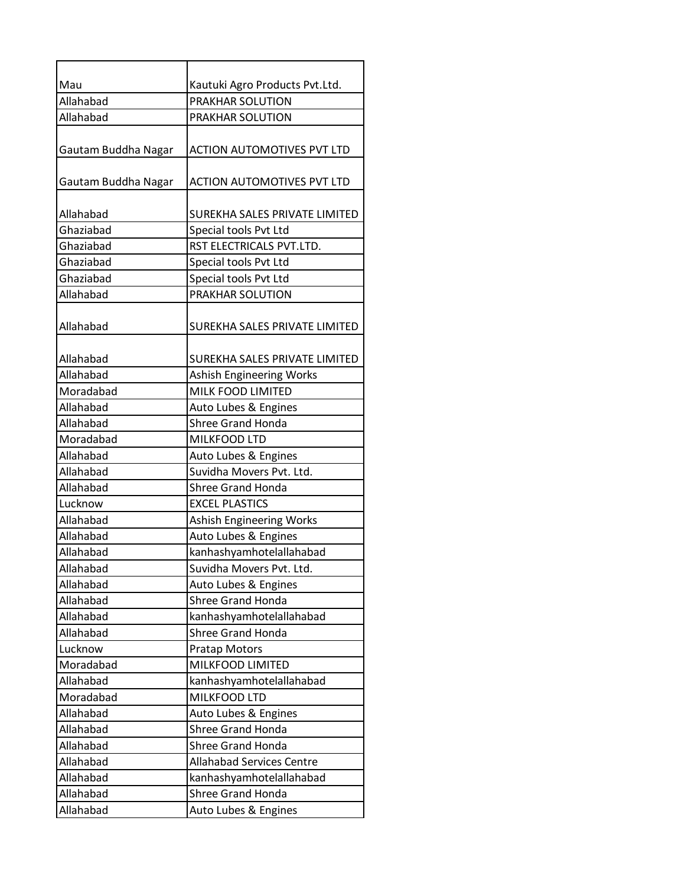| | |
|---|---|
| Mau | Kautuki Agro Products Pvt.Ltd. |
| Allahabad | PRAKHAR SOLUTION |
| Allahabad | PRAKHAR SOLUTION |
| Gautam Buddha Nagar | ACTION AUTOMOTIVES PVT LTD |
| Gautam Buddha Nagar | ACTION AUTOMOTIVES PVT LTD |
| Allahabad | SUREKHA SALES PRIVATE LIMITED |
| Ghaziabad | Special tools Pvt Ltd |
| Ghaziabad | RST ELECTRICALS PVT.LTD. |
| Ghaziabad | Special tools Pvt Ltd |
| Ghaziabad | Special tools Pvt Ltd |
| Allahabad | PRAKHAR SOLUTION |
| Allahabad | SUREKHA SALES PRIVATE LIMITED |
| Allahabad | SUREKHA SALES PRIVATE LIMITED |
| Allahabad | Ashish Engineering Works |
| Moradabad | MILK FOOD LIMITED |
| Allahabad | Auto Lubes & Engines |
| Allahabad | Shree Grand Honda |
| Moradabad | MILKFOOD LTD |
| Allahabad | Auto Lubes & Engines |
| Allahabad | Suvidha Movers Pvt. Ltd. |
| Allahabad | Shree Grand Honda |
| Lucknow | EXCEL PLASTICS |
| Allahabad | Ashish Engineering Works |
| Allahabad | Auto Lubes & Engines |
| Allahabad | kanhashyamhotelallahabad |
| Allahabad | Suvidha Movers Pvt. Ltd. |
| Allahabad | Auto Lubes & Engines |
| Allahabad | Shree Grand Honda |
| Allahabad | kanhashyamhotelallahabad |
| Allahabad | Shree Grand Honda |
| Lucknow | Pratap Motors |
| Moradabad | MILKFOOD LIMITED |
| Allahabad | kanhashyamhotelallahabad |
| Moradabad | MILKFOOD LTD |
| Allahabad | Auto Lubes & Engines |
| Allahabad | Shree Grand Honda |
| Allahabad | Shree Grand Honda |
| Allahabad | Allahabad Services Centre |
| Allahabad | kanhashyamhotelallahabad |
| Allahabad | Shree Grand Honda |
| Allahabad | Auto Lubes & Engines |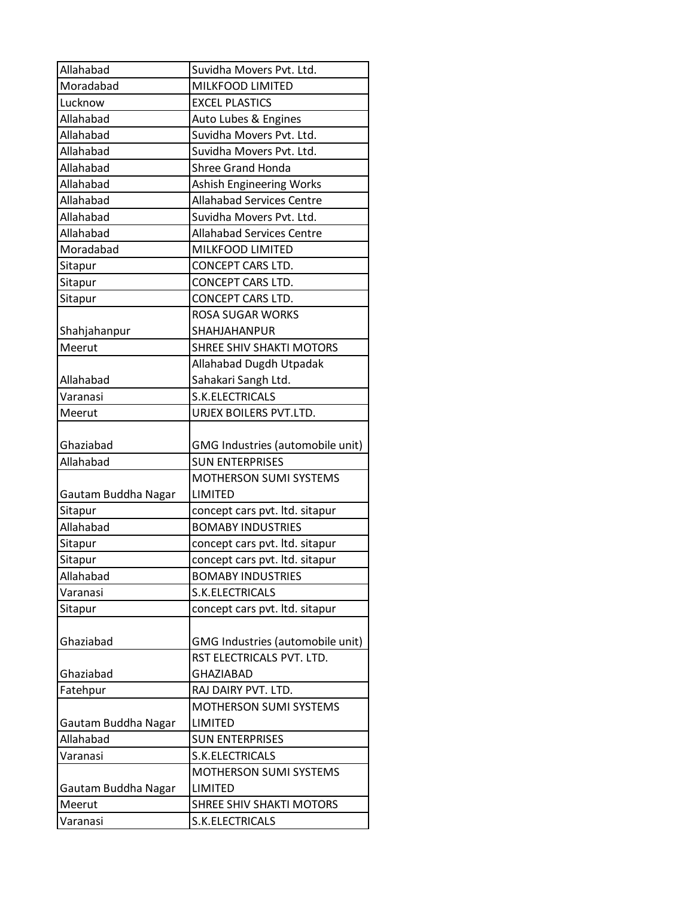| Allahabad | Suvidha Movers Pvt. Ltd. |
|---|---|
| Moradabad | MILKFOOD LIMITED |
| Lucknow | EXCEL PLASTICS |
| Allahabad | Auto Lubes & Engines |
| Allahabad | Suvidha Movers Pvt. Ltd. |
| Allahabad | Suvidha Movers Pvt. Ltd. |
| Allahabad | Shree Grand Honda |
| Allahabad | Ashish Engineering Works |
| Allahabad | Allahabad Services Centre |
| Allahabad | Suvidha Movers Pvt. Ltd. |
| Allahabad | Allahabad Services Centre |
| Moradabad | MILKFOOD LIMITED |
| Sitapur | CONCEPT CARS LTD. |
| Sitapur | CONCEPT CARS LTD. |
| Sitapur | CONCEPT CARS LTD. |
| Shahjahanpur | ROSA SUGAR WORKS SHAHJAHANPUR |
| Meerut | SHREE SHIV SHAKTI MOTORS |
| Allahabad | Allahabad Dugdh Utpadak Sahakari Sangh Ltd. |
| Varanasi | S.K.ELECTRICALS |
| Meerut | URJEX BOILERS PVT.LTD. |
| Ghaziabad | GMG Industries (automobile unit) |
| Allahabad | SUN ENTERPRISES |
| Gautam Buddha Nagar | MOTHERSON SUMI SYSTEMS LIMITED |
| Sitapur | concept cars pvt. ltd. sitapur |
| Allahabad | BOMABY INDUSTRIES |
| Sitapur | concept cars pvt. ltd. sitapur |
| Sitapur | concept cars pvt. ltd. sitapur |
| Allahabad | BOMABY INDUSTRIES |
| Varanasi | S.K.ELECTRICALS |
| Sitapur | concept cars pvt. ltd. sitapur |
| Ghaziabad | GMG Industries (automobile unit) |
| Ghaziabad | RST ELECTRICALS PVT. LTD. GHAZIABAD |
| Fatehpur | RAJ DAIRY PVT. LTD. |
| Gautam Buddha Nagar | MOTHERSON SUMI SYSTEMS LIMITED |
| Allahabad | SUN ENTERPRISES |
| Varanasi | S.K.ELECTRICALS |
| Gautam Buddha Nagar | MOTHERSON SUMI SYSTEMS LIMITED |
| Meerut | SHREE SHIV SHAKTI MOTORS |
| Varanasi | S.K.ELECTRICALS |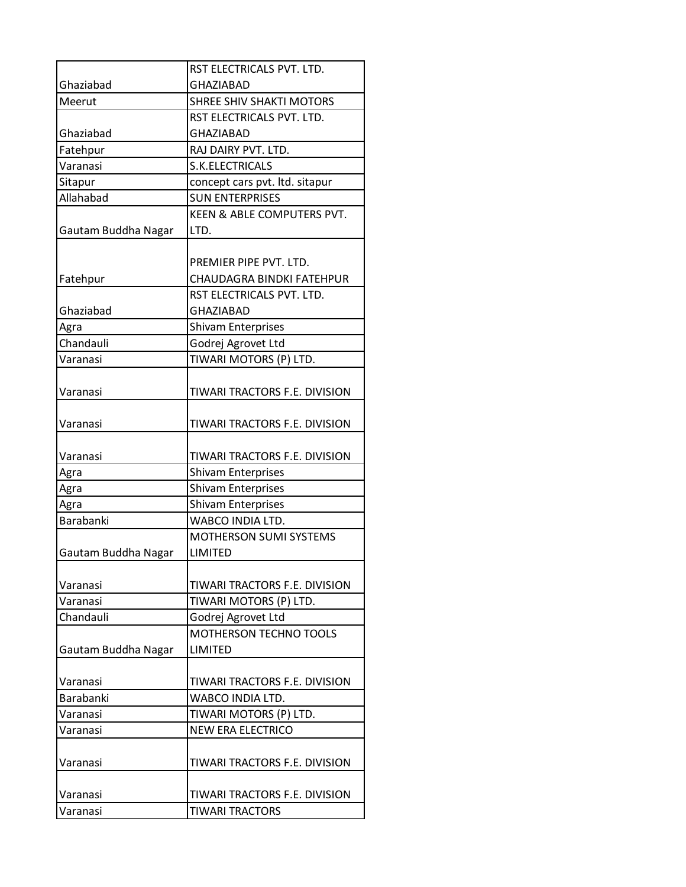| | |
|---|---|
| Ghaziabad | RST ELECTRICALS PVT. LTD. GHAZIABAD |
| Meerut | SHREE SHIV SHAKTI MOTORS |
| Ghaziabad | RST ELECTRICALS PVT. LTD. GHAZIABAD |
| Fatehpur | RAJ DAIRY PVT. LTD. |
| Varanasi | S.K.ELECTRICALS |
| Sitapur | concept cars pvt. ltd. sitapur |
| Allahabad | SUN ENTERPRISES |
| Gautam Buddha Nagar | KEEN & ABLE COMPUTERS PVT. LTD. |
| Fatehpur | PREMIER PIPE PVT. LTD. CHAUDAGRA BINDKI FATEHPUR |
| Ghaziabad | RST ELECTRICALS PVT. LTD. GHAZIABAD |
| Agra | Shivam Enterprises |
| Chandauli | Godrej Agrovet Ltd |
| Varanasi | TIWARI MOTORS (P) LTD. |
| Varanasi | TIWARI TRACTORS F.E. DIVISION |
| Varanasi | TIWARI TRACTORS F.E. DIVISION |
| Varanasi | TIWARI TRACTORS F.E. DIVISION |
| Agra | Shivam Enterprises |
| Agra | Shivam Enterprises |
| Agra | Shivam Enterprises |
| Barabanki | WABCO INDIA LTD. |
| Gautam Buddha Nagar | MOTHERSON SUMI SYSTEMS LIMITED |
| Varanasi | TIWARI TRACTORS F.E. DIVISION |
| Varanasi | TIWARI MOTORS (P) LTD. |
| Chandauli | Godrej Agrovet Ltd |
| Gautam Buddha Nagar | MOTHERSON TECHNO TOOLS LIMITED |
| Varanasi | TIWARI TRACTORS F.E. DIVISION |
| Barabanki | WABCO INDIA LTD. |
| Varanasi | TIWARI MOTORS (P) LTD. |
| Varanasi | NEW ERA ELECTRICO |
| Varanasi | TIWARI TRACTORS F.E. DIVISION |
| Varanasi | TIWARI TRACTORS F.E. DIVISION |
| Varanasi | TIWARI TRACTORS |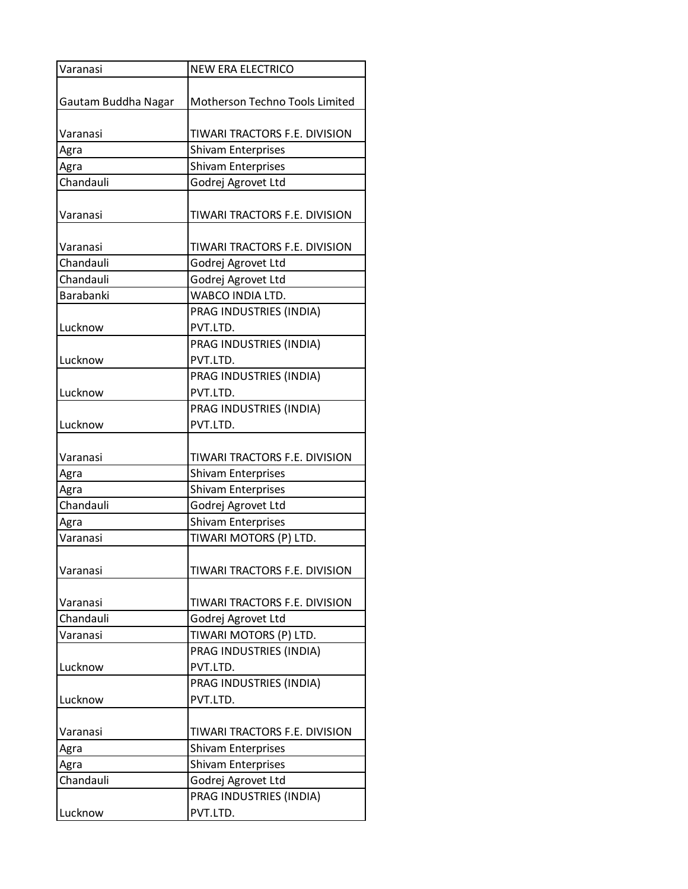| Varanasi | NEW ERA ELECTRICO |
|---|---|
| Gautam Buddha Nagar | Motherson Techno Tools Limited |
| Varanasi | TIWARI TRACTORS F.E. DIVISION |
| Agra | Shivam Enterprises |
| Agra | Shivam Enterprises |
| Chandauli | Godrej Agrovet Ltd |
| Varanasi | TIWARI TRACTORS F.E. DIVISION |
| Varanasi | TIWARI TRACTORS F.E. DIVISION |
| Chandauli | Godrej Agrovet Ltd |
| Chandauli | Godrej Agrovet Ltd |
| Barabanki | WABCO INDIA LTD. |
| Lucknow | PRAG INDUSTRIES (INDIA) PVT.LTD. |
| Lucknow | PRAG INDUSTRIES (INDIA) PVT.LTD. |
| Lucknow | PRAG INDUSTRIES (INDIA) PVT.LTD. |
| Lucknow | PRAG INDUSTRIES (INDIA) PVT.LTD. |
| Varanasi | TIWARI TRACTORS F.E. DIVISION |
| Agra | Shivam Enterprises |
| Agra | Shivam Enterprises |
| Chandauli | Godrej Agrovet Ltd |
| Agra | Shivam Enterprises |
| Varanasi | TIWARI MOTORS (P) LTD. |
| Varanasi | TIWARI TRACTORS F.E. DIVISION |
| Varanasi | TIWARI TRACTORS F.E. DIVISION |
| Chandauli | Godrej Agrovet Ltd |
| Varanasi | TIWARI MOTORS (P) LTD. |
| Lucknow | PRAG INDUSTRIES (INDIA) PVT.LTD. |
| Lucknow | PRAG INDUSTRIES (INDIA) PVT.LTD. |
| Varanasi | TIWARI TRACTORS F.E. DIVISION |
| Agra | Shivam Enterprises |
| Agra | Shivam Enterprises |
| Chandauli | Godrej Agrovet Ltd |
| Lucknow | PRAG INDUSTRIES (INDIA) PVT.LTD. |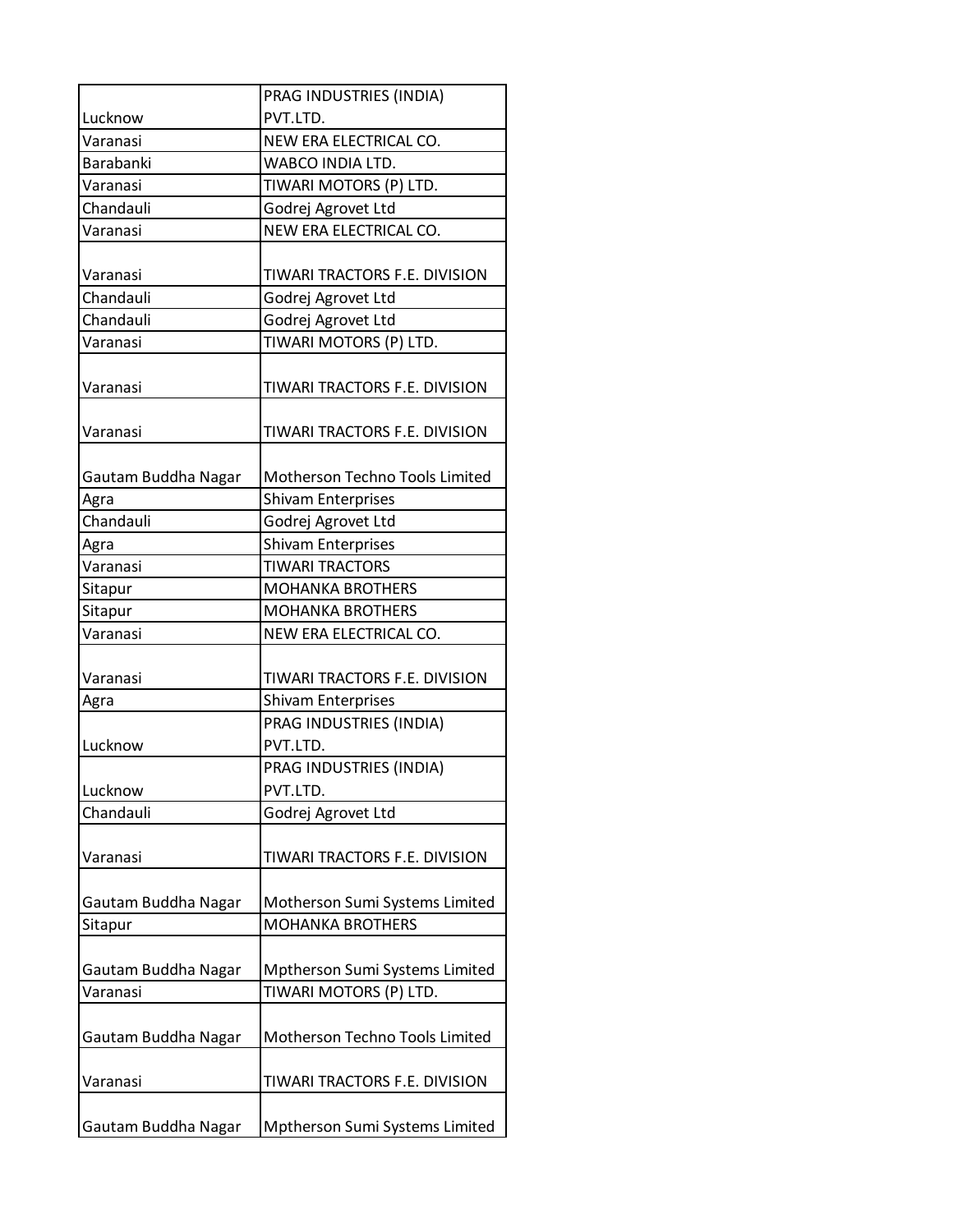| | |
|---|---|
| Lucknow | PRAG INDUSTRIES (INDIA) PVT.LTD. |
| Varanasi | NEW ERA ELECTRICAL CO. |
| Barabanki | WABCO INDIA LTD. |
| Varanasi | TIWARI MOTORS (P) LTD. |
| Chandauli | Godrej Agrovet Ltd |
| Varanasi | NEW ERA ELECTRICAL CO. |
| Varanasi | TIWARI TRACTORS F.E. DIVISION |
| Chandauli | Godrej Agrovet Ltd |
| Chandauli | Godrej Agrovet Ltd |
| Varanasi | TIWARI MOTORS (P) LTD. |
| Varanasi | TIWARI TRACTORS F.E. DIVISION |
| Varanasi | TIWARI TRACTORS F.E. DIVISION |
| Gautam Buddha Nagar | Motherson Techno Tools Limited |
| Agra | Shivam Enterprises |
| Chandauli | Godrej Agrovet Ltd |
| Agra | Shivam Enterprises |
| Varanasi | TIWARI TRACTORS |
| Sitapur | MOHANKA BROTHERS |
| Sitapur | MOHANKA BROTHERS |
| Varanasi | NEW ERA ELECTRICAL CO. |
| Varanasi | TIWARI TRACTORS F.E. DIVISION |
| Agra | Shivam Enterprises |
| Lucknow | PRAG INDUSTRIES (INDIA) PVT.LTD. |
| Lucknow | PRAG INDUSTRIES (INDIA) PVT.LTD. |
| Chandauli | Godrej Agrovet Ltd |
| Varanasi | TIWARI TRACTORS F.E. DIVISION |
| Gautam Buddha Nagar | Motherson Sumi Systems Limited |
| Sitapur | MOHANKA BROTHERS |
| Gautam Buddha Nagar | Mptherson Sumi Systems Limited |
| Varanasi | TIWARI MOTORS (P) LTD. |
| Gautam Buddha Nagar | Motherson Techno Tools Limited |
| Varanasi | TIWARI TRACTORS F.E. DIVISION |
| Gautam Buddha Nagar | Mptherson Sumi Systems Limited |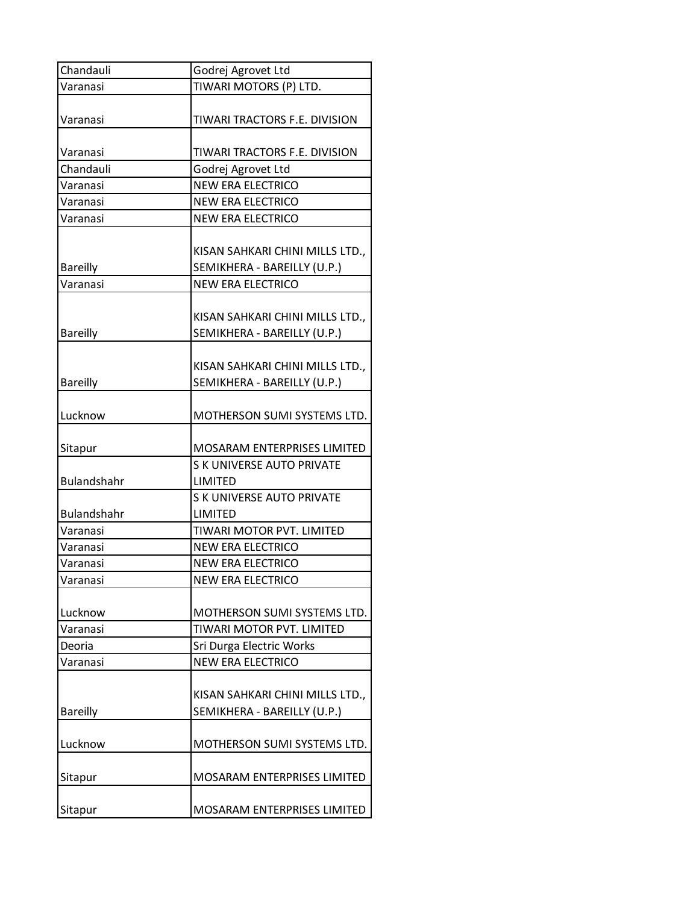| Chandauli | Godrej Agrovet Ltd |
|---|---|
| Varanasi | TIWARI MOTORS (P) LTD. |
| Varanasi | TIWARI TRACTORS F.E. DIVISION |
| Varanasi | TIWARI TRACTORS F.E. DIVISION |
| Chandauli | Godrej Agrovet Ltd |
| Varanasi | NEW ERA ELECTRICO |
| Varanasi | NEW ERA ELECTRICO |
| Varanasi | NEW ERA ELECTRICO |
| Bareilly | KISAN SAHKARI CHINI MILLS LTD., SEMIKHERA - BAREILLY (U.P.) |
| Varanasi | NEW ERA ELECTRICO |
| Bareilly | KISAN SAHKARI CHINI MILLS LTD., SEMIKHERA - BAREILLY (U.P.) |
| Bareilly | KISAN SAHKARI CHINI MILLS LTD., SEMIKHERA - BAREILLY (U.P.) |
| Lucknow | MOTHERSON SUMI SYSTEMS LTD. |
| Sitapur | MOSARAM ENTERPRISES LIMITED |
| Bulandshahr | S K UNIVERSE AUTO PRIVATE LIMITED |
| Bulandshahr | S K UNIVERSE AUTO PRIVATE LIMITED |
| Varanasi | TIWARI MOTOR PVT. LIMITED |
| Varanasi | NEW ERA ELECTRICO |
| Varanasi | NEW ERA ELECTRICO |
| Varanasi | NEW ERA ELECTRICO |
| Lucknow | MOTHERSON SUMI SYSTEMS LTD. |
| Varanasi | TIWARI MOTOR PVT. LIMITED |
| Deoria | Sri Durga Electric Works |
| Varanasi | NEW ERA ELECTRICO |
| Bareilly | KISAN SAHKARI CHINI MILLS LTD., SEMIKHERA - BAREILLY (U.P.) |
| Lucknow | MOTHERSON SUMI SYSTEMS LTD. |
| Sitapur | MOSARAM ENTERPRISES LIMITED |
| Sitapur | MOSARAM ENTERPRISES LIMITED |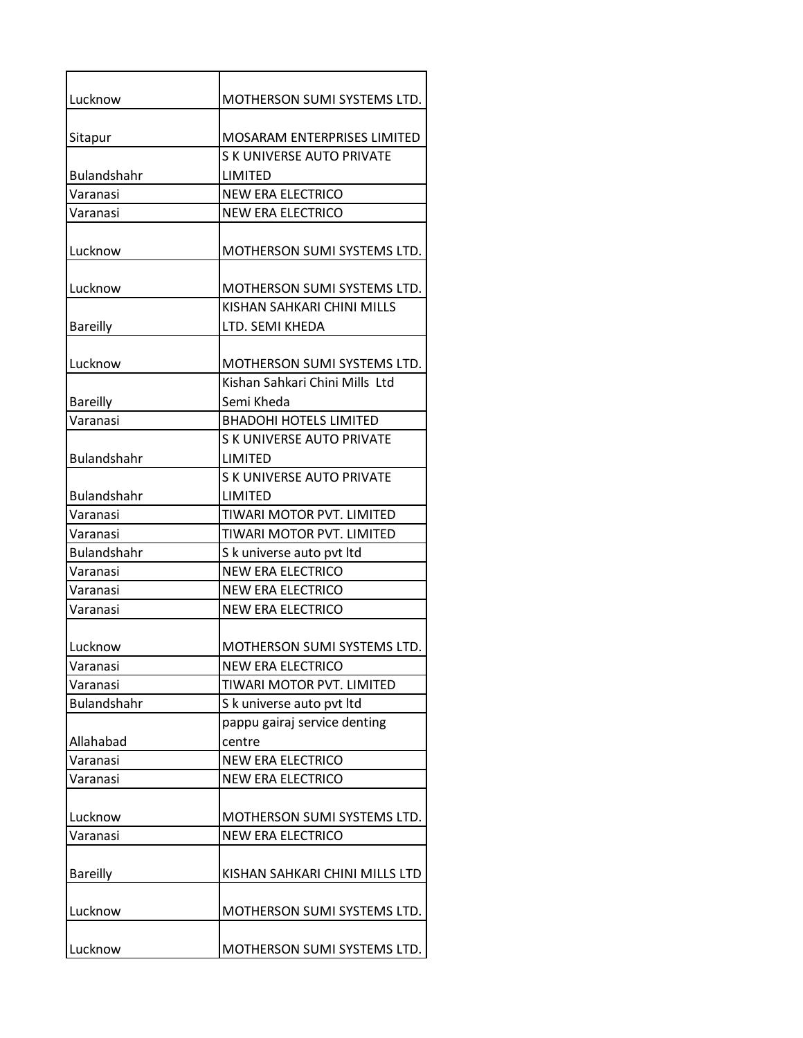| | |
|---|---|
| Lucknow | MOTHERSON SUMI SYSTEMS LTD. |
| Sitapur | MOSARAM ENTERPRISES LIMITED |
| Bulandshahr | S K UNIVERSE AUTO PRIVATE LIMITED |
| Varanasi | NEW ERA ELECTRICO |
| Varanasi | NEW ERA ELECTRICO |
| Lucknow | MOTHERSON SUMI SYSTEMS LTD. |
| Lucknow | MOTHERSON SUMI SYSTEMS LTD. |
| Bareilly | KISHAN SAHKARI CHINI MILLS LTD. SEMI KHEDA |
| Lucknow | MOTHERSON SUMI SYSTEMS LTD. |
| Bareilly | Kishan Sahkari Chini Mills Ltd Semi Kheda |
| Varanasi | BHADOHI HOTELS LIMITED |
| Bulandshahr | S K UNIVERSE AUTO PRIVATE LIMITED |
| Bulandshahr | S K UNIVERSE AUTO PRIVATE LIMITED |
| Varanasi | TIWARI MOTOR PVT. LIMITED |
| Varanasi | TIWARI MOTOR PVT. LIMITED |
| Bulandshahr | S k universe auto pvt ltd |
| Varanasi | NEW ERA ELECTRICO |
| Varanasi | NEW ERA ELECTRICO |
| Varanasi | NEW ERA ELECTRICO |
| Lucknow | MOTHERSON SUMI SYSTEMS LTD. |
| Varanasi | NEW ERA ELECTRICO |
| Varanasi | TIWARI MOTOR PVT. LIMITED |
| Bulandshahr | S k universe auto pvt ltd |
| Allahabad | pappu gairaj service denting centre |
| Varanasi | NEW ERA ELECTRICO |
| Varanasi | NEW ERA ELECTRICO |
| Lucknow | MOTHERSON SUMI SYSTEMS LTD. |
| Varanasi | NEW ERA ELECTRICO |
| Bareilly | KISHAN SAHKARI CHINI MILLS LTD |
| Lucknow | MOTHERSON SUMI SYSTEMS LTD. |
| Lucknow | MOTHERSON SUMI SYSTEMS LTD. |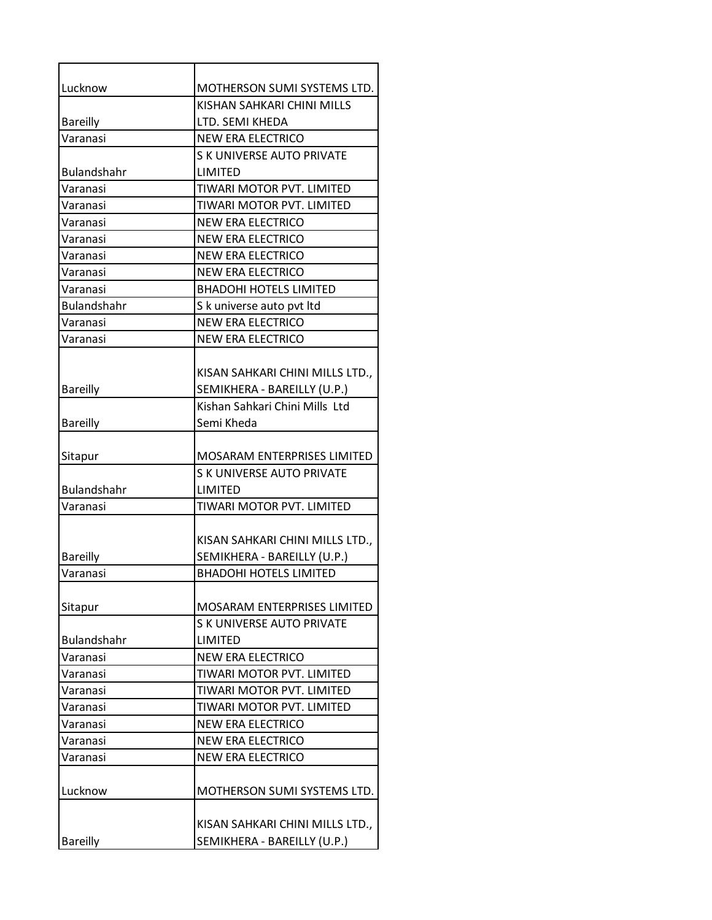| | |
|---|---|
| Lucknow | MOTHERSON SUMI SYSTEMS LTD. |
| Bareilly | KISHAN SAHKARI CHINI MILLS LTD. SEMI KHEDA |
| Varanasi | NEW ERA ELECTRICO |
| Bulandshahr | S K UNIVERSE AUTO PRIVATE LIMITED |
| Varanasi | TIWARI MOTOR PVT. LIMITED |
| Varanasi | TIWARI MOTOR PVT. LIMITED |
| Varanasi | NEW ERA ELECTRICO |
| Varanasi | NEW ERA ELECTRICO |
| Varanasi | NEW ERA ELECTRICO |
| Varanasi | NEW ERA ELECTRICO |
| Varanasi | BHADOHI HOTELS LIMITED |
| Bulandshahr | S k universe auto pvt ltd |
| Varanasi | NEW ERA ELECTRICO |
| Varanasi | NEW ERA ELECTRICO |
| Bareilly | KISAN SAHKARI CHINI MILLS LTD., SEMIKHERA - BAREILLY (U.P.) |
| Bareilly | Kishan Sahkari Chini Mills Ltd Semi Kheda |
| Sitapur | MOSARAM ENTERPRISES LIMITED |
| Bulandshahr | S K UNIVERSE AUTO PRIVATE LIMITED |
| Varanasi | TIWARI MOTOR PVT. LIMITED |
| Bareilly | KISAN SAHKARI CHINI MILLS LTD., SEMIKHERA - BAREILLY (U.P.) |
| Varanasi | BHADOHI HOTELS LIMITED |
| Sitapur | MOSARAM ENTERPRISES LIMITED |
| Bulandshahr | S K UNIVERSE AUTO PRIVATE LIMITED |
| Varanasi | NEW ERA ELECTRICO |
| Varanasi | TIWARI MOTOR PVT. LIMITED |
| Varanasi | TIWARI MOTOR PVT. LIMITED |
| Varanasi | TIWARI MOTOR PVT. LIMITED |
| Varanasi | NEW ERA ELECTRICO |
| Varanasi | NEW ERA ELECTRICO |
| Varanasi | NEW ERA ELECTRICO |
| Lucknow | MOTHERSON SUMI SYSTEMS LTD. |
| Bareilly | KISAN SAHKARI CHINI MILLS LTD., SEMIKHERA - BAREILLY (U.P.) |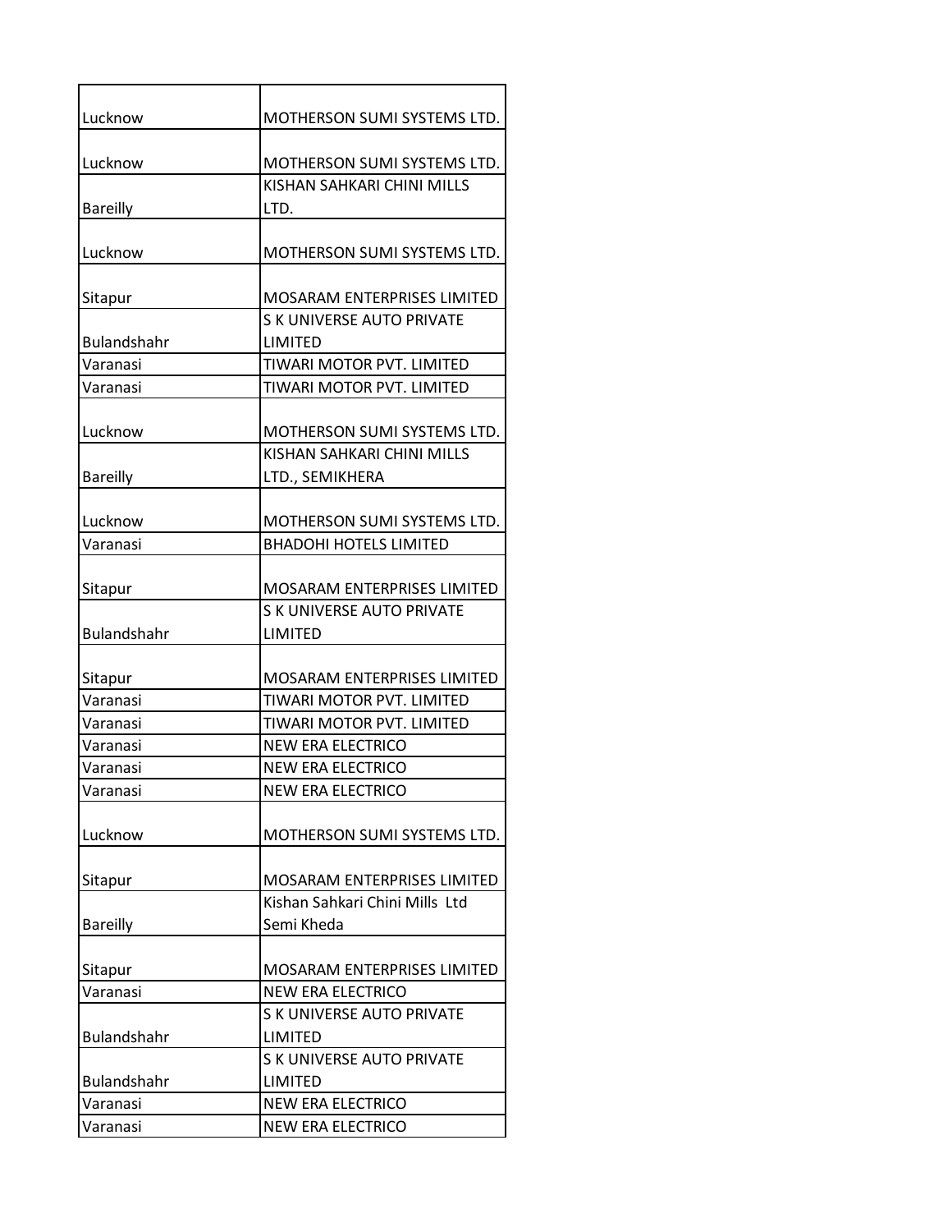| | |
|---|---|
| Lucknow | MOTHERSON SUMI SYSTEMS LTD. |
| Lucknow | MOTHERSON SUMI SYSTEMS LTD. |
| Bareilly | KISHAN SAHKARI CHINI MILLS LTD. |
| Lucknow | MOTHERSON SUMI SYSTEMS LTD. |
| Sitapur | MOSARAM ENTERPRISES LIMITED |
| Bulandshahr | S K UNIVERSE AUTO PRIVATE LIMITED |
| Varanasi | TIWARI MOTOR PVT. LIMITED |
| Varanasi | TIWARI MOTOR PVT. LIMITED |
| Lucknow | MOTHERSON SUMI SYSTEMS LTD. |
| Bareilly | KISHAN SAHKARI CHINI MILLS LTD., SEMIKHERA |
| Lucknow | MOTHERSON SUMI SYSTEMS LTD. |
| Varanasi | BHADOHI HOTELS LIMITED |
| Sitapur | MOSARAM ENTERPRISES LIMITED |
| Bulandshahr | S K UNIVERSE AUTO PRIVATE LIMITED |
| Sitapur | MOSARAM ENTERPRISES LIMITED |
| Varanasi | TIWARI MOTOR PVT. LIMITED |
| Varanasi | TIWARI MOTOR PVT. LIMITED |
| Varanasi | NEW ERA ELECTRICO |
| Varanasi | NEW ERA ELECTRICO |
| Varanasi | NEW ERA ELECTRICO |
| Lucknow | MOTHERSON SUMI SYSTEMS LTD. |
| Sitapur | MOSARAM ENTERPRISES LIMITED |
| Bareilly | Kishan Sahkari Chini Mills Ltd Semi Kheda |
| Sitapur | MOSARAM ENTERPRISES LIMITED |
| Varanasi | NEW ERA ELECTRICO |
| Bulandshahr | S K UNIVERSE AUTO PRIVATE LIMITED |
| Bulandshahr | S K UNIVERSE AUTO PRIVATE LIMITED |
| Varanasi | NEW ERA ELECTRICO |
| Varanasi | NEW ERA ELECTRICO |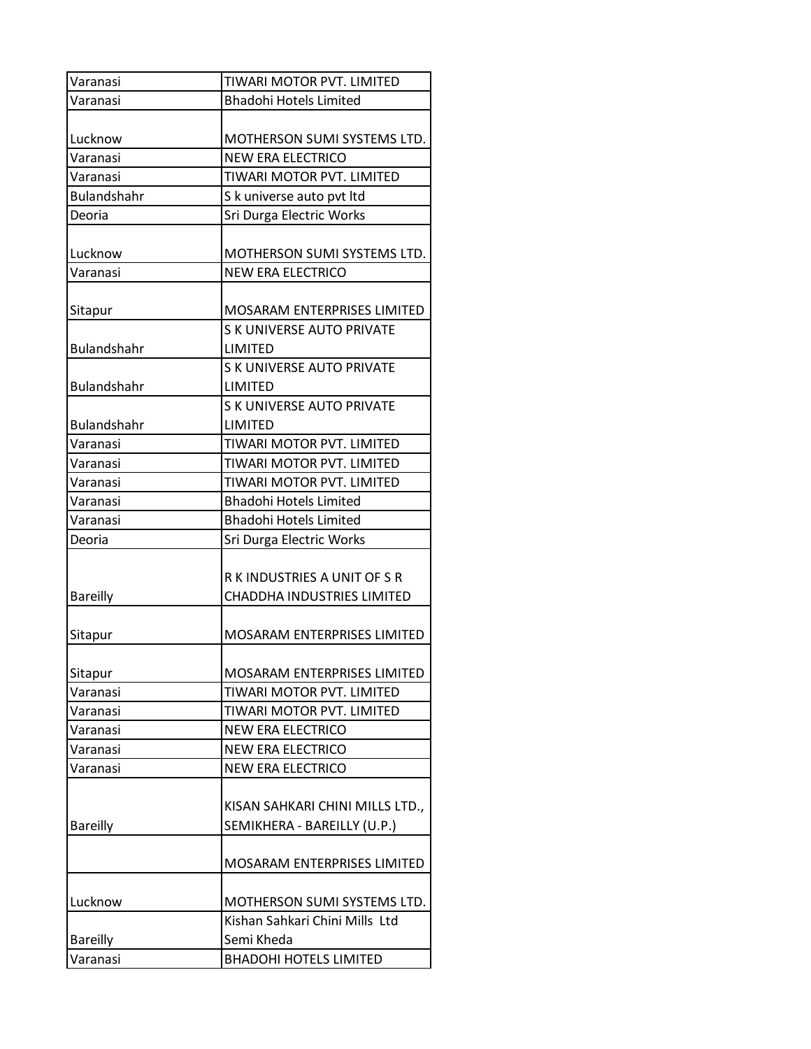| | |
|---|---|
| Varanasi | TIWARI MOTOR PVT. LIMITED |
| Varanasi | Bhadohi Hotels Limited |
| Lucknow | MOTHERSON SUMI SYSTEMS LTD. |
| Varanasi | NEW ERA ELECTRICO |
| Varanasi | TIWARI MOTOR PVT. LIMITED |
| Bulandshahr | S k universe auto pvt ltd |
| Deoria | Sri Durga Electric Works |
| Lucknow | MOTHERSON SUMI SYSTEMS LTD. |
| Varanasi | NEW ERA ELECTRICO |
| Sitapur | MOSARAM ENTERPRISES LIMITED |
| Bulandshahr | S K UNIVERSE AUTO PRIVATE LIMITED |
| Bulandshahr | S K UNIVERSE AUTO PRIVATE LIMITED |
| Bulandshahr | S K UNIVERSE AUTO PRIVATE LIMITED |
| Varanasi | TIWARI MOTOR PVT. LIMITED |
| Varanasi | TIWARI MOTOR PVT. LIMITED |
| Varanasi | TIWARI MOTOR PVT. LIMITED |
| Varanasi | Bhadohi Hotels Limited |
| Varanasi | Bhadohi Hotels Limited |
| Deoria | Sri Durga Electric Works |
| Bareilly | R K INDUSTRIES A UNIT OF S R CHADDHA INDUSTRIES LIMITED |
| Sitapur | MOSARAM ENTERPRISES LIMITED |
| Sitapur | MOSARAM ENTERPRISES LIMITED |
| Varanasi | TIWARI MOTOR PVT. LIMITED |
| Varanasi | TIWARI MOTOR PVT. LIMITED |
| Varanasi | NEW ERA ELECTRICO |
| Varanasi | NEW ERA ELECTRICO |
| Varanasi | NEW ERA ELECTRICO |
| Bareilly | KISAN SAHKARI CHINI MILLS LTD., SEMIKHERA - BAREILLY (U.P.) |
| | MOSARAM ENTERPRISES LIMITED |
| Lucknow | MOTHERSON SUMI SYSTEMS LTD. |
| Bareilly | Kishan Sahkari Chini Mills Ltd Semi Kheda |
| Varanasi | BHADOHI HOTELS LIMITED |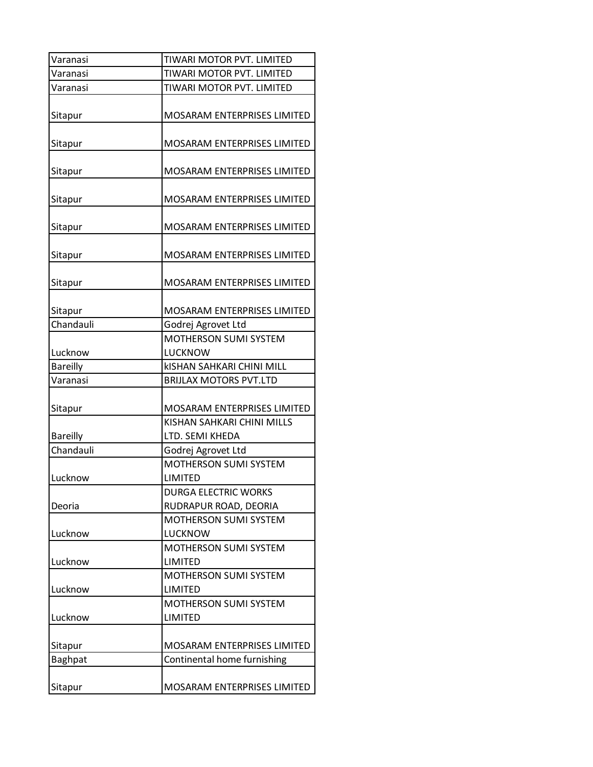| | |
|---|---|
| Varanasi | TIWARI MOTOR PVT. LIMITED |
| Varanasi | TIWARI MOTOR PVT. LIMITED |
| Varanasi | TIWARI MOTOR PVT. LIMITED |
| Sitapur | MOSARAM ENTERPRISES LIMITED |
| Sitapur | MOSARAM ENTERPRISES LIMITED |
| Sitapur | MOSARAM ENTERPRISES LIMITED |
| Sitapur | MOSARAM ENTERPRISES LIMITED |
| Sitapur | MOSARAM ENTERPRISES LIMITED |
| Sitapur | MOSARAM ENTERPRISES LIMITED |
| Sitapur | MOSARAM ENTERPRISES LIMITED |
| Sitapur | MOSARAM ENTERPRISES LIMITED |
| Chandauli | Godrej Agrovet Ltd |
| Lucknow | MOTHERSON SUMI SYSTEM LUCKNOW |
| Bareilly | kISHAN SAHKARI CHINI MILL |
| Varanasi | BRIJLAX MOTORS PVT.LTD |
| Sitapur | MOSARAM ENTERPRISES LIMITED |
| Bareilly | KISHAN SAHKARI CHINI MILLS LTD. SEMI KHEDA |
| Chandauli | Godrej Agrovet Ltd |
| Lucknow | MOTHERSON SUMI SYSTEM LIMITED |
| Deoria | DURGA ELECTRIC WORKS RUDRAPUR ROAD, DEORIA |
| Lucknow | MOTHERSON SUMI SYSTEM LUCKNOW |
| Lucknow | MOTHERSON SUMI SYSTEM LIMITED |
| Lucknow | MOTHERSON SUMI SYSTEM LIMITED |
| Lucknow | MOTHERSON SUMI SYSTEM LIMITED |
| Sitapur | MOSARAM ENTERPRISES LIMITED |
| Baghpat | Continental home furnishing |
| Sitapur | MOSARAM ENTERPRISES LIMITED |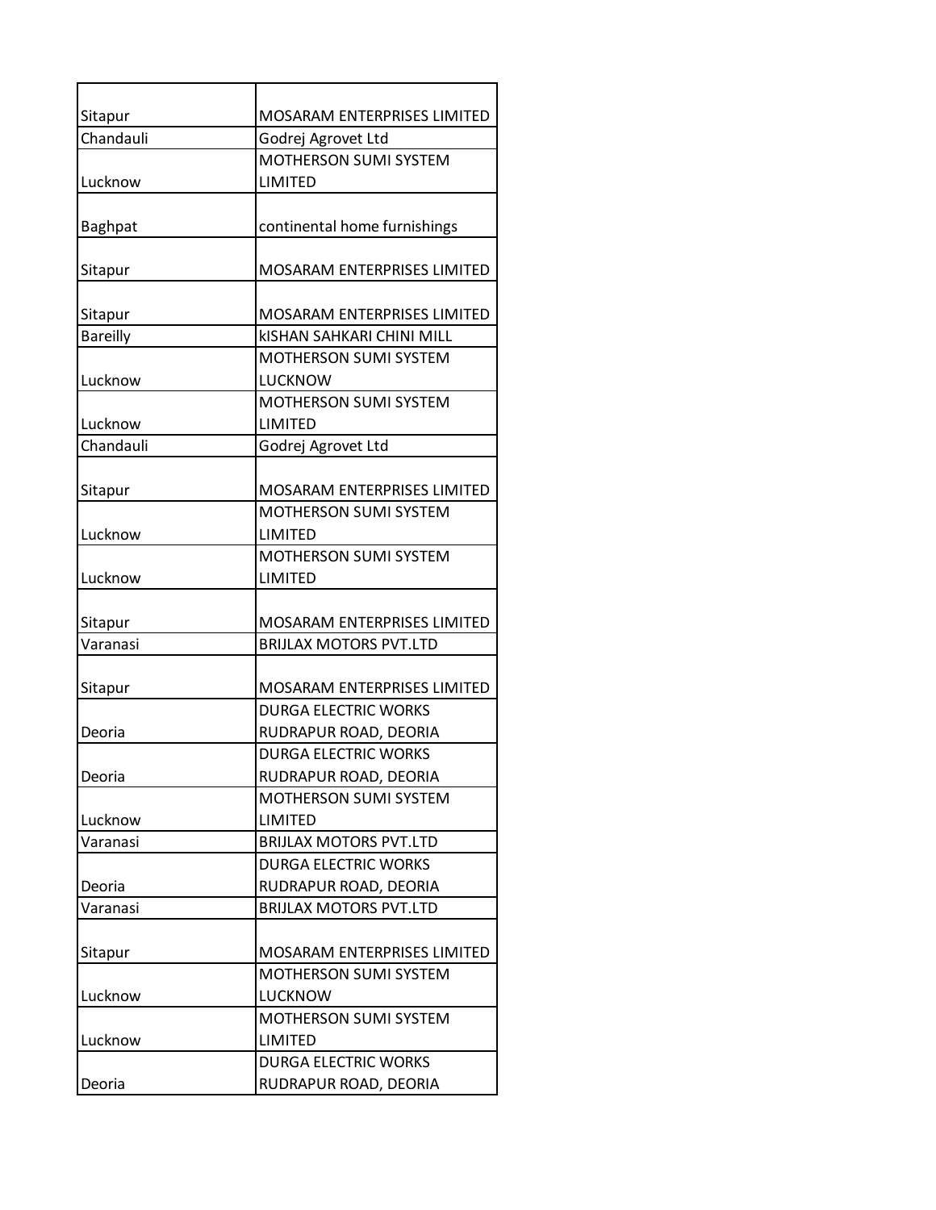| | |
|---|---|
| Sitapur | MOSARAM ENTERPRISES LIMITED |
| Chandauli | Godrej Agrovet Ltd |
| Lucknow | MOTHERSON SUMI SYSTEM LIMITED |
| Baghpat | continental home furnishings |
| Sitapur | MOSARAM ENTERPRISES LIMITED |
| Sitapur | MOSARAM ENTERPRISES LIMITED |
| Bareilly | kISHAN SAHKARI CHINI MILL |
| Lucknow | MOTHERSON SUMI SYSTEM LUCKNOW |
| Lucknow | MOTHERSON SUMI SYSTEM LIMITED |
| Chandauli | Godrej Agrovet Ltd |
| Sitapur | MOSARAM ENTERPRISES LIMITED |
| Lucknow | MOTHERSON SUMI SYSTEM LIMITED |
| Lucknow | MOTHERSON SUMI SYSTEM LIMITED |
| Sitapur | MOSARAM ENTERPRISES LIMITED |
| Varanasi | BRIJLAX MOTORS PVT.LTD |
| Sitapur | MOSARAM ENTERPRISES LIMITED |
| Deoria | DURGA ELECTRIC WORKS RUDRAPUR ROAD, DEORIA |
| Deoria | DURGA ELECTRIC WORKS RUDRAPUR ROAD, DEORIA |
| Lucknow | MOTHERSON SUMI SYSTEM LIMITED |
| Varanasi | BRIJLAX MOTORS PVT.LTD |
| Deoria | DURGA ELECTRIC WORKS RUDRAPUR ROAD, DEORIA |
| Varanasi | BRIJLAX MOTORS PVT.LTD |
| Sitapur | MOSARAM ENTERPRISES LIMITED |
| Lucknow | MOTHERSON SUMI SYSTEM LUCKNOW |
| Lucknow | MOTHERSON SUMI SYSTEM LIMITED |
| Deoria | DURGA ELECTRIC WORKS RUDRAPUR ROAD, DEORIA |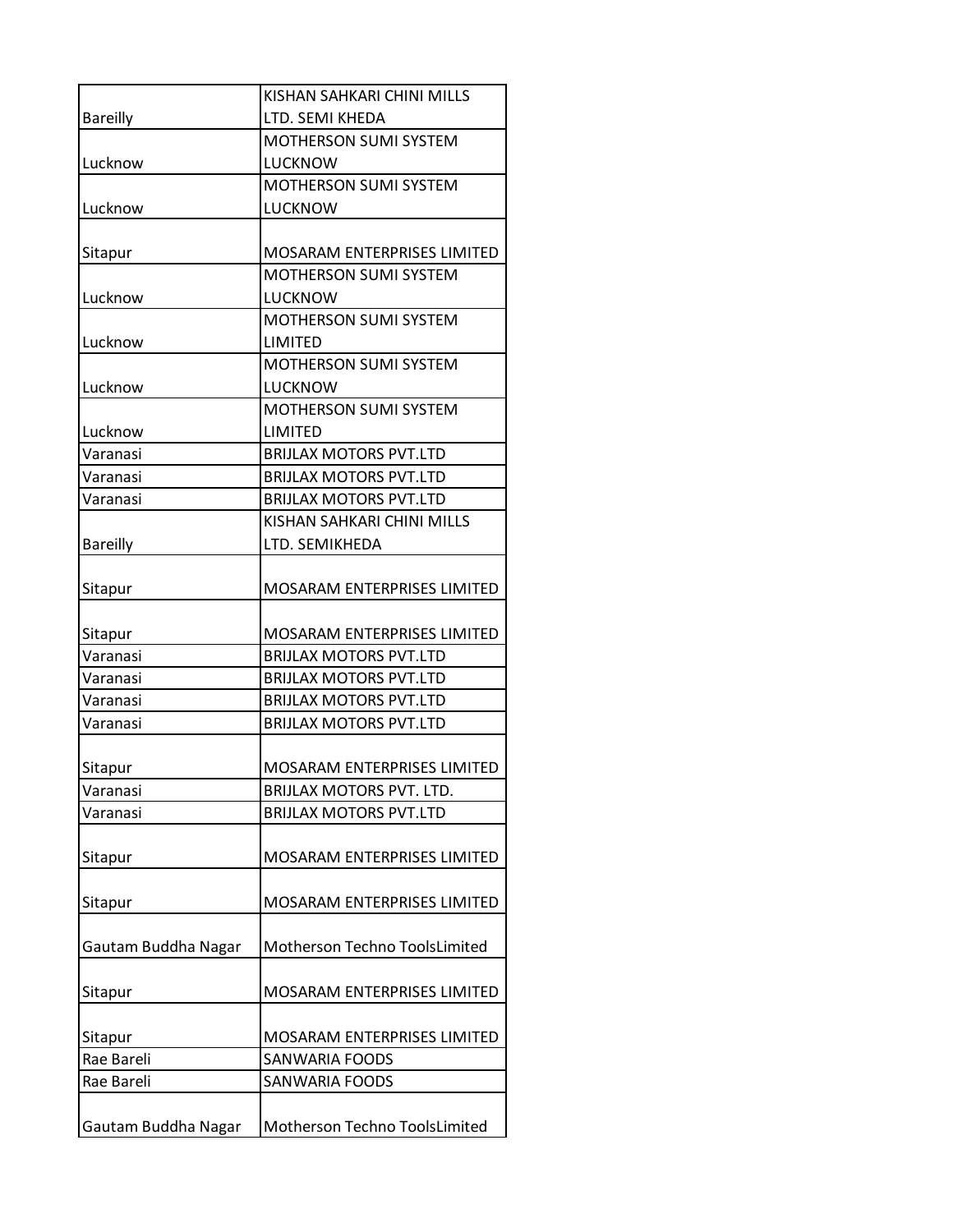| | |
|---|---|
| Bareilly | KISHAN SAHKARI CHINI MILLS LTD. SEMI KHEDA |
| Lucknow | MOTHERSON SUMI SYSTEM LUCKNOW |
| Lucknow | MOTHERSON SUMI SYSTEM LUCKNOW |
| Sitapur | MOSARAM ENTERPRISES LIMITED |
| Lucknow | MOTHERSON SUMI SYSTEM LUCKNOW |
| Lucknow | MOTHERSON SUMI SYSTEM LIMITED |
| Lucknow | MOTHERSON SUMI SYSTEM LUCKNOW |
| Lucknow | MOTHERSON SUMI SYSTEM LIMITED |
| Varanasi | BRIJLAX MOTORS PVT.LTD |
| Varanasi | BRIJLAX MOTORS PVT.LTD |
| Varanasi | BRIJLAX MOTORS PVT.LTD |
| Bareilly | KISHAN SAHKARI CHINI MILLS LTD. SEMIKHEDA |
| Sitapur | MOSARAM ENTERPRISES LIMITED |
| Sitapur | MOSARAM ENTERPRISES LIMITED |
| Varanasi | BRIJLAX MOTORS PVT.LTD |
| Varanasi | BRIJLAX MOTORS PVT.LTD |
| Varanasi | BRIJLAX MOTORS PVT.LTD |
| Varanasi | BRIJLAX MOTORS PVT.LTD |
| Sitapur | MOSARAM ENTERPRISES LIMITED |
| Varanasi | BRIJLAX MOTORS PVT. LTD. |
| Varanasi | BRIJLAX MOTORS PVT.LTD |
| Sitapur | MOSARAM ENTERPRISES LIMITED |
| Sitapur | MOSARAM ENTERPRISES LIMITED |
| Gautam Buddha Nagar | Motherson Techno ToolsLimited |
| Sitapur | MOSARAM ENTERPRISES LIMITED |
| Sitapur | MOSARAM ENTERPRISES LIMITED |
| Rae Bareli | SANWARIA FOODS |
| Rae Bareli | SANWARIA FOODS |
| Gautam Buddha Nagar | Motherson Techno ToolsLimited |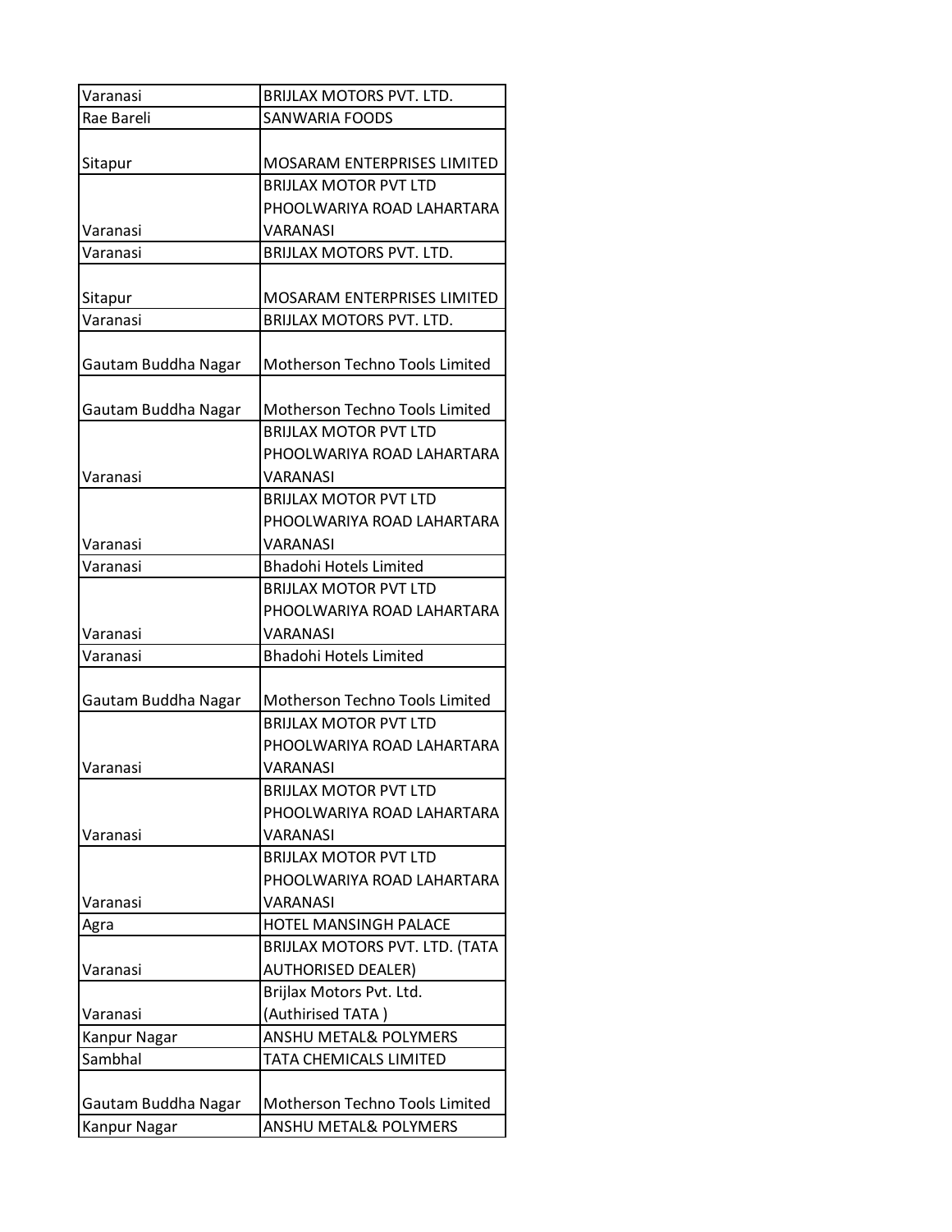| | |
|---|---|
| Varanasi | BRIJLAX MOTORS PVT. LTD. |
| Rae Bareli | SANWARIA FOODS |
| Sitapur | MOSARAM ENTERPRISES LIMITED |
| Varanasi | BRIJLAX MOTOR PVT LTD PHOOLWARIYA ROAD LAHARTARA VARANASI |
| Varanasi | BRIJLAX MOTORS PVT. LTD. |
| Sitapur | MOSARAM ENTERPRISES LIMITED |
| Varanasi | BRIJLAX MOTORS PVT. LTD. |
| Gautam Buddha Nagar | Motherson Techno Tools Limited |
| Gautam Buddha Nagar | Motherson Techno Tools Limited |
| Varanasi | BRIJLAX MOTOR PVT LTD PHOOLWARIYA ROAD LAHARTARA VARANASI |
| Varanasi | BRIJLAX MOTOR PVT LTD PHOOLWARIYA ROAD LAHARTARA VARANASI |
| Varanasi | Bhadohi Hotels Limited |
| Varanasi | BRIJLAX MOTOR PVT LTD PHOOLWARIYA ROAD LAHARTARA VARANASI |
| Varanasi | Bhadohi Hotels Limited |
| Gautam Buddha Nagar | Motherson Techno Tools Limited |
| Varanasi | BRIJLAX MOTOR PVT LTD PHOOLWARIYA ROAD LAHARTARA VARANASI |
| Varanasi | BRIJLAX MOTOR PVT LTD PHOOLWARIYA ROAD LAHARTARA VARANASI |
| Varanasi | BRIJLAX MOTOR PVT LTD PHOOLWARIYA ROAD LAHARTARA VARANASI |
| Agra | HOTEL MANSINGH PALACE |
| Varanasi | BRIJLAX MOTORS PVT. LTD. (TATA AUTHORISED DEALER) |
| Varanasi | Brijlax Motors Pvt. Ltd. (Authirised TATA ) |
| Kanpur Nagar | ANSHU METAL& POLYMERS |
| Sambhal | TATA CHEMICALS LIMITED |
| Gautam Buddha Nagar | Motherson Techno Tools Limited |
| Kanpur Nagar | ANSHU METAL& POLYMERS |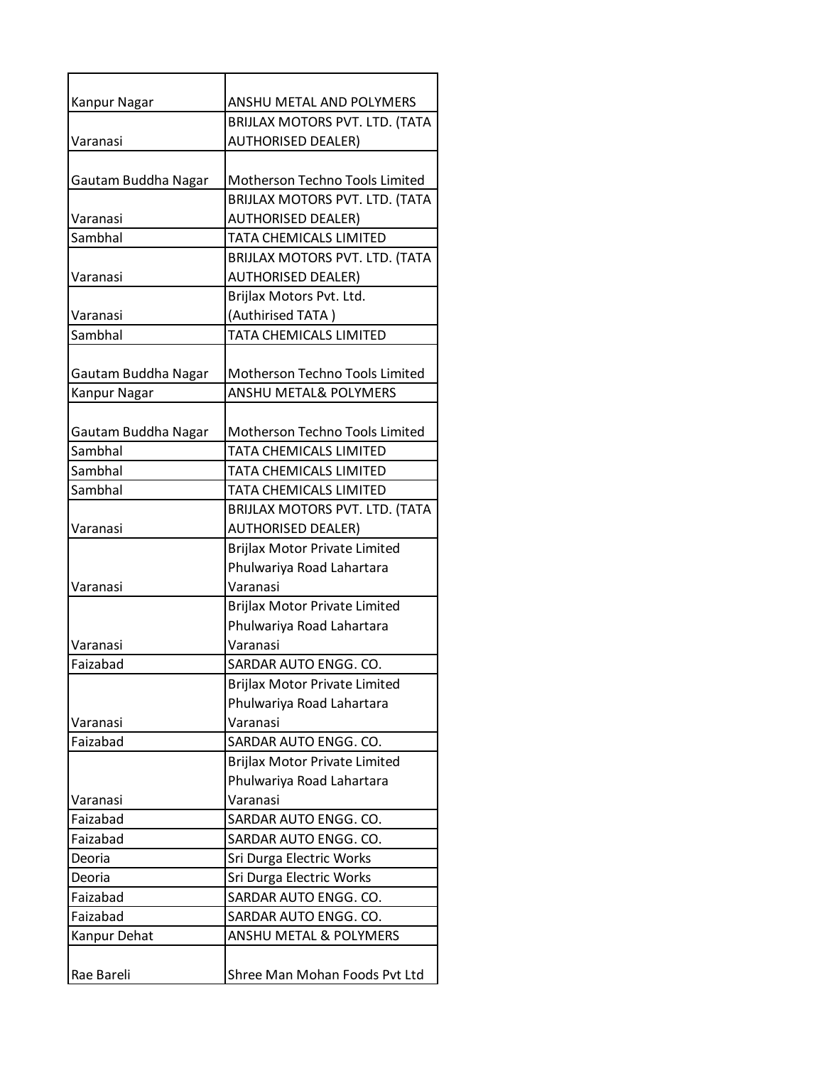| | |
|---|---|
| Kanpur Nagar | ANSHU METAL AND POLYMERS |
| Varanasi | BRIJLAX MOTORS PVT. LTD. (TATA AUTHORISED DEALER) |
| Gautam Buddha Nagar | Motherson Techno Tools Limited |
| Varanasi | BRIJLAX MOTORS PVT. LTD. (TATA AUTHORISED DEALER) |
| Sambhal | TATA CHEMICALS LIMITED |
| Varanasi | BRIJLAX MOTORS PVT. LTD. (TATA AUTHORISED DEALER) |
| Varanasi | Brijlax Motors Pvt. Ltd. (Authirised TATA ) |
| Sambhal | TATA CHEMICALS LIMITED |
| Gautam Buddha Nagar | Motherson Techno Tools Limited |
| Kanpur Nagar | ANSHU METAL& POLYMERS |
| Gautam Buddha Nagar | Motherson Techno Tools Limited |
| Sambhal | TATA CHEMICALS LIMITED |
| Sambhal | TATA CHEMICALS LIMITED |
| Sambhal | TATA CHEMICALS LIMITED |
| Varanasi | BRIJLAX MOTORS PVT. LTD. (TATA AUTHORISED DEALER) |
| Varanasi | Brijlax Motor Private Limited Phulwariya Road Lahartara Varanasi |
| Varanasi | Brijlax Motor Private Limited Phulwariya Road Lahartara Varanasi |
| Faizabad | SARDAR AUTO ENGG. CO. |
| Varanasi | Brijlax Motor Private Limited Phulwariya Road Lahartara Varanasi |
| Faizabad | SARDAR AUTO ENGG. CO. |
| Varanasi | Brijlax Motor Private Limited Phulwariya Road Lahartara Varanasi |
| Faizabad | SARDAR AUTO ENGG. CO. |
| Faizabad | SARDAR AUTO ENGG. CO. |
| Deoria | Sri Durga Electric Works |
| Deoria | Sri Durga Electric Works |
| Faizabad | SARDAR AUTO ENGG. CO. |
| Faizabad | SARDAR AUTO ENGG. CO. |
| Kanpur Dehat | ANSHU METAL & POLYMERS |
| Rae Bareli | Shree Man Mohan Foods Pvt Ltd |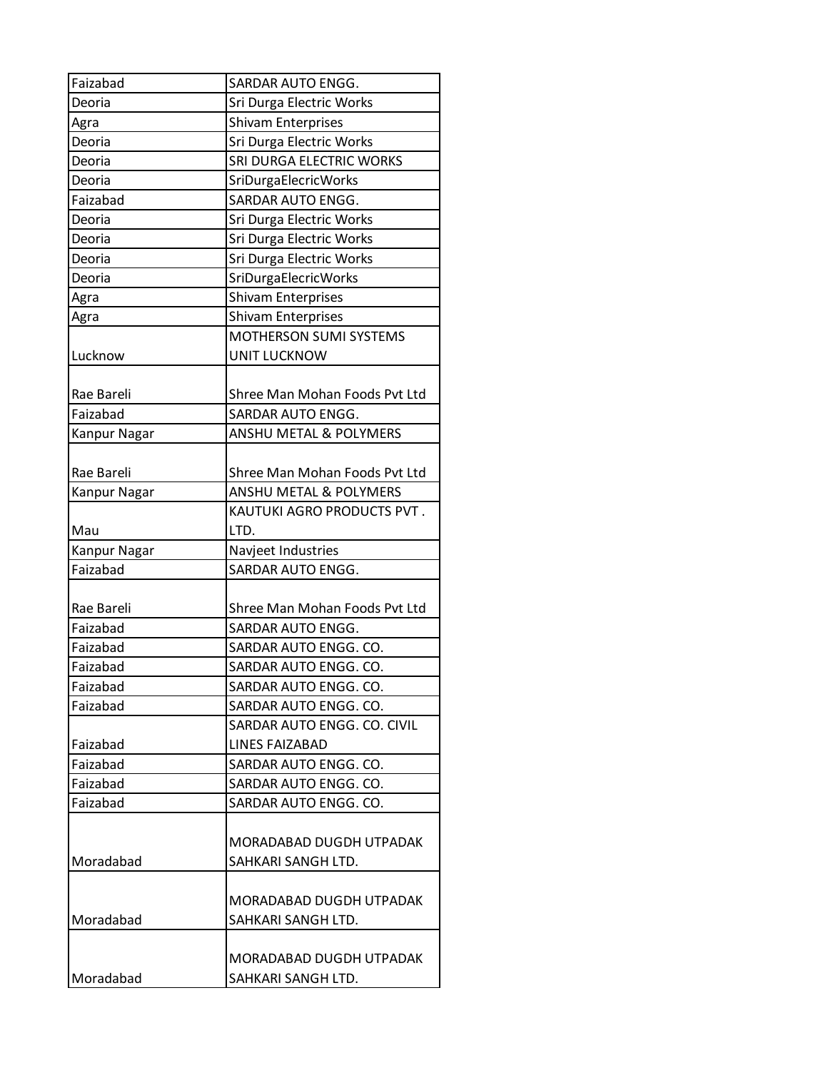| Faizabad | SARDAR AUTO ENGG. |
|---|---|
| Deoria | Sri Durga Electric Works |
| Agra | Shivam Enterprises |
| Deoria | Sri Durga Electric Works |
| Deoria | SRI DURGA ELECTRIC WORKS |
| Deoria | SriDurgaElecricWorks |
| Faizabad | SARDAR AUTO ENGG. |
| Deoria | Sri Durga Electric Works |
| Deoria | Sri Durga Electric Works |
| Deoria | Sri Durga Electric Works |
| Deoria | SriDurgaElecricWorks |
| Agra | Shivam Enterprises |
| Agra | Shivam Enterprises |
| Lucknow | MOTHERSON SUMI SYSTEMS UNIT LUCKNOW |
| Rae Bareli | Shree Man Mohan Foods Pvt Ltd |
| Faizabad | SARDAR AUTO ENGG. |
| Kanpur Nagar | ANSHU METAL & POLYMERS |
| Rae Bareli | Shree Man Mohan Foods Pvt Ltd |
| Kanpur Nagar | ANSHU METAL & POLYMERS |
| Mau | KAUTUKI AGRO PRODUCTS PVT . LTD. |
| Kanpur Nagar | Navjeet Industries |
| Faizabad | SARDAR AUTO ENGG. |
| Rae Bareli | Shree Man Mohan Foods Pvt Ltd |
| Faizabad | SARDAR AUTO ENGG. |
| Faizabad | SARDAR AUTO ENGG. CO. |
| Faizabad | SARDAR AUTO ENGG. CO. |
| Faizabad | SARDAR AUTO ENGG. CO. |
| Faizabad | SARDAR AUTO ENGG. CO. |
| Faizabad | SARDAR AUTO ENGG. CO. CIVIL LINES FAIZABAD |
| Faizabad | SARDAR AUTO ENGG. CO. |
| Faizabad | SARDAR AUTO ENGG. CO. |
| Faizabad | SARDAR AUTO ENGG. CO. |
| Moradabad | MORADABAD DUGDH UTPADAK SAHKARI SANGH LTD. |
| Moradabad | MORADABAD DUGDH UTPADAK SAHKARI SANGH LTD. |
| Moradabad | MORADABAD DUGDH UTPADAK SAHKARI SANGH LTD. |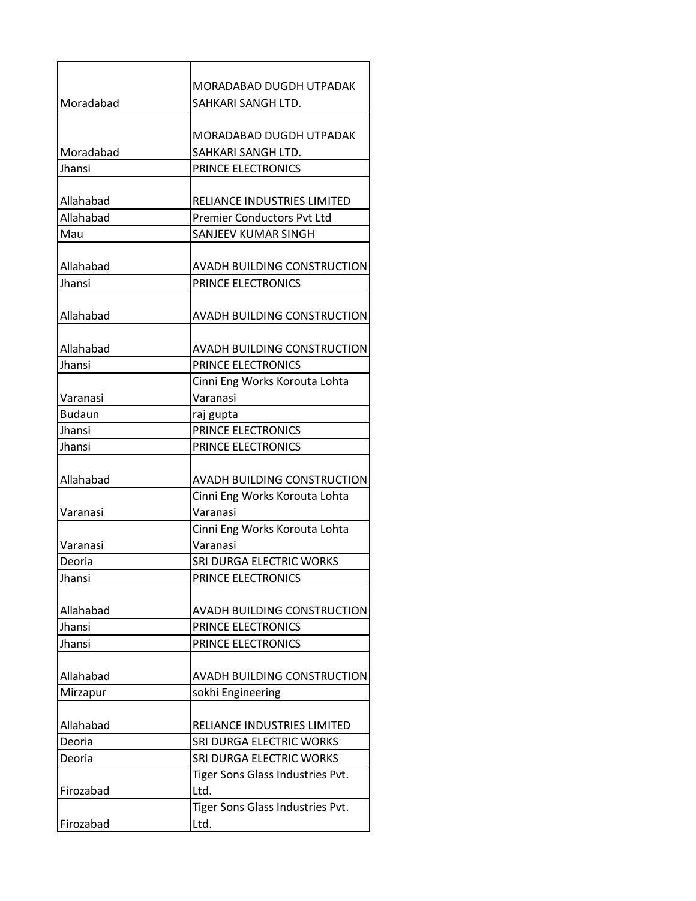| | |
|---|---|
| Moradabad | MORADABAD DUGDH UTPADAK SAHKARI SANGH LTD. |
| Moradabad | MORADABAD DUGDH UTPADAK SAHKARI SANGH LTD. |
| Jhansi | PRINCE ELECTRONICS |
| Allahabad | RELIANCE INDUSTRIES LIMITED |
| Allahabad | Premier Conductors Pvt Ltd |
| Mau | SANJEEV KUMAR SINGH |
| Allahabad | AVADH BUILDING CONSTRUCTION |
| Jhansi | PRINCE ELECTRONICS |
| Allahabad | AVADH BUILDING CONSTRUCTION |
| Allahabad | AVADH BUILDING CONSTRUCTION |
| Jhansi | PRINCE ELECTRONICS |
| Varanasi | Cinni Eng Works Korouta Lohta Varanasi |
| Budaun | raj gupta |
| Jhansi | PRINCE ELECTRONICS |
| Jhansi | PRINCE ELECTRONICS |
| Allahabad | AVADH BUILDING CONSTRUCTION |
| Varanasi | Cinni Eng Works Korouta Lohta Varanasi |
| Varanasi | Cinni Eng Works Korouta Lohta Varanasi |
| Deoria | SRI DURGA ELECTRIC WORKS |
| Jhansi | PRINCE ELECTRONICS |
| Allahabad | AVADH BUILDING CONSTRUCTION |
| Jhansi | PRINCE ELECTRONICS |
| Jhansi | PRINCE ELECTRONICS |
| Allahabad | AVADH BUILDING CONSTRUCTION |
| Mirzapur | sokhi Engineering |
| Allahabad | RELIANCE INDUSTRIES LIMITED |
| Deoria | SRI DURGA ELECTRIC WORKS |
| Deoria | SRI DURGA ELECTRIC WORKS |
| Firozabad | Tiger Sons Glass Industries Pvt. Ltd. |
| Firozabad | Tiger Sons Glass Industries Pvt. Ltd. |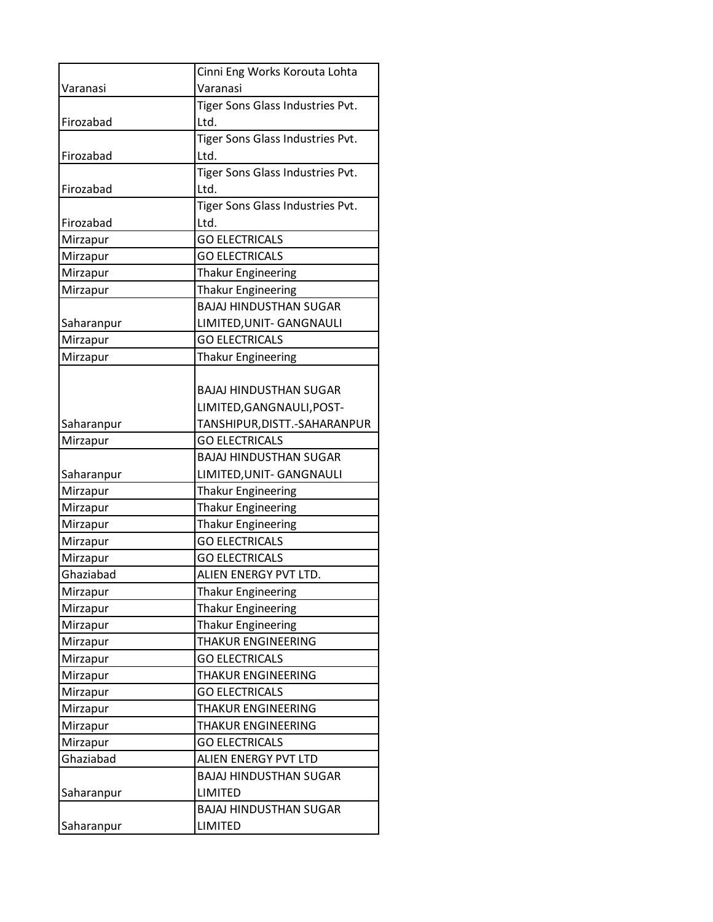| | |
|---|---|
| Varanasi | Cinni Eng Works Korouta Lohta Varanasi |
| Firozabad | Tiger Sons Glass Industries Pvt. Ltd. |
| Firozabad | Tiger Sons Glass Industries Pvt. Ltd. |
| Firozabad | Tiger Sons Glass Industries Pvt. Ltd. |
| Firozabad | Tiger Sons Glass Industries Pvt. Ltd. |
| Mirzapur | GO ELECTRICALS |
| Mirzapur | GO ELECTRICALS |
| Mirzapur | Thakur Engineering |
| Mirzapur | Thakur Engineering |
| Saharanpur | BAJAJ HINDUSTHAN SUGAR LIMITED,UNIT- GANGNAULI |
| Mirzapur | GO ELECTRICALS |
| Mirzapur | Thakur Engineering |
| Saharanpur | BAJAJ HINDUSTHAN SUGAR LIMITED,GANGNAULI,POST-TANSHIPUR,DISTT.-SAHARANPUR |
| Mirzapur | GO ELECTRICALS |
| Saharanpur | BAJAJ HINDUSTHAN SUGAR LIMITED,UNIT- GANGNAULI |
| Mirzapur | Thakur Engineering |
| Mirzapur | Thakur Engineering |
| Mirzapur | Thakur Engineering |
| Mirzapur | GO ELECTRICALS |
| Mirzapur | GO ELECTRICALS |
| Ghaziabad | ALIEN ENERGY PVT LTD. |
| Mirzapur | Thakur Engineering |
| Mirzapur | Thakur Engineering |
| Mirzapur | Thakur Engineering |
| Mirzapur | THAKUR ENGINEERING |
| Mirzapur | GO ELECTRICALS |
| Mirzapur | THAKUR ENGINEERING |
| Mirzapur | GO ELECTRICALS |
| Mirzapur | THAKUR ENGINEERING |
| Mirzapur | THAKUR ENGINEERING |
| Mirzapur | GO ELECTRICALS |
| Ghaziabad | ALIEN ENERGY PVT LTD |
| Saharanpur | BAJAJ HINDUSTHAN SUGAR LIMITED |
| Saharanpur | BAJAJ HINDUSTHAN SUGAR LIMITED |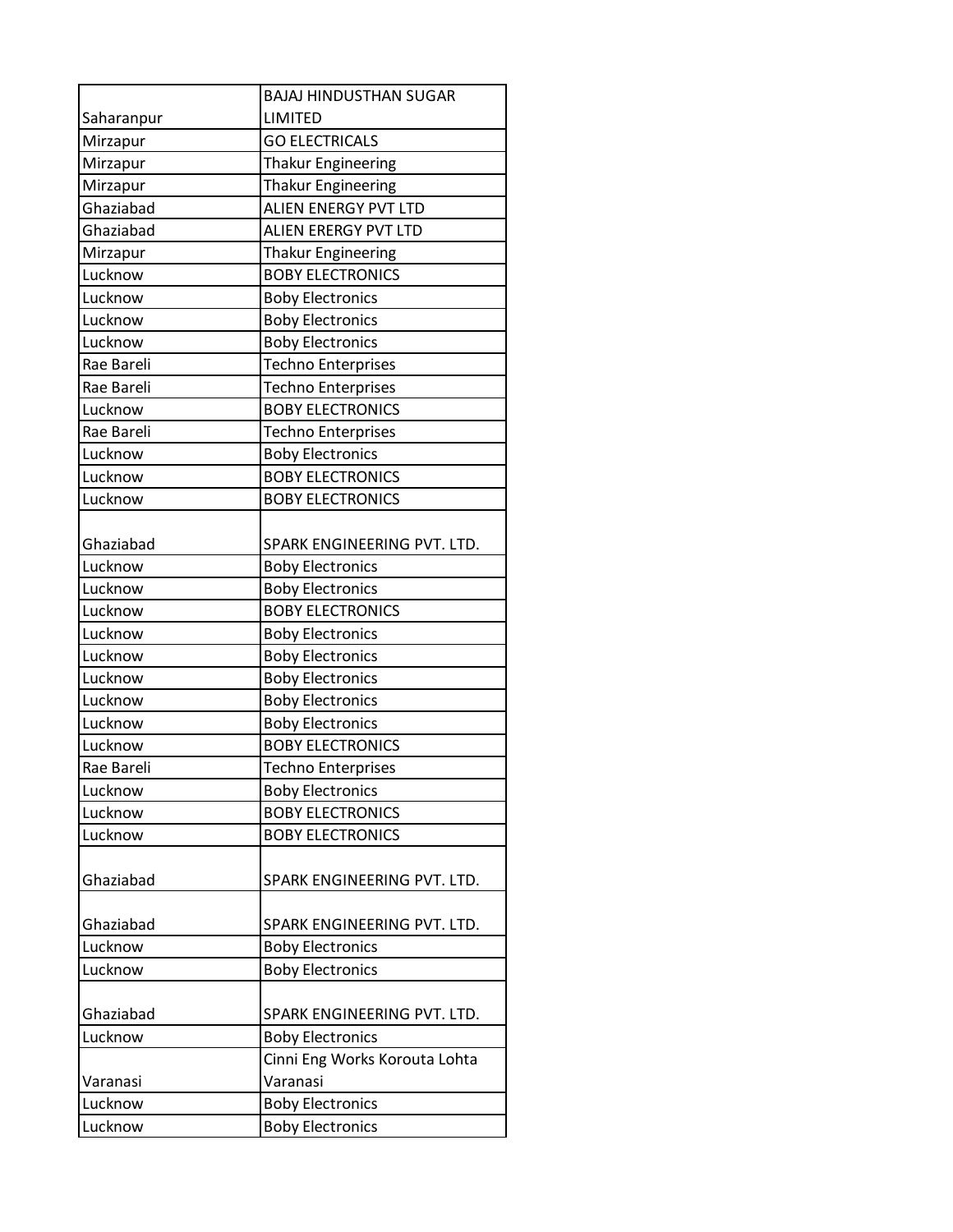| Saharanpur | BAJAJ HINDUSTHAN SUGAR LIMITED |
|---|---|
| Mirzapur | GO ELECTRICALS |
| Mirzapur | Thakur Engineering |
| Mirzapur | Thakur Engineering |
| Ghaziabad | ALIEN ENERGY PVT LTD |
| Ghaziabad | ALIEN ERERGY PVT LTD |
| Mirzapur | Thakur Engineering |
| Lucknow | BOBY ELECTRONICS |
| Lucknow | Boby Electronics |
| Lucknow | Boby Electronics |
| Lucknow | Boby Electronics |
| Rae Bareli | Techno Enterprises |
| Rae Bareli | Techno Enterprises |
| Lucknow | BOBY ELECTRONICS |
| Rae Bareli | Techno Enterprises |
| Lucknow | Boby Electronics |
| Lucknow | BOBY ELECTRONICS |
| Lucknow | BOBY ELECTRONICS |
| Ghaziabad | SPARK ENGINEERING PVT. LTD. |
| Lucknow | Boby Electronics |
| Lucknow | Boby Electronics |
| Lucknow | BOBY ELECTRONICS |
| Lucknow | Boby Electronics |
| Lucknow | Boby Electronics |
| Lucknow | Boby Electronics |
| Lucknow | Boby Electronics |
| Lucknow | Boby Electronics |
| Lucknow | BOBY ELECTRONICS |
| Rae Bareli | Techno Enterprises |
| Lucknow | Boby Electronics |
| Lucknow | BOBY ELECTRONICS |
| Lucknow | BOBY ELECTRONICS |
| Ghaziabad | SPARK ENGINEERING PVT. LTD. |
| Ghaziabad | SPARK ENGINEERING PVT. LTD. |
| Lucknow | Boby Electronics |
| Lucknow | Boby Electronics |
| Ghaziabad | SPARK ENGINEERING PVT. LTD. |
| Lucknow | Boby Electronics |
| Varanasi | Cinni Eng Works Korouta Lohta Varanasi |
| Lucknow | Boby Electronics |
| Lucknow | Boby Electronics |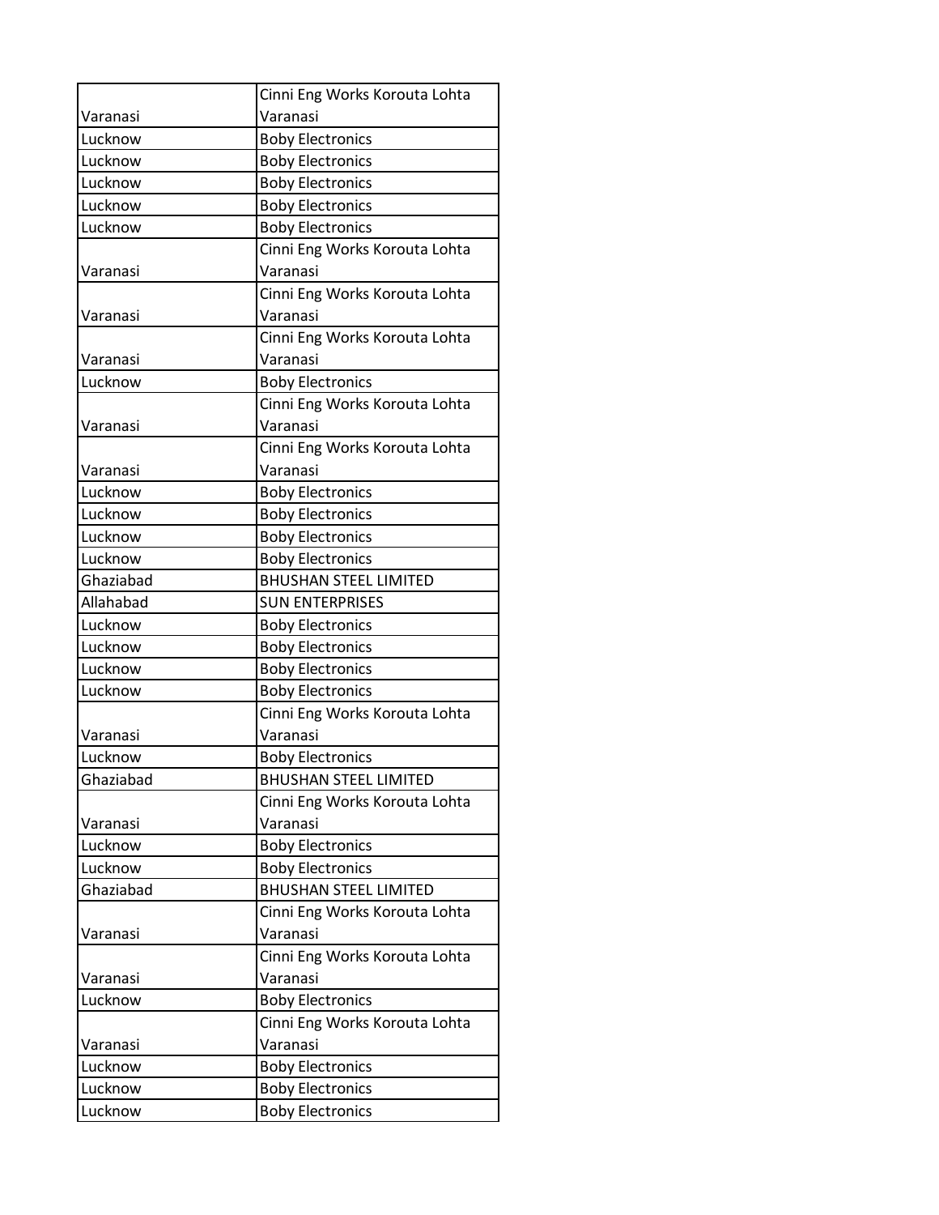| Varanasi | Cinni Eng Works Korouta Lohta Varanasi |
|---|---|
| Lucknow | Boby Electronics |
| Lucknow | Boby Electronics |
| Lucknow | Boby Electronics |
| Lucknow | Boby Electronics |
| Lucknow | Boby Electronics |
| Varanasi | Cinni Eng Works Korouta Lohta Varanasi |
| Varanasi | Cinni Eng Works Korouta Lohta Varanasi |
| Varanasi | Cinni Eng Works Korouta Lohta Varanasi |
| Lucknow | Boby Electronics |
| Varanasi | Cinni Eng Works Korouta Lohta Varanasi |
| Varanasi | Cinni Eng Works Korouta Lohta Varanasi |
| Lucknow | Boby Electronics |
| Lucknow | Boby Electronics |
| Lucknow | Boby Electronics |
| Lucknow | Boby Electronics |
| Ghaziabad | BHUSHAN STEEL LIMITED |
| Allahabad | SUN ENTERPRISES |
| Lucknow | Boby Electronics |
| Lucknow | Boby Electronics |
| Lucknow | Boby Electronics |
| Lucknow | Boby Electronics |
| Varanasi | Cinni Eng Works Korouta Lohta Varanasi |
| Lucknow | Boby Electronics |
| Ghaziabad | BHUSHAN STEEL LIMITED |
| Varanasi | Cinni Eng Works Korouta Lohta Varanasi |
| Lucknow | Boby Electronics |
| Lucknow | Boby Electronics |
| Ghaziabad | BHUSHAN STEEL LIMITED |
| Varanasi | Cinni Eng Works Korouta Lohta Varanasi |
| Varanasi | Cinni Eng Works Korouta Lohta Varanasi |
| Lucknow | Boby Electronics |
| Varanasi | Cinni Eng Works Korouta Lohta Varanasi |
| Lucknow | Boby Electronics |
| Lucknow | Boby Electronics |
| Lucknow | Boby Electronics |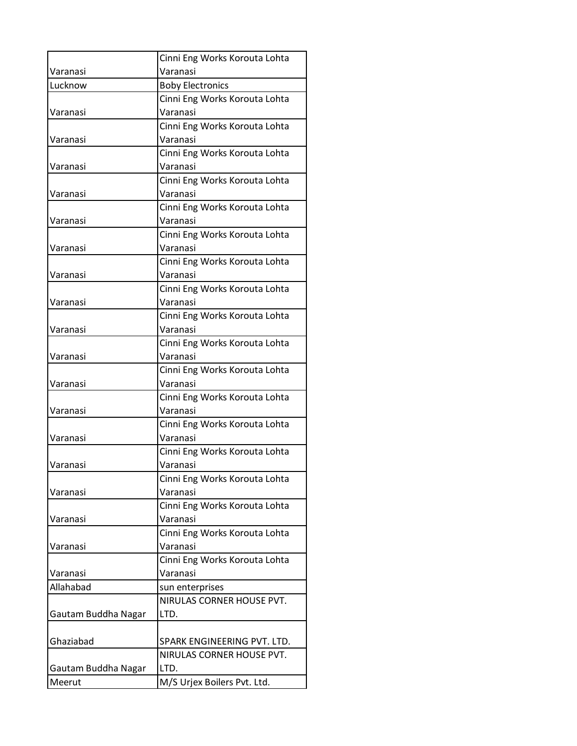| | |
|---|---|
| Varanasi | Cinni Eng Works Korouta Lohta Varanasi |
| Lucknow | Boby Electronics |
| Varanasi | Cinni Eng Works Korouta Lohta Varanasi |
| Varanasi | Cinni Eng Works Korouta Lohta Varanasi |
| Varanasi | Cinni Eng Works Korouta Lohta Varanasi |
| Varanasi | Cinni Eng Works Korouta Lohta Varanasi |
| Varanasi | Cinni Eng Works Korouta Lohta Varanasi |
| Varanasi | Cinni Eng Works Korouta Lohta Varanasi |
| Varanasi | Cinni Eng Works Korouta Lohta Varanasi |
| Varanasi | Cinni Eng Works Korouta Lohta Varanasi |
| Varanasi | Cinni Eng Works Korouta Lohta Varanasi |
| Varanasi | Cinni Eng Works Korouta Lohta Varanasi |
| Varanasi | Cinni Eng Works Korouta Lohta Varanasi |
| Varanasi | Cinni Eng Works Korouta Lohta Varanasi |
| Varanasi | Cinni Eng Works Korouta Lohta Varanasi |
| Varanasi | Cinni Eng Works Korouta Lohta Varanasi |
| Varanasi | Cinni Eng Works Korouta Lohta Varanasi |
| Varanasi | Cinni Eng Works Korouta Lohta Varanasi |
| Varanasi | Cinni Eng Works Korouta Lohta Varanasi |
| Varanasi | Cinni Eng Works Korouta Lohta Varanasi |
| Allahabad | sun enterprises |
| Gautam Buddha Nagar | NIRULAS CORNER HOUSE PVT. LTD. |
| Ghaziabad | SPARK ENGINEERING PVT. LTD. |
| Gautam Buddha Nagar | NIRULAS CORNER HOUSE PVT. LTD. |
| Meerut | M/S Urjex Boilers Pvt. Ltd. |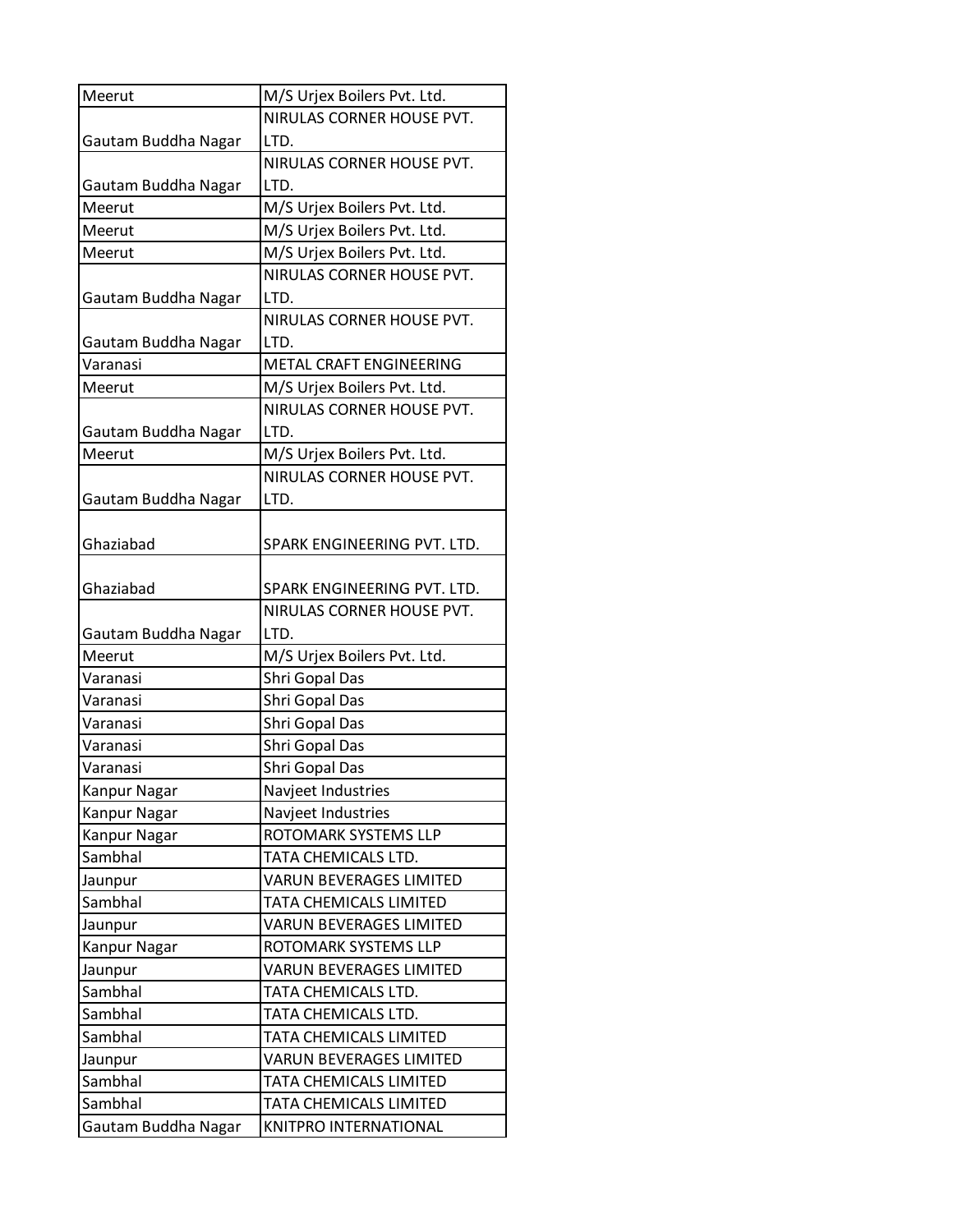| Meerut | M/S Urjex Boilers Pvt. Ltd. |
|---|---|
| Gautam Buddha Nagar | NIRULAS CORNER HOUSE PVT. LTD. |
| Gautam Buddha Nagar | NIRULAS CORNER HOUSE PVT. LTD. |
| Meerut | M/S Urjex Boilers Pvt. Ltd. |
| Meerut | M/S Urjex Boilers Pvt. Ltd. |
| Meerut | M/S Urjex Boilers Pvt. Ltd. |
| Gautam Buddha Nagar | NIRULAS CORNER HOUSE PVT. LTD. |
| Gautam Buddha Nagar | NIRULAS CORNER HOUSE PVT. LTD. |
| Varanasi | METAL CRAFT ENGINEERING |
| Meerut | M/S Urjex Boilers Pvt. Ltd. |
| Gautam Buddha Nagar | NIRULAS CORNER HOUSE PVT. LTD. |
| Meerut | M/S Urjex Boilers Pvt. Ltd. |
| Gautam Buddha Nagar | NIRULAS CORNER HOUSE PVT. LTD. |
| Ghaziabad | SPARK ENGINEERING PVT. LTD. |
| Ghaziabad | SPARK ENGINEERING PVT. LTD. |
| Gautam Buddha Nagar | NIRULAS CORNER HOUSE PVT. LTD. |
| Meerut | M/S Urjex Boilers Pvt. Ltd. |
| Varanasi | Shri Gopal Das |
| Varanasi | Shri Gopal Das |
| Varanasi | Shri Gopal Das |
| Varanasi | Shri Gopal Das |
| Varanasi | Shri Gopal Das |
| Kanpur Nagar | Navjeet Industries |
| Kanpur Nagar | Navjeet Industries |
| Kanpur Nagar | ROTOMARK SYSTEMS LLP |
| Sambhal | TATA CHEMICALS LTD. |
| Jaunpur | VARUN BEVERAGES LIMITED |
| Sambhal | TATA CHEMICALS LIMITED |
| Jaunpur | VARUN BEVERAGES LIMITED |
| Kanpur Nagar | ROTOMARK SYSTEMS LLP |
| Jaunpur | VARUN BEVERAGES LIMITED |
| Sambhal | TATA CHEMICALS LTD. |
| Sambhal | TATA CHEMICALS LTD. |
| Sambhal | TATA CHEMICALS LIMITED |
| Jaunpur | VARUN BEVERAGES LIMITED |
| Sambhal | TATA CHEMICALS LIMITED |
| Sambhal | TATA CHEMICALS LIMITED |
| Gautam Buddha Nagar | KNITPRO INTERNATIONAL |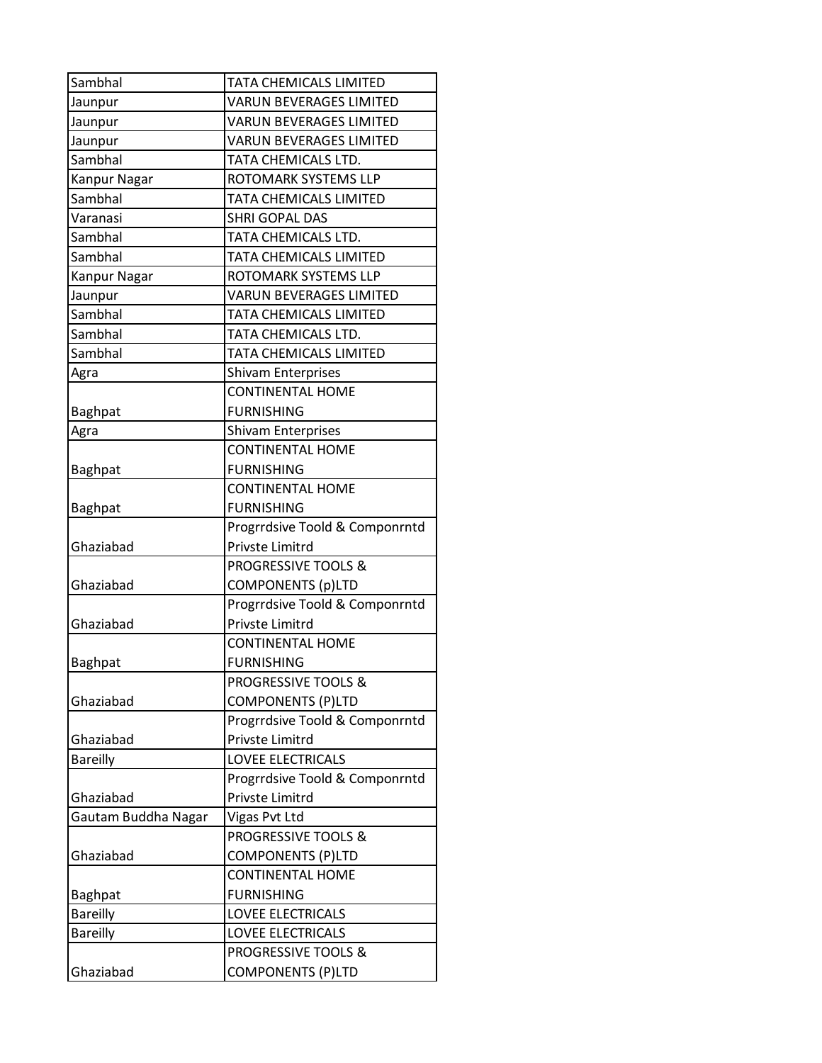| Sambhal | TATA CHEMICALS LIMITED |
|---|---|
| Jaunpur | VARUN BEVERAGES LIMITED |
| Jaunpur | VARUN BEVERAGES LIMITED |
| Jaunpur | VARUN BEVERAGES LIMITED |
| Sambhal | TATA CHEMICALS LTD. |
| Kanpur Nagar | ROTOMARK SYSTEMS LLP |
| Sambhal | TATA CHEMICALS LIMITED |
| Varanasi | SHRI GOPAL DAS |
| Sambhal | TATA CHEMICALS LTD. |
| Sambhal | TATA CHEMICALS LIMITED |
| Kanpur Nagar | ROTOMARK SYSTEMS LLP |
| Jaunpur | VARUN BEVERAGES LIMITED |
| Sambhal | TATA CHEMICALS LIMITED |
| Sambhal | TATA CHEMICALS LTD. |
| Sambhal | TATA CHEMICALS LIMITED |
| Agra | Shivam Enterprises |
| Baghpat | CONTINENTAL HOME FURNISHING |
| Agra | Shivam Enterprises |
| Baghpat | CONTINENTAL HOME FURNISHING |
| Baghpat | CONTINENTAL HOME FURNISHING |
| Ghaziabad | Progrrdsive Toold & Componrntd Privste Limitrd |
| Ghaziabad | PROGRESSIVE TOOLS & COMPONENTS (p)LTD |
| Ghaziabad | Progrrdsive Toold & Componrntd Privste Limitrd |
| Baghpat | CONTINENTAL HOME FURNISHING |
| Ghaziabad | PROGRESSIVE TOOLS & COMPONENTS (P)LTD |
| Ghaziabad | Progrrdsive Toold & Componrntd Privste Limitrd |
| Bareilly | LOVEE ELECTRICALS |
| Ghaziabad | Progrrdsive Toold & Componrntd Privste Limitrd |
| Gautam Buddha Nagar | Vigas Pvt Ltd |
| Ghaziabad | PROGRESSIVE TOOLS & COMPONENTS (P)LTD |
| Baghpat | CONTINENTAL HOME FURNISHING |
| Bareilly | LOVEE ELECTRICALS |
| Bareilly | LOVEE ELECTRICALS |
| Ghaziabad | PROGRESSIVE TOOLS & COMPONENTS (P)LTD |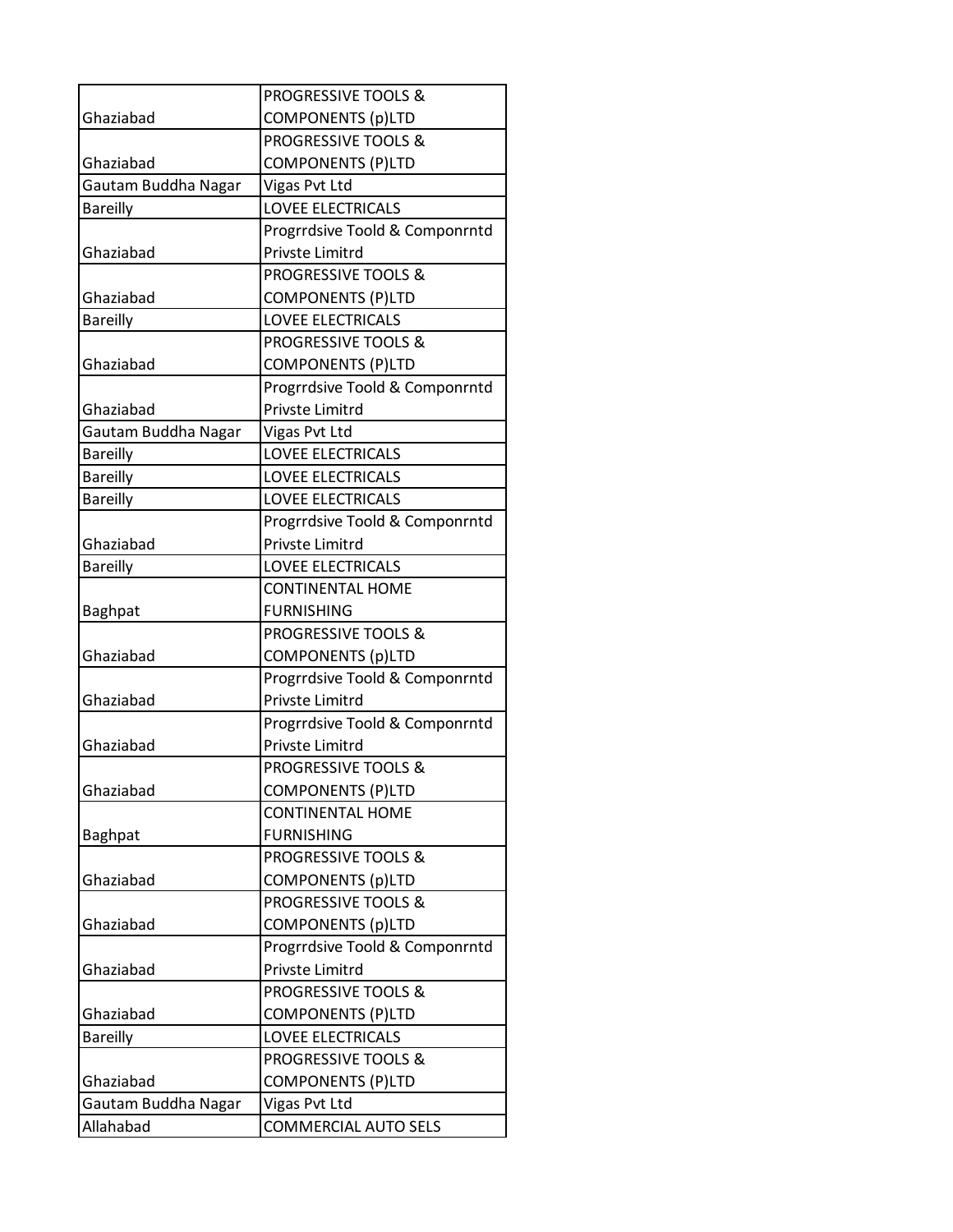| | |
|---|---|
| Ghaziabad | PROGRESSIVE TOOLS & COMPONENTS (p)LTD |
| Ghaziabad | PROGRESSIVE TOOLS & COMPONENTS (P)LTD |
| Gautam Buddha Nagar | Vigas Pvt Ltd |
| Bareilly | LOVEE ELECTRICALS |
| Ghaziabad | Progrrdsive Toold & Componrntd Privste Limitrd |
| Ghaziabad | PROGRESSIVE TOOLS & COMPONENTS (P)LTD |
| Bareilly | LOVEE ELECTRICALS |
| Ghaziabad | PROGRESSIVE TOOLS & COMPONENTS (P)LTD |
| Ghaziabad | Progrrdsive Toold & Componrntd Privste Limitrd |
| Gautam Buddha Nagar | Vigas Pvt Ltd |
| Bareilly | LOVEE ELECTRICALS |
| Bareilly | LOVEE ELECTRICALS |
| Bareilly | LOVEE ELECTRICALS |
| Ghaziabad | Progrrdsive Toold & Componrntd Privste Limitrd |
| Bareilly | LOVEE ELECTRICALS |
| Baghpat | CONTINENTAL HOME FURNISHING |
| Ghaziabad | PROGRESSIVE TOOLS & COMPONENTS (p)LTD |
| Ghaziabad | Progrrdsive Toold & Componrntd Privste Limitrd |
| Ghaziabad | Progrrdsive Toold & Componrntd Privste Limitrd |
| Ghaziabad | PROGRESSIVE TOOLS & COMPONENTS (P)LTD |
| Baghpat | CONTINENTAL HOME FURNISHING |
| Ghaziabad | PROGRESSIVE TOOLS & COMPONENTS (p)LTD |
| Ghaziabad | PROGRESSIVE TOOLS & COMPONENTS (p)LTD |
| Ghaziabad | Progrrdsive Toold & Componrntd Privste Limitrd |
| Ghaziabad | PROGRESSIVE TOOLS & COMPONENTS (P)LTD |
| Bareilly | LOVEE ELECTRICALS |
| Ghaziabad | PROGRESSIVE TOOLS & COMPONENTS (P)LTD |
| Gautam Buddha Nagar | Vigas Pvt Ltd |
| Allahabad | COMMERCIAL AUTO SELS |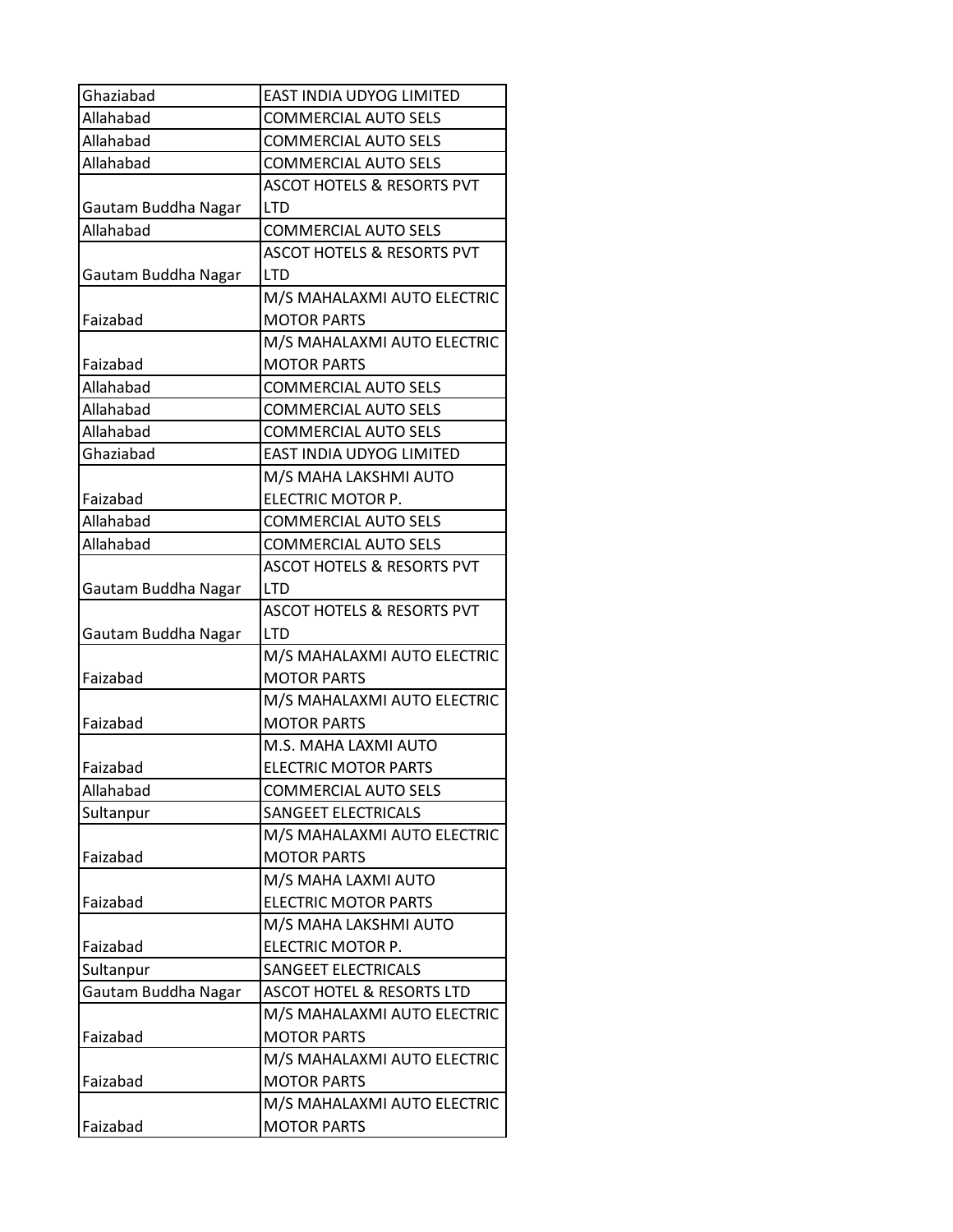| | |
|---|---|
| Ghaziabad | EAST INDIA UDYOG LIMITED |
| Allahabad | COMMERCIAL AUTO SELS |
| Allahabad | COMMERCIAL AUTO SELS |
| Allahabad | COMMERCIAL AUTO SELS |
| Gautam Buddha Nagar | ASCOT HOTELS & RESORTS PVT LTD |
| Allahabad | COMMERCIAL AUTO SELS |
| Gautam Buddha Nagar | ASCOT HOTELS & RESORTS PVT LTD |
| Faizabad | M/S MAHALAXMI AUTO ELECTRIC MOTOR PARTS |
| Faizabad | M/S MAHALAXMI AUTO ELECTRIC MOTOR PARTS |
| Allahabad | COMMERCIAL AUTO SELS |
| Allahabad | COMMERCIAL AUTO SELS |
| Allahabad | COMMERCIAL AUTO SELS |
| Ghaziabad | EAST INDIA UDYOG LIMITED |
| Faizabad | M/S MAHA LAKSHMI AUTO ELECTRIC MOTOR P. |
| Allahabad | COMMERCIAL AUTO SELS |
| Allahabad | COMMERCIAL AUTO SELS |
| Gautam Buddha Nagar | ASCOT HOTELS & RESORTS PVT LTD |
| Gautam Buddha Nagar | ASCOT HOTELS & RESORTS PVT LTD |
| Faizabad | M/S MAHALAXMI AUTO ELECTRIC MOTOR PARTS |
| Faizabad | M/S MAHALAXMI AUTO ELECTRIC MOTOR PARTS |
| Faizabad | M.S. MAHA LAXMI AUTO ELECTRIC MOTOR PARTS |
| Allahabad | COMMERCIAL AUTO SELS |
| Sultanpur | SANGEET ELECTRICALS |
| Faizabad | M/S MAHALAXMI AUTO ELECTRIC MOTOR PARTS |
| Faizabad | M/S MAHA LAXMI AUTO ELECTRIC MOTOR PARTS |
| Faizabad | M/S MAHA LAKSHMI AUTO ELECTRIC MOTOR P. |
| Sultanpur | SANGEET ELECTRICALS |
| Gautam Buddha Nagar | ASCOT HOTEL & RESORTS LTD |
| Faizabad | M/S MAHALAXMI AUTO ELECTRIC MOTOR PARTS |
| Faizabad | M/S MAHALAXMI AUTO ELECTRIC MOTOR PARTS |
| Faizabad | M/S MAHALAXMI AUTO ELECTRIC MOTOR PARTS |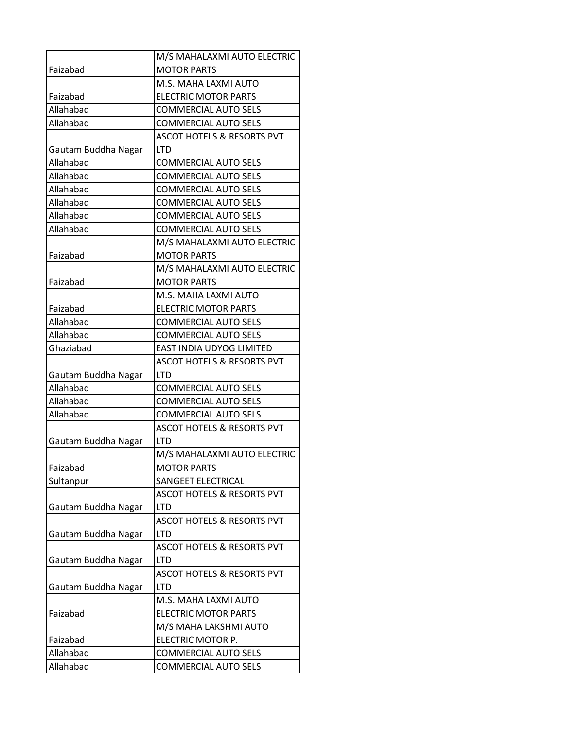| | |
|---|---|
| Faizabad | M/S MAHALAXMI AUTO ELECTRIC MOTOR PARTS |
| Faizabad | M.S. MAHA LAXMI AUTO ELECTRIC MOTOR PARTS |
| Allahabad | COMMERCIAL AUTO SELS |
| Allahabad | COMMERCIAL AUTO SELS |
| Gautam Buddha Nagar | ASCOT HOTELS & RESORTS PVT LTD |
| Allahabad | COMMERCIAL AUTO SELS |
| Allahabad | COMMERCIAL AUTO SELS |
| Allahabad | COMMERCIAL AUTO SELS |
| Allahabad | COMMERCIAL AUTO SELS |
| Allahabad | COMMERCIAL AUTO SELS |
| Allahabad | COMMERCIAL AUTO SELS |
| Faizabad | M/S MAHALAXMI AUTO ELECTRIC MOTOR PARTS |
| Faizabad | M/S MAHALAXMI AUTO ELECTRIC MOTOR PARTS |
| Faizabad | M.S. MAHA LAXMI AUTO ELECTRIC MOTOR PARTS |
| Allahabad | COMMERCIAL AUTO SELS |
| Allahabad | COMMERCIAL AUTO SELS |
| Ghaziabad | EAST INDIA UDYOG LIMITED |
| Gautam Buddha Nagar | ASCOT HOTELS & RESORTS PVT LTD |
| Allahabad | COMMERCIAL AUTO SELS |
| Allahabad | COMMERCIAL AUTO SELS |
| Allahabad | COMMERCIAL AUTO SELS |
| Gautam Buddha Nagar | ASCOT HOTELS & RESORTS PVT LTD |
| Faizabad | M/S MAHALAXMI AUTO ELECTRIC MOTOR PARTS |
| Sultanpur | SANGEET ELECTRICAL |
| Gautam Buddha Nagar | ASCOT HOTELS & RESORTS PVT LTD |
| Gautam Buddha Nagar | ASCOT HOTELS & RESORTS PVT LTD |
| Gautam Buddha Nagar | ASCOT HOTELS & RESORTS PVT LTD |
| Gautam Buddha Nagar | ASCOT HOTELS & RESORTS PVT LTD |
| Faizabad | M.S. MAHA LAXMI AUTO ELECTRIC MOTOR PARTS |
| Faizabad | M/S MAHA LAKSHMI AUTO ELECTRIC MOTOR P. |
| Allahabad | COMMERCIAL AUTO SELS |
| Allahabad | COMMERCIAL AUTO SELS |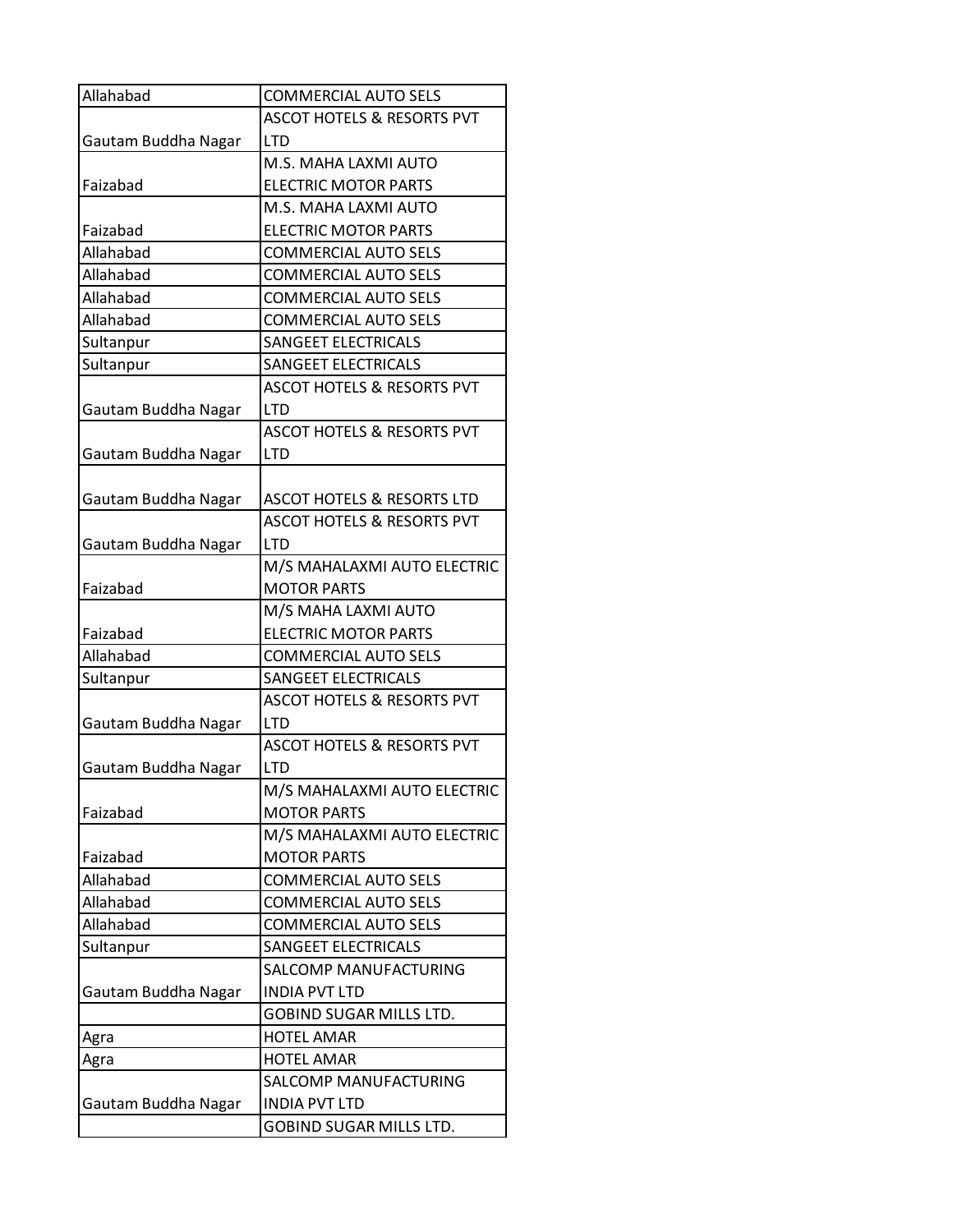| Allahabad | COMMERCIAL AUTO SELS |
|---|---|
| Gautam Buddha Nagar | ASCOT HOTELS & RESORTS PVT LTD |
| Faizabad | M.S. MAHA LAXMI AUTO ELECTRIC MOTOR PARTS |
| Faizabad | M.S. MAHA LAXMI AUTO ELECTRIC MOTOR PARTS |
| Allahabad | COMMERCIAL AUTO SELS |
| Allahabad | COMMERCIAL AUTO SELS |
| Allahabad | COMMERCIAL AUTO SELS |
| Allahabad | COMMERCIAL AUTO SELS |
| Sultanpur | SANGEET ELECTRICALS |
| Sultanpur | SANGEET ELECTRICALS |
| Gautam Buddha Nagar | ASCOT HOTELS & RESORTS PVT LTD |
| Gautam Buddha Nagar | ASCOT HOTELS & RESORTS PVT LTD |
| Gautam Buddha Nagar | ASCOT HOTELS & RESORTS LTD |
| Gautam Buddha Nagar | ASCOT HOTELS & RESORTS PVT LTD |
| Faizabad | M/S MAHALAXMI AUTO ELECTRIC MOTOR PARTS |
| Faizabad | M/S MAHA LAXMI AUTO ELECTRIC MOTOR PARTS |
| Allahabad | COMMERCIAL AUTO SELS |
| Sultanpur | SANGEET ELECTRICALS |
| Gautam Buddha Nagar | ASCOT HOTELS & RESORTS PVT LTD |
| Gautam Buddha Nagar | ASCOT HOTELS & RESORTS PVT LTD |
| Faizabad | M/S MAHALAXMI AUTO ELECTRIC MOTOR PARTS |
| Faizabad | M/S MAHALAXMI AUTO ELECTRIC MOTOR PARTS |
| Allahabad | COMMERCIAL AUTO SELS |
| Allahabad | COMMERCIAL AUTO SELS |
| Allahabad | COMMERCIAL AUTO SELS |
| Sultanpur | SANGEET ELECTRICALS |
| Gautam Buddha Nagar | SALCOMP MANUFACTURING INDIA PVT LTD |
| | GOBIND SUGAR MILLS LTD. |
| Agra | HOTEL AMAR |
| Agra | HOTEL AMAR |
| Gautam Buddha Nagar | SALCOMP MANUFACTURING INDIA PVT LTD |
| | GOBIND SUGAR MILLS LTD. |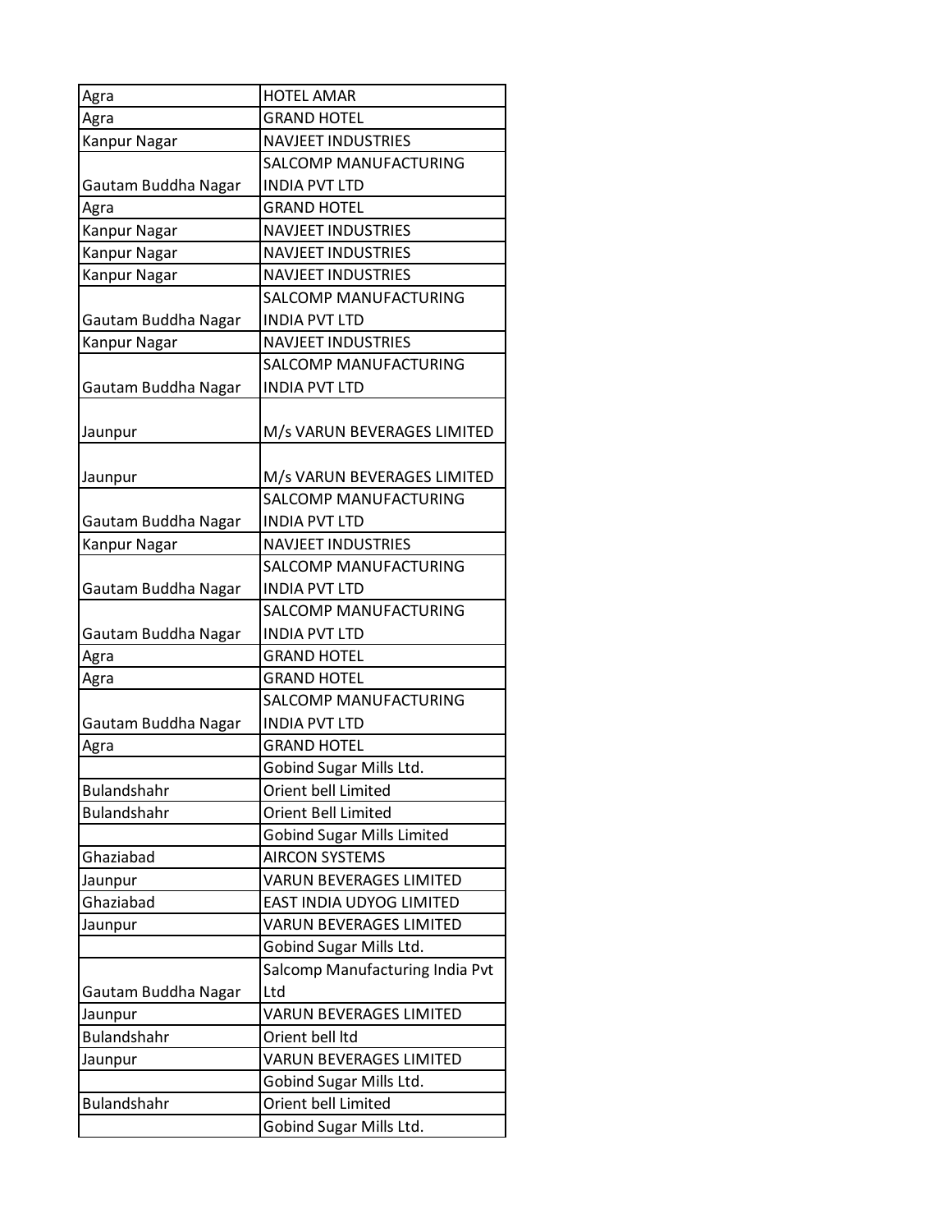| | |
|---|---|
| Agra | HOTEL AMAR |
| Agra | GRAND HOTEL |
| Kanpur Nagar | NAVJEET INDUSTRIES |
| Gautam Buddha Nagar | SALCOMP MANUFACTURING INDIA PVT LTD |
| Agra | GRAND HOTEL |
| Kanpur Nagar | NAVJEET INDUSTRIES |
| Kanpur Nagar | NAVJEET INDUSTRIES |
| Kanpur Nagar | NAVJEET INDUSTRIES |
| Gautam Buddha Nagar | SALCOMP MANUFACTURING INDIA PVT LTD |
| Kanpur Nagar | NAVJEET INDUSTRIES |
| Gautam Buddha Nagar | SALCOMP MANUFACTURING INDIA PVT LTD |
| Jaunpur | M/s VARUN BEVERAGES LIMITED |
| Jaunpur | M/s VARUN BEVERAGES LIMITED |
| Gautam Buddha Nagar | SALCOMP MANUFACTURING INDIA PVT LTD |
| Kanpur Nagar | NAVJEET INDUSTRIES |
| Gautam Buddha Nagar | SALCOMP MANUFACTURING INDIA PVT LTD |
| Gautam Buddha Nagar | SALCOMP MANUFACTURING INDIA PVT LTD |
| Agra | GRAND HOTEL |
| Agra | GRAND HOTEL |
| Gautam Buddha Nagar | SALCOMP MANUFACTURING INDIA PVT LTD |
| Agra | GRAND HOTEL |
| | Gobind Sugar Mills Ltd. |
| Bulandshahr | Orient bell Limited |
| Bulandshahr | Orient Bell Limited |
| | Gobind Sugar Mills Limited |
| Ghaziabad | AIRCON SYSTEMS |
| Jaunpur | VARUN BEVERAGES LIMITED |
| Ghaziabad | EAST INDIA UDYOG LIMITED |
| Jaunpur | VARUN BEVERAGES LIMITED |
| | Gobind Sugar Mills Ltd. |
| Gautam Buddha Nagar | Salcomp Manufacturing India Pvt Ltd |
| Jaunpur | VARUN BEVERAGES LIMITED |
| Bulandshahr | Orient bell ltd |
| Jaunpur | VARUN BEVERAGES LIMITED |
| | Gobind Sugar Mills Ltd. |
| Bulandshahr | Orient bell Limited |
| | Gobind Sugar Mills Ltd. |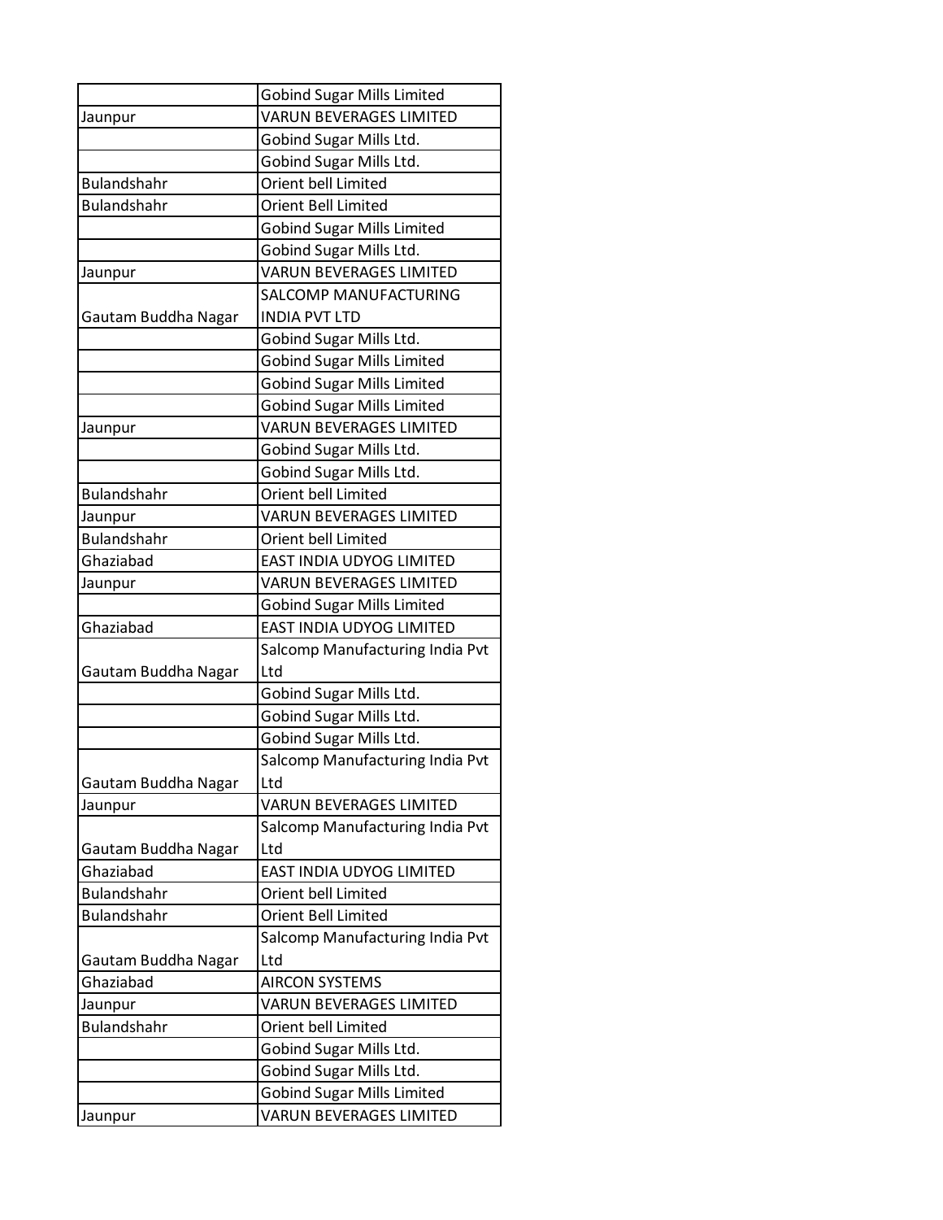| | |
|---|---|
| | Gobind Sugar Mills Limited |
| Jaunpur | VARUN BEVERAGES LIMITED |
| | Gobind Sugar Mills Ltd. |
| | Gobind Sugar Mills Ltd. |
| Bulandshahr | Orient bell Limited |
| Bulandshahr | Orient Bell Limited |
| | Gobind Sugar Mills Limited |
| | Gobind Sugar Mills Ltd. |
| Jaunpur | VARUN BEVERAGES LIMITED |
| Gautam Buddha Nagar | SALCOMP MANUFACTURING INDIA PVT LTD |
| | Gobind Sugar Mills Ltd. |
| | Gobind Sugar Mills Limited |
| | Gobind Sugar Mills Limited |
| | Gobind Sugar Mills Limited |
| Jaunpur | VARUN BEVERAGES LIMITED |
| | Gobind Sugar Mills Ltd. |
| | Gobind Sugar Mills Ltd. |
| Bulandshahr | Orient bell Limited |
| Jaunpur | VARUN BEVERAGES LIMITED |
| Bulandshahr | Orient bell Limited |
| Ghaziabad | EAST INDIA UDYOG LIMITED |
| Jaunpur | VARUN BEVERAGES LIMITED |
| | Gobind Sugar Mills Limited |
| Ghaziabad | EAST INDIA UDYOG LIMITED |
| Gautam Buddha Nagar | Salcomp Manufacturing India Pvt Ltd |
| | Gobind Sugar Mills Ltd. |
| | Gobind Sugar Mills Ltd. |
| | Gobind Sugar Mills Ltd. |
| Gautam Buddha Nagar | Salcomp Manufacturing India Pvt Ltd |
| Jaunpur | VARUN BEVERAGES LIMITED |
| Gautam Buddha Nagar | Salcomp Manufacturing India Pvt Ltd |
| Ghaziabad | EAST INDIA UDYOG LIMITED |
| Bulandshahr | Orient bell Limited |
| Bulandshahr | Orient Bell Limited |
| Gautam Buddha Nagar | Salcomp Manufacturing India Pvt Ltd |
| Ghaziabad | AIRCON SYSTEMS |
| Jaunpur | VARUN BEVERAGES LIMITED |
| Bulandshahr | Orient bell Limited |
| | Gobind Sugar Mills Ltd. |
| | Gobind Sugar Mills Ltd. |
| | Gobind Sugar Mills Limited |
| Jaunpur | VARUN BEVERAGES LIMITED |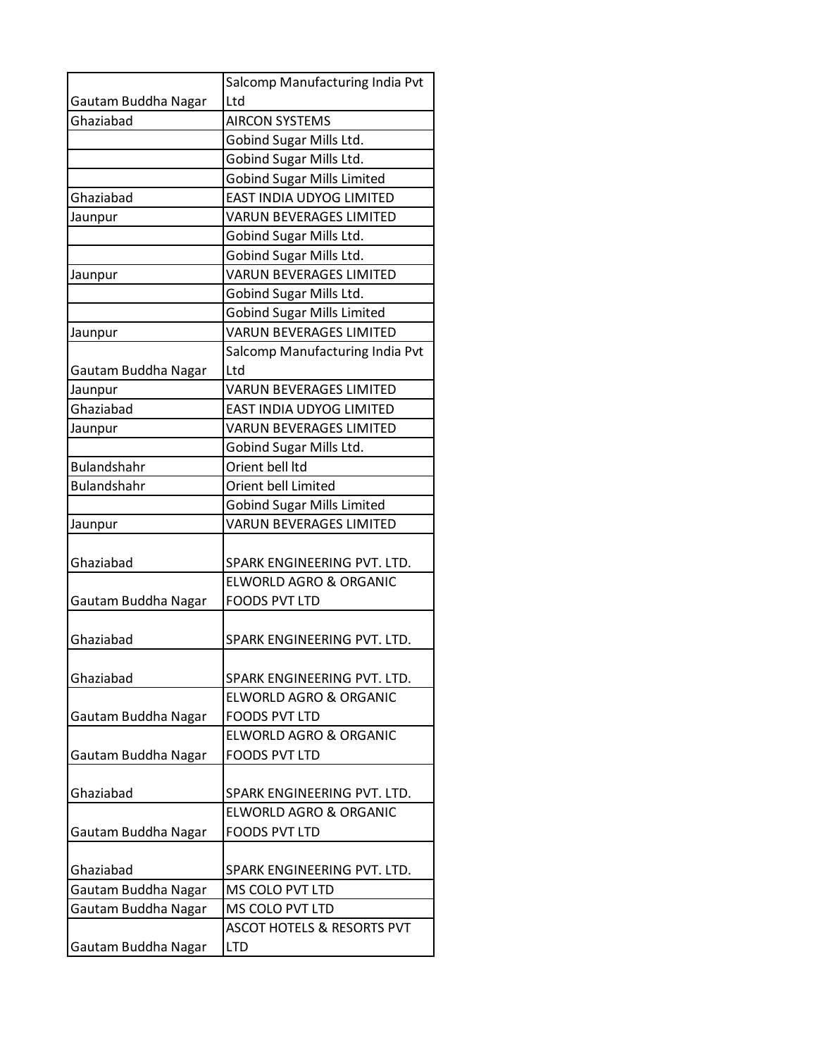| | |
|---|---|
| Gautam Buddha Nagar | Salcomp Manufacturing India Pvt Ltd |
| Ghaziabad | AIRCON SYSTEMS |
| | Gobind Sugar Mills Ltd. |
| | Gobind Sugar Mills Ltd. |
| | Gobind Sugar Mills Limited |
| Ghaziabad | EAST INDIA UDYOG LIMITED |
| Jaunpur | VARUN BEVERAGES LIMITED |
| | Gobind Sugar Mills Ltd. |
| | Gobind Sugar Mills Ltd. |
| Jaunpur | VARUN BEVERAGES LIMITED |
| | Gobind Sugar Mills Ltd. |
| | Gobind Sugar Mills Limited |
| Jaunpur | VARUN BEVERAGES LIMITED |
| Gautam Buddha Nagar | Salcomp Manufacturing India Pvt Ltd |
| Jaunpur | VARUN BEVERAGES LIMITED |
| Ghaziabad | EAST INDIA UDYOG LIMITED |
| Jaunpur | VARUN BEVERAGES LIMITED |
| | Gobind Sugar Mills Ltd. |
| Bulandshahr | Orient bell ltd |
| Bulandshahr | Orient bell Limited |
| | Gobind Sugar Mills Limited |
| Jaunpur | VARUN BEVERAGES LIMITED |
| Ghaziabad | SPARK ENGINEERING PVT. LTD. |
| Gautam Buddha Nagar | ELWORLD AGRO & ORGANIC FOODS PVT LTD |
| Ghaziabad | SPARK ENGINEERING PVT. LTD. |
| Ghaziabad | SPARK ENGINEERING PVT. LTD. |
| Gautam Buddha Nagar | ELWORLD AGRO & ORGANIC FOODS PVT LTD |
| Gautam Buddha Nagar | ELWORLD AGRO & ORGANIC FOODS PVT LTD |
| Ghaziabad | SPARK ENGINEERING PVT. LTD. |
| Gautam Buddha Nagar | ELWORLD AGRO & ORGANIC FOODS PVT LTD |
| Ghaziabad | SPARK ENGINEERING PVT. LTD. |
| Gautam Buddha Nagar | MS COLO PVT LTD |
| Gautam Buddha Nagar | MS COLO PVT LTD |
| Gautam Buddha Nagar | ASCOT HOTELS & RESORTS PVT LTD |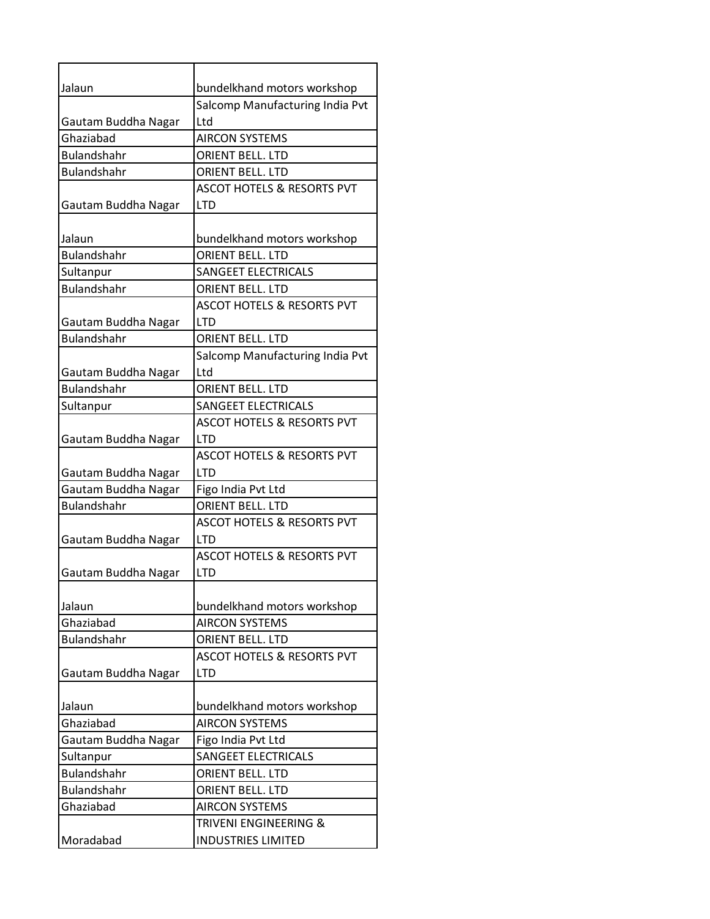| | |
|---|---|
| Jalaun | bundelkhand motors workshop |
| Gautam Buddha Nagar | Salcomp Manufacturing India Pvt Ltd |
| Ghaziabad | AIRCON SYSTEMS |
| Bulandshahr | ORIENT BELL. LTD |
| Bulandshahr | ORIENT BELL. LTD |
| Gautam Buddha Nagar | ASCOT HOTELS & RESORTS PVT LTD |
| Jalaun | bundelkhand motors workshop |
| Bulandshahr | ORIENT BELL. LTD |
| Sultanpur | SANGEET ELECTRICALS |
| Bulandshahr | ORIENT BELL. LTD |
| Gautam Buddha Nagar | ASCOT HOTELS & RESORTS PVT LTD |
| Bulandshahr | ORIENT BELL. LTD |
| Gautam Buddha Nagar | Salcomp Manufacturing India Pvt Ltd |
| Bulandshahr | ORIENT BELL. LTD |
| Sultanpur | SANGEET ELECTRICALS |
| Gautam Buddha Nagar | ASCOT HOTELS & RESORTS PVT LTD |
| Gautam Buddha Nagar | ASCOT HOTELS & RESORTS PVT LTD |
| Gautam Buddha Nagar | Figo India Pvt Ltd |
| Bulandshahr | ORIENT BELL. LTD |
| Gautam Buddha Nagar | ASCOT HOTELS & RESORTS PVT LTD |
| Gautam Buddha Nagar | ASCOT HOTELS & RESORTS PVT LTD |
| Jalaun | bundelkhand motors workshop |
| Ghaziabad | AIRCON SYSTEMS |
| Bulandshahr | ORIENT BELL. LTD |
| Gautam Buddha Nagar | ASCOT HOTELS & RESORTS PVT LTD |
| Jalaun | bundelkhand motors workshop |
| Ghaziabad | AIRCON SYSTEMS |
| Gautam Buddha Nagar | Figo India Pvt Ltd |
| Sultanpur | SANGEET ELECTRICALS |
| Bulandshahr | ORIENT BELL. LTD |
| Bulandshahr | ORIENT BELL. LTD |
| Ghaziabad | AIRCON SYSTEMS |
| Moradabad | TRIVENI ENGINEERING & INDUSTRIES LIMITED |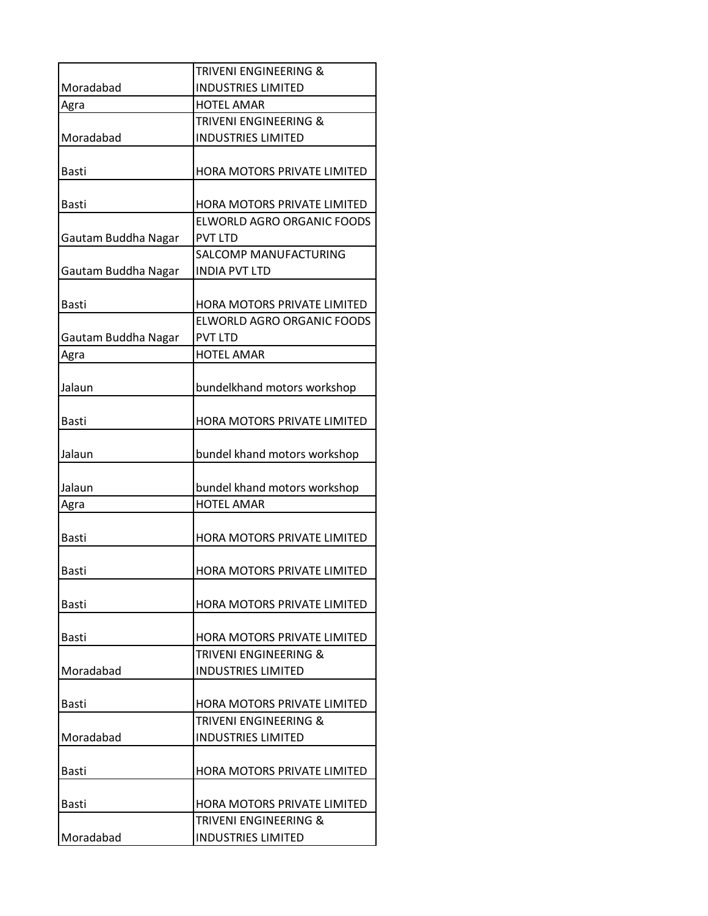| | |
|---|---|
| Moradabad | TRIVENI ENGINEERING & INDUSTRIES LIMITED |
| Agra | HOTEL AMAR |
| Moradabad | TRIVENI ENGINEERING & INDUSTRIES LIMITED |
| Basti | HORA MOTORS PRIVATE LIMITED |
| Basti | HORA MOTORS PRIVATE LIMITED |
| Gautam Buddha Nagar | ELWORLD AGRO ORGANIC FOODS PVT LTD |
| Gautam Buddha Nagar | SALCOMP MANUFACTURING INDIA PVT LTD |
| Basti | HORA MOTORS PRIVATE LIMITED |
| Gautam Buddha Nagar | ELWORLD AGRO ORGANIC FOODS PVT LTD |
| Agra | HOTEL AMAR |
| Jalaun | bundelkhand motors workshop |
| Basti | HORA MOTORS PRIVATE LIMITED |
| Jalaun | bundel khand motors workshop |
| Jalaun | bundel khand motors workshop |
| Agra | HOTEL AMAR |
| Basti | HORA MOTORS PRIVATE LIMITED |
| Basti | HORA MOTORS PRIVATE LIMITED |
| Basti | HORA MOTORS PRIVATE LIMITED |
| Basti | HORA MOTORS PRIVATE LIMITED |
| Moradabad | TRIVENI ENGINEERING & INDUSTRIES LIMITED |
| Basti | HORA MOTORS PRIVATE LIMITED |
| Moradabad | TRIVENI ENGINEERING & INDUSTRIES LIMITED |
| Basti | HORA MOTORS PRIVATE LIMITED |
| Basti | HORA MOTORS PRIVATE LIMITED |
| Moradabad | TRIVENI ENGINEERING & INDUSTRIES LIMITED |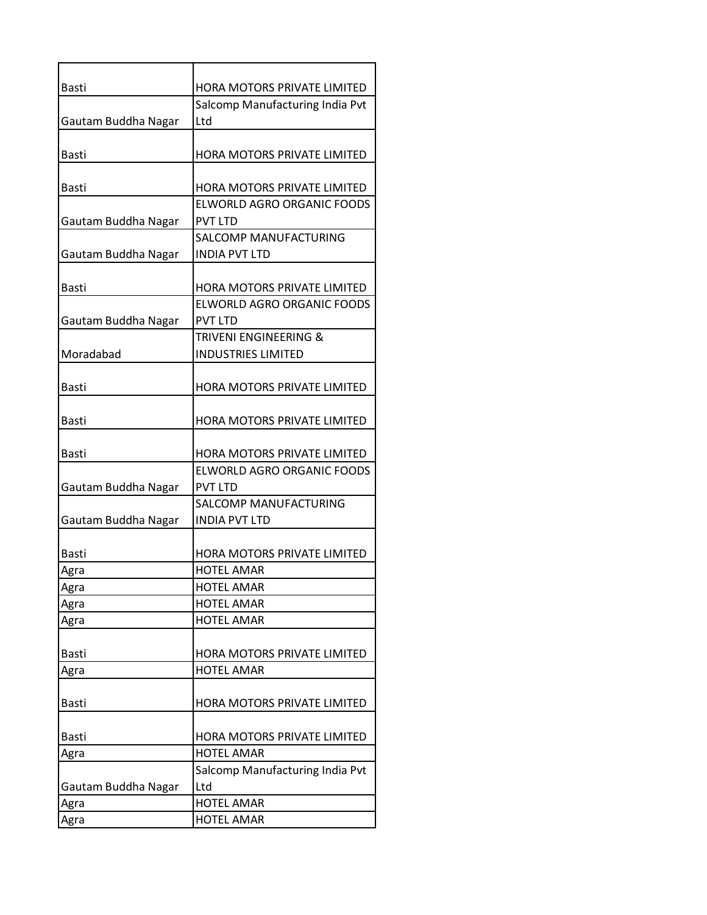| | |
|---|---|
| Basti | HORA MOTORS PRIVATE LIMITED |
| Gautam Buddha Nagar | Salcomp Manufacturing India Pvt Ltd |
| Basti | HORA MOTORS PRIVATE LIMITED |
| Basti | HORA MOTORS PRIVATE LIMITED |
| Gautam Buddha Nagar | ELWORLD AGRO ORGANIC FOODS PVT LTD |
| Gautam Buddha Nagar | SALCOMP MANUFACTURING INDIA PVT LTD |
| Basti | HORA MOTORS PRIVATE LIMITED |
| Gautam Buddha Nagar | ELWORLD AGRO ORGANIC FOODS PVT LTD |
| Moradabad | TRIVENI ENGINEERING & INDUSTRIES LIMITED |
| Basti | HORA MOTORS PRIVATE LIMITED |
| Basti | HORA MOTORS PRIVATE LIMITED |
| Basti | HORA MOTORS PRIVATE LIMITED |
| Gautam Buddha Nagar | ELWORLD AGRO ORGANIC FOODS PVT LTD |
| Gautam Buddha Nagar | SALCOMP MANUFACTURING INDIA PVT LTD |
| Basti | HORA MOTORS PRIVATE LIMITED |
| Agra | HOTEL AMAR |
| Agra | HOTEL AMAR |
| Agra | HOTEL AMAR |
| Agra | HOTEL AMAR |
| Basti | HORA MOTORS PRIVATE LIMITED |
| Agra | HOTEL AMAR |
| Basti | HORA MOTORS PRIVATE LIMITED |
| Basti | HORA MOTORS PRIVATE LIMITED |
| Agra | HOTEL AMAR |
| Gautam Buddha Nagar | Salcomp Manufacturing India Pvt Ltd |
| Agra | HOTEL AMAR |
| Agra | HOTEL AMAR |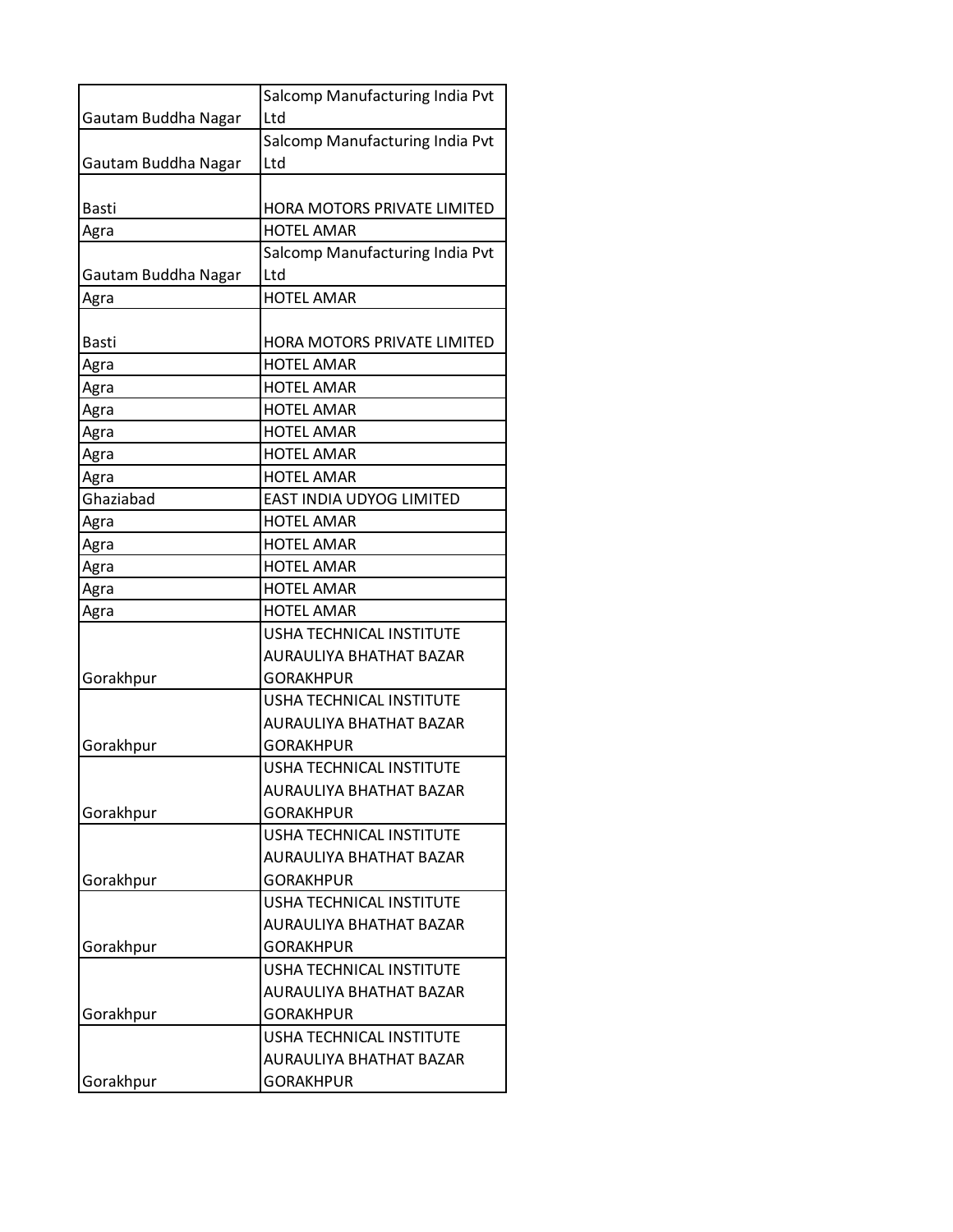| | |
|---|---|
| Gautam Buddha Nagar | Salcomp Manufacturing India Pvt Ltd |
| Gautam Buddha Nagar | Salcomp Manufacturing India Pvt Ltd |
| Basti | HORA MOTORS PRIVATE LIMITED |
| Agra | HOTEL AMAR |
| Gautam Buddha Nagar | Salcomp Manufacturing India Pvt Ltd |
| Agra | HOTEL AMAR |
| Basti | HORA MOTORS PRIVATE LIMITED |
| Agra | HOTEL AMAR |
| Agra | HOTEL AMAR |
| Agra | HOTEL AMAR |
| Agra | HOTEL AMAR |
| Agra | HOTEL AMAR |
| Agra | HOTEL AMAR |
| Ghaziabad | EAST INDIA UDYOG LIMITED |
| Agra | HOTEL AMAR |
| Agra | HOTEL AMAR |
| Agra | HOTEL AMAR |
| Agra | HOTEL AMAR |
| Agra | HOTEL AMAR |
| Gorakhpur | USHA TECHNICAL INSTITUTE AURAULIYA BHATHAT BAZAR GORAKHPUR |
| Gorakhpur | USHA TECHNICAL INSTITUTE AURAULIYA BHATHAT BAZAR GORAKHPUR |
| Gorakhpur | USHA TECHNICAL INSTITUTE AURAULIYA BHATHAT BAZAR GORAKHPUR |
| Gorakhpur | USHA TECHNICAL INSTITUTE AURAULIYA BHATHAT BAZAR GORAKHPUR |
| Gorakhpur | USHA TECHNICAL INSTITUTE AURAULIYA BHATHAT BAZAR GORAKHPUR |
| Gorakhpur | USHA TECHNICAL INSTITUTE AURAULIYA BHATHAT BAZAR GORAKHPUR |
| Gorakhpur | USHA TECHNICAL INSTITUTE AURAULIYA BHATHAT BAZAR GORAKHPUR |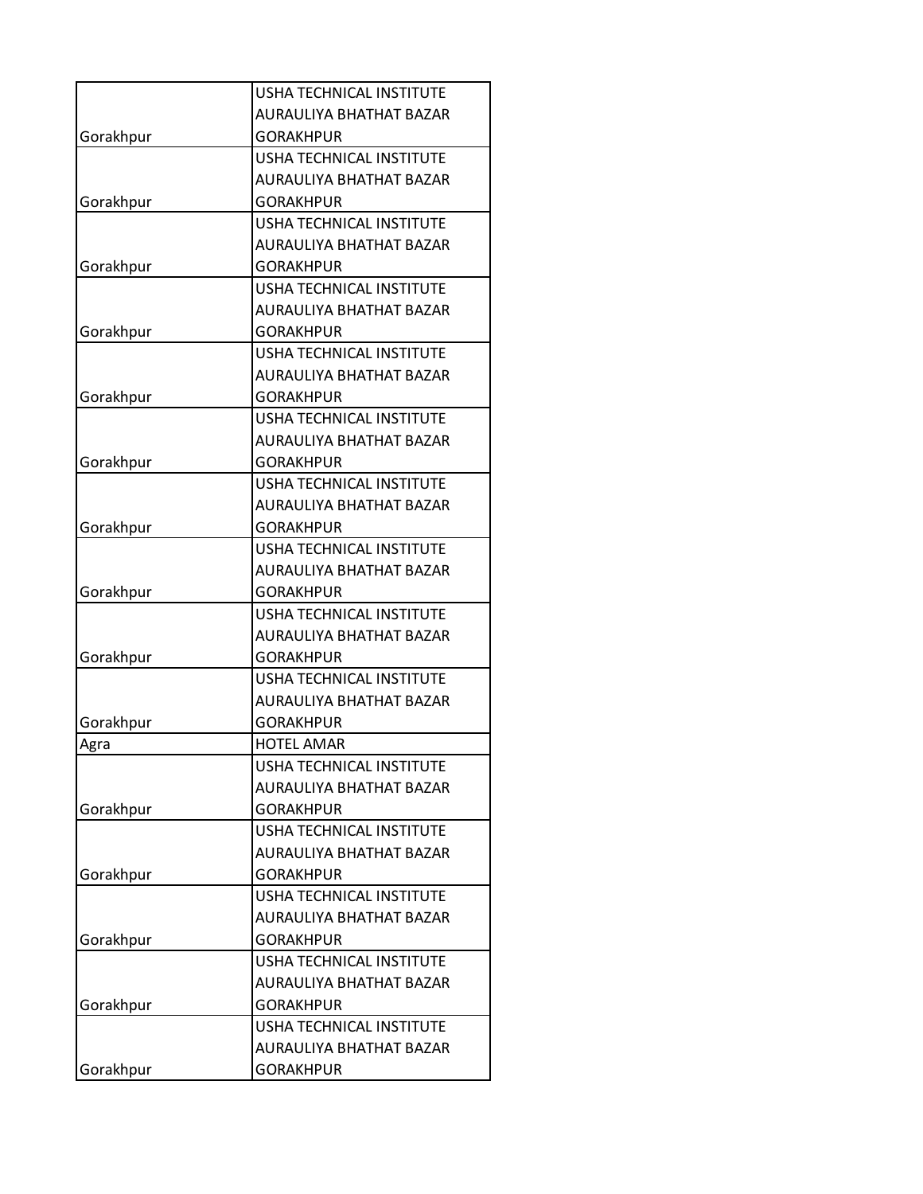| | |
|---|---|
| Gorakhpur | USHA TECHNICAL INSTITUTE AURAULIYA BHATHAT BAZAR GORAKHPUR |
| Gorakhpur | USHA TECHNICAL INSTITUTE AURAULIYA BHATHAT BAZAR GORAKHPUR |
| Gorakhpur | USHA TECHNICAL INSTITUTE AURAULIYA BHATHAT BAZAR GORAKHPUR |
| Gorakhpur | USHA TECHNICAL INSTITUTE AURAULIYA BHATHAT BAZAR GORAKHPUR |
| Gorakhpur | USHA TECHNICAL INSTITUTE AURAULIYA BHATHAT BAZAR GORAKHPUR |
| Gorakhpur | USHA TECHNICAL INSTITUTE AURAULIYA BHATHAT BAZAR GORAKHPUR |
| Gorakhpur | USHA TECHNICAL INSTITUTE AURAULIYA BHATHAT BAZAR GORAKHPUR |
| Gorakhpur | USHA TECHNICAL INSTITUTE AURAULIYA BHATHAT BAZAR GORAKHPUR |
| Gorakhpur | USHA TECHNICAL INSTITUTE AURAULIYA BHATHAT BAZAR GORAKHPUR |
| Gorakhpur | USHA TECHNICAL INSTITUTE AURAULIYA BHATHAT BAZAR GORAKHPUR |
| Agra | HOTEL AMAR |
| Gorakhpur | USHA TECHNICAL INSTITUTE AURAULIYA BHATHAT BAZAR GORAKHPUR |
| Gorakhpur | USHA TECHNICAL INSTITUTE AURAULIYA BHATHAT BAZAR GORAKHPUR |
| Gorakhpur | USHA TECHNICAL INSTITUTE AURAULIYA BHATHAT BAZAR GORAKHPUR |
| Gorakhpur | USHA TECHNICAL INSTITUTE AURAULIYA BHATHAT BAZAR GORAKHPUR |
| Gorakhpur | USHA TECHNICAL INSTITUTE AURAULIYA BHATHAT BAZAR GORAKHPUR |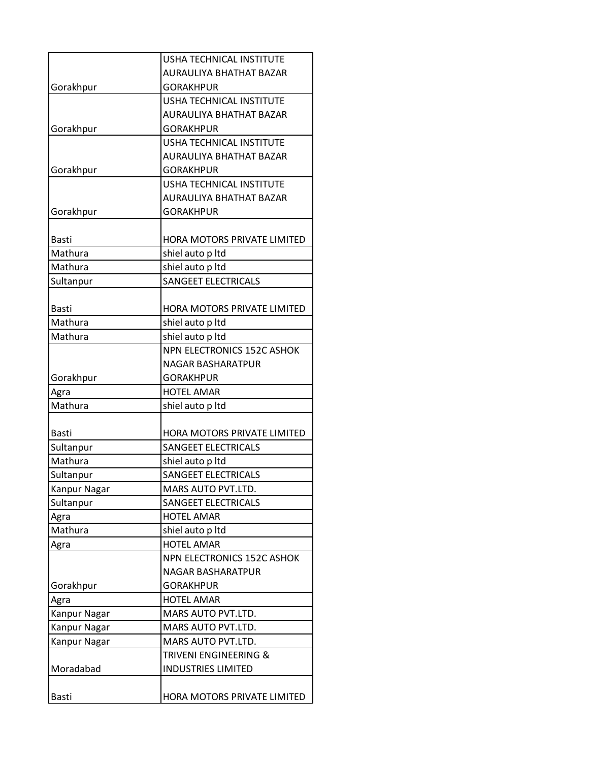| | |
|---|---|
| Gorakhpur | USHA TECHNICAL INSTITUTE AURAULIYA BHATHAT BAZAR GORAKHPUR |
| Gorakhpur | USHA TECHNICAL INSTITUTE AURAULIYA BHATHAT BAZAR GORAKHPUR |
| Gorakhpur | USHA TECHNICAL INSTITUTE AURAULIYA BHATHAT BAZAR GORAKHPUR |
| Gorakhpur | USHA TECHNICAL INSTITUTE AURAULIYA BHATHAT BAZAR GORAKHPUR |
| Basti | HORA MOTORS PRIVATE LIMITED |
| Mathura | shiel auto p ltd |
| Mathura | shiel auto p ltd |
| Sultanpur | SANGEET ELECTRICALS |
| Basti | HORA MOTORS PRIVATE LIMITED |
| Mathura | shiel auto p ltd |
| Mathura | shiel auto p ltd |
| Gorakhpur | NPN ELECTRONICS 152C ASHOK NAGAR BASHARATPUR GORAKHPUR |
| Agra | HOTEL AMAR |
| Mathura | shiel auto p ltd |
| Basti | HORA MOTORS PRIVATE LIMITED |
| Sultanpur | SANGEET ELECTRICALS |
| Mathura | shiel auto p ltd |
| Sultanpur | SANGEET ELECTRICALS |
| Kanpur Nagar | MARS AUTO PVT.LTD. |
| Sultanpur | SANGEET ELECTRICALS |
| Agra | HOTEL AMAR |
| Mathura | shiel auto p ltd |
| Agra | HOTEL AMAR |
| Gorakhpur | NPN ELECTRONICS 152C ASHOK NAGAR BASHARATPUR GORAKHPUR |
| Agra | HOTEL AMAR |
| Kanpur Nagar | MARS AUTO PVT.LTD. |
| Kanpur Nagar | MARS AUTO PVT.LTD. |
| Kanpur Nagar | MARS AUTO PVT.LTD. |
| Moradabad | TRIVENI ENGINEERING & INDUSTRIES LIMITED |
| Basti | HORA MOTORS PRIVATE LIMITED |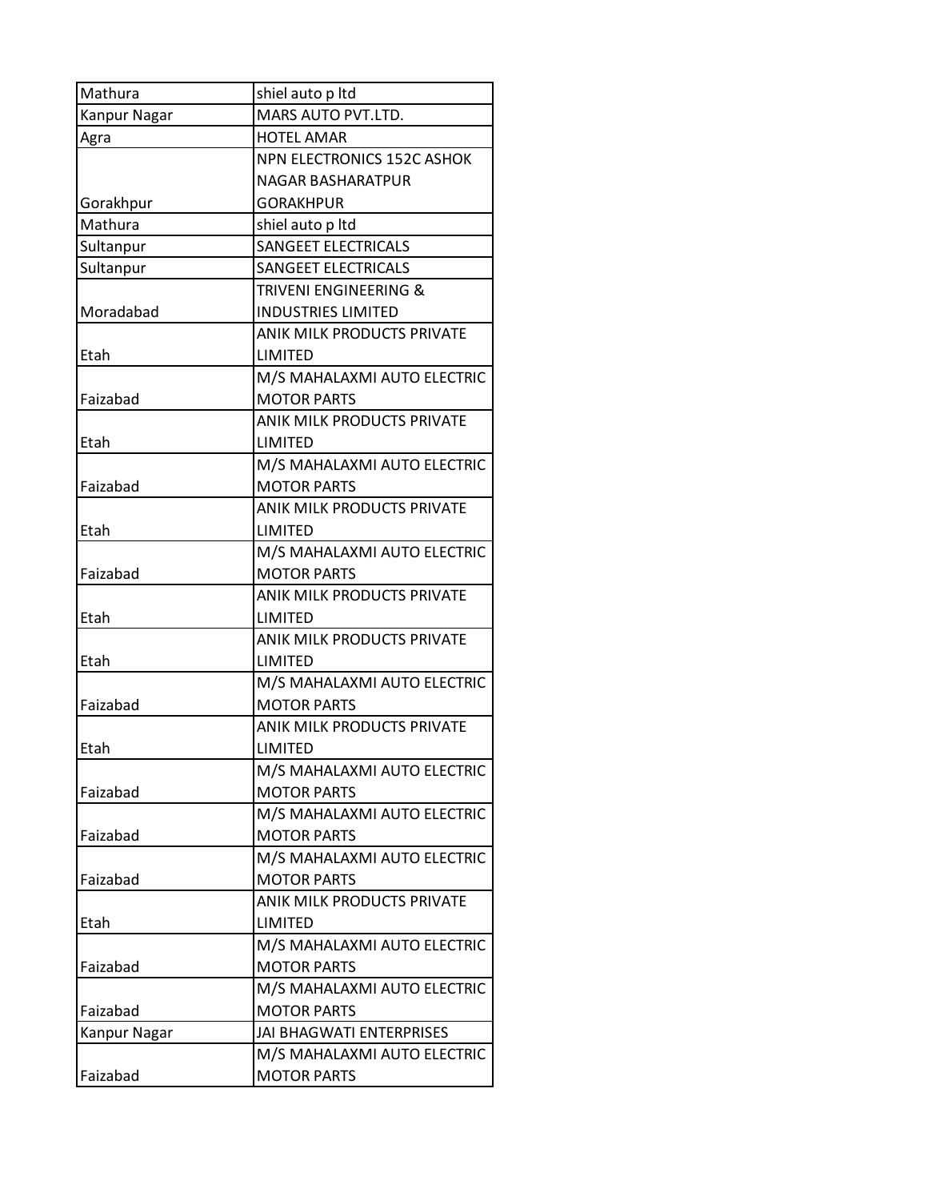| Mathura | shiel auto p ltd |
|---|---|
| Kanpur Nagar | MARS AUTO PVT.LTD. |
| Agra | HOTEL AMAR |
| Gorakhpur | NPN ELECTRONICS 152C ASHOK NAGAR BASHARATPUR GORAKHPUR |
| Mathura | shiel auto p ltd |
| Sultanpur | SANGEET ELECTRICALS |
| Sultanpur | SANGEET ELECTRICALS |
| Moradabad | TRIVENI ENGINEERING & INDUSTRIES LIMITED |
| Etah | ANIK MILK PRODUCTS PRIVATE LIMITED |
| Faizabad | M/S MAHALAXMI AUTO ELECTRIC MOTOR PARTS |
| Etah | ANIK MILK PRODUCTS PRIVATE LIMITED |
| Faizabad | M/S MAHALAXMI AUTO ELECTRIC MOTOR PARTS |
| Etah | ANIK MILK PRODUCTS PRIVATE LIMITED |
| Faizabad | M/S MAHALAXMI AUTO ELECTRIC MOTOR PARTS |
| Etah | ANIK MILK PRODUCTS PRIVATE LIMITED |
| Etah | ANIK MILK PRODUCTS PRIVATE LIMITED |
| Faizabad | M/S MAHALAXMI AUTO ELECTRIC MOTOR PARTS |
| Etah | ANIK MILK PRODUCTS PRIVATE LIMITED |
| Faizabad | M/S MAHALAXMI AUTO ELECTRIC MOTOR PARTS |
| Faizabad | M/S MAHALAXMI AUTO ELECTRIC MOTOR PARTS |
| Faizabad | M/S MAHALAXMI AUTO ELECTRIC MOTOR PARTS |
| Etah | ANIK MILK PRODUCTS PRIVATE LIMITED |
| Faizabad | M/S MAHALAXMI AUTO ELECTRIC MOTOR PARTS |
| Faizabad | M/S MAHALAXMI AUTO ELECTRIC MOTOR PARTS |
| Kanpur Nagar | JAI BHAGWATI ENTERPRISES |
| Faizabad | M/S MAHALAXMI AUTO ELECTRIC MOTOR PARTS |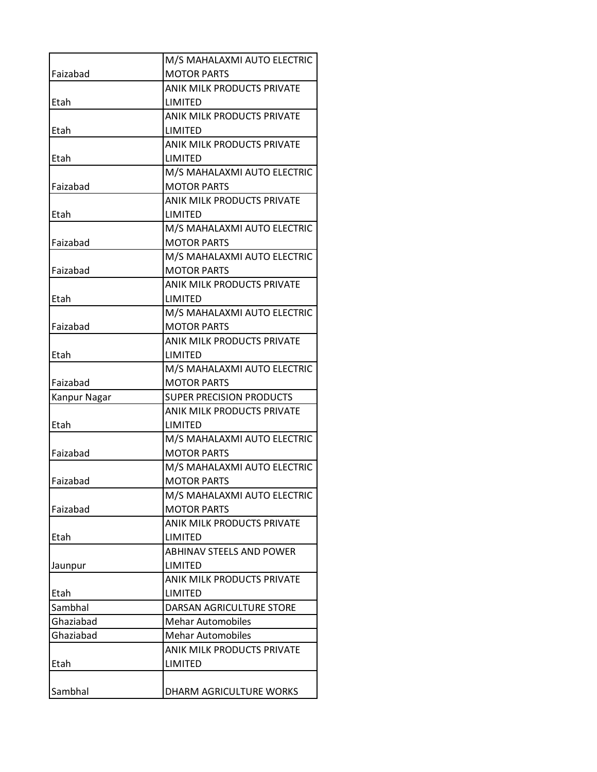| | |
|---|---|
| Faizabad | M/S MAHALAXMI AUTO ELECTRIC MOTOR PARTS |
| Etah | ANIK MILK PRODUCTS PRIVATE LIMITED |
| Etah | ANIK MILK PRODUCTS PRIVATE LIMITED |
| Etah | ANIK MILK PRODUCTS PRIVATE LIMITED |
| Faizabad | M/S MAHALAXMI AUTO ELECTRIC MOTOR PARTS |
| Etah | ANIK MILK PRODUCTS PRIVATE LIMITED |
| Faizabad | M/S MAHALAXMI AUTO ELECTRIC MOTOR PARTS |
| Faizabad | M/S MAHALAXMI AUTO ELECTRIC MOTOR PARTS |
| Etah | ANIK MILK PRODUCTS PRIVATE LIMITED |
| Faizabad | M/S MAHALAXMI AUTO ELECTRIC MOTOR PARTS |
| Etah | ANIK MILK PRODUCTS PRIVATE LIMITED |
| Faizabad | M/S MAHALAXMI AUTO ELECTRIC MOTOR PARTS |
| Kanpur Nagar | SUPER PRECISION PRODUCTS |
| Etah | ANIK MILK PRODUCTS PRIVATE LIMITED |
| Faizabad | M/S MAHALAXMI AUTO ELECTRIC MOTOR PARTS |
| Faizabad | M/S MAHALAXMI AUTO ELECTRIC MOTOR PARTS |
| Faizabad | M/S MAHALAXMI AUTO ELECTRIC MOTOR PARTS |
| Etah | ANIK MILK PRODUCTS PRIVATE LIMITED |
| Jaunpur | ABHINAV STEELS AND POWER LIMITED |
| Etah | ANIK MILK PRODUCTS PRIVATE LIMITED |
| Sambhal | DARSAN AGRICULTURE STORE |
| Ghaziabad | Mehar Automobiles |
| Ghaziabad | Mehar Automobiles |
| Etah | ANIK MILK PRODUCTS PRIVATE LIMITED |
| Sambhal | DHARM AGRICULTURE WORKS |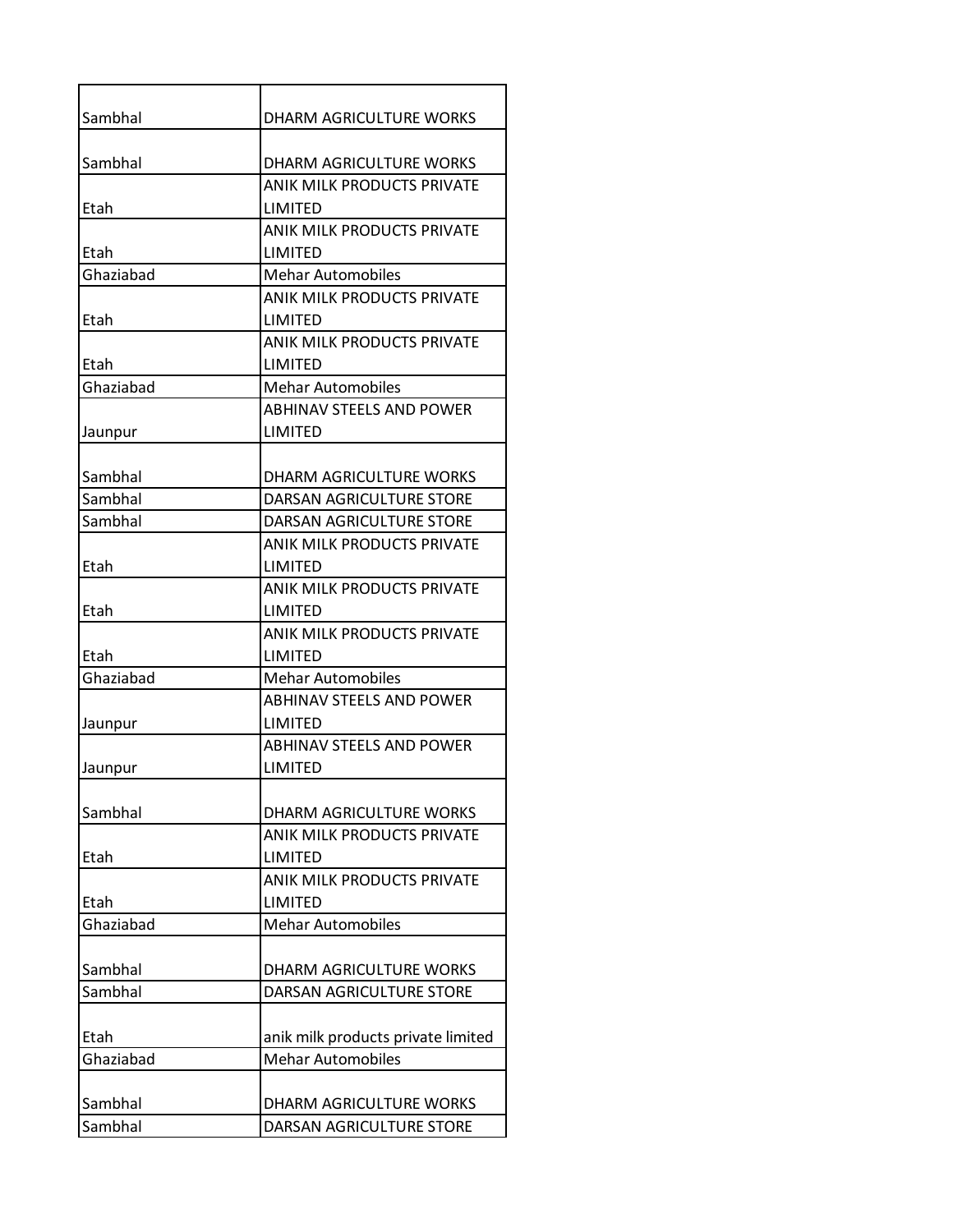| | |
|---|---|
| Sambhal | DHARM AGRICULTURE WORKS |
| Sambhal | DHARM AGRICULTURE WORKS |
| Etah | ANIK MILK PRODUCTS PRIVATE LIMITED |
| Etah | ANIK MILK PRODUCTS PRIVATE LIMITED |
| Ghaziabad | Mehar Automobiles |
| Etah | ANIK MILK PRODUCTS PRIVATE LIMITED |
| Etah | ANIK MILK PRODUCTS PRIVATE LIMITED |
| Ghaziabad | Mehar Automobiles |
| Jaunpur | ABHINAV STEELS AND POWER LIMITED |
| Sambhal | DHARM AGRICULTURE WORKS |
| Sambhal | DARSAN AGRICULTURE STORE |
| Sambhal | DARSAN AGRICULTURE STORE |
| Etah | ANIK MILK PRODUCTS PRIVATE LIMITED |
| Etah | ANIK MILK PRODUCTS PRIVATE LIMITED |
| Etah | ANIK MILK PRODUCTS PRIVATE LIMITED |
| Ghaziabad | Mehar Automobiles |
| Jaunpur | ABHINAV STEELS AND POWER LIMITED |
| Jaunpur | ABHINAV STEELS AND POWER LIMITED |
| Sambhal | DHARM AGRICULTURE WORKS |
| Etah | ANIK MILK PRODUCTS PRIVATE LIMITED |
| Etah | ANIK MILK PRODUCTS PRIVATE LIMITED |
| Ghaziabad | Mehar Automobiles |
| Sambhal | DHARM AGRICULTURE WORKS |
| Sambhal | DARSAN AGRICULTURE STORE |
| Etah | anik milk products private limited |
| Ghaziabad | Mehar Automobiles |
| Sambhal | DHARM AGRICULTURE WORKS |
| Sambhal | DARSAN AGRICULTURE STORE |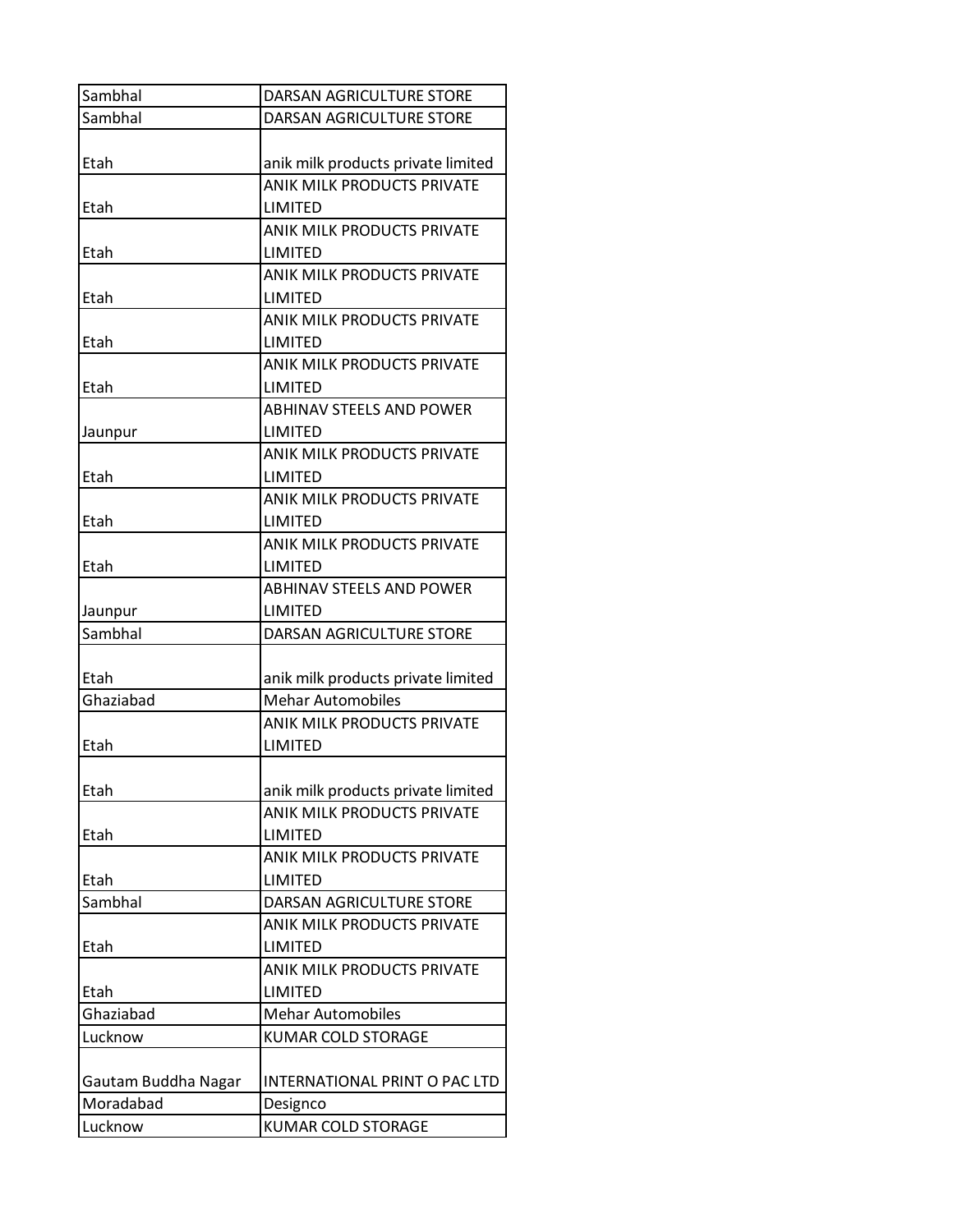| Sambhal | DARSAN AGRICULTURE STORE |
|---|---|
| Sambhal | DARSAN AGRICULTURE STORE |
| Etah | anik milk products private limited |
| Etah | ANIK MILK PRODUCTS PRIVATE LIMITED |
| Etah | ANIK MILK PRODUCTS PRIVATE LIMITED |
| Etah | ANIK MILK PRODUCTS PRIVATE LIMITED |
| Etah | ANIK MILK PRODUCTS PRIVATE LIMITED |
| Etah | ANIK MILK PRODUCTS PRIVATE LIMITED |
| Jaunpur | ABHINAV STEELS AND POWER LIMITED |
| Etah | ANIK MILK PRODUCTS PRIVATE LIMITED |
| Etah | ANIK MILK PRODUCTS PRIVATE LIMITED |
| Etah | ANIK MILK PRODUCTS PRIVATE LIMITED |
| Jaunpur | ABHINAV STEELS AND POWER LIMITED |
| Sambhal | DARSAN AGRICULTURE STORE |
| Etah | anik milk products private limited |
| Ghaziabad | Mehar Automobiles |
| Etah | ANIK MILK PRODUCTS PRIVATE LIMITED |
| Etah | anik milk products private limited |
| Etah | ANIK MILK PRODUCTS PRIVATE LIMITED |
| Etah | ANIK MILK PRODUCTS PRIVATE LIMITED |
| Sambhal | DARSAN AGRICULTURE STORE |
| Etah | ANIK MILK PRODUCTS PRIVATE LIMITED |
| Etah | ANIK MILK PRODUCTS PRIVATE LIMITED |
| Ghaziabad | Mehar Automobiles |
| Lucknow | KUMAR COLD STORAGE |
| Gautam Buddha Nagar | INTERNATIONAL PRINT O PAC LTD |
| Moradabad | Designco |
| Lucknow | KUMAR COLD STORAGE |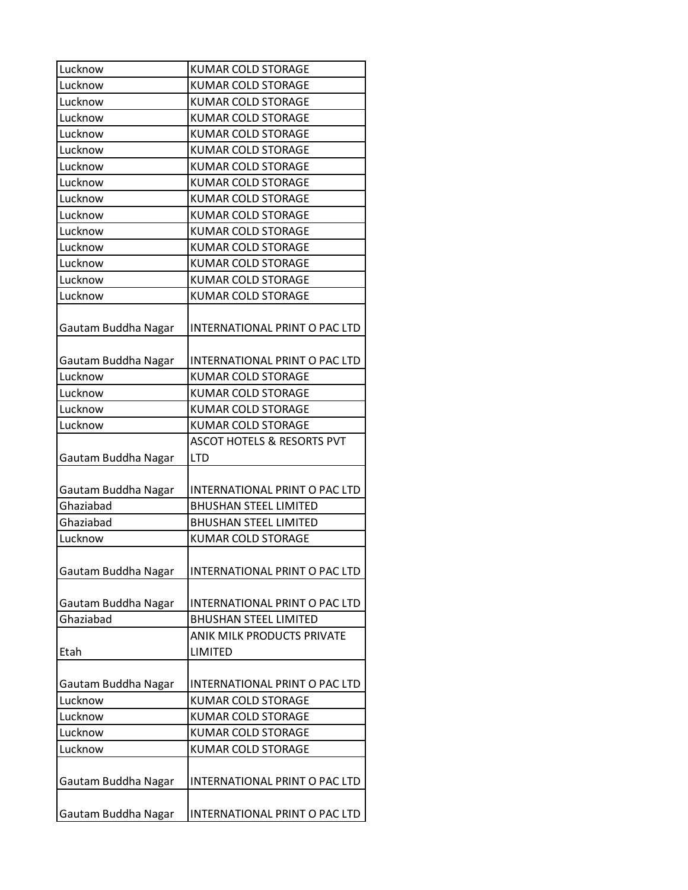| Lucknow | KUMAR COLD STORAGE |
|---|---|
| Lucknow | KUMAR COLD STORAGE |
| Lucknow | KUMAR COLD STORAGE |
| Lucknow | KUMAR COLD STORAGE |
| Lucknow | KUMAR COLD STORAGE |
| Lucknow | KUMAR COLD STORAGE |
| Lucknow | KUMAR COLD STORAGE |
| Lucknow | KUMAR COLD STORAGE |
| Lucknow | KUMAR COLD STORAGE |
| Lucknow | KUMAR COLD STORAGE |
| Lucknow | KUMAR COLD STORAGE |
| Lucknow | KUMAR COLD STORAGE |
| Lucknow | KUMAR COLD STORAGE |
| Lucknow | KUMAR COLD STORAGE |
| Lucknow | KUMAR COLD STORAGE |
| Gautam Buddha Nagar | INTERNATIONAL PRINT O PAC LTD |
| Gautam Buddha Nagar | INTERNATIONAL PRINT O PAC LTD |
| Lucknow | KUMAR COLD STORAGE |
| Lucknow | KUMAR COLD STORAGE |
| Lucknow | KUMAR COLD STORAGE |
| Lucknow | KUMAR COLD STORAGE |
| Gautam Buddha Nagar | ASCOT HOTELS & RESORTS PVT LTD |
| Gautam Buddha Nagar | INTERNATIONAL PRINT O PAC LTD |
| Ghaziabad | BHUSHAN STEEL LIMITED |
| Ghaziabad | BHUSHAN STEEL LIMITED |
| Lucknow | KUMAR COLD STORAGE |
| Gautam Buddha Nagar | INTERNATIONAL PRINT O PAC LTD |
| Gautam Buddha Nagar | INTERNATIONAL PRINT O PAC LTD |
| Ghaziabad | BHUSHAN STEEL LIMITED |
| Etah | ANIK MILK PRODUCTS PRIVATE LIMITED |
| Gautam Buddha Nagar | INTERNATIONAL PRINT O PAC LTD |
| Lucknow | KUMAR COLD STORAGE |
| Lucknow | KUMAR COLD STORAGE |
| Lucknow | KUMAR COLD STORAGE |
| Lucknow | KUMAR COLD STORAGE |
| Gautam Buddha Nagar | INTERNATIONAL PRINT O PAC LTD |
| Gautam Buddha Nagar | INTERNATIONAL PRINT O PAC LTD |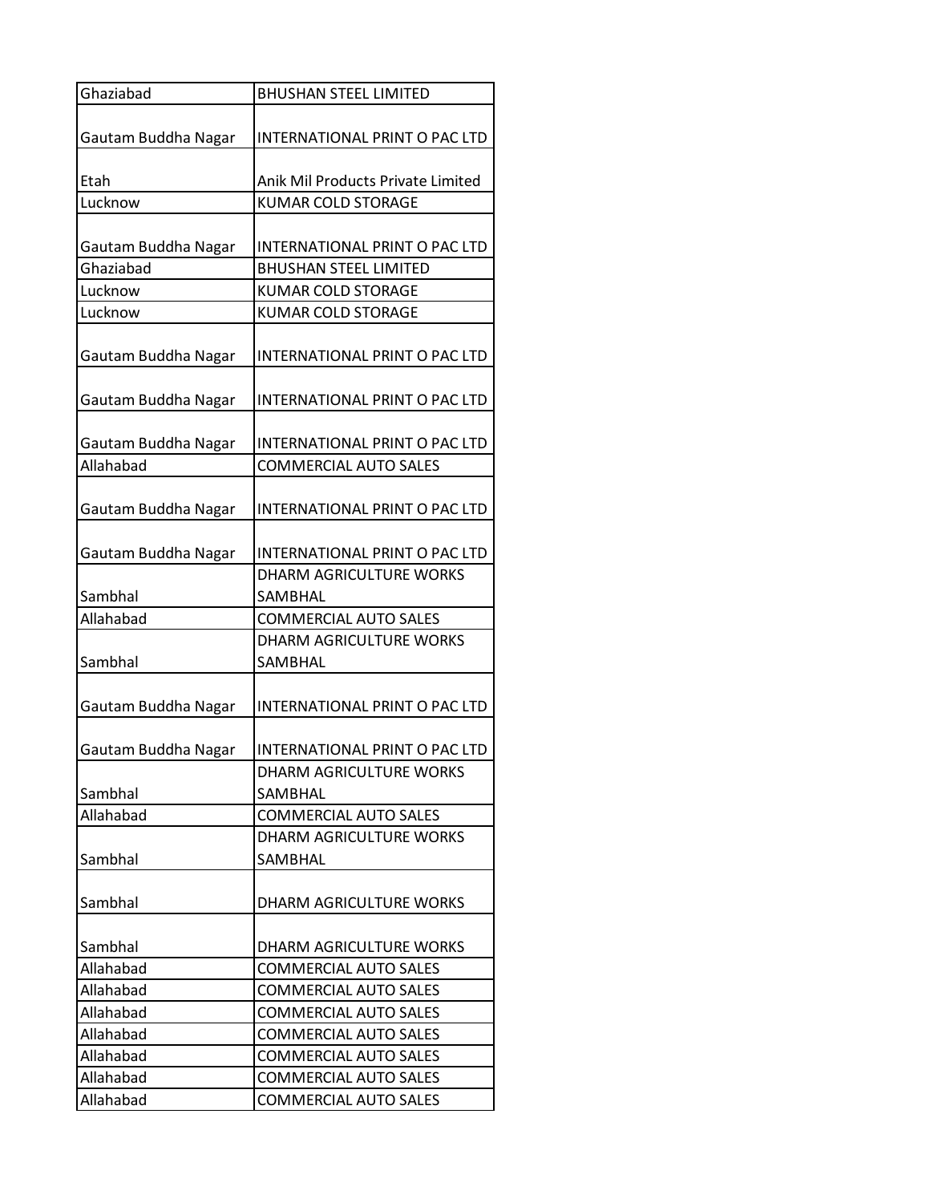| Ghaziabad | BHUSHAN STEEL LIMITED |
|---|---|
| Gautam Buddha Nagar | INTERNATIONAL PRINT O PAC LTD |
| Etah | Anik Mil Products Private Limited |
| Lucknow | KUMAR COLD STORAGE |
| Gautam Buddha Nagar | INTERNATIONAL PRINT O PAC LTD |
| Ghaziabad | BHUSHAN STEEL LIMITED |
| Lucknow | KUMAR COLD STORAGE |
| Lucknow | KUMAR COLD STORAGE |
| Gautam Buddha Nagar | INTERNATIONAL PRINT O PAC LTD |
| Gautam Buddha Nagar | INTERNATIONAL PRINT O PAC LTD |
| Gautam Buddha Nagar | INTERNATIONAL PRINT O PAC LTD |
| Allahabad | COMMERCIAL AUTO SALES |
| Gautam Buddha Nagar | INTERNATIONAL PRINT O PAC LTD |
| Gautam Buddha Nagar | INTERNATIONAL PRINT O PAC LTD |
| Sambhal | DHARM AGRICULTURE WORKS SAMBHAL |
| Allahabad | COMMERCIAL AUTO SALES |
| Sambhal | DHARM AGRICULTURE WORKS SAMBHAL |
| Gautam Buddha Nagar | INTERNATIONAL PRINT O PAC LTD |
| Gautam Buddha Nagar | INTERNATIONAL PRINT O PAC LTD |
| Sambhal | DHARM AGRICULTURE WORKS SAMBHAL |
| Allahabad | COMMERCIAL AUTO SALES |
| Sambhal | DHARM AGRICULTURE WORKS SAMBHAL |
| Sambhal | DHARM AGRICULTURE WORKS |
| Sambhal | DHARM AGRICULTURE WORKS |
| Allahabad | COMMERCIAL AUTO SALES |
| Allahabad | COMMERCIAL AUTO SALES |
| Allahabad | COMMERCIAL AUTO SALES |
| Allahabad | COMMERCIAL AUTO SALES |
| Allahabad | COMMERCIAL AUTO SALES |
| Allahabad | COMMERCIAL AUTO SALES |
| Allahabad | COMMERCIAL AUTO SALES |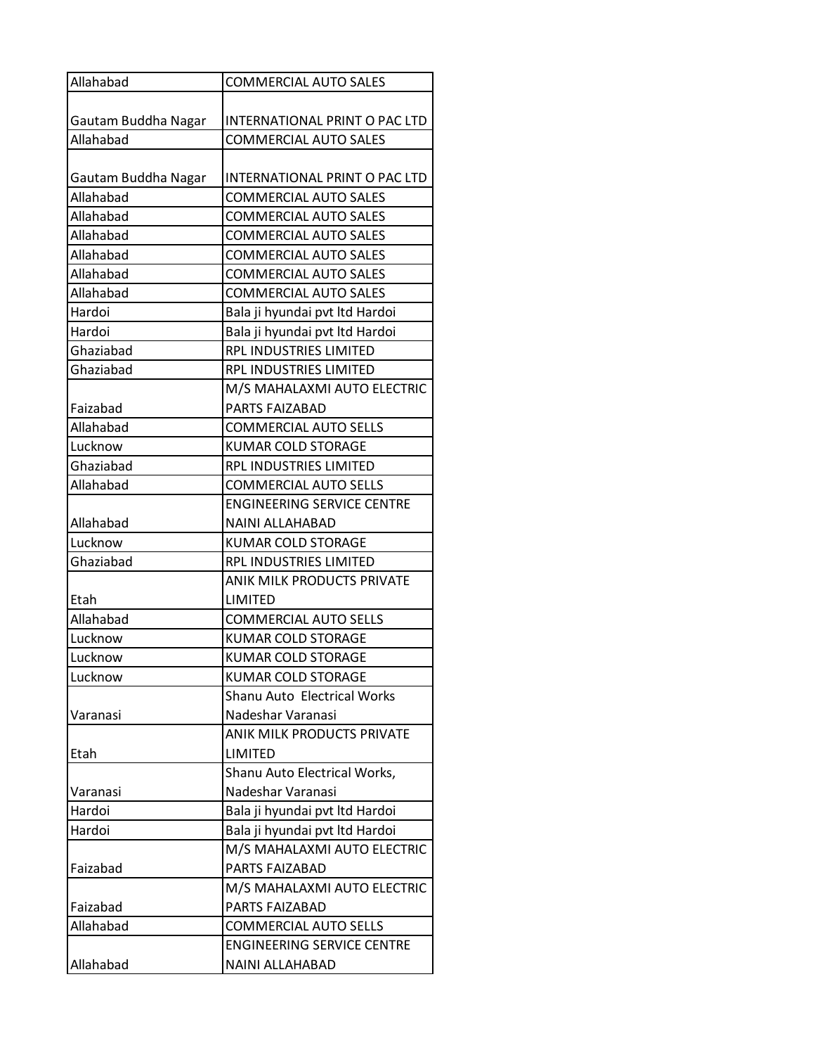| Allahabad | COMMERCIAL AUTO SALES |
|---|---|
| Gautam Buddha Nagar | INTERNATIONAL PRINT O PAC LTD |
| Allahabad | COMMERCIAL AUTO SALES |
| Gautam Buddha Nagar | INTERNATIONAL PRINT O PAC LTD |
| Allahabad | COMMERCIAL AUTO SALES |
| Allahabad | COMMERCIAL AUTO SALES |
| Allahabad | COMMERCIAL AUTO SALES |
| Allahabad | COMMERCIAL AUTO SALES |
| Allahabad | COMMERCIAL AUTO SALES |
| Allahabad | COMMERCIAL AUTO SALES |
| Hardoi | Bala ji hyundai pvt ltd Hardoi |
| Hardoi | Bala ji hyundai pvt ltd Hardoi |
| Ghaziabad | RPL INDUSTRIES LIMITED |
| Ghaziabad | RPL INDUSTRIES LIMITED |
| Faizabad | M/S MAHALAXMI AUTO ELECTRIC PARTS FAIZABAD |
| Allahabad | COMMERCIAL AUTO SELLS |
| Lucknow | KUMAR COLD STORAGE |
| Ghaziabad | RPL INDUSTRIES LIMITED |
| Allahabad | COMMERCIAL AUTO SELLS |
| Allahabad | ENGINEERING SERVICE CENTRE NAINI ALLAHABAD |
| Lucknow | KUMAR COLD STORAGE |
| Ghaziabad | RPL INDUSTRIES LIMITED |
| Etah | ANIK MILK PRODUCTS PRIVATE LIMITED |
| Allahabad | COMMERCIAL AUTO SELLS |
| Lucknow | KUMAR COLD STORAGE |
| Lucknow | KUMAR COLD STORAGE |
| Lucknow | KUMAR COLD STORAGE |
| Varanasi | Shanu Auto Electrical Works Nadeshar Varanasi |
| Etah | ANIK MILK PRODUCTS PRIVATE LIMITED |
| Varanasi | Shanu Auto Electrical Works, Nadeshar Varanasi |
| Hardoi | Bala ji hyundai pvt ltd Hardoi |
| Hardoi | Bala ji hyundai pvt ltd Hardoi |
| Faizabad | M/S MAHALAXMI AUTO ELECTRIC PARTS FAIZABAD |
| Faizabad | M/S MAHALAXMI AUTO ELECTRIC PARTS FAIZABAD |
| Allahabad | COMMERCIAL AUTO SELLS |
| Allahabad | ENGINEERING SERVICE CENTRE NAINI ALLAHABAD |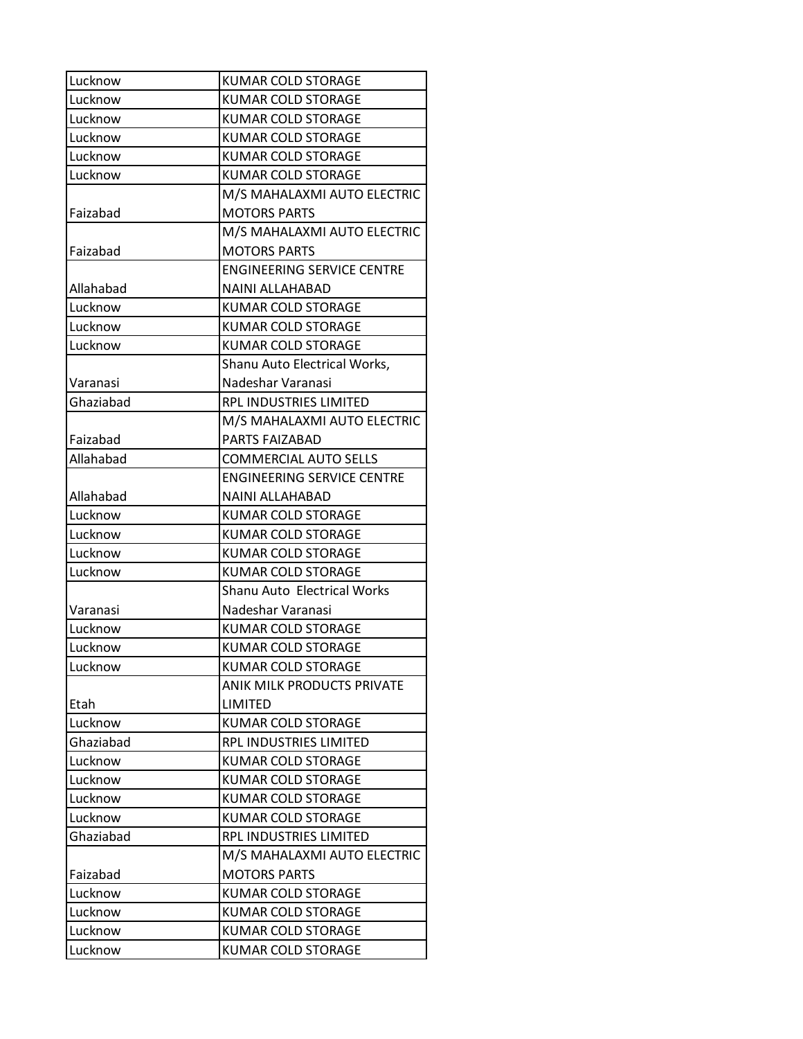| Lucknow | KUMAR COLD STORAGE |
|---|---|
| Lucknow | KUMAR COLD STORAGE |
| Lucknow | KUMAR COLD STORAGE |
| Lucknow | KUMAR COLD STORAGE |
| Lucknow | KUMAR COLD STORAGE |
| Lucknow | KUMAR COLD STORAGE |
| Faizabad | M/S MAHALAXMI AUTO ELECTRIC MOTORS PARTS |
| Faizabad | M/S MAHALAXMI AUTO ELECTRIC MOTORS PARTS |
| Allahabad | ENGINEERING SERVICE CENTRE NAINI ALLAHABAD |
| Lucknow | KUMAR COLD STORAGE |
| Lucknow | KUMAR COLD STORAGE |
| Lucknow | KUMAR COLD STORAGE |
| Varanasi | Shanu Auto Electrical Works, Nadeshar Varanasi |
| Ghaziabad | RPL INDUSTRIES LIMITED |
| Faizabad | M/S MAHALAXMI AUTO ELECTRIC PARTS FAIZABAD |
| Allahabad | COMMERCIAL AUTO SELLS |
| Allahabad | ENGINEERING SERVICE CENTRE NAINI ALLAHABAD |
| Lucknow | KUMAR COLD STORAGE |
| Lucknow | KUMAR COLD STORAGE |
| Lucknow | KUMAR COLD STORAGE |
| Lucknow | KUMAR COLD STORAGE |
| Varanasi | Shanu Auto Electrical Works Nadeshar Varanasi |
| Lucknow | KUMAR COLD STORAGE |
| Lucknow | KUMAR COLD STORAGE |
| Lucknow | KUMAR COLD STORAGE |
| Etah | ANIK MILK PRODUCTS PRIVATE LIMITED |
| Lucknow | KUMAR COLD STORAGE |
| Ghaziabad | RPL INDUSTRIES LIMITED |
| Lucknow | KUMAR COLD STORAGE |
| Lucknow | KUMAR COLD STORAGE |
| Lucknow | KUMAR COLD STORAGE |
| Lucknow | KUMAR COLD STORAGE |
| Ghaziabad | RPL INDUSTRIES LIMITED |
| Faizabad | M/S MAHALAXMI AUTO ELECTRIC MOTORS PARTS |
| Lucknow | KUMAR COLD STORAGE |
| Lucknow | KUMAR COLD STORAGE |
| Lucknow | KUMAR COLD STORAGE |
| Lucknow | KUMAR COLD STORAGE |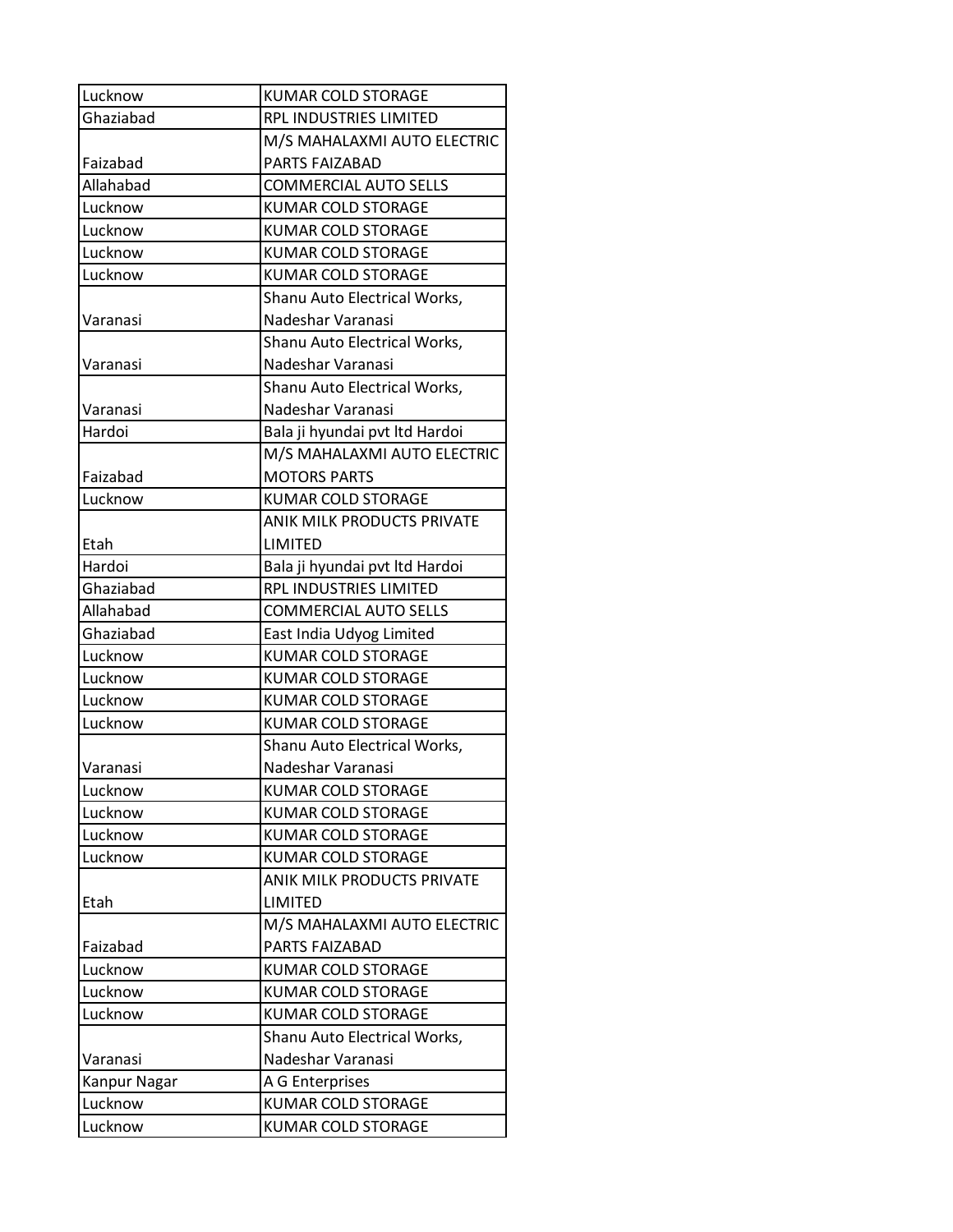| | |
|---|---|
| Lucknow | KUMAR COLD STORAGE |
| Ghaziabad | RPL INDUSTRIES LIMITED |
| Faizabad | M/S MAHALAXMI AUTO ELECTRIC PARTS FAIZABAD |
| Allahabad | COMMERCIAL AUTO SELLS |
| Lucknow | KUMAR COLD STORAGE |
| Lucknow | KUMAR COLD STORAGE |
| Lucknow | KUMAR COLD STORAGE |
| Lucknow | KUMAR COLD STORAGE |
| Varanasi | Shanu Auto Electrical Works, Nadeshar Varanasi |
| Varanasi | Shanu Auto Electrical Works, Nadeshar Varanasi |
| Varanasi | Shanu Auto Electrical Works, Nadeshar Varanasi |
| Hardoi | Bala ji hyundai pvt ltd Hardoi |
| Faizabad | M/S MAHALAXMI AUTO ELECTRIC MOTORS PARTS |
| Lucknow | KUMAR COLD STORAGE |
| Etah | ANIK MILK PRODUCTS PRIVATE LIMITED |
| Hardoi | Bala ji hyundai pvt ltd Hardoi |
| Ghaziabad | RPL INDUSTRIES LIMITED |
| Allahabad | COMMERCIAL AUTO SELLS |
| Ghaziabad | East India Udyog Limited |
| Lucknow | KUMAR COLD STORAGE |
| Lucknow | KUMAR COLD STORAGE |
| Lucknow | KUMAR COLD STORAGE |
| Lucknow | KUMAR COLD STORAGE |
| Varanasi | Shanu Auto Electrical Works, Nadeshar Varanasi |
| Lucknow | KUMAR COLD STORAGE |
| Lucknow | KUMAR COLD STORAGE |
| Lucknow | KUMAR COLD STORAGE |
| Lucknow | KUMAR COLD STORAGE |
| Etah | ANIK MILK PRODUCTS PRIVATE LIMITED |
| Faizabad | M/S MAHALAXMI AUTO ELECTRIC PARTS FAIZABAD |
| Lucknow | KUMAR COLD STORAGE |
| Lucknow | KUMAR COLD STORAGE |
| Lucknow | KUMAR COLD STORAGE |
| Varanasi | Shanu Auto Electrical Works, Nadeshar Varanasi |
| Kanpur Nagar | A G Enterprises |
| Lucknow | KUMAR COLD STORAGE |
| Lucknow | KUMAR COLD STORAGE |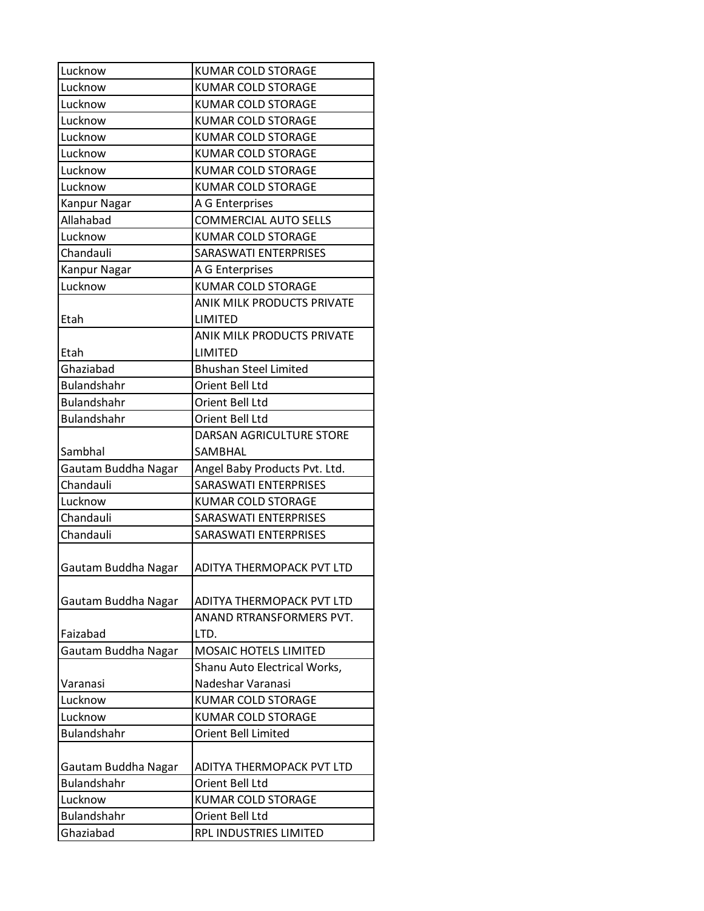| Lucknow | KUMAR COLD STORAGE |
|---|---|
| Lucknow | KUMAR COLD STORAGE |
| Lucknow | KUMAR COLD STORAGE |
| Lucknow | KUMAR COLD STORAGE |
| Lucknow | KUMAR COLD STORAGE |
| Lucknow | KUMAR COLD STORAGE |
| Lucknow | KUMAR COLD STORAGE |
| Lucknow | KUMAR COLD STORAGE |
| Kanpur Nagar | A G Enterprises |
| Allahabad | COMMERCIAL AUTO SELLS |
| Lucknow | KUMAR COLD STORAGE |
| Chandauli | SARASWATI ENTERPRISES |
| Kanpur Nagar | A G Enterprises |
| Lucknow | KUMAR COLD STORAGE |
| Etah | ANIK MILK PRODUCTS PRIVATE LIMITED |
| Etah | ANIK MILK PRODUCTS PRIVATE LIMITED |
| Ghaziabad | Bhushan Steel Limited |
| Bulandshahr | Orient Bell Ltd |
| Bulandshahr | Orient Bell Ltd |
| Bulandshahr | Orient Bell Ltd |
| Sambhal | DARSAN AGRICULTURE STORE SAMBHAL |
| Gautam Buddha Nagar | Angel Baby Products Pvt. Ltd. |
| Chandauli | SARASWATI ENTERPRISES |
| Lucknow | KUMAR COLD STORAGE |
| Chandauli | SARASWATI ENTERPRISES |
| Chandauli | SARASWATI ENTERPRISES |
| Gautam Buddha Nagar | ADITYA THERMOPACK PVT LTD |
| Gautam Buddha Nagar | ADITYA THERMOPACK PVT LTD |
| Faizabad | ANAND RTRANSFORMERS PVT. LTD. |
| Gautam Buddha Nagar | MOSAIC HOTELS LIMITED |
| Varanasi | Shanu Auto Electrical Works, Nadeshar Varanasi |
| Lucknow | KUMAR COLD STORAGE |
| Lucknow | KUMAR COLD STORAGE |
| Bulandshahr | Orient Bell Limited |
| Gautam Buddha Nagar | ADITYA THERMOPACK PVT LTD |
| Bulandshahr | Orient Bell Ltd |
| Lucknow | KUMAR COLD STORAGE |
| Bulandshahr | Orient Bell Ltd |
| Ghaziabad | RPL INDUSTRIES LIMITED |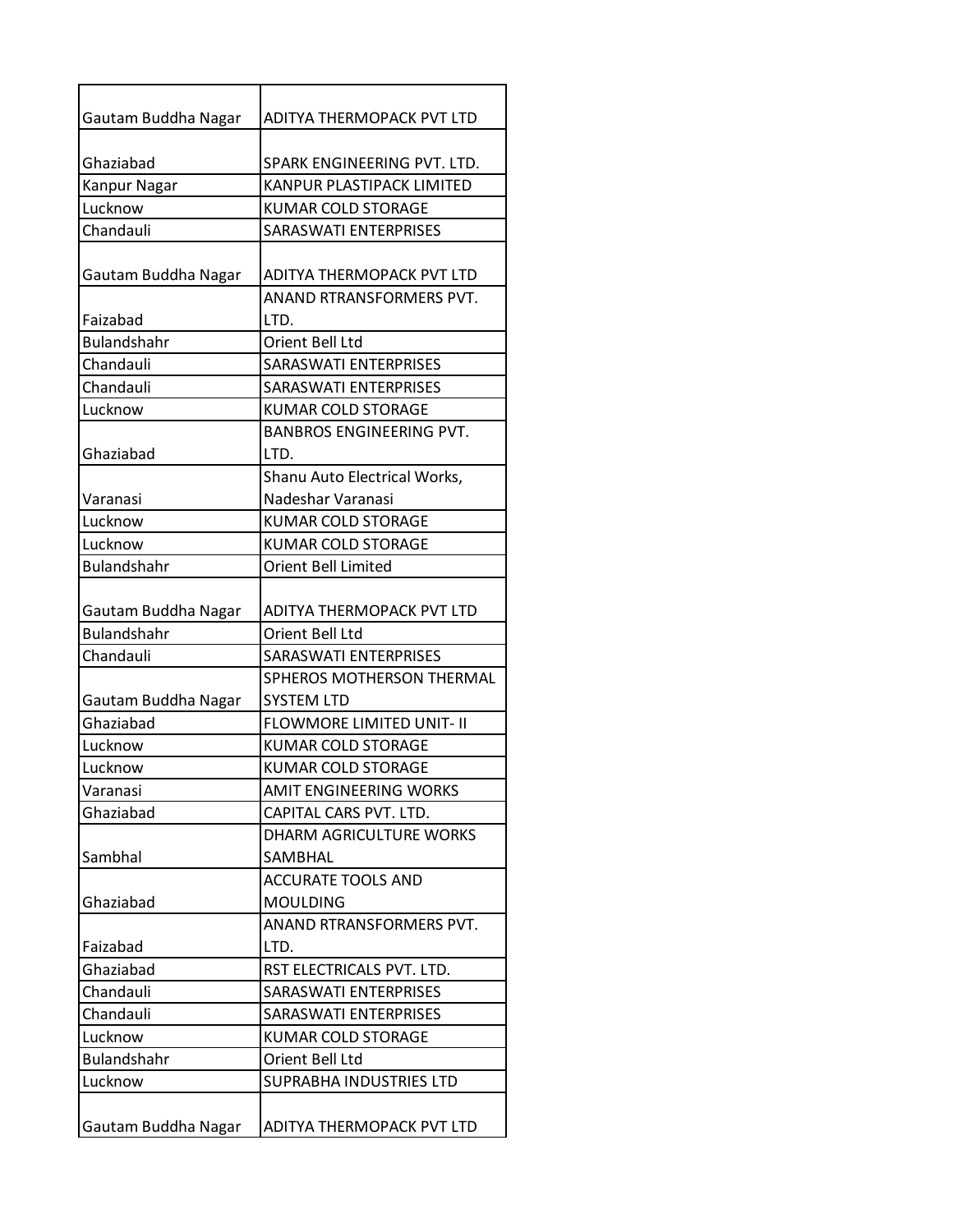| | |
|---|---|
| Gautam Buddha Nagar | ADITYA THERMOPACK PVT LTD |
| Ghaziabad | SPARK ENGINEERING PVT. LTD. |
| Kanpur Nagar | KANPUR PLASTIPACK LIMITED |
| Lucknow | KUMAR COLD STORAGE |
| Chandauli | SARASWATI ENTERPRISES |
| Gautam Buddha Nagar | ADITYA THERMOPACK PVT LTD |
| Faizabad | ANAND RTRANSFORMERS PVT. LTD. |
| Bulandshahr | Orient Bell Ltd |
| Chandauli | SARASWATI ENTERPRISES |
| Chandauli | SARASWATI ENTERPRISES |
| Lucknow | KUMAR COLD STORAGE |
| Ghaziabad | BANBROS ENGINEERING PVT. LTD. |
| Varanasi | Shanu Auto Electrical Works, Nadeshar Varanasi |
| Lucknow | KUMAR COLD STORAGE |
| Lucknow | KUMAR COLD STORAGE |
| Bulandshahr | Orient Bell Limited |
| Gautam Buddha Nagar | ADITYA THERMOPACK PVT LTD |
| Bulandshahr | Orient Bell Ltd |
| Chandauli | SARASWATI ENTERPRISES |
| Gautam Buddha Nagar | SPHEROS MOTHERSON THERMAL SYSTEM LTD |
| Ghaziabad | FLOWMORE LIMITED UNIT- II |
| Lucknow | KUMAR COLD STORAGE |
| Lucknow | KUMAR COLD STORAGE |
| Varanasi | AMIT ENGINEERING WORKS |
| Ghaziabad | CAPITAL CARS PVT. LTD. |
| Sambhal | DHARM AGRICULTURE WORKS SAMBHAL |
| Ghaziabad | ACCURATE TOOLS AND MOULDING |
| Faizabad | ANAND RTRANSFORMERS PVT. LTD. |
| Ghaziabad | RST ELECTRICALS PVT. LTD. |
| Chandauli | SARASWATI ENTERPRISES |
| Chandauli | SARASWATI ENTERPRISES |
| Lucknow | KUMAR COLD STORAGE |
| Bulandshahr | Orient Bell Ltd |
| Lucknow | SUPRABHA INDUSTRIES LTD |
| Gautam Buddha Nagar | ADITYA THERMOPACK PVT LTD |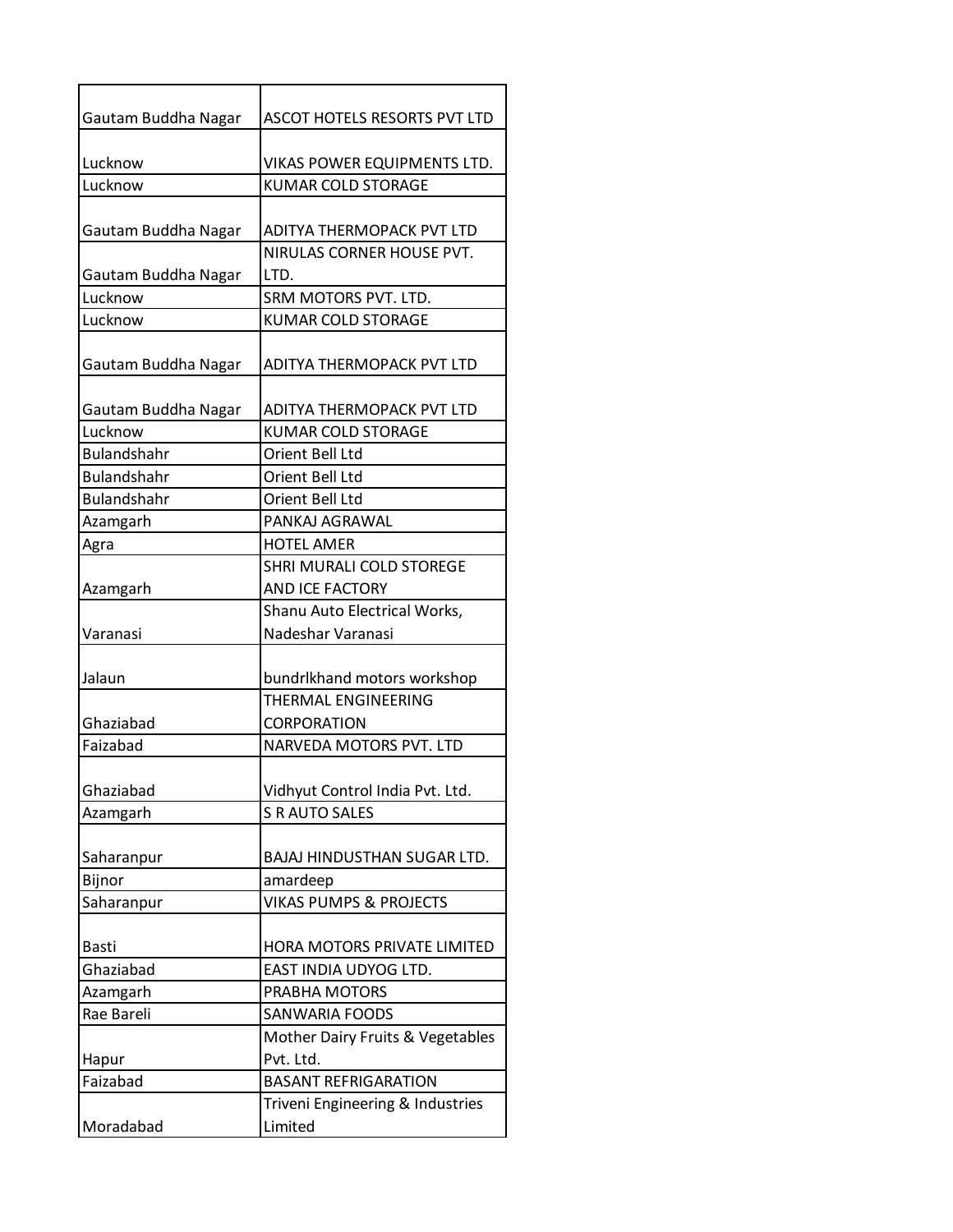| | |
|---|---|
| Gautam Buddha Nagar | ASCOT HOTELS RESORTS PVT LTD |
| Lucknow | VIKAS POWER EQUIPMENTS LTD. |
| Lucknow | KUMAR COLD STORAGE |
| Gautam Buddha Nagar | ADITYA THERMOPACK PVT LTD |
| Gautam Buddha Nagar | NIRULAS CORNER HOUSE PVT. LTD. |
| Lucknow | SRM MOTORS PVT. LTD. |
| Lucknow | KUMAR COLD STORAGE |
| Gautam Buddha Nagar | ADITYA THERMOPACK PVT LTD |
| Gautam Buddha Nagar | ADITYA THERMOPACK PVT LTD |
| Lucknow | KUMAR COLD STORAGE |
| Bulandshahr | Orient Bell Ltd |
| Bulandshahr | Orient Bell Ltd |
| Bulandshahr | Orient Bell Ltd |
| Azamgarh | PANKAJ AGRAWAL |
| Agra | HOTEL AMER |
| Azamgarh | SHRI MURALI COLD STOREGE AND ICE FACTORY |
| Varanasi | Shanu Auto Electrical Works, Nadeshar Varanasi |
| Jalaun | bundrlkhand motors workshop |
| Ghaziabad | THERMAL ENGINEERING CORPORATION |
| Faizabad | NARVEDA MOTORS PVT. LTD |
| Ghaziabad | Vidhyut Control India Pvt. Ltd. |
| Azamgarh | S R AUTO SALES |
| Saharanpur | BAJAJ HINDUSTHAN SUGAR LTD. |
| Bijnor | amardeep |
| Saharanpur | VIKAS PUMPS & PROJECTS |
| Basti | HORA MOTORS PRIVATE LIMITED |
| Ghaziabad | EAST INDIA UDYOG LTD. |
| Azamgarh | PRABHA MOTORS |
| Rae Bareli | SANWARIA FOODS |
| Hapur | Mother Dairy Fruits & Vegetables Pvt. Ltd. |
| Faizabad | BASANT REFRIGARATION |
| Moradabad | Triveni Engineering & Industries Limited |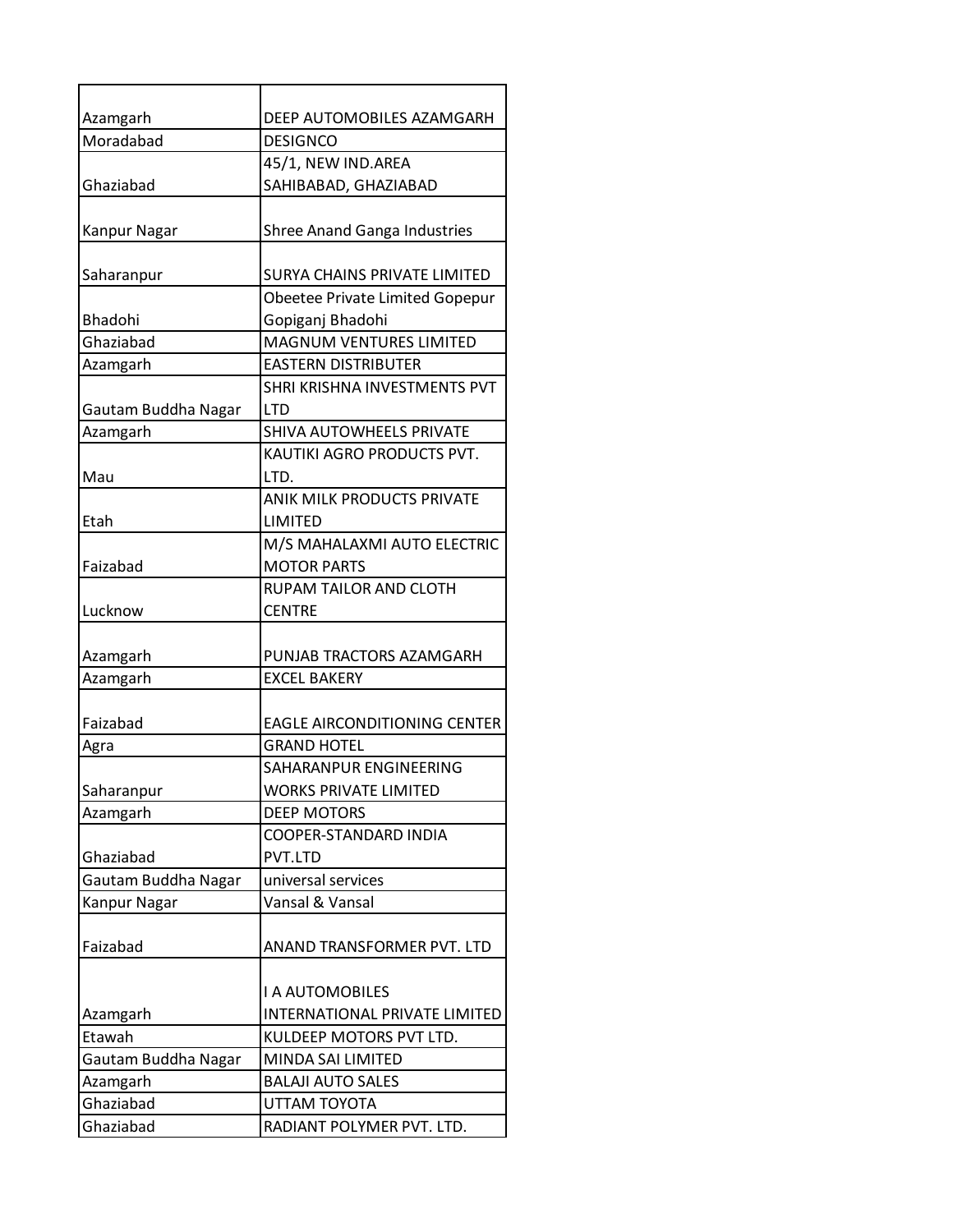| | |
|---|---|
| Azamgarh | DEEP AUTOMOBILES AZAMGARH |
| Moradabad | DESIGNCO |
| Ghaziabad | 45/1, NEW IND.AREA SAHIBABAD, GHAZIABAD |
| Kanpur Nagar | Shree Anand Ganga Industries |
| Saharanpur | SURYA CHAINS PRIVATE LIMITED |
| Bhadohi | Obeetee Private Limited Gopepur Gopiganj Bhadohi |
| Ghaziabad | MAGNUM VENTURES LIMITED |
| Azamgarh | EASTERN DISTRIBUTER |
| Gautam Buddha Nagar | SHRI KRISHNA INVESTMENTS PVT LTD |
| Azamgarh | SHIVA AUTOWHEELS PRIVATE |
| Mau | KAUTIKI AGRO PRODUCTS PVT. LTD. |
| Etah | ANIK MILK PRODUCTS PRIVATE LIMITED |
| Faizabad | M/S MAHALAXMI AUTO ELECTRIC MOTOR PARTS |
| Lucknow | RUPAM TAILOR AND CLOTH CENTRE |
| Azamgarh | PUNJAB TRACTORS AZAMGARH |
| Azamgarh | EXCEL BAKERY |
| Faizabad | EAGLE AIRCONDITIONING CENTER |
| Agra | GRAND HOTEL |
| Saharanpur | SAHARANPUR ENGINEERING WORKS PRIVATE LIMITED |
| Azamgarh | DEEP MOTORS |
| Ghaziabad | COOPER-STANDARD INDIA PVT.LTD |
| Gautam Buddha Nagar | universal services |
| Kanpur Nagar | Vansal & Vansal |
| Faizabad | ANAND TRANSFORMER PVT. LTD |
| Azamgarh | I A AUTOMOBILES INTERNATIONAL PRIVATE LIMITED |
| Etawah | KULDEEP MOTORS PVT LTD. |
| Gautam Buddha Nagar | MINDA SAI LIMITED |
| Azamgarh | BALAJI AUTO SALES |
| Ghaziabad | UTTAM TOYOTA |
| Ghaziabad | RADIANT POLYMER PVT. LTD. |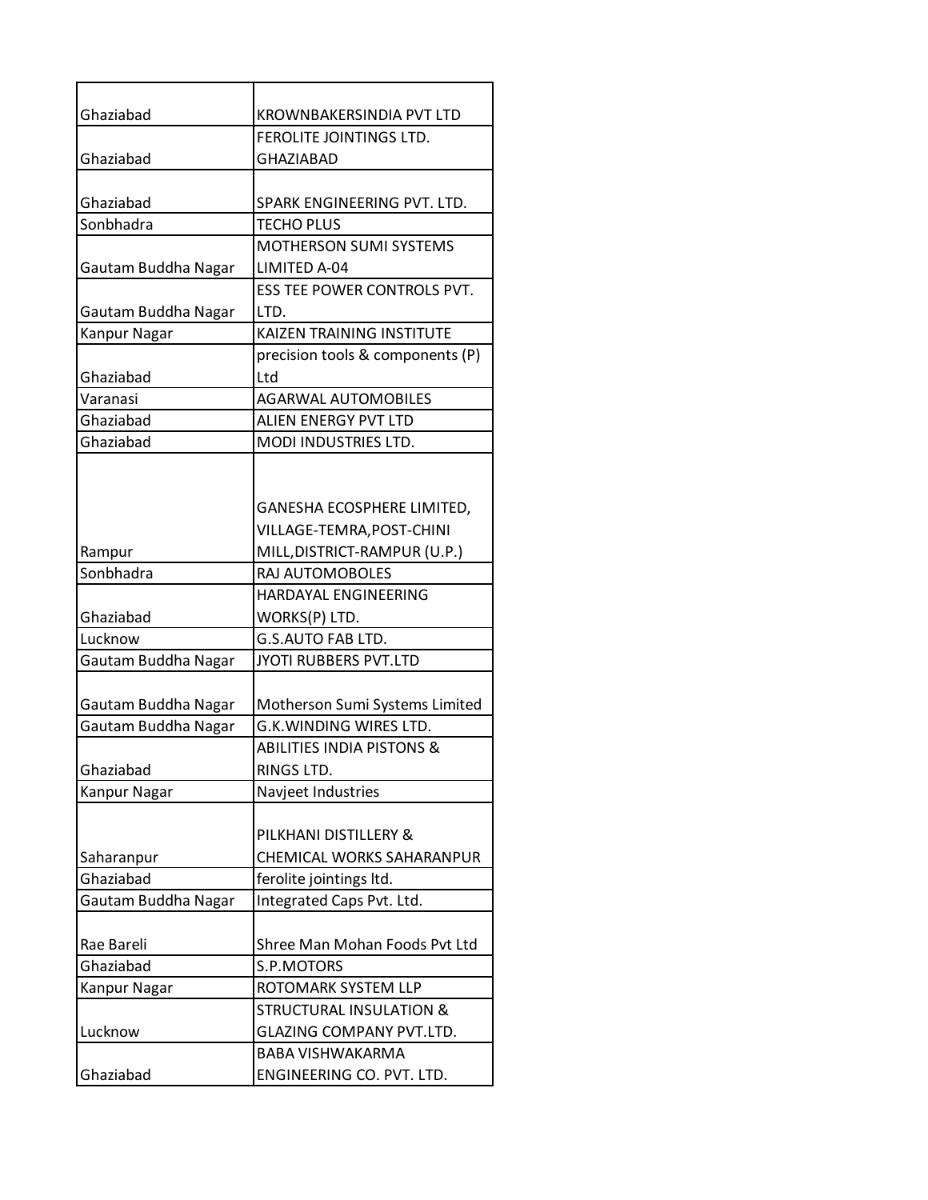| | |
|---|---|
| Ghaziabad | KROWNBAKERSINDIA PVT LTD |
| Ghaziabad | FEROLITE JOINTINGS LTD. GHAZIABAD |
| Ghaziabad | SPARK ENGINEERING PVT. LTD. |
| Sonbhadra | TECHO PLUS |
| Gautam Buddha Nagar | MOTHERSON SUMI SYSTEMS LIMITED A-04 |
| Gautam Buddha Nagar | ESS TEE POWER CONTROLS PVT. LTD. |
| Kanpur Nagar | KAIZEN TRAINING INSTITUTE |
| Ghaziabad | precision tools & components (P) Ltd |
| Varanasi | AGARWAL AUTOMOBILES |
| Ghaziabad | ALIEN ENERGY PVT LTD |
| Ghaziabad | MODI INDUSTRIES LTD. |
| Rampur | GANESHA ECOSPHERE LIMITED, VILLAGE-TEMRA,POST-CHINI MILL,DISTRICT-RAMPUR (U.P.) |
| Sonbhadra | RAJ AUTOMOBOLES |
| Ghaziabad | HARDAYAL ENGINEERING WORKS(P) LTD. |
| Lucknow | G.S.AUTO FAB LTD. |
| Gautam Buddha Nagar | JYOTI RUBBERS PVT.LTD |
| Gautam Buddha Nagar | Motherson Sumi Systems Limited |
| Gautam Buddha Nagar | G.K.WINDING WIRES LTD. |
| Ghaziabad | ABILITIES INDIA PISTONS & RINGS LTD. |
| Kanpur Nagar | Navjeet Industries |
| Saharanpur | PILKHANI DISTILLERY & CHEMICAL WORKS SAHARANPUR |
| Ghaziabad | ferolite jointings ltd. |
| Gautam Buddha Nagar | Integrated Caps Pvt. Ltd. |
| Rae Bareli | Shree Man Mohan Foods Pvt Ltd |
| Ghaziabad | S.P.MOTORS |
| Kanpur Nagar | ROTOMARK SYSTEM LLP |
| Lucknow | STRUCTURAL INSULATION & GLAZING COMPANY PVT.LTD. |
| Ghaziabad | BABA VISHWAKARMA ENGINEERING CO. PVT. LTD. |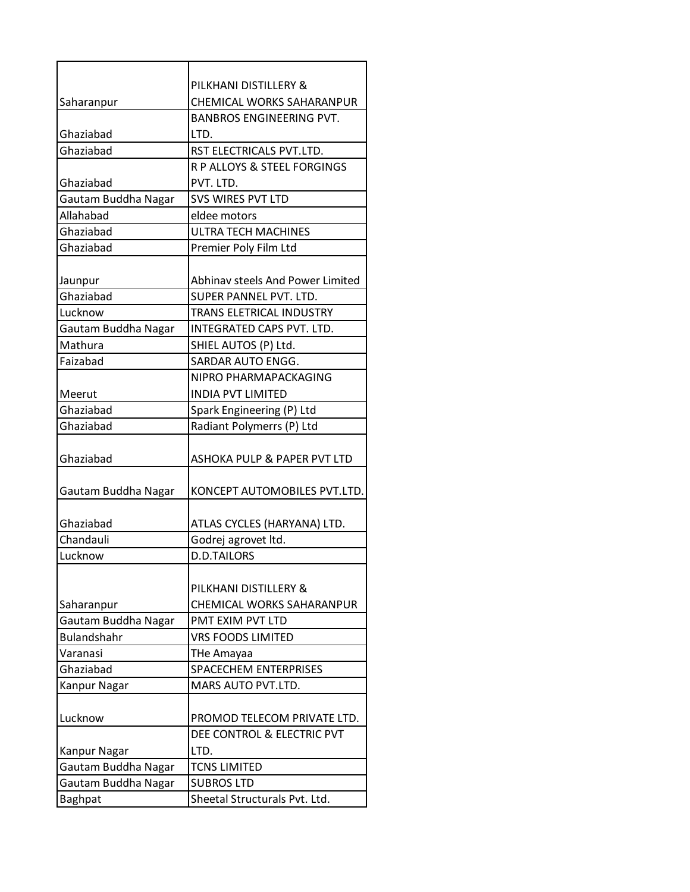| | |
|---|---|
| Saharanpur | PILKHANI DISTILLERY & CHEMICAL WORKS SAHARANPUR |
| Ghaziabad | BANBROS ENGINEERING PVT. LTD. |
| Ghaziabad | RST ELECTRICALS PVT.LTD. |
| Ghaziabad | R P ALLOYS & STEEL FORGINGS PVT. LTD. |
| Gautam Buddha Nagar | SVS WIRES PVT LTD |
| Allahabad | eldee motors |
| Ghaziabad | ULTRA TECH MACHINES |
| Ghaziabad | Premier Poly Film Ltd |
| Jaunpur | Abhinav steels And Power Limited |
| Ghaziabad | SUPER PANNEL PVT. LTD. |
| Lucknow | TRANS ELETRICAL INDUSTRY |
| Gautam Buddha Nagar | INTEGRATED CAPS PVT. LTD. |
| Mathura | SHIEL AUTOS (P) Ltd. |
| Faizabad | SARDAR AUTO ENGG. |
| Meerut | NIPRO PHARMAPACKAGING INDIA PVT LIMITED |
| Ghaziabad | Spark Engineering (P) Ltd |
| Ghaziabad | Radiant Polymerrs (P) Ltd |
| Ghaziabad | ASHOKA PULP & PAPER PVT LTD |
| Gautam Buddha Nagar | KONCEPT AUTOMOBILES PVT.LTD. |
| Ghaziabad | ATLAS CYCLES (HARYANA) LTD. |
| Chandauli | Godrej agrovet ltd. |
| Lucknow | D.D.TAILORS |
| Saharanpur | PILKHANI DISTILLERY & CHEMICAL WORKS SAHARANPUR |
| Gautam Buddha Nagar | PMT EXIM PVT LTD |
| Bulandshahr | VRS FOODS LIMITED |
| Varanasi | THe Amayaa |
| Ghaziabad | SPACECHEM ENTERPRISES |
| Kanpur Nagar | MARS AUTO PVT.LTD. |
| Lucknow | PROMOD TELECOM PRIVATE LTD. |
| Kanpur Nagar | DEE CONTROL & ELECTRIC PVT LTD. |
| Gautam Buddha Nagar | TCNS LIMITED |
| Gautam Buddha Nagar | SUBROS LTD |
| Baghpat | Sheetal Structurals Pvt. Ltd. |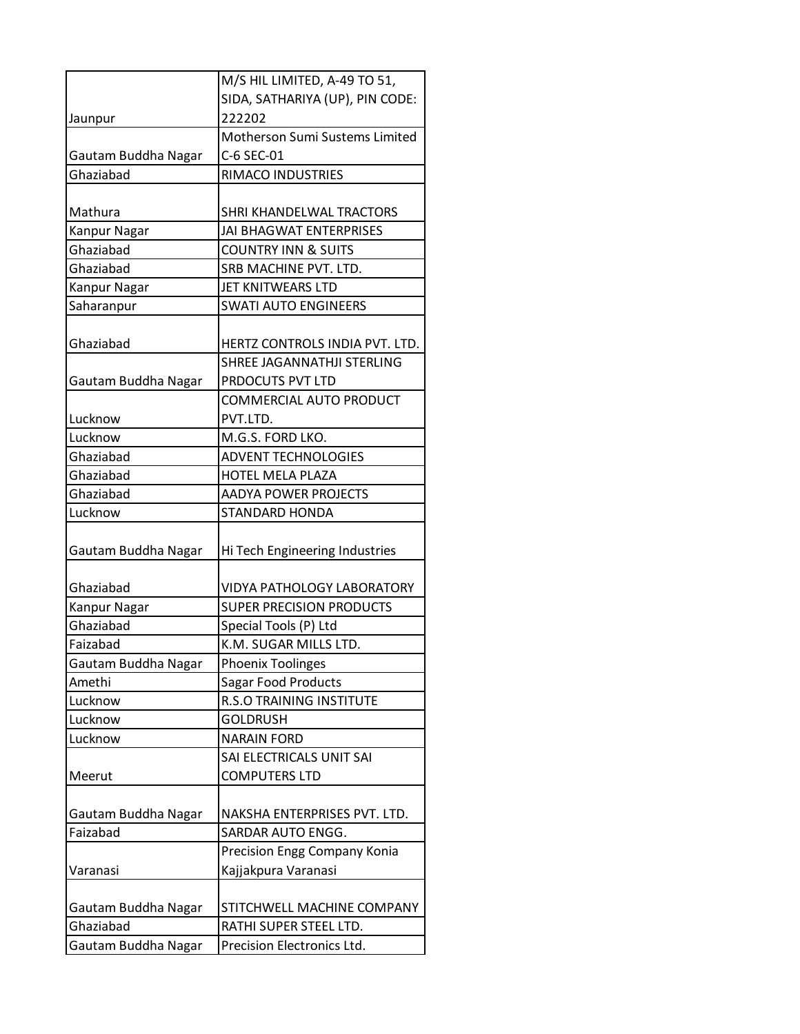| | |
|---|---|
| Jaunpur | M/S HIL LIMITED, A-49 TO 51, SIDA, SATHARIYA (UP), PIN CODE: 222202 |
| Gautam Buddha Nagar | Motherson Sumi Sustems Limited C-6 SEC-01 |
| Ghaziabad | RIMACO INDUSTRIES |
| Mathura | SHRI KHANDELWAL TRACTORS |
| Kanpur Nagar | JAI BHAGWAT ENTERPRISES |
| Ghaziabad | COUNTRY INN & SUITS |
| Ghaziabad | SRB MACHINE PVT. LTD. |
| Kanpur Nagar | JET KNITWEARS LTD |
| Saharanpur | SWATI AUTO ENGINEERS |
| Ghaziabad | HERTZ CONTROLS INDIA PVT. LTD. |
| Gautam Buddha Nagar | SHREE JAGANNATHJI STERLING PRDOCUTS PVT LTD |
| Lucknow | COMMERCIAL AUTO PRODUCT PVT.LTD. |
| Lucknow | M.G.S. FORD LKO. |
| Ghaziabad | ADVENT TECHNOLOGIES |
| Ghaziabad | HOTEL MELA PLAZA |
| Ghaziabad | AADYA POWER PROJECTS |
| Lucknow | STANDARD HONDA |
| Gautam Buddha Nagar | Hi Tech Engineering Industries |
| Ghaziabad | VIDYA PATHOLOGY LABORATORY |
| Kanpur Nagar | SUPER PRECISION PRODUCTS |
| Ghaziabad | Special Tools (P) Ltd |
| Faizabad | K.M. SUGAR MILLS LTD. |
| Gautam Buddha Nagar | Phoenix Toolinges |
| Amethi | Sagar Food Products |
| Lucknow | R.S.O TRAINING INSTITUTE |
| Lucknow | GOLDRUSH |
| Lucknow | NARAIN FORD |
| Meerut | SAI ELECTRICALS UNIT SAI COMPUTERS LTD |
| Gautam Buddha Nagar | NAKSHA ENTERPRISES PVT. LTD. |
| Faizabad | SARDAR AUTO ENGG. |
| Varanasi | Precision Engg Company Konia Kajjakpura Varanasi |
| Gautam Buddha Nagar | STITCHWELL MACHINE COMPANY |
| Ghaziabad | RATHI SUPER STEEL LTD. |
| Gautam Buddha Nagar | Precision Electronics Ltd. |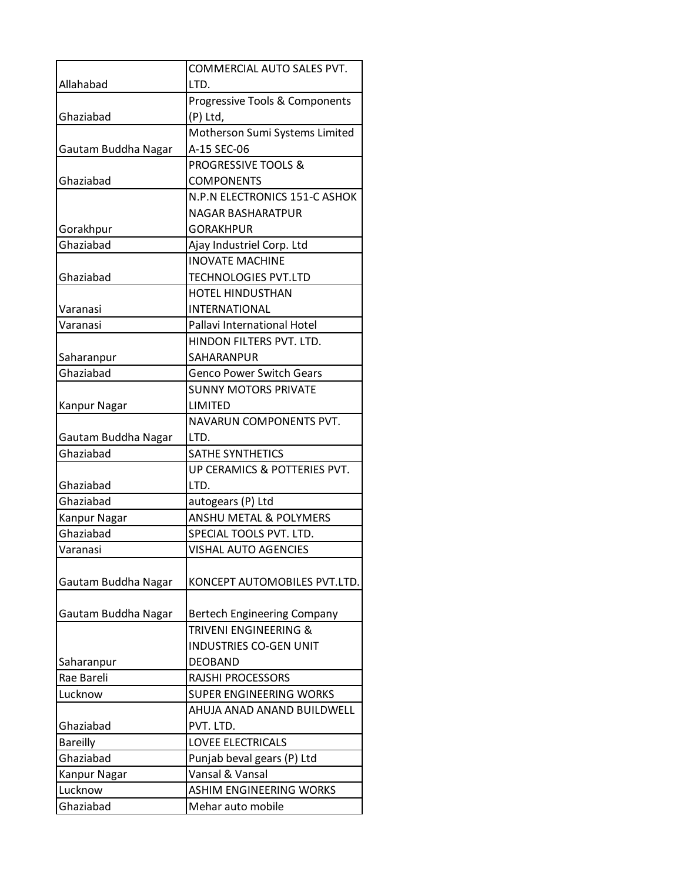| | |
|---|---|
| Allahabad | COMMERCIAL AUTO SALES PVT. LTD. |
| Ghaziabad | Progressive Tools & Components (P) Ltd, |
| Gautam Buddha Nagar | Motherson Sumi Systems Limited A-15 SEC-06 |
| Ghaziabad | PROGRESSIVE TOOLS & COMPONENTS |
| Gorakhpur | N.P.N ELECTRONICS 151-C ASHOK NAGAR BASHARATPUR GORAKHPUR |
| Ghaziabad | Ajay Industriel Corp. Ltd |
| Ghaziabad | INOVATE MACHINE TECHNOLOGIES PVT.LTD |
| Varanasi | HOTEL HINDUSTHAN INTERNATIONAL |
| Varanasi | Pallavi International Hotel |
| Saharanpur | HINDON FILTERS PVT. LTD. SAHARANPUR |
| Ghaziabad | Genco Power Switch Gears |
| Kanpur Nagar | SUNNY MOTORS PRIVATE LIMITED |
| Gautam Buddha Nagar | NAVARUN COMPONENTS PVT. LTD. |
| Ghaziabad | SATHE SYNTHETICS |
| Ghaziabad | UP CERAMICS & POTTERIES PVT. LTD. |
| Ghaziabad | autogears (P) Ltd |
| Kanpur Nagar | ANSHU METAL & POLYMERS |
| Ghaziabad | SPECIAL TOOLS PVT. LTD. |
| Varanasi | VISHAL AUTO AGENCIES |
| Gautam Buddha Nagar | KONCEPT AUTOMOBILES PVT.LTD. |
| Gautam Buddha Nagar | Bertech Engineering Company |
| Saharanpur | TRIVENI ENGINEERING & INDUSTRIES CO-GEN UNIT DEOBAND |
| Rae Bareli | RAJSHI PROCESSORS |
| Lucknow | SUPER ENGINEERING WORKS |
| Ghaziabad | AHUJA ANAD ANAND BUILDWELL PVT. LTD. |
| Bareilly | LOVEE ELECTRICALS |
| Ghaziabad | Punjab beval gears (P) Ltd |
| Kanpur Nagar | Vansal & Vansal |
| Lucknow | ASHIM ENGINEERING WORKS |
| Ghaziabad | Mehar auto mobile |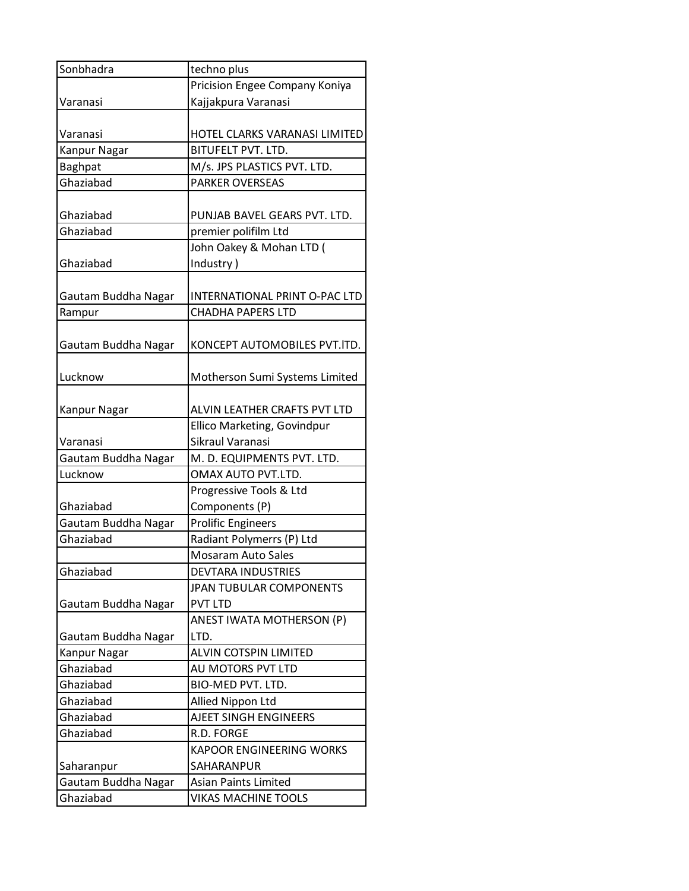| Sonbhadra | techno plus |
|---|---|
| Varanasi | Pricision Engee Company Koniya Kajjakpura Varanasi |
| Varanasi | HOTEL CLARKS VARANASI LIMITED |
| Kanpur Nagar | BITUFELT PVT. LTD. |
| Baghpat | M/s. JPS PLASTICS PVT. LTD. |
| Ghaziabad | PARKER OVERSEAS |
| Ghaziabad | PUNJAB BAVEL GEARS PVT. LTD. |
| Ghaziabad | premier polifilm Ltd |
| Ghaziabad | John Oakey & Mohan LTD ( Industry ) |
| Gautam Buddha Nagar | INTERNATIONAL PRINT O-PAC LTD |
| Rampur | CHADHA PAPERS LTD |
| Gautam Buddha Nagar | KONCEPT AUTOMOBILES PVT.lTD. |
| Lucknow | Motherson Sumi Systems Limited |
| Kanpur Nagar | ALVIN LEATHER CRAFTS PVT LTD |
| Varanasi | Ellico Marketing, Govindpur Sikraul Varanasi |
| Gautam Buddha Nagar | M. D. EQUIPMENTS PVT. LTD. |
| Lucknow | OMAX AUTO PVT.LTD. |
| Ghaziabad | Progressive Tools & Ltd Components (P) |
| Gautam Buddha Nagar | Prolific Engineers |
| Ghaziabad | Radiant Polymerrs (P) Ltd |
| | Mosaram Auto Sales |
| Ghaziabad | DEVTARA INDUSTRIES |
| Gautam Buddha Nagar | JPAN TUBULAR COMPONENTS PVT LTD |
| Gautam Buddha Nagar | ANEST IWATA MOTHERSON (P) LTD. |
| Kanpur Nagar | ALVIN COTSPIN LIMITED |
| Ghaziabad | AU MOTORS PVT LTD |
| Ghaziabad | BIO-MED PVT. LTD. |
| Ghaziabad | Allied Nippon Ltd |
| Ghaziabad | AJEET SINGH ENGINEERS |
| Ghaziabad | R.D. FORGE |
| Saharanpur | KAPOOR ENGINEERING WORKS SAHARANPUR |
| Gautam Buddha Nagar | Asian Paints Limited |
| Ghaziabad | VIKAS MACHINE TOOLS |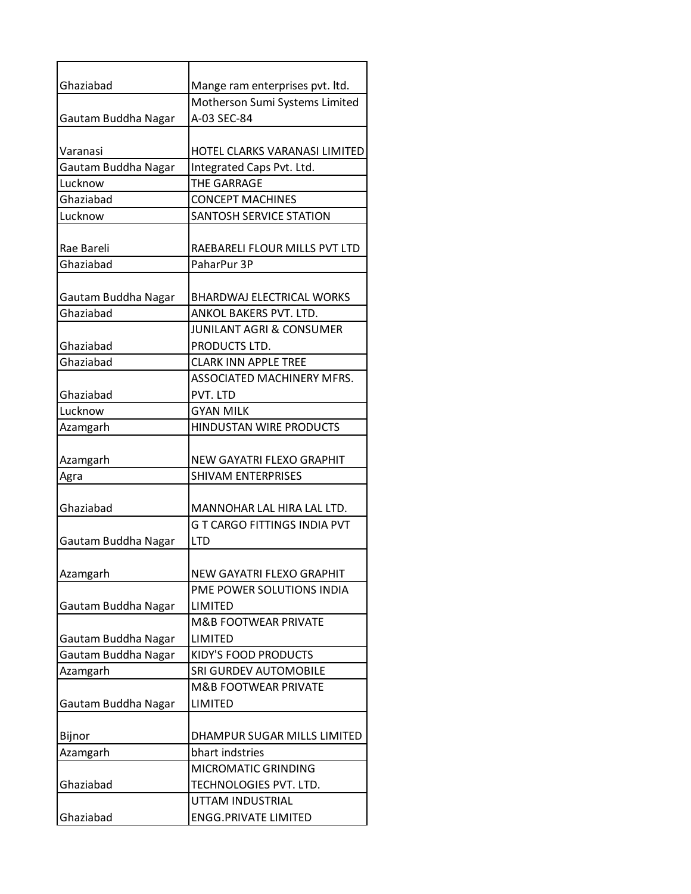| Ghaziabad | Mange ram enterprises pvt. ltd. |
|---|---|
| Gautam Buddha Nagar | Motherson Sumi Systems Limited A-03 SEC-84 |
| Varanasi | HOTEL CLARKS VARANASI LIMITED |
| Gautam Buddha Nagar | Integrated Caps Pvt. Ltd. |
| Lucknow | THE GARRAGE |
| Ghaziabad | CONCEPT MACHINES |
| Lucknow | SANTOSH SERVICE STATION |
| Rae Bareli | RAEBARELI FLOUR MILLS PVT LTD |
| Ghaziabad | PaharPur 3P |
| Gautam Buddha Nagar | BHARDWAJ ELECTRICAL WORKS |
| Ghaziabad | ANKOL BAKERS PVT. LTD. |
| Ghaziabad | JUNILANT AGRI & CONSUMER PRODUCTS LTD. |
| Ghaziabad | CLARK INN APPLE TREE |
| Ghaziabad | ASSOCIATED MACHINERY MFRS. PVT. LTD |
| Lucknow | GYAN MILK |
| Azamgarh | HINDUSTAN WIRE PRODUCTS |
| Azamgarh | NEW GAYATRI FLEXO GRAPHIT |
| Agra | SHIVAM ENTERPRISES |
| Ghaziabad | MANNOHAR LAL HIRA LAL LTD. |
| Gautam Buddha Nagar | G T CARGO FITTINGS INDIA PVT LTD |
| Azamgarh | NEW GAYATRI FLEXO GRAPHIT |
| Gautam Buddha Nagar | PME POWER SOLUTIONS INDIA LIMITED |
| Gautam Buddha Nagar | M&B FOOTWEAR PRIVATE LIMITED |
| Gautam Buddha Nagar | KIDY'S FOOD PRODUCTS |
| Azamgarh | SRI GURDEV AUTOMOBILE |
| Gautam Buddha Nagar | M&B FOOTWEAR PRIVATE LIMITED |
| Bijnor | DHAMPUR SUGAR MILLS LIMITED |
| Azamgarh | bhart indstries |
| Ghaziabad | MICROMATIC GRINDING TECHNOLOGIES PVT. LTD. |
| Ghaziabad | UTTAM INDUSTRIAL ENGG.PRIVATE LIMITED |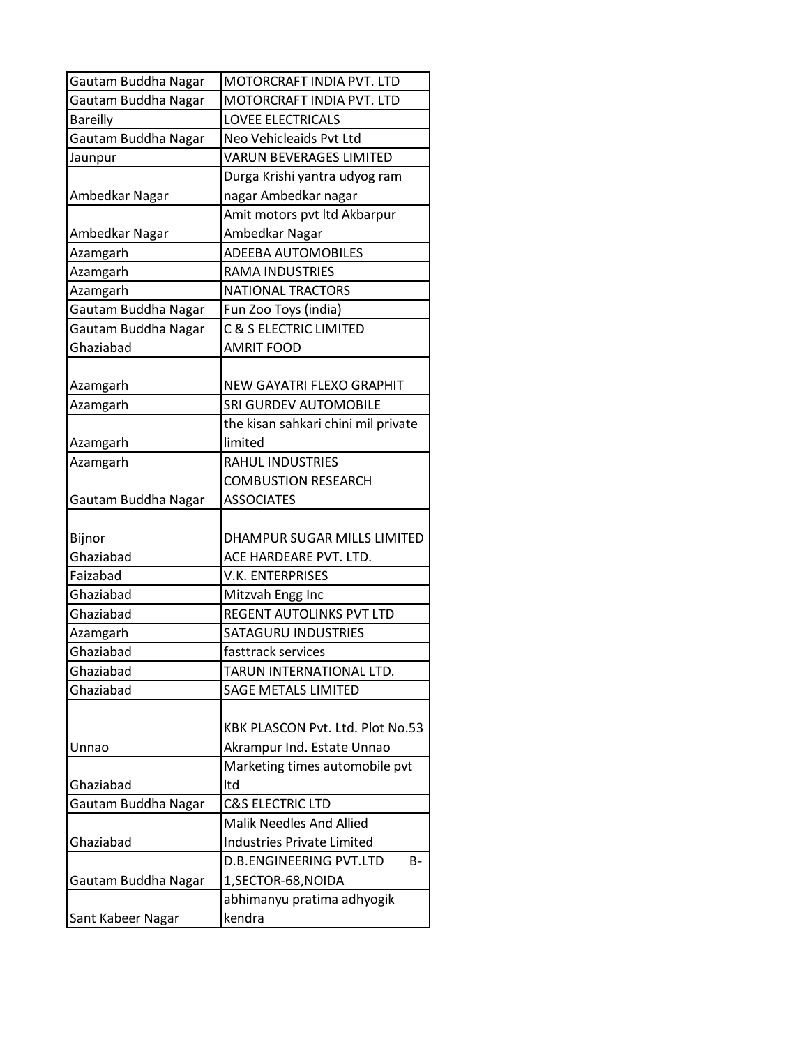| Gautam Buddha Nagar | MOTORCRAFT INDIA PVT. LTD |
|---|---|
| Gautam Buddha Nagar | MOTORCRAFT INDIA PVT. LTD |
| Bareilly | LOVEE ELECTRICALS |
| Gautam Buddha Nagar | Neo Vehicleaids Pvt Ltd |
| Jaunpur | VARUN BEVERAGES LIMITED |
| Ambedkar Nagar | Durga Krishi yantra udyog ram nagar Ambedkar nagar |
| Ambedkar Nagar | Amit motors pvt ltd Akbarpur Ambedkar Nagar |
| Azamgarh | ADEEBA AUTOMOBILES |
| Azamgarh | RAMA INDUSTRIES |
| Azamgarh | NATIONAL TRACTORS |
| Gautam Buddha Nagar | Fun Zoo Toys (india) |
| Gautam Buddha Nagar | C & S ELECTRIC LIMITED |
| Ghaziabad | AMRIT FOOD |
| Azamgarh | NEW GAYATRI FLEXO GRAPHIT |
| Azamgarh | SRI GURDEV AUTOMOBILE |
| Azamgarh | the kisan sahkari chini mil private limited |
| Azamgarh | RAHUL INDUSTRIES |
| Gautam Buddha Nagar | COMBUSTION RESEARCH ASSOCIATES |
| Bijnor | DHAMPUR SUGAR MILLS LIMITED |
| Ghaziabad | ACE HARDEARE PVT. LTD. |
| Faizabad | V.K. ENTERPRISES |
| Ghaziabad | Mitzvah Engg Inc |
| Ghaziabad | REGENT AUTOLINKS PVT LTD |
| Azamgarh | SATAGURU INDUSTRIES |
| Ghaziabad | fasttrack services |
| Ghaziabad | TARUN INTERNATIONAL LTD. |
| Ghaziabad | SAGE METALS LIMITED |
| Unnao | KBK PLASCON Pvt. Ltd. Plot No.53 Akrampur Ind. Estate Unnao |
| Ghaziabad | Marketing times automobile pvt ltd |
| Gautam Buddha Nagar | C&S ELECTRIC LTD |
| Ghaziabad | Malik Needles And Allied Industries Private Limited |
| Gautam Buddha Nagar | D.B.ENGINEERING PVT.LTD B-1,SECTOR-68,NOIDA |
| Sant Kabeer Nagar | abhimanyu pratima adhyogik kendra |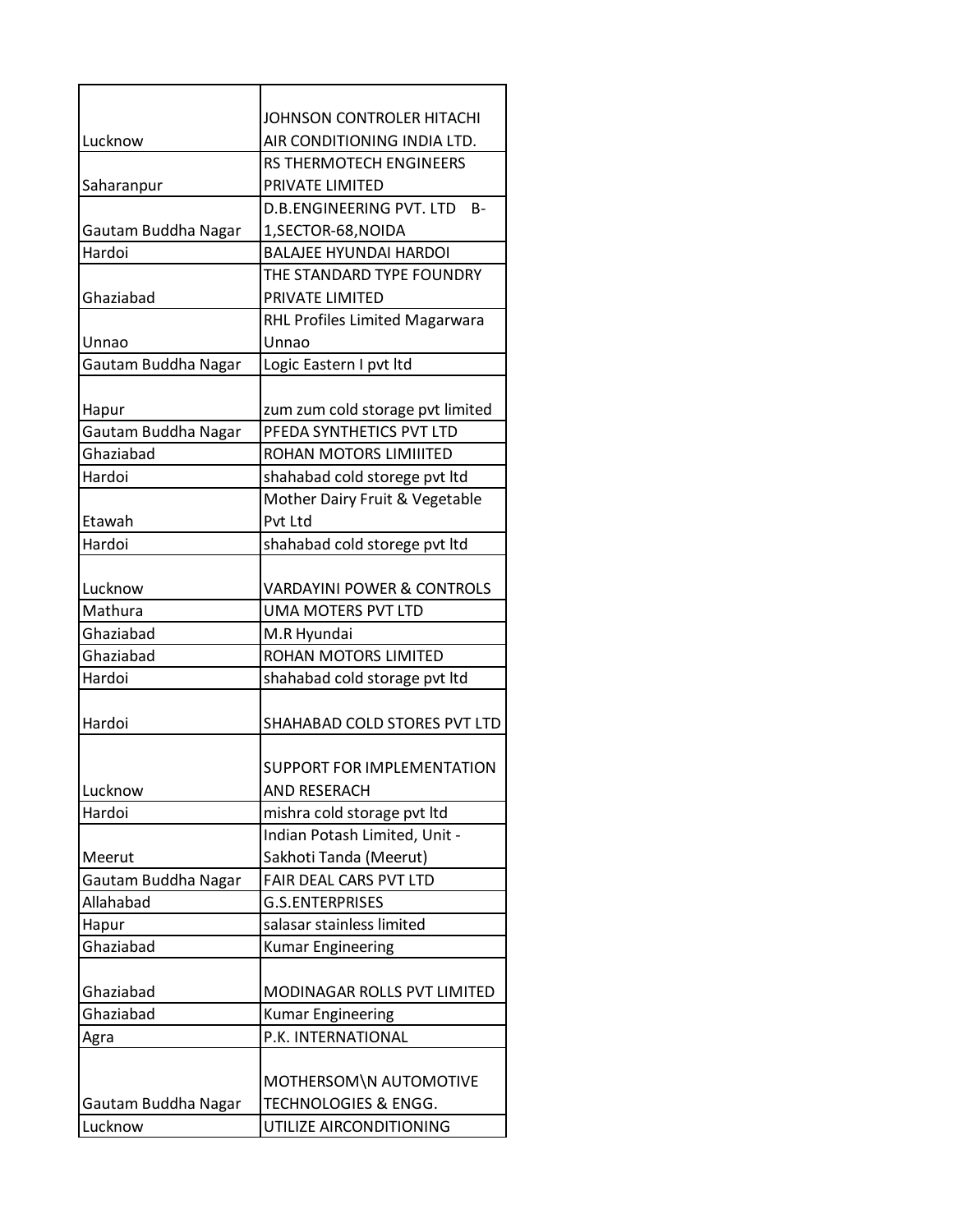| | |
|---|---|
| Lucknow | JOHNSON CONTROLER HITACHI AIR CONDITIONING INDIA LTD. |
| Saharanpur | RS THERMOTECH ENGINEERS PRIVATE LIMITED |
| Gautam Buddha Nagar | D.B.ENGINEERING PVT. LTD B-1,SECTOR-68,NOIDA |
| Hardoi | BALAJEE HYUNDAI HARDOI |
| Ghaziabad | THE STANDARD TYPE FOUNDRY PRIVATE LIMITED |
| Unnao | RHL Profiles Limited Magarwara Unnao |
| Gautam Buddha Nagar | Logic Eastern I pvt ltd |
| Hapur | zum zum cold storage pvt limited |
| Gautam Buddha Nagar | PFEDA SYNTHETICS PVT LTD |
| Ghaziabad | ROHAN MOTORS LIMIIITED |
| Hardoi | shahabad cold storege pvt ltd |
| Etawah | Mother Dairy Fruit & Vegetable Pvt Ltd |
| Hardoi | shahabad cold storege pvt ltd |
| Lucknow | VARDAYINI POWER & CONTROLS |
| Mathura | UMA MOTERS PVT LTD |
| Ghaziabad | M.R Hyundai |
| Ghaziabad | ROHAN MOTORS LIMITED |
| Hardoi | shahabad cold storage pvt ltd |
| Hardoi | SHAHABAD COLD STORES PVT LTD |
| Lucknow | SUPPORT FOR IMPLEMENTATION AND RESERACH |
| Hardoi | mishra cold storage pvt ltd |
| Meerut | Indian Potash Limited, Unit - Sakhoti Tanda (Meerut) |
| Gautam Buddha Nagar | FAIR DEAL CARS PVT LTD |
| Allahabad | G.S.ENTERPRISES |
| Hapur | salasar stainless limited |
| Ghaziabad | Kumar Engineering |
| Ghaziabad | MODINAGAR ROLLS PVT LIMITED |
| Ghaziabad | Kumar Engineering |
| Agra | P.K. INTERNATIONAL |
| Gautam Buddha Nagar | MOTHERSOM\N AUTOMOTIVE TECHNOLOGIES & ENGG. |
| Lucknow | UTILIZE AIRCONDITIONING |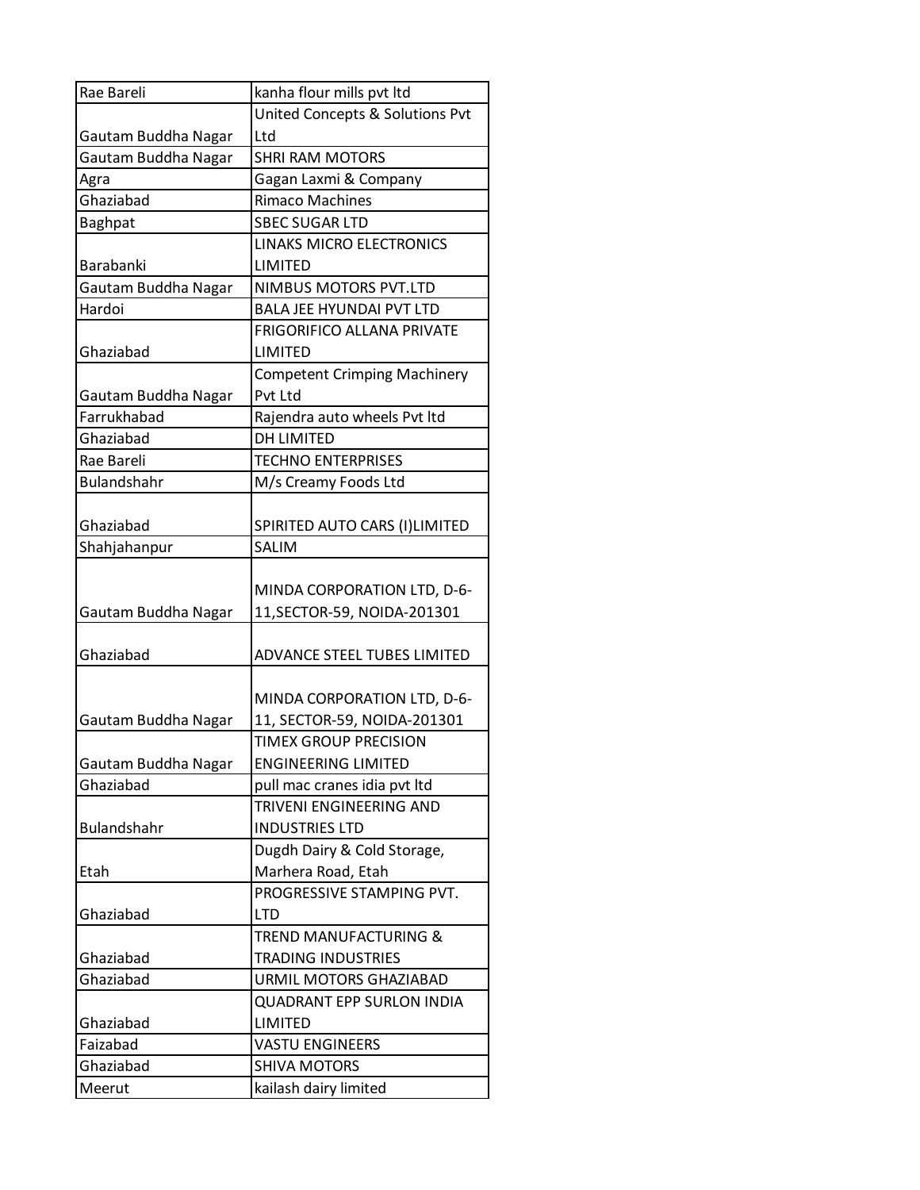| | |
|---|---|
| Rae Bareli | kanha flour mills pvt ltd |
| Gautam Buddha Nagar | United Concepts & Solutions Pvt Ltd |
| Gautam Buddha Nagar | SHRI RAM MOTORS |
| Agra | Gagan Laxmi & Company |
| Ghaziabad | Rimaco Machines |
| Baghpat | SBEC SUGAR LTD |
| Barabanki | LINAKS MICRO ELECTRONICS LIMITED |
| Gautam Buddha Nagar | NIMBUS MOTORS PVT.LTD |
| Hardoi | BALA JEE HYUNDAI PVT LTD |
| Ghaziabad | FRIGORIFICO ALLANA PRIVATE LIMITED |
| Gautam Buddha Nagar | Competent Crimping Machinery Pvt Ltd |
| Farrukhabad | Rajendra auto wheels Pvt ltd |
| Ghaziabad | DH LIMITED |
| Rae Bareli | TECHNO ENTERPRISES |
| Bulandshahr | M/s Creamy Foods Ltd |
| Ghaziabad | SPIRITED AUTO CARS (I)LIMITED |
| Shahjahanpur | SALIM |
| Gautam Buddha Nagar | MINDA CORPORATION LTD, D-6-11,SECTOR-59, NOIDA-201301 |
| Ghaziabad | ADVANCE STEEL TUBES LIMITED |
| Gautam Buddha Nagar | MINDA CORPORATION LTD, D-6-11, SECTOR-59, NOIDA-201301 |
| Gautam Buddha Nagar | TIMEX GROUP PRECISION ENGINEERING LIMITED |
| Ghaziabad | pull mac cranes idia pvt ltd |
| Bulandshahr | TRIVENI ENGINEERING AND INDUSTRIES LTD |
| Etah | Dugdh Dairy & Cold Storage, Marhera Road, Etah |
| Ghaziabad | PROGRESSIVE STAMPING PVT. LTD |
| Ghaziabad | TREND MANUFACTURING & TRADING INDUSTRIES |
| Ghaziabad | URMIL MOTORS GHAZIABAD |
| Ghaziabad | QUADRANT EPP SURLON INDIA LIMITED |
| Faizabad | VASTU ENGINEERS |
| Ghaziabad | SHIVA MOTORS |
| Meerut | kailash dairy limited |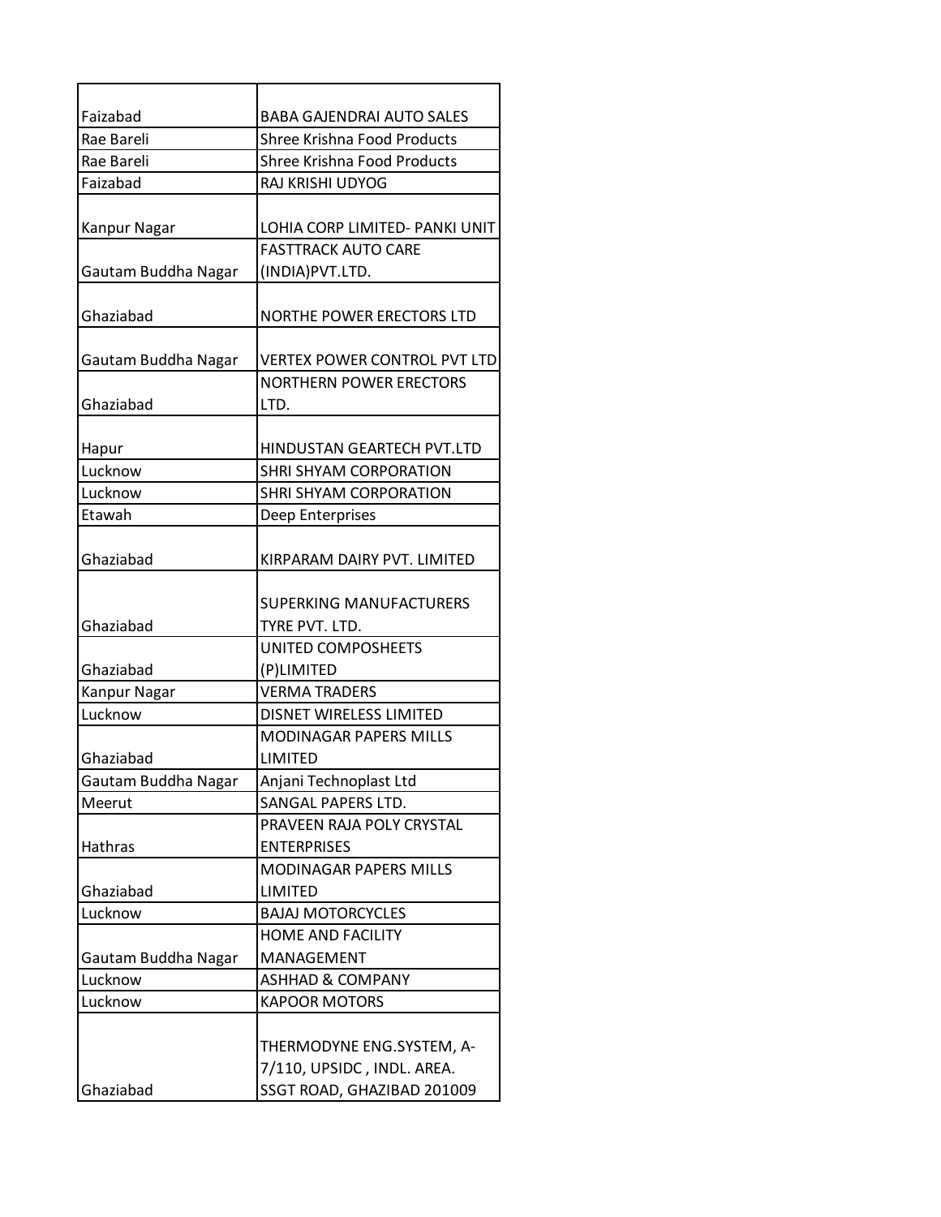| | |
|---|---|
| Faizabad | BABA GAJENDRAI AUTO SALES |
| Rae Bareli | Shree Krishna Food Products |
| Rae Bareli | Shree Krishna Food Products |
| Faizabad | RAJ KRISHI UDYOG |
| Kanpur Nagar | LOHIA CORP LIMITED- PANKI UNIT |
| Gautam Buddha Nagar | FASTTRACK AUTO CARE (INDIA)PVT.LTD. |
| Ghaziabad | NORTHE POWER ERECTORS LTD |
| Gautam Buddha Nagar | VERTEX POWER CONTROL PVT LTD |
| Ghaziabad | NORTHERN POWER ERECTORS LTD. |
| Hapur | HINDUSTAN GEARTECH PVT.LTD |
| Lucknow | SHRI SHYAM CORPORATION |
| Lucknow | SHRI SHYAM CORPORATION |
| Etawah | Deep Enterprises |
| Ghaziabad | KIRPARAM DAIRY PVT. LIMITED |
| Ghaziabad | SUPERKING MANUFACTURERS TYRE PVT. LTD. |
| Ghaziabad | UNITED COMPOSHEETS (P)LIMITED |
| Kanpur Nagar | VERMA TRADERS |
| Lucknow | DISNET WIRELESS LIMITED |
| Ghaziabad | MODINAGAR PAPERS MILLS LIMITED |
| Gautam Buddha Nagar | Anjani Technoplast Ltd |
| Meerut | SANGAL PAPERS LTD. |
| Hathras | PRAVEEN RAJA POLY CRYSTAL ENTERPRISES |
| Ghaziabad | MODINAGAR PAPERS MILLS LIMITED |
| Lucknow | BAJAJ MOTORCYCLES |
| Gautam Buddha Nagar | HOME AND FACILITY MANAGEMENT |
| Lucknow | ASHHAD & COMPANY |
| Lucknow | KAPOOR MOTORS |
| Ghaziabad | THERMODYNE ENG.SYSTEM, A-7/110, UPSIDC , INDL. AREA. SSGT ROAD, GHAZIBAD 201009 |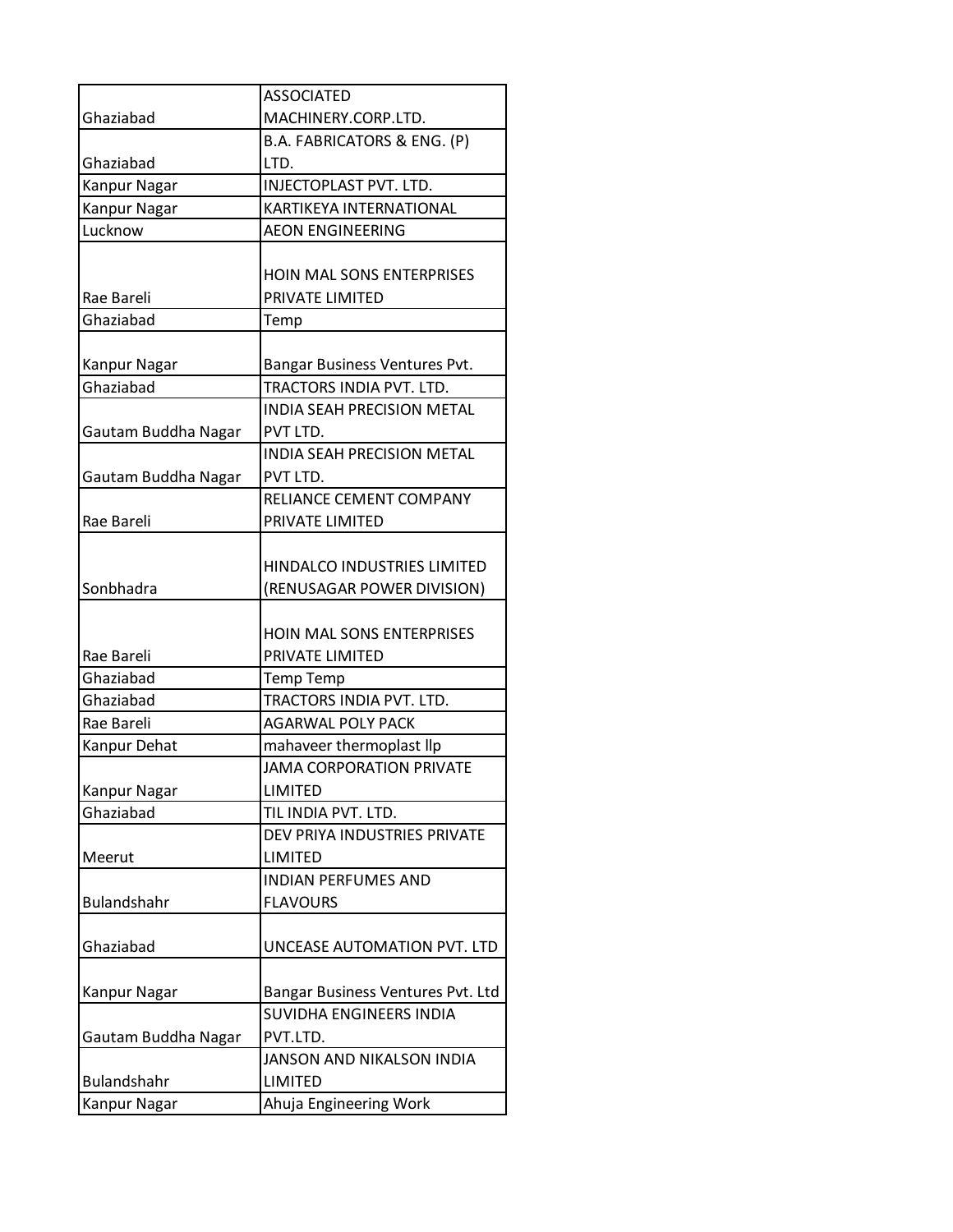| | |
|---|---|
| Ghaziabad | ASSOCIATED MACHINERY.CORP.LTD. |
| Ghaziabad | B.A. FABRICATORS & ENG. (P) LTD. |
| Kanpur Nagar | INJECTOPLAST PVT. LTD. |
| Kanpur Nagar | KARTIKEYA INTERNATIONAL |
| Lucknow | AEON ENGINEERING |
| Rae Bareli | HOIN MAL SONS ENTERPRISES PRIVATE LIMITED |
| Ghaziabad | Temp |
| Kanpur Nagar | Bangar Business Ventures Pvt. |
| Ghaziabad | TRACTORS INDIA PVT. LTD. |
| Gautam Buddha Nagar | INDIA SEAH PRECISION METAL PVT LTD. |
| Gautam Buddha Nagar | INDIA SEAH PRECISION METAL PVT LTD. |
| Rae Bareli | RELIANCE CEMENT COMPANY PRIVATE LIMITED |
| Sonbhadra | HINDALCO INDUSTRIES LIMITED (RENUSAGAR POWER DIVISION) |
| Rae Bareli | HOIN MAL SONS ENTERPRISES PRIVATE LIMITED |
| Ghaziabad | Temp Temp |
| Ghaziabad | TRACTORS INDIA PVT. LTD. |
| Rae Bareli | AGARWAL POLY PACK |
| Kanpur Dehat | mahaveer thermoplast llp |
| Kanpur Nagar | JAMA CORPORATION PRIVATE LIMITED |
| Ghaziabad | TIL INDIA PVT. LTD. |
| Meerut | DEV PRIYA INDUSTRIES PRIVATE LIMITED |
| Bulandshahr | INDIAN PERFUMES AND FLAVOURS |
| Ghaziabad | UNCEASE AUTOMATION PVT. LTD |
| Kanpur Nagar | Bangar Business Ventures Pvt. Ltd |
| Gautam Buddha Nagar | SUVIDHA ENGINEERS INDIA PVT.LTD. |
| Bulandshahr | JANSON AND NIKALSON INDIA LIMITED |
| Kanpur Nagar | Ahuja Engineering Work |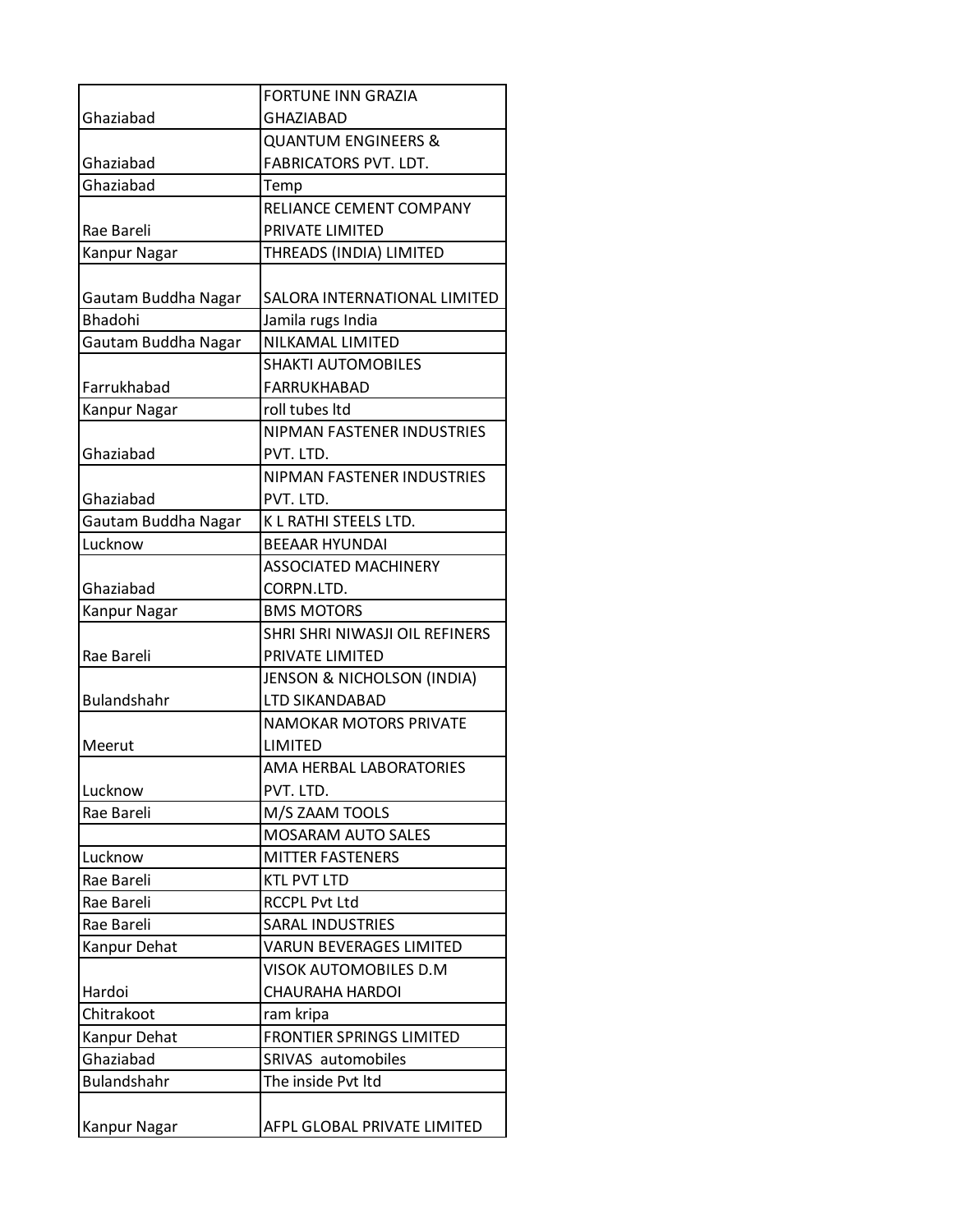| | |
|---|---|
| Ghaziabad | FORTUNE INN GRAZIA GHAZIABAD |
| Ghaziabad | QUANTUM ENGINEERS & FABRICATORS PVT. LDT. |
| Ghaziabad | Temp |
| Rae Bareli | RELIANCE CEMENT COMPANY PRIVATE LIMITED |
| Kanpur Nagar | THREADS (INDIA) LIMITED |
| Gautam Buddha Nagar | SALORA INTERNATIONAL LIMITED |
| Bhadohi | Jamila rugs India |
| Gautam Buddha Nagar | NILKAMAL LIMITED |
| Farrukhabad | SHAKTI AUTOMOBILES FARRUKHABAD |
| Kanpur Nagar | roll tubes ltd |
| Ghaziabad | NIPMAN FASTENER INDUSTRIES PVT. LTD. |
| Ghaziabad | NIPMAN FASTENER INDUSTRIES PVT. LTD. |
| Gautam Buddha Nagar | K L RATHI STEELS LTD. |
| Lucknow | BEEAAR HYUNDAI |
| Ghaziabad | ASSOCIATED MACHINERY CORPN.LTD. |
| Kanpur Nagar | BMS MOTORS |
| Rae Bareli | SHRI SHRI NIWASJI OIL REFINERS PRIVATE LIMITED |
| Bulandshahr | JENSON & NICHOLSON (INDIA) LTD SIKANDABAD |
| Meerut | NAMOKAR MOTORS PRIVATE LIMITED |
| Lucknow | AMA HERBAL LABORATORIES PVT. LTD. |
| Rae Bareli | M/S ZAAM TOOLS |
| | MOSARAM AUTO SALES |
| Lucknow | MITTER FASTENERS |
| Rae Bareli | KTL PVT LTD |
| Rae Bareli | RCCPL Pvt Ltd |
| Rae Bareli | SARAL INDUSTRIES |
| Kanpur Dehat | VARUN BEVERAGES LIMITED |
| Hardoi | VISOK AUTOMOBILES D.M CHAURAHA HARDOI |
| Chitrakoot | ram kripa |
| Kanpur Dehat | FRONTIER SPRINGS LIMITED |
| Ghaziabad | SRIVAS automobiles |
| Bulandshahr | The inside Pvt ltd |
| Kanpur Nagar | AFPL GLOBAL PRIVATE LIMITED |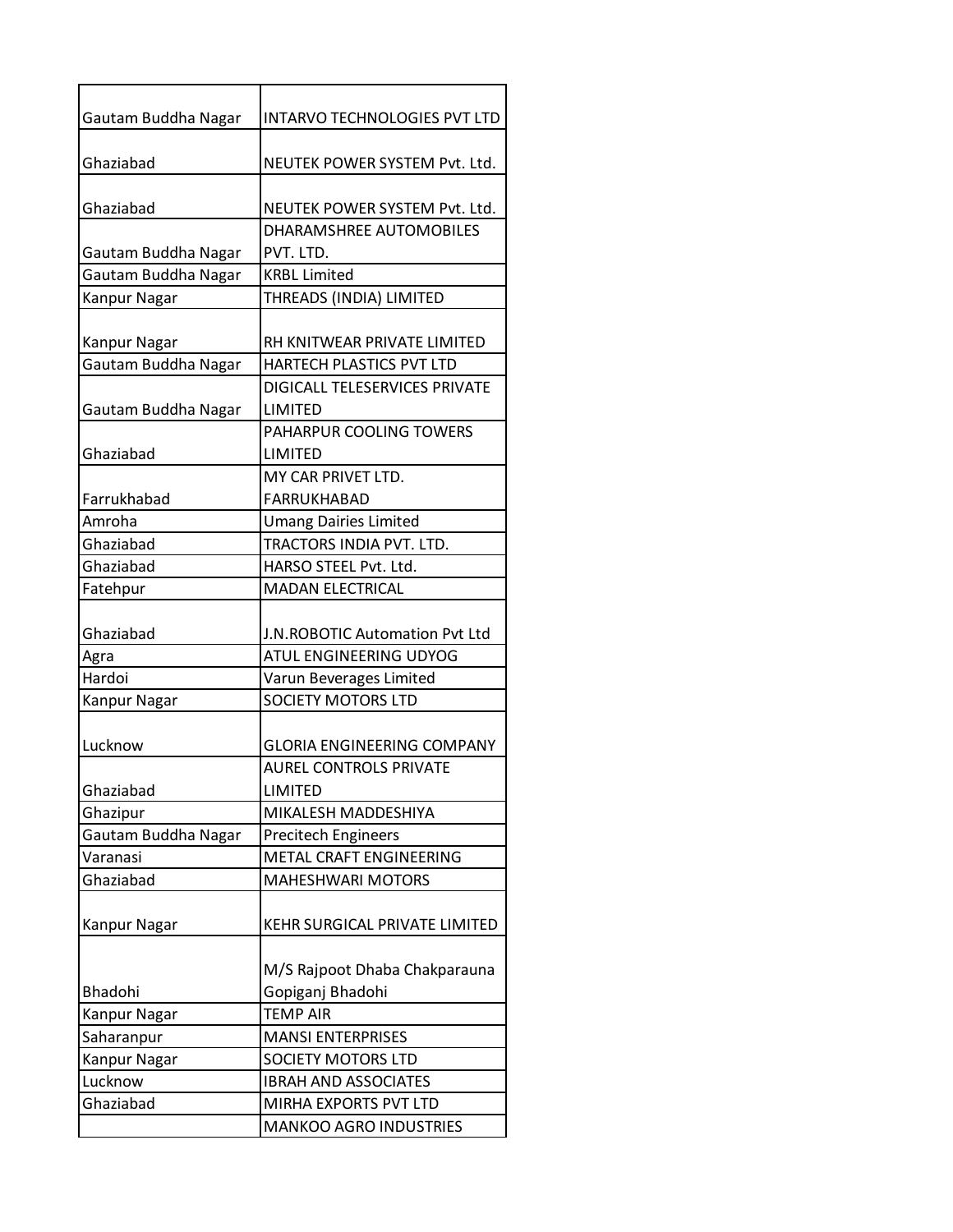| | |
|---|---|
| Gautam Buddha Nagar | INTARVO TECHNOLOGIES PVT LTD |
| Ghaziabad | NEUTEK POWER SYSTEM Pvt. Ltd. |
| Ghaziabad | NEUTEK POWER SYSTEM Pvt. Ltd. |
| Gautam Buddha Nagar | DHARAMSHREE AUTOMOBILES PVT. LTD. |
| Gautam Buddha Nagar | KRBL Limited |
| Kanpur Nagar | THREADS (INDIA) LIMITED |
| Kanpur Nagar | RH KNITWEAR PRIVATE LIMITED |
| Gautam Buddha Nagar | HARTECH PLASTICS PVT LTD |
| Gautam Buddha Nagar | DIGICALL TELESERVICES PRIVATE LIMITED |
| Ghaziabad | PAHARPUR COOLING TOWERS LIMITED |
| Farrukhabad | MY CAR PRIVET LTD. FARRUKHABAD |
| Amroha | Umang Dairies Limited |
| Ghaziabad | TRACTORS INDIA PVT. LTD. |
| Ghaziabad | HARSO STEEL Pvt. Ltd. |
| Fatehpur | MADAN ELECTRICAL |
| Ghaziabad | J.N.ROBOTIC Automation Pvt Ltd |
| Agra | ATUL ENGINEERING UDYOG |
| Hardoi | Varun Beverages Limited |
| Kanpur Nagar | SOCIETY MOTORS LTD |
| Lucknow | GLORIA ENGINEERING COMPANY |
| Ghaziabad | AUREL CONTROLS PRIVATE LIMITED |
| Ghazipur | MIKALESH MADDESHIYA |
| Gautam Buddha Nagar | Precitech Engineers |
| Varanasi | METAL CRAFT ENGINEERING |
| Ghaziabad | MAHESHWARI MOTORS |
| Kanpur Nagar | KEHR SURGICAL PRIVATE LIMITED |
| Bhadohi | M/S Rajpoot Dhaba Chakparauna Gopiganj Bhadohi |
| Kanpur Nagar | TEMP AIR |
| Saharanpur | MANSI ENTERPRISES |
| Kanpur Nagar | SOCIETY MOTORS LTD |
| Lucknow | IBRAH AND ASSOCIATES |
| Ghaziabad | MIRHA EXPORTS PVT LTD |
| | MANKOO AGRO INDUSTRIES |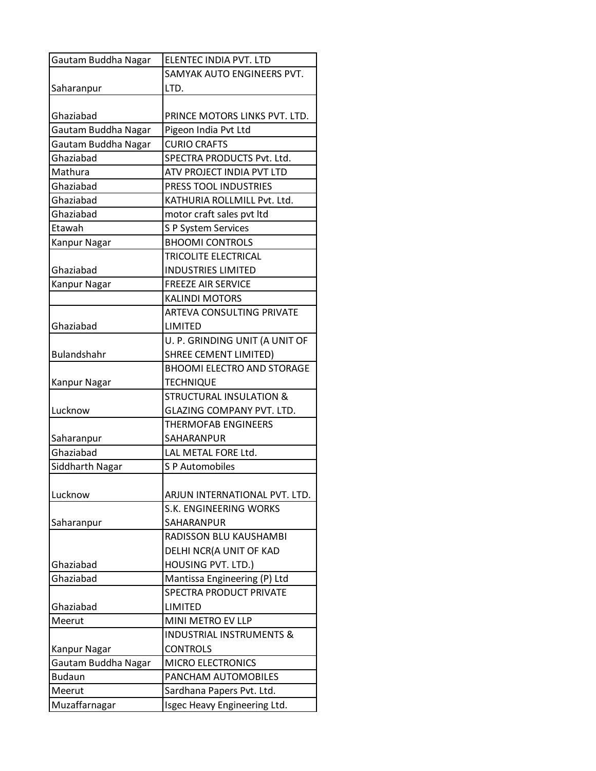| | |
|---|---|
| Gautam Buddha Nagar | ELENTEC INDIA PVT. LTD |
| Saharanpur | SAMYAK AUTO ENGINEERS PVT. LTD. |
| Ghaziabad | PRINCE MOTORS LINKS PVT. LTD. |
| Gautam Buddha Nagar | Pigeon India Pvt Ltd |
| Gautam Buddha Nagar | CURIO CRAFTS |
| Ghaziabad | SPECTRA PRODUCTS Pvt. Ltd. |
| Mathura | ATV PROJECT INDIA PVT LTD |
| Ghaziabad | PRESS TOOL INDUSTRIES |
| Ghaziabad | KATHURIA ROLLMILL Pvt. Ltd. |
| Ghaziabad | motor craft sales pvt ltd |
| Etawah | S P System Services |
| Kanpur Nagar | BHOOMI CONTROLS |
| Ghaziabad | TRICOLITE ELECTRICAL INDUSTRIES LIMITED |
| Kanpur Nagar | FREEZE AIR SERVICE |
| | KALINDI MOTORS |
| Ghaziabad | ARTEVA CONSULTING PRIVATE LIMITED |
| Bulandshahr | U. P. GRINDING UNIT (A UNIT OF SHREE CEMENT LIMITED) |
| Kanpur Nagar | BHOOMI ELECTRO AND STORAGE TECHNIQUE |
| Lucknow | STRUCTURAL INSULATION & GLAZING COMPANY PVT. LTD. |
| Saharanpur | THERMOFAB ENGINEERS SAHARANPUR |
| Ghaziabad | LAL METAL FORE Ltd. |
| Siddharth Nagar | S P Automobiles |
| Lucknow | ARJUN INTERNATIONAL PVT. LTD. |
| Saharanpur | S.K. ENGINEERING WORKS SAHARANPUR |
| Ghaziabad | RADISSON BLU KAUSHAMBI DELHI NCR(A UNIT OF KAD HOUSING PVT. LTD.) |
| Ghaziabad | Mantissa Engineering (P) Ltd |
| Ghaziabad | SPECTRA PRODUCT PRIVATE LIMITED |
| Meerut | MINI METRO EV LLP |
| Kanpur Nagar | INDUSTRIAL INSTRUMENTS & CONTROLS |
| Gautam Buddha Nagar | MICRO ELECTRONICS |
| Budaun | PANCHAM AUTOMOBILES |
| Meerut | Sardhana Papers Pvt. Ltd. |
| Muzaffarnagar | Isgec Heavy Engineering Ltd. |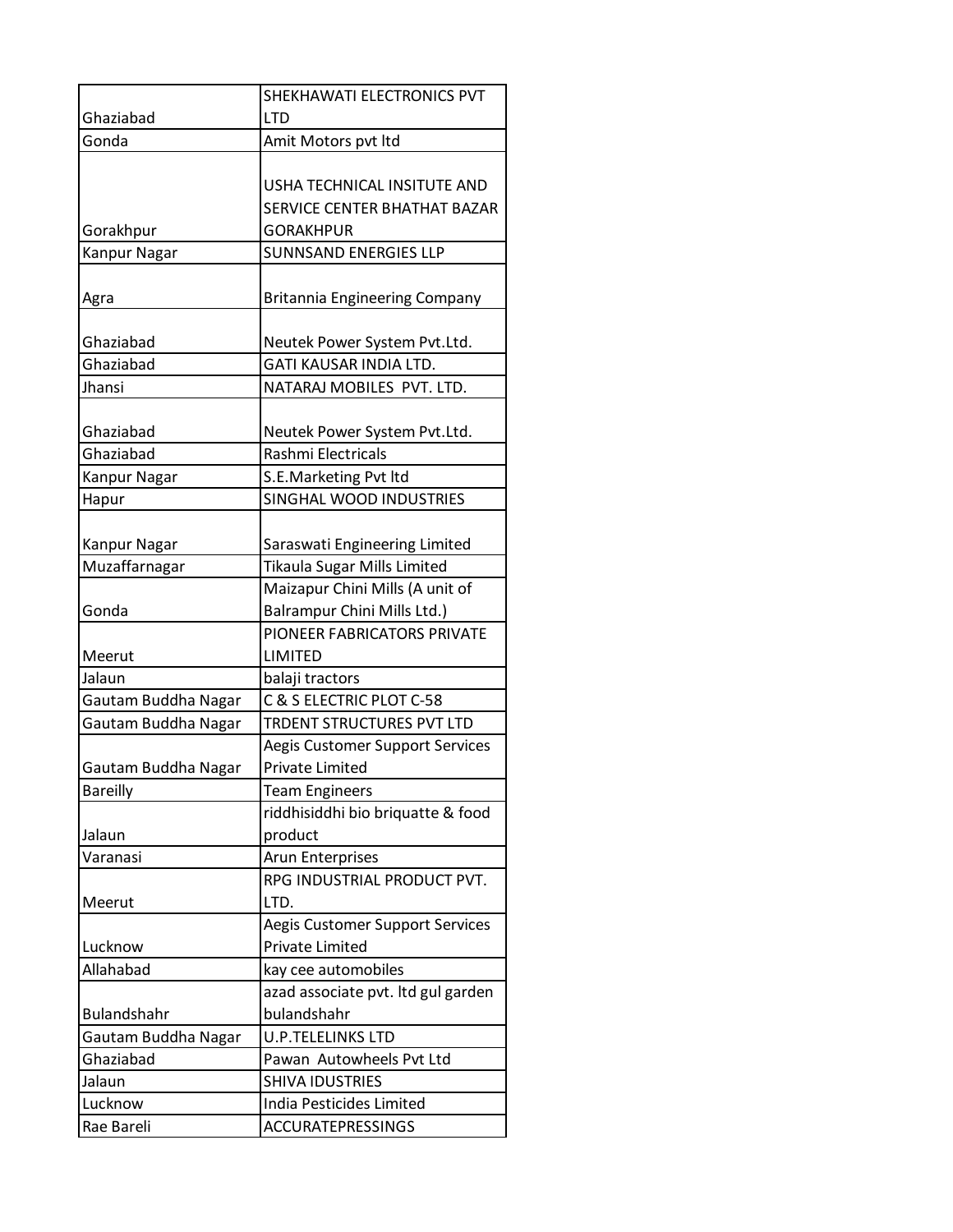| | |
|---|---|
| Ghaziabad | SHEKHAWATI ELECTRONICS PVT LTD |
| Gonda | Amit Motors pvt ltd |
| Gorakhpur | USHA TECHNICAL INSITUTE AND SERVICE CENTER BHATHAT BAZAR GORAKHPUR |
| Kanpur Nagar | SUNNSAND ENERGIES LLP |
| Agra | Britannia Engineering Company |
| Ghaziabad | Neutek Power System Pvt.Ltd. |
| Ghaziabad | GATI KAUSAR INDIA LTD. |
| Jhansi | NATARAJ MOBILES PVT. LTD. |
| Ghaziabad | Neutek Power System Pvt.Ltd. |
| Ghaziabad | Rashmi Electricals |
| Kanpur Nagar | S.E.Marketing Pvt ltd |
| Hapur | SINGHAL WOOD INDUSTRIES |
| Kanpur Nagar | Saraswati Engineering Limited |
| Muzaffarnagar | Tikaula Sugar Mills Limited |
| Gonda | Maizapur Chini Mills (A unit of Balrampur Chini Mills Ltd.) |
| Meerut | PIONEER FABRICATORS PRIVATE LIMITED |
| Jalaun | balaji tractors |
| Gautam Buddha Nagar | C & S ELECTRIC PLOT C-58 |
| Gautam Buddha Nagar | TRDENT STRUCTURES PVT LTD |
| Gautam Buddha Nagar | Aegis Customer Support Services Private Limited |
| Bareilly | Team Engineers |
| Jalaun | riddhisiddhi bio briquatte & food product |
| Varanasi | Arun Enterprises |
| Meerut | RPG INDUSTRIAL PRODUCT PVT. LTD. |
| Lucknow | Aegis Customer Support Services Private Limited |
| Allahabad | kay cee automobiles |
| Bulandshahr | azad associate pvt. ltd gul garden bulandshahr |
| Gautam Buddha Nagar | U.P.TELELINKS LTD |
| Ghaziabad | Pawan Autowheels Pvt Ltd |
| Jalaun | SHIVA IDUSTRIES |
| Lucknow | India Pesticides Limited |
| Rae Bareli | ACCURATEPRESSINGS |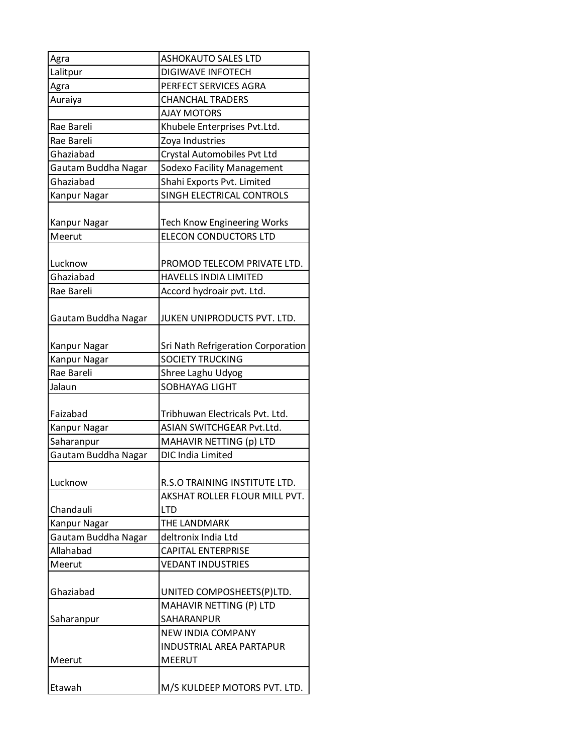| | |
|---|---|
| Agra | ASHOKAUTO SALES LTD |
| Lalitpur | DIGIWAVE INFOTECH |
| Agra | PERFECT SERVICES AGRA |
| Auraiya | CHANCHAL TRADERS |
| | AJAY MOTORS |
| Rae Bareli | Khubele Enterprises Pvt.Ltd. |
| Rae Bareli | Zoya Industries |
| Ghaziabad | Crystal Automobiles Pvt Ltd |
| Gautam Buddha Nagar | Sodexo Facility Management |
| Ghaziabad | Shahi Exports Pvt. Limited |
| Kanpur Nagar | SINGH ELECTRICAL CONTROLS |
| Kanpur Nagar | Tech Know Engineering Works |
| Meerut | ELECON CONDUCTORS LTD |
| Lucknow | PROMOD TELECOM PRIVATE LTD. |
| Ghaziabad | HAVELLS INDIA LIMITED |
| Rae Bareli | Accord hydroair pvt. Ltd. |
| Gautam Buddha Nagar | JUKEN UNIPRODUCTS PVT. LTD. |
| Kanpur Nagar | Sri Nath Refrigeration Corporation |
| Kanpur Nagar | SOCIETY TRUCKING |
| Rae Bareli | Shree Laghu Udyog |
| Jalaun | SOBHAYAG LIGHT |
| Faizabad | Tribhuwan Electricals Pvt. Ltd. |
| Kanpur Nagar | ASIAN SWITCHGEAR Pvt.Ltd. |
| Saharanpur | MAHAVIR NETTING (p) LTD |
| Gautam Buddha Nagar | DIC India Limited |
| Lucknow | R.S.O TRAINING INSTITUTE LTD. |
| Chandauli | AKSHAT ROLLER FLOUR MILL PVT. LTD |
| Kanpur Nagar | THE LANDMARK |
| Gautam Buddha Nagar | deltronix India Ltd |
| Allahabad | CAPITAL ENTERPRISE |
| Meerut | VEDANT INDUSTRIES |
| Ghaziabad | UNITED COMPOSHEETS(P)LTD. |
| Saharanpur | MAHAVIR NETTING (P) LTD SAHARANPUR |
| Meerut | NEW INDIA COMPANY INDUSTRIAL AREA PARTAPUR MEERUT |
| Etawah | M/S KULDEEP MOTORS PVT. LTD. |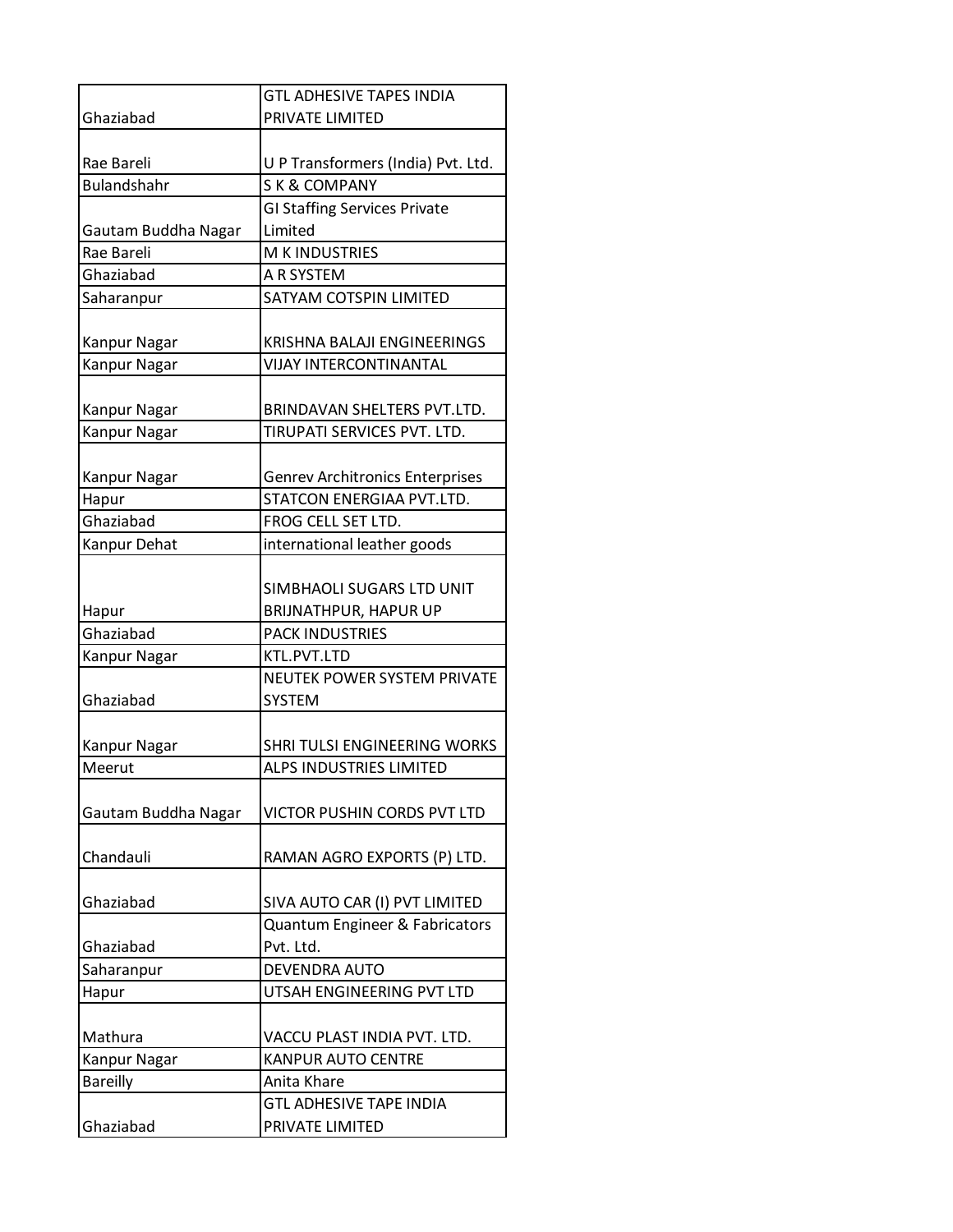| | |
|---|---|
| Ghaziabad | GTL ADHESIVE TAPES INDIA PRIVATE LIMITED |
| Rae Bareli | U P Transformers (India) Pvt. Ltd. |
| Bulandshahr | S K & COMPANY |
| Gautam Buddha Nagar | GI Staffing Services Private Limited |
| Rae Bareli | M K INDUSTRIES |
| Ghaziabad | A R SYSTEM |
| Saharanpur | SATYAM COTSPIN LIMITED |
| Kanpur Nagar | KRISHNA BALAJI ENGINEERINGS |
| Kanpur Nagar | VIJAY INTERCONTINANTAL |
| Kanpur Nagar | BRINDAVAN SHELTERS PVT.LTD. |
| Kanpur Nagar | TIRUPATI SERVICES PVT. LTD. |
| Kanpur Nagar | Genrev Architronics Enterprises |
| Hapur | STATCON ENERGIAA PVT.LTD. |
| Ghaziabad | FROG CELL SET LTD. |
| Kanpur Dehat | international leather goods |
| Hapur | SIMBHAOLI SUGARS LTD UNIT BRIJNATHPUR, HAPUR UP |
| Ghaziabad | PACK INDUSTRIES |
| Kanpur Nagar | KTL.PVT.LTD |
| Ghaziabad | NEUTEK POWER SYSTEM PRIVATE SYSTEM |
| Kanpur Nagar | SHRI TULSI ENGINEERING WORKS |
| Meerut | ALPS INDUSTRIES LIMITED |
| Gautam Buddha Nagar | VICTOR PUSHIN CORDS PVT LTD |
| Chandauli | RAMAN AGRO EXPORTS (P) LTD. |
| Ghaziabad | SIVA AUTO CAR (I) PVT LIMITED |
| Ghaziabad | Quantum Engineer & Fabricators Pvt. Ltd. |
| Saharanpur | DEVENDRA AUTO |
| Hapur | UTSAH ENGINEERING PVT LTD |
| Mathura | VACCU PLAST INDIA PVT. LTD. |
| Kanpur Nagar | KANPUR AUTO CENTRE |
| Bareilly | Anita Khare |
| Ghaziabad | GTL ADHESIVE TAPE INDIA PRIVATE LIMITED |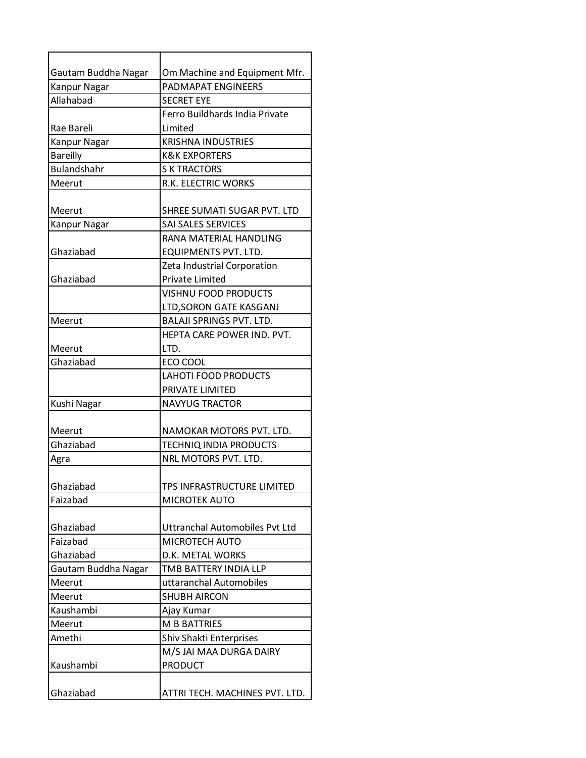| | |
|---|---|
| Gautam Buddha Nagar | Om Machine and Equipment Mfr. |
| Kanpur Nagar | PADMAPAT ENGINEERS |
| Allahabad | SECRET EYE |
| Rae Bareli | Ferro Buildhards India Private Limited |
| Kanpur Nagar | KRISHNA INDUSTRIES |
| Bareilly | K&K EXPORTERS |
| Bulandshahr | S K TRACTORS |
| Meerut | R.K. ELECTRIC WORKS |
| Meerut | SHREE SUMATI SUGAR PVT. LTD |
| Kanpur Nagar | SAI SALES SERVICES |
| Ghaziabad | RANA MATERIAL HANDLING EQUIPMENTS PVT. LTD. |
| Ghaziabad | Zeta Industrial Corporation Private Limited |
| | VISHNU FOOD PRODUCTS LTD,SORON GATE KASGANJ |
| Meerut | BALAJI SPRINGS PVT. LTD. |
| Meerut | HEPTA CARE POWER IND. PVT. LTD. |
| Ghaziabad | ECO COOL |
| | LAHOTI FOOD PRODUCTS PRIVATE LIMITED |
| Kushi Nagar | NAVYUG TRACTOR |
| Meerut | NAMOKAR MOTORS PVT. LTD. |
| Ghaziabad | TECHNIQ INDIA PRODUCTS |
| Agra | NRL MOTORS PVT. LTD. |
| Ghaziabad | TPS INFRASTRUCTURE LIMITED |
| Faizabad | MICROTEK AUTO |
| Ghaziabad | Uttranchal Automobiles Pvt Ltd |
| Faizabad | MICROTECH AUTO |
| Ghaziabad | D.K. METAL WORKS |
| Gautam Buddha Nagar | TMB BATTERY INDIA LLP |
| Meerut | uttaranchal Automobiles |
| Meerut | SHUBH AIRCON |
| Kaushambi | Ajay Kumar |
| Meerut | M B BATTRIES |
| Amethi | Shiv Shakti Enterprises |
| Kaushambi | M/S JAI MAA DURGA DAIRY PRODUCT |
| Ghaziabad | ATTRI TECH. MACHINES PVT. LTD. |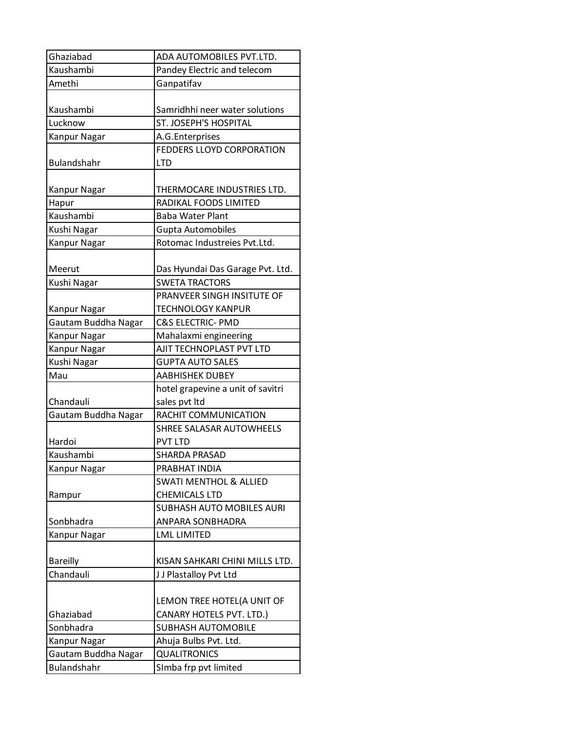| | |
|---|---|
| Ghaziabad | ADA AUTOMOBILES PVT.LTD. |
| Kaushambi | Pandey Electric and telecom |
| Amethi | Ganpatifav |
| Kaushambi | Samridhhi neer water solutions |
| Lucknow | ST. JOSEPH'S HOSPITAL |
| Kanpur Nagar | A.G.Enterprises |
| Bulandshahr | FEDDERS LLOYD CORPORATION LTD |
| Kanpur Nagar | THERMOCARE INDUSTRIES LTD. |
| Hapur | RADIKAL FOODS LIMITED |
| Kaushambi | Baba Water Plant |
| Kushi Nagar | Gupta Automobiles |
| Kanpur Nagar | Rotomac Industreies Pvt.Ltd. |
| Meerut | Das Hyundai Das Garage Pvt. Ltd. |
| Kushi Nagar | SWETA TRACTORS |
| Kanpur Nagar | PRANVEER SINGH INSITUTE OF TECHNOLOGY KANPUR |
| Gautam Buddha Nagar | C&S ELECTRIC- PMD |
| Kanpur Nagar | Mahalaxmi engineering |
| Kanpur Nagar | AJIT TECHNOPLAST PVT LTD |
| Kushi Nagar | GUPTA AUTO SALES |
| Mau | AABHISHEK DUBEY |
| Chandauli | hotel grapevine a unit of savitri sales pvt ltd |
| Gautam Buddha Nagar | RACHIT COMMUNICATION |
| Hardoi | SHREE SALASAR AUTOWHEELS PVT LTD |
| Kaushambi | SHARDA PRASAD |
| Kanpur Nagar | PRABHAT INDIA |
| Rampur | SWATI MENTHOL & ALLIED CHEMICALS LTD |
| Sonbhadra | SUBHASH AUTO MOBILES AURI ANPARA SONBHADRA |
| Kanpur Nagar | LML LIMITED |
| Bareilly | KISAN SAHKARI CHINI MILLS LTD. |
| Chandauli | J J Plastalloy Pvt Ltd |
| Ghaziabad | LEMON TREE HOTEL(A UNIT OF CANARY HOTELS PVT. LTD.) |
| Sonbhadra | SUBHASH AUTOMOBILE |
| Kanpur Nagar | Ahuja Bulbs Pvt. Ltd. |
| Gautam Buddha Nagar | QUALITRONICS |
| Bulandshahr | SImba frp pvt limited |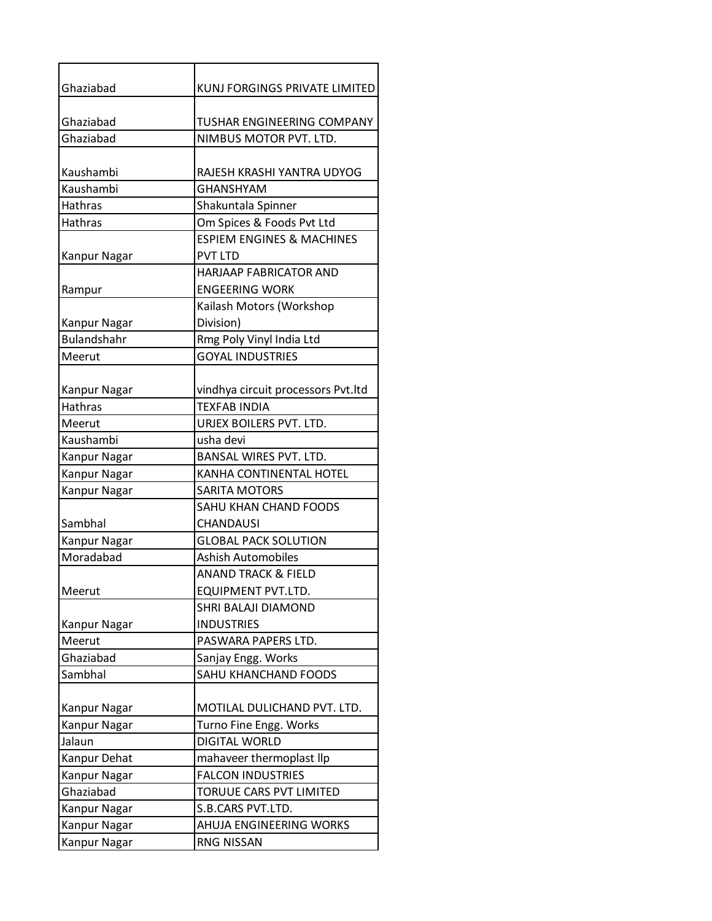| Ghaziabad | KUNJ FORGINGS PRIVATE LIMITED |
|---|---|
| Ghaziabad | TUSHAR ENGINEERING COMPANY |
| Ghaziabad | NIMBUS MOTOR PVT. LTD. |
| Kaushambi | RAJESH KRASHI YANTRA UDYOG |
| Kaushambi | GHANSHYAM |
| Hathras | Shakuntala Spinner |
| Hathras | Om Spices & Foods Pvt Ltd |
| Kanpur Nagar | ESPIEM ENGINES & MACHINES PVT LTD |
| Rampur | HARJAAP FABRICATOR AND ENGEERING WORK |
| Kanpur Nagar | Kailash Motors (Workshop Division) |
| Bulandshahr | Rmg Poly Vinyl India Ltd |
| Meerut | GOYAL INDUSTRIES |
| Kanpur Nagar | vindhya circuit processors Pvt.ltd |
| Hathras | TEXFAB INDIA |
| Meerut | URJEX BOILERS PVT. LTD. |
| Kaushambi | usha devi |
| Kanpur Nagar | BANSAL WIRES PVT. LTD. |
| Kanpur Nagar | KANHA CONTINENTAL HOTEL |
| Kanpur Nagar | SARITA MOTORS |
| Sambhal | SAHU KHAN CHAND FOODS CHANDAUSI |
| Kanpur Nagar | GLOBAL PACK SOLUTION |
| Moradabad | Ashish Automobiles |
| Meerut | ANAND TRACK & FIELD EQUIPMENT PVT.LTD. |
| Kanpur Nagar | SHRI BALAJI DIAMOND INDUSTRIES |
| Meerut | PASWARA PAPERS LTD. |
| Ghaziabad | Sanjay Engg. Works |
| Sambhal | SAHU KHANCHAND FOODS |
| Kanpur Nagar | MOTILAL DULICHAND PVT. LTD. |
| Kanpur Nagar | Turno Fine Engg. Works |
| Jalaun | DIGITAL WORLD |
| Kanpur Dehat | mahaveer thermoplast llp |
| Kanpur Nagar | FALCON INDUSTRIES |
| Ghaziabad | TORUUE CARS PVT LIMITED |
| Kanpur Nagar | S.B.CARS PVT.LTD. |
| Kanpur Nagar | AHUJA ENGINEERING WORKS |
| Kanpur Nagar | RNG NISSAN |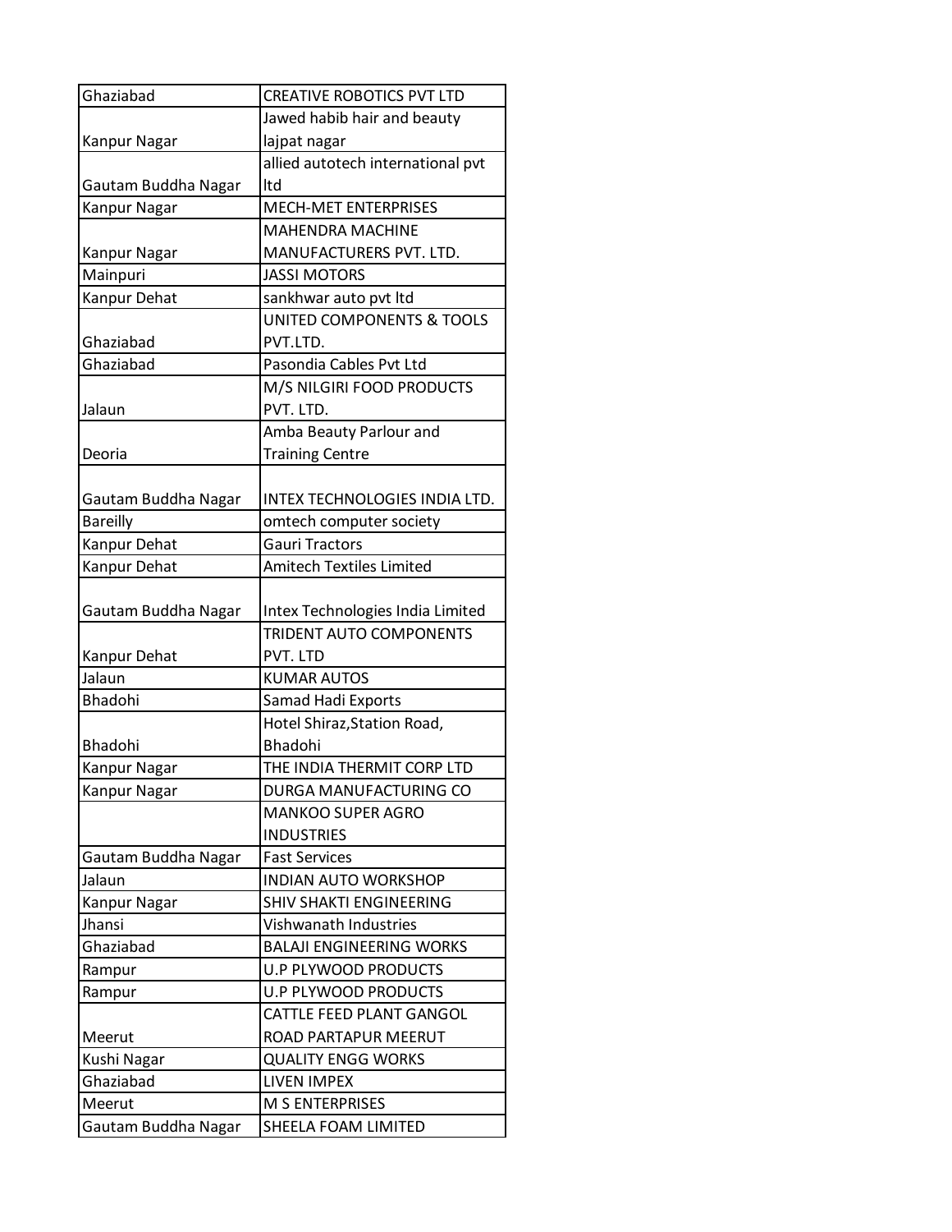| | |
|---|---|
| Ghaziabad | CREATIVE ROBOTICS PVT LTD |
| Kanpur Nagar | Jawed habib hair and beauty lajpat nagar |
| Gautam Buddha Nagar | allied autotech international pvt ltd |
| Kanpur Nagar | MECH-MET ENTERPRISES |
| Kanpur Nagar | MAHENDRA MACHINE MANUFACTURERS PVT. LTD. |
| Mainpuri | JASSI MOTORS |
| Kanpur Dehat | sankhwar auto pvt ltd |
| Ghaziabad | UNITED COMPONENTS & TOOLS PVT.LTD. |
| Ghaziabad | Pasondia Cables Pvt Ltd |
| Jalaun | M/S NILGIRI FOOD PRODUCTS PVT. LTD. |
| Deoria | Amba Beauty Parlour and Training Centre |
| Gautam Buddha Nagar | INTEX TECHNOLOGIES INDIA LTD. |
| Bareilly | omtech computer society |
| Kanpur Dehat | Gauri Tractors |
| Kanpur Dehat | Amitech Textiles Limited |
| Gautam Buddha Nagar | Intex Technologies India Limited |
| Kanpur Dehat | TRIDENT AUTO COMPONENTS PVT. LTD |
| Jalaun | KUMAR AUTOS |
| Bhadohi | Samad Hadi Exports |
| Bhadohi | Hotel Shiraz,Station Road, Bhadohi |
| Kanpur Nagar | THE INDIA THERMIT CORP LTD |
| Kanpur Nagar | DURGA MANUFACTURING CO |
| | MANKOO SUPER AGRO INDUSTRIES |
| Gautam Buddha Nagar | Fast Services |
| Jalaun | INDIAN AUTO WORKSHOP |
| Kanpur Nagar | SHIV SHAKTI ENGINEERING |
| Jhansi | Vishwanath Industries |
| Ghaziabad | BALAJI ENGINEERING WORKS |
| Rampur | U.P PLYWOOD PRODUCTS |
| Rampur | U.P PLYWOOD PRODUCTS |
| Meerut | CATTLE FEED PLANT GANGOL ROAD PARTAPUR MEERUT |
| Kushi Nagar | QUALITY ENGG WORKS |
| Ghaziabad | LIVEN IMPEX |
| Meerut | M S ENTERPRISES |
| Gautam Buddha Nagar | SHEELA FOAM LIMITED |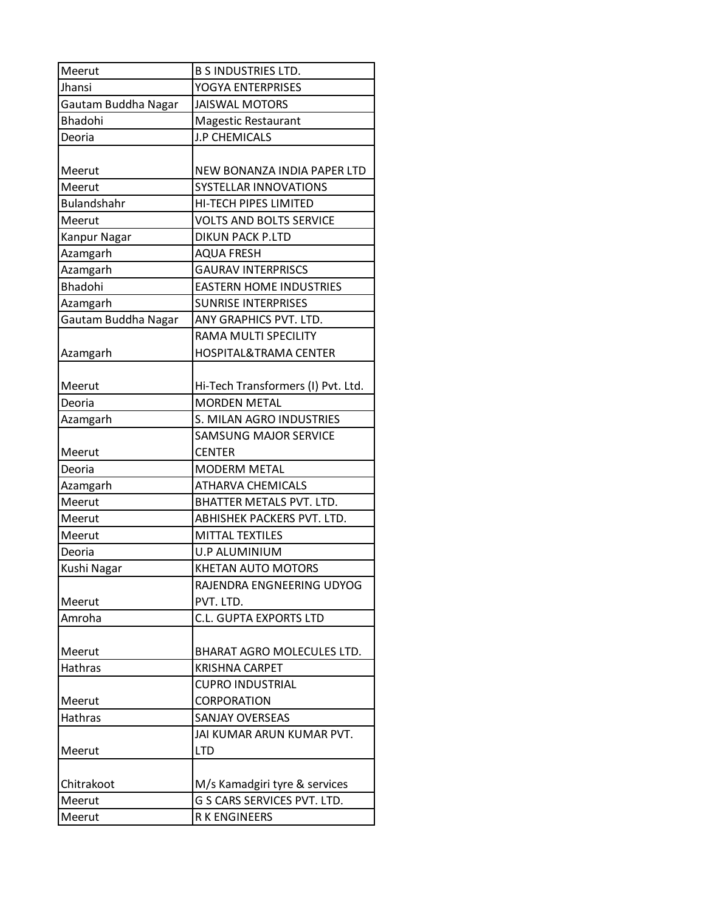| Meerut | B S INDUSTRIES LTD. |
|---|---|
| Jhansi | YOGYA ENTERPRISES |
| Gautam Buddha Nagar | JAISWAL MOTORS |
| Bhadohi | Magestic Restaurant |
| Deoria | J.P CHEMICALS |
| Meerut | NEW BONANZA INDIA PAPER LTD |
| Meerut | SYSTELLAR INNOVATIONS |
| Bulandshahr | HI-TECH PIPES LIMITED |
| Meerut | VOLTS AND BOLTS SERVICE |
| Kanpur Nagar | DIKUN PACK P.LTD |
| Azamgarh | AQUA FRESH |
| Azamgarh | GAURAV INTERPRISCS |
| Bhadohi | EASTERN HOME INDUSTRIES |
| Azamgarh | SUNRISE INTERPRISES |
| Gautam Buddha Nagar | ANY GRAPHICS PVT. LTD. |
| Azamgarh | RAMA MULTI SPECILITY HOSPITAL&TRAMA CENTER |
| Meerut | Hi-Tech Transformers (I) Pvt. Ltd. |
| Deoria | MORDEN METAL |
| Azamgarh | S. MILAN AGRO INDUSTRIES |
| Meerut | SAMSUNG MAJOR SERVICE CENTER |
| Deoria | MODERM METAL |
| Azamgarh | ATHARVA CHEMICALS |
| Meerut | BHATTER METALS PVT. LTD. |
| Meerut | ABHISHEK PACKERS PVT. LTD. |
| Meerut | MITTAL TEXTILES |
| Deoria | U.P ALUMINIUM |
| Kushi Nagar | KHETAN AUTO MOTORS |
| Meerut | RAJENDRA ENGNEERING UDYOG PVT. LTD. |
| Amroha | C.L. GUPTA EXPORTS LTD |
| Meerut | BHARAT AGRO MOLECULES LTD. |
| Hathras | KRISHNA CARPET |
| Meerut | CUPRO INDUSTRIAL CORPORATION |
| Hathras | SANJAY OVERSEAS |
| Meerut | JAI KUMAR ARUN KUMAR PVT. LTD |
| Chitrakoot | M/s Kamadgiri tyre & services |
| Meerut | G S CARS SERVICES PVT. LTD. |
| Meerut | R K ENGINEERS |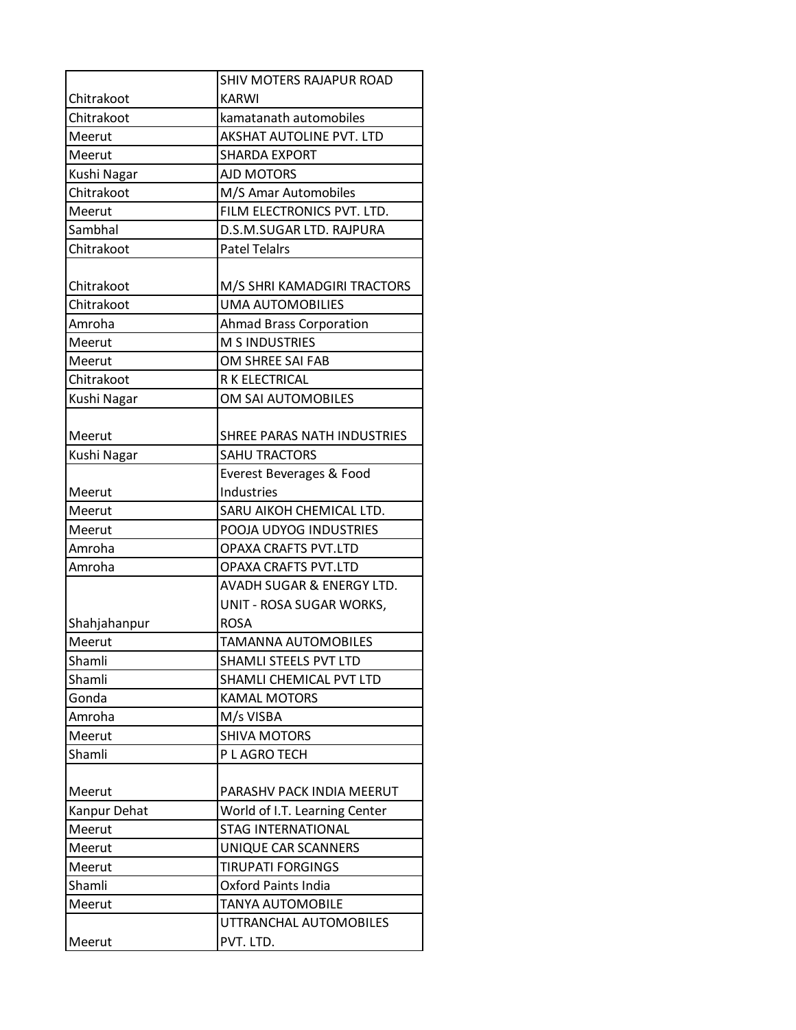| Chitrakoot | SHIV MOTERS RAJAPUR ROAD KARWI |
|---|---|
| Chitrakoot | kamatanath automobiles |
| Meerut | AKSHAT AUTOLINE PVT. LTD |
| Meerut | SHARDA EXPORT |
| Kushi Nagar | AJD MOTORS |
| Chitrakoot | M/S Amar Automobiles |
| Meerut | FILM ELECTRONICS PVT. LTD. |
| Sambhal | D.S.M.SUGAR LTD. RAJPURA |
| Chitrakoot | Patel Telalrs |
| Chitrakoot | M/S SHRI KAMADGIRI TRACTORS |
| Chitrakoot | UMA AUTOMOBILIES |
| Amroha | Ahmad Brass Corporation |
| Meerut | M S INDUSTRIES |
| Meerut | OM SHREE SAI FAB |
| Chitrakoot | R K ELECTRICAL |
| Kushi Nagar | OM SAI AUTOMOBILES |
| Meerut | SHREE PARAS NATH INDUSTRIES |
| Kushi Nagar | SAHU TRACTORS |
| Meerut | Everest Beverages & Food Industries |
| Meerut | SARU AIKOH CHEMICAL LTD. |
| Meerut | POOJA UDYOG INDUSTRIES |
| Amroha | OPAXA CRAFTS PVT.LTD |
| Amroha | OPAXA CRAFTS PVT.LTD |
| Shahjahanpur | AVADH SUGAR & ENERGY LTD. UNIT - ROSA SUGAR WORKS, ROSA |
| Meerut | TAMANNA AUTOMOBILES |
| Shamli | SHAMLI STEELS PVT LTD |
| Shamli | SHAMLI CHEMICAL PVT LTD |
| Gonda | KAMAL MOTORS |
| Amroha | M/s VISBA |
| Meerut | SHIVA MOTORS |
| Shamli | P L AGRO TECH |
| Meerut | PARASHV PACK INDIA MEERUT |
| Kanpur Dehat | World of I.T. Learning Center |
| Meerut | STAG INTERNATIONAL |
| Meerut | UNIQUE CAR SCANNERS |
| Meerut | TIRUPATI FORGINGS |
| Shamli | Oxford Paints India |
| Meerut | TANYA AUTOMOBILE |
| Meerut | UTTRANCHAL AUTOMOBILES PVT. LTD. |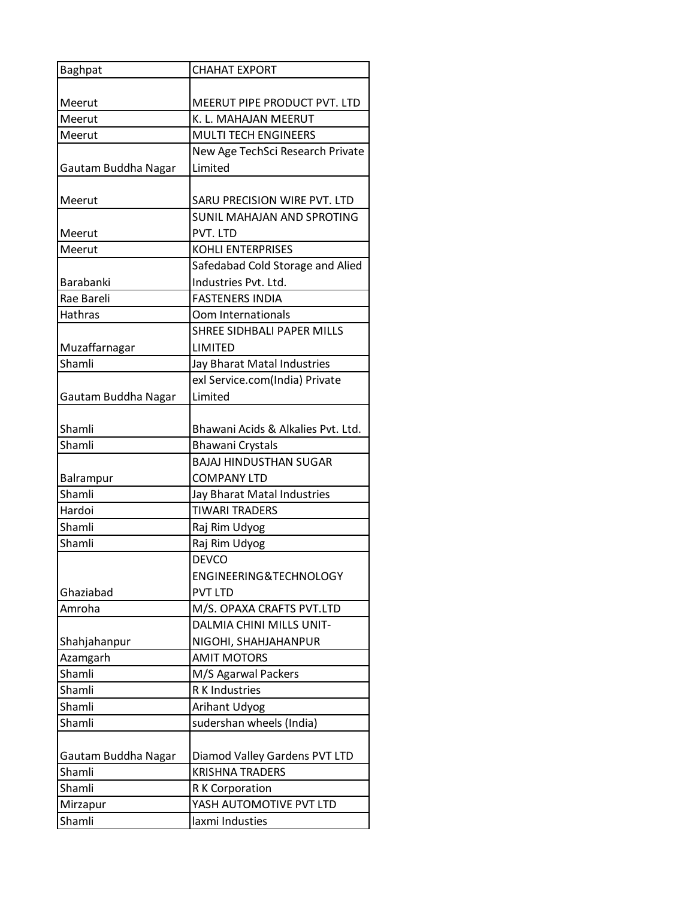| Baghpat | CHAHAT EXPORT |
|---|---|
| Meerut | MEERUT PIPE PRODUCT PVT. LTD |
| Meerut | K. L. MAHAJAN MEERUT |
| Meerut | MULTI TECH ENGINEERS |
| Gautam Buddha Nagar | New Age TechSci Research Private Limited |
| Meerut | SARU PRECISION WIRE PVT. LTD |
| Meerut | SUNIL MAHAJAN AND SPROTING PVT. LTD |
| Meerut | KOHLI ENTERPRISES |
| Barabanki | Safedabad Cold Storage and Alied Industries Pvt. Ltd. |
| Rae Bareli | FASTENERS INDIA |
| Hathras | Oom Internationals |
| Muzaffarnagar | SHREE SIDHBALI PAPER MILLS LIMITED |
| Shamli | Jay Bharat Matal Industries |
| Gautam Buddha Nagar | exl Service.com(India) Private Limited |
| Shamli | Bhawani Acids & Alkalies Pvt. Ltd. |
| Shamli | Bhawani Crystals |
| Balrampur | BAJAJ HINDUSTHAN SUGAR COMPANY LTD |
| Shamli | Jay Bharat Matal Industries |
| Hardoi | TIWARI TRADERS |
| Shamli | Raj Rim Udyog |
| Shamli | Raj Rim Udyog |
| Ghaziabad | DEVCO ENGINEERING&TECHNOLOGY PVT LTD |
| Amroha | M/S. OPAXA CRAFTS PVT.LTD |
| Shahjahanpur | DALMIA CHINI MILLS UNIT-NIGOHI, SHAHJAHANPUR |
| Azamgarh | AMIT MOTORS |
| Shamli | M/S Agarwal Packers |
| Shamli | R K Industries |
| Shamli | Arihant Udyog |
| Shamli | sudershan wheels (India) |
| Gautam Buddha Nagar | Diamod Valley Gardens PVT LTD |
| Shamli | KRISHNA TRADERS |
| Shamli | R K Corporation |
| Mirzapur | YASH AUTOMOTIVE PVT LTD |
| Shamli | laxmi Industies |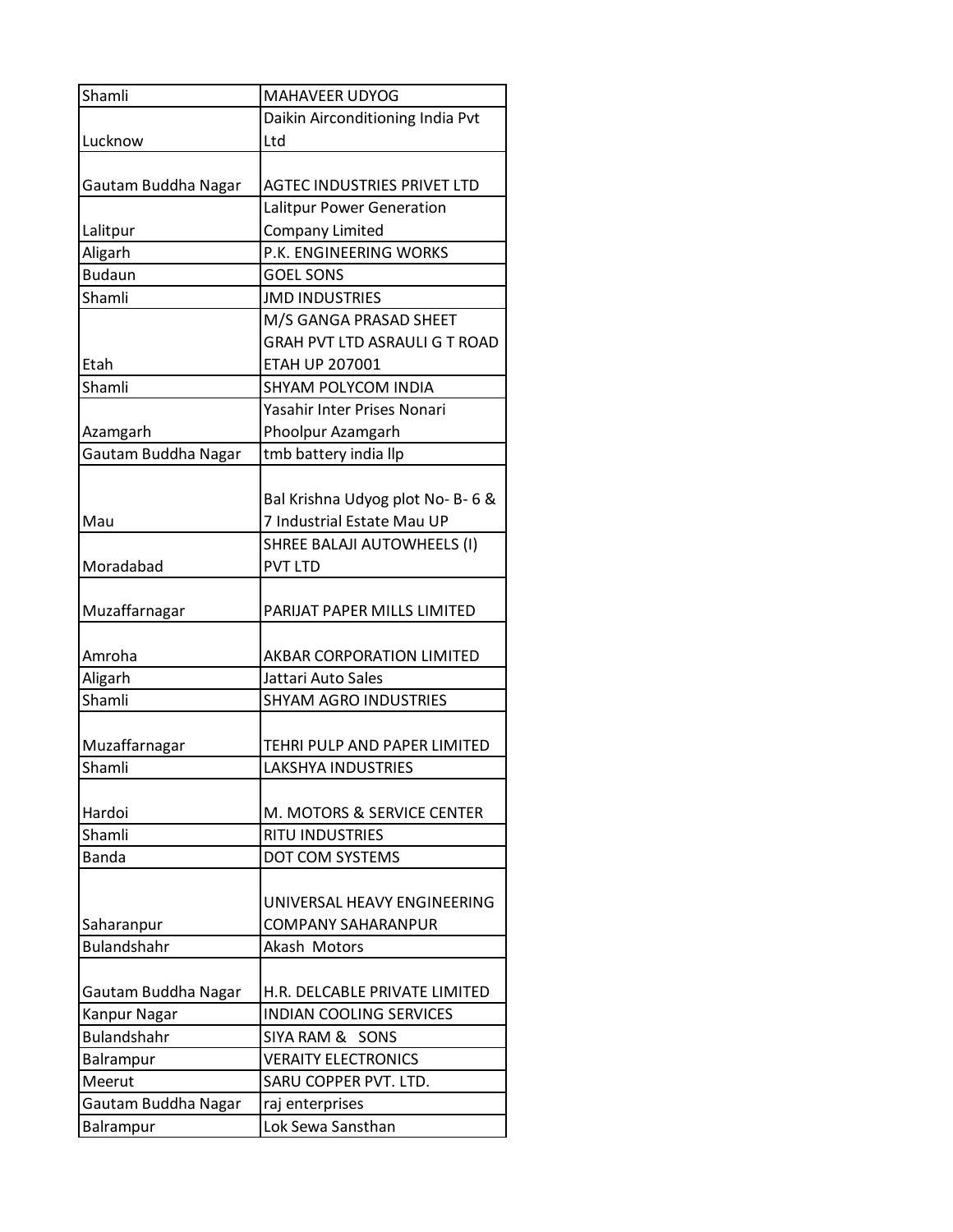| Shamli | MAHAVEER UDYOG |
|---|---|
| Lucknow | Daikin Airconditioning India Pvt Ltd |
| Gautam Buddha Nagar | AGTEC INDUSTRIES PRIVET LTD |
| Lalitpur | Lalitpur Power Generation Company Limited |
| Aligarh | P.K. ENGINEERING WORKS |
| Budaun | GOEL SONS |
| Shamli | JMD INDUSTRIES |
| Etah | M/S GANGA PRASAD SHEET GRAH PVT LTD ASRAULI G T ROAD ETAH UP 207001 |
| Shamli | SHYAM POLYCOM INDIA |
| Azamgarh | Yasahir Inter Prises Nonari Phoolpur Azamgarh |
| Gautam Buddha Nagar | tmb battery india llp |
| Mau | Bal Krishna Udyog plot No- B- 6 & 7 Industrial Estate Mau UP |
| Moradabad | SHREE BALAJI AUTOWHEELS (I) PVT LTD |
| Muzaffarnagar | PARIJAT PAPER MILLS LIMITED |
| Amroha | AKBAR CORPORATION LIMITED |
| Aligarh | Jattari Auto Sales |
| Shamli | SHYAM AGRO INDUSTRIES |
| Muzaffarnagar | TEHRI PULP AND PAPER LIMITED |
| Shamli | LAKSHYA INDUSTRIES |
| Hardoi | M. MOTORS & SERVICE CENTER |
| Shamli | RITU INDUSTRIES |
| Banda | DOT COM SYSTEMS |
| Saharanpur | UNIVERSAL HEAVY ENGINEERING COMPANY SAHARANPUR |
| Bulandshahr | Akash Motors |
| Gautam Buddha Nagar | H.R. DELCABLE PRIVATE LIMITED |
| Kanpur Nagar | INDIAN COOLING SERVICES |
| Bulandshahr | SIYA RAM & SONS |
| Balrampur | VERAITY ELECTRONICS |
| Meerut | SARU COPPER PVT. LTD. |
| Gautam Buddha Nagar | raj enterprises |
| Balrampur | Lok Sewa Sansthan |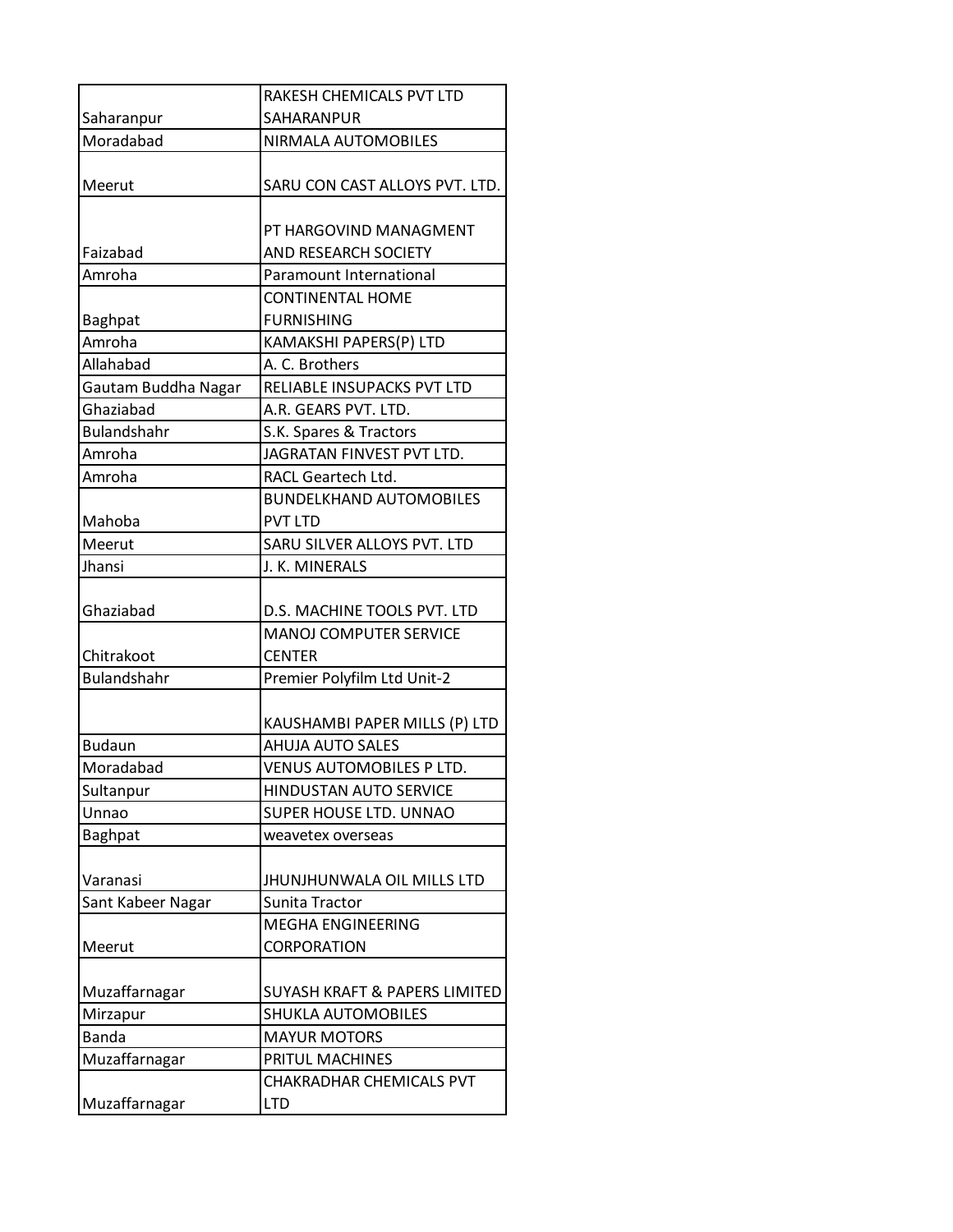| | |
|---|---|
| Saharanpur | RAKESH CHEMICALS PVT LTD SAHARANPUR |
| Moradabad | NIRMALA AUTOMOBILES |
| Meerut | SARU CON CAST ALLOYS PVT. LTD. |
| Faizabad | PT HARGOVIND MANAGMENT AND RESEARCH SOCIETY |
| Amroha | Paramount International |
| Baghpat | CONTINENTAL HOME FURNISHING |
| Amroha | KAMAKSHI PAPERS(P) LTD |
| Allahabad | A. C. Brothers |
| Gautam Buddha Nagar | RELIABLE INSUPACKS PVT LTD |
| Ghaziabad | A.R. GEARS PVT. LTD. |
| Bulandshahr | S.K. Spares & Tractors |
| Amroha | JAGRATAN FINVEST PVT LTD. |
| Amroha | RACL Geartech Ltd. |
| Mahoba | BUNDELKHAND AUTOMOBILES PVT LTD |
| Meerut | SARU SILVER ALLOYS PVT. LTD |
| Jhansi | J. K. MINERALS |
| Ghaziabad | D.S. MACHINE TOOLS PVT. LTD |
| Chitrakoot | MANOJ COMPUTER SERVICE CENTER |
| Bulandshahr | Premier Polyfilm Ltd Unit-2 |
| | KAUSHAMBI PAPER MILLS (P) LTD |
| Budaun | AHUJA AUTO SALES |
| Moradabad | VENUS AUTOMOBILES P LTD. |
| Sultanpur | HINDUSTAN AUTO SERVICE |
| Unnao | SUPER HOUSE LTD. UNNAO |
| Baghpat | weavetex overseas |
| Varanasi | JHUNJHUNWALA OIL MILLS LTD |
| Sant Kabeer Nagar | Sunita Tractor |
| Meerut | MEGHA ENGINEERING CORPORATION |
| Muzaffarnagar | SUYASH KRAFT & PAPERS LIMITED |
| Mirzapur | SHUKLA AUTOMOBILES |
| Banda | MAYUR MOTORS |
| Muzaffarnagar | PRITUL MACHINES |
| Muzaffarnagar | CHAKRADHAR CHEMICALS PVT LTD |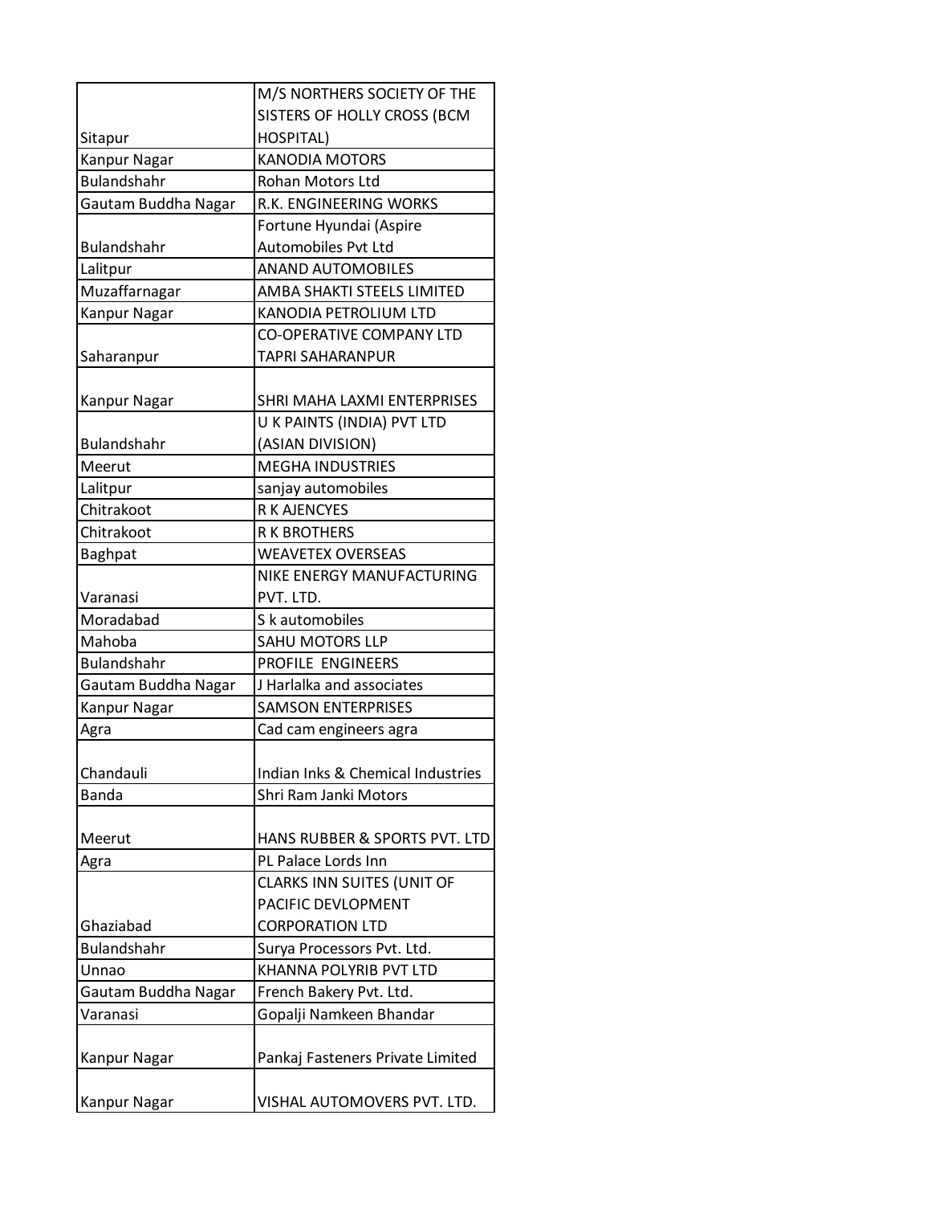| | |
|---|---|
| Sitapur | M/S NORTHERS SOCIETY OF THE SISTERS OF HOLLY CROSS (BCM HOSPITAL) |
| Kanpur Nagar | KANODIA MOTORS |
| Bulandshahr | Rohan Motors Ltd |
| Gautam Buddha Nagar | R.K. ENGINEERING WORKS |
| Bulandshahr | Fortune Hyundai (Aspire Automobiles Pvt Ltd |
| Lalitpur | ANAND AUTOMOBILES |
| Muzaffarnagar | AMBA SHAKTI STEELS LIMITED |
| Kanpur Nagar | KANODIA PETROLIUM LTD |
| Saharanpur | CO-OPERATIVE COMPANY LTD TAPRI SAHARANPUR |
| Kanpur Nagar | SHRI MAHA LAXMI ENTERPRISES |
| Bulandshahr | U K PAINTS (INDIA) PVT LTD (ASIAN DIVISION) |
| Meerut | MEGHA INDUSTRIES |
| Lalitpur | sanjay automobiles |
| Chitrakoot | R K AJENCYES |
| Chitrakoot | R K BROTHERS |
| Baghpat | WEAVETEX OVERSEAS |
| Varanasi | NIKE ENERGY MANUFACTURING PVT. LTD. |
| Moradabad | S k automobiles |
| Mahoba | SAHU MOTORS LLP |
| Bulandshahr | PROFILE ENGINEERS |
| Gautam Buddha Nagar | J Harlalka and associates |
| Kanpur Nagar | SAMSON ENTERPRISES |
| Agra | Cad cam engineers agra |
| Chandauli | Indian Inks & Chemical Industries |
| Banda | Shri Ram Janki Motors |
| Meerut | HANS RUBBER & SPORTS PVT. LTD |
| Agra | PL Palace Lords Inn |
| Ghaziabad | CLARKS INN SUITES (UNIT OF PACIFIC DEVLOPMENT CORPORATION LTD |
| Bulandshahr | Surya Processors Pvt. Ltd. |
| Unnao | KHANNA POLYRIB PVT LTD |
| Gautam Buddha Nagar | French Bakery Pvt. Ltd. |
| Varanasi | Gopalji Namkeen Bhandar |
| Kanpur Nagar | Pankaj Fasteners Private Limited |
| Kanpur Nagar | VISHAL AUTOMOVERS PVT. LTD. |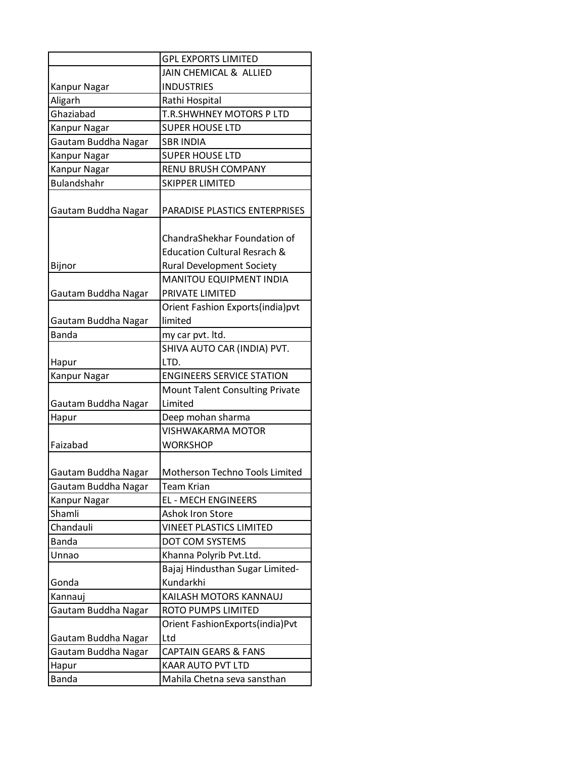| | |
|---|---|
| | GPL EXPORTS LIMITED |
| Kanpur Nagar | JAIN CHEMICAL & ALLIED INDUSTRIES |
| Aligarh | Rathi Hospital |
| Ghaziabad | T.R.SHWHNEY MOTORS P LTD |
| Kanpur Nagar | SUPER HOUSE LTD |
| Gautam Buddha Nagar | SBR INDIA |
| Kanpur Nagar | SUPER HOUSE LTD |
| Kanpur Nagar | RENU BRUSH COMPANY |
| Bulandshahr | SKIPPER LIMITED |
| Gautam Buddha Nagar | PARADISE PLASTICS ENTERPRISES |
| Bijnor | ChandraShekhar Foundation of Education Cultural Resrach & Rural Development Society |
| Gautam Buddha Nagar | MANITOU EQUIPMENT INDIA PRIVATE LIMITED |
| Gautam Buddha Nagar | Orient Fashion Exports(india)pvt limited |
| Banda | my car pvt. ltd. |
| Hapur | SHIVA AUTO CAR (INDIA) PVT. LTD. |
| Kanpur Nagar | ENGINEERS SERVICE STATION |
| Gautam Buddha Nagar | Mount Talent Consulting Private Limited |
| Hapur | Deep mohan sharma |
| Faizabad | VISHWAKARMA MOTOR WORKSHOP |
| Gautam Buddha Nagar | Motherson Techno Tools Limited |
| Gautam Buddha Nagar | Team Krian |
| Kanpur Nagar | EL - MECH ENGINEERS |
| Shamli | Ashok Iron Store |
| Chandauli | VINEET PLASTICS LIMITED |
| Banda | DOT COM SYSTEMS |
| Unnao | Khanna Polyrib Pvt.Ltd. |
| Gonda | Bajaj Hindusthan Sugar Limited-Kundarkhi |
| Kannauj | KAILASH MOTORS KANNAUJ |
| Gautam Buddha Nagar | ROTO PUMPS LIMITED |
| Gautam Buddha Nagar | Orient FashionExports(india)Pvt Ltd |
| Gautam Buddha Nagar | CAPTAIN GEARS & FANS |
| Hapur | KAAR AUTO PVT LTD |
| Banda | Mahila Chetna seva sansthan |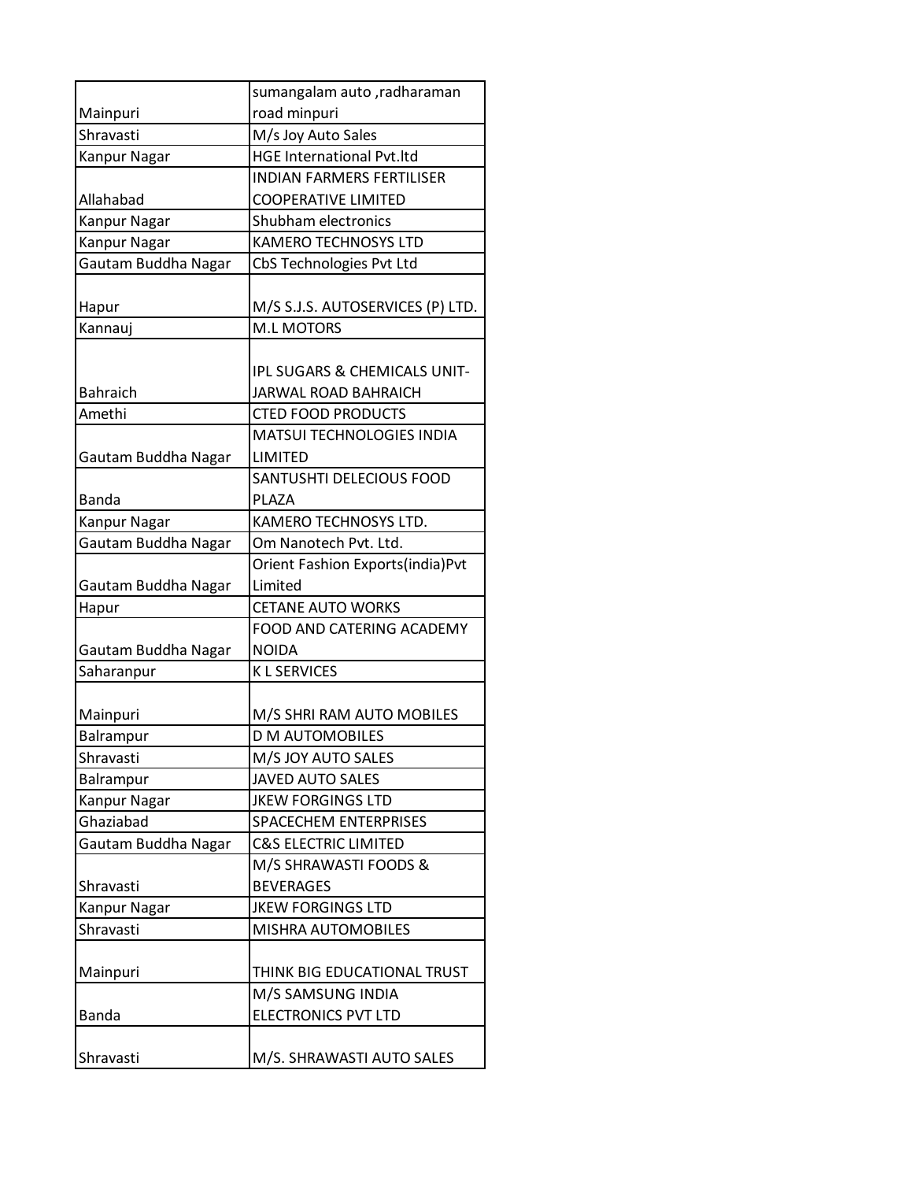| | |
|---|---|
| Mainpuri | sumangalam auto ,radharaman road minpuri |
| Shravasti | M/s Joy Auto Sales |
| Kanpur Nagar | HGE International Pvt.ltd |
| Allahabad | INDIAN FARMERS FERTILISER COOPERATIVE LIMITED |
| Kanpur Nagar | Shubham electronics |
| Kanpur Nagar | KAMERO TECHNOSYS LTD |
| Gautam Buddha Nagar | CbS Technologies Pvt Ltd |
| Hapur | M/S S.J.S. AUTOSERVICES (P) LTD. |
| Kannauj | M.L MOTORS |
| Bahraich | IPL SUGARS & CHEMICALS UNIT-JARWAL ROAD BAHRAICH |
| Amethi | CTED FOOD PRODUCTS |
| Gautam Buddha Nagar | MATSUI TECHNOLOGIES INDIA LIMITED |
| Banda | SANTUSHTI DELECIOUS FOOD PLAZA |
| Kanpur Nagar | KAMERO TECHNOSYS LTD. |
| Gautam Buddha Nagar | Om Nanotech Pvt. Ltd. |
| Gautam Buddha Nagar | Orient Fashion Exports(india)Pvt Limited |
| Hapur | CETANE AUTO WORKS |
| Gautam Buddha Nagar | FOOD AND CATERING ACADEMY NOIDA |
| Saharanpur | K L SERVICES |
| Mainpuri | M/S SHRI RAM AUTO MOBILES |
| Balrampur | D M AUTOMOBILES |
| Shravasti | M/S JOY AUTO SALES |
| Balrampur | JAVED AUTO SALES |
| Kanpur Nagar | JKEW FORGINGS LTD |
| Ghaziabad | SPACECHEM ENTERPRISES |
| Gautam Buddha Nagar | C&S ELECTRIC LIMITED |
| Shravasti | M/S SHRAWASTI FOODS & BEVERAGES |
| Kanpur Nagar | JKEW FORGINGS LTD |
| Shravasti | MISHRA AUTOMOBILES |
| Mainpuri | THINK BIG EDUCATIONAL TRUST |
| Banda | M/S SAMSUNG INDIA ELECTRONICS PVT LTD |
| Shravasti | M/S. SHRAWASTI AUTO SALES |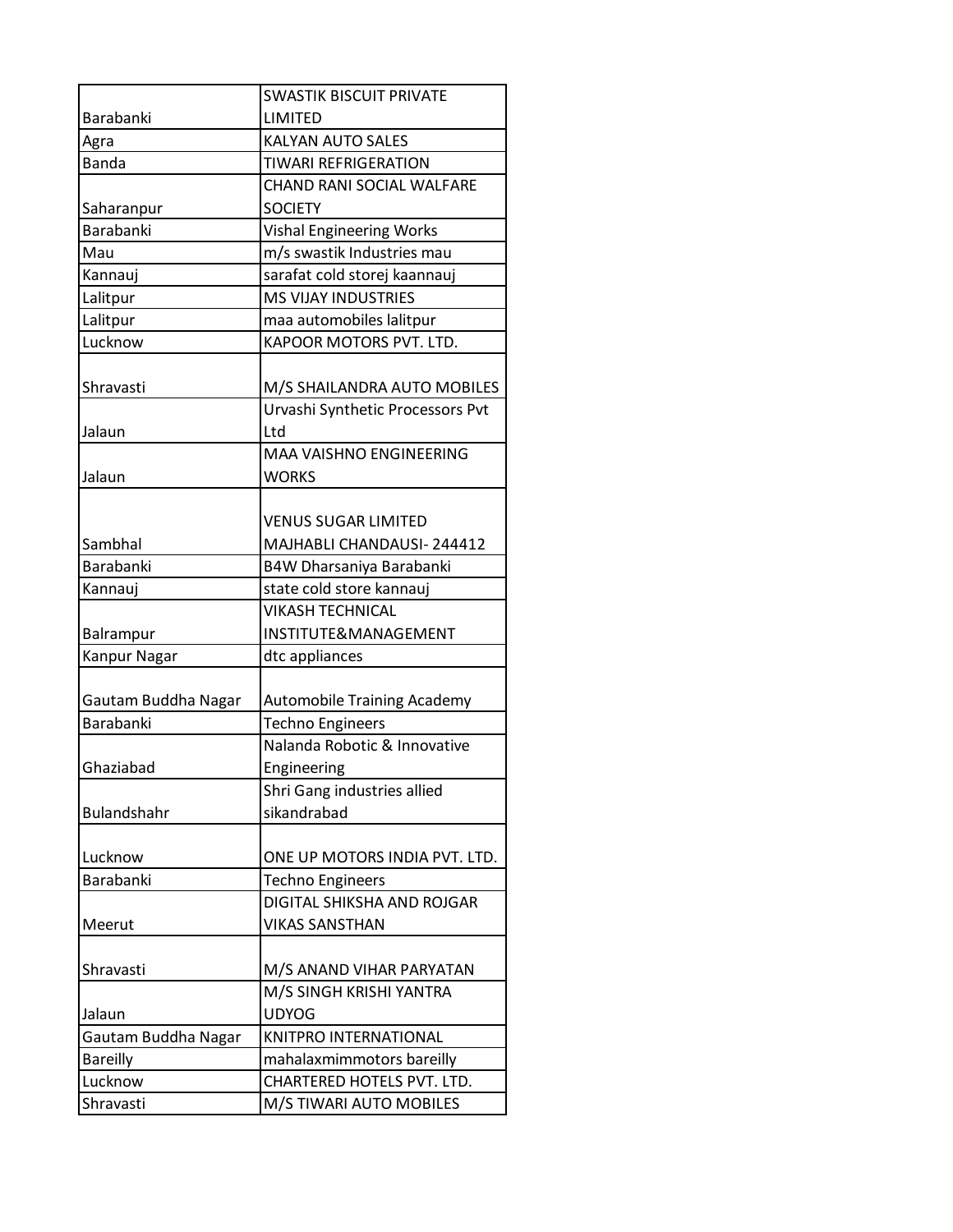| | |
|---|---|
| Barabanki | SWASTIK BISCUIT PRIVATE LIMITED |
| Agra | KALYAN AUTO SALES |
| Banda | TIWARI REFRIGERATION |
| Saharanpur | CHAND RANI SOCIAL WALFARE SOCIETY |
| Barabanki | Vishal Engineering Works |
| Mau | m/s swastik Industries mau |
| Kannauj | sarafat cold storej kaannauj |
| Lalitpur | MS VIJAY INDUSTRIES |
| Lalitpur | maa automobiles lalitpur |
| Lucknow | KAPOOR MOTORS PVT. LTD. |
| Shravasti | M/S SHAILANDRA AUTO MOBILES |
| Jalaun | Urvashi Synthetic Processors Pvt Ltd |
| Jalaun | MAA VAISHNO ENGINEERING WORKS |
| Sambhal | VENUS SUGAR LIMITED MAJHABLI CHANDAUSI- 244412 |
| Barabanki | B4W Dharsaniya Barabanki |
| Kannauj | state cold store kannauj |
| Balrampur | VIKASH TECHNICAL INSTITUTE&MANAGEMENT |
| Kanpur Nagar | dtc appliances |
| Gautam Buddha Nagar | Automobile Training Academy |
| Barabanki | Techno Engineers |
| Ghaziabad | Nalanda Robotic & Innovative Engineering |
| Bulandshahr | Shri Gang industries allied sikandrabad |
| Lucknow | ONE UP MOTORS INDIA PVT. LTD. |
| Barabanki | Techno Engineers |
| Meerut | DIGITAL SHIKSHA AND ROJGAR VIKAS SANSTHAN |
| Shravasti | M/S ANAND VIHAR PARYATAN |
| Jalaun | M/S SINGH KRISHI YANTRA UDYOG |
| Gautam Buddha Nagar | KNITPRO INTERNATIONAL |
| Bareilly | mahalaxmimmotors bareilly |
| Lucknow | CHARTERED HOTELS PVT. LTD. |
| Shravasti | M/S TIWARI AUTO MOBILES |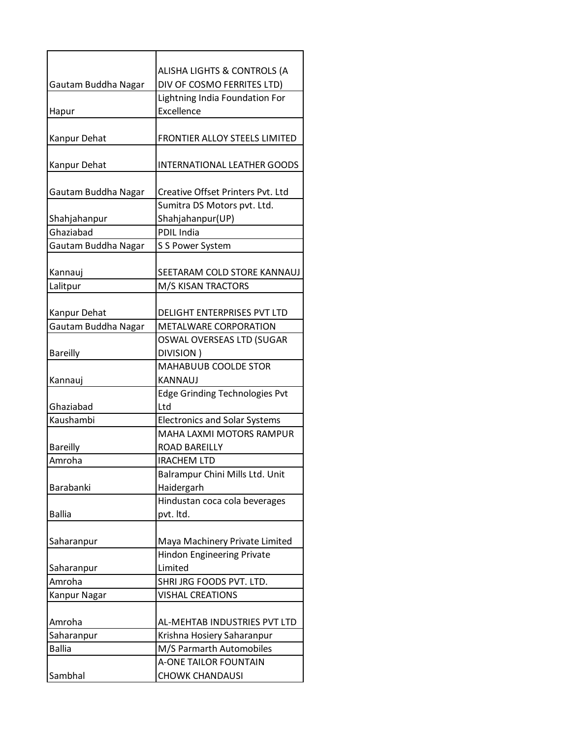| | |
|---|---|
| Gautam Buddha Nagar | ALISHA LIGHTS & CONTROLS (A DIV OF COSMO FERRITES LTD) |
| Hapur | Lightning India Foundation For Excellence |
| Kanpur Dehat | FRONTIER ALLOY STEELS LIMITED |
| Kanpur Dehat | INTERNATIONAL LEATHER GOODS |
| Gautam Buddha Nagar | Creative Offset Printers Pvt. Ltd |
| Shahjahanpur | Sumitra DS Motors pvt. Ltd. Shahjahanpur(UP) |
| Ghaziabad | PDIL India |
| Gautam Buddha Nagar | S S Power System |
| Kannauj | SEETARAM COLD STORE KANNAUJ |
| Lalitpur | M/S KISAN TRACTORS |
| Kanpur Dehat | DELIGHT ENTERPRISES PVT LTD |
| Gautam Buddha Nagar | METALWARE CORPORATION |
| Bareilly | OSWAL OVERSEAS LTD (SUGAR DIVISION ) |
| Kannauj | MAHABUUB COOLDE STOR KANNAUJ |
| Ghaziabad | Edge Grinding Technologies Pvt Ltd |
| Kaushambi | Electronics and Solar Systems |
| Bareilly | MAHA LAXMI MOTORS RAMPUR ROAD BAREILLY |
| Amroha | IRACHEM LTD |
| Barabanki | Balrampur Chini Mills Ltd. Unit Haidergarh |
| Ballia | Hindustan coca cola beverages pvt. ltd. |
| Saharanpur | Maya Machinery Private Limited |
| Saharanpur | Hindon Engineering Private Limited |
| Amroha | SHRI JRG FOODS PVT. LTD. |
| Kanpur Nagar | VISHAL CREATIONS |
| Amroha | AL-MEHTAB INDUSTRIES PVT LTD |
| Saharanpur | Krishna Hosiery Saharanpur |
| Ballia | M/S Parmarth Automobiles |
| Sambhal | A-ONE TAILOR FOUNTAIN CHOWK CHANDAUSI |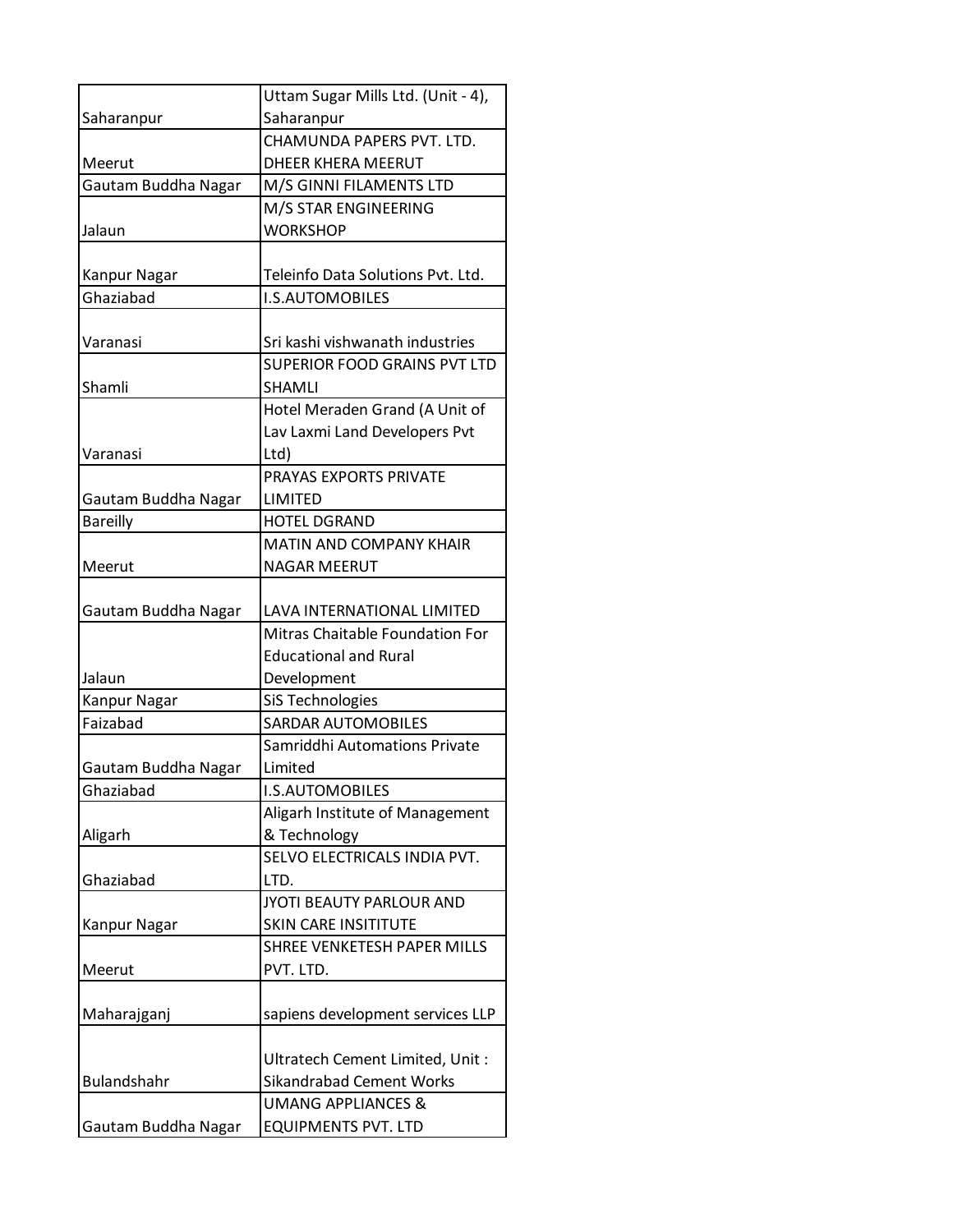| | |
|---|---|
| Saharanpur | Uttam Sugar Mills Ltd. (Unit - 4), Saharanpur |
| Meerut | CHAMUNDA PAPERS PVT. LTD. DHEER KHERA MEERUT |
| Gautam Buddha Nagar | M/S GINNI FILAMENTS LTD |
| Jalaun | M/S STAR ENGINEERING WORKSHOP |
| Kanpur Nagar | Teleinfo Data Solutions Pvt. Ltd. |
| Ghaziabad | I.S.AUTOMOBILES |
| Varanasi | Sri kashi vishwanath industries |
| Shamli | SUPERIOR FOOD GRAINS PVT LTD SHAMLI |
| Varanasi | Hotel Meraden Grand (A Unit of Lav Laxmi Land Developers Pvt Ltd) |
| Gautam Buddha Nagar | PRAYAS EXPORTS PRIVATE LIMITED |
| Bareilly | HOTEL DGRAND |
| Meerut | MATIN AND COMPANY KHAIR NAGAR MEERUT |
| Gautam Buddha Nagar | LAVA INTERNATIONAL LIMITED |
| Jalaun | Mitras Chaitable Foundation For Educational and Rural Development |
| Kanpur Nagar | SiS Technologies |
| Faizabad | SARDAR AUTOMOBILES |
| Gautam Buddha Nagar | Samriddhi Automations Private Limited |
| Ghaziabad | I.S.AUTOMOBILES |
| Aligarh | Aligarh Institute of Management & Technology |
| Ghaziabad | SELVO ELECTRICALS INDIA PVT. LTD. |
| Kanpur Nagar | JYOTI BEAUTY PARLOUR AND SKIN CARE INSITITUTE |
| Meerut | SHREE VENKETESH PAPER MILLS PVT. LTD. |
| Maharajganj | sapiens development services LLP |
| Bulandshahr | Ultratech Cement Limited, Unit : Sikandrabad Cement Works |
| Gautam Buddha Nagar | UMANG APPLIANCES & EQUIPMENTS PVT. LTD |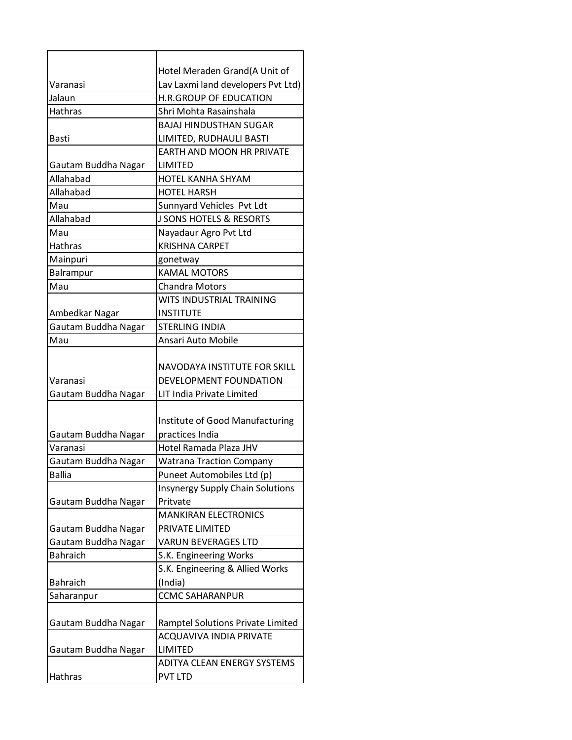| | |
|---|---|
| Varanasi | Hotel Meraden Grand(A Unit of Lav Laxmi land developers Pvt Ltd) |
| Jalaun | H.R.GROUP OF EDUCATION |
| Hathras | Shri Mohta Rasainshala |
| Basti | BAJAJ HINDUSTHAN SUGAR LIMITED, RUDHAULI BASTI |
| Gautam Buddha Nagar | EARTH AND MOON HR PRIVATE LIMITED |
| Allahabad | HOTEL KANHA SHYAM |
| Allahabad | HOTEL HARSH |
| Mau | Sunnyard Vehicles Pvt Ldt |
| Allahabad | J SONS HOTELS & RESORTS |
| Mau | Nayadaur Agro Pvt Ltd |
| Hathras | KRISHNA CARPET |
| Mainpuri | gonetway |
| Balrampur | KAMAL MOTORS |
| Mau | Chandra Motors |
| Ambedkar Nagar | WITS INDUSTRIAL TRAINING INSTITUTE |
| Gautam Buddha Nagar | STERLING INDIA |
| Mau | Ansari Auto Mobile |
| Varanasi | NAVODAYA INSTITUTE FOR SKILL DEVELOPMENT FOUNDATION |
| Gautam Buddha Nagar | LIT India Private Limited |
| Gautam Buddha Nagar | Institute of Good Manufacturing practices India |
| Varanasi | Hotel Ramada Plaza JHV |
| Gautam Buddha Nagar | Watrana Traction Company |
| Ballia | Puneet Automobiles Ltd (p) |
| Gautam Buddha Nagar | Insynergy Supply Chain Solutions Pritvate |
| Gautam Buddha Nagar | MANKIRAN ELECTRONICS PRIVATE LIMITED |
| Gautam Buddha Nagar | VARUN BEVERAGES LTD |
| Bahraich | S.K. Engineering Works |
| Bahraich | S.K. Engineering & Allied Works (India) |
| Saharanpur | CCMC SAHARANPUR |
| Gautam Buddha Nagar | Ramptel Solutions Private Limited |
| Gautam Buddha Nagar | ACQUAVIVA INDIA PRIVATE LIMITED |
| Hathras | ADITYA CLEAN ENERGY SYSTEMS PVT LTD |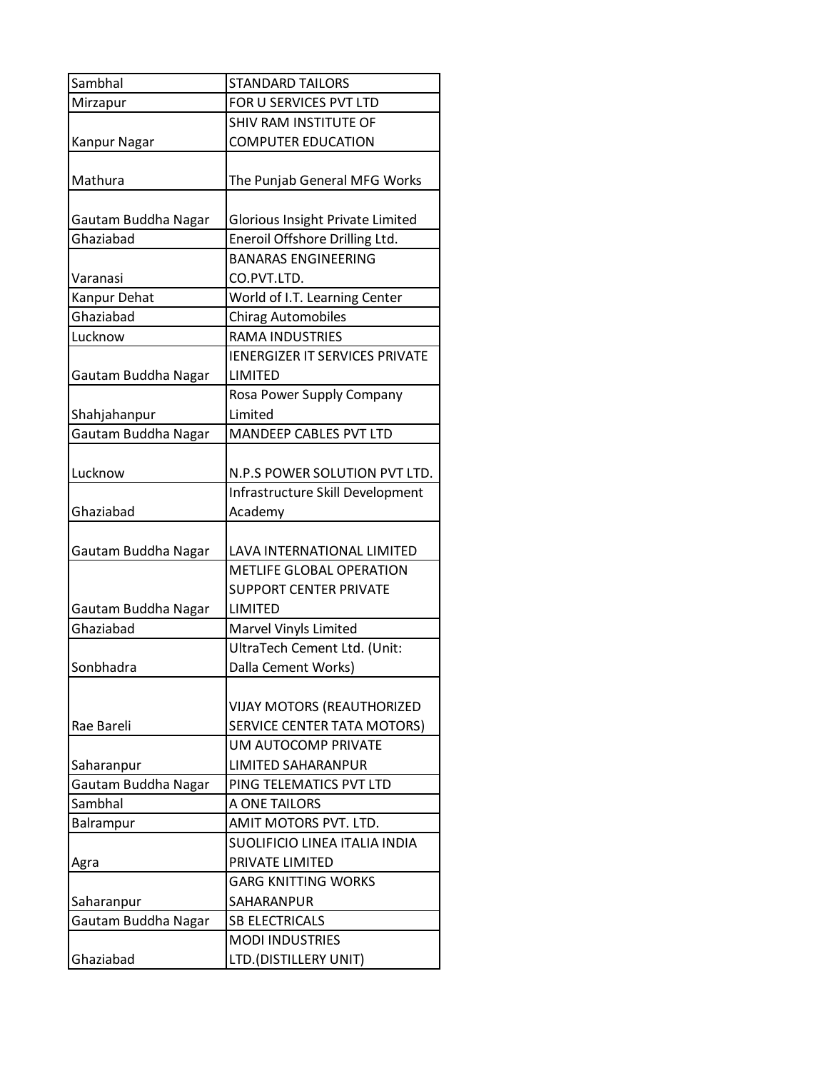| Sambhal | STANDARD TAILORS |
|---|---|
| Mirzapur | FOR U SERVICES PVT LTD |
| Kanpur Nagar | SHIV RAM INSTITUTE OF COMPUTER EDUCATION |
| Mathura | The Punjab General MFG Works |
| Gautam Buddha Nagar | Glorious Insight Private Limited |
| Ghaziabad | Eneroil Offshore Drilling Ltd. |
| Varanasi | BANARAS ENGINEERING CO.PVT.LTD. |
| Kanpur Dehat | World of I.T. Learning Center |
| Ghaziabad | Chirag Automobiles |
| Lucknow | RAMA INDUSTRIES |
| Gautam Buddha Nagar | IENERGIZER IT SERVICES PRIVATE LIMITED |
| Shahjahanpur | Rosa Power Supply Company Limited |
| Gautam Buddha Nagar | MANDEEP CABLES PVT LTD |
| Lucknow | N.P.S POWER SOLUTION PVT LTD. |
| Ghaziabad | Infrastructure Skill Development Academy |
| Gautam Buddha Nagar | LAVA INTERNATIONAL LIMITED |
| Gautam Buddha Nagar | METLIFE GLOBAL OPERATION SUPPORT CENTER PRIVATE LIMITED |
| Ghaziabad | Marvel Vinyls Limited |
| Sonbhadra | UltraTech Cement Ltd. (Unit: Dalla Cement Works) |
| Rae Bareli | VIJAY MOTORS (REAUTHORIZED SERVICE CENTER TATA MOTORS) |
| Saharanpur | UM AUTOCOMP PRIVATE LIMITED SAHARANPUR |
| Gautam Buddha Nagar | PING TELEMATICS PVT LTD |
| Sambhal | A ONE TAILORS |
| Balrampur | AMIT MOTORS PVT. LTD. |
| Agra | SUOLIFICIO LINEA ITALIA INDIA PRIVATE LIMITED |
| Saharanpur | GARG KNITTING WORKS SAHARANPUR |
| Gautam Buddha Nagar | SB ELECTRICALS |
| Ghaziabad | MODI INDUSTRIES LTD.(DISTILLERY UNIT) |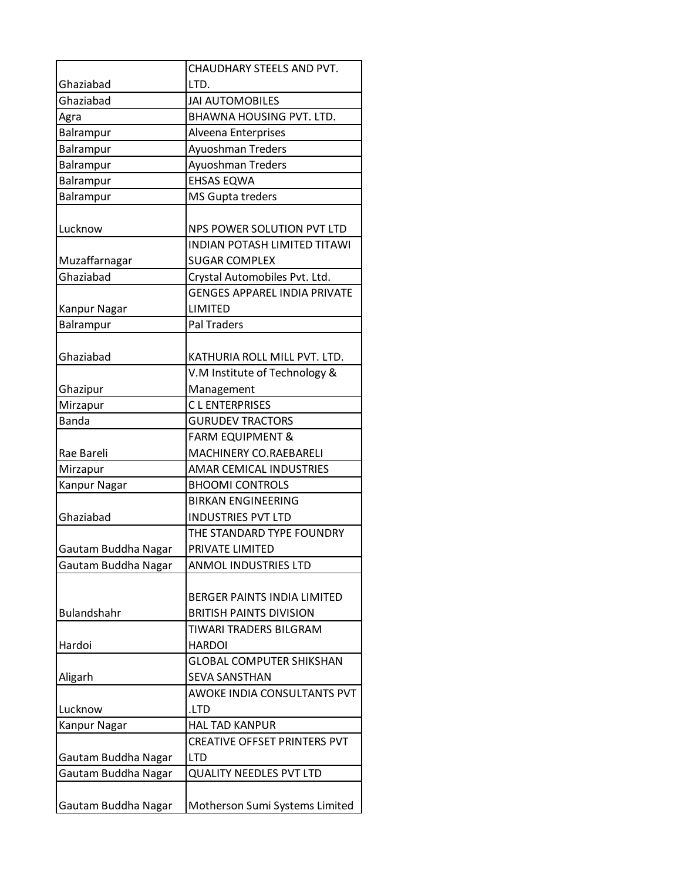| | |
|---|---|
| Ghaziabad | CHAUDHARY STEELS AND PVT. LTD. |
| Ghaziabad | JAI AUTOMOBILES |
| Agra | BHAWNA HOUSING PVT. LTD. |
| Balrampur | Alveena Enterprises |
| Balrampur | Ayuoshman Treders |
| Balrampur | Ayuoshman Treders |
| Balrampur | EHSAS EQWA |
| Balrampur | MS Gupta treders |
| Lucknow | NPS POWER SOLUTION PVT LTD |
| Muzaffarnagar | INDIAN POTASH LIMITED TITAWI SUGAR COMPLEX |
| Ghaziabad | Crystal Automobiles Pvt. Ltd. |
| Kanpur Nagar | GENGES APPAREL INDIA PRIVATE LIMITED |
| Balrampur | Pal Traders |
| Ghaziabad | KATHURIA ROLL MILL PVT. LTD. |
| Ghazipur | V.M Institute of Technology & Management |
| Mirzapur | C L ENTERPRISES |
| Banda | GURUDEV TRACTORS |
| Rae Bareli | FARM EQUIPMENT & MACHINERY CO.RAEBARELI |
| Mirzapur | AMAR CEMICAL INDUSTRIES |
| Kanpur Nagar | BHOOMI CONTROLS |
| Ghaziabad | BIRKAN ENGINEERING INDUSTRIES PVT LTD |
| Gautam Buddha Nagar | THE STANDARD TYPE FOUNDRY PRIVATE LIMITED |
| Gautam Buddha Nagar | ANMOL INDUSTRIES LTD |
| Bulandshahr | BERGER PAINTS INDIA LIMITED BRITISH PAINTS DIVISION |
| Hardoi | TIWARI TRADERS BILGRAM HARDOI |
| Aligarh | GLOBAL COMPUTER SHIKSHAN SEVA SANSTHAN |
| Lucknow | AWOKE INDIA CONSULTANTS PVT .LTD |
| Kanpur Nagar | HAL TAD KANPUR |
| Gautam Buddha Nagar | CREATIVE OFFSET PRINTERS PVT LTD |
| Gautam Buddha Nagar | QUALITY NEEDLES PVT LTD |
| Gautam Buddha Nagar | Motherson Sumi Systems Limited |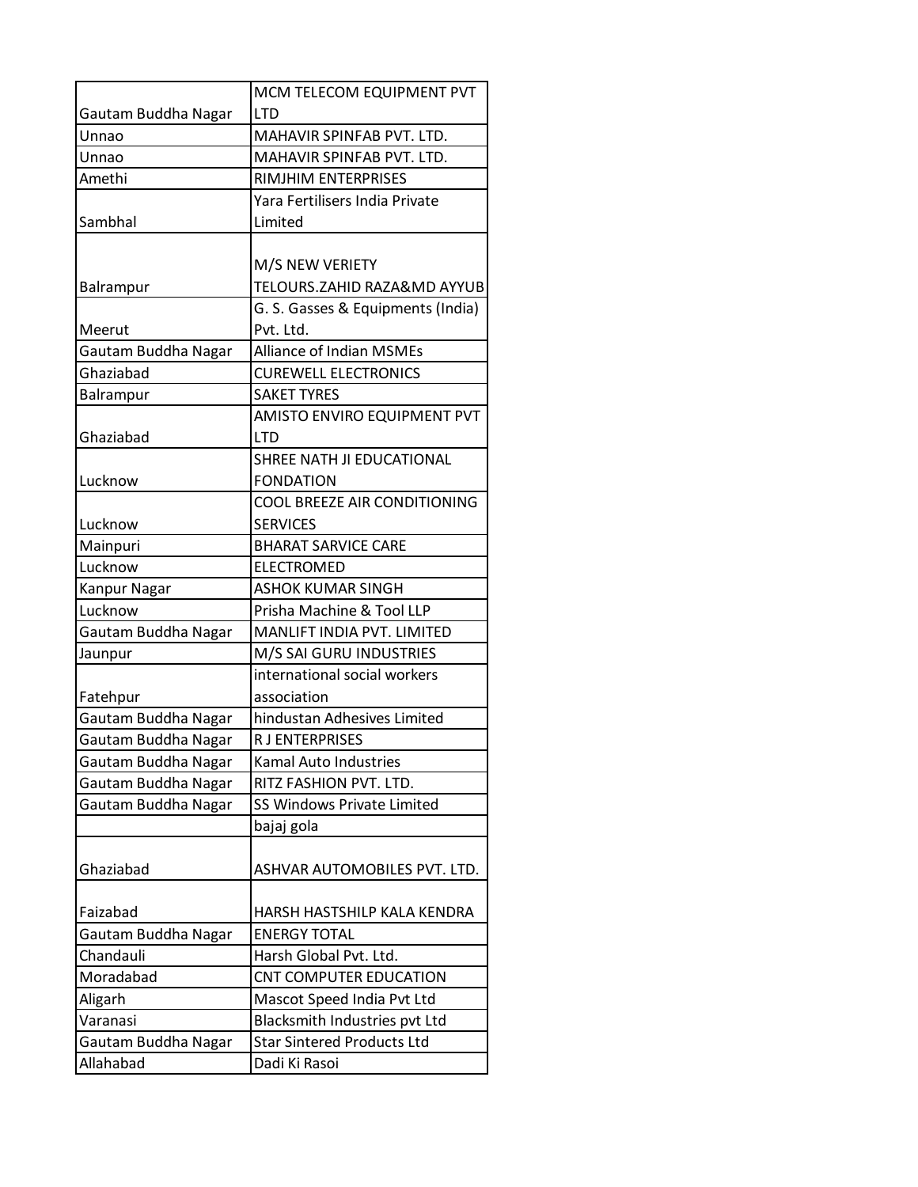| | |
|---|---|
| Gautam Buddha Nagar | MCM TELECOM EQUIPMENT PVT LTD |
| Unnao | MAHAVIR SPINFAB PVT. LTD. |
| Unnao | MAHAVIR SPINFAB PVT. LTD. |
| Amethi | RIMJHIM ENTERPRISES |
| Sambhal | Yara Fertilisers India Private Limited |
| Balrampur | M/S NEW VERIETY TELOURS.ZAHID RAZA&MD AYYUB |
| Meerut | G. S. Gasses & Equipments (India) Pvt. Ltd. |
| Gautam Buddha Nagar | Alliance of Indian MSMEs |
| Ghaziabad | CUREWELL ELECTRONICS |
| Balrampur | SAKET TYRES |
| Ghaziabad | AMISTO ENVIRO EQUIPMENT PVT LTD |
| Lucknow | SHREE NATH JI EDUCATIONAL FONDATION |
| Lucknow | COOL BREEZE AIR CONDITIONING SERVICES |
| Mainpuri | BHARAT SARVICE CARE |
| Lucknow | ELECTROMED |
| Kanpur Nagar | ASHOK KUMAR SINGH |
| Lucknow | Prisha Machine & Tool LLP |
| Gautam Buddha Nagar | MANLIFT INDIA PVT. LIMITED |
| Jaunpur | M/S SAI GURU INDUSTRIES |
| Fatehpur | international social workers association |
| Gautam Buddha Nagar | hindustan Adhesives Limited |
| Gautam Buddha Nagar | R J ENTERPRISES |
| Gautam Buddha Nagar | Kamal Auto Industries |
| Gautam Buddha Nagar | RITZ FASHION PVT. LTD. |
| Gautam Buddha Nagar | SS Windows Private Limited |
| | bajaj gola |
| Ghaziabad | ASHVAR AUTOMOBILES PVT. LTD. |
| Faizabad | HARSH HASTSHILP KALA KENDRA |
| Gautam Buddha Nagar | ENERGY TOTAL |
| Chandauli | Harsh Global Pvt. Ltd. |
| Moradabad | CNT COMPUTER EDUCATION |
| Aligarh | Mascot Speed India Pvt Ltd |
| Varanasi | Blacksmith Industries pvt Ltd |
| Gautam Buddha Nagar | Star Sintered Products Ltd |
| Allahabad | Dadi Ki Rasoi |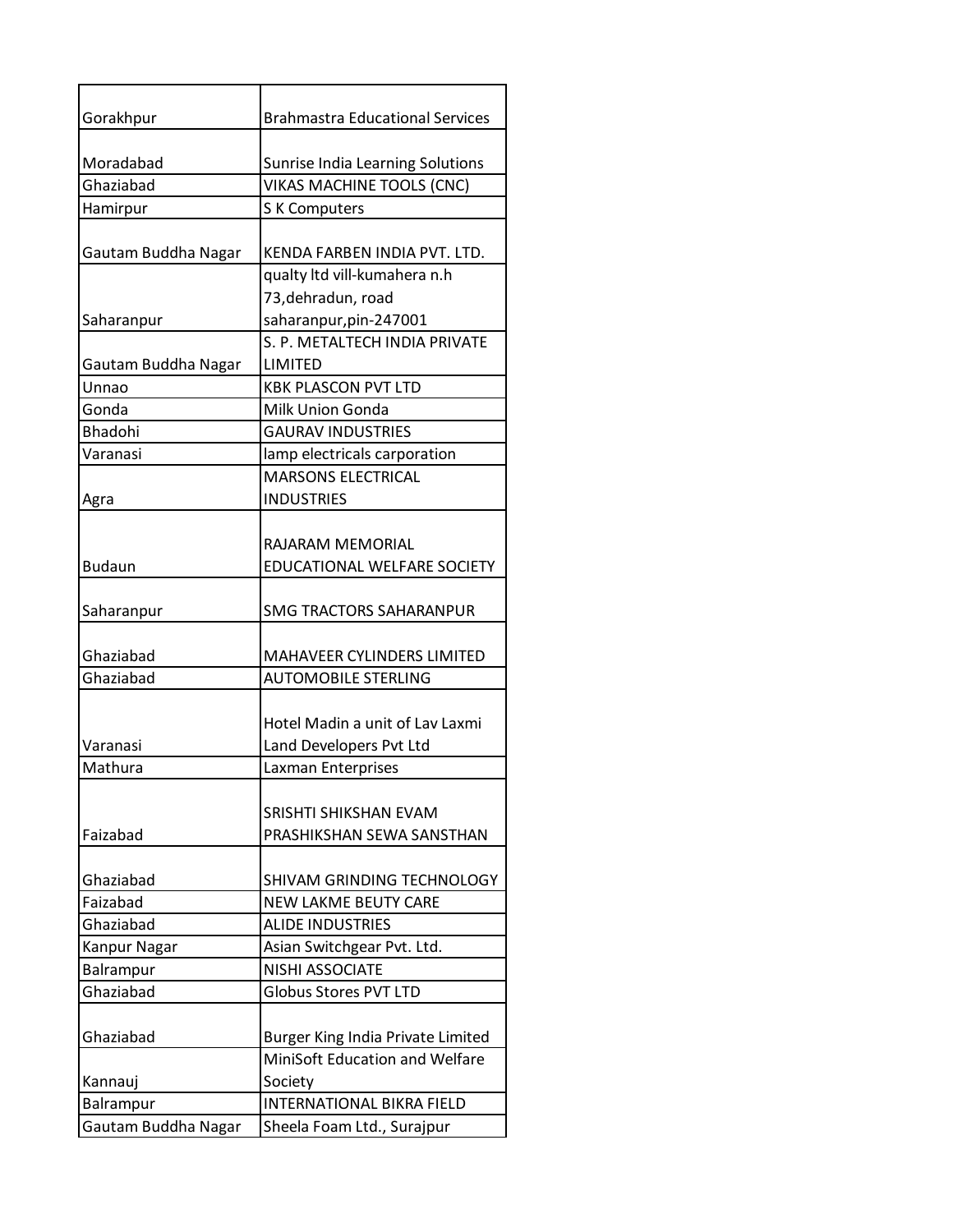| | |
|---|---|
| Gorakhpur | Brahmastra Educational Services |
| Moradabad | Sunrise India Learning Solutions |
| Ghaziabad | VIKAS MACHINE TOOLS (CNC) |
| Hamirpur | S K Computers |
| Gautam Buddha Nagar | KENDA FARBEN INDIA PVT. LTD. |
| Saharanpur | qualty ltd vill-kumahera n.h 73,dehradun, road saharanpur,pin-247001 |
| Gautam Buddha Nagar | S. P. METALTECH INDIA PRIVATE LIMITED |
| Unnao | KBK PLASCON PVT LTD |
| Gonda | Milk Union Gonda |
| Bhadohi | GAURAV INDUSTRIES |
| Varanasi | lamp electricals carporation |
| Agra | MARSONS ELECTRICAL INDUSTRIES |
| Budaun | RAJARAM MEMORIAL EDUCATIONAL WELFARE SOCIETY |
| Saharanpur | SMG TRACTORS SAHARANPUR |
| Ghaziabad | MAHAVEER CYLINDERS LIMITED |
| Ghaziabad | AUTOMOBILE STERLING |
| Varanasi | Hotel Madin a unit of Lav Laxmi Land Developers Pvt Ltd |
| Mathura | Laxman Enterprises |
| Faizabad | SRISHTI SHIKSHAN EVAM PRASHIKSHAN SEWA SANSTHAN |
| Ghaziabad | SHIVAM GRINDING TECHNOLOGY |
| Faizabad | NEW LAKME BEUTY CARE |
| Ghaziabad | ALIDE INDUSTRIES |
| Kanpur Nagar | Asian Switchgear Pvt. Ltd. |
| Balrampur | NISHI ASSOCIATE |
| Ghaziabad | Globus Stores PVT LTD |
| Ghaziabad | Burger King India Private Limited |
| Kannauj | MiniSoft Education and Welfare Society |
| Balrampur | INTERNATIONAL BIKRA FIELD |
| Gautam Buddha Nagar | Sheela Foam Ltd., Surajpur |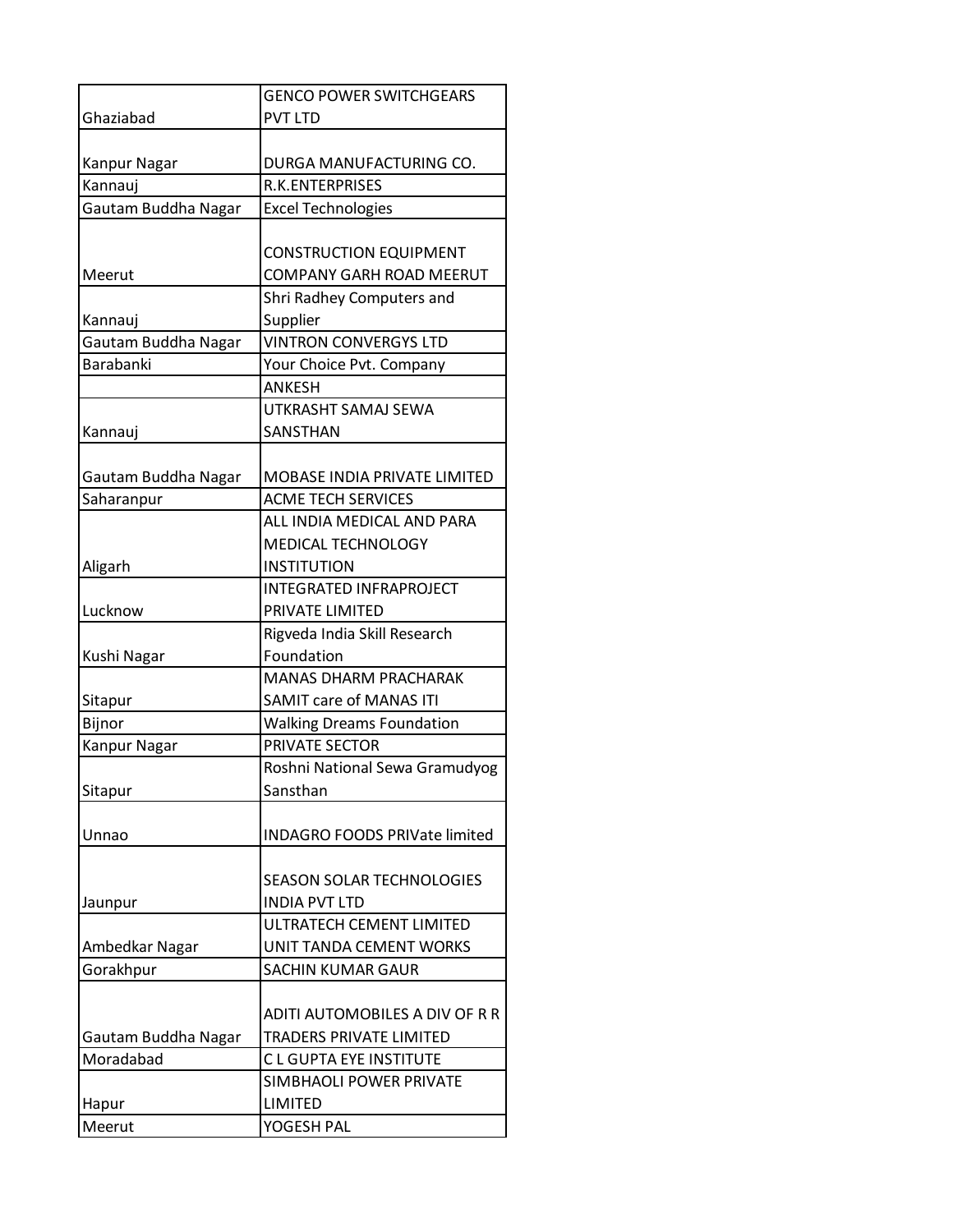| | |
|---|---|
| Ghaziabad | GENCO POWER SWITCHGEARS PVT LTD |
| Kanpur Nagar | DURGA MANUFACTURING CO. |
| Kannauj | R.K.ENTERPRISES |
| Gautam Buddha Nagar | Excel Technologies |
| Meerut | CONSTRUCTION EQUIPMENT COMPANY GARH ROAD MEERUT |
| Kannauj | Shri Radhey Computers and Supplier |
| Gautam Buddha Nagar | VINTRON CONVERGYS LTD |
| Barabanki | Your Choice Pvt. Company |
| | ANKESH |
| Kannauj | UTKRASHT SAMAJ SEWA SANSTHAN |
| Gautam Buddha Nagar | MOBASE INDIA PRIVATE LIMITED |
| Saharanpur | ACME TECH SERVICES |
| Aligarh | ALL INDIA MEDICAL AND PARA MEDICAL TECHNOLOGY INSTITUTION |
| Lucknow | INTEGRATED INFRAPROJECT PRIVATE LIMITED |
| Kushi Nagar | Rigveda India Skill Research Foundation |
| Sitapur | MANAS DHARM PRACHARAK SAMIT care of MANAS ITI |
| Bijnor | Walking Dreams Foundation |
| Kanpur Nagar | PRIVATE SECTOR |
| Sitapur | Roshni National Sewa Gramudyog Sansthan |
| Unnao | INDAGRO FOODS PRIVate limited |
| Jaunpur | SEASON SOLAR TECHNOLOGIES INDIA PVT LTD |
| Ambedkar Nagar | ULTRATECH CEMENT LIMITED UNIT TANDA CEMENT WORKS |
| Gorakhpur | SACHIN KUMAR GAUR |
| Gautam Buddha Nagar | ADITI AUTOMOBILES A DIV OF R R TRADERS PRIVATE LIMITED |
| Moradabad | C L GUPTA EYE INSTITUTE |
| Hapur | SIMBHAOLI POWER PRIVATE LIMITED |
| Meerut | YOGESH PAL |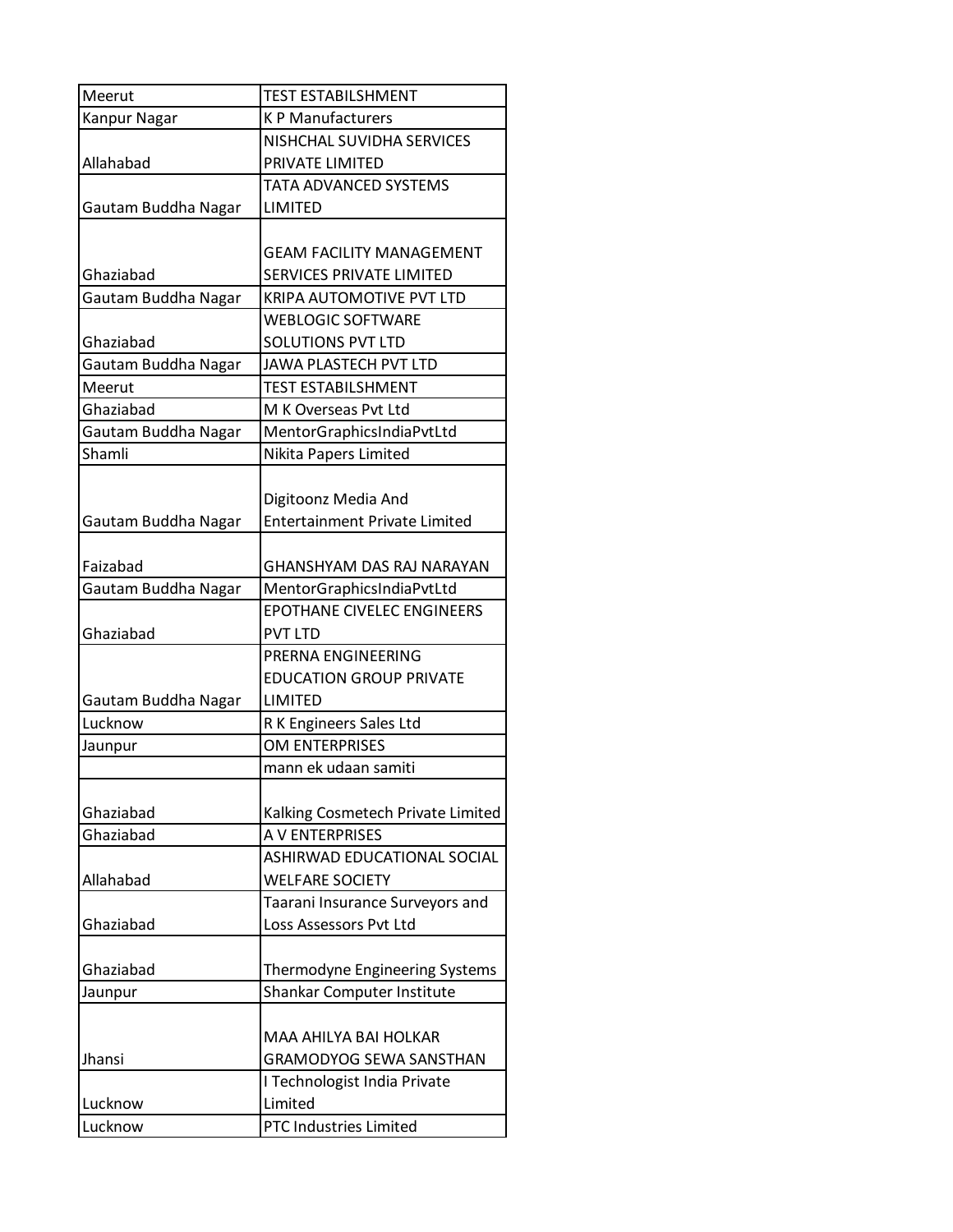| | |
|---|---|
| Meerut | TEST ESTABILSHMENT |
| Kanpur Nagar | K P Manufacturers |
| Allahabad | NISHCHAL SUVIDHA SERVICES PRIVATE LIMITED |
| Gautam Buddha Nagar | TATA ADVANCED SYSTEMS LIMITED |
| Ghaziabad | GEAM FACILITY MANAGEMENT SERVICES PRIVATE LIMITED |
| Gautam Buddha Nagar | KRIPA AUTOMOTIVE PVT LTD |
| Ghaziabad | WEBLOGIC SOFTWARE SOLUTIONS PVT LTD |
| Gautam Buddha Nagar | JAWA PLASTECH PVT LTD |
| Meerut | TEST ESTABILSHMENT |
| Ghaziabad | M K Overseas Pvt Ltd |
| Gautam Buddha Nagar | MentorGraphicsIndiaPvtLtd |
| Shamli | Nikita Papers Limited |
| Gautam Buddha Nagar | Digitoonz Media And Entertainment Private Limited |
| Faizabad | GHANSHYAM DAS RAJ NARAYAN |
| Gautam Buddha Nagar | MentorGraphicsIndiaPvtLtd |
| Ghaziabad | EPOTHANE CIVELEC ENGINEERS PVT LTD |
| Gautam Buddha Nagar | PRERNA ENGINEERING EDUCATION GROUP PRIVATE LIMITED |
| Lucknow | R K Engineers Sales Ltd |
| Jaunpur | OM ENTERPRISES |
| | mann ek udaan samiti |
| Ghaziabad | Kalking Cosmetech Private Limited |
| Ghaziabad | A V ENTERPRISES |
| Allahabad | ASHIRWAD EDUCATIONAL SOCIAL WELFARE SOCIETY |
| Ghaziabad | Taarani Insurance Surveyors and Loss Assessors Pvt Ltd |
| Ghaziabad | Thermodyne Engineering Systems |
| Jaunpur | Shankar Computer Institute |
| Jhansi | MAA AHILYA BAI HOLKAR GRAMODYOG SEWA SANSTHAN |
| Lucknow | I Technologist India Private Limited |
| Lucknow | PTC Industries Limited |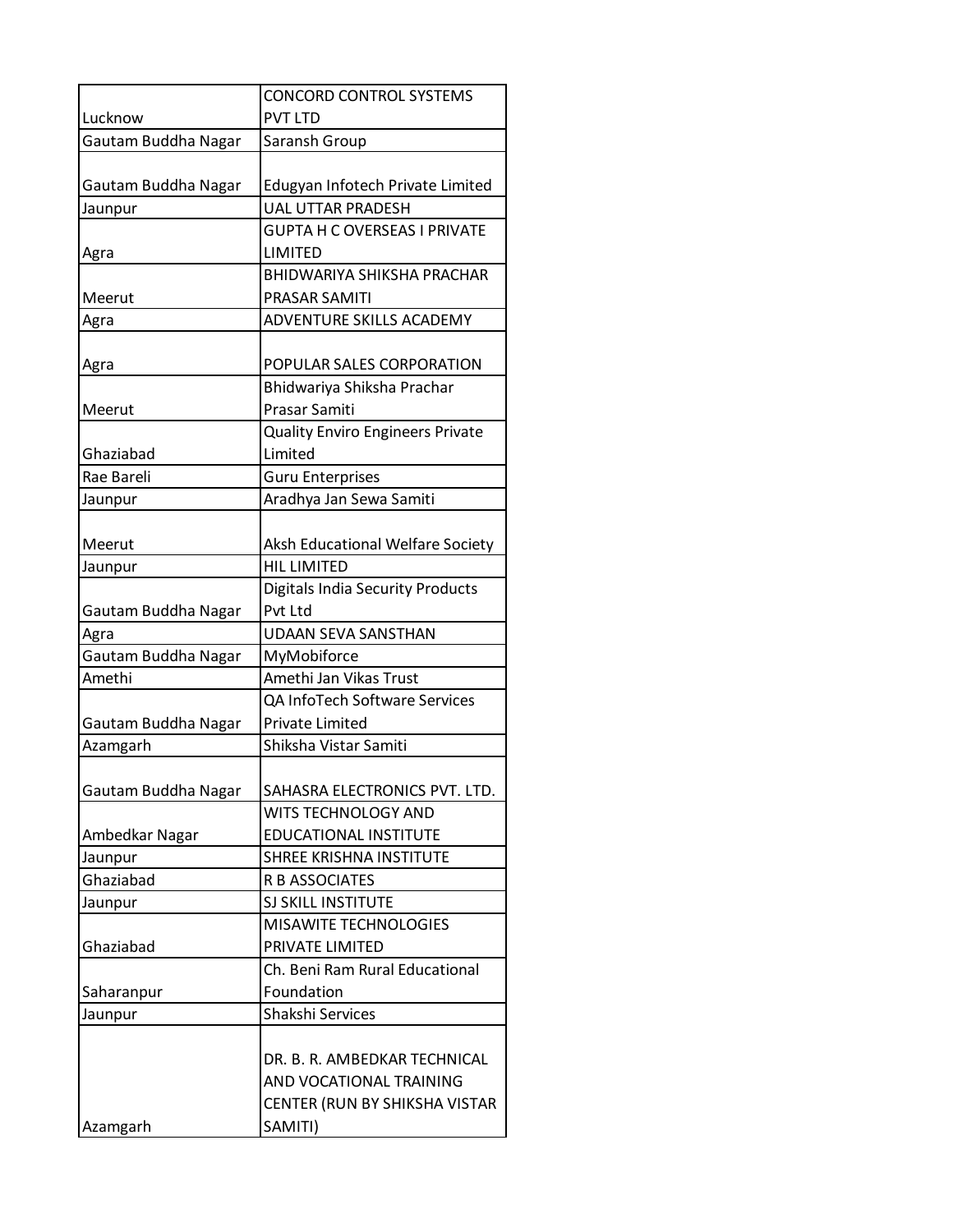| | |
|---|---|
| Lucknow | CONCORD CONTROL SYSTEMS PVT LTD |
| Gautam Buddha Nagar | Saransh Group |
| Gautam Buddha Nagar | Edugyan Infotech Private Limited |
| Jaunpur | UAL UTTAR PRADESH |
| Agra | GUPTA H C OVERSEAS I PRIVATE LIMITED |
| Meerut | BHIDWARIYA SHIKSHA PRACHAR PRASAR SAMITI |
| Agra | ADVENTURE SKILLS ACADEMY |
| Agra | POPULAR SALES CORPORATION |
| Meerut | Bhidwariya Shiksha Prachar Prasar Samiti |
| Ghaziabad | Quality Enviro Engineers Private Limited |
| Rae Bareli | Guru Enterprises |
| Jaunpur | Aradhya Jan Sewa Samiti |
| Meerut | Aksh Educational Welfare Society |
| Jaunpur | HIL LIMITED |
| Gautam Buddha Nagar | Digitals India Security Products Pvt Ltd |
| Agra | UDAAN SEVA SANSTHAN |
| Gautam Buddha Nagar | MyMobiforce |
| Amethi | Amethi Jan Vikas Trust |
| Gautam Buddha Nagar | QA InfoTech Software Services Private Limited |
| Azamgarh | Shiksha Vistar Samiti |
| Gautam Buddha Nagar | SAHASRA ELECTRONICS PVT. LTD. |
| Ambedkar Nagar | WITS TECHNOLOGY AND EDUCATIONAL INSTITUTE |
| Jaunpur | SHREE KRISHNA INSTITUTE |
| Ghaziabad | R B ASSOCIATES |
| Jaunpur | SJ SKILL INSTITUTE |
| Ghaziabad | MISAWITE TECHNOLOGIES PRIVATE LIMITED |
| Saharanpur | Ch. Beni Ram Rural Educational Foundation |
| Jaunpur | Shakshi Services |
| Azamgarh | DR. B. R. AMBEDKAR TECHNICAL AND VOCATIONAL TRAINING CENTER (RUN BY SHIKSHA VISTAR SAMITI) |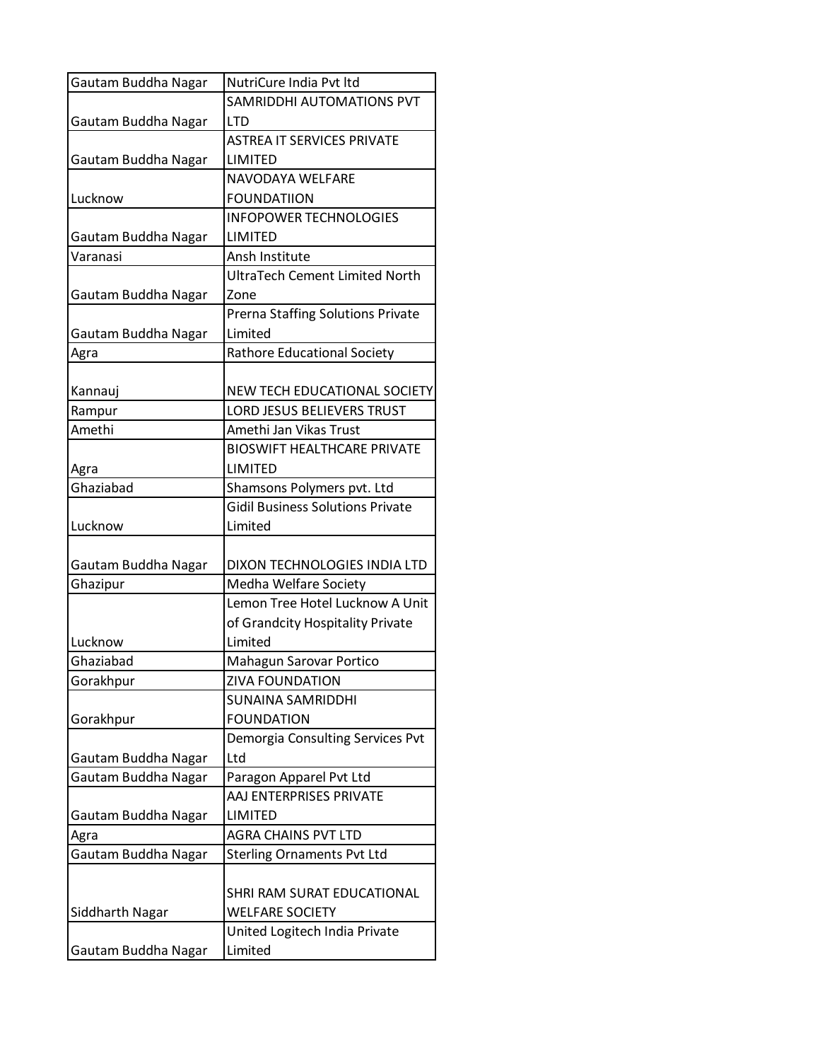| | |
|---|---|
| Gautam Buddha Nagar | NutriCure India Pvt ltd |
| Gautam Buddha Nagar | SAMRIDDHI AUTOMATIONS PVT LTD |
| Gautam Buddha Nagar | ASTREA IT SERVICES PRIVATE LIMITED |
| Lucknow | NAVODAYA WELFARE FOUNDATIION |
| Gautam Buddha Nagar | INFOPOWER TECHNOLOGIES LIMITED |
| Varanasi | Ansh Institute |
| Gautam Buddha Nagar | UltraTech Cement Limited North Zone |
| Gautam Buddha Nagar | Prerna Staffing Solutions Private Limited |
| Agra | Rathore Educational Society |
| Kannauj | NEW TECH EDUCATIONAL SOCIETY |
| Rampur | LORD JESUS BELIEVERS TRUST |
| Amethi | Amethi Jan Vikas Trust |
| Agra | BIOSWIFT HEALTHCARE PRIVATE LIMITED |
| Ghaziabad | Shamsons Polymers pvt. Ltd |
| Lucknow | Gidil Business Solutions Private Limited |
| Gautam Buddha Nagar | DIXON TECHNOLOGIES INDIA LTD |
| Ghazipur | Medha Welfare Society |
| Lucknow | Lemon Tree Hotel Lucknow A Unit of Grandcity Hospitality Private Limited |
| Ghaziabad | Mahagun Sarovar Portico |
| Gorakhpur | ZIVA FOUNDATION |
| Gorakhpur | SUNAINA SAMRIDDHI FOUNDATION |
| Gautam Buddha Nagar | Demorgia Consulting Services Pvt Ltd |
| Gautam Buddha Nagar | Paragon Apparel Pvt Ltd |
| Gautam Buddha Nagar | AAJ ENTERPRISES PRIVATE LIMITED |
| Agra | AGRA CHAINS PVT LTD |
| Gautam Buddha Nagar | Sterling Ornaments Pvt Ltd |
| Siddharth Nagar | SHRI RAM SURAT EDUCATIONAL WELFARE SOCIETY |
| Gautam Buddha Nagar | United Logitech India Private Limited |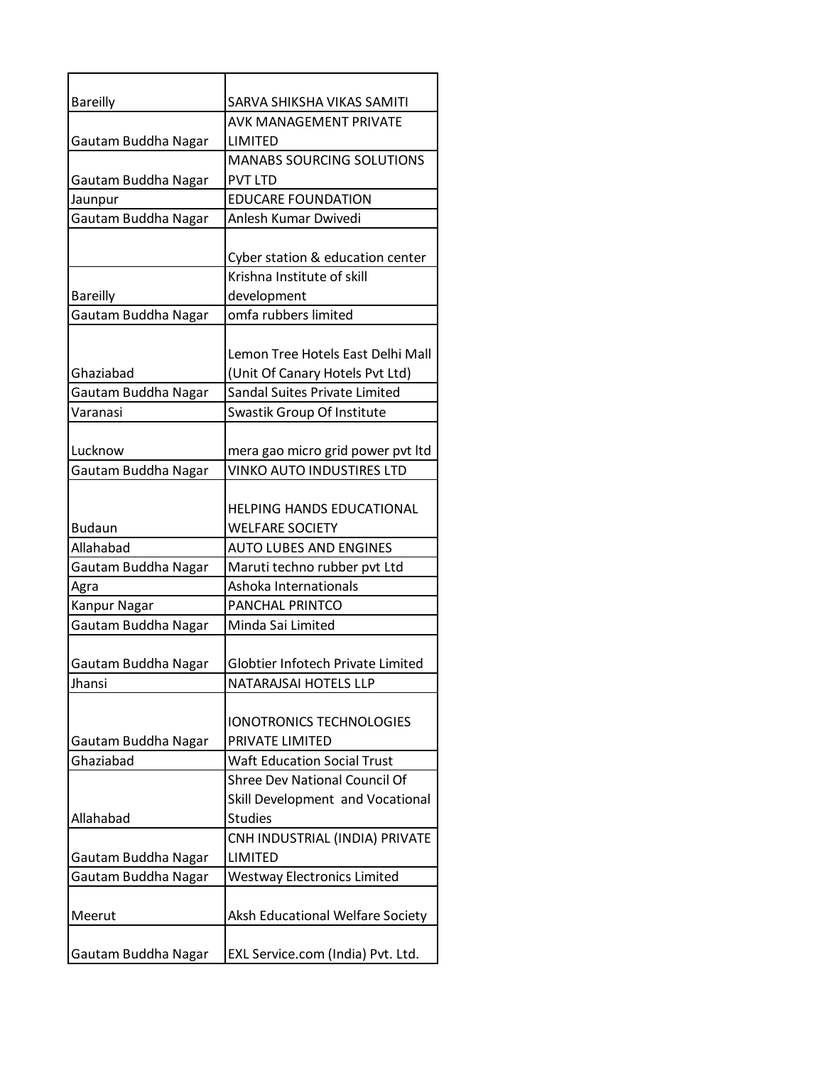| | |
|---|---|
| Bareilly | SARVA SHIKSHA VIKAS SAMITI |
| Gautam Buddha Nagar | AVK MANAGEMENT PRIVATE LIMITED |
| Gautam Buddha Nagar | MANABS SOURCING SOLUTIONS PVT LTD |
| Jaunpur | EDUCARE FOUNDATION |
| Gautam Buddha Nagar | Anlesh Kumar Dwivedi |
| | Cyber station & education center |
| Bareilly | Krishna Institute of skill development |
| Gautam Buddha Nagar | omfa rubbers limited |
| Ghaziabad | Lemon Tree Hotels East Delhi Mall (Unit Of Canary Hotels Pvt Ltd) |
| Gautam Buddha Nagar | Sandal Suites Private Limited |
| Varanasi | Swastik Group Of Institute |
| Lucknow | mera gao micro grid power pvt ltd |
| Gautam Buddha Nagar | VINKO AUTO INDUSTIRES LTD |
| Budaun | HELPING HANDS EDUCATIONAL WELFARE SOCIETY |
| Allahabad | AUTO LUBES AND ENGINES |
| Gautam Buddha Nagar | Maruti techno rubber pvt Ltd |
| Agra | Ashoka Internationals |
| Kanpur Nagar | PANCHAL PRINTCO |
| Gautam Buddha Nagar | Minda Sai Limited |
| Gautam Buddha Nagar | Globtier Infotech Private Limited |
| Jhansi | NATARAJSAI HOTELS LLP |
| Gautam Buddha Nagar | IONOTRONICS TECHNOLOGIES PRIVATE LIMITED |
| Ghaziabad | Waft Education Social Trust |
| Allahabad | Shree Dev National Council Of Skill Development and Vocational Studies |
| Gautam Buddha Nagar | CNH INDUSTRIAL (INDIA) PRIVATE LIMITED |
| Gautam Buddha Nagar | Westway Electronics Limited |
| Meerut | Aksh Educational Welfare Society |
| Gautam Buddha Nagar | EXL Service.com (India) Pvt. Ltd. |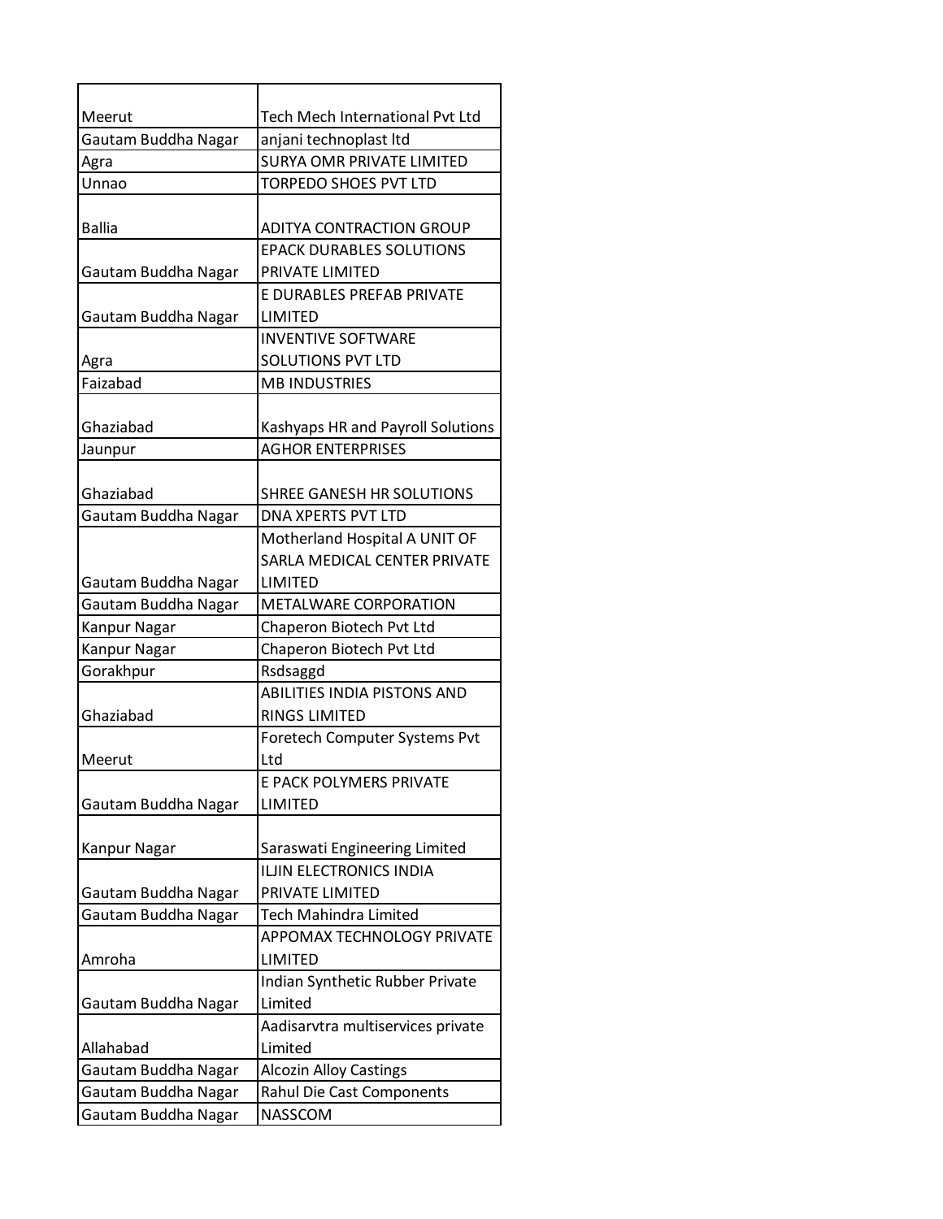| | |
|---|---|
| Meerut | Tech Mech International Pvt Ltd |
| Gautam Buddha Nagar | anjani technoplast ltd |
| Agra | SURYA OMR PRIVATE LIMITED |
| Unnao | TORPEDO SHOES PVT LTD |
| Ballia | ADITYA CONTRACTION GROUP |
| Gautam Buddha Nagar | EPACK DURABLES SOLUTIONS PRIVATE LIMITED |
| Gautam Buddha Nagar | E DURABLES PREFAB PRIVATE LIMITED |
| Agra | INVENTIVE SOFTWARE SOLUTIONS PVT LTD |
| Faizabad | MB INDUSTRIES |
| Ghaziabad | Kashyaps HR and Payroll Solutions |
| Jaunpur | AGHOR ENTERPRISES |
| Ghaziabad | SHREE GANESH HR SOLUTIONS |
| Gautam Buddha Nagar | DNA XPERTS PVT LTD |
| Gautam Buddha Nagar | Motherland Hospital A UNIT OF SARLA MEDICAL CENTER PRIVATE LIMITED |
| Gautam Buddha Nagar | METALWARE CORPORATION |
| Kanpur Nagar | Chaperon Biotech Pvt Ltd |
| Kanpur Nagar | Chaperon Biotech Pvt Ltd |
| Gorakhpur | Rsdsaggd |
| Ghaziabad | ABILITIES INDIA PISTONS AND RINGS LIMITED |
| Meerut | Foretech Computer Systems Pvt Ltd |
| Gautam Buddha Nagar | E PACK POLYMERS PRIVATE LIMITED |
| Kanpur Nagar | Saraswati Engineering Limited |
| Gautam Buddha Nagar | ILJIN ELECTRONICS INDIA PRIVATE LIMITED |
| Gautam Buddha Nagar | Tech Mahindra Limited |
| Amroha | APPOMAX TECHNOLOGY PRIVATE LIMITED |
| Gautam Buddha Nagar | Indian Synthetic Rubber Private Limited |
| Allahabad | Aadisarvtra multiservices private Limited |
| Gautam Buddha Nagar | Alcozin Alloy Castings |
| Gautam Buddha Nagar | Rahul Die Cast Components |
| Gautam Buddha Nagar | NASSCOM |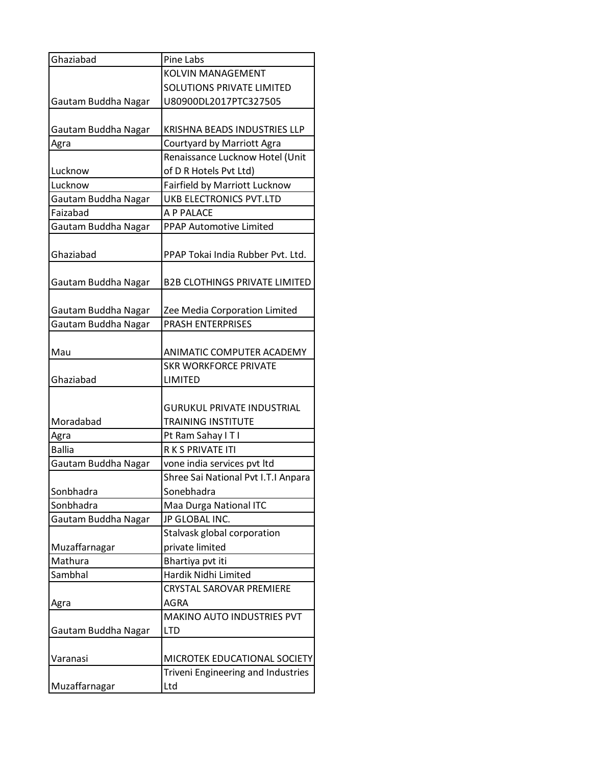| | |
|---|---|
| Ghaziabad | Pine Labs |
| Gautam Buddha Nagar | KOLVIN MANAGEMENT SOLUTIONS PRIVATE LIMITED U80900DL2017PTC327505 |
| Gautam Buddha Nagar | KRISHNA BEADS INDUSTRIES LLP |
| Agra | Courtyard by Marriott Agra |
| Lucknow | Renaissance Lucknow Hotel (Unit of D R Hotels Pvt Ltd) |
| Lucknow | Fairfield by Marriott Lucknow |
| Gautam Buddha Nagar | UKB ELECTRONICS PVT.LTD |
| Faizabad | A P PALACE |
| Gautam Buddha Nagar | PPAP Automotive Limited |
| Ghaziabad | PPAP Tokai India Rubber Pvt. Ltd. |
| Gautam Buddha Nagar | B2B CLOTHINGS PRIVATE LIMITED |
| Gautam Buddha Nagar | Zee Media Corporation Limited |
| Gautam Buddha Nagar | PRASH ENTERPRISES |
| Mau | ANIMATIC COMPUTER ACADEMY |
| Ghaziabad | SKR WORKFORCE PRIVATE LIMITED |
| Moradabad | GURUKUL PRIVATE INDUSTRIAL TRAINING INSTITUTE |
| Agra | Pt Ram Sahay I T I |
| Ballia | R K S PRIVATE ITI |
| Gautam Buddha Nagar | vone india services pvt ltd |
| Sonbhadra | Shree Sai National Pvt I.T.I Anpara Sonebhadra |
| Sonbhadra | Maa Durga National ITC |
| Gautam Buddha Nagar | JP GLOBAL INC. |
| Muzaffarnagar | Stalvask global corporation private limited |
| Mathura | Bhartiya pvt iti |
| Sambhal | Hardik Nidhi Limited |
| Agra | CRYSTAL SAROVAR PREMIERE AGRA |
| Gautam Buddha Nagar | MAKINO AUTO INDUSTRIES PVT LTD |
| Varanasi | MICROTEK EDUCATIONAL SOCIETY |
| Muzaffarnagar | Triveni Engineering and Industries Ltd |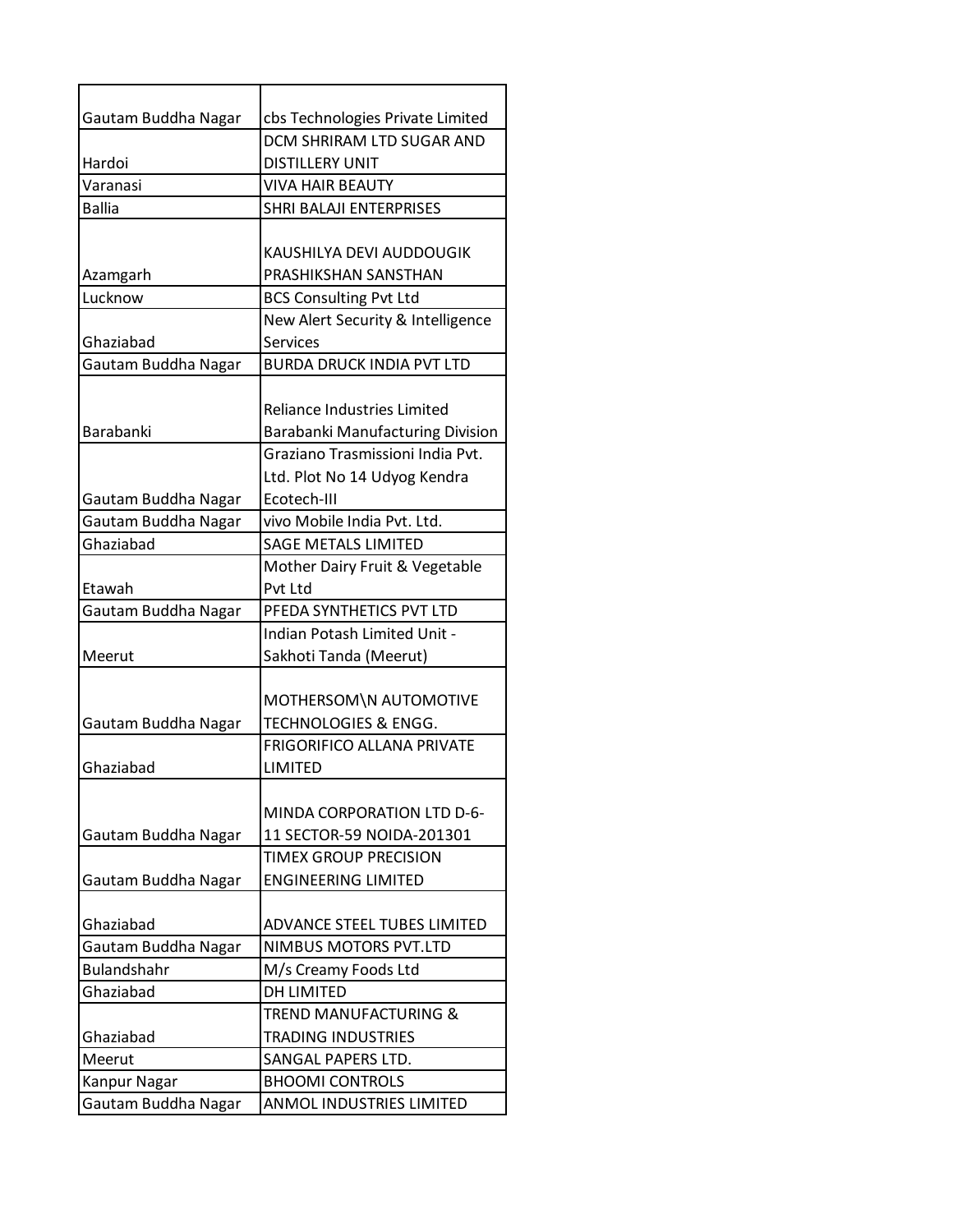| Gautam Buddha Nagar | cbs Technologies Private Limited |
|---|---|
| Hardoi | DCM SHRIRAM LTD SUGAR AND DISTILLERY UNIT |
| Varanasi | VIVA HAIR BEAUTY |
| Ballia | SHRI BALAJI ENTERPRISES |
| Azamgarh | KAUSHILYA DEVI AUDDOUGIK PRASHIKSHAN SANSTHAN |
| Lucknow | BCS Consulting Pvt Ltd |
| Ghaziabad | New Alert Security & Intelligence Services |
| Gautam Buddha Nagar | BURDA DRUCK INDIA PVT LTD |
| Barabanki | Reliance Industries Limited Barabanki Manufacturing Division |
| Gautam Buddha Nagar | Graziano Trasmissioni India Pvt. Ltd. Plot No 14 Udyog Kendra Ecotech-III |
| Gautam Buddha Nagar | vivo Mobile India Pvt. Ltd. |
| Ghaziabad | SAGE METALS LIMITED |
| Etawah | Mother Dairy Fruit & Vegetable Pvt Ltd |
| Gautam Buddha Nagar | PFEDA SYNTHETICS PVT LTD |
| Meerut | Indian Potash Limited Unit - Sakhoti Tanda (Meerut) |
| Gautam Buddha Nagar | MOTHERSOM\N AUTOMOTIVE TECHNOLOGIES & ENGG. |
| Ghaziabad | FRIGORIFICO ALLANA PRIVATE LIMITED |
| Gautam Buddha Nagar | MINDA CORPORATION LTD D-6-11 SECTOR-59 NOIDA-201301 |
| Gautam Buddha Nagar | TIMEX GROUP PRECISION ENGINEERING LIMITED |
| Ghaziabad | ADVANCE STEEL TUBES LIMITED |
| Gautam Buddha Nagar | NIMBUS MOTORS PVT.LTD |
| Bulandshahr | M/s Creamy Foods Ltd |
| Ghaziabad | DH LIMITED |
| Ghaziabad | TREND MANUFACTURING & TRADING INDUSTRIES |
| Meerut | SANGAL PAPERS LTD. |
| Kanpur Nagar | BHOOMI CONTROLS |
| Gautam Buddha Nagar | ANMOL INDUSTRIES LIMITED |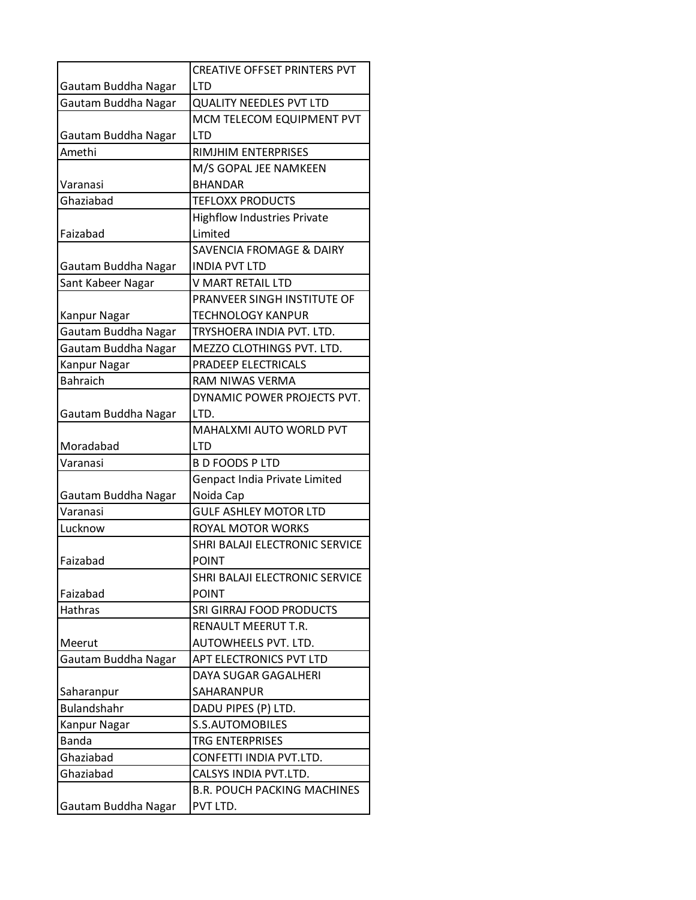| | |
|---|---|
| Gautam Buddha Nagar | CREATIVE OFFSET PRINTERS PVT LTD |
| Gautam Buddha Nagar | QUALITY NEEDLES PVT LTD |
| Gautam Buddha Nagar | MCM TELECOM EQUIPMENT PVT LTD |
| Amethi | RIMJHIM ENTERPRISES |
| Varanasi | M/S GOPAL JEE NAMKEEN BHANDAR |
| Ghaziabad | TEFLOXX PRODUCTS |
| Faizabad | Highflow Industries Private Limited |
| Gautam Buddha Nagar | SAVENCIA FROMAGE & DAIRY INDIA PVT LTD |
| Sant Kabeer Nagar | V MART RETAIL LTD |
| Kanpur Nagar | PRANVEER SINGH INSTITUTE OF TECHNOLOGY KANPUR |
| Gautam Buddha Nagar | TRYSHOERA INDIA PVT. LTD. |
| Gautam Buddha Nagar | MEZZO CLOTHINGS PVT. LTD. |
| Kanpur Nagar | PRADEEP ELECTRICALS |
| Bahraich | RAM NIWAS VERMA |
| Gautam Buddha Nagar | DYNAMIC POWER PROJECTS PVT. LTD. |
| Moradabad | MAHALXMI AUTO WORLD PVT LTD |
| Varanasi | B D FOODS P LTD |
| Gautam Buddha Nagar | Genpact India Private Limited Noida Cap |
| Varanasi | GULF ASHLEY MOTOR LTD |
| Lucknow | ROYAL MOTOR WORKS |
| Faizabad | SHRI BALAJI ELECTRONIC SERVICE POINT |
| Faizabad | SHRI BALAJI ELECTRONIC SERVICE POINT |
| Hathras | SRI GIRRAJ FOOD PRODUCTS |
| Meerut | RENAULT MEERUT T.R. AUTOWHEELS PVT. LTD. |
| Gautam Buddha Nagar | APT ELECTRONICS PVT LTD |
| Saharanpur | DAYA SUGAR GAGALHERI SAHARANPUR |
| Bulandshahr | DADU PIPES (P) LTD. |
| Kanpur Nagar | S.S.AUTOMOBILES |
| Banda | TRG ENTERPRISES |
| Ghaziabad | CONFETTI INDIA PVT.LTD. |
| Ghaziabad | CALSYS INDIA PVT.LTD. |
| Gautam Buddha Nagar | B.R. POUCH PACKING MACHINES PVT LTD. |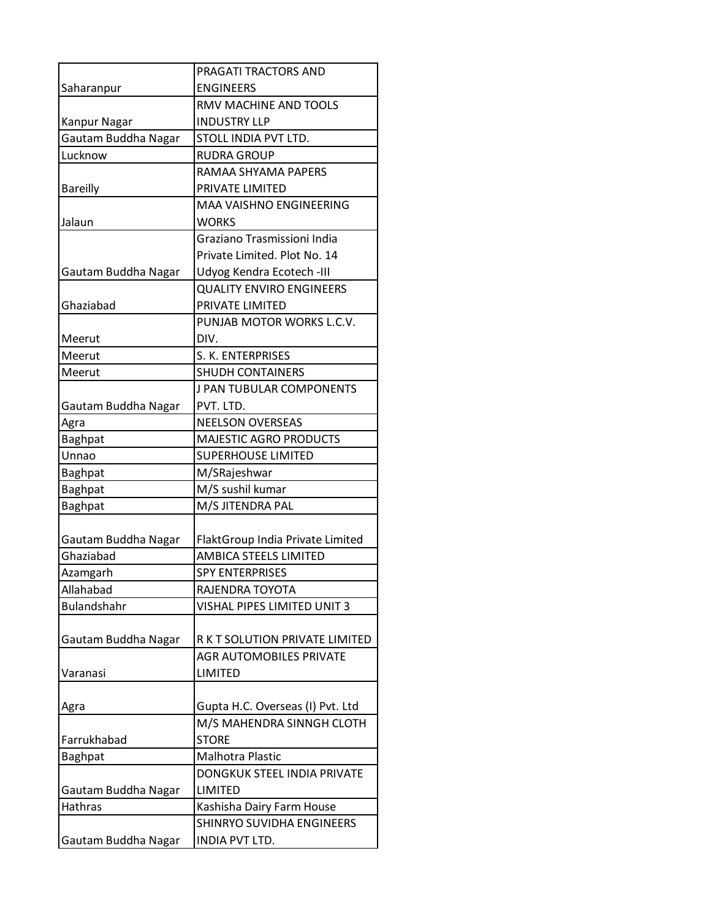| | |
|---|---|
| Saharanpur | PRAGATI TRACTORS AND ENGINEERS |
| Kanpur Nagar | RMV MACHINE AND TOOLS INDUSTRY LLP |
| Gautam Buddha Nagar | STOLL INDIA PVT LTD. |
| Lucknow | RUDRA GROUP |
| Bareilly | RAMAA SHYAMA PAPERS PRIVATE LIMITED |
| Jalaun | MAA VAISHNO ENGINEERING WORKS |
| Gautam Buddha Nagar | Graziano Trasmissioni India Private Limited. Plot No. 14 Udyog Kendra Ecotech -III |
| Ghaziabad | QUALITY ENVIRO ENGINEERS PRIVATE LIMITED |
| Meerut | PUNJAB MOTOR WORKS L.C.V. DIV. |
| Meerut | S. K. ENTERPRISES |
| Meerut | SHUDH CONTAINERS |
| Gautam Buddha Nagar | J PAN TUBULAR COMPONENTS PVT. LTD. |
| Agra | NEELSON OVERSEAS |
| Baghpat | MAJESTIC AGRO PRODUCTS |
| Unnao | SUPERHOUSE LIMITED |
| Baghpat | M/SRajeshwar |
| Baghpat | M/S sushil kumar |
| Baghpat | M/S JITENDRA PAL |
| Gautam Buddha Nagar | FlaktGroup India Private Limited |
| Ghaziabad | AMBICA STEELS LIMITED |
| Azamgarh | SPY ENTERPRISES |
| Allahabad | RAJENDRA TOYOTA |
| Bulandshahr | VISHAL PIPES LIMITED UNIT 3 |
| Gautam Buddha Nagar | R K T SOLUTION PRIVATE LIMITED |
| Varanasi | AGR AUTOMOBILES PRIVATE LIMITED |
| Agra | Gupta H.C. Overseas (I) Pvt. Ltd |
| Farrukhabad | M/S MAHENDRA SINNGH CLOTH STORE |
| Baghpat | Malhotra Plastic |
| Gautam Buddha Nagar | DONGKUK STEEL INDIA PRIVATE LIMITED |
| Hathras | Kashisha Dairy Farm House |
| Gautam Buddha Nagar | SHINRYO SUVIDHA ENGINEERS INDIA PVT LTD. |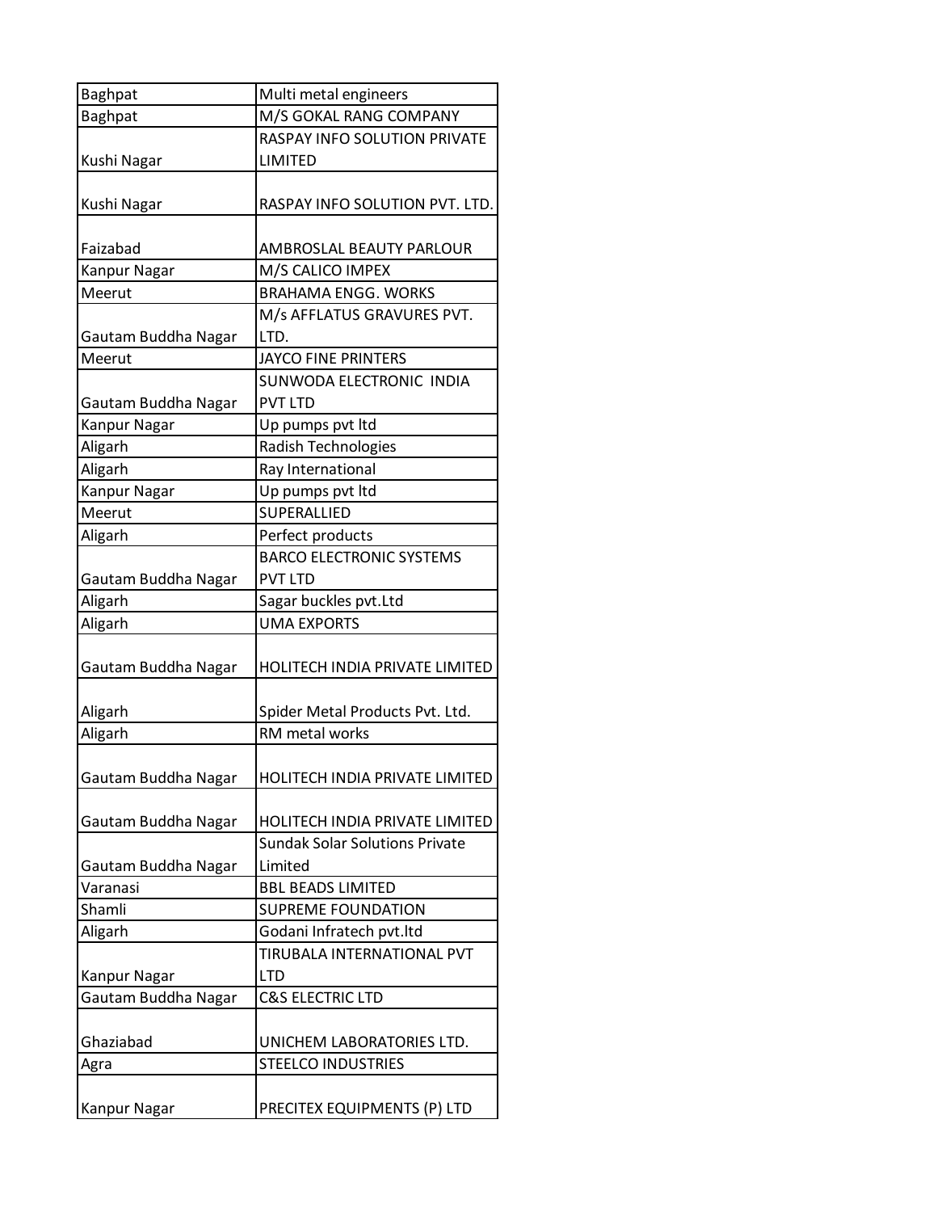| Baghpat | Multi metal engineers |
|---|---|
| Baghpat | M/S GOKAL RANG COMPANY |
| Kushi Nagar | RASPAY INFO SOLUTION PRIVATE LIMITED |
| Kushi Nagar | RASPAY INFO SOLUTION PVT. LTD. |
| Faizabad | AMBROSLAL BEAUTY PARLOUR |
| Kanpur Nagar | M/S CALICO IMPEX |
| Meerut | BRAHAMA ENGG. WORKS |
| Gautam Buddha Nagar | M/s AFFLATUS GRAVURES PVT. LTD. |
| Meerut | JAYCO FINE PRINTERS |
| Gautam Buddha Nagar | SUNWODA ELECTRONIC INDIA PVT LTD |
| Kanpur Nagar | Up pumps pvt ltd |
| Aligarh | Radish Technologies |
| Aligarh | Ray International |
| Kanpur Nagar | Up pumps pvt ltd |
| Meerut | SUPERALLIED |
| Aligarh | Perfect products |
| Gautam Buddha Nagar | BARCO ELECTRONIC SYSTEMS PVT LTD |
| Aligarh | Sagar buckles pvt.Ltd |
| Aligarh | UMA EXPORTS |
| Gautam Buddha Nagar | HOLITECH INDIA PRIVATE LIMITED |
| Aligarh | Spider Metal Products Pvt. Ltd. |
| Aligarh | RM metal works |
| Gautam Buddha Nagar | HOLITECH INDIA PRIVATE LIMITED |
| Gautam Buddha Nagar | HOLITECH INDIA PRIVATE LIMITED |
| Gautam Buddha Nagar | Sundak Solar Solutions Private Limited |
| Varanasi | BBL BEADS LIMITED |
| Shamli | SUPREME FOUNDATION |
| Aligarh | Godani Infratech pvt.ltd |
| Kanpur Nagar | TIRUBALA INTERNATIONAL PVT LTD |
| Gautam Buddha Nagar | C&S ELECTRIC LTD |
| Ghaziabad | UNICHEM LABORATORIES LTD. |
| Agra | STEELCO INDUSTRIES |
| Kanpur Nagar | PRECITEX EQUIPMENTS (P) LTD |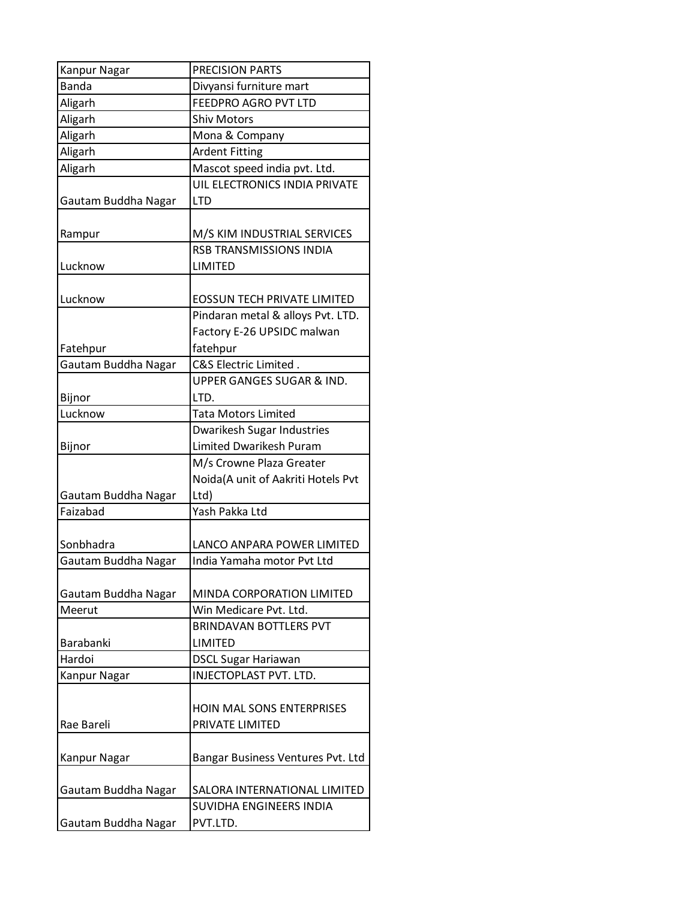| Kanpur Nagar | PRECISION PARTS |
|---|---|
| Banda | Divyansi furniture mart |
| Aligarh | FEEDPRO AGRO PVT LTD |
| Aligarh | Shiv Motors |
| Aligarh | Mona & Company |
| Aligarh | Ardent Fitting |
| Aligarh | Mascot speed india pvt. Ltd. |
| Gautam Buddha Nagar | UIL ELECTRONICS INDIA PRIVATE LTD |
| Rampur | M/S KIM INDUSTRIAL SERVICES |
| Lucknow | RSB TRANSMISSIONS INDIA LIMITED |
| Lucknow | EOSSUN TECH PRIVATE LIMITED |
| Fatehpur | Pindaran metal & alloys Pvt. LTD. Factory E-26 UPSIDC malwan fatehpur |
| Gautam Buddha Nagar | C&S Electric Limited . |
| Bijnor | UPPER GANGES SUGAR & IND. LTD. |
| Lucknow | Tata Motors Limited |
| Bijnor | Dwarikesh Sugar Industries Limited Dwarikesh Puram |
| Gautam Buddha Nagar | M/s Crowne Plaza Greater Noida(A unit of Aakriti Hotels Pvt Ltd) |
| Faizabad | Yash Pakka Ltd |
| Sonbhadra | LANCO ANPARA POWER LIMITED |
| Gautam Buddha Nagar | India Yamaha motor Pvt Ltd |
| Gautam Buddha Nagar | MINDA CORPORATION LIMITED |
| Meerut | Win Medicare Pvt. Ltd. |
| Barabanki | BRINDAVAN BOTTLERS PVT LIMITED |
| Hardoi | DSCL Sugar Hariawan |
| Kanpur Nagar | INJECTOPLAST PVT. LTD. |
| Rae Bareli | HOIN MAL SONS ENTERPRISES PRIVATE LIMITED |
| Kanpur Nagar | Bangar Business Ventures Pvt. Ltd |
| Gautam Buddha Nagar | SALORA INTERNATIONAL LIMITED |
| Gautam Buddha Nagar | SUVIDHA ENGINEERS INDIA PVT.LTD. |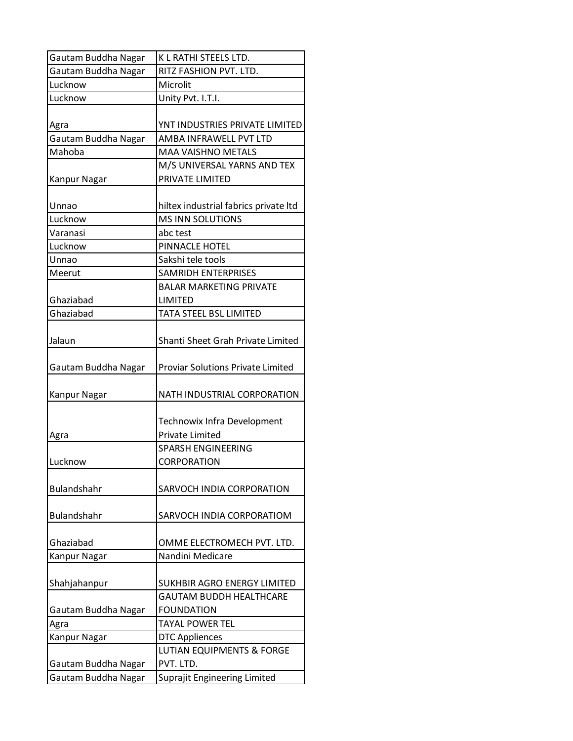| Gautam Buddha Nagar | K L RATHI STEELS LTD. |
|---|---|
| Gautam Buddha Nagar | RITZ FASHION PVT. LTD. |
| Lucknow | Microlit |
| Lucknow | Unity Pvt. I.T.I. |
| Agra | YNT INDUSTRIES PRIVATE LIMITED |
| Gautam Buddha Nagar | AMBA INFRAWELL PVT LTD |
| Mahoba | MAA VAISHNO METALS |
| Kanpur Nagar | M/S UNIVERSAL YARNS AND TEX PRIVATE LIMITED |
| Unnao | hiltex industrial fabrics private ltd |
| Lucknow | MS INN SOLUTIONS |
| Varanasi | abc test |
| Lucknow | PINNACLE HOTEL |
| Unnao | Sakshi tele tools |
| Meerut | SAMRIDH ENTERPRISES |
| Ghaziabad | BALAR MARKETING PRIVATE LIMITED |
| Ghaziabad | TATA STEEL BSL LIMITED |
| Jalaun | Shanti Sheet Grah Private Limited |
| Gautam Buddha Nagar | Proviar Solutions Private Limited |
| Kanpur Nagar | NATH INDUSTRIAL CORPORATION |
| Agra | Technowix Infra Development Private Limited |
| Lucknow | SPARSH ENGINEERING CORPORATION |
| Bulandshahr | SARVOCH INDIA CORPORATION |
| Bulandshahr | SARVOCH INDIA CORPORATIOM |
| Ghaziabad | OMME ELECTROMECH PVT. LTD. |
| Kanpur Nagar | Nandini Medicare |
| Shahjahanpur | SUKHBIR AGRO ENERGY LIMITED |
| Gautam Buddha Nagar | GAUTAM BUDDH HEALTHCARE FOUNDATION |
| Agra | TAYAL POWER TEL |
| Kanpur Nagar | DTC Appliences |
| Gautam Buddha Nagar | LUTIAN EQUIPMENTS & FORGE PVT. LTD. |
| Gautam Buddha Nagar | Suprajit Engineering Limited |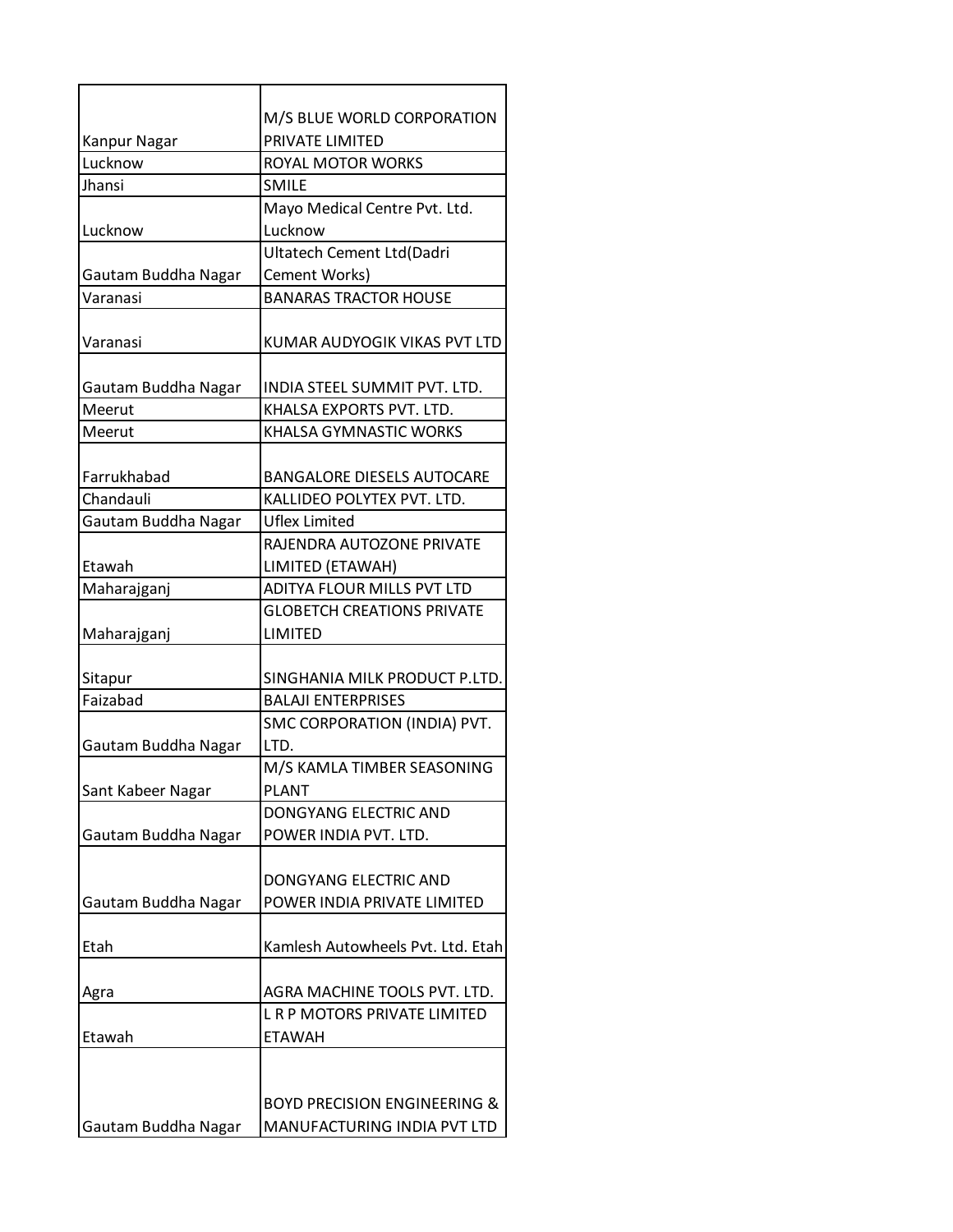| | |
|---|---|
| Kanpur Nagar | M/S BLUE WORLD CORPORATION PRIVATE LIMITED |
| Lucknow | ROYAL MOTOR WORKS |
| Jhansi | SMILE |
| Lucknow | Mayo Medical Centre Pvt. Ltd. Lucknow |
| Gautam Buddha Nagar | Ultatech Cement Ltd(Dadri Cement Works) |
| Varanasi | BANARAS TRACTOR HOUSE |
| Varanasi | KUMAR AUDYOGIK VIKAS PVT LTD |
| Gautam Buddha Nagar | INDIA STEEL SUMMIT PVT. LTD. |
| Meerut | KHALSA EXPORTS PVT. LTD. |
| Meerut | KHALSA GYMNASTIC WORKS |
| Farrukhabad | BANGALORE DIESELS AUTOCARE |
| Chandauli | KALLIDEO POLYTEX PVT. LTD. |
| Gautam Buddha Nagar | Uflex Limited |
| Etawah | RAJENDRA AUTOZONE PRIVATE LIMITED (ETAWAH) |
| Maharajganj | ADITYA FLOUR MILLS PVT LTD |
| Maharajganj | GLOBETCH CREATIONS PRIVATE LIMITED |
| Sitapur | SINGHANIA MILK PRODUCT P.LTD. |
| Faizabad | BALAJI ENTERPRISES |
| Gautam Buddha Nagar | SMC CORPORATION (INDIA) PVT. LTD. |
| Sant Kabeer Nagar | M/S KAMLA TIMBER SEASONING PLANT |
| Gautam Buddha Nagar | DONGYANG ELECTRIC AND POWER INDIA PVT. LTD. |
| Gautam Buddha Nagar | DONGYANG ELECTRIC AND POWER INDIA PRIVATE LIMITED |
| Etah | Kamlesh Autowheels Pvt. Ltd. Etah |
| Agra | AGRA MACHINE TOOLS PVT. LTD. |
| Etawah | L R P MOTORS PRIVATE LIMITED ETAWAH |
| Gautam Buddha Nagar | BOYD PRECISION ENGINEERING & MANUFACTURING INDIA PVT LTD |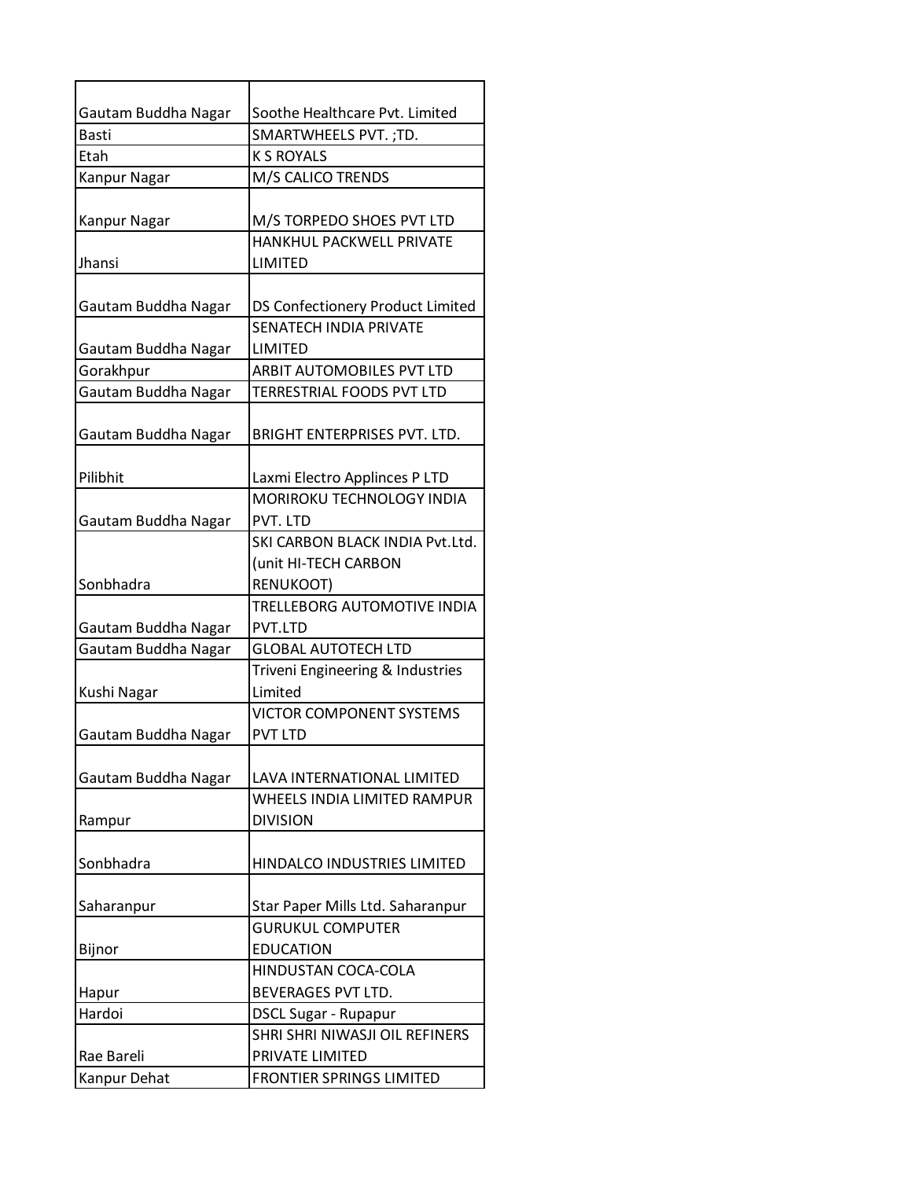| | |
|---|---|
| Gautam Buddha Nagar | Soothe Healthcare Pvt. Limited |
| Basti | SMARTWHEELS PVT. ;TD. |
| Etah | K S ROYALS |
| Kanpur Nagar | M/S CALICO TRENDS |
| Kanpur Nagar | M/S TORPEDO SHOES PVT LTD |
| Jhansi | HANKHUL PACKWELL PRIVATE LIMITED |
| Gautam Buddha Nagar | DS Confectionery Product Limited |
| Gautam Buddha Nagar | SENATECH INDIA PRIVATE LIMITED |
| Gorakhpur | ARBIT AUTOMOBILES PVT LTD |
| Gautam Buddha Nagar | TERRESTRIAL FOODS PVT LTD |
| Gautam Buddha Nagar | BRIGHT ENTERPRISES PVT. LTD. |
| Pilibhit | Laxmi Electro Applinces P LTD |
| Gautam Buddha Nagar | MORIROKU TECHNOLOGY INDIA PVT. LTD |
| Sonbhadra | SKI CARBON BLACK INDIA Pvt.Ltd. (unit HI-TECH CARBON RENUKOOT) |
| Gautam Buddha Nagar | TRELLEBORG AUTOMOTIVE INDIA PVT.LTD |
| Gautam Buddha Nagar | GLOBAL AUTOTECH LTD |
| Kushi Nagar | Triveni Engineering & Industries Limited |
| Gautam Buddha Nagar | VICTOR COMPONENT SYSTEMS PVT LTD |
| Gautam Buddha Nagar | LAVA INTERNATIONAL LIMITED |
| Rampur | WHEELS INDIA LIMITED RAMPUR DIVISION |
| Sonbhadra | HINDALCO INDUSTRIES LIMITED |
| Saharanpur | Star Paper Mills Ltd. Saharanpur |
| Bijnor | GURUKUL COMPUTER EDUCATION |
| Hapur | HINDUSTAN COCA-COLA BEVERAGES PVT LTD. |
| Hardoi | DSCL Sugar - Rupapur |
| Rae Bareli | SHRI SHRI NIWASJI OIL REFINERS PRIVATE LIMITED |
| Kanpur Dehat | FRONTIER SPRINGS LIMITED |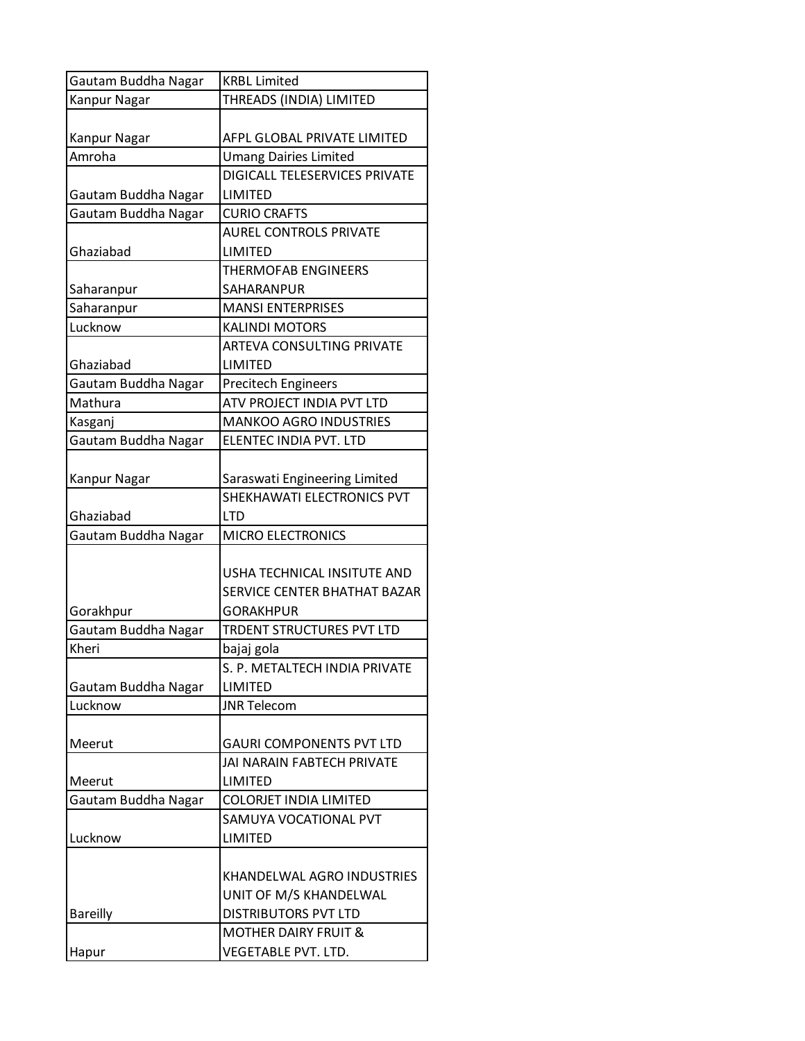| | |
|---|---|
| Gautam Buddha Nagar | KRBL Limited |
| Kanpur Nagar | THREADS (INDIA) LIMITED |
| Kanpur Nagar | AFPL GLOBAL PRIVATE LIMITED |
| Amroha | Umang Dairies Limited |
| Gautam Buddha Nagar | DIGICALL TELESERVICES PRIVATE LIMITED |
| Gautam Buddha Nagar | CURIO CRAFTS |
| Ghaziabad | AUREL CONTROLS PRIVATE LIMITED |
| Saharanpur | THERMOFAB ENGINEERS SAHARANPUR |
| Saharanpur | MANSI ENTERPRISES |
| Lucknow | KALINDI MOTORS |
| Ghaziabad | ARTEVA CONSULTING PRIVATE LIMITED |
| Gautam Buddha Nagar | Precitech Engineers |
| Mathura | ATV PROJECT INDIA PVT LTD |
| Kasganj | MANKOO AGRO INDUSTRIES |
| Gautam Buddha Nagar | ELENTEC INDIA PVT. LTD |
| Kanpur Nagar | Saraswati Engineering Limited |
| Ghaziabad | SHEKHAWATI ELECTRONICS PVT LTD |
| Gautam Buddha Nagar | MICRO ELECTRONICS |
| Gorakhpur | USHA TECHNICAL INSITUTE AND SERVICE CENTER BHATHAT BAZAR GORAKHPUR |
| Gautam Buddha Nagar | TRDENT STRUCTURES PVT LTD |
| Kheri | bajaj gola |
| Gautam Buddha Nagar | S. P. METALTECH INDIA PRIVATE LIMITED |
| Lucknow | JNR Telecom |
| Meerut | GAURI COMPONENTS PVT LTD |
| Meerut | JAI NARAIN FABTECH PRIVATE LIMITED |
| Gautam Buddha Nagar | COLORJET INDIA LIMITED |
| Lucknow | SAMUYA VOCATIONAL PVT LIMITED |
| Bareilly | KHANDELWAL AGRO INDUSTRIES UNIT OF M/S KHANDELWAL DISTRIBUTORS PVT LTD |
| Hapur | MOTHER DAIRY FRUIT & VEGETABLE PVT. LTD. |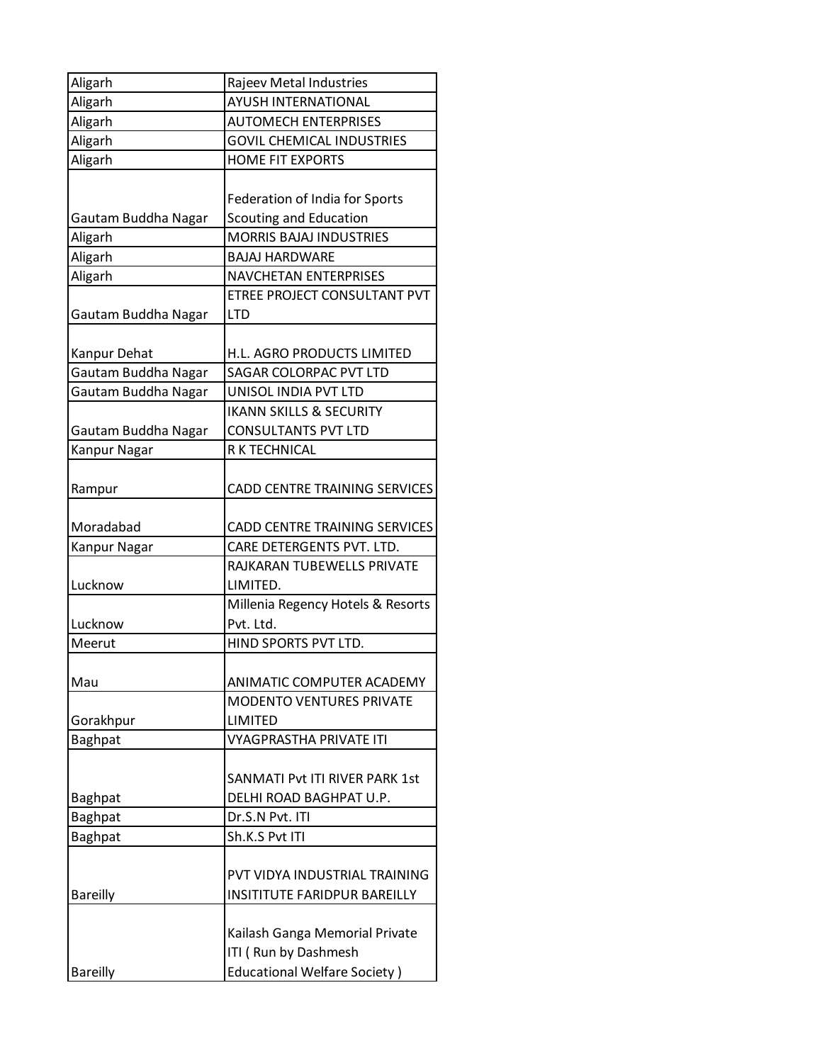| | |
|---|---|
| Aligarh | Rajeev Metal Industries |
| Aligarh | AYUSH INTERNATIONAL |
| Aligarh | AUTOMECH ENTERPRISES |
| Aligarh | GOVIL CHEMICAL INDUSTRIES |
| Aligarh | HOME FIT EXPORTS |
| Gautam Buddha Nagar | Federation of India for Sports Scouting and Education |
| Aligarh | MORRIS BAJAJ INDUSTRIES |
| Aligarh | BAJAJ HARDWARE |
| Aligarh | NAVCHETAN ENTERPRISES |
| Gautam Buddha Nagar | ETREE PROJECT CONSULTANT PVT LTD |
| Kanpur Dehat | H.L. AGRO PRODUCTS LIMITED |
| Gautam Buddha Nagar | SAGAR COLORPAC PVT LTD |
| Gautam Buddha Nagar | UNISOL INDIA PVT LTD |
| Gautam Buddha Nagar | IKANN SKILLS & SECURITY CONSULTANTS PVT LTD |
| Kanpur Nagar | R K TECHNICAL |
| Rampur | CADD CENTRE TRAINING SERVICES |
| Moradabad | CADD CENTRE TRAINING SERVICES |
| Kanpur Nagar | CARE DETERGENTS PVT. LTD. |
| Lucknow | RAJKARAN TUBEWELLS PRIVATE LIMITED. |
| Lucknow | Millenia Regency Hotels & Resorts Pvt. Ltd. |
| Meerut | HIND SPORTS PVT LTD. |
| Mau | ANIMATIC COMPUTER ACADEMY |
| Gorakhpur | MODENTO VENTURES PRIVATE LIMITED |
| Baghpat | VYAGPRASTHA PRIVATE ITI |
| Baghpat | SANMATI Pvt ITI RIVER PARK 1st DELHI ROAD BAGHPAT U.P. |
| Baghpat | Dr.S.N Pvt. ITI |
| Baghpat | Sh.K.S Pvt ITI |
| Bareilly | PVT VIDYA INDUSTRIAL TRAINING INSITITUTE FARIDPUR BAREILLY |
| Bareilly | Kailash Ganga Memorial Private ITI ( Run by Dashmesh Educational Welfare Society ) |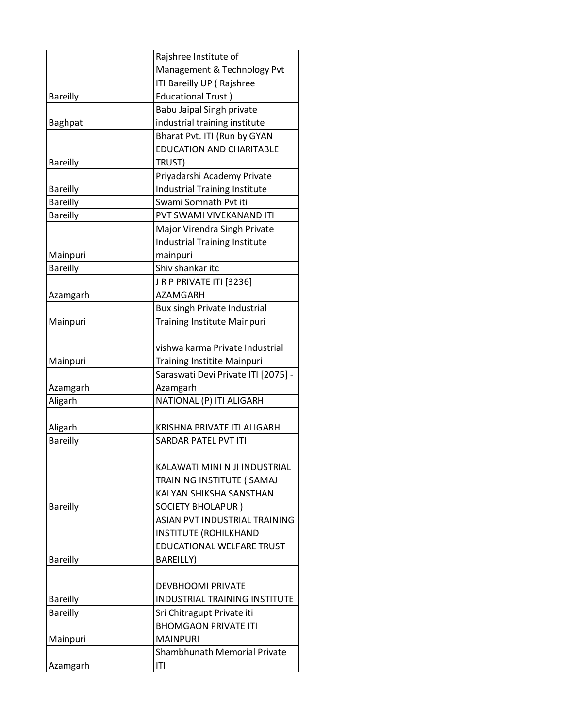| | |
|---|---|
| Bareilly | Rajshree Institute of Management & Technology Pvt ITI Bareilly UP ( Rajshree Educational Trust ) |
| Baghpat | Babu Jaipal Singh private industrial training institute |
| Bareilly | Bharat Pvt. ITI (Run by GYAN EDUCATION AND CHARITABLE TRUST) |
| Bareilly | Priyadarshi Academy Private Industrial Training Institute |
| Bareilly | Swami Somnath Pvt iti |
| Bareilly | PVT SWAMI VIVEKANAND ITI |
| Mainpuri | Major Virendra Singh Private Industrial Training Institute mainpuri |
| Bareilly | Shiv shankar itc |
| Azamgarh | J R P PRIVATE ITI [3236] AZAMGARH |
| Mainpuri | Bux singh Private Industrial Training Institute Mainpuri |
| Mainpuri | vishwa karma Private Industrial Training Institite Mainpuri |
| Azamgarh | Saraswati Devi Private ITI [2075] - Azamgarh |
| Aligarh | NATIONAL (P) ITI ALIGARH |
| Aligarh | KRISHNA PRIVATE ITI ALIGARH |
| Bareilly | SARDAR PATEL PVT ITI |
| Bareilly | KALAWATI MINI NIJI INDUSTRIAL TRAINING INSTITUTE ( SAMAJ KALYAN SHIKSHA SANSTHAN SOCIETY BHOLAPUR ) |
| Bareilly | ASIAN PVT INDUSTRIAL TRAINING INSTITUTE (ROHILKHAND EDUCATIONAL WELFARE TRUST BAREILLY) |
| Bareilly | DEVBHOOMI PRIVATE INDUSTRIAL TRAINING INSTITUTE |
| Bareilly | Sri Chitragupt Private iti |
| Mainpuri | BHOMGAON PRIVATE ITI MAINPURI |
| Azamgarh | Shambhunath Memorial Private ITI |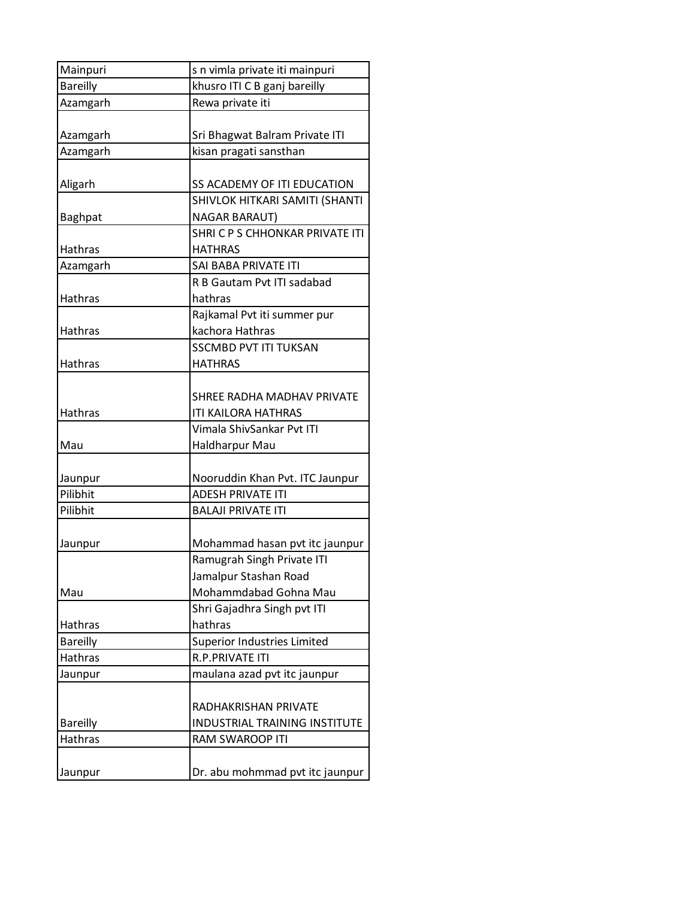| Mainpuri | s n vimla private iti mainpuri |
|---|---|
| Bareilly | khusro ITI C B ganj bareilly |
| Azamgarh | Rewa private iti |
| Azamgarh | Sri Bhagwat Balram Private ITI |
| Azamgarh | kisan pragati sansthan |
| Aligarh | SS ACADEMY OF ITI EDUCATION |
| Baghpat | SHIVLOK HITKARI SAMITI (SHANTI NAGAR BARAUT) |
| Hathras | SHRI C P S CHHONKAR PRIVATE ITI HATHRAS |
| Azamgarh | SAI BABA PRIVATE ITI |
| Hathras | R B Gautam Pvt ITI sadabad hathras |
| Hathras | Rajkamal Pvt iti summer pur kachora Hathras |
| Hathras | SSCMBD PVT ITI TUKSAN HATHRAS |
| Hathras | SHREE RADHA MADHAV PRIVATE ITI KAILORA HATHRAS |
| Mau | Vimala ShivSankar Pvt ITI Haldharpur Mau |
| Jaunpur | Nooruddin Khan Pvt. ITC Jaunpur |
| Pilibhit | ADESH PRIVATE ITI |
| Pilibhit | BALAJI PRIVATE ITI |
| Jaunpur | Mohammad hasan pvt itc jaunpur |
| Mau | Ramugrah Singh Private ITI Jamalpur Stashan Road Mohammdabad Gohna Mau |
| Hathras | Shri Gajadhra Singh pvt ITI hathras |
| Bareilly | Superior Industries Limited |
| Hathras | R.P.PRIVATE ITI |
| Jaunpur | maulana azad pvt itc jaunpur |
| Bareilly | RADHAKRISHAN PRIVATE INDUSTRIAL TRAINING INSTITUTE |
| Hathras | RAM SWAROOP ITI |
| Jaunpur | Dr. abu mohmmad pvt itc jaunpur |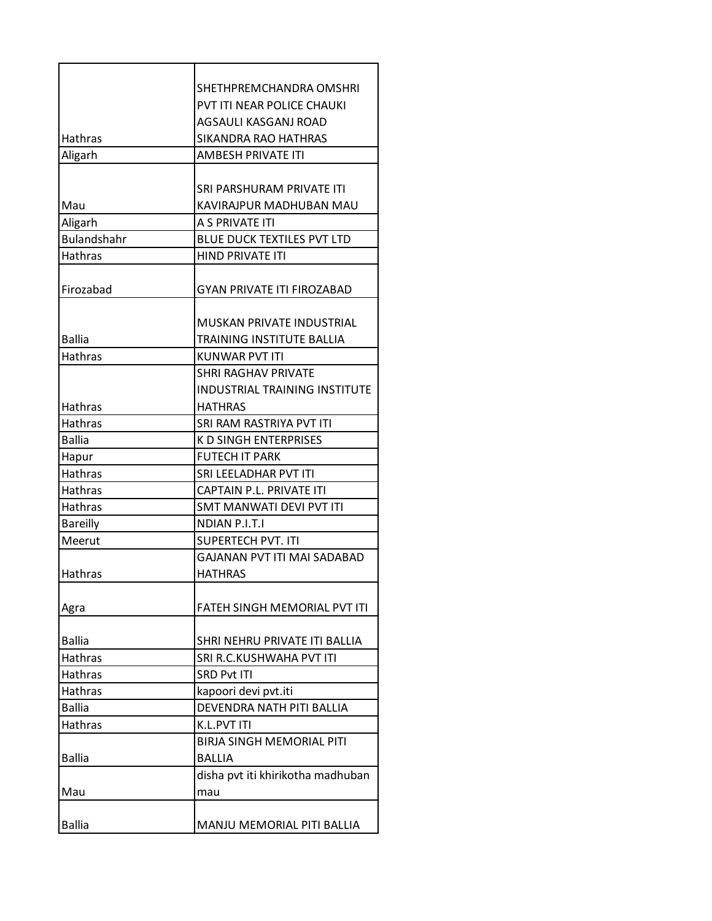| | |
|---|---|
| Hathras | SHETHPREMCHANDRA OMSHRI PVT ITI NEAR POLICE CHAUKI AGSAULI KASGANJ ROAD SIKANDRA RAO HATHRAS |
| Aligarh | AMBESH PRIVATE ITI |
| Mau | SRI PARSHURAM PRIVATE ITI KAVIRAJPUR MADHUBAN MAU |
| Aligarh | A S PRIVATE ITI |
| Bulandshahr | BLUE DUCK TEXTILES PVT LTD |
| Hathras | HIND PRIVATE ITI |
| Firozabad | GYAN PRIVATE ITI FIROZABAD |
| Ballia | MUSKAN PRIVATE INDUSTRIAL TRAINING INSTITUTE BALLIA |
| Hathras | KUNWAR PVT ITI |
| Hathras | SHRI RAGHAV PRIVATE INDUSTRIAL TRAINING INSTITUTE HATHRAS |
| Hathras | SRI RAM RASTRIYA PVT ITI |
| Ballia | K D SINGH ENTERPRISES |
| Hapur | FUTECH IT PARK |
| Hathras | SRI LEELADHAR PVT ITI |
| Hathras | CAPTAIN P.L. PRIVATE ITI |
| Hathras | SMT MANWATI DEVI PVT ITI |
| Bareilly | NDIAN P.I.T.I |
| Meerut | SUPERTECH PVT. ITI |
| Hathras | GAJANAN PVT ITI MAI SADABAD HATHRAS |
| Agra | FATEH SINGH MEMORIAL PVT ITI |
| Ballia | SHRI NEHRU PRIVATE ITI BALLIA |
| Hathras | SRI R.C.KUSHWAHA PVT ITI |
| Hathras | SRD Pvt ITI |
| Hathras | kapoori devi pvt.iti |
| Ballia | DEVENDRA NATH PITI BALLIA |
| Hathras | K.L.PVT ITI |
| Ballia | BIRJA SINGH MEMORIAL PITI BALLIA |
| Mau | disha pvt iti khirikotha madhuban mau |
| Ballia | MANJU MEMORIAL PITI BALLIA |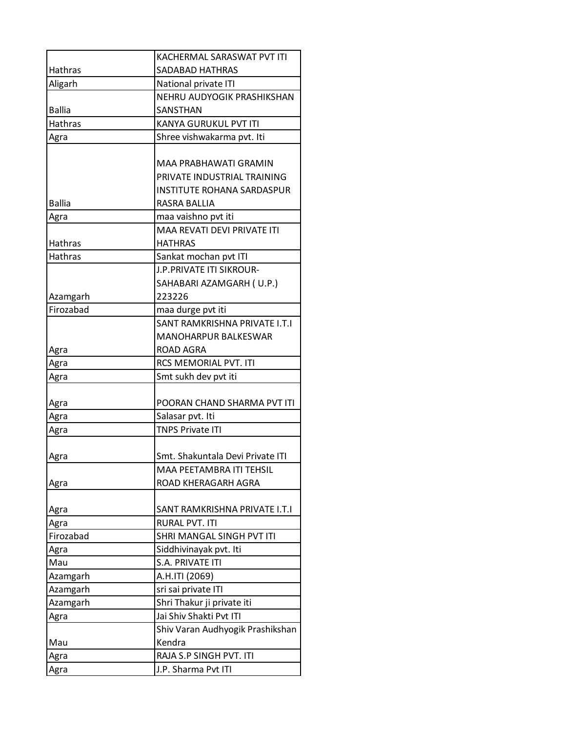| | |
|---|---|
| Hathras | KACHERMAL SARASWAT PVT ITI SADABAD HATHRAS |
| Aligarh | National private ITI |
| Ballia | NEHRU AUDYOGIK PRASHIKSHAN SANSTHAN |
| Hathras | KANYA GURUKUL PVT ITI |
| Agra | Shree vishwakarma pvt. Iti |
| Ballia | MAA PRABHAWATI GRAMIN PRIVATE INDUSTRIAL TRAINING INSTITUTE ROHANA SARDASPUR RASRA BALLIA |
| Agra | maa vaishno pvt iti |
| Hathras | MAA REVATI DEVI PRIVATE ITI HATHRAS |
| Hathras | Sankat mochan pvt ITI |
| Azamgarh | J.P.PRIVATE ITI SIKROUR-SAHABARI AZAMGARH ( U.P.) 223226 |
| Firozabad | maa durge pvt iti |
| Agra | SANT RAMKRISHNA PRIVATE I.T.I MANOHARPUR BALKESWAR ROAD AGRA |
| Agra | RCS MEMORIAL PVT. ITI |
| Agra | Smt sukh dev pvt iti |
| Agra | POORAN CHAND SHARMA PVT ITI |
| Agra | Salasar pvt. Iti |
| Agra | TNPS Private ITI |
| Agra | Smt. Shakuntala Devi Private ITI |
| Agra | MAA PEETAMBRA ITI TEHSIL ROAD KHERAGARH AGRA |
| Agra | SANT RAMKRISHNA PRIVATE I.T.I |
| Agra | RURAL PVT. ITI |
| Firozabad | SHRI MANGAL SINGH PVT ITI |
| Agra | Siddhivinayak pvt. Iti |
| Mau | S.A. PRIVATE ITI |
| Azamgarh | A.H.ITI (2069) |
| Azamgarh | sri sai private ITI |
| Azamgarh | Shri Thakur ji private iti |
| Agra | Jai Shiv Shakti Pvt ITI |
| Mau | Shiv Varan Audhyogik Prashikshan Kendra |
| Agra | RAJA S.P SINGH PVT. ITI |
| Agra | J.P. Sharma Pvt ITI |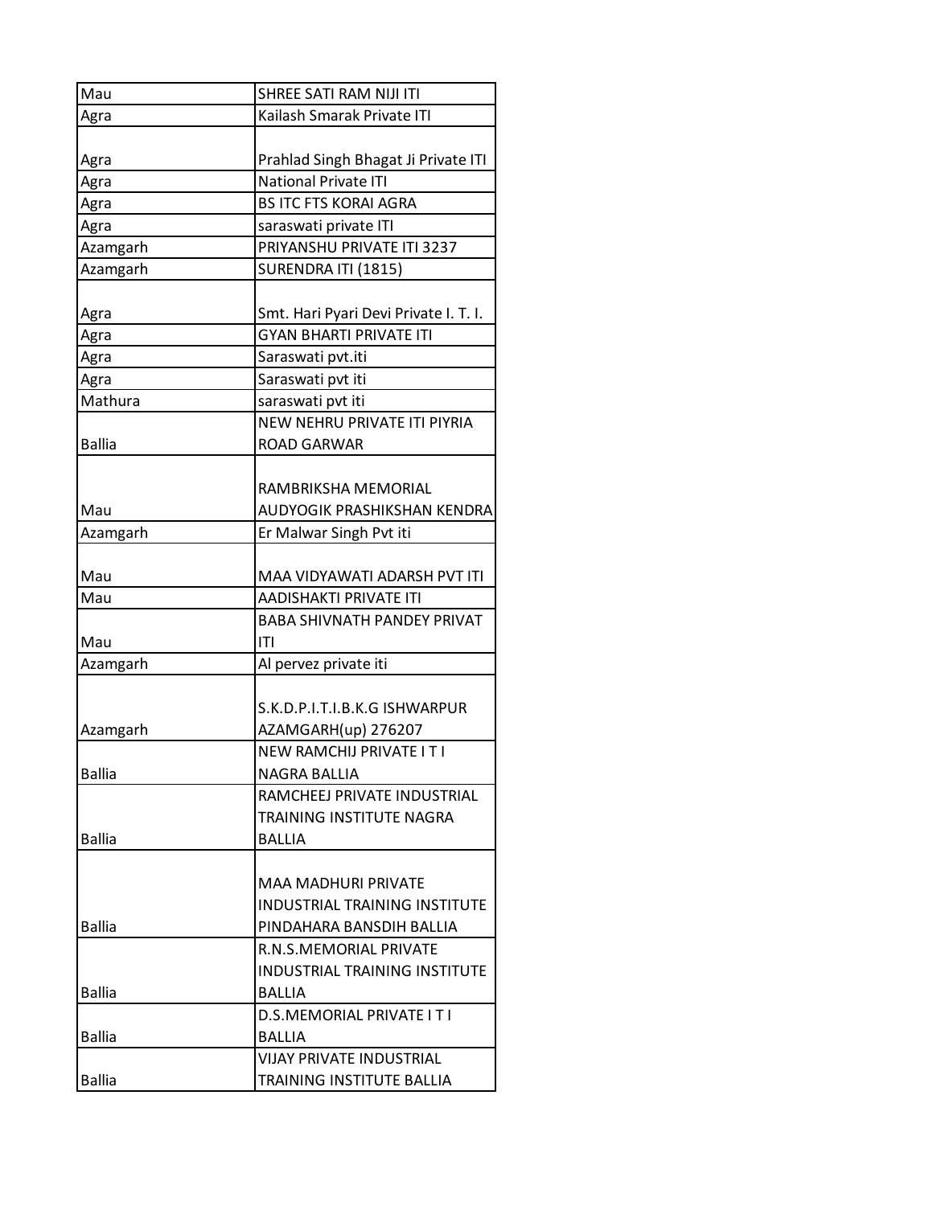| Mau | SHREE SATI RAM NIJI ITI |
|---|---|
| Agra | Kailash Smarak Private ITI |
| Agra | Prahlad Singh Bhagat Ji Private ITI |
| Agra | National Private ITI |
| Agra | BS ITC FTS KORAI AGRA |
| Agra | saraswati private ITI |
| Azamgarh | PRIYANSHU PRIVATE ITI 3237 |
| Azamgarh | SURENDRA ITI (1815) |
| Agra | Smt. Hari Pyari Devi Private I. T. I. |
| Agra | GYAN BHARTI PRIVATE ITI |
| Agra | Saraswati pvt.iti |
| Agra | Saraswati pvt iti |
| Mathura | saraswati pvt iti |
| Ballia | NEW NEHRU PRIVATE ITI PIYRIA ROAD GARWAR |
| Mau | RAMBRIKSHA MEMORIAL AUDYOGIK PRASHIKSHAN KENDRA |
| Azamgarh | Er Malwar Singh Pvt iti |
| Mau | MAA VIDYAWATI ADARSH PVT ITI |
| Mau | AADISHAKTI PRIVATE ITI |
| Mau | BABA SHIVNATH PANDEY PRIVAT ITI |
| Azamgarh | Al pervez private iti |
| Azamgarh | S.K.D.P.I.T.I.B.K.G ISHWARPUR AZAMGARH(up) 276207 |
| Ballia | NEW RAMCHIJ PRIVATE I T I NAGRA BALLIA |
| Ballia | RAMCHEEJ PRIVATE INDUSTRIAL TRAINING INSTITUTE NAGRA BALLIA |
| Ballia | MAA MADHURI PRIVATE INDUSTRIAL TRAINING INSTITUTE PINDAHARA BANSDIH BALLIA |
| Ballia | R.N.S.MEMORIAL PRIVATE INDUSTRIAL TRAINING INSTITUTE BALLIA |
| Ballia | D.S.MEMORIAL PRIVATE I T I BALLIA |
| Ballia | VIJAY PRIVATE INDUSTRIAL TRAINING INSTITUTE BALLIA |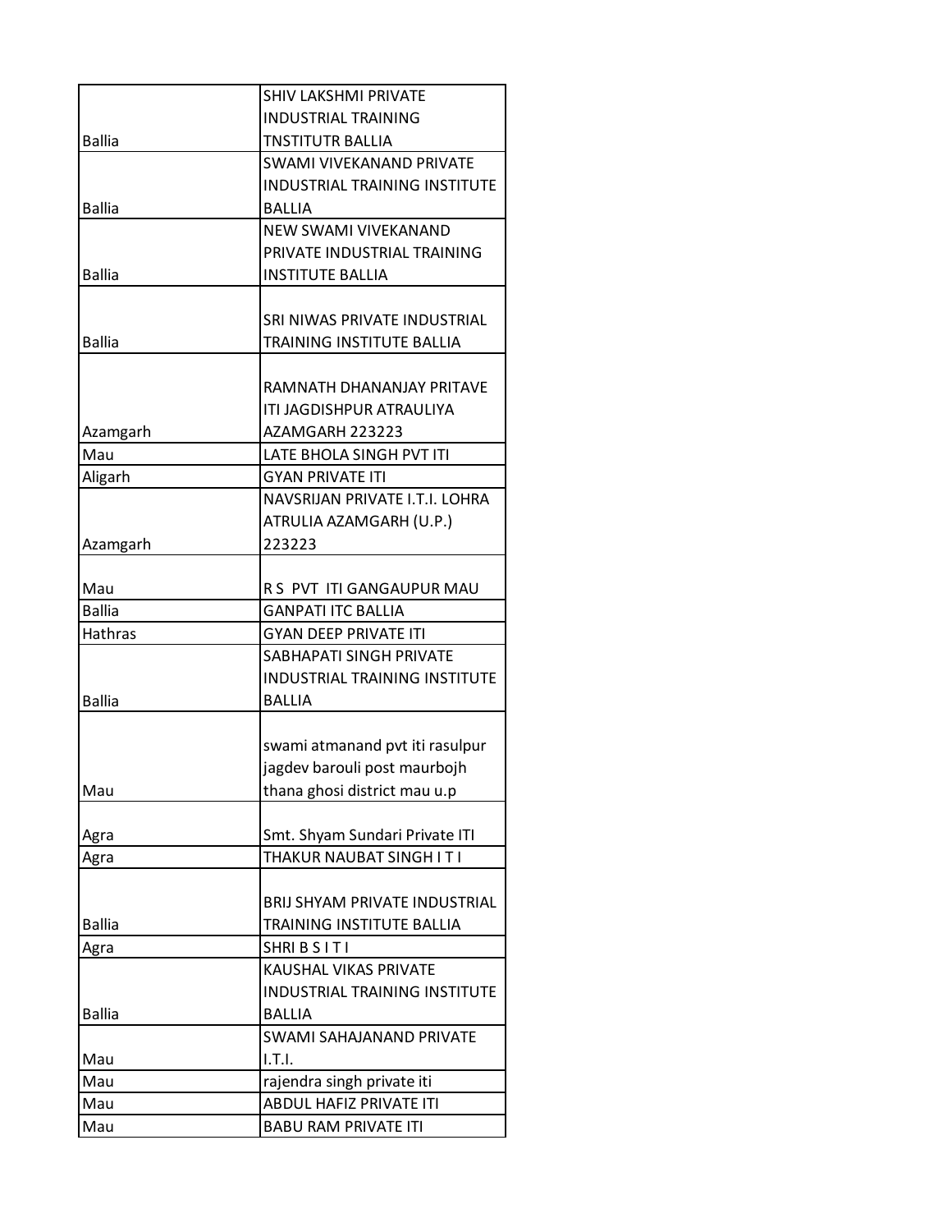| | |
|---|---|
| Ballia | SHIV LAKSHMI PRIVATE INDUSTRIAL TRAINING TNSTITUTR BALLIA |
| Ballia | SWAMI VIVEKANAND PRIVATE INDUSTRIAL TRAINING INSTITUTE BALLIA |
| Ballia | NEW SWAMI VIVEKANAND PRIVATE INDUSTRIAL TRAINING INSTITUTE BALLIA |
| Ballia | SRI NIWAS PRIVATE INDUSTRIAL TRAINING INSTITUTE BALLIA |
| Azamgarh | RAMNATH DHANANJAY PRITAVE ITI JAGDISHPUR ATRAULIYA AZAMGARH 223223 |
| Mau | LATE BHOLA SINGH PVT ITI |
| Aligarh | GYAN PRIVATE ITI |
| Azamgarh | NAVSRIJAN PRIVATE I.T.I. LOHRA ATRULIA AZAMGARH (U.P.) 223223 |
| Mau | R S PVT ITI GANGAUPUR MAU |
| Ballia | GANPATI ITC BALLIA |
| Hathras | GYAN DEEP PRIVATE ITI |
| Ballia | SABHAPATI SINGH PRIVATE INDUSTRIAL TRAINING INSTITUTE BALLIA |
| Mau | swami atmanand pvt iti rasulpur jagdev barouli post maurbojh thana ghosi district mau u.p |
| Agra | Smt. Shyam Sundari Private ITI |
| Agra | THAKUR NAUBAT SINGH I T I |
| Ballia | BRIJ SHYAM PRIVATE INDUSTRIAL TRAINING INSTITUTE BALLIA |
| Agra | SHRI B S I T I |
| Ballia | KAUSHAL VIKAS PRIVATE INDUSTRIAL TRAINING INSTITUTE BALLIA |
| Mau | SWAMI SAHAJANAND PRIVATE I.T.I. |
| Mau | rajendra singh private iti |
| Mau | ABDUL HAFIZ PRIVATE ITI |
| Mau | BABU RAM PRIVATE ITI |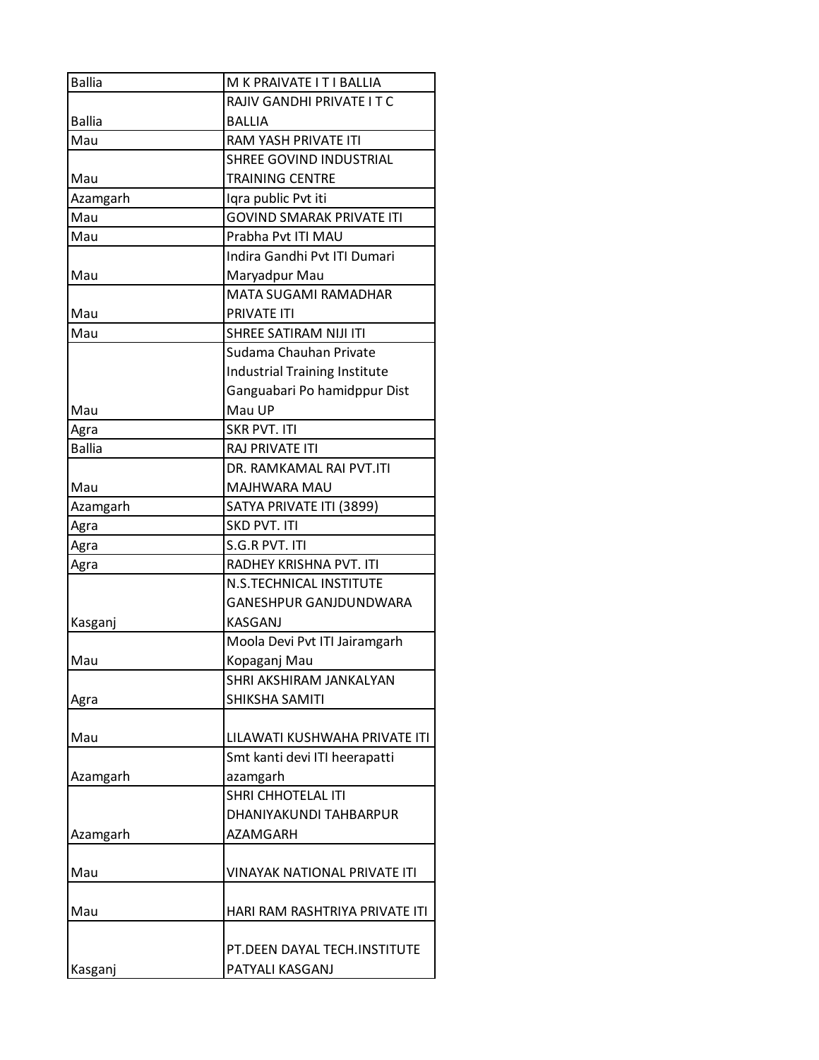| Ballia | M K PRAIVATE I T I BALLIA |
|---|---|
| Ballia | RAJIV GANDHI PRIVATE I T C BALLIA |
| Mau | RAM YASH PRIVATE ITI |
| Mau | SHREE GOVIND INDUSTRIAL TRAINING CENTRE |
| Azamgarh | Iqra public Pvt iti |
| Mau | GOVIND SMARAK PRIVATE ITI |
| Mau | Prabha Pvt ITI MAU |
| Mau | Indira Gandhi Pvt ITI Dumari Maryadpur Mau |
| Mau | MATA SUGAMI RAMADHAR PRIVATE ITI |
| Mau | SHREE SATIRAM NIJI ITI |
| Mau | Sudama Chauhan Private Industrial Training Institute Ganguabari Po hamidppur Dist Mau UP |
| Agra | SKR PVT. ITI |
| Ballia | RAJ PRIVATE ITI |
| Mau | DR. RAMKAMAL RAI PVT.ITI MAJHWARA MAU |
| Azamgarh | SATYA PRIVATE ITI (3899) |
| Agra | SKD PVT. ITI |
| Agra | S.G.R PVT. ITI |
| Agra | RADHEY KRISHNA PVT. ITI |
| Kasganj | N.S.TECHNICAL INSTITUTE GANESHPUR GANJDUNDWARA KASGANJ |
| Mau | Moola Devi Pvt ITI Jairamgarh Kopaganj Mau |
| Agra | SHRI AKSHIRAM JANKALYAN SHIKSHA SAMITI |
| Mau | LILAWATI KUSHWAHA PRIVATE ITI |
| Azamgarh | Smt kanti devi ITI heerapatti azamgarh |
| Azamgarh | SHRI CHHOTELAL ITI DHANIYAKUNDI TAHBARPUR AZAMGARH |
| Mau | VINAYAK NATIONAL PRIVATE ITI |
| Mau | HARI RAM RASHTRIYA PRIVATE ITI |
| Kasganj | PT.DEEN DAYAL TECH.INSTITUTE PATYALI KASGANJ |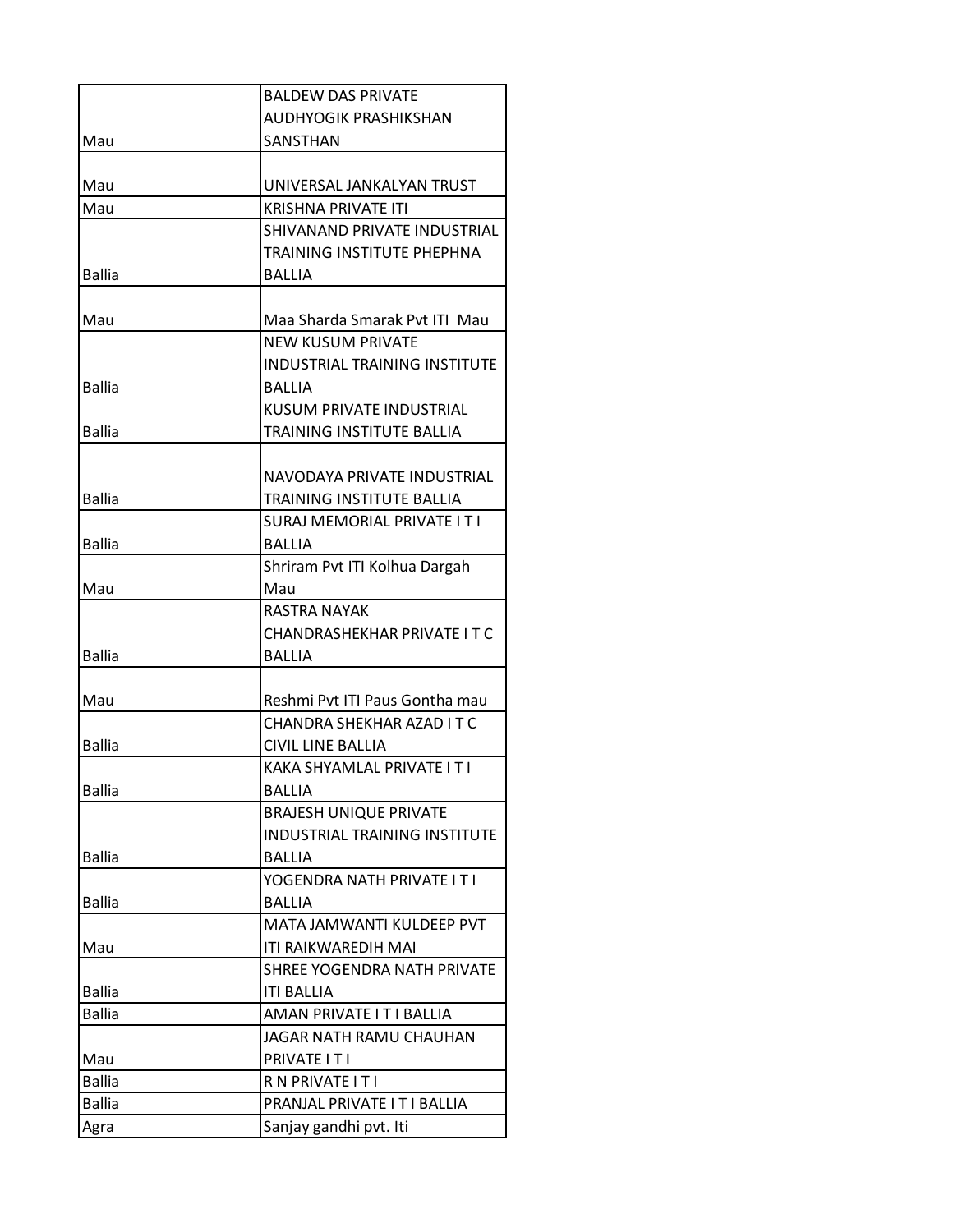| | |
|---|---|
| Mau | BALDEW DAS PRIVATE AUDHYOGIK PRASHIKSHAN SANSTHAN |
| Mau | UNIVERSAL JANKALYAN TRUST |
| Mau | KRISHNA PRIVATE ITI |
| Ballia | SHIVANAND PRIVATE INDUSTRIAL TRAINING INSTITUTE PHEPHNA BALLIA |
| Mau | Maa Sharda Smarak Pvt ITI Mau |
| Ballia | NEW KUSUM PRIVATE INDUSTRIAL TRAINING INSTITUTE BALLIA |
| Ballia | KUSUM PRIVATE INDUSTRIAL TRAINING INSTITUTE BALLIA |
| Ballia | NAVODAYA PRIVATE INDUSTRIAL TRAINING INSTITUTE BALLIA |
| Ballia | SURAJ MEMORIAL PRIVATE I T I BALLIA |
| Mau | Shriram Pvt ITI Kolhua Dargah Mau |
| Ballia | RASTRA NAYAK CHANDRASHEKHAR PRIVATE I T C BALLIA |
| Mau | Reshmi Pvt ITI Paus Gontha mau |
| Ballia | CHANDRA SHEKHAR AZAD I T C CIVIL LINE BALLIA |
| Ballia | KAKA SHYAMLAL PRIVATE I T I BALLIA |
| Ballia | BRAJESH UNIQUE PRIVATE INDUSTRIAL TRAINING INSTITUTE BALLIA |
| Ballia | YOGENDRA NATH PRIVATE I T I BALLIA |
| Mau | MATA JAMWANTI KULDEEP PVT ITI RAIKWAREDIH MAI |
| Ballia | SHREE YOGENDRA NATH PRIVATE ITI BALLIA |
| Ballia | AMAN PRIVATE I T I BALLIA |
| Mau | JAGAR NATH RAMU CHAUHAN PRIVATE I T I |
| Ballia | R N PRIVATE I T I |
| Ballia | PRANJAL PRIVATE I T I BALLIA |
| Agra | Sanjay gandhi pvt. Iti |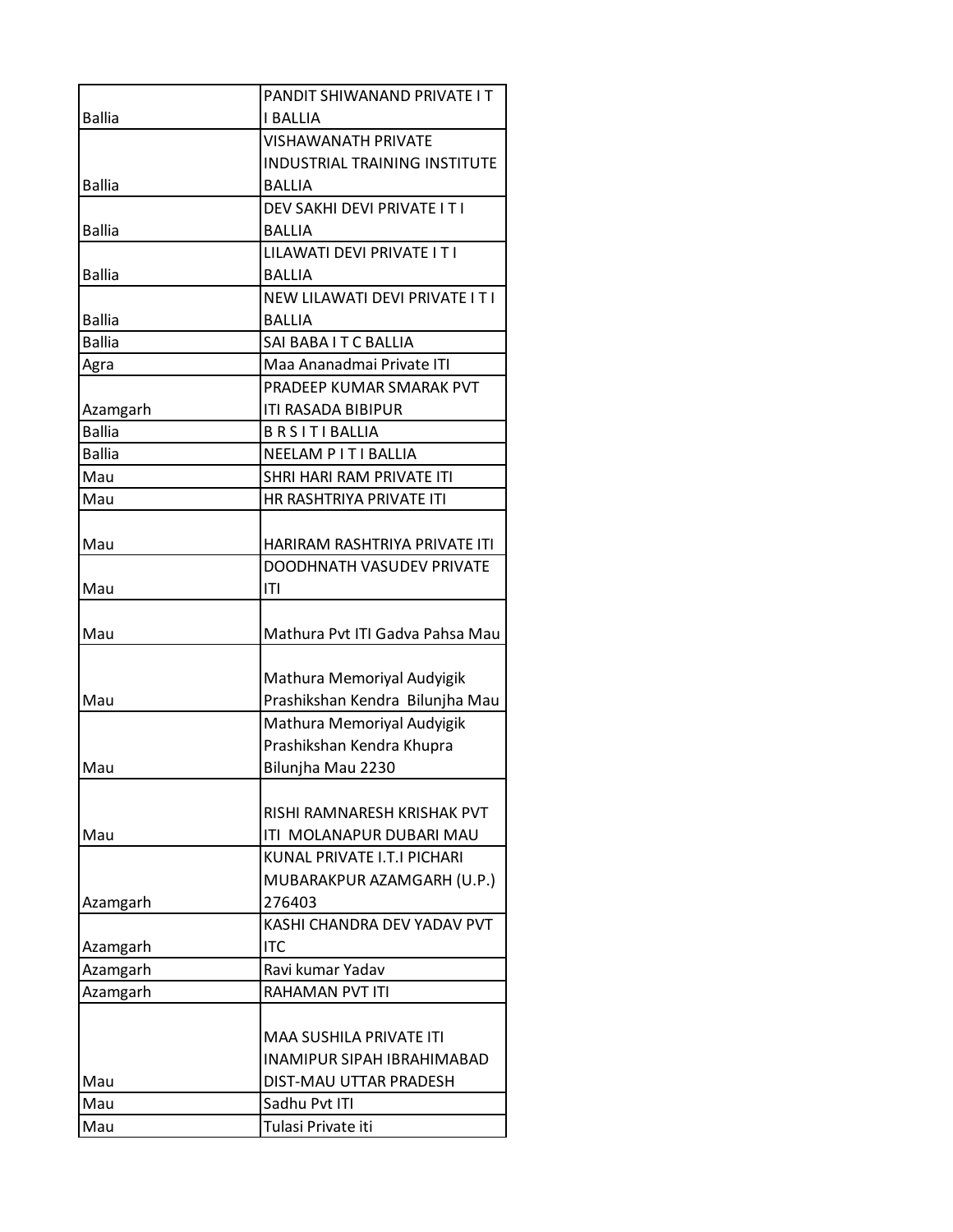| | |
|---|---|
| Ballia | PANDIT SHIWANAND PRIVATE I T I BALLIA |
| Ballia | VISHAWANATH PRIVATE INDUSTRIAL TRAINING INSTITUTE BALLIA |
| Ballia | DEV SAKHI DEVI PRIVATE I T I BALLIA |
| Ballia | LILAWATI DEVI PRIVATE I T I BALLIA |
| Ballia | NEW LILAWATI DEVI PRIVATE I T I BALLIA |
| Ballia | SAI BABA I T C BALLIA |
| Agra | Maa Ananadmai Private ITI |
| Azamgarh | PRADEEP KUMAR SMARAK PVT ITI RASADA BIBIPUR |
| Ballia | B R S I T I BALLIA |
| Ballia | NEELAM P I T I BALLIA |
| Mau | SHRI HARI RAM PRIVATE ITI |
| Mau | HR RASHTRIYA PRIVATE ITI |
| Mau | HARIRAM RASHTRIYA PRIVATE ITI |
| Mau | DOODHNATH VASUDEV PRIVATE ITI |
| Mau | Mathura Pvt ITI Gadva Pahsa Mau |
| Mau | Mathura Memoriyal Audyigik Prashikshan Kendra Bilunjha Mau |
| Mau | Mathura Memoriyal Audyigik Prashikshan Kendra Khupra Bilunjha Mau 2230 |
| Mau | RISHI RAMNARESH KRISHAK PVT ITI MOLANAPUR DUBARI MAU |
| Azamgarh | KUNAL PRIVATE I.T.I PICHARI MUBARAKPUR AZAMGARH (U.P.) 276403 |
| Azamgarh | KASHI CHANDRA DEV YADAV PVT ITC |
| Azamgarh | Ravi kumar Yadav |
| Azamgarh | RAHAMAN PVT ITI |
| Mau | MAA SUSHILA PRIVATE ITI INAMIPUR SIPAH IBRAHIMABAD DIST-MAU UTTAR PRADESH |
| Mau | Sadhu Pvt ITI |
| Mau | Tulasi Private iti |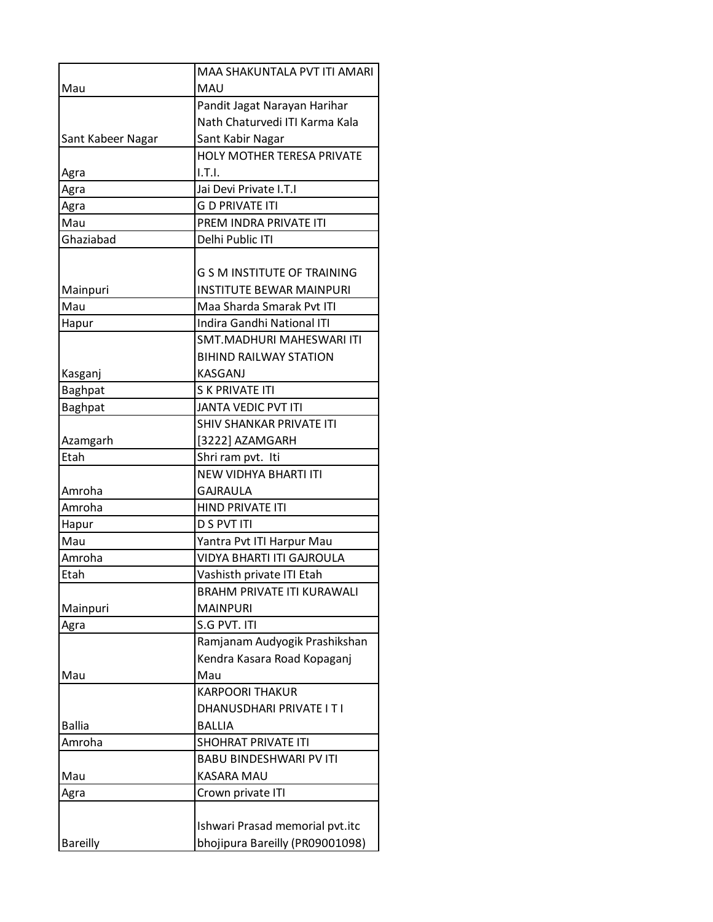| | |
|---|---|
| Mau | MAA SHAKUNTALA PVT ITI AMARI MAU |
| Sant Kabeer Nagar | Pandit Jagat Narayan Harihar Nath Chaturvedi ITI Karma Kala Sant Kabir Nagar |
| Agra | HOLY MOTHER TERESA PRIVATE I.T.I. |
| Agra | Jai Devi Private I.T.I |
| Agra | G D PRIVATE ITI |
| Mau | PREM INDRA PRIVATE ITI |
| Ghaziabad | Delhi Public ITI |
| Mainpuri | G S M INSTITUTE OF TRAINING INSTITUTE BEWAR MAINPURI |
| Mau | Maa Sharda Smarak Pvt ITI |
| Hapur | Indira Gandhi National ITI |
| Kasganj | SMT.MADHURI MAHESWARI ITI BIHIND RAILWAY STATION KASGANJ |
| Baghpat | S K PRIVATE ITI |
| Baghpat | JANTA VEDIC PVT ITI |
| Azamgarh | SHIV SHANKAR PRIVATE ITI [3222] AZAMGARH |
| Etah | Shri ram pvt. Iti |
| Amroha | NEW VIDHYA BHARTI ITI GAJRAULA |
| Amroha | HIND PRIVATE ITI |
| Hapur | D S PVT ITI |
| Mau | Yantra Pvt ITI Harpur Mau |
| Amroha | VIDYA BHARTI ITI GAJROULA |
| Etah | Vashisth private ITI Etah |
| Mainpuri | BRAHM PRIVATE ITI KURAWALI MAINPURI |
| Agra | S.G PVT. ITI |
| Mau | Ramjanam Audyogik Prashikshan Kendra Kasara Road Kopaganj Mau |
| Ballia | KARPOORI THAKUR DHANUSDHARI PRIVATE I T I BALLIA |
| Amroha | SHOHRAT PRIVATE ITI |
| Mau | BABU BINDESHWARI PV ITI KASARA MAU |
| Agra | Crown private ITI |
| Bareilly | Ishwari Prasad memorial pvt.itc bhojipura Bareilly (PR09001098) |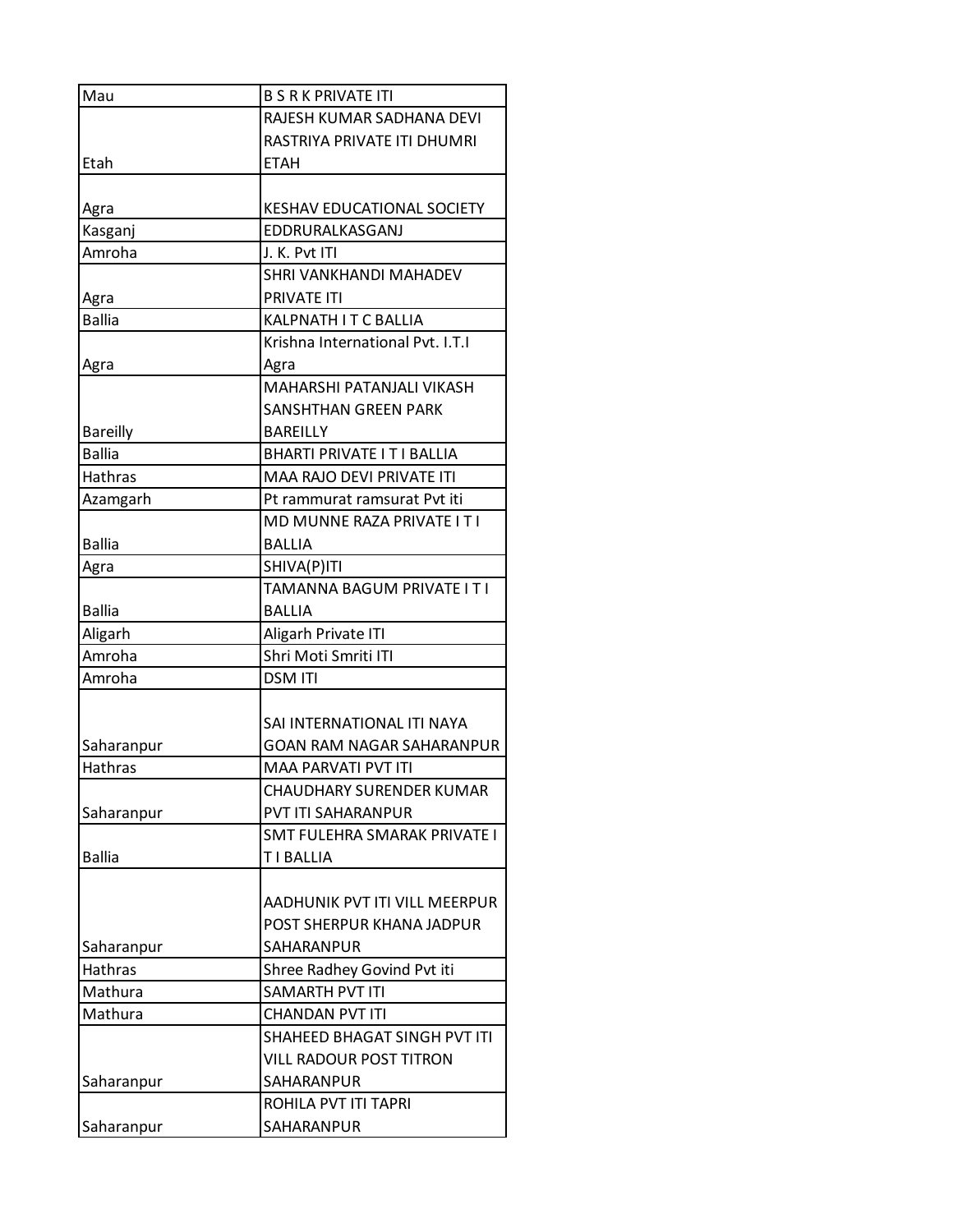| Mau | B S R K PRIVATE ITI |
|---|---|
| Etah | RAJESH KUMAR SADHANA DEVI RASTRIYA PRIVATE ITI DHUMRI ETAH |
| Agra | KESHAV EDUCATIONAL SOCIETY |
| Kasganj | EDDRURALKASGANJ |
| Amroha | J. K. Pvt ITI |
| Agra | SHRI VANKHANDI MAHADEV PRIVATE ITI |
| Ballia | KALPNATH I T C BALLIA |
| Agra | Krishna International Pvt. I.T.I Agra |
| Bareilly | MAHARSHI PATANJALI VIKASH SANSHTHAN GREEN PARK BAREILLY |
| Ballia | BHARTI PRIVATE I T I BALLIA |
| Hathras | MAA RAJO DEVI PRIVATE ITI |
| Azamgarh | Pt rammurat ramsurat Pvt iti |
| Ballia | MD MUNNE RAZA PRIVATE I T I BALLIA |
| Agra | SHIVA(P)ITI |
| Ballia | TAMANNA BAGUM PRIVATE I T I BALLIA |
| Aligarh | Aligarh Private ITI |
| Amroha | Shri Moti Smriti ITI |
| Amroha | DSM ITI |
| Saharanpur | SAI INTERNATIONAL ITI NAYA GOAN RAM NAGAR SAHARANPUR |
| Hathras | MAA PARVATI PVT ITI |
| Saharanpur | CHAUDHARY SURENDER KUMAR PVT ITI SAHARANPUR |
| Ballia | SMT FULEHRA SMARAK PRIVATE I T I BALLIA |
| Saharanpur | AADHUNIK PVT ITI VILL MEERPUR POST SHERPUR KHANA JADPUR SAHARANPUR |
| Hathras | Shree Radhey Govind Pvt iti |
| Mathura | SAMARTH PVT ITI |
| Mathura | CHANDAN PVT ITI |
| Saharanpur | SHAHEED BHAGAT SINGH PVT ITI VILL RADOUR POST TITRON SAHARANPUR |
| Saharanpur | ROHILA PVT ITI TAPRI SAHARANPUR |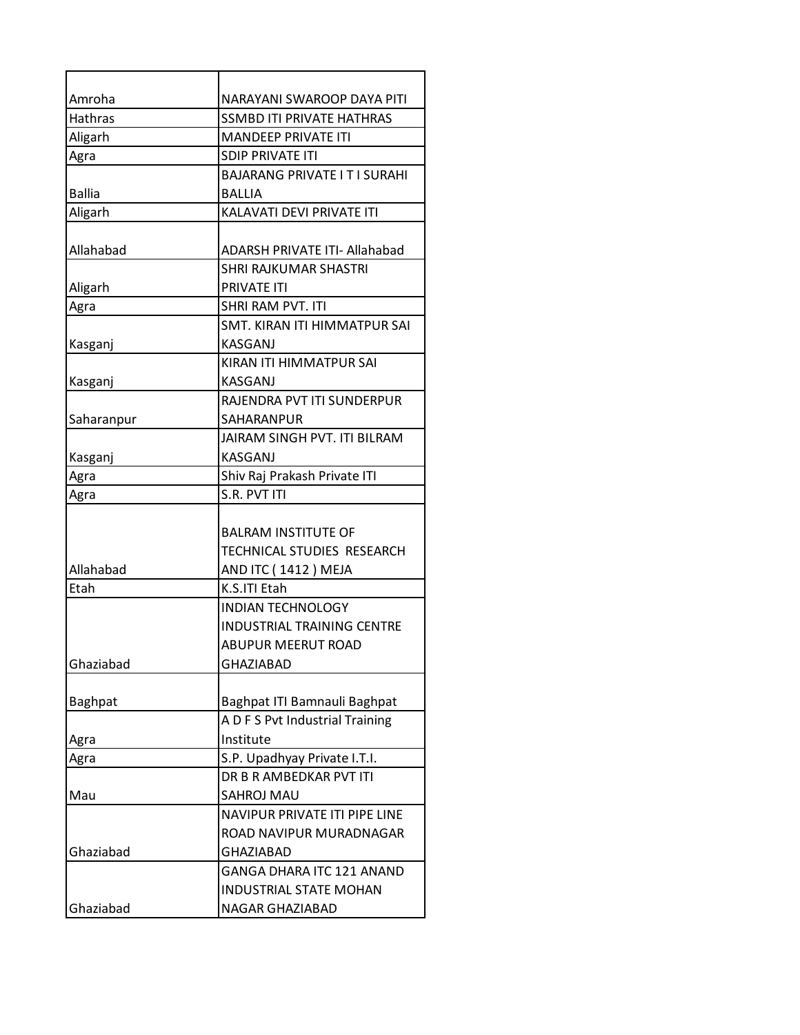| | |
|---|---|
| Amroha | NARAYANI SWAROOP DAYA PITI |
| Hathras | SSMBD ITI PRIVATE HATHRAS |
| Aligarh | MANDEEP PRIVATE ITI |
| Agra | SDIP PRIVATE ITI |
| Ballia | BAJARANG PRIVATE I T I SURAHI BALLIA |
| Aligarh | KALAVATI DEVI PRIVATE ITI |
| Allahabad | ADARSH PRIVATE ITI- Allahabad |
| Aligarh | SHRI RAJKUMAR SHASTRI PRIVATE ITI |
| Agra | SHRI RAM PVT. ITI |
| Kasganj | SMT. KIRAN ITI HIMMATPUR SAI KASGANJ |
| Kasganj | KIRAN ITI HIMMATPUR SAI KASGANJ |
| Saharanpur | RAJENDRA PVT ITI SUNDERPUR SAHARANPUR |
| Kasganj | JAIRAM SINGH PVT. ITI BILRAM KASGANJ |
| Agra | Shiv Raj Prakash Private ITI |
| Agra | S.R. PVT ITI |
| Allahabad | BALRAM INSTITUTE OF TECHNICAL STUDIES RESEARCH AND ITC ( 1412 ) MEJA |
| Etah | K.S.ITI Etah |
| Ghaziabad | INDIAN TECHNOLOGY INDUSTRIAL TRAINING CENTRE ABUPUR MEERUT ROAD GHAZIABAD |
| Baghpat | Baghpat ITI Bamnauli Baghpat |
| Agra | A D F S Pvt Industrial Training Institute |
| Agra | S.P. Upadhyay Private I.T.I. |
| Mau | DR B R AMBEDKAR PVT ITI SAHROJ MAU |
| Ghaziabad | NAVIPUR PRIVATE ITI PIPE LINE ROAD NAVIPUR MURADNAGAR GHAZIABAD |
| Ghaziabad | GANGA DHARA ITC 121 ANAND INDUSTRIAL STATE MOHAN NAGAR GHAZIABAD |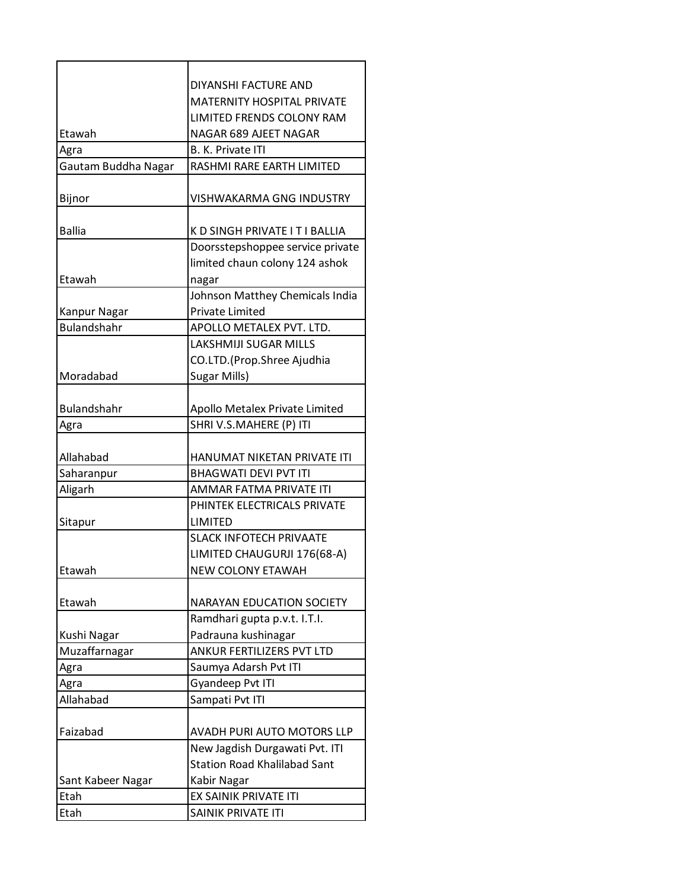| | |
|---|---|
| Etawah | DIYANSHI FACTURE AND MATERNITY HOSPITAL PRIVATE LIMITED FRENDS COLONY RAM NAGAR 689 AJEET NAGAR |
| Agra | B. K. Private ITI |
| Gautam Buddha Nagar | RASHMI RARE EARTH LIMITED |
| Bijnor | VISHWAKARMA GNG INDUSTRY |
| Ballia | K D SINGH PRIVATE I T I BALLIA |
| Etawah | Doorsstepshoppee service private limited chaun colony 124 ashok nagar |
| Kanpur Nagar | Johnson Matthey Chemicals India Private Limited |
| Bulandshahr | APOLLO METALEX PVT. LTD. |
| Moradabad | LAKSHMIJI SUGAR MILLS CO.LTD.(Prop.Shree Ajudhia Sugar Mills) |
| Bulandshahr | Apollo Metalex Private Limited |
| Agra | SHRI V.S.MAHERE (P) ITI |
| Allahabad | HANUMAT NIKETAN PRIVATE ITI |
| Saharanpur | BHAGWATI DEVI PVT ITI |
| Aligarh | AMMAR FATMA PRIVATE ITI |
| Sitapur | PHINTEK ELECTRICALS PRIVATE LIMITED |
| Etawah | SLACK INFOTECH PRIVAATE LIMITED CHAUGURJI 176(68-A) NEW COLONY ETAWAH |
| Etawah | NARAYAN EDUCATION SOCIETY |
| Kushi Nagar | Ramdhari gupta p.v.t. I.T.I. Padrauna kushinagar |
| Muzaffarnagar | ANKUR FERTILIZERS PVT LTD |
| Agra | Saumya Adarsh Pvt ITI |
| Agra | Gyandeep Pvt ITI |
| Allahabad | Sampati Pvt ITI |
| Faizabad | AVADH PURI AUTO MOTORS LLP |
| Sant Kabeer Nagar | New Jagdish Durgawati Pvt. ITI Station Road Khalilabad Sant Kabir Nagar |
| Etah | EX SAINIK PRIVATE ITI |
| Etah | SAINIK PRIVATE ITI |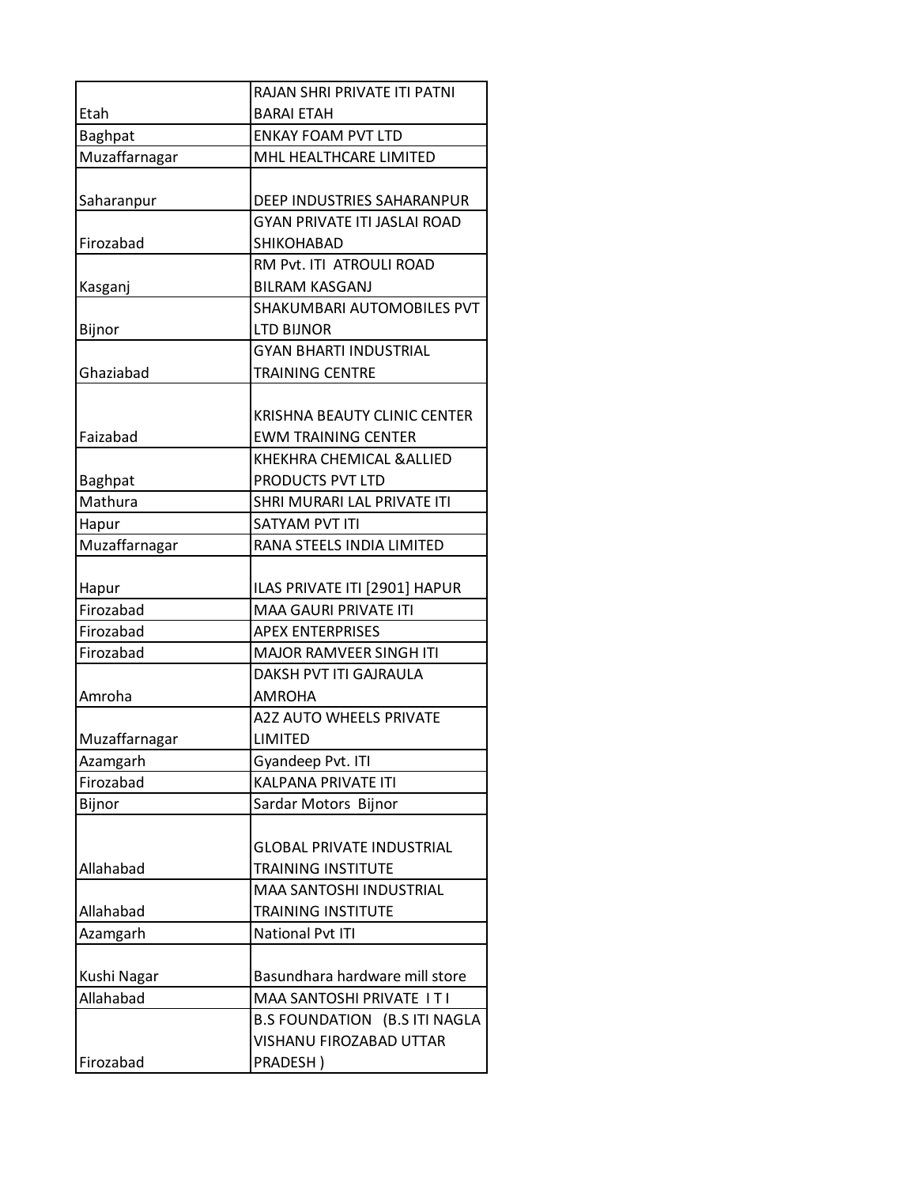| | |
|---|---|
| Etah | RAJAN SHRI PRIVATE ITI PATNI BARAI ETAH |
| Baghpat | ENKAY FOAM PVT LTD |
| Muzaffarnagar | MHL HEALTHCARE LIMITED |
| Saharanpur | DEEP INDUSTRIES SAHARANPUR |
| Firozabad | GYAN PRIVATE ITI JASLAI ROAD SHIKOHABAD |
| Kasganj | RM Pvt. ITI ATROULI ROAD BILRAM KASGANJ |
| Bijnor | SHAKUMBARI AUTOMOBILES PVT LTD BIJNOR |
| Ghaziabad | GYAN BHARTI INDUSTRIAL TRAINING CENTRE |
| Faizabad | KRISHNA BEAUTY CLINIC CENTER EWM TRAINING CENTER |
| Baghpat | KHEKHRA CHEMICAL &ALLIED PRODUCTS PVT LTD |
| Mathura | SHRI MURARI LAL PRIVATE ITI |
| Hapur | SATYAM PVT ITI |
| Muzaffarnagar | RANA STEELS INDIA LIMITED |
| Hapur | ILAS PRIVATE ITI [2901] HAPUR |
| Firozabad | MAA GAURI PRIVATE ITI |
| Firozabad | APEX ENTERPRISES |
| Firozabad | MAJOR RAMVEER SINGH ITI |
| Amroha | DAKSH PVT ITI GAJRAULA AMROHA |
| Muzaffarnagar | A2Z AUTO WHEELS PRIVATE LIMITED |
| Azamgarh | Gyandeep Pvt. ITI |
| Firozabad | KALPANA PRIVATE ITI |
| Bijnor | Sardar Motors Bijnor |
| Allahabad | GLOBAL PRIVATE INDUSTRIAL TRAINING INSTITUTE |
| Allahabad | MAA SANTOSHI INDUSTRIAL TRAINING INSTITUTE |
| Azamgarh | National Pvt ITI |
| Kushi Nagar | Basundhara hardware mill store |
| Allahabad | MAA SANTOSHI PRIVATE I T I |
| Firozabad | B.S FOUNDATION (B.S ITI NAGLA VISHANU FIROZABAD UTTAR PRADESH ) |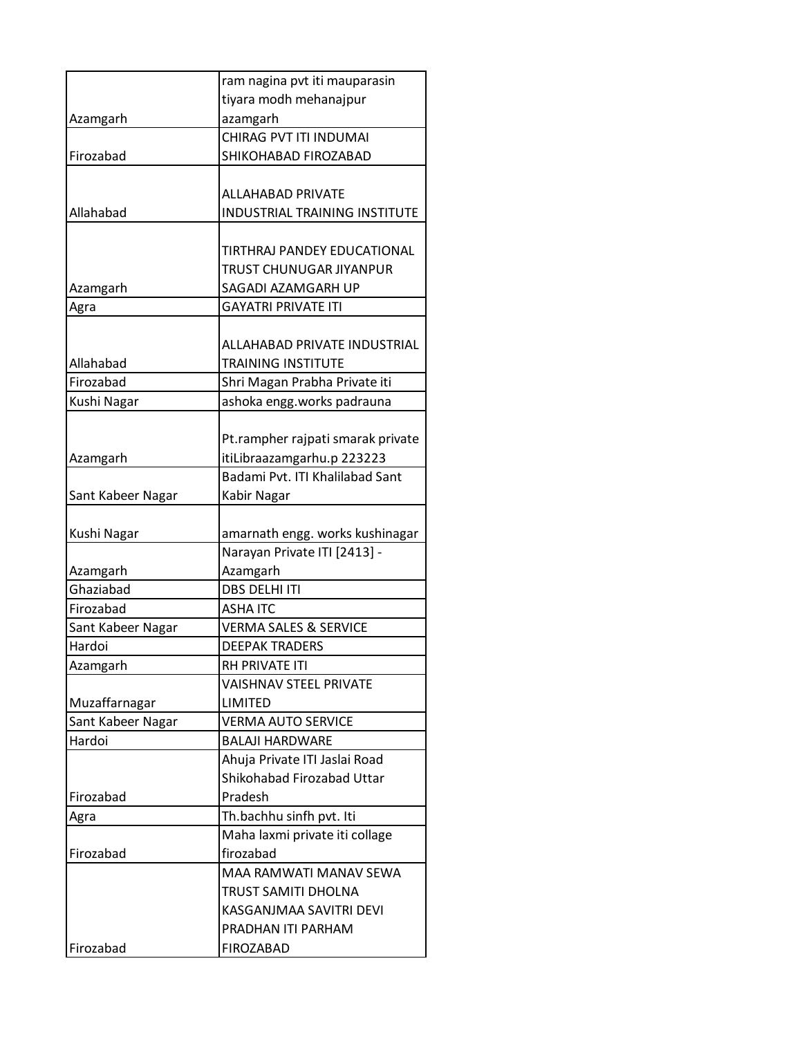| | |
|---|---|
| Azamgarh | ram nagina pvt iti mauparasin tiyara modh mehanajpur azamgarh |
| Firozabad | CHIRAG PVT ITI INDUMAI SHIKOHABAD FIROZABAD |
| Allahabad | ALLAHABAD PRIVATE INDUSTRIAL TRAINING INSTITUTE |
| Azamgarh | TIRTHRAJ PANDEY EDUCATIONAL TRUST CHUNUGAR JIYANPUR SAGADI AZAMGARH UP |
| Agra | GAYATRI PRIVATE ITI |
| Allahabad | ALLAHABAD PRIVATE INDUSTRIAL TRAINING INSTITUTE |
| Firozabad | Shri Magan Prabha Private iti |
| Kushi Nagar | ashoka engg.works padrauna |
| Azamgarh | Pt.rampher rajpati smarak private itiLibraazamgarhu.p 223223 |
| Sant Kabeer Nagar | Badami Pvt. ITI Khalilabad Sant Kabir Nagar |
| Kushi Nagar | amarnath engg. works kushinagar |
| Azamgarh | Narayan Private ITI [2413] - Azamgarh |
| Ghaziabad | DBS DELHI ITI |
| Firozabad | ASHA ITC |
| Sant Kabeer Nagar | VERMA SALES & SERVICE |
| Hardoi | DEEPAK TRADERS |
| Azamgarh | RH PRIVATE ITI |
| Muzaffarnagar | VAISHNAV STEEL PRIVATE LIMITED |
| Sant Kabeer Nagar | VERMA AUTO SERVICE |
| Hardoi | BALAJI HARDWARE |
| Firozabad | Ahuja Private ITI Jaslai Road Shikohabad Firozabad Uttar Pradesh |
| Agra | Th.bachhu sinfh pvt. Iti |
| Firozabad | Maha laxmi private iti collage firozabad |
| Firozabad | MAA RAMWATI MANAV SEWA TRUST SAMITI DHOLNA KASGANJMAA SAVITRI DEVI PRADHAN ITI PARHAM FIROZABAD |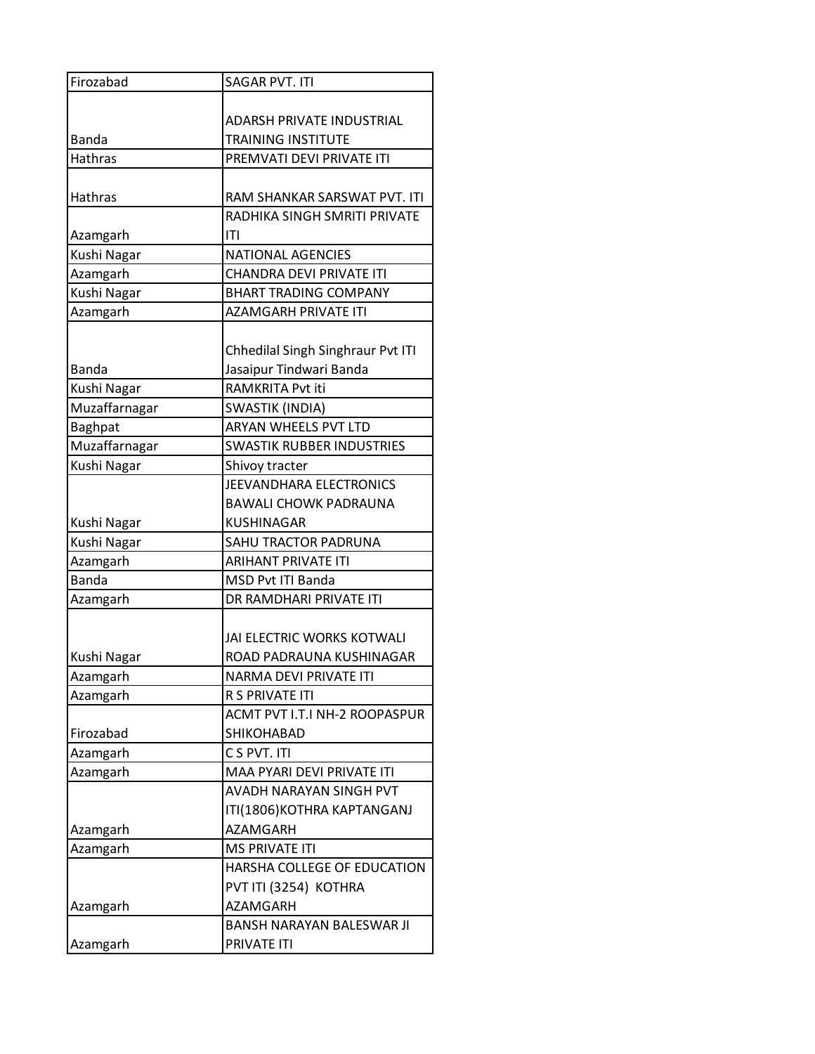| Firozabad | SAGAR PVT. ITI |
|---|---|
| Banda | ADARSH PRIVATE INDUSTRIAL TRAINING INSTITUTE |
| Hathras | PREMVATI DEVI PRIVATE ITI |
| Hathras | RAM SHANKAR SARSWAT PVT. ITI |
| Azamgarh | RADHIKA SINGH SMRITI PRIVATE ITI |
| Kushi Nagar | NATIONAL AGENCIES |
| Azamgarh | CHANDRA DEVI PRIVATE ITI |
| Kushi Nagar | BHART TRADING COMPANY |
| Azamgarh | AZAMGARH PRIVATE ITI |
| Banda | Chhedilal Singh Singhraur Pvt ITI Jasaipur Tindwari Banda |
| Kushi Nagar | RAMKRITA Pvt iti |
| Muzaffarnagar | SWASTIK (INDIA) |
| Baghpat | ARYAN WHEELS PVT LTD |
| Muzaffarnagar | SWASTIK RUBBER INDUSTRIES |
| Kushi Nagar | Shivoy tracter |
| Kushi Nagar | JEEVANDHARA ELECTRONICS BAWALI CHOWK PADRAUNA KUSHINAGAR |
| Kushi Nagar | SAHU TRACTOR PADRUNA |
| Azamgarh | ARIHANT PRIVATE ITI |
| Banda | MSD Pvt ITI Banda |
| Azamgarh | DR RAMDHARI PRIVATE ITI |
| Kushi Nagar | JAI ELECTRIC WORKS KOTWALI ROAD PADRAUNA KUSHINAGAR |
| Azamgarh | NARMA DEVI PRIVATE ITI |
| Azamgarh | R S PRIVATE ITI |
| Firozabad | ACMT PVT I.T.I NH-2 ROOPASPUR SHIKOHABAD |
| Azamgarh | C S PVT. ITI |
| Azamgarh | MAA PYARI DEVI PRIVATE ITI |
| Azamgarh | AVADH NARAYAN SINGH PVT ITI(1806)KOTHRA KAPTANGANJ AZAMGARH |
| Azamgarh | MS PRIVATE ITI |
| Azamgarh | HARSHA COLLEGE OF EDUCATION PVT ITI (3254) KOTHRA AZAMGARH |
| Azamgarh | BANSH NARAYAN BALESWAR JI PRIVATE ITI |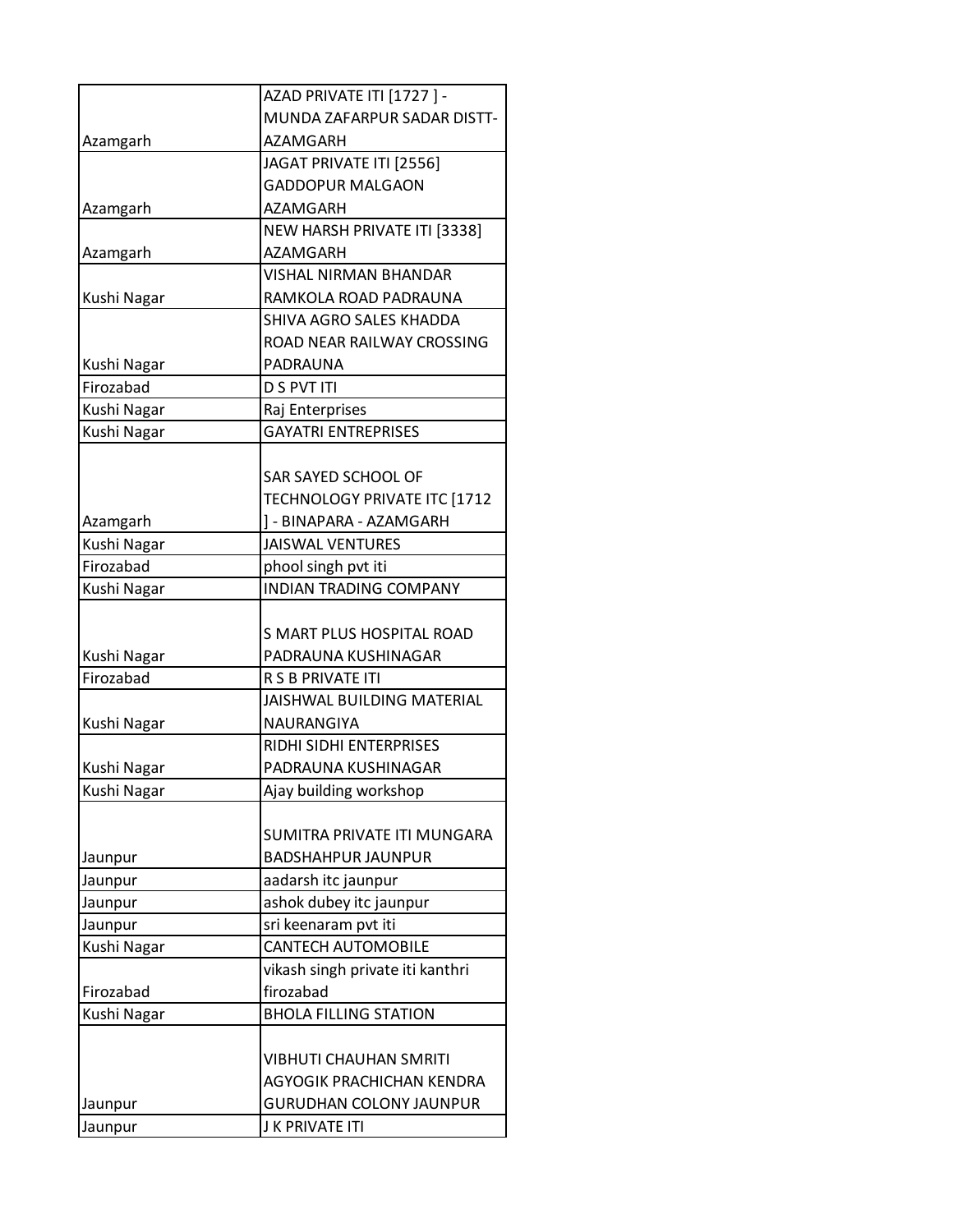| | |
|---|---|
| Azamgarh | AZAD PRIVATE ITI [1727 ] - MUNDA ZAFARPUR SADAR DISTT-AZAMGARH |
| Azamgarh | JAGAT PRIVATE ITI [2556] GADDOPUR MALGAON AZAMGARH |
| Azamgarh | NEW HARSH PRIVATE ITI [3338] AZAMGARH |
| Kushi Nagar | VISHAL NIRMAN BHANDAR RAMKOLA ROAD PADRAUNA |
| Kushi Nagar | SHIVA AGRO SALES KHADDA ROAD NEAR RAILWAY CROSSING PADRAUNA |
| Firozabad | D S PVT ITI |
| Kushi Nagar | Raj Enterprises |
| Kushi Nagar | GAYATRI ENTREPRISES |
| Azamgarh | SAR SAYED SCHOOL OF TECHNOLOGY PRIVATE ITC [1712 ] - BINAPARA - AZAMGARH |
| Kushi Nagar | JAISWAL VENTURES |
| Firozabad | phool singh pvt iti |
| Kushi Nagar | INDIAN TRADING COMPANY |
| Kushi Nagar | S MART PLUS HOSPITAL ROAD PADRAUNA KUSHINAGAR |
| Firozabad | R S B PRIVATE ITI |
| Kushi Nagar | JAISHWAL BUILDING MATERIAL NAURANGIYA |
| Kushi Nagar | RIDHI SIDHI ENTERPRISES PADRAUNA KUSHINAGAR |
| Kushi Nagar | Ajay building workshop |
| Jaunpur | SUMITRA PRIVATE ITI MUNGARA BADSHAHPUR JAUNPUR |
| Jaunpur | aadarsh itc jaunpur |
| Jaunpur | ashok dubey itc jaunpur |
| Jaunpur | sri keenaram pvt iti |
| Kushi Nagar | CANTECH AUTOMOBILE |
| Firozabad | vikash singh private iti kanthri firozabad |
| Kushi Nagar | BHOLA FILLING STATION |
| Jaunpur | VIBHUTI CHAUHAN SMRITI AGYOGIK PRACHICHAN KENDRA GURUDHAN COLONY JAUNPUR |
| Jaunpur | J K PRIVATE ITI |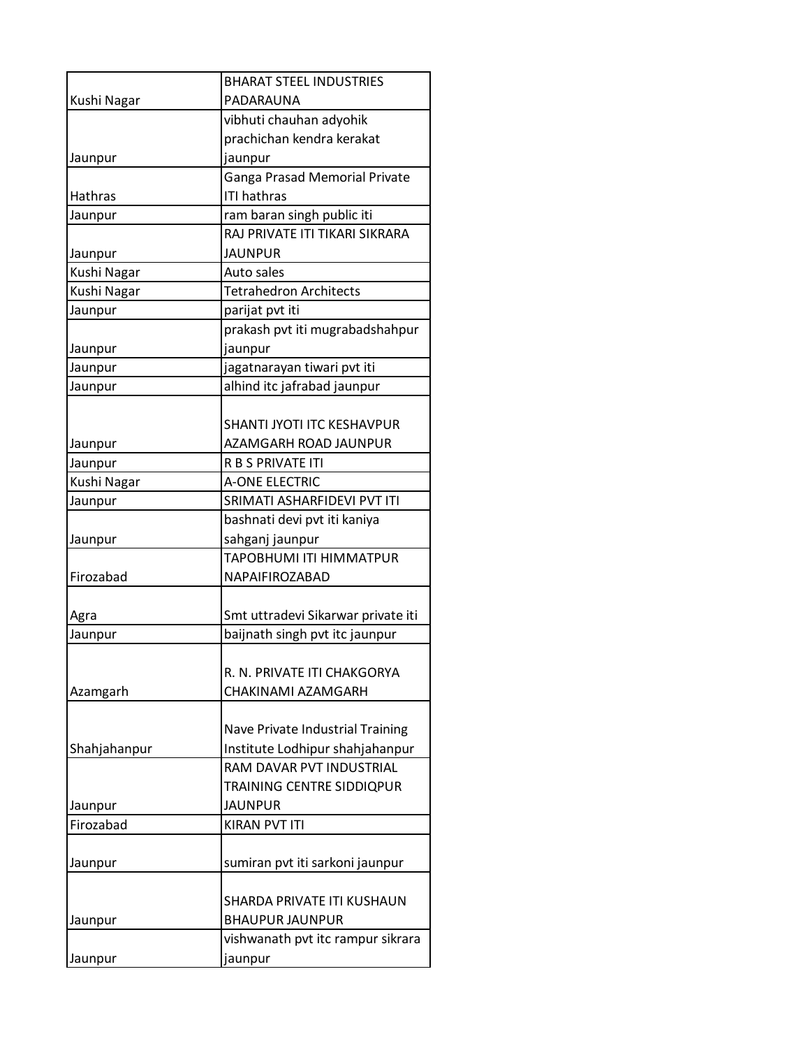| Kushi Nagar | BHARAT STEEL INDUSTRIES PADARAUNA |
|---|---|
| Jaunpur | vibhuti chauhan adyohik prachichan kendra kerakat jaunpur |
| Hathras | Ganga Prasad Memorial Private ITI hathras |
| Jaunpur | ram baran singh public iti |
| Jaunpur | RAJ PRIVATE ITI TIKARI SIKRARA JAUNPUR |
| Kushi Nagar | Auto sales |
| Kushi Nagar | Tetrahedron Architects |
| Jaunpur | parijat pvt iti |
| Jaunpur | prakash pvt iti mugrabadshahpur jaunpur |
| Jaunpur | jagatnarayan tiwari pvt iti |
| Jaunpur | alhind itc jafrabad jaunpur |
| Jaunpur | SHANTI JYOTI ITC KESHAVPUR AZAMGARH ROAD JAUNPUR |
| Jaunpur | R B S PRIVATE ITI |
| Kushi Nagar | A-ONE ELECTRIC |
| Jaunpur | SRIMATI ASHARFIDEVI PVT ITI |
| Jaunpur | bashnati devi pvt iti kaniya sahganj jaunpur |
| Firozabad | TAPOBHUMI ITI HIMMATPUR NAPAIFIROZABAD |
| Agra | Smt uttradevi Sikarwar private iti |
| Jaunpur | baijnath singh pvt itc jaunpur |
| Azamgarh | R. N. PRIVATE ITI CHAKGORYA CHAKINAMI AZAMGARH |
| Shahjahanpur | Nave Private Industrial Training Institute Lodhipur shahjahanpur |
| Jaunpur | RAM DAVAR PVT INDUSTRIAL TRAINING CENTRE SIDDIQPUR JAUNPUR |
| Firozabad | KIRAN PVT ITI |
| Jaunpur | sumiran pvt iti sarkoni jaunpur |
| Jaunpur | SHARDA PRIVATE ITI KUSHAUN BHAUPUR JAUNPUR |
| Jaunpur | vishwanath pvt itc rampur sikrara jaunpur |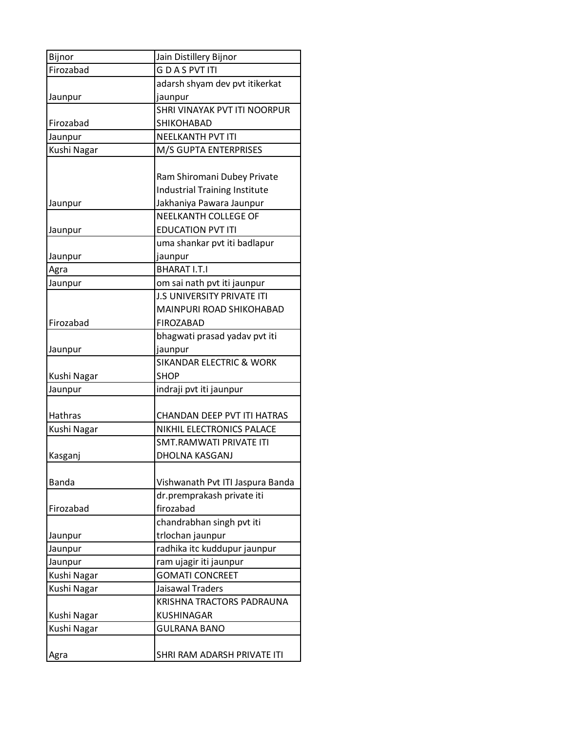| Bijnor | Jain Distillery Bijnor |
|---|---|
| Firozabad | G D A S PVT ITI |
| Jaunpur | adarsh shyam dev pvt itikerkat jaunpur |
| Firozabad | SHRI VINAYAK PVT ITI NOORPUR SHIKOHABAD |
| Jaunpur | NEELKANTH PVT ITI |
| Kushi Nagar | M/S GUPTA ENTERPRISES |
| Jaunpur | Ram Shiromani Dubey Private Industrial Training Institute Jakhaniya Pawara Jaunpur |
| Jaunpur | NEELKANTH COLLEGE OF EDUCATION PVT ITI |
| Jaunpur | uma shankar pvt iti badlapur jaunpur |
| Agra | BHARAT I.T.I |
| Jaunpur | om sai nath pvt iti jaunpur |
| Firozabad | J.S UNIVERSITY PRIVATE ITI MAINPURI ROAD SHIKOHABAD FIROZABAD |
| Jaunpur | bhagwati prasad yadav pvt iti jaunpur |
| Kushi Nagar | SIKANDAR ELECTRIC & WORK SHOP |
| Jaunpur | indraji pvt iti jaunpur |
| Hathras | CHANDAN DEEP PVT ITI HATRAS |
| Kushi Nagar | NIKHIL ELECTRONICS PALACE |
| Kasganj | SMT.RAMWATI PRIVATE ITI DHOLNA KASGANJ |
| Banda | Vishwanath Pvt ITI Jaspura Banda |
| Firozabad | dr.premprakash private iti firozabad |
| Jaunpur | chandrabhan singh pvt iti trlochan jaunpur |
| Jaunpur | radhika itc kuddupur jaunpur |
| Jaunpur | ram ujagir iti jaunpur |
| Kushi Nagar | GOMATI CONCREET |
| Kushi Nagar | Jaisawal Traders |
| Kushi Nagar | KRISHNA TRACTORS PADRAUNA KUSHINAGAR |
| Kushi Nagar | GULRANA BANO |
| Agra | SHRI RAM ADARSH PRIVATE ITI |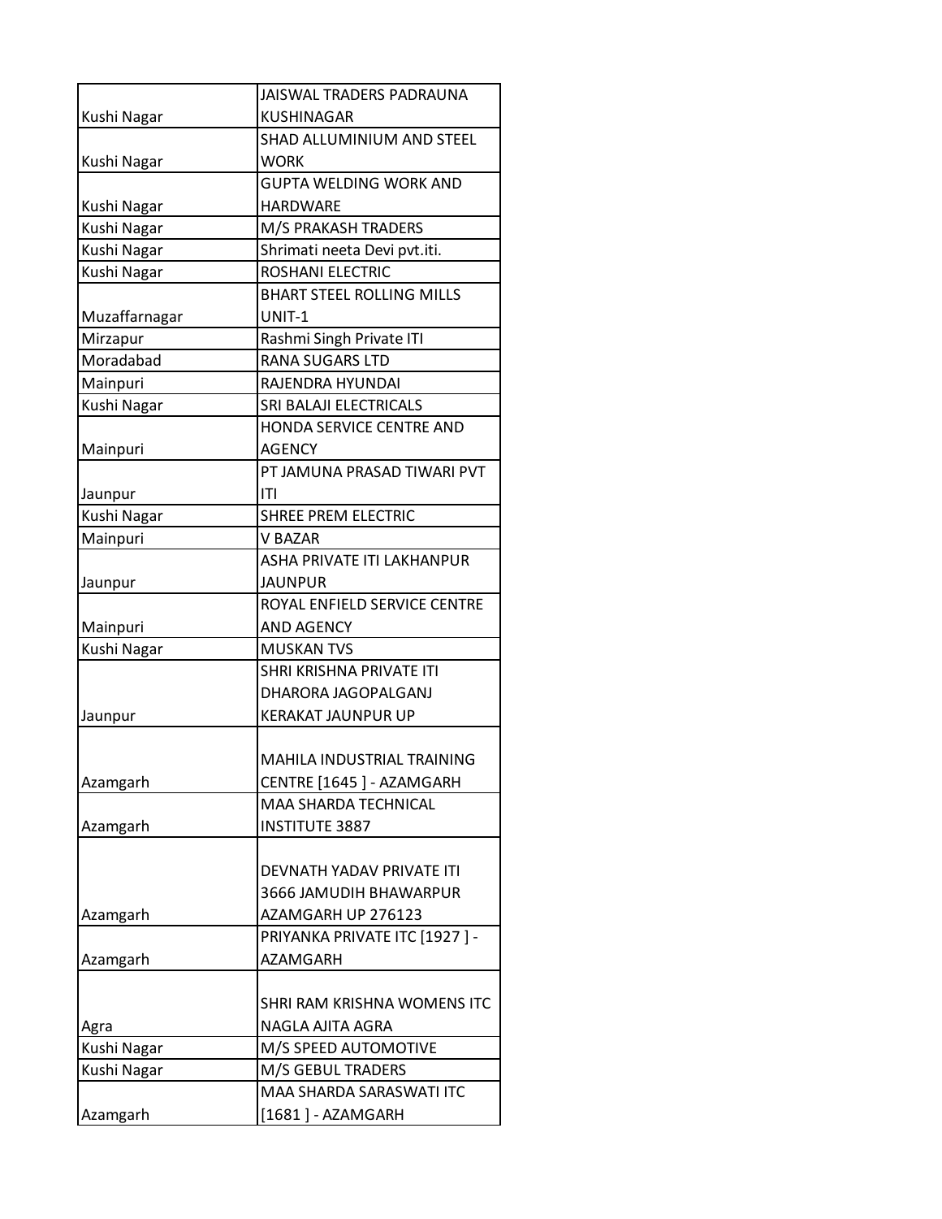| | |
|---|---|
| Kushi Nagar | JAISWAL TRADERS PADRAUNA KUSHINAGAR |
| Kushi Nagar | SHAD ALLUMINIUM AND STEEL WORK |
| Kushi Nagar | GUPTA WELDING WORK AND HARDWARE |
| Kushi Nagar | M/S PRAKASH TRADERS |
| Kushi Nagar | Shrimati neeta Devi pvt.iti. |
| Kushi Nagar | ROSHANI ELECTRIC |
| Muzaffarnagar | BHART STEEL ROLLING MILLS UNIT-1 |
| Mirzapur | Rashmi Singh Private ITI |
| Moradabad | RANA SUGARS LTD |
| Mainpuri | RAJENDRA HYUNDAI |
| Kushi Nagar | SRI BALAJI ELECTRICALS |
| Mainpuri | HONDA SERVICE CENTRE AND AGENCY |
| Jaunpur | PT JAMUNA PRASAD TIWARI PVT ITI |
| Kushi Nagar | SHREE PREM ELECTRIC |
| Mainpuri | V BAZAR |
| Jaunpur | ASHA PRIVATE ITI LAKHANPUR JAUNPUR |
| Mainpuri | ROYAL ENFIELD SERVICE CENTRE AND AGENCY |
| Kushi Nagar | MUSKAN TVS |
| Jaunpur | SHRI KRISHNA PRIVATE ITI DHARORA JAGOPALGANJ KERAKAT JAUNPUR UP |
| Azamgarh | MAHILA INDUSTRIAL TRAINING CENTRE [1645 ] - AZAMGARH |
| Azamgarh | MAA SHARDA TECHNICAL INSTITUTE 3887 |
| Azamgarh | DEVNATH YADAV PRIVATE ITI 3666 JAMUDIH BHAWARPUR AZAMGARH UP 276123 |
| Azamgarh | PRIYANKA PRIVATE ITC [1927 ] - AZAMGARH |
| Agra | SHRI RAM KRISHNA WOMENS ITC NAGLA AJITA AGRA |
| Kushi Nagar | M/S SPEED AUTOMOTIVE |
| Kushi Nagar | M/S GEBUL TRADERS |
| Azamgarh | MAA SHARDA SARASWATI ITC [1681 ] - AZAMGARH |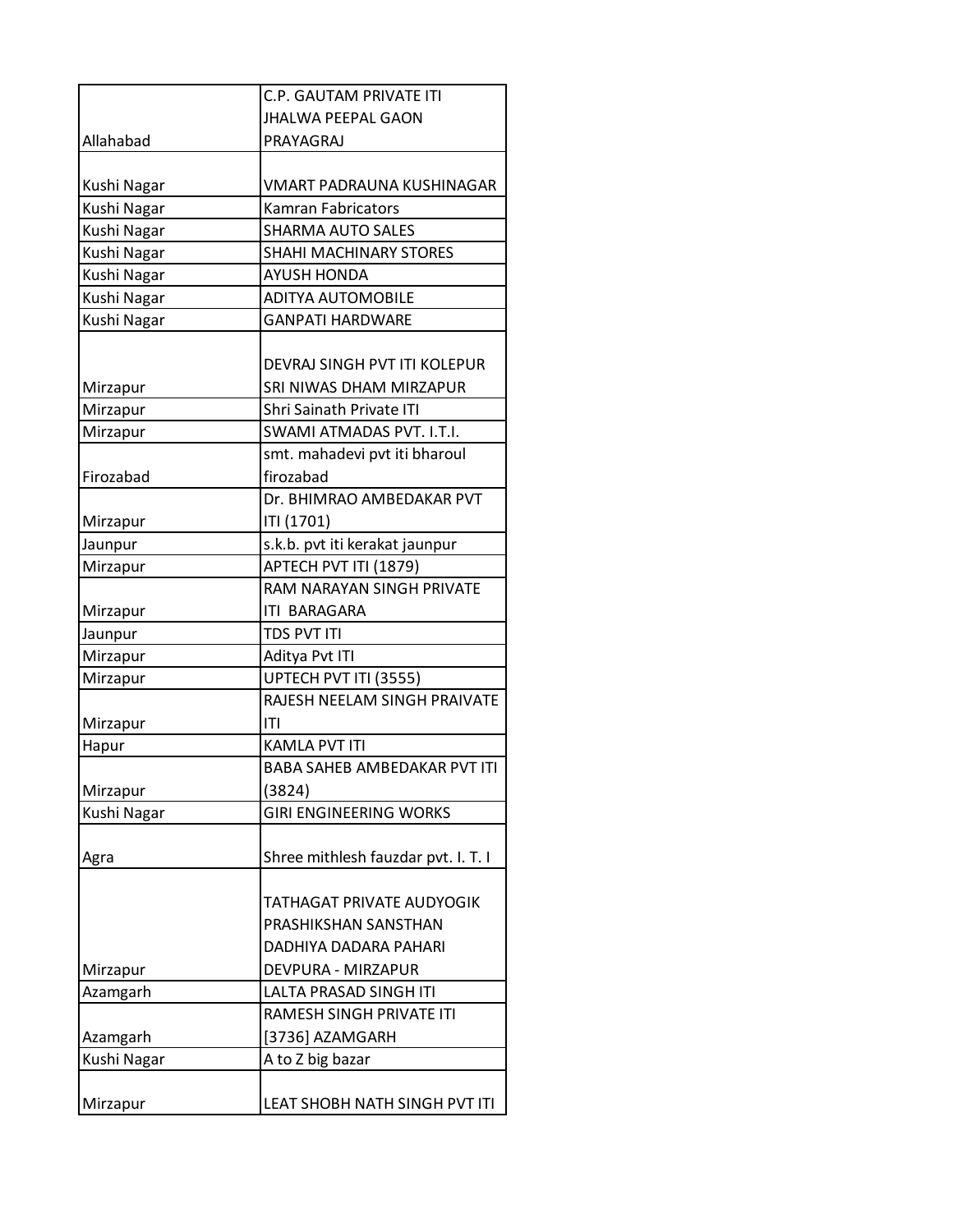| | |
|---|---|
| Allahabad | C.P. GAUTAM PRIVATE ITI JHALWA PEEPAL GAON PRAYAGRAJ |
| Kushi Nagar | VMART PADRAUNA KUSHINAGAR |
| Kushi Nagar | Kamran Fabricators |
| Kushi Nagar | SHARMA AUTO SALES |
| Kushi Nagar | SHAHI MACHINARY STORES |
| Kushi Nagar | AYUSH HONDA |
| Kushi Nagar | ADITYA AUTOMOBILE |
| Kushi Nagar | GANPATI HARDWARE |
| Mirzapur | DEVRAJ SINGH PVT ITI KOLEPUR SRI NIWAS DHAM MIRZAPUR |
| Mirzapur | Shri Sainath Private ITI |
| Mirzapur | SWAMI ATMADAS PVT. I.T.I. |
| Firozabad | smt. mahadevi pvt iti bharoul firozabad |
| Mirzapur | Dr. BHIMRAO AMBEDAKAR PVT ITI (1701) |
| Jaunpur | s.k.b. pvt iti kerakat jaunpur |
| Mirzapur | APTECH PVT ITI (1879) |
| Mirzapur | RAM NARAYAN SINGH PRIVATE ITI BARAGARA |
| Jaunpur | TDS PVT ITI |
| Mirzapur | Aditya Pvt ITI |
| Mirzapur | UPTECH PVT ITI (3555) |
| Mirzapur | RAJESH NEELAM SINGH PRAIVATE ITI |
| Hapur | KAMLA PVT ITI |
| Mirzapur | BABA SAHEB AMBEDAKAR PVT ITI (3824) |
| Kushi Nagar | GIRI ENGINEERING WORKS |
| Agra | Shree mithlesh fauzdar pvt. I. T. I |
| Mirzapur | TATHAGAT PRIVATE AUDYOGIK PRASHIKSHAN SANSTHAN DADHIYA DADARA PAHARI DEVPURA - MIRZAPUR |
| Azamgarh | LALTA PRASAD SINGH ITI |
| Azamgarh | RAMESH SINGH PRIVATE ITI [3736] AZAMGARH |
| Kushi Nagar | A to Z big bazar |
| Mirzapur | LEAT SHOBH NATH SINGH PVT ITI |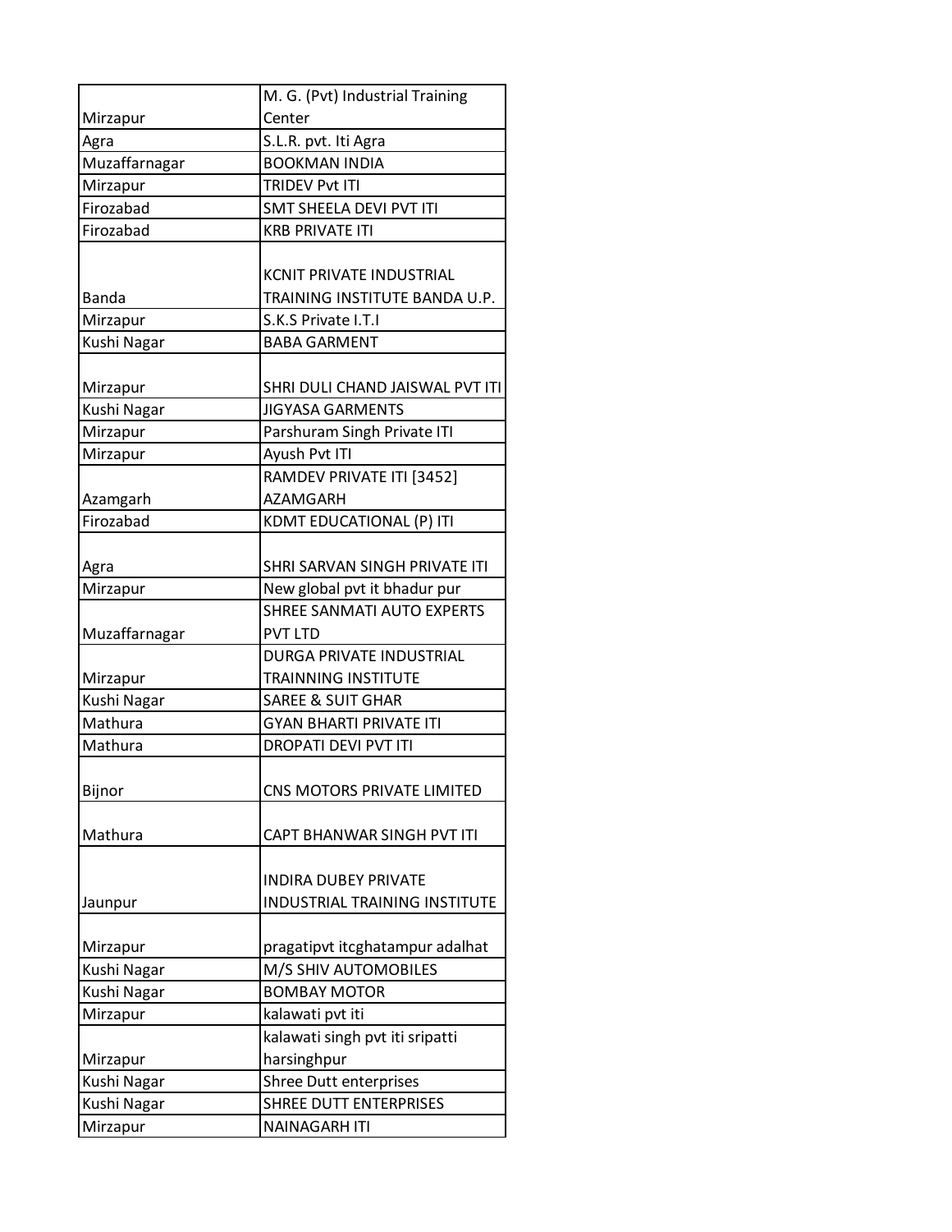| | |
|---|---|
| Mirzapur | M. G. (Pvt) Industrial Training Center |
| Agra | S.L.R. pvt. Iti Agra |
| Muzaffarnagar | BOOKMAN INDIA |
| Mirzapur | TRIDEV Pvt ITI |
| Firozabad | SMT SHEELA DEVI PVT ITI |
| Firozabad | KRB PRIVATE ITI |
| Banda | KCNIT PRIVATE INDUSTRIAL TRAINING INSTITUTE BANDA U.P. |
| Mirzapur | S.K.S Private I.T.I |
| Kushi Nagar | BABA GARMENT |
| Mirzapur | SHRI DULI CHAND JAISWAL PVT ITI |
| Kushi Nagar | JIGYASA GARMENTS |
| Mirzapur | Parshuram Singh Private ITI |
| Mirzapur | Ayush Pvt ITI |
| Azamgarh | RAMDEV PRIVATE ITI [3452] AZAMGARH |
| Firozabad | KDMT EDUCATIONAL (P) ITI |
| Agra | SHRI SARVAN SINGH PRIVATE ITI |
| Mirzapur | New global pvt it bhadur pur |
| Muzaffarnagar | SHREE SANMATI AUTO EXPERTS PVT LTD |
| Mirzapur | DURGA PRIVATE INDUSTRIAL TRAINNING INSTITUTE |
| Kushi Nagar | SAREE & SUIT GHAR |
| Mathura | GYAN BHARTI PRIVATE ITI |
| Mathura | DROPATI DEVI PVT ITI |
| Bijnor | CNS MOTORS PRIVATE LIMITED |
| Mathura | CAPT BHANWAR SINGH PVT ITI |
| Jaunpur | INDIRA DUBEY PRIVATE INDUSTRIAL TRAINING INSTITUTE |
| Mirzapur | pragatipvt itcghatampur adalhat |
| Kushi Nagar | M/S SHIV AUTOMOBILES |
| Kushi Nagar | BOMBAY MOTOR |
| Mirzapur | kalawati pvt iti |
| Mirzapur | kalawati singh pvt iti sripatti harsinghpur |
| Kushi Nagar | Shree Dutt enterprises |
| Kushi Nagar | SHREE DUTT ENTERPRISES |
| Mirzapur | NAINAGARH ITI |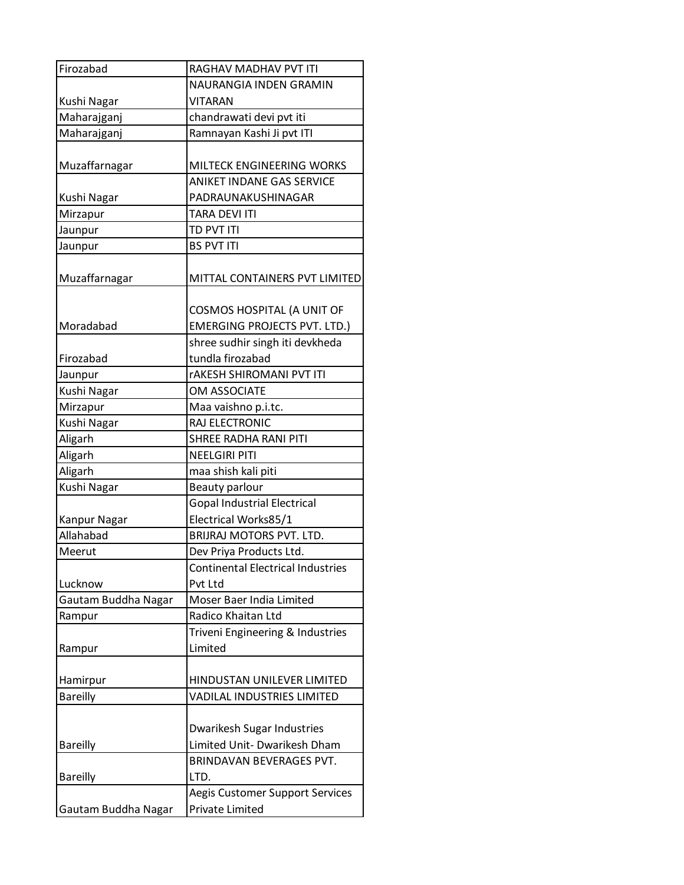| Firozabad | RAGHAV MADHAV PVT ITI |
|---|---|
| Kushi Nagar | NAURANGIA INDEN GRAMIN VITARAN |
| Maharajganj | chandrawati devi pvt iti |
| Maharajganj | Ramnayan Kashi Ji pvt ITI |
| Muzaffarnagar | MILTECK ENGINEERING WORKS |
| Kushi Nagar | ANIKET INDANE GAS SERVICE PADRAUNAKUSHINAGAR |
| Mirzapur | TARA DEVI ITI |
| Jaunpur | TD PVT ITI |
| Jaunpur | BS PVT ITI |
| Muzaffarnagar | MITTAL CONTAINERS PVT LIMITED |
| Moradabad | COSMOS HOSPITAL (A UNIT OF EMERGING PROJECTS PVT. LTD.) |
| Firozabad | shree sudhir singh iti devkheda tundla firozabad |
| Jaunpur | rAKESH SHIROMANI PVT ITI |
| Kushi Nagar | OM ASSOCIATE |
| Mirzapur | Maa vaishno p.i.tc. |
| Kushi Nagar | RAJ ELECTRONIC |
| Aligarh | SHREE RADHA RANI PITI |
| Aligarh | NEELGIRI PITI |
| Aligarh | maa shish kali piti |
| Kushi Nagar | Beauty parlour |
| Kanpur Nagar | Gopal Industrial Electrical Electrical Works85/1 |
| Allahabad | BRIJRAJ MOTORS PVT. LTD. |
| Meerut | Dev Priya Products Ltd. |
| Lucknow | Continental Electrical Industries Pvt Ltd |
| Gautam Buddha Nagar | Moser Baer India Limited |
| Rampur | Radico Khaitan Ltd |
| Rampur | Triveni Engineering & Industries Limited |
| Hamirpur | HINDUSTAN UNILEVER LIMITED |
| Bareilly | VADILAL INDUSTRIES LIMITED |
| Bareilly | Dwarikesh Sugar Industries Limited Unit- Dwarikesh Dham |
| Bareilly | BRINDAVAN BEVERAGES PVT. LTD. |
| Gautam Buddha Nagar | Aegis Customer Support Services Private Limited |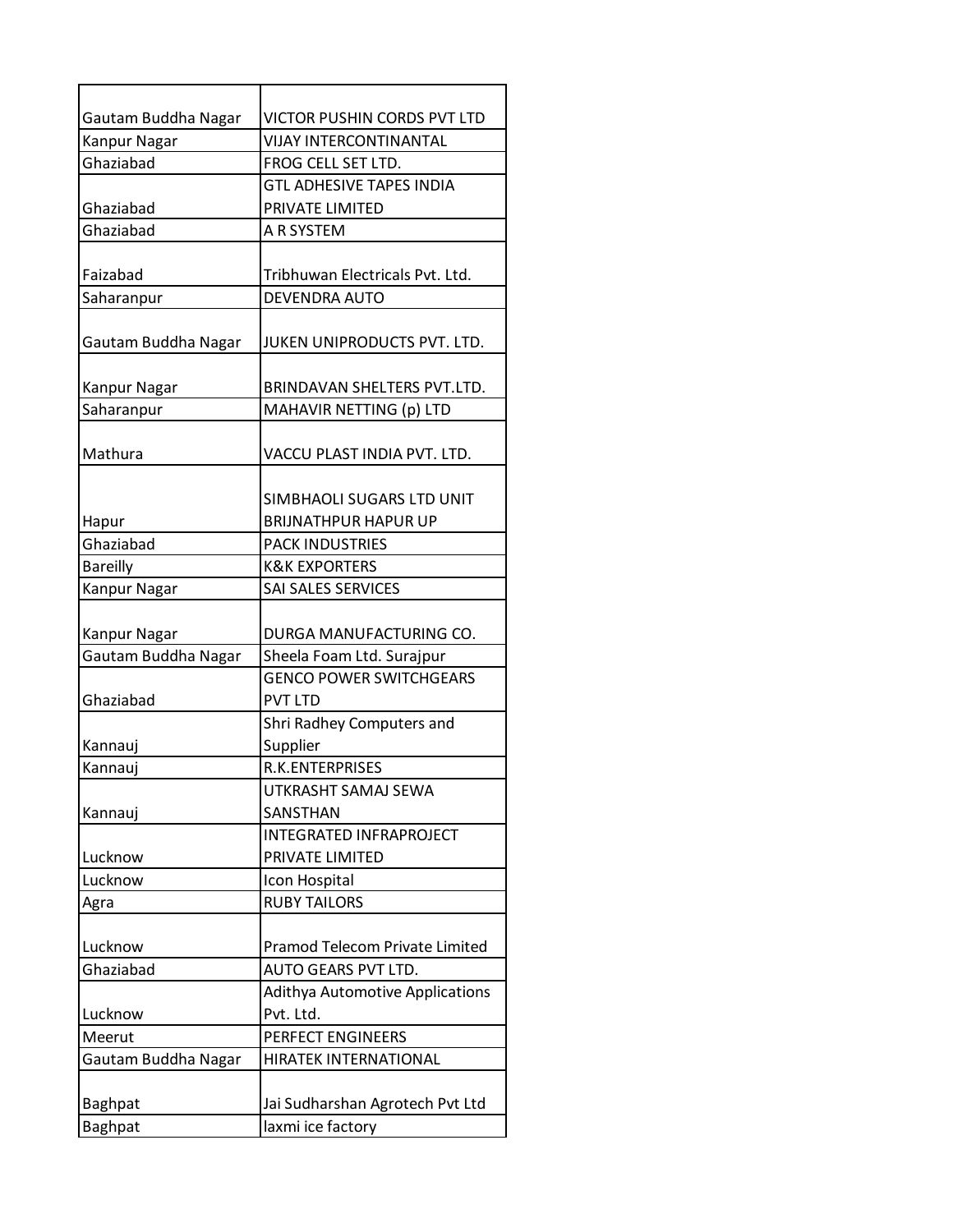| | |
|---|---|
| Gautam Buddha Nagar | VICTOR PUSHIN CORDS PVT LTD |
| Kanpur Nagar | VIJAY INTERCONTINANTAL |
| Ghaziabad | FROG CELL SET LTD. |
| Ghaziabad | GTL ADHESIVE TAPES INDIA PRIVATE LIMITED |
| Ghaziabad | A R SYSTEM |
| Faizabad | Tribhuwan Electricals Pvt. Ltd. |
| Saharanpur | DEVENDRA AUTO |
| Gautam Buddha Nagar | JUKEN UNIPRODUCTS PVT. LTD. |
| Kanpur Nagar | BRINDAVAN SHELTERS PVT.LTD. |
| Saharanpur | MAHAVIR NETTING (p) LTD |
| Mathura | VACCU PLAST INDIA PVT. LTD. |
| Hapur | SIMBHAOLI SUGARS LTD UNIT BRIJNATHPUR HAPUR UP |
| Ghaziabad | PACK INDUSTRIES |
| Bareilly | K&K EXPORTERS |
| Kanpur Nagar | SAI SALES SERVICES |
| Kanpur Nagar | DURGA MANUFACTURING CO. |
| Gautam Buddha Nagar | Sheela Foam Ltd. Surajpur |
| Ghaziabad | GENCO POWER SWITCHGEARS PVT LTD |
| Kannauj | Shri Radhey Computers and Supplier |
| Kannauj | R.K.ENTERPRISES |
| Kannauj | UTKRASHT SAMAJ SEWA SANSTHAN |
| Lucknow | INTEGRATED INFRAPROJECT PRIVATE LIMITED |
| Lucknow | Icon Hospital |
| Agra | RUBY TAILORS |
| Lucknow | Pramod Telecom Private Limited |
| Ghaziabad | AUTO GEARS PVT LTD. |
| Lucknow | Adithya Automotive Applications Pvt. Ltd. |
| Meerut | PERFECT ENGINEERS |
| Gautam Buddha Nagar | HIRATEK INTERNATIONAL |
| Baghpat | Jai Sudharshan Agrotech Pvt Ltd |
| Baghpat | laxmi ice factory |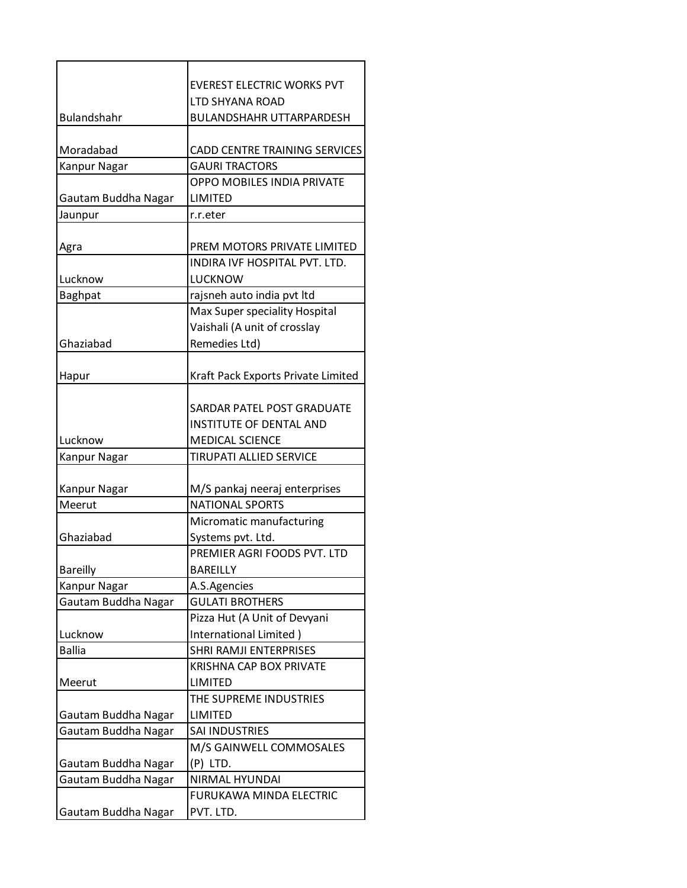| | |
|---|---|
| Bulandshahr | EVEREST ELECTRIC WORKS PVT LTD SHYANA ROAD BULANDSHAHR UTTARPARDESH |
| Moradabad | CADD CENTRE TRAINING SERVICES |
| Kanpur Nagar | GAURI TRACTORS |
| Gautam Buddha Nagar | OPPO MOBILES INDIA PRIVATE LIMITED |
| Jaunpur | r.r.eter |
| Agra | PREM MOTORS PRIVATE LIMITED |
| Lucknow | INDIRA IVF HOSPITAL PVT. LTD. LUCKNOW |
| Baghpat | rajsneh auto india pvt ltd |
| Ghaziabad | Max Super speciality Hospital Vaishali (A unit of crosslay Remedies Ltd) |
| Hapur | Kraft Pack Exports Private Limited |
| Lucknow | SARDAR PATEL POST GRADUATE INSTITUTE OF DENTAL AND MEDICAL SCIENCE |
| Kanpur Nagar | TIRUPATI ALLIED SERVICE |
| Kanpur Nagar | M/S pankaj neeraj enterprises |
| Meerut | NATIONAL SPORTS |
| Ghaziabad | Micromatic manufacturing Systems pvt. Ltd. |
| Bareilly | PREMIER AGRI FOODS PVT. LTD BAREILLY |
| Kanpur Nagar | A.S.Agencies |
| Gautam Buddha Nagar | GULATI BROTHERS |
| Lucknow | Pizza Hut (A Unit of Devyani International Limited ) |
| Ballia | SHRI RAMJI ENTERPRISES |
| Meerut | KRISHNA CAP BOX PRIVATE LIMITED |
| Gautam Buddha Nagar | THE SUPREME INDUSTRIES LIMITED |
| Gautam Buddha Nagar | SAI INDUSTRIES |
| Gautam Buddha Nagar | M/S GAINWELL COMMOSALES (P) LTD. |
| Gautam Buddha Nagar | NIRMAL HYUNDAI |
| Gautam Buddha Nagar | FURUKAWA MINDA ELECTRIC PVT. LTD. |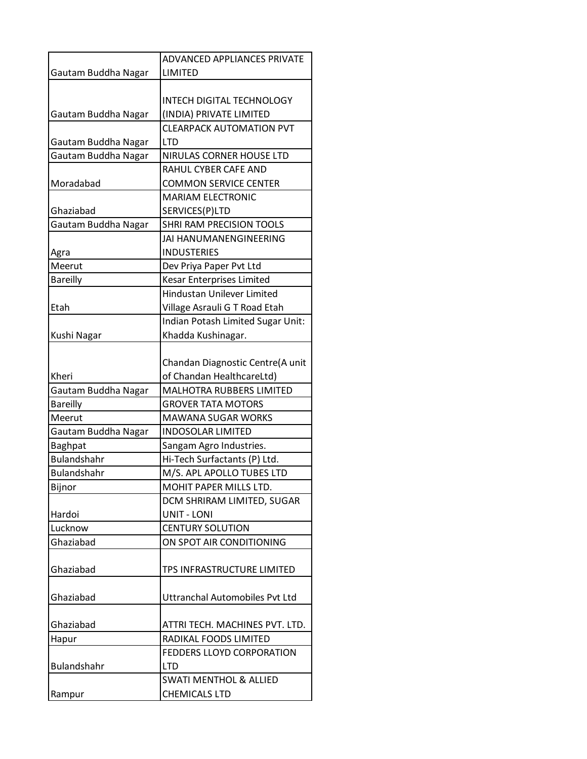| | |
|---|---|
| Gautam Buddha Nagar | ADVANCED APPLIANCES PRIVATE LIMITED |
| Gautam Buddha Nagar | INTECH DIGITAL TECHNOLOGY (INDIA) PRIVATE LIMITED |
| Gautam Buddha Nagar | CLEARPACK AUTOMATION PVT LTD |
| Gautam Buddha Nagar | NIRULAS CORNER HOUSE LTD |
| Moradabad | RAHUL CYBER CAFE AND COMMON SERVICE CENTER |
| Ghaziabad | MARIAM ELECTRONIC SERVICES(P)LTD |
| Gautam Buddha Nagar | SHRI RAM PRECISION TOOLS |
| Agra | JAI HANUMANENGINEERING INDUSTERIES |
| Meerut | Dev Priya Paper Pvt Ltd |
| Bareilly | Kesar Enterprises Limited |
| Etah | Hindustan Unilever Limited Village Asrauli G T Road Etah |
| Kushi Nagar | Indian Potash Limited Sugar Unit: Khadda Kushinagar. |
| Kheri | Chandan Diagnostic Centre(A unit of Chandan HealthcareLtd) |
| Gautam Buddha Nagar | MALHOTRA RUBBERS LIMITED |
| Bareilly | GROVER TATA MOTORS |
| Meerut | MAWANA SUGAR WORKS |
| Gautam Buddha Nagar | INDOSOLAR LIMITED |
| Baghpat | Sangam Agro Industries. |
| Bulandshahr | Hi-Tech Surfactants (P) Ltd. |
| Bulandshahr | M/S. APL APOLLO TUBES LTD |
| Bijnor | MOHIT PAPER MILLS LTD. |
| Hardoi | DCM SHRIRAM LIMITED, SUGAR UNIT - LONI |
| Lucknow | CENTURY SOLUTION |
| Ghaziabad | ON SPOT AIR CONDITIONING |
| Ghaziabad | TPS INFRASTRUCTURE LIMITED |
| Ghaziabad | Uttranchal Automobiles Pvt Ltd |
| Ghaziabad | ATTRI TECH. MACHINES PVT. LTD. |
| Hapur | RADIKAL FOODS LIMITED |
| Bulandshahr | FEDDERS LLOYD CORPORATION LTD |
| Rampur | SWATI MENTHOL & ALLIED CHEMICALS LTD |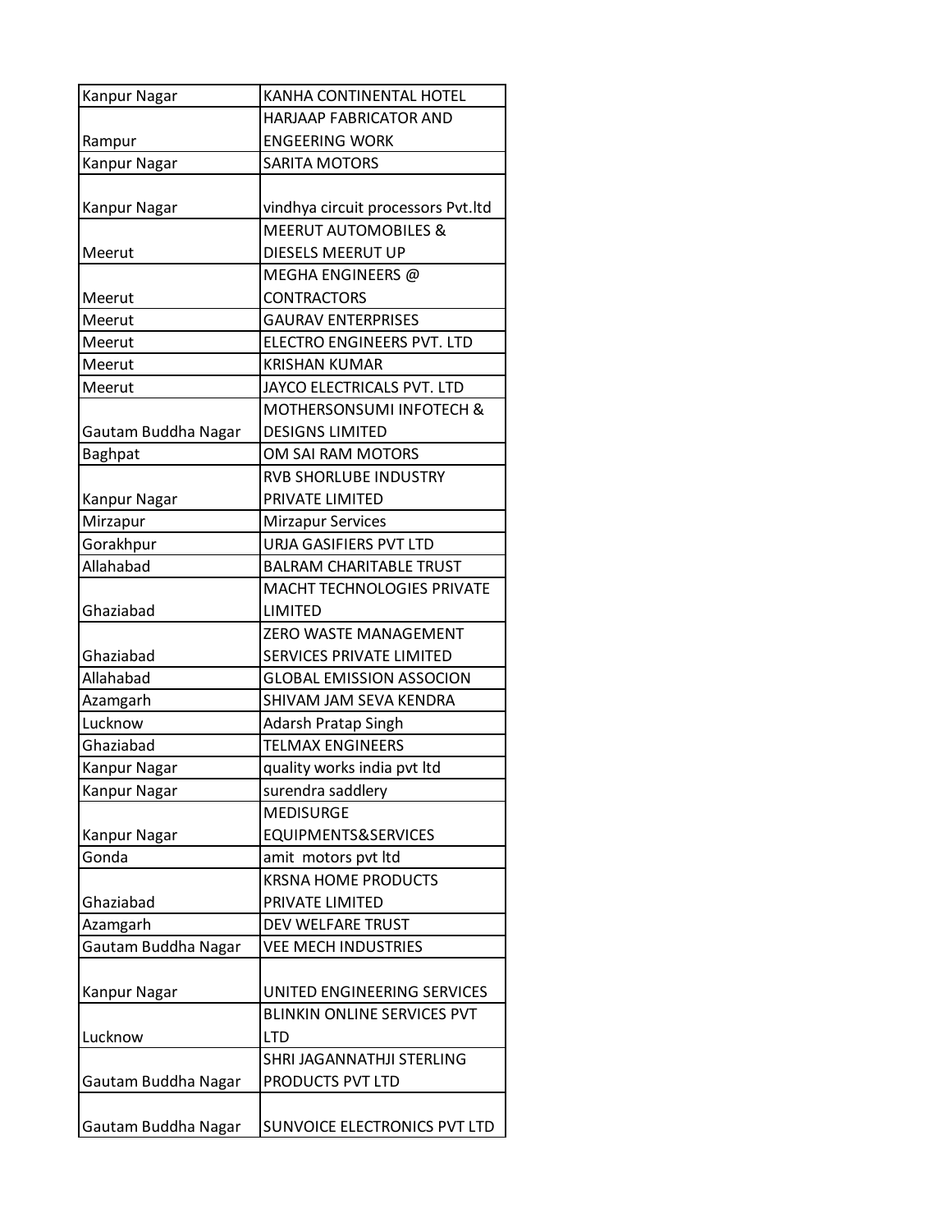| | |
|---|---|
| Kanpur Nagar | KANHA CONTINENTAL HOTEL |
| Rampur | HARJAAP FABRICATOR AND ENGEERING WORK |
| Kanpur Nagar | SARITA MOTORS |
| Kanpur Nagar | vindhya circuit processors Pvt.ltd |
| Meerut | MEERUT AUTOMOBILES & DIESELS MEERUT UP |
| Meerut | MEGHA ENGINEERS @ CONTRACTORS |
| Meerut | GAURAV ENTERPRISES |
| Meerut | ELECTRO ENGINEERS PVT. LTD |
| Meerut | KRISHAN KUMAR |
| Meerut | JAYCO ELECTRICALS PVT. LTD |
| Gautam Buddha Nagar | MOTHERSONSUMI INFOTECH & DESIGNS LIMITED |
| Baghpat | OM SAI RAM MOTORS |
| Kanpur Nagar | RVB SHORLUBE INDUSTRY PRIVATE LIMITED |
| Mirzapur | Mirzapur Services |
| Gorakhpur | URJA GASIFIERS PVT LTD |
| Allahabad | BALRAM CHARITABLE TRUST |
| Ghaziabad | MACHT TECHNOLOGIES PRIVATE LIMITED |
| Ghaziabad | ZERO WASTE MANAGEMENT SERVICES PRIVATE LIMITED |
| Allahabad | GLOBAL EMISSION ASSOCION |
| Azamgarh | SHIVAM JAM SEVA KENDRA |
| Lucknow | Adarsh Pratap Singh |
| Ghaziabad | TELMAX ENGINEERS |
| Kanpur Nagar | quality works india pvt ltd |
| Kanpur Nagar | surendra saddlery |
| Kanpur Nagar | MEDISURGE EQUIPMENTS&SERVICES |
| Gonda | amit motors pvt ltd |
| Ghaziabad | KRSNA HOME PRODUCTS PRIVATE LIMITED |
| Azamgarh | DEV WELFARE TRUST |
| Gautam Buddha Nagar | VEE MECH INDUSTRIES |
| Kanpur Nagar | UNITED ENGINEERING SERVICES |
| Lucknow | BLINKIN ONLINE SERVICES PVT LTD |
| Gautam Buddha Nagar | SHRI JAGANNATHJI STERLING PRODUCTS PVT LTD |
| Gautam Buddha Nagar | SUNVOICE ELECTRONICS PVT LTD |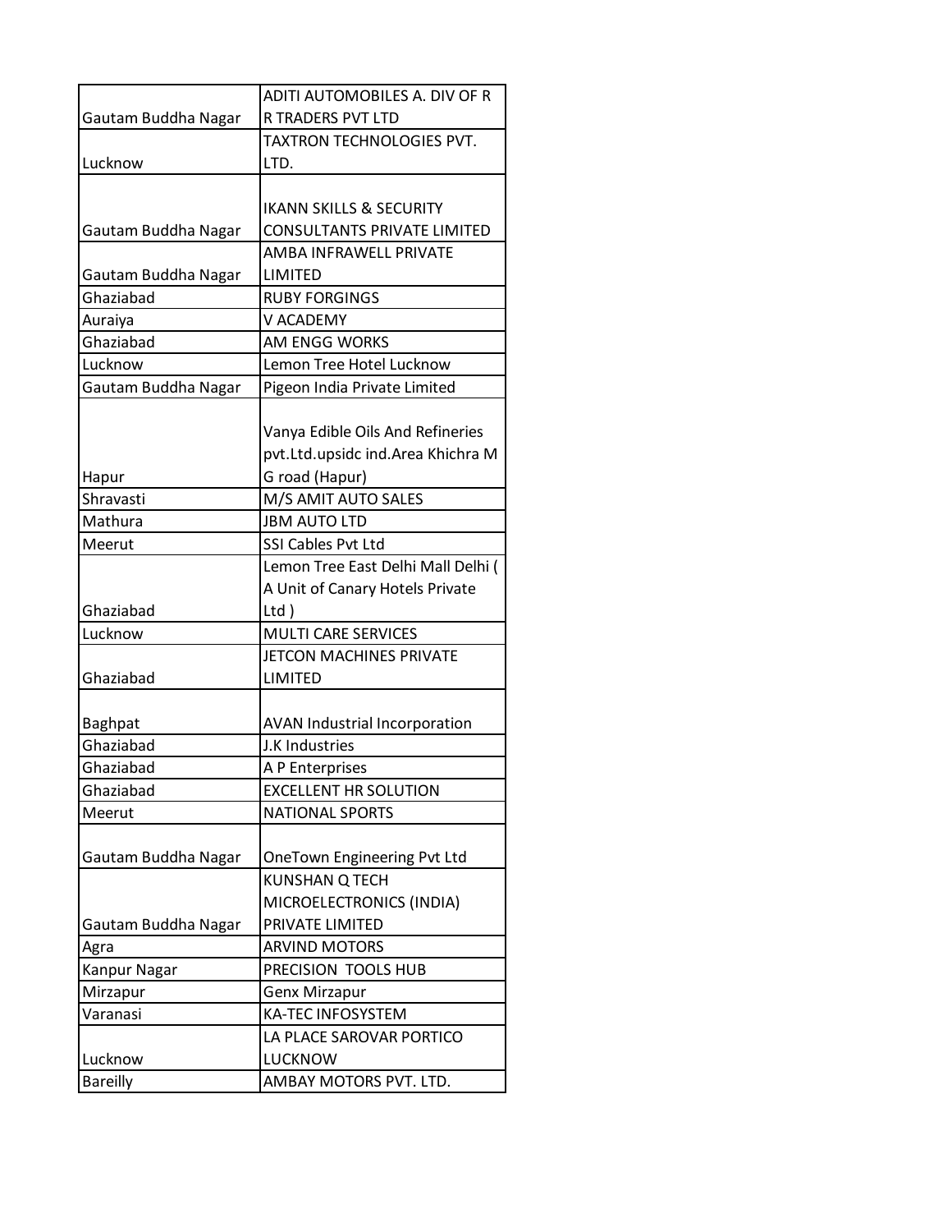| | |
|---|---|
| Gautam Buddha Nagar | ADITI AUTOMOBILES A. DIV OF R R TRADERS PVT LTD |
| Lucknow | TAXTRON TECHNOLOGIES PVT. LTD. |
| Gautam Buddha Nagar | IKANN SKILLS & SECURITY CONSULTANTS PRIVATE LIMITED |
| Gautam Buddha Nagar | AMBA INFRAWELL PRIVATE LIMITED |
| Ghaziabad | RUBY FORGINGS |
| Auraiya | V ACADEMY |
| Ghaziabad | AM ENGG WORKS |
| Lucknow | Lemon Tree Hotel Lucknow |
| Gautam Buddha Nagar | Pigeon India Private Limited |
| Hapur | Vanya Edible Oils And Refineries pvt.Ltd.upsidc ind.Area Khichra M G road (Hapur) |
| Shravasti | M/S AMIT AUTO SALES |
| Mathura | JBM AUTO LTD |
| Meerut | SSI Cables Pvt Ltd |
| Ghaziabad | Lemon Tree East Delhi Mall Delhi ( A Unit of Canary Hotels Private Ltd ) |
| Lucknow | MULTI CARE SERVICES |
| Ghaziabad | JETCON MACHINES PRIVATE LIMITED |
| Baghpat | AVAN Industrial Incorporation |
| Ghaziabad | J.K Industries |
| Ghaziabad | A P Enterprises |
| Ghaziabad | EXCELLENT HR SOLUTION |
| Meerut | NATIONAL SPORTS |
| Gautam Buddha Nagar | OneTown Engineering Pvt Ltd |
| Gautam Buddha Nagar | KUNSHAN Q TECH MICROELECTRONICS (INDIA) PRIVATE LIMITED |
| Agra | ARVIND MOTORS |
| Kanpur Nagar | PRECISION TOOLS HUB |
| Mirzapur | Genx Mirzapur |
| Varanasi | KA-TEC INFOSYSTEM |
| Lucknow | LA PLACE SAROVAR PORTICO LUCKNOW |
| Bareilly | AMBAY MOTORS PVT. LTD. |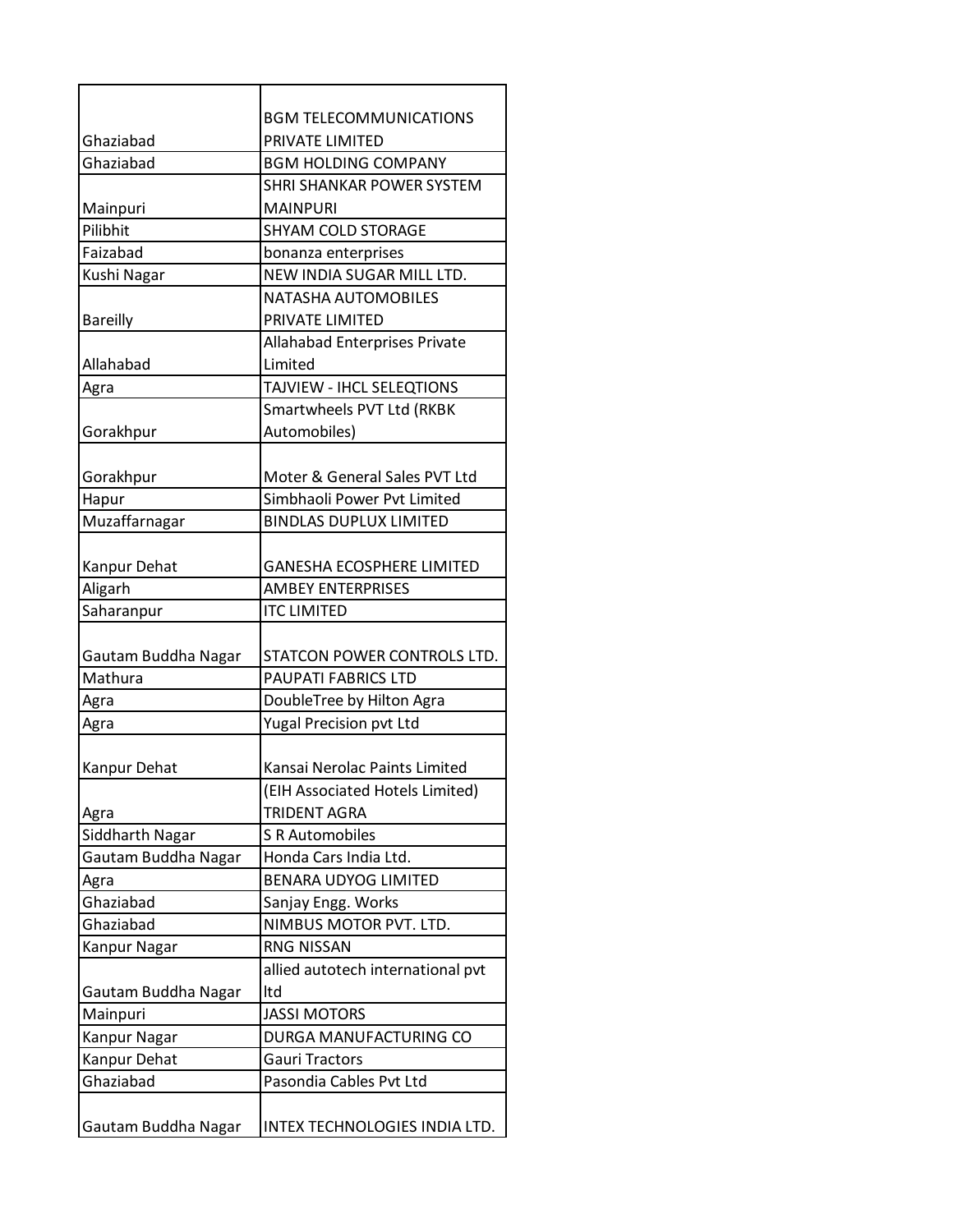| | |
|---|---|
| Ghaziabad | BGM TELECOMMUNICATIONS PRIVATE LIMITED |
| Ghaziabad | BGM HOLDING COMPANY |
| Mainpuri | SHRI SHANKAR POWER SYSTEM MAINPURI |
| Pilibhit | SHYAM COLD STORAGE |
| Faizabad | bonanza enterprises |
| Kushi Nagar | NEW INDIA SUGAR MILL LTD. |
| Bareilly | NATASHA AUTOMOBILES PRIVATE LIMITED |
| Allahabad | Allahabad Enterprises Private Limited |
| Agra | TAJVIEW - IHCL SELEQTIONS |
| Gorakhpur | Smartwheels PVT Ltd (RKBK Automobiles) |
| Gorakhpur | Moter & General Sales PVT Ltd |
| Hapur | Simbhaoli Power Pvt Limited |
| Muzaffarnagar | BINDLAS DUPLUX LIMITED |
| Kanpur Dehat | GANESHA ECOSPHERE LIMITED |
| Aligarh | AMBEY ENTERPRISES |
| Saharanpur | ITC LIMITED |
| Gautam Buddha Nagar | STATCON POWER CONTROLS LTD. |
| Mathura | PAUPATI FABRICS LTD |
| Agra | DoubleTree by Hilton Agra |
| Agra | Yugal Precision pvt Ltd |
| Kanpur Dehat | Kansai Nerolac Paints Limited |
| Agra | (EIH Associated Hotels Limited) TRIDENT AGRA |
| Siddharth Nagar | S R Automobiles |
| Gautam Buddha Nagar | Honda Cars India Ltd. |
| Agra | BENARA UDYOG LIMITED |
| Ghaziabad | Sanjay Engg. Works |
| Ghaziabad | NIMBUS MOTOR PVT. LTD. |
| Kanpur Nagar | RNG NISSAN |
| Gautam Buddha Nagar | allied autotech international pvt ltd |
| Mainpuri | JASSI MOTORS |
| Kanpur Nagar | DURGA MANUFACTURING CO |
| Kanpur Dehat | Gauri Tractors |
| Ghaziabad | Pasondia Cables Pvt Ltd |
| Gautam Buddha Nagar | INTEX TECHNOLOGIES INDIA LTD. |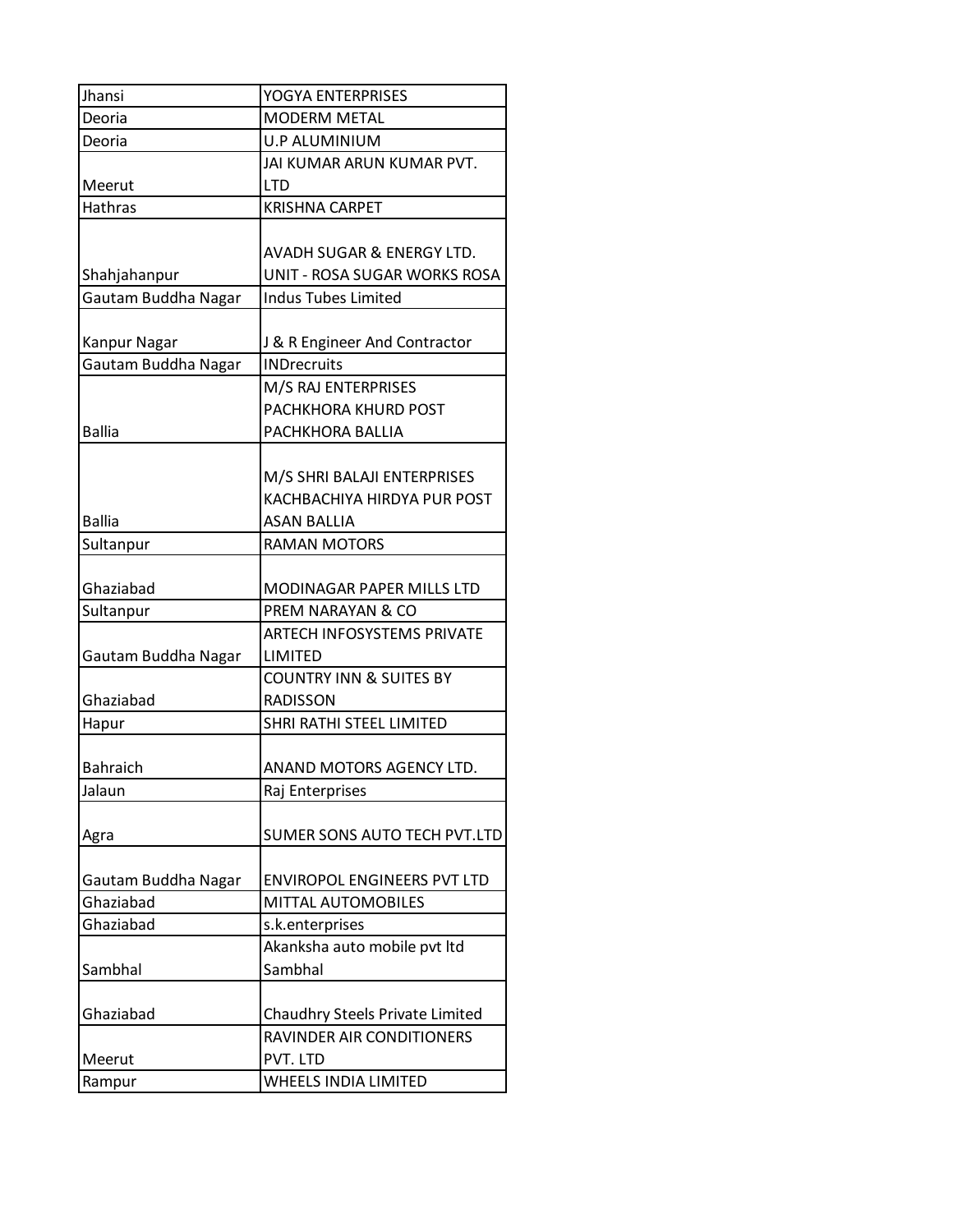| Jhansi | YOGYA ENTERPRISES |
|---|---|
| Deoria | MODERM METAL |
| Deoria | U.P ALUMINIUM |
| Meerut | JAI KUMAR ARUN KUMAR PVT. LTD |
| Hathras | KRISHNA CARPET |
| Shahjahanpur | AVADH SUGAR & ENERGY LTD. UNIT - ROSA SUGAR WORKS ROSA |
| Gautam Buddha Nagar | Indus Tubes Limited |
| Kanpur Nagar | J & R Engineer And Contractor |
| Gautam Buddha Nagar | INDrecruits |
| Ballia | M/S RAJ ENTERPRISES PACHKHORA KHURD POST PACHKHORA BALLIA |
| Ballia | M/S SHRI BALAJI ENTERPRISES KACHBACHIYA HIRDYA PUR POST ASAN BALLIA |
| Sultanpur | RAMAN MOTORS |
| Ghaziabad | MODINAGAR PAPER MILLS LTD |
| Sultanpur | PREM NARAYAN & CO |
| Gautam Buddha Nagar | ARTECH INFOSYSTEMS PRIVATE LIMITED |
| Ghaziabad | COUNTRY INN & SUITES BY RADISSON |
| Hapur | SHRI RATHI STEEL LIMITED |
| Bahraich | ANAND MOTORS AGENCY LTD. |
| Jalaun | Raj Enterprises |
| Agra | SUMER SONS AUTO TECH PVT.LTD |
| Gautam Buddha Nagar | ENVIROPOL ENGINEERS PVT LTD |
| Ghaziabad | MITTAL AUTOMOBILES |
| Ghaziabad | s.k.enterprises |
| Sambhal | Akanksha auto mobile pvt ltd Sambhal |
| Ghaziabad | Chaudhry Steels Private Limited |
| Meerut | RAVINDER AIR CONDITIONERS PVT. LTD |
| Rampur | WHEELS INDIA LIMITED |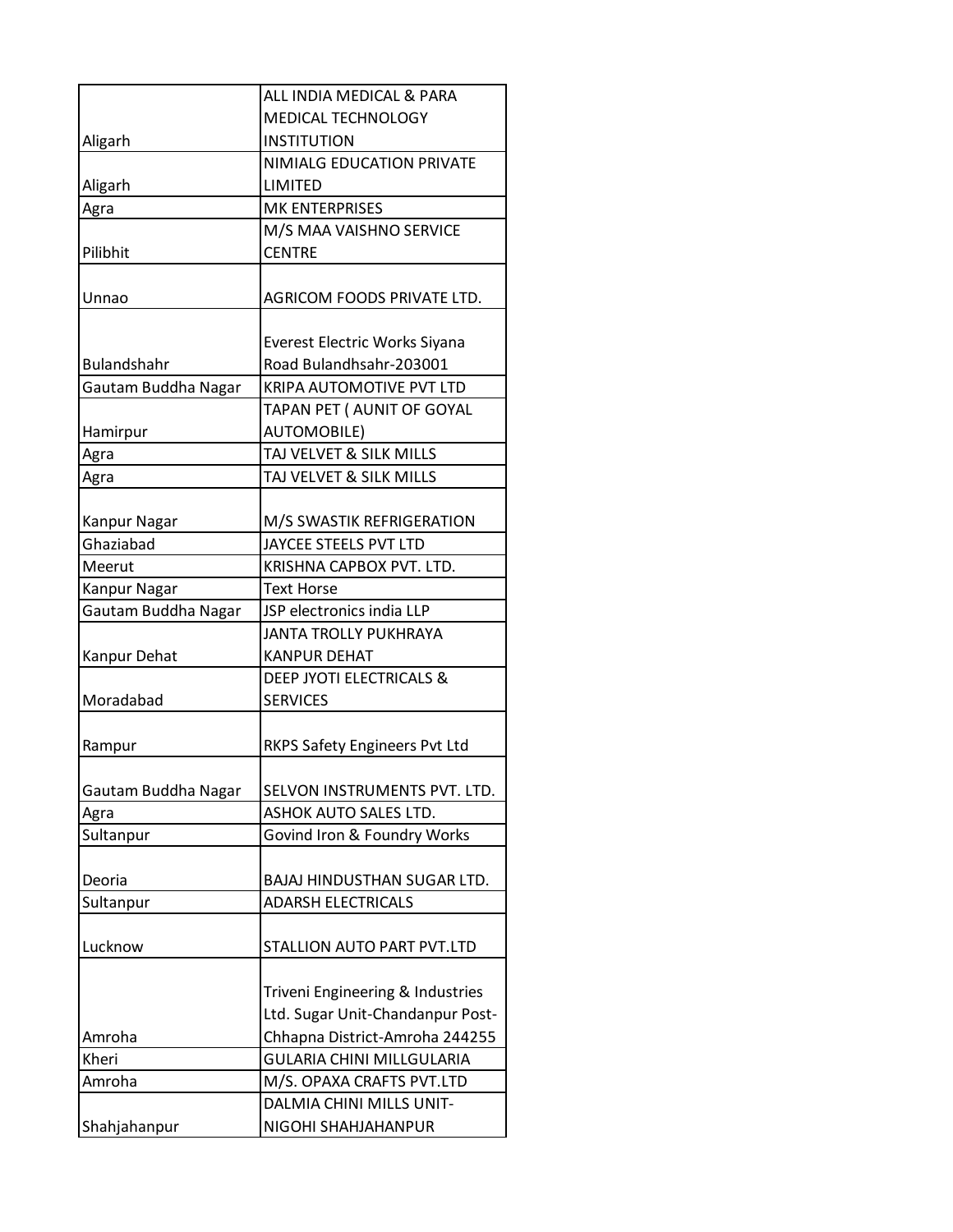| | |
|---|---|
| Aligarh | ALL INDIA MEDICAL & PARA MEDICAL TECHNOLOGY INSTITUTION |
| Aligarh | NIMIALG EDUCATION PRIVATE LIMITED |
| Agra | MK ENTERPRISES |
| Pilibhit | M/S MAA VAISHNO SERVICE CENTRE |
| Unnao | AGRICOM FOODS PRIVATE LTD. |
| Bulandshahr | Everest Electric Works Siyana Road Bulandhsahr-203001 |
| Gautam Buddha Nagar | KRIPA AUTOMOTIVE PVT LTD |
| Hamirpur | TAPAN PET ( AUNIT OF GOYAL AUTOMOBILE) |
| Agra | TAJ VELVET & SILK MILLS |
| Agra | TAJ VELVET & SILK MILLS |
| Kanpur Nagar | M/S SWASTIK REFRIGERATION |
| Ghaziabad | JAYCEE STEELS PVT LTD |
| Meerut | KRISHNA CAPBOX PVT. LTD. |
| Kanpur Nagar | Text Horse |
| Gautam Buddha Nagar | JSP electronics india LLP |
| Kanpur Dehat | JANTA TROLLY PUKHRAYA KANPUR DEHAT |
| Moradabad | DEEP JYOTI ELECTRICALS & SERVICES |
| Rampur | RKPS Safety Engineers Pvt Ltd |
| Gautam Buddha Nagar | SELVON INSTRUMENTS PVT. LTD. |
| Agra | ASHOK AUTO SALES LTD. |
| Sultanpur | Govind Iron & Foundry Works |
| Deoria | BAJAJ HINDUSTHAN SUGAR LTD. |
| Sultanpur | ADARSH ELECTRICALS |
| Lucknow | STALLION AUTO PART PVT.LTD |
| Amroha | Triveni Engineering & Industries Ltd. Sugar Unit-Chandanpur Post-Chhapna District-Amroha 244255 |
| Kheri | GULARIA CHINI MILLGULARIA |
| Amroha | M/S. OPAXA CRAFTS PVT.LTD |
| Shahjahanpur | DALMIA CHINI MILLS UNIT-NIGOHI SHAHJAHANPUR |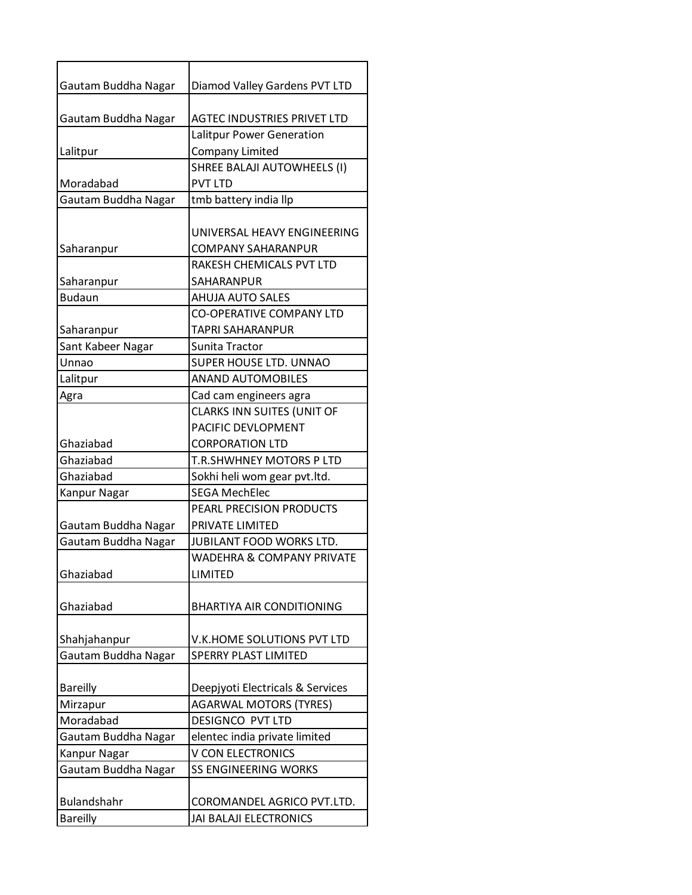| | |
|---|---|
| Gautam Buddha Nagar | Diamod Valley Gardens PVT LTD |
| Gautam Buddha Nagar | AGTEC INDUSTRIES PRIVET LTD |
| Lalitpur | Lalitpur Power Generation Company Limited |
| Moradabad | SHREE BALAJI AUTOWHEELS (I) PVT LTD |
| Gautam Buddha Nagar | tmb battery india llp |
| Saharanpur | UNIVERSAL HEAVY ENGINEERING COMPANY SAHARANPUR |
| Saharanpur | RAKESH CHEMICALS PVT LTD SAHARANPUR |
| Budaun | AHUJA AUTO SALES |
| Saharanpur | CO-OPERATIVE COMPANY LTD TAPRI SAHARANPUR |
| Sant Kabeer Nagar | Sunita Tractor |
| Unnao | SUPER HOUSE LTD. UNNAO |
| Lalitpur | ANAND AUTOMOBILES |
| Agra | Cad cam engineers agra |
| Ghaziabad | CLARKS INN SUITES (UNIT OF PACIFIC DEVLOPMENT CORPORATION LTD |
| Ghaziabad | T.R.SHWHNEY MOTORS P LTD |
| Ghaziabad | Sokhi heli wom gear pvt.ltd. |
| Kanpur Nagar | SEGA MechElec |
| Gautam Buddha Nagar | PEARL PRECISION PRODUCTS PRIVATE LIMITED |
| Gautam Buddha Nagar | JUBILANT FOOD WORKS LTD. |
| Ghaziabad | WADEHRA & COMPANY PRIVATE LIMITED |
| Ghaziabad | BHARTIYA AIR CONDITIONING |
| Shahjahanpur | V.K.HOME SOLUTIONS PVT LTD |
| Gautam Buddha Nagar | SPERRY PLAST LIMITED |
| Bareilly | Deepjyoti Electricals & Services |
| Mirzapur | AGARWAL MOTORS (TYRES) |
| Moradabad | DESIGNCO PVT LTD |
| Gautam Buddha Nagar | elentec india private limited |
| Kanpur Nagar | V CON ELECTRONICS |
| Gautam Buddha Nagar | SS ENGINEERING WORKS |
| Bulandshahr | COROMANDEL AGRICO PVT.LTD. |
| Bareilly | JAI BALAJI ELECTRONICS |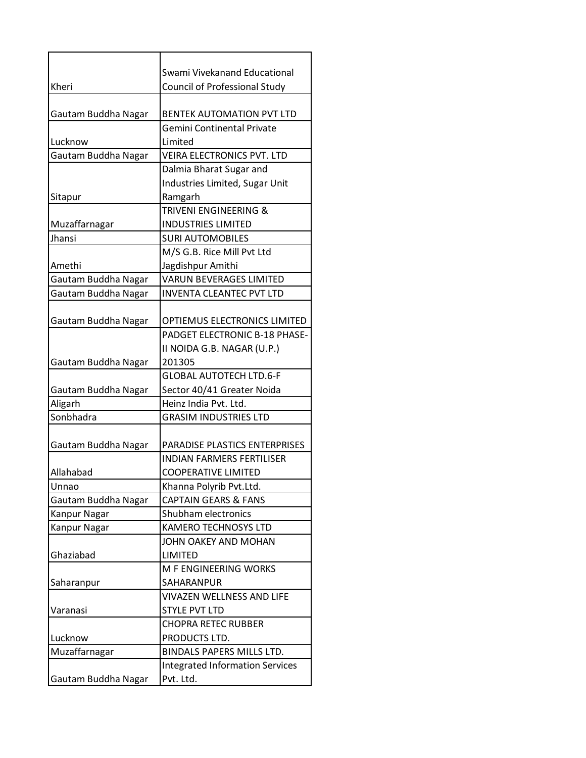| | |
|---|---|
| Kheri | Swami Vivekanand Educational Council of Professional Study |
| Gautam Buddha Nagar | BENTEK AUTOMATION PVT LTD |
| Lucknow | Gemini Continental Private Limited |
| Gautam Buddha Nagar | VEIRA ELECTRONICS PVT. LTD |
| Sitapur | Dalmia Bharat Sugar and Industries Limited, Sugar Unit Ramgarh |
| Muzaffarnagar | TRIVENI ENGINEERING & INDUSTRIES LIMITED |
| Jhansi | SURI AUTOMOBILES |
| Amethi | M/S G.B. Rice Mill Pvt Ltd Jagdishpur Amithi |
| Gautam Buddha Nagar | VARUN BEVERAGES LIMITED |
| Gautam Buddha Nagar | INVENTA CLEANTEC PVT LTD |
| Gautam Buddha Nagar | OPTIEMUS ELECTRONICS LIMITED |
| Gautam Buddha Nagar | PADGET ELECTRONIC B-18 PHASE-II NOIDA G.B. NAGAR (U.P.) 201305 |
| Gautam Buddha Nagar | GLOBAL AUTOTECH LTD.6-F Sector 40/41 Greater Noida |
| Aligarh | Heinz India Pvt. Ltd. |
| Sonbhadra | GRASIM INDUSTRIES LTD |
| Gautam Buddha Nagar | PARADISE PLASTICS ENTERPRISES |
| Allahabad | INDIAN FARMERS FERTILISER COOPERATIVE LIMITED |
| Unnao | Khanna Polyrib Pvt.Ltd. |
| Gautam Buddha Nagar | CAPTAIN GEARS & FANS |
| Kanpur Nagar | Shubham electronics |
| Kanpur Nagar | KAMERO TECHNOSYS LTD |
| Ghaziabad | JOHN OAKEY AND MOHAN LIMITED |
| Saharanpur | M F ENGINEERING WORKS SAHARANPUR |
| Varanasi | VIVAZEN WELLNESS AND LIFE STYLE PVT LTD |
| Lucknow | CHOPRA RETEC RUBBER PRODUCTS LTD. |
| Muzaffarnagar | BINDALS PAPERS MILLS LTD. |
| Gautam Buddha Nagar | Integrated Information Services Pvt. Ltd. |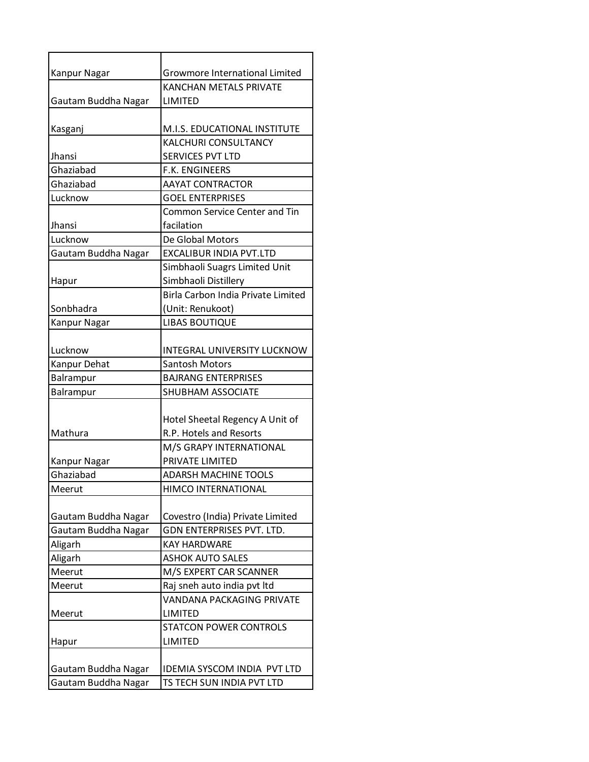| Kanpur Nagar | Growmore International Limited |
|---|---|
| Gautam Buddha Nagar | KANCHAN METALS PRIVATE LIMITED |
| Kasganj | M.I.S. EDUCATIONAL INSTITUTE |
| Jhansi | KALCHURI CONSULTANCY SERVICES PVT LTD |
| Ghaziabad | F.K. ENGINEERS |
| Ghaziabad | AAYAT CONTRACTOR |
| Lucknow | GOEL ENTERPRISES |
| Jhansi | Common Service Center and Tin facilation |
| Lucknow | De Global Motors |
| Gautam Buddha Nagar | EXCALIBUR INDIA PVT.LTD |
| Hapur | Simbhaoli Suagrs Limited Unit Simbhaoli Distillery |
| Sonbhadra | Birla Carbon India Private Limited (Unit: Renukoot) |
| Kanpur Nagar | LIBAS BOUTIQUE |
| Lucknow | INTEGRAL UNIVERSITY LUCKNOW |
| Kanpur Dehat | Santosh Motors |
| Balrampur | BAJRANG ENTERPRISES |
| Balrampur | SHUBHAM ASSOCIATE |
| Mathura | Hotel Sheetal Regency A Unit of R.P. Hotels and Resorts |
| Kanpur Nagar | M/S GRAPY INTERNATIONAL PRIVATE LIMITED |
| Ghaziabad | ADARSH MACHINE TOOLS |
| Meerut | HIMCO INTERNATIONAL |
| Gautam Buddha Nagar | Covestro (India) Private Limited |
| Gautam Buddha Nagar | GDN ENTERPRISES PVT. LTD. |
| Aligarh | KAY HARDWARE |
| Aligarh | ASHOK AUTO SALES |
| Meerut | M/S EXPERT CAR SCANNER |
| Meerut | Raj sneh auto india pvt ltd |
| Meerut | VANDANA PACKAGING PRIVATE LIMITED |
| Hapur | STATCON POWER CONTROLS LIMITED |
| Gautam Buddha Nagar | IDEMIA SYSCOM INDIA PVT LTD |
| Gautam Buddha Nagar | TS TECH SUN INDIA PVT LTD |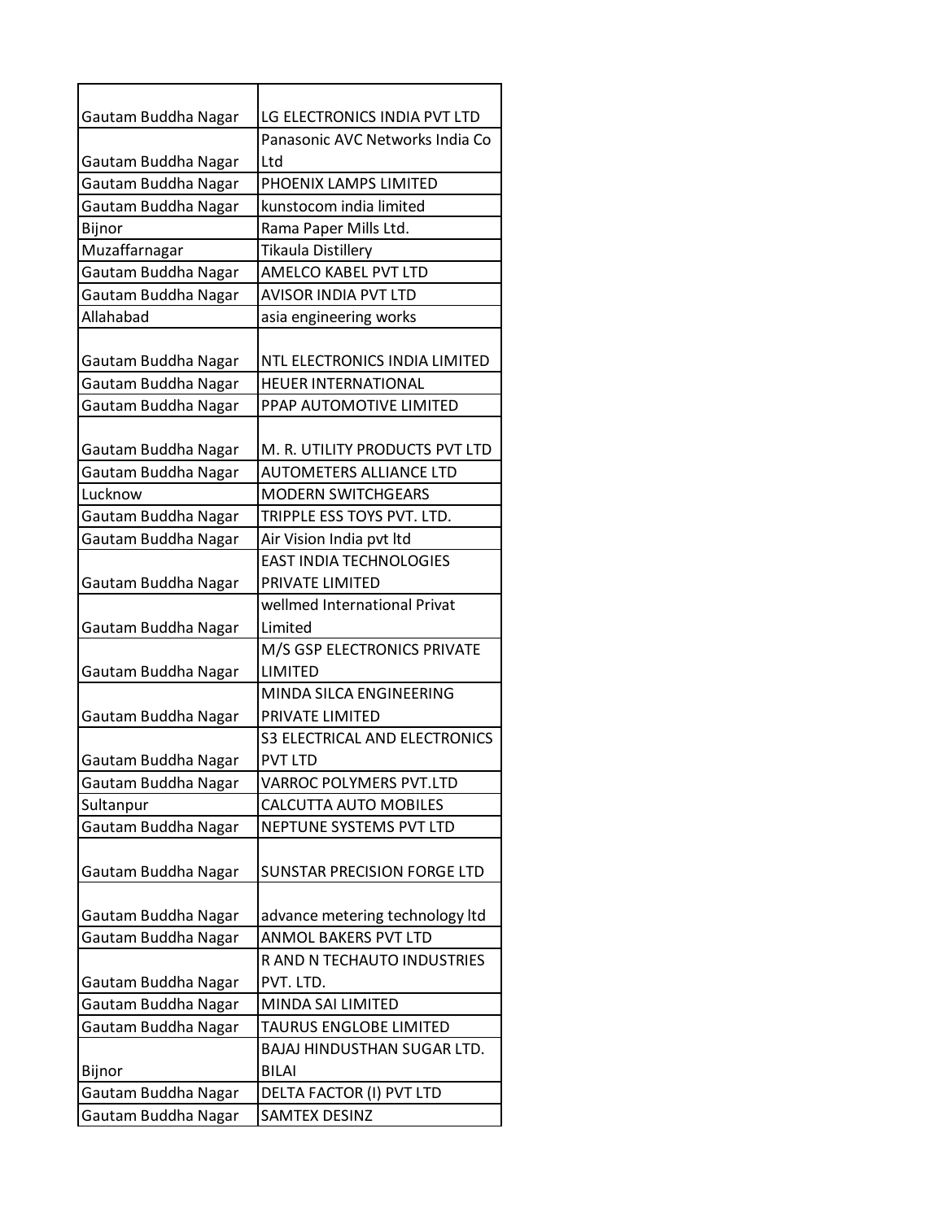| | |
|---|---|
| Gautam Buddha Nagar | LG ELECTRONICS INDIA PVT LTD |
| Gautam Buddha Nagar | Panasonic AVC Networks India Co Ltd |
| Gautam Buddha Nagar | PHOENIX LAMPS LIMITED |
| Gautam Buddha Nagar | kunstocom india limited |
| Bijnor | Rama Paper Mills Ltd. |
| Muzaffarnagar | Tikaula Distillery |
| Gautam Buddha Nagar | AMELCO KABEL PVT LTD |
| Gautam Buddha Nagar | AVISOR INDIA PVT LTD |
| Allahabad | asia engineering works |
| Gautam Buddha Nagar | NTL ELECTRONICS INDIA LIMITED |
| Gautam Buddha Nagar | HEUER INTERNATIONAL |
| Gautam Buddha Nagar | PPAP AUTOMOTIVE LIMITED |
| Gautam Buddha Nagar | M. R. UTILITY PRODUCTS PVT LTD |
| Gautam Buddha Nagar | AUTOMETERS ALLIANCE LTD |
| Lucknow | MODERN SWITCHGEARS |
| Gautam Buddha Nagar | TRIPPLE ESS TOYS PVT. LTD. |
| Gautam Buddha Nagar | Air Vision India pvt ltd |
| Gautam Buddha Nagar | EAST INDIA TECHNOLOGIES PRIVATE LIMITED |
| Gautam Buddha Nagar | wellmed International Privat Limited |
| Gautam Buddha Nagar | M/S GSP ELECTRONICS PRIVATE LIMITED |
| Gautam Buddha Nagar | MINDA SILCA ENGINEERING PRIVATE LIMITED |
| Gautam Buddha Nagar | S3 ELECTRICAL AND ELECTRONICS PVT LTD |
| Gautam Buddha Nagar | VARROC POLYMERS PVT.LTD |
| Sultanpur | CALCUTTA AUTO MOBILES |
| Gautam Buddha Nagar | NEPTUNE SYSTEMS PVT LTD |
| Gautam Buddha Nagar | SUNSTAR PRECISION FORGE LTD |
| Gautam Buddha Nagar | advance metering technology ltd |
| Gautam Buddha Nagar | ANMOL BAKERS PVT LTD |
| Gautam Buddha Nagar | R AND N TECHAUTO INDUSTRIES PVT. LTD. |
| Gautam Buddha Nagar | MINDA SAI LIMITED |
| Gautam Buddha Nagar | TAURUS ENGLOBE LIMITED |
| Bijnor | BAJAJ HINDUSTHAN SUGAR LTD. BILAI |
| Gautam Buddha Nagar | DELTA FACTOR (I) PVT LTD |
| Gautam Buddha Nagar | SAMTEX DESINZ |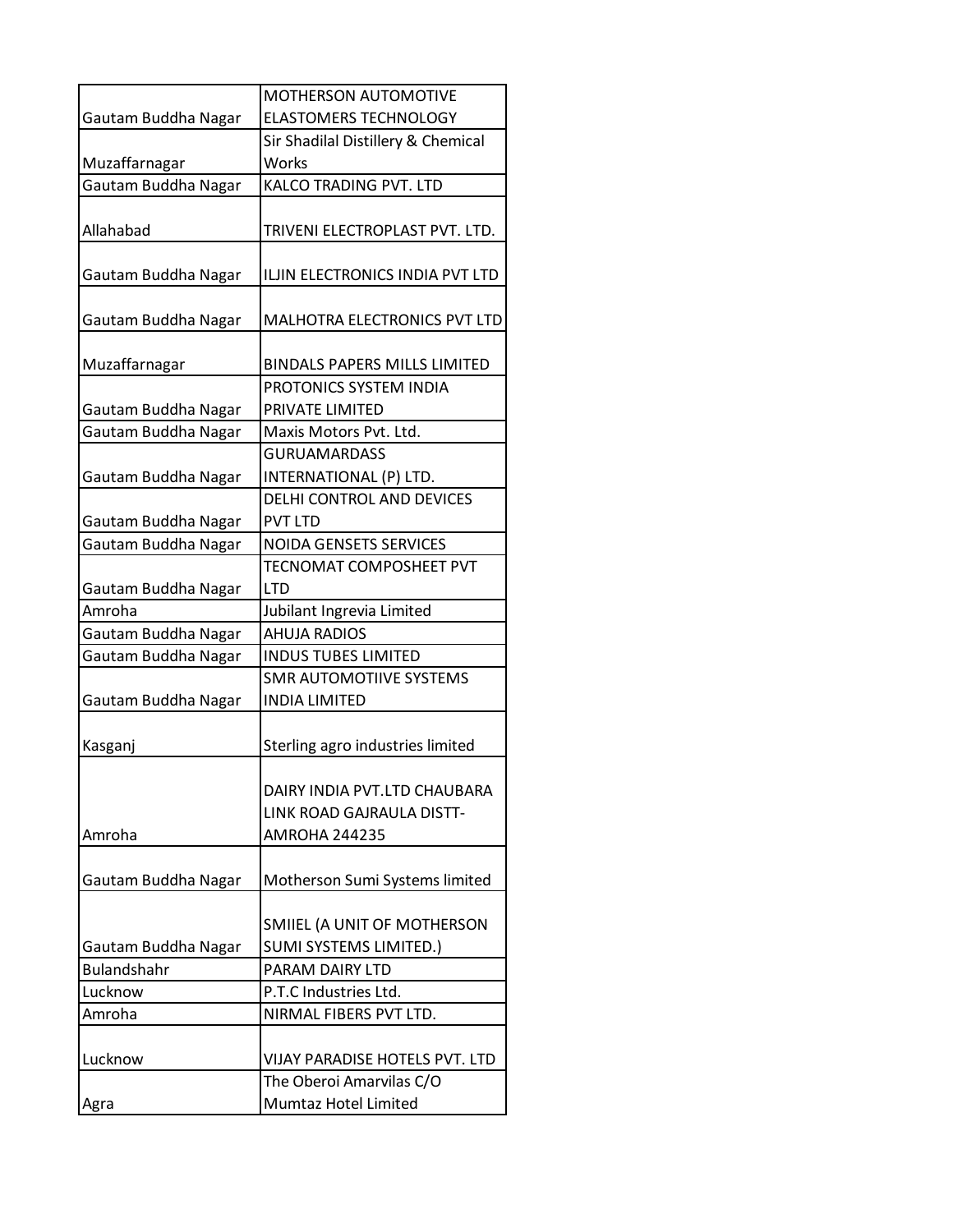| | |
|---|---|
| Gautam Buddha Nagar | MOTHERSON AUTOMOTIVE ELASTOMERS TECHNOLOGY |
| Muzaffarnagar | Sir Shadilal Distillery & Chemical Works |
| Gautam Buddha Nagar | KALCO TRADING PVT. LTD |
| Allahabad | TRIVENI ELECTROPLAST PVT. LTD. |
| Gautam Buddha Nagar | ILJIN ELECTRONICS INDIA PVT LTD |
| Gautam Buddha Nagar | MALHOTRA ELECTRONICS PVT LTD |
| Muzaffarnagar | BINDALS PAPERS MILLS LIMITED |
| Gautam Buddha Nagar | PROTONICS SYSTEM INDIA PRIVATE LIMITED |
| Gautam Buddha Nagar | Maxis Motors Pvt. Ltd. |
| Gautam Buddha Nagar | GURUAMARDASS INTERNATIONAL (P) LTD. |
| Gautam Buddha Nagar | DELHI CONTROL AND DEVICES PVT LTD |
| Gautam Buddha Nagar | NOIDA GENSETS SERVICES |
| Gautam Buddha Nagar | TECNOMAT COMPOSHEET PVT LTD |
| Amroha | Jubilant Ingrevia Limited |
| Gautam Buddha Nagar | AHUJA RADIOS |
| Gautam Buddha Nagar | INDUS TUBES LIMITED |
| Gautam Buddha Nagar | SMR AUTOMOTIIVE SYSTEMS INDIA LIMITED |
| Kasganj | Sterling agro industries limited |
| Amroha | DAIRY INDIA PVT.LTD CHAUBARA LINK ROAD GAJRAULA DISTT- AMROHA 244235 |
| Gautam Buddha Nagar | Motherson Sumi Systems limited |
| Gautam Buddha Nagar | SMIIEL (A UNIT OF MOTHERSON SUMI SYSTEMS LIMITED.) |
| Bulandshahr | PARAM DAIRY LTD |
| Lucknow | P.T.C Industries Ltd. |
| Amroha | NIRMAL FIBERS PVT LTD. |
| Lucknow | VIJAY PARADISE HOTELS PVT. LTD |
| Agra | The Oberoi Amarvilas C/O Mumtaz Hotel Limited |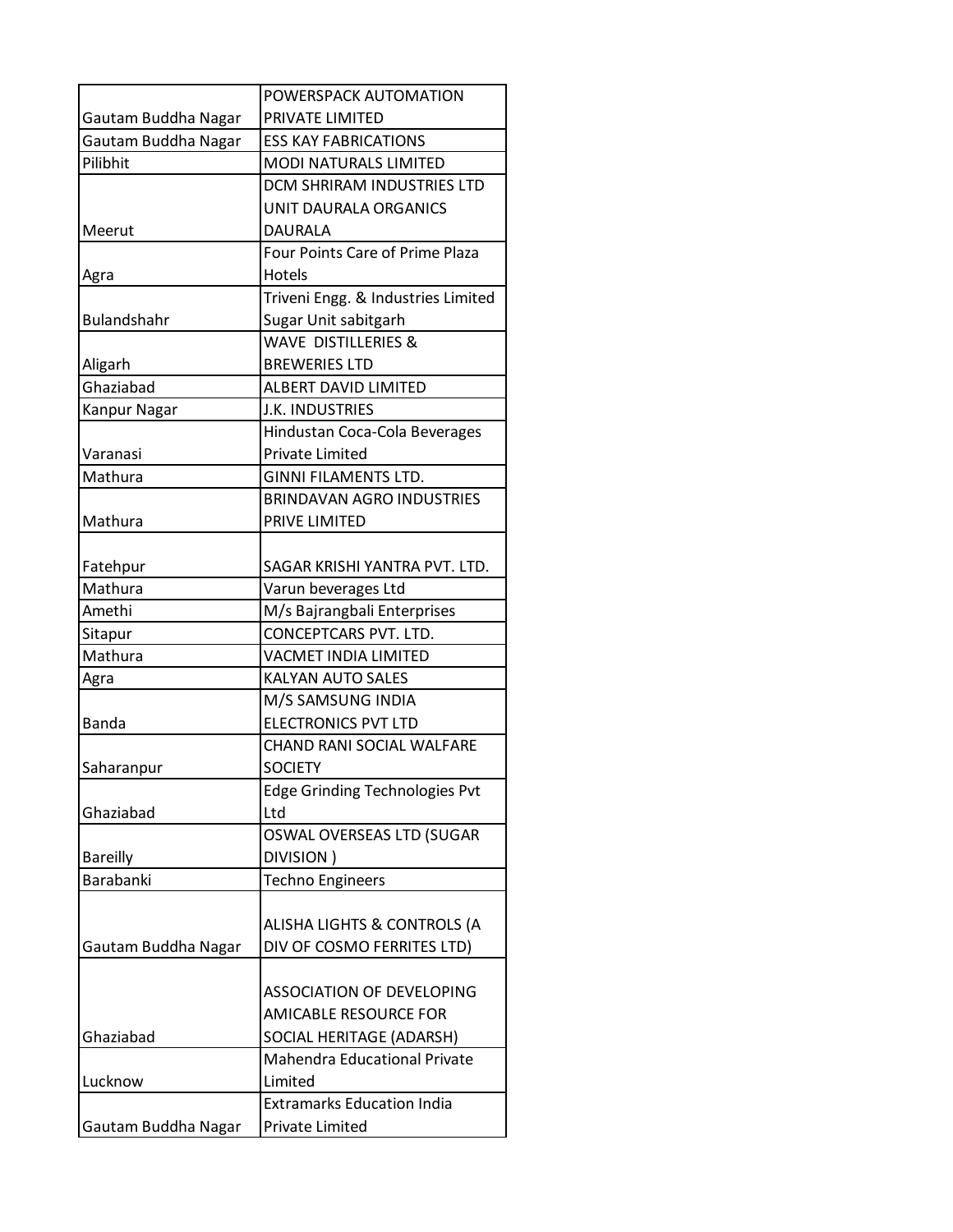| | |
|---|---|
| Gautam Buddha Nagar | POWERSPACK AUTOMATION PRIVATE LIMITED |
| Gautam Buddha Nagar | ESS KAY FABRICATIONS |
| Pilibhit | MODI NATURALS LIMITED |
| Meerut | DCM SHRIRAM INDUSTRIES LTD UNIT DAURALA ORGANICS DAURALA |
| Agra | Four Points Care of Prime Plaza Hotels |
| Bulandshahr | Triveni Engg. & Industries Limited Sugar Unit sabitgarh |
| Aligarh | WAVE DISTILLERIES & BREWERIES LTD |
| Ghaziabad | ALBERT DAVID LIMITED |
| Kanpur Nagar | J.K. INDUSTRIES |
| Varanasi | Hindustan Coca-Cola Beverages Private Limited |
| Mathura | GINNI FILAMENTS LTD. |
| Mathura | BRINDAVAN AGRO INDUSTRIES PRIVE LIMITED |
| Fatehpur | SAGAR KRISHI YANTRA PVT. LTD. |
| Mathura | Varun beverages Ltd |
| Amethi | M/s Bajrangbali Enterprises |
| Sitapur | CONCEPTCARS PVT. LTD. |
| Mathura | VACMET INDIA LIMITED |
| Agra | KALYAN AUTO SALES |
| Banda | M/S SAMSUNG INDIA ELECTRONICS PVT LTD |
| Saharanpur | CHAND RANI SOCIAL WALFARE SOCIETY |
| Ghaziabad | Edge Grinding Technologies Pvt Ltd |
| Bareilly | OSWAL OVERSEAS LTD (SUGAR DIVISION ) |
| Barabanki | Techno Engineers |
| Gautam Buddha Nagar | ALISHA LIGHTS & CONTROLS (A DIV OF COSMO FERRITES LTD) |
| Ghaziabad | ASSOCIATION OF DEVELOPING AMICABLE RESOURCE FOR SOCIAL HERITAGE (ADARSH) |
| Lucknow | Mahendra Educational Private Limited |
| Gautam Buddha Nagar | Extramarks Education India Private Limited |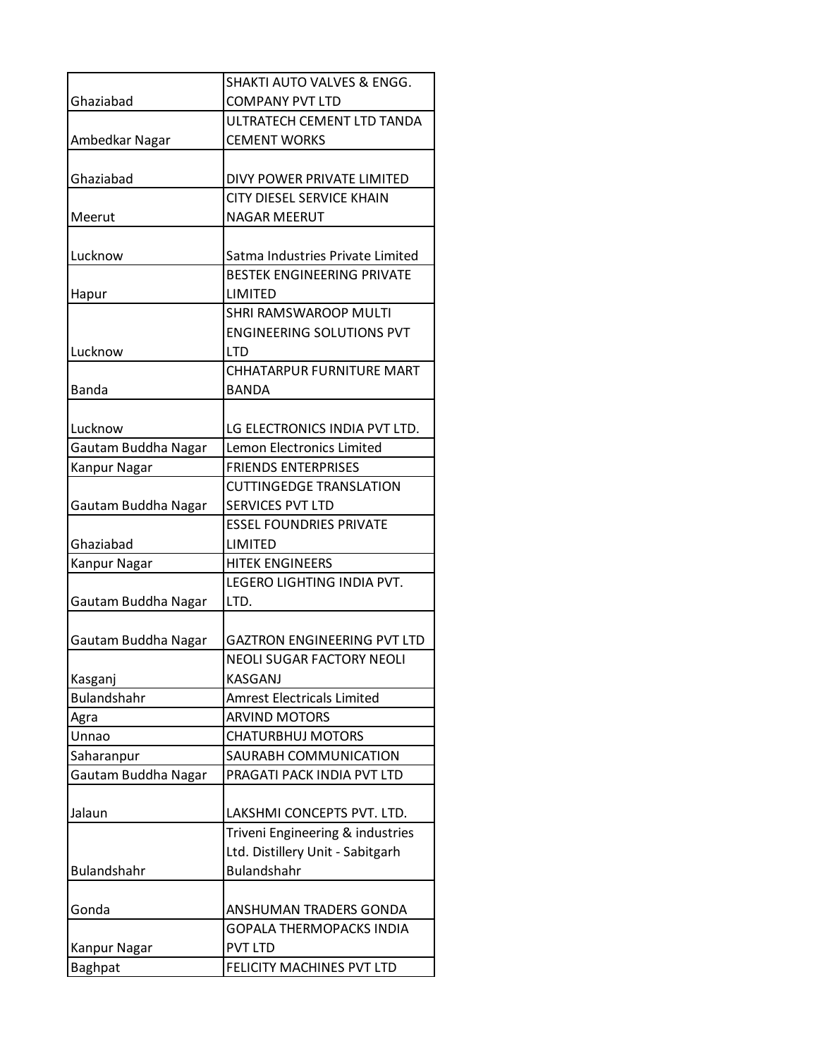| | |
|---|---|
| Ghaziabad | SHAKTI AUTO VALVES & ENGG. COMPANY PVT LTD |
| Ambedkar Nagar | ULTRATECH CEMENT LTD TANDA CEMENT WORKS |
| Ghaziabad | DIVY POWER PRIVATE LIMITED |
| Meerut | CITY DIESEL SERVICE KHAIN NAGAR MEERUT |
| Lucknow | Satma Industries Private Limited |
| Hapur | BESTEK ENGINEERING PRIVATE LIMITED |
| Lucknow | SHRI RAMSWAROOP MULTI ENGINEERING SOLUTIONS PVT LTD |
| Banda | CHHATARPUR FURNITURE MART BANDA |
| Lucknow | LG ELECTRONICS INDIA PVT LTD. |
| Gautam Buddha Nagar | Lemon Electronics Limited |
| Kanpur Nagar | FRIENDS ENTERPRISES |
| Gautam Buddha Nagar | CUTTINGEDGE TRANSLATION SERVICES PVT LTD |
| Ghaziabad | ESSEL FOUNDRIES PRIVATE LIMITED |
| Kanpur Nagar | HITEK ENGINEERS |
| Gautam Buddha Nagar | LEGERO LIGHTING INDIA PVT. LTD. |
| Gautam Buddha Nagar | GAZTRON ENGINEERING PVT LTD |
| Kasganj | NEOLI SUGAR FACTORY NEOLI KASGANJ |
| Bulandshahr | Amrest Electricals Limited |
| Agra | ARVIND MOTORS |
| Unnao | CHATURBHUJ MOTORS |
| Saharanpur | SAURABH COMMUNICATION |
| Gautam Buddha Nagar | PRAGATI PACK INDIA PVT LTD |
| Jalaun | LAKSHMI CONCEPTS PVT. LTD. |
| Bulandshahr | Triveni Engineering & industries Ltd. Distillery Unit - Sabitgarh Bulandshahr |
| Gonda | ANSHUMAN TRADERS GONDA |
| Kanpur Nagar | GOPALA THERMOPACKS INDIA PVT LTD |
| Baghpat | FELICITY MACHINES PVT LTD |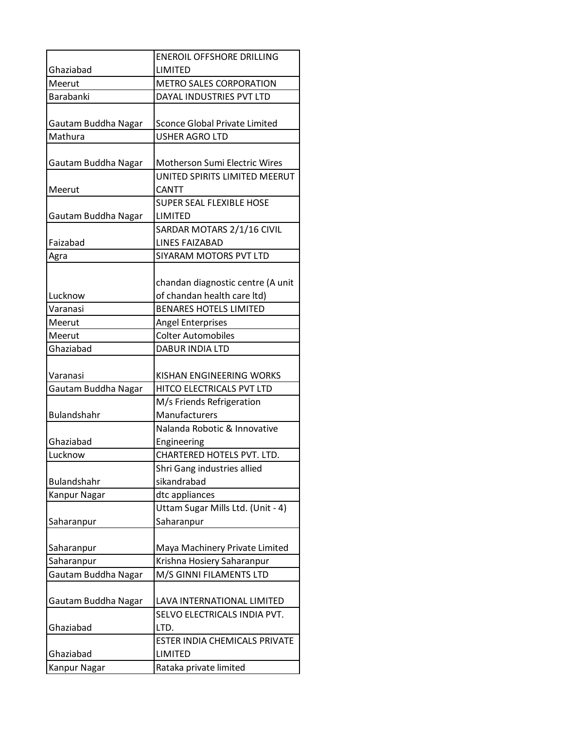| | |
|---|---|
| Ghaziabad | ENEROIL OFFSHORE DRILLING LIMITED |
| Meerut | METRO SALES CORPORATION |
| Barabanki | DAYAL INDUSTRIES PVT LTD |
| Gautam Buddha Nagar | Sconce Global Private Limited |
| Mathura | USHER AGRO LTD |
| Gautam Buddha Nagar | Motherson Sumi Electric Wires |
| Meerut | UNITED SPIRITS LIMITED MEERUT CANTT |
| Gautam Buddha Nagar | SUPER SEAL FLEXIBLE HOSE LIMITED |
| Faizabad | SARDAR MOTARS 2/1/16 CIVIL LINES FAIZABAD |
| Agra | SIYARAM MOTORS PVT LTD |
| Lucknow | chandan diagnostic centre (A unit of chandan health care ltd) |
| Varanasi | BENARES HOTELS LIMITED |
| Meerut | Angel Enterprises |
| Meerut | Colter Automobiles |
| Ghaziabad | DABUR INDIA LTD |
| Varanasi | KISHAN ENGINEERING WORKS |
| Gautam Buddha Nagar | HITCO ELECTRICALS PVT LTD |
| Bulandshahr | M/s Friends Refrigeration Manufacturers |
| Ghaziabad | Nalanda Robotic & Innovative Engineering |
| Lucknow | CHARTERED HOTELS PVT. LTD. |
| Bulandshahr | Shri Gang industries allied sikandrabad |
| Kanpur Nagar | dtc appliances |
| Saharanpur | Uttam Sugar Mills Ltd. (Unit - 4) Saharanpur |
| Saharanpur | Maya Machinery Private Limited |
| Saharanpur | Krishna Hosiery Saharanpur |
| Gautam Buddha Nagar | M/S GINNI FILAMENTS LTD |
| Gautam Buddha Nagar | LAVA INTERNATIONAL LIMITED |
| Ghaziabad | SELVO ELECTRICALS INDIA PVT. LTD. |
| Ghaziabad | ESTER INDIA CHEMICALS PRIVATE LIMITED |
| Kanpur Nagar | Rataka private limited |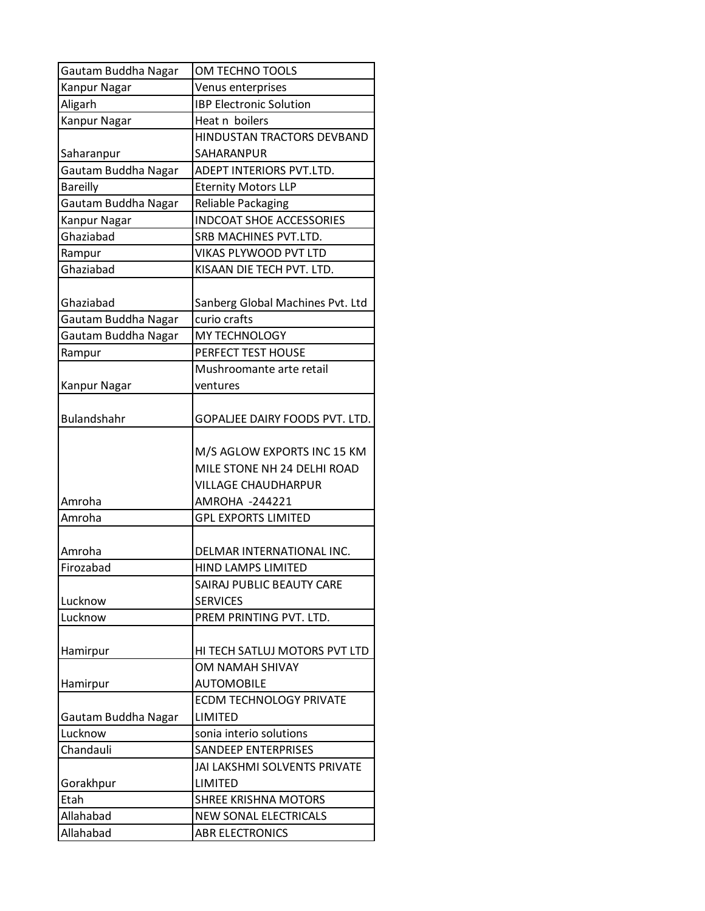| Gautam Buddha Nagar | OM TECHNO TOOLS |
|---|---|
| Kanpur Nagar | Venus enterprises |
| Aligarh | IBP Electronic Solution |
| Kanpur Nagar | Heat n boilers |
| Saharanpur | HINDUSTAN TRACTORS DEVBAND SAHARANPUR |
| Gautam Buddha Nagar | ADEPT INTERIORS PVT.LTD. |
| Bareilly | Eternity Motors LLP |
| Gautam Buddha Nagar | Reliable Packaging |
| Kanpur Nagar | INDCOAT SHOE ACCESSORIES |
| Ghaziabad | SRB MACHINES PVT.LTD. |
| Rampur | VIKAS PLYWOOD PVT LTD |
| Ghaziabad | KISAAN DIE TECH PVT. LTD. |
| Ghaziabad | Sanberg Global Machines Pvt. Ltd |
| Gautam Buddha Nagar | curio crafts |
| Gautam Buddha Nagar | MY TECHNOLOGY |
| Rampur | PERFECT TEST HOUSE |
| Kanpur Nagar | Mushroomante arte retail ventures |
| Bulandshahr | GOPALJEE DAIRY FOODS PVT. LTD. |
| Amroha | M/S AGLOW EXPORTS INC 15 KM MILE STONE NH 24 DELHI ROAD VILLAGE CHAUDHARPUR AMROHA -244221 |
| Amroha | GPL EXPORTS LIMITED |
| Amroha | DELMAR INTERNATIONAL INC. |
| Firozabad | HIND LAMPS LIMITED |
| Lucknow | SAIRAJ PUBLIC BEAUTY CARE SERVICES |
| Lucknow | PREM PRINTING PVT. LTD. |
| Hamirpur | HI TECH SATLUJ MOTORS PVT LTD |
| Hamirpur | OM NAMAH SHIVAY AUTOMOBILE |
| Gautam Buddha Nagar | ECDM TECHNOLOGY PRIVATE LIMITED |
| Lucknow | sonia interio solutions |
| Chandauli | SANDEEP ENTERPRISES |
| Gorakhpur | JAI LAKSHMI SOLVENTS PRIVATE LIMITED |
| Etah | SHREE KRISHNA MOTORS |
| Allahabad | NEW SONAL ELECTRICALS |
| Allahabad | ABR ELECTRONICS |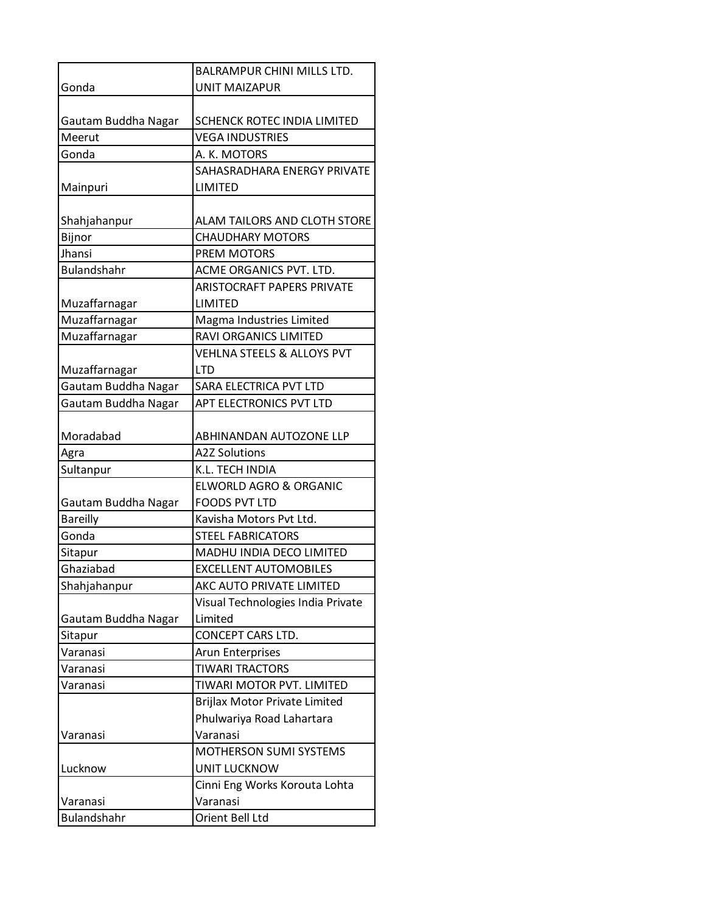| | |
|---|---|
| Gonda | BALRAMPUR CHINI MILLS LTD. UNIT MAIZAPUR |
| Gautam Buddha Nagar | SCHENCK ROTEC INDIA LIMITED |
| Meerut | VEGA INDUSTRIES |
| Gonda | A. K. MOTORS |
| Mainpuri | SAHASRADHARA ENERGY PRIVATE LIMITED |
| Shahjahanpur | ALAM TAILORS AND CLOTH STORE |
| Bijnor | CHAUDHARY MOTORS |
| Jhansi | PREM MOTORS |
| Bulandshahr | ACME ORGANICS PVT. LTD. |
| Muzaffarnagar | ARISTOCRAFT PAPERS PRIVATE LIMITED |
| Muzaffarnagar | Magma Industries Limited |
| Muzaffarnagar | RAVI ORGANICS LIMITED |
| Muzaffarnagar | VEHLNA STEELS & ALLOYS PVT LTD |
| Gautam Buddha Nagar | SARA ELECTRICA PVT LTD |
| Gautam Buddha Nagar | APT ELECTRONICS PVT LTD |
| Moradabad | ABHINANDAN AUTOZONE LLP |
| Agra | A2Z Solutions |
| Sultanpur | K.L. TECH INDIA |
| Gautam Buddha Nagar | ELWORLD AGRO & ORGANIC FOODS PVT LTD |
| Bareilly | Kavisha Motors Pvt Ltd. |
| Gonda | STEEL FABRICATORS |
| Sitapur | MADHU INDIA DECO LIMITED |
| Ghaziabad | EXCELLENT AUTOMOBILES |
| Shahjahanpur | AKC AUTO PRIVATE LIMITED |
| Gautam Buddha Nagar | Visual Technologies India Private Limited |
| Sitapur | CONCEPT CARS LTD. |
| Varanasi | Arun Enterprises |
| Varanasi | TIWARI TRACTORS |
| Varanasi | TIWARI MOTOR PVT. LIMITED |
| Varanasi | Brijlax Motor Private Limited Phulwariya Road Lahartara Varanasi |
| Lucknow | MOTHERSON SUMI SYSTEMS UNIT LUCKNOW |
| Varanasi | Cinni Eng Works Korouta Lohta Varanasi |
| Bulandshahr | Orient Bell Ltd |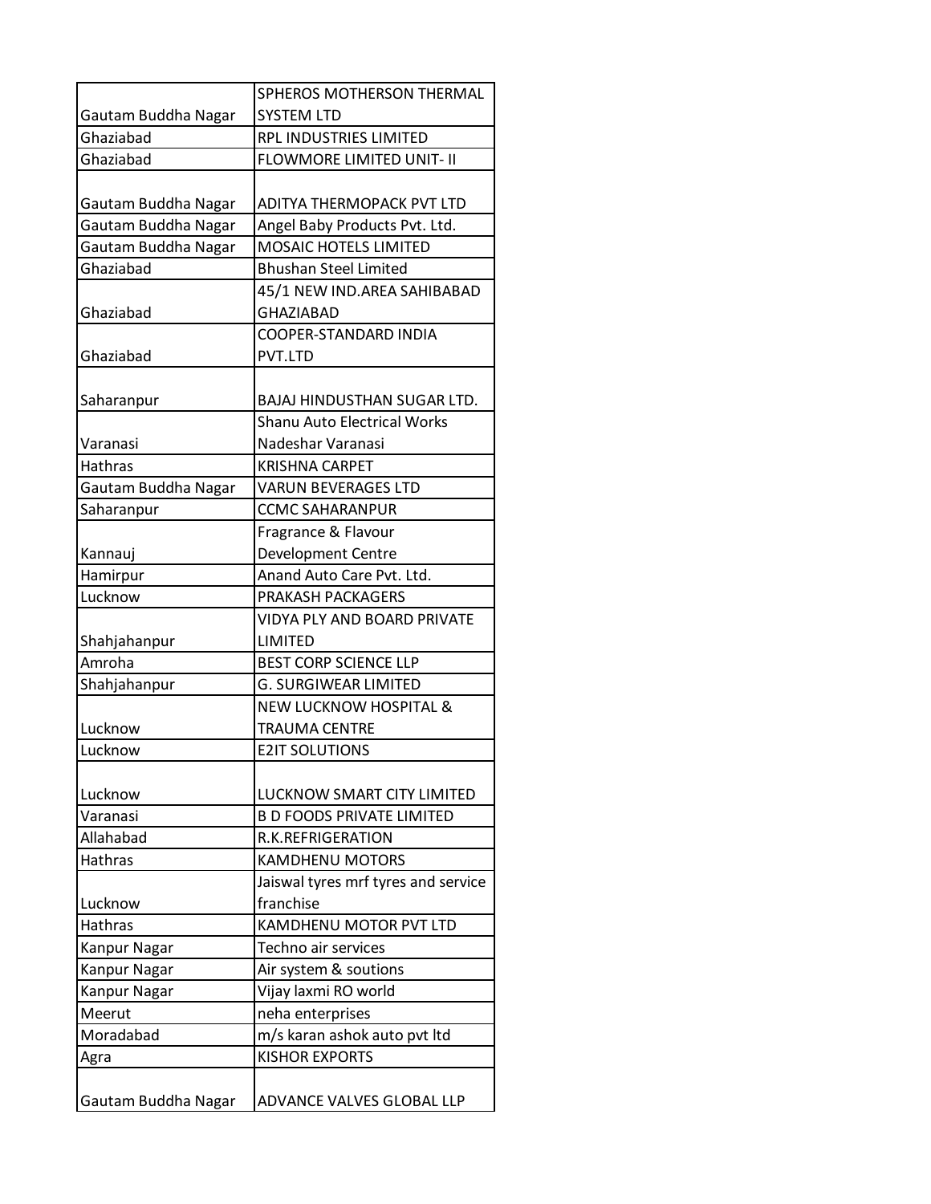| | |
|---|---|
| Gautam Buddha Nagar | SPHEROS MOTHERSON THERMAL SYSTEM LTD |
| Ghaziabad | RPL INDUSTRIES LIMITED |
| Ghaziabad | FLOWMORE LIMITED UNIT- II |
| Gautam Buddha Nagar | ADITYA THERMOPACK PVT LTD |
| Gautam Buddha Nagar | Angel Baby Products Pvt. Ltd. |
| Gautam Buddha Nagar | MOSAIC HOTELS LIMITED |
| Ghaziabad | Bhushan Steel Limited |
| Ghaziabad | 45/1 NEW IND.AREA SAHIBABAD GHAZIABAD |
| Ghaziabad | COOPER-STANDARD INDIA PVT.LTD |
| Saharanpur | BAJAJ HINDUSTHAN SUGAR LTD. |
| Varanasi | Shanu Auto Electrical Works Nadeshar Varanasi |
| Hathras | KRISHNA CARPET |
| Gautam Buddha Nagar | VARUN BEVERAGES LTD |
| Saharanpur | CCMC SAHARANPUR |
| Kannauj | Fragrance & Flavour Development Centre |
| Hamirpur | Anand Auto Care Pvt. Ltd. |
| Lucknow | PRAKASH PACKAGERS |
| Shahjahanpur | VIDYA PLY AND BOARD PRIVATE LIMITED |
| Amroha | BEST CORP SCIENCE LLP |
| Shahjahanpur | G. SURGIWEAR LIMITED |
| Lucknow | NEW LUCKNOW HOSPITAL & TRAUMA CENTRE |
| Lucknow | E2IT SOLUTIONS |
| Lucknow | LUCKNOW SMART CITY LIMITED |
| Varanasi | B D FOODS PRIVATE LIMITED |
| Allahabad | R.K.REFRIGERATION |
| Hathras | KAMDHENU MOTORS |
| Lucknow | Jaiswal tyres mrf tyres and service franchise |
| Hathras | KAMDHENU MOTOR PVT LTD |
| Kanpur Nagar | Techno air services |
| Kanpur Nagar | Air system & soutions |
| Kanpur Nagar | Vijay laxmi RO world |
| Meerut | neha enterprises |
| Moradabad | m/s karan ashok auto pvt ltd |
| Agra | KISHOR EXPORTS |
| Gautam Buddha Nagar | ADVANCE VALVES GLOBAL LLP |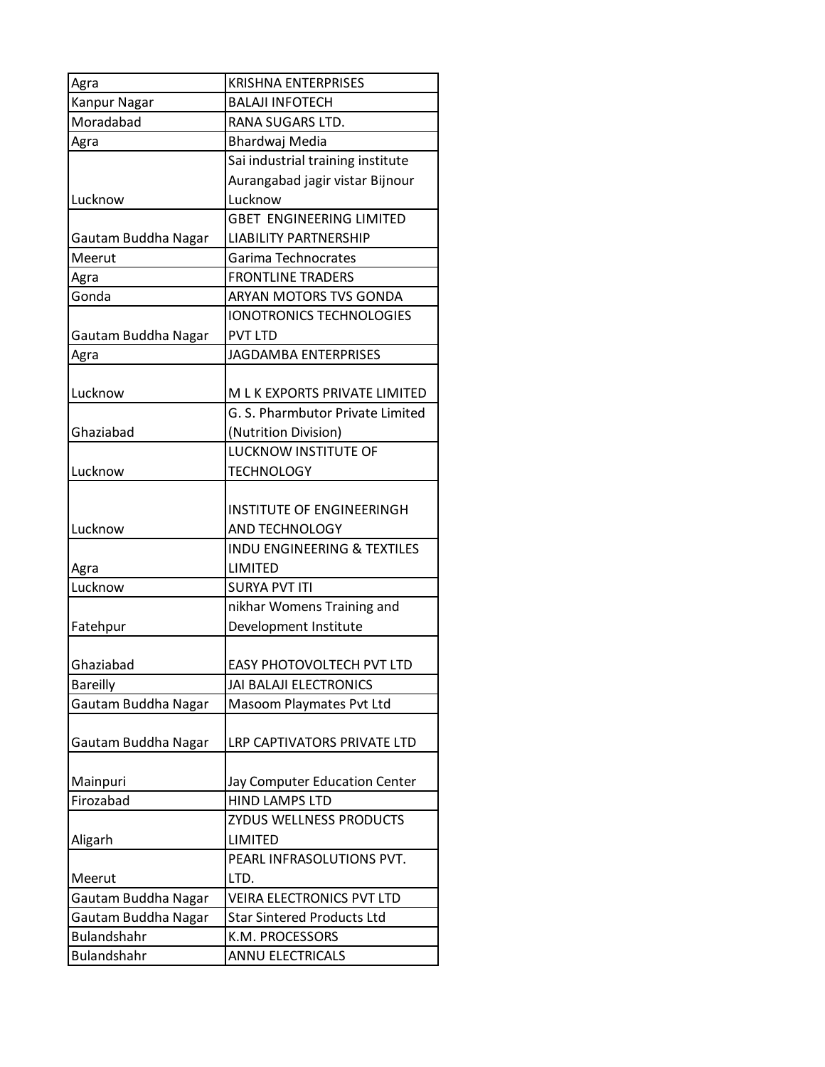| | |
|---|---|
| Agra | KRISHNA ENTERPRISES |
| Kanpur Nagar | BALAJI INFOTECH |
| Moradabad | RANA SUGARS LTD. |
| Agra | Bhardwaj Media |
| Lucknow | Sai industrial training institute Aurangabad jagir vistar Bijnour Lucknow |
| Gautam Buddha Nagar | GBET ENGINEERING LIMITED LIABILITY PARTNERSHIP |
| Meerut | Garima Technocrates |
| Agra | FRONTLINE TRADERS |
| Gonda | ARYAN MOTORS TVS GONDA |
| Gautam Buddha Nagar | IONOTRONICS TECHNOLOGIES PVT LTD |
| Agra | JAGDAMBA ENTERPRISES |
| Lucknow | M L K EXPORTS PRIVATE LIMITED |
| Ghaziabad | G. S. Pharmbutor Private Limited (Nutrition Division) |
| Lucknow | LUCKNOW INSTITUTE OF TECHNOLOGY |
| Lucknow | INSTITUTE OF ENGINEERINGH AND TECHNOLOGY |
| Agra | INDU ENGINEERING & TEXTILES LIMITED |
| Lucknow | SURYA PVT ITI |
| Fatehpur | nikhar Womens Training and Development Institute |
| Ghaziabad | EASY PHOTOVOLTECH PVT LTD |
| Bareilly | JAI BALAJI ELECTRONICS |
| Gautam Buddha Nagar | Masoom Playmates Pvt Ltd |
| Gautam Buddha Nagar | LRP CAPTIVATORS PRIVATE LTD |
| Mainpuri | Jay Computer Education Center |
| Firozabad | HIND LAMPS LTD |
| Aligarh | ZYDUS WELLNESS PRODUCTS LIMITED |
| Meerut | PEARL INFRASOLUTIONS PVT. LTD. |
| Gautam Buddha Nagar | VEIRA ELECTRONICS PVT LTD |
| Gautam Buddha Nagar | Star Sintered Products Ltd |
| Bulandshahr | K.M. PROCESSORS |
| Bulandshahr | ANNU ELECTRICALS |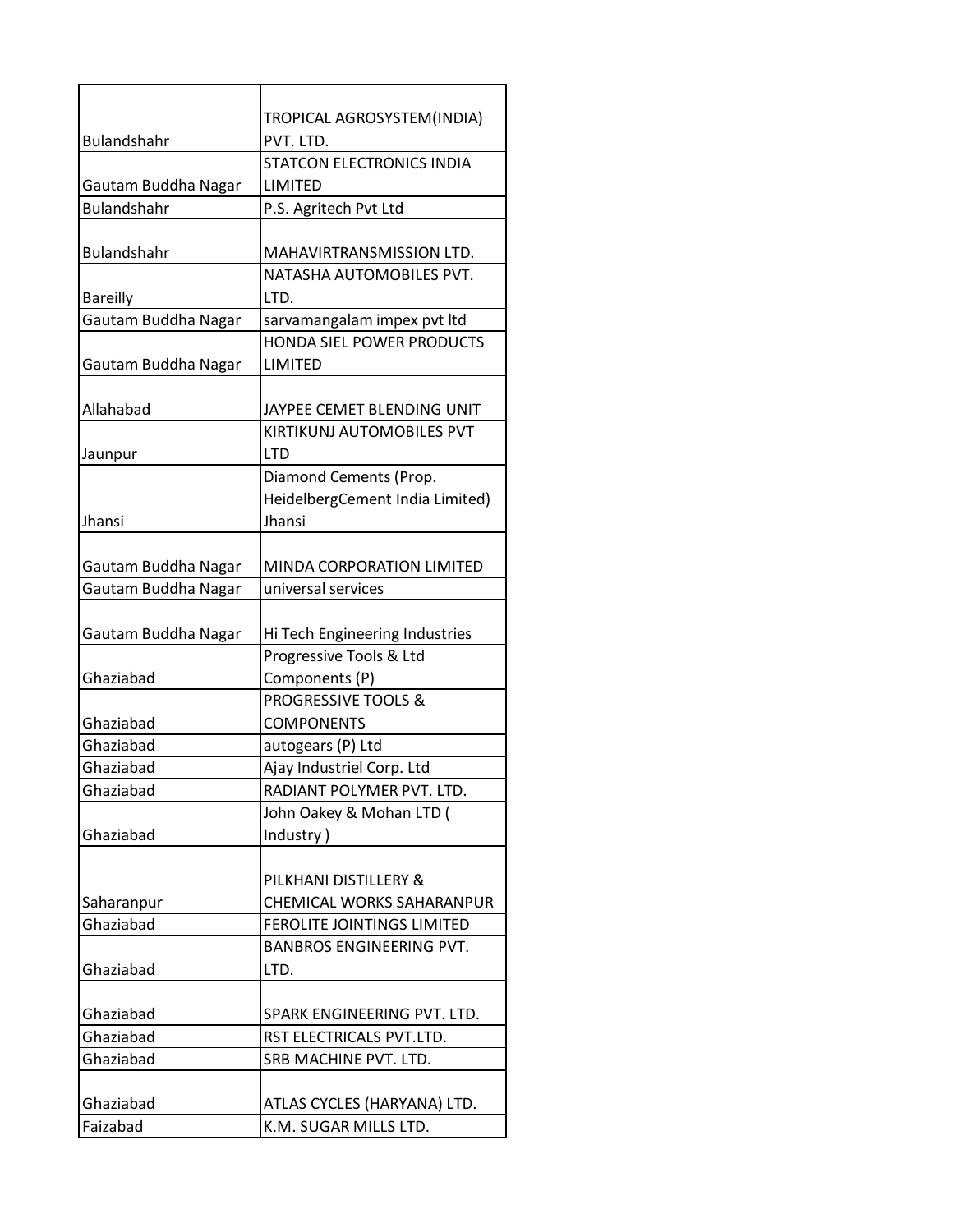| | |
|---|---|
| Bulandshahr | TROPICAL AGROSYSTEM(INDIA) PVT. LTD. |
| Gautam Buddha Nagar | STATCON ELECTRONICS INDIA LIMITED |
| Bulandshahr | P.S. Agritech Pvt Ltd |
| Bulandshahr | MAHAVIRTRANSMISSION LTD. |
| Bareilly | NATASHA AUTOMOBILES PVT. LTD. |
| Gautam Buddha Nagar | sarvamangalam impex pvt ltd |
| Gautam Buddha Nagar | HONDA SIEL POWER PRODUCTS LIMITED |
| Allahabad | JAYPEE CEMET BLENDING UNIT |
| Jaunpur | KIRTIKUNJ AUTOMOBILES PVT LTD |
| Jhansi | Diamond Cements (Prop. HeidelbergCement India Limited) Jhansi |
| Gautam Buddha Nagar | MINDA CORPORATION LIMITED |
| Gautam Buddha Nagar | universal services |
| Gautam Buddha Nagar | Hi Tech Engineering Industries |
| Ghaziabad | Progressive Tools & Ltd Components (P) |
| Ghaziabad | PROGRESSIVE TOOLS & COMPONENTS |
| Ghaziabad | autogears (P) Ltd |
| Ghaziabad | Ajay Industriel Corp. Ltd |
| Ghaziabad | RADIANT POLYMER PVT. LTD. |
| Ghaziabad | John Oakey & Mohan LTD ( Industry ) |
| Saharanpur | PILKHANI DISTILLERY & CHEMICAL WORKS SAHARANPUR |
| Ghaziabad | FEROLITE JOINTINGS LIMITED |
| Ghaziabad | BANBROS ENGINEERING PVT. LTD. |
| Ghaziabad | SPARK ENGINEERING PVT. LTD. |
| Ghaziabad | RST ELECTRICALS PVT.LTD. |
| Ghaziabad | SRB MACHINE PVT. LTD. |
| Ghaziabad | ATLAS CYCLES (HARYANA) LTD. |
| Faizabad | K.M. SUGAR MILLS LTD. |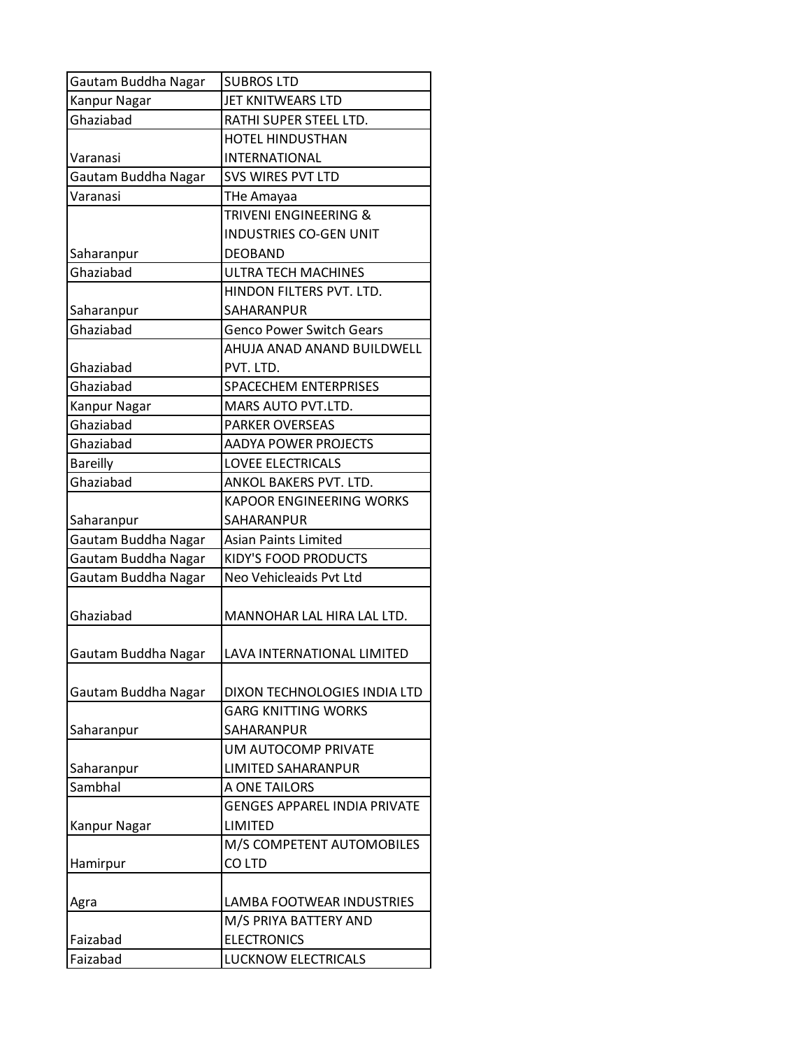| | |
|---|---|
| Gautam Buddha Nagar | SUBROS LTD |
| Kanpur Nagar | JET KNITWEARS LTD |
| Ghaziabad | RATHI SUPER STEEL LTD. |
| Varanasi | HOTEL HINDUSTHAN INTERNATIONAL |
| Gautam Buddha Nagar | SVS WIRES PVT LTD |
| Varanasi | THe Amayaa |
| Saharanpur | TRIVENI ENGINEERING & INDUSTRIES CO-GEN UNIT DEOBAND |
| Ghaziabad | ULTRA TECH MACHINES |
| Saharanpur | HINDON FILTERS PVT. LTD. SAHARANPUR |
| Ghaziabad | Genco Power Switch Gears |
| Ghaziabad | AHUJA ANAD ANAND BUILDWELL PVT. LTD. |
| Ghaziabad | SPACECHEM ENTERPRISES |
| Kanpur Nagar | MARS AUTO PVT.LTD. |
| Ghaziabad | PARKER OVERSEAS |
| Ghaziabad | AADYA POWER PROJECTS |
| Bareilly | LOVEE ELECTRICALS |
| Ghaziabad | ANKOL BAKERS PVT. LTD. |
| Saharanpur | KAPOOR ENGINEERING WORKS SAHARANPUR |
| Gautam Buddha Nagar | Asian Paints Limited |
| Gautam Buddha Nagar | KIDY'S FOOD PRODUCTS |
| Gautam Buddha Nagar | Neo Vehicleaids Pvt Ltd |
| Ghaziabad | MANNOHAR LAL HIRA LAL LTD. |
| Gautam Buddha Nagar | LAVA INTERNATIONAL LIMITED |
| Gautam Buddha Nagar | DIXON TECHNOLOGIES INDIA LTD |
| Saharanpur | GARG KNITTING WORKS SAHARANPUR |
| Saharanpur | UM AUTOCOMP PRIVATE LIMITED SAHARANPUR |
| Sambhal | A ONE TAILORS |
| Kanpur Nagar | GENGES APPAREL INDIA PRIVATE LIMITED |
| Hamirpur | M/S COMPETENT AUTOMOBILES CO LTD |
| Agra | LAMBA FOOTWEAR INDUSTRIES |
| Faizabad | M/S PRIYA BATTERY AND ELECTRONICS |
| Faizabad | LUCKNOW ELECTRICALS |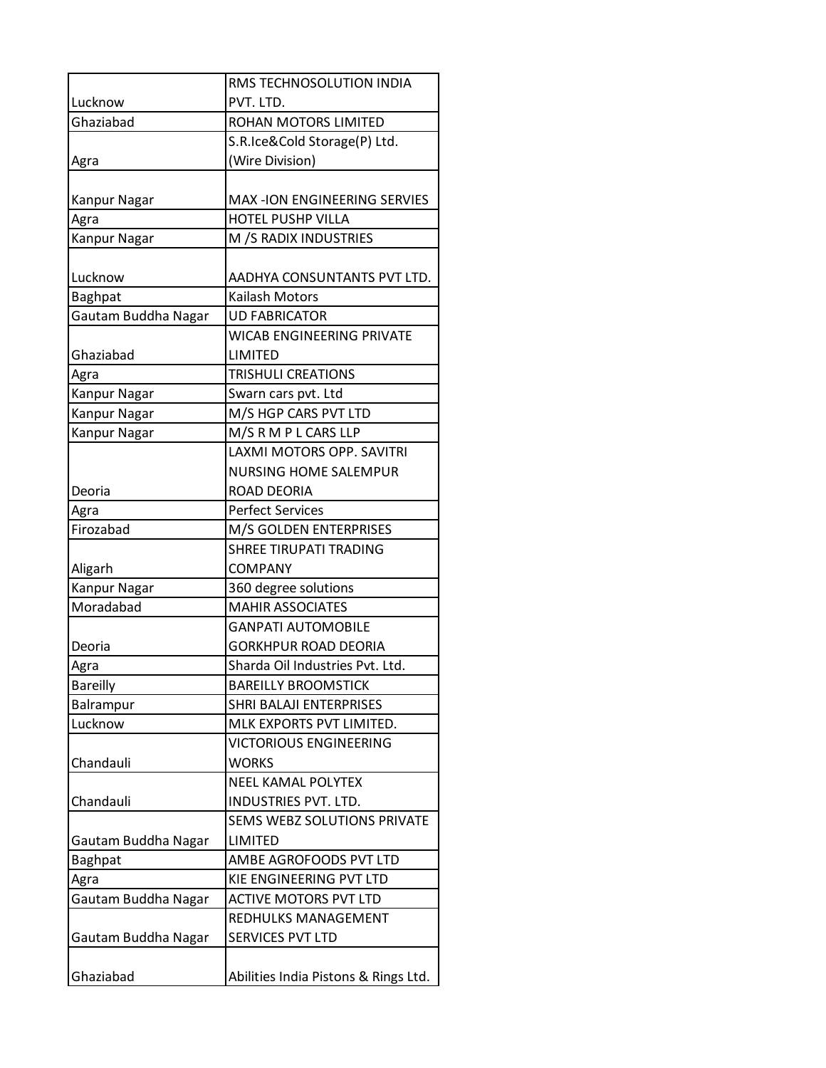| | |
|---|---|
| Lucknow | RMS TECHNOSOLUTION INDIA PVT. LTD. |
| Ghaziabad | ROHAN MOTORS LIMITED |
| Agra | S.R.Ice&Cold Storage(P) Ltd. (Wire Division) |
| Kanpur Nagar | MAX -ION ENGINEERING SERVIES |
| Agra | HOTEL PUSHP VILLA |
| Kanpur Nagar | M /S RADIX INDUSTRIES |
| Lucknow | AADHYA CONSUNTANTS PVT LTD. |
| Baghpat | Kailash Motors |
| Gautam Buddha Nagar | UD FABRICATOR |
| Ghaziabad | WICAB ENGINEERING PRIVATE LIMITED |
| Agra | TRISHULI CREATIONS |
| Kanpur Nagar | Swarn cars pvt. Ltd |
| Kanpur Nagar | M/S HGP CARS PVT LTD |
| Kanpur Nagar | M/S R M P L CARS LLP |
| Deoria | LAXMI MOTORS OPP. SAVITRI NURSING HOME SALEMPUR ROAD DEORIA |
| Agra | Perfect Services |
| Firozabad | M/S GOLDEN ENTERPRISES |
| Aligarh | SHREE TIRUPATI TRADING COMPANY |
| Kanpur Nagar | 360 degree solutions |
| Moradabad | MAHIR ASSOCIATES |
| Deoria | GANPATI AUTOMOBILE GORKHPUR ROAD DEORIA |
| Agra | Sharda Oil Industries Pvt. Ltd. |
| Bareilly | BAREILLY BROOMSTICK |
| Balrampur | SHRI BALAJI ENTERPRISES |
| Lucknow | MLK EXPORTS PVT LIMITED. |
| Chandauli | VICTORIOUS ENGINEERING WORKS |
| Chandauli | NEEL KAMAL POLYTEX INDUSTRIES PVT. LTD. |
| Gautam Buddha Nagar | SEMS WEBZ SOLUTIONS PRIVATE LIMITED |
| Baghpat | AMBE AGROFOODS PVT LTD |
| Agra | KIE ENGINEERING PVT LTD |
| Gautam Buddha Nagar | ACTIVE MOTORS PVT LTD |
| Gautam Buddha Nagar | REDHULKS MANAGEMENT SERVICES PVT LTD |
| Ghaziabad | Abilities India Pistons & Rings Ltd. |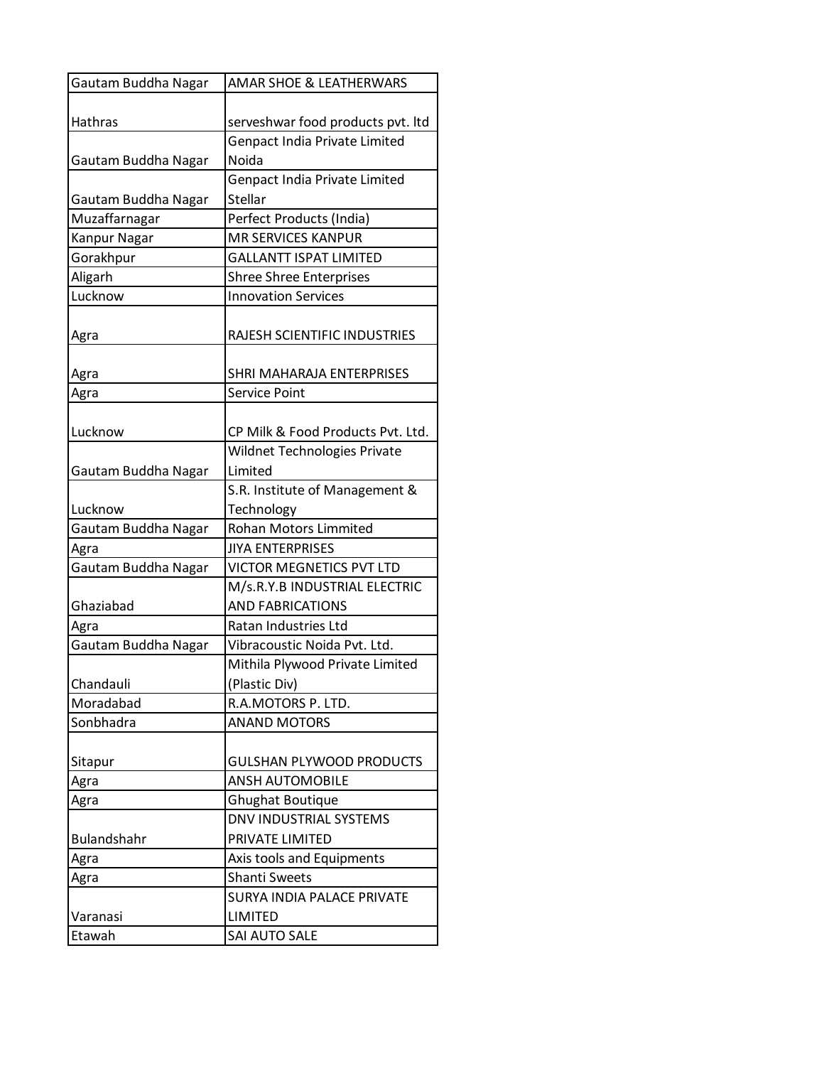| Gautam Buddha Nagar | AMAR SHOE & LEATHERWARS |
|---|---|
| Hathras | serveshwar food products pvt. ltd |
| Gautam Buddha Nagar | Genpact India Private Limited Noida |
| Gautam Buddha Nagar | Genpact India Private Limited Stellar |
| Muzaffarnagar | Perfect Products (India) |
| Kanpur Nagar | MR SERVICES KANPUR |
| Gorakhpur | GALLANTT ISPAT LIMITED |
| Aligarh | Shree Shree Enterprises |
| Lucknow | Innovation Services |
| Agra | RAJESH SCIENTIFIC INDUSTRIES |
| Agra | SHRI MAHARAJA ENTERPRISES |
| Agra | Service Point |
| Lucknow | CP Milk & Food Products Pvt. Ltd. |
| Gautam Buddha Nagar | Wildnet Technologies Private Limited |
| Lucknow | S.R. Institute of Management & Technology |
| Gautam Buddha Nagar | Rohan Motors Limmited |
| Agra | JIYA ENTERPRISES |
| Gautam Buddha Nagar | VICTOR MEGNETICS PVT LTD |
| Ghaziabad | M/s.R.Y.B INDUSTRIAL ELECTRIC AND FABRICATIONS |
| Agra | Ratan Industries Ltd |
| Gautam Buddha Nagar | Vibracoustic Noida Pvt. Ltd. |
| Chandauli | Mithila Plywood Private Limited (Plastic Div) |
| Moradabad | R.A.MOTORS P. LTD. |
| Sonbhadra | ANAND MOTORS |
| Sitapur | GULSHAN PLYWOOD PRODUCTS |
| Agra | ANSH AUTOMOBILE |
| Agra | Ghughat Boutique |
| Bulandshahr | DNV INDUSTRIAL SYSTEMS PRIVATE LIMITED |
| Agra | Axis tools and Equipments |
| Agra | Shanti Sweets |
| Varanasi | SURYA INDIA PALACE PRIVATE LIMITED |
| Etawah | SAI AUTO SALE |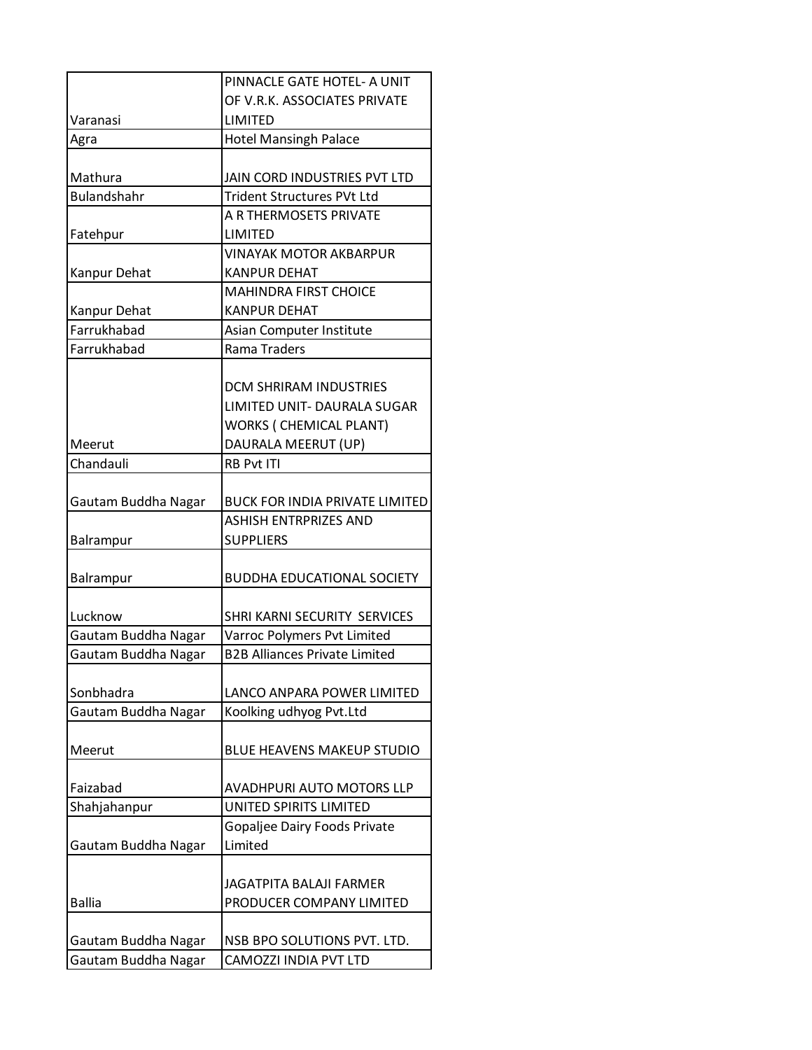| | |
|---|---|
| Varanasi | PINNACLE GATE HOTEL- A UNIT OF V.R.K. ASSOCIATES PRIVATE LIMITED |
| Agra | Hotel Mansingh Palace |
| Mathura | JAIN CORD INDUSTRIES PVT LTD |
| Bulandshahr | Trident Structures PVt Ltd |
| Fatehpur | A R THERMOSETS PRIVATE LIMITED |
| Kanpur Dehat | VINAYAK MOTOR AKBARPUR KANPUR DEHAT |
| Kanpur Dehat | MAHINDRA FIRST CHOICE KANPUR DEHAT |
| Farrukhabad | Asian Computer Institute |
| Farrukhabad | Rama Traders |
| Meerut | DCM SHRIRAM INDUSTRIES LIMITED UNIT- DAURALA SUGAR WORKS ( CHEMICAL PLANT) DAURALA MEERUT (UP) |
| Chandauli | RB Pvt ITI |
| Gautam Buddha Nagar | BUCK FOR INDIA PRIVATE LIMITED |
| Balrampur | ASHISH ENTRPRIZES AND SUPPLIERS |
| Balrampur | BUDDHA EDUCATIONAL SOCIETY |
| Lucknow | SHRI KARNI SECURITY SERVICES |
| Gautam Buddha Nagar | Varroc Polymers Pvt Limited |
| Gautam Buddha Nagar | B2B Alliances Private Limited |
| Sonbhadra | LANCO ANPARA POWER LIMITED |
| Gautam Buddha Nagar | Koolking udhyog Pvt.Ltd |
| Meerut | BLUE HEAVENS MAKEUP STUDIO |
| Faizabad | AVADHPURI AUTO MOTORS LLP |
| Shahjahanpur | UNITED SPIRITS LIMITED |
| Gautam Buddha Nagar | Gopaljee Dairy Foods Private Limited |
| Ballia | JAGATPITA BALAJI FARMER PRODUCER COMPANY LIMITED |
| Gautam Buddha Nagar | NSB BPO SOLUTIONS PVT. LTD. |
| Gautam Buddha Nagar | CAMOZZI INDIA PVT LTD |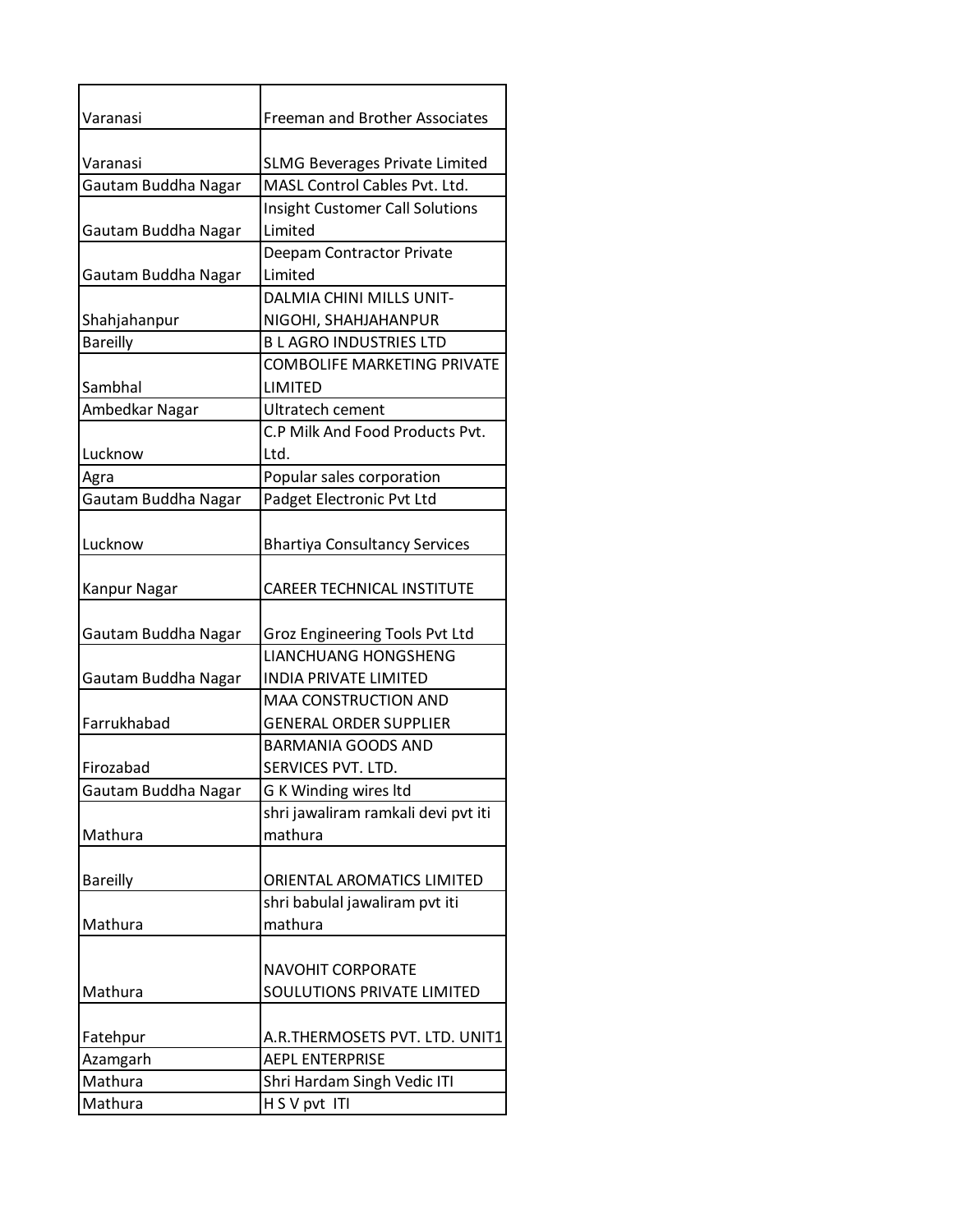| | |
|---|---|
| Varanasi | Freeman and Brother Associates |
| Varanasi | SLMG Beverages Private Limited |
| Gautam Buddha Nagar | MASL Control Cables Pvt. Ltd. |
| Gautam Buddha Nagar | Insight Customer Call Solutions Limited |
| Gautam Buddha Nagar | Deepam Contractor Private Limited |
| Shahjahanpur | DALMIA CHINI MILLS UNIT-NIGOHI, SHAHJAHANPUR |
| Bareilly | B L AGRO INDUSTRIES LTD |
| Sambhal | COMBOLIFE MARKETING PRIVATE LIMITED |
| Ambedkar Nagar | Ultratech cement |
| Lucknow | C.P Milk And Food Products Pvt. Ltd. |
| Agra | Popular sales corporation |
| Gautam Buddha Nagar | Padget Electronic Pvt Ltd |
| Lucknow | Bhartiya Consultancy Services |
| Kanpur Nagar | CAREER TECHNICAL INSTITUTE |
| Gautam Buddha Nagar | Groz Engineering Tools Pvt Ltd |
| Gautam Buddha Nagar | LIANCHUANG HONGSHENG INDIA PRIVATE LIMITED |
| Farrukhabad | MAA CONSTRUCTION AND GENERAL ORDER SUPPLIER |
| Firozabad | BARMANIA GOODS AND SERVICES PVT. LTD. |
| Gautam Buddha Nagar | G K Winding wires ltd |
| Mathura | shri jawaliram ramkali devi pvt iti mathura |
| Bareilly | ORIENTAL AROMATICS LIMITED |
| Mathura | shri babulal jawaliram pvt iti mathura |
| Mathura | NAVOHIT CORPORATE SOULUTIONS PRIVATE LIMITED |
| Fatehpur | A.R.THERMOSETS PVT. LTD. UNIT1 |
| Azamgarh | AEPL ENTERPRISE |
| Mathura | Shri Hardam Singh Vedic ITI |
| Mathura | H S V pvt ITI |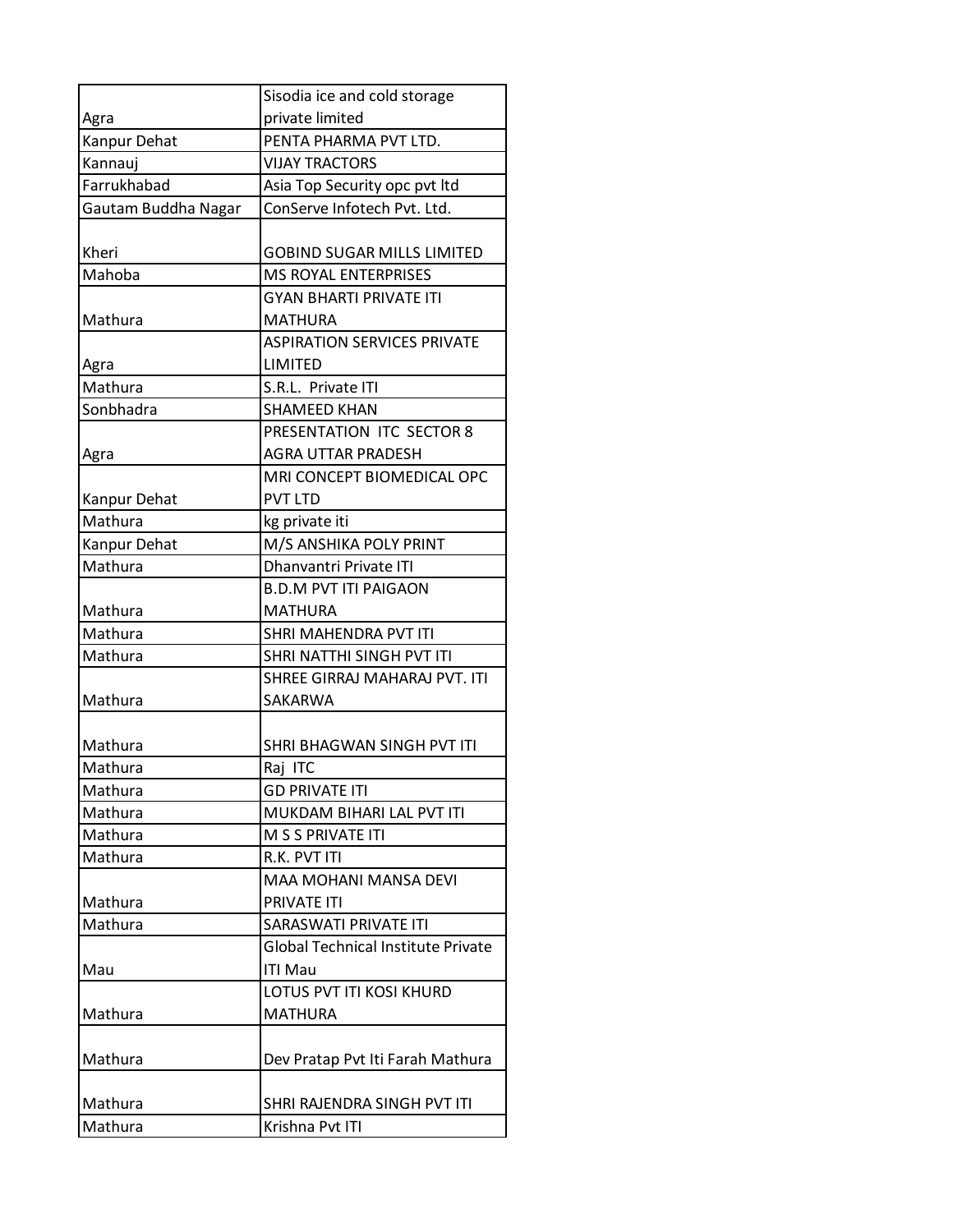| | |
|---|---|
| Agra | Sisodia ice and cold storage private limited |
| Kanpur Dehat | PENTA PHARMA PVT LTD. |
| Kannauj | VIJAY TRACTORS |
| Farrukhabad | Asia Top Security opc pvt ltd |
| Gautam Buddha Nagar | ConServe Infotech Pvt. Ltd. |
| Kheri | GOBIND SUGAR MILLS LIMITED |
| Mahoba | MS ROYAL ENTERPRISES |
| Mathura | GYAN BHARTI PRIVATE ITI MATHURA |
| Agra | ASPIRATION SERVICES PRIVATE LIMITED |
| Mathura | S.R.L. Private ITI |
| Sonbhadra | SHAMEED KHAN |
| Agra | PRESENTATION ITC SECTOR 8 AGRA UTTAR PRADESH |
| Kanpur Dehat | MRI CONCEPT BIOMEDICAL OPC PVT LTD |
| Mathura | kg private iti |
| Kanpur Dehat | M/S ANSHIKA POLY PRINT |
| Mathura | Dhanvantri Private ITI |
| Mathura | B.D.M PVT ITI PAIGAON MATHURA |
| Mathura | SHRI MAHENDRA PVT ITI |
| Mathura | SHRI NATTHI SINGH PVT ITI |
| Mathura | SHREE GIRRAJ MAHARAJ PVT. ITI SAKARWA |
| Mathura | SHRI BHAGWAN SINGH PVT ITI |
| Mathura | Raj ITC |
| Mathura | GD PRIVATE ITI |
| Mathura | MUKDAM BIHARI LAL PVT ITI |
| Mathura | M S S PRIVATE ITI |
| Mathura | R.K. PVT ITI |
| Mathura | MAA MOHANI MANSA DEVI PRIVATE ITI |
| Mathura | SARASWATI PRIVATE ITI |
| Mau | Global Technical Institute Private ITI Mau |
| Mathura | LOTUS PVT ITI KOSI KHURD MATHURA |
| Mathura | Dev Pratap Pvt Iti Farah Mathura |
| Mathura | SHRI RAJENDRA SINGH PVT ITI |
| Mathura | Krishna Pvt ITI |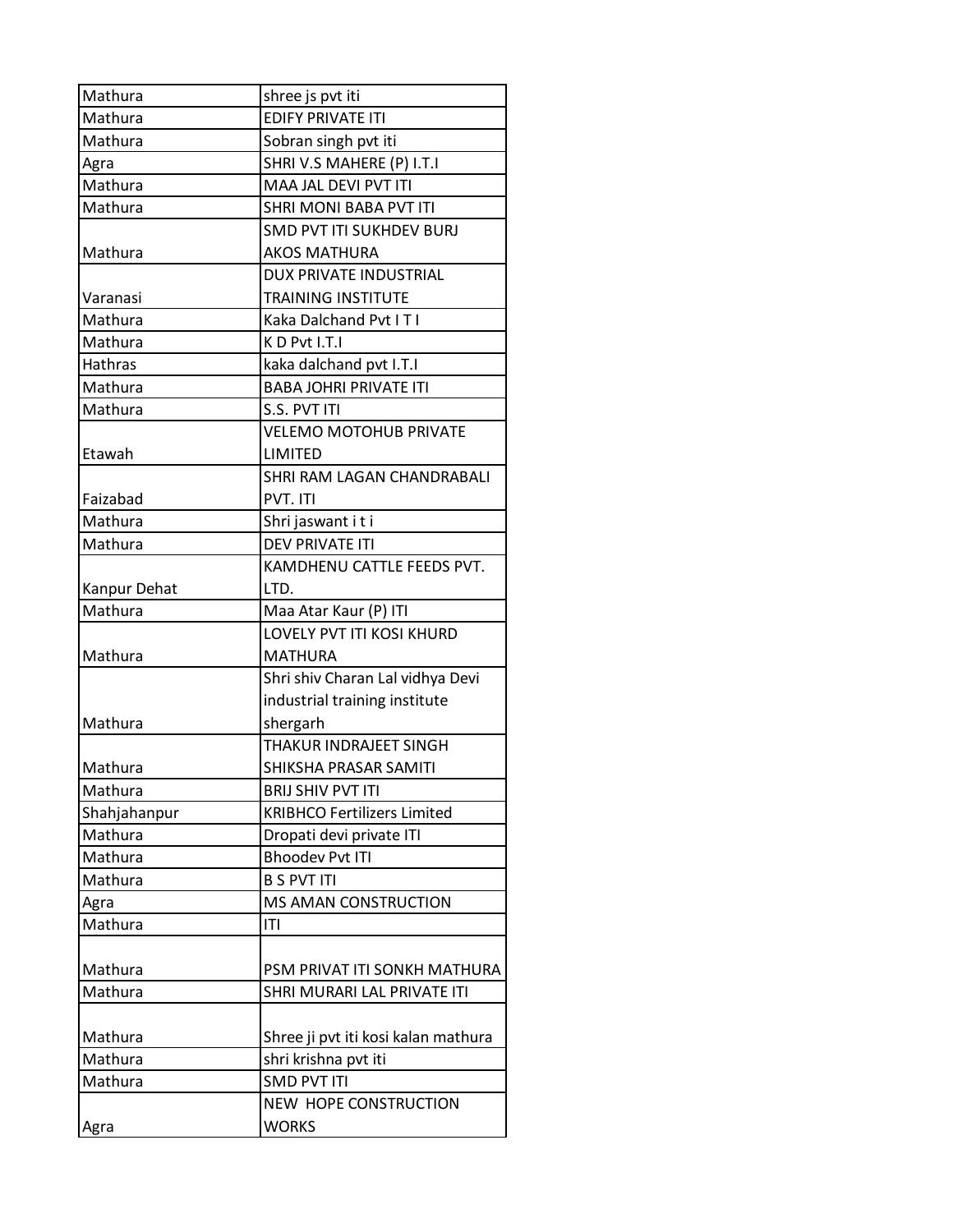| | |
|---|---|
| Mathura | shree js pvt iti |
| Mathura | EDIFY PRIVATE ITI |
| Mathura | Sobran singh pvt iti |
| Agra | SHRI V.S MAHERE (P) I.T.I |
| Mathura | MAA JAL DEVI PVT ITI |
| Mathura | SHRI MONI BABA PVT ITI |
| Mathura | SMD PVT ITI SUKHDEV BURJ AKOS MATHURA |
| Varanasi | DUX PRIVATE INDUSTRIAL TRAINING INSTITUTE |
| Mathura | Kaka Dalchand Pvt I T I |
| Mathura | K D Pvt I.T.I |
| Hathras | kaka dalchand pvt I.T.I |
| Mathura | BABA JOHRI PRIVATE ITI |
| Mathura | S.S. PVT ITI |
| Etawah | VELEMO MOTOHUB PRIVATE LIMITED |
| Faizabad | SHRI RAM LAGAN CHANDRABALI PVT. ITI |
| Mathura | Shri jaswant i t i |
| Mathura | DEV PRIVATE ITI |
| Kanpur Dehat | KAMDHENU CATTLE FEEDS PVT. LTD. |
| Mathura | Maa Atar Kaur (P) ITI |
| Mathura | LOVELY PVT ITI KOSI KHURD MATHURA |
| Mathura | Shri shiv Charan Lal vidhya Devi industrial training institute shergarh |
| Mathura | THAKUR INDRAJEET SINGH SHIKSHA PRASAR SAMITI |
| Mathura | BRIJ SHIV PVT ITI |
| Shahjahanpur | KRIBHCO Fertilizers Limited |
| Mathura | Dropati devi private ITI |
| Mathura | Bhoodev Pvt ITI |
| Mathura | B S PVT ITI |
| Agra | MS AMAN CONSTRUCTION |
| Mathura | ITI |
| Mathura | PSM PRIVAT ITI SONKH MATHURA |
| Mathura | SHRI MURARI LAL PRIVATE ITI |
| Mathura | Shree ji pvt iti kosi kalan mathura |
| Mathura | shri krishna pvt iti |
| Mathura | SMD PVT ITI |
| Agra | NEW HOPE CONSTRUCTION WORKS |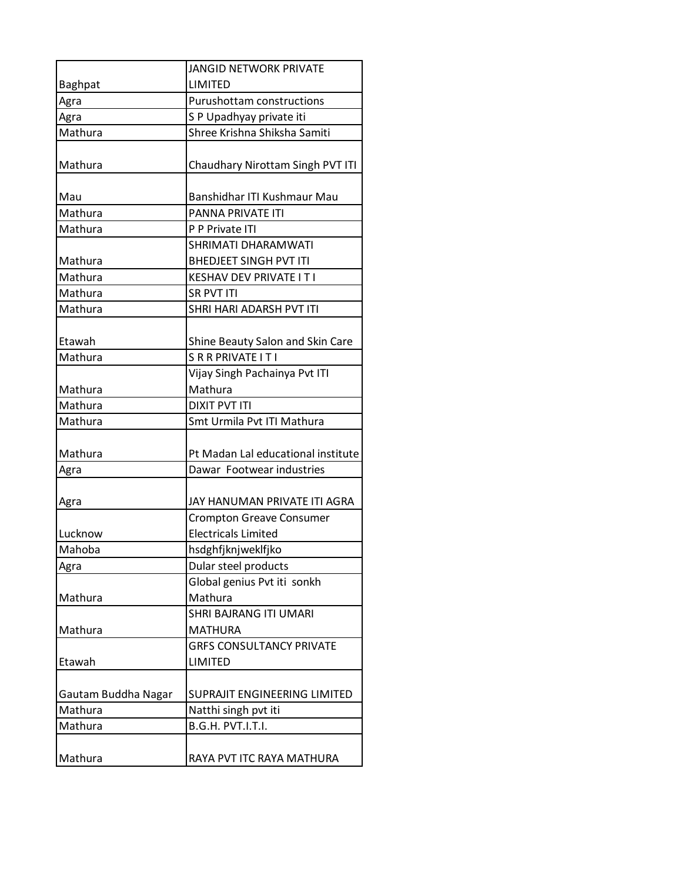| Baghpat | JANGID NETWORK PRIVATE LIMITED |
| --- | --- |
| Agra | Purushottam constructions |
| Agra | S P Upadhyay private iti |
| Mathura | Shree Krishna Shiksha Samiti |
| Mathura | Chaudhary Nirottam Singh PVT ITI |
| Mau | Banshidhar ITI Kushmaur Mau |
| Mathura | PANNA PRIVATE ITI |
| Mathura | P P Private ITI |
| Mathura | SHRIMATI DHARAMWATI BHEDJEET SINGH PVT ITI |
| Mathura | KESHAV DEV PRIVATE I T I |
| Mathura | SR PVT ITI |
| Mathura | SHRI HARI ADARSH PVT ITI |
| Etawah | Shine Beauty Salon and Skin Care |
| Mathura | S R R PRIVATE I T I |
| Mathura | Vijay Singh Pachainya Pvt ITI Mathura |
| Mathura | DIXIT PVT ITI |
| Mathura | Smt Urmila Pvt ITI Mathura |
| Mathura | Pt Madan Lal educational institute |
| Agra | Dawar Footwear industries |
| Agra | JAY HANUMAN PRIVATE ITI AGRA |
| Lucknow | Crompton Greave Consumer Electricals Limited |
| Mahoba | hsdghfjknjweklfjko |
| Agra | Dular steel products |
| Mathura | Global genius Pvt iti sonkh Mathura |
| Mathura | SHRI BAJRANG ITI UMARI MATHURA |
| Etawah | GRFS CONSULTANCY PRIVATE LIMITED |
| Gautam Buddha Nagar | SUPRAJIT ENGINEERING LIMITED |
| Mathura | Natthi singh pvt iti |
| Mathura | B.G.H. PVT.I.T.I. |
| Mathura | RAYA PVT ITC RAYA MATHURA |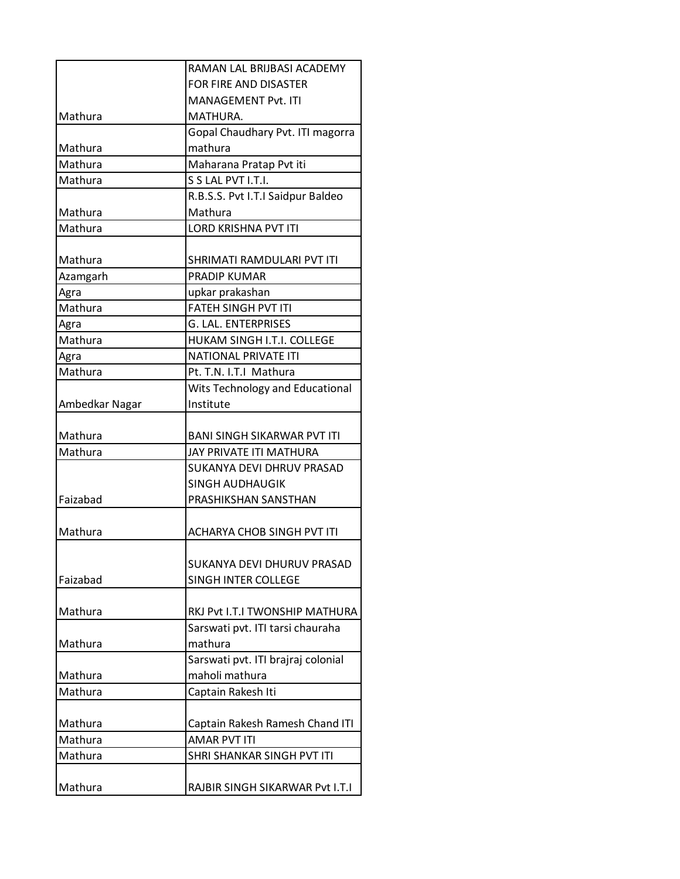| | |
|---|---|
| Mathura | RAMAN LAL BRIJBASI ACADEMY FOR FIRE AND DISASTER MANAGEMENT Pvt. ITI MATHURA. |
| Mathura | Gopal Chaudhary Pvt. ITI magorra mathura |
| Mathura | Maharana Pratap Pvt iti |
| Mathura | S S LAL PVT I.T.I. |
| Mathura | R.B.S.S. Pvt I.T.I Saidpur Baldeo Mathura |
| Mathura | LORD KRISHNA PVT ITI |
| Mathura | SHRIMATI RAMDULARI PVT ITI |
| Azamgarh | PRADIP KUMAR |
| Agra | upkar prakashan |
| Mathura | FATEH SINGH PVT ITI |
| Agra | G. LAL. ENTERPRISES |
| Mathura | HUKAM SINGH I.T.I. COLLEGE |
| Agra | NATIONAL PRIVATE ITI |
| Mathura | Pt. T.N. I.T.I Mathura |
| Ambedkar Nagar | Wits Technology and Educational Institute |
| Mathura | BANI SINGH SIKARWAR PVT ITI |
| Mathura | JAY PRIVATE ITI MATHURA |
| Faizabad | SUKANYA DEVI DHRUV PRASAD SINGH AUDHAUGIK PRASHIKSHAN SANSTHAN |
| Mathura | ACHARYA CHOB SINGH PVT ITI |
| Faizabad | SUKANYA DEVI DHURUV PRASAD SINGH INTER COLLEGE |
| Mathura | RKJ Pvt I.T.I TWONSHIP MATHURA |
| Mathura | Sarswati pvt. ITI tarsi chauraha mathura |
| Mathura | Sarswati pvt. ITI brajraj colonial maholi mathura |
| Mathura | Captain Rakesh Iti |
| Mathura | Captain Rakesh Ramesh Chand ITI |
| Mathura | AMAR PVT ITI |
| Mathura | SHRI SHANKAR SINGH PVT ITI |
| Mathura | RAJBIR SINGH SIKARWAR Pvt I.T.I |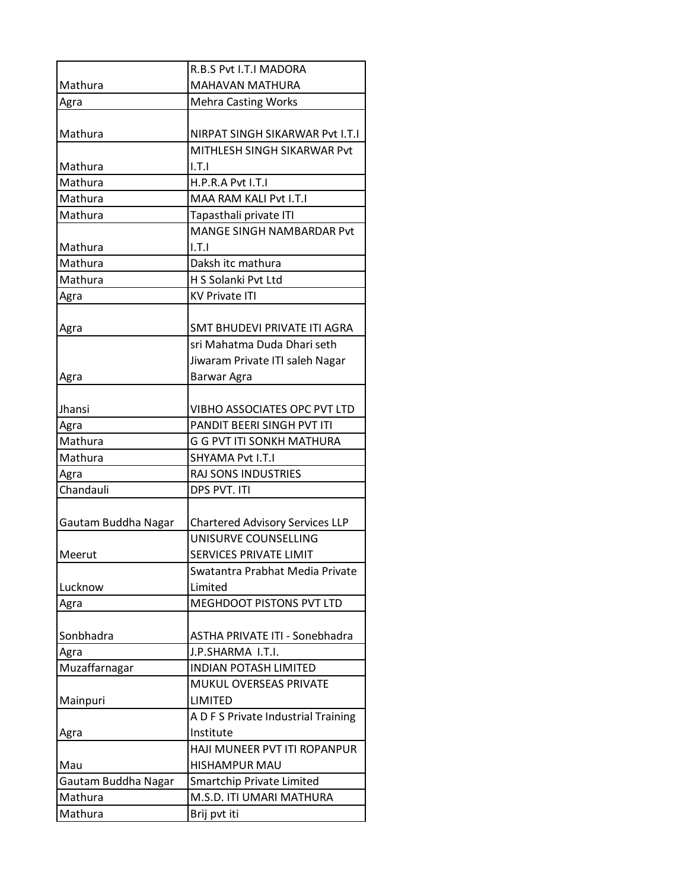| | |
|---|---|
| Mathura | R.B.S Pvt I.T.I MADORA MAHAVAN MATHURA |
| Agra | Mehra Casting Works |
| Mathura | NIRPAT SINGH SIKARWAR Pvt I.T.I |
| Mathura | MITHLESH SINGH SIKARWAR Pvt I.T.I |
| Mathura | H.P.R.A Pvt I.T.I |
| Mathura | MAA RAM KALI Pvt I.T.I |
| Mathura | Tapasthali private ITI |
| Mathura | MANGE SINGH NAMBARDAR Pvt I.T.I |
| Mathura | Daksh itc mathura |
| Mathura | H S Solanki Pvt Ltd |
| Agra | KV Private ITI |
| Agra | SMT BHUDEVI PRIVATE ITI AGRA |
| Agra | sri Mahatma Duda Dhari seth Jiwaram Private ITI saleh Nagar Barwar Agra |
| Jhansi | VIBHO ASSOCIATES OPC PVT LTD |
| Agra | PANDIT BEERI SINGH PVT ITI |
| Mathura | G G PVT ITI SONKH MATHURA |
| Mathura | SHYAMA Pvt I.T.I |
| Agra | RAJ SONS INDUSTRIES |
| Chandauli | DPS PVT. ITI |
| Gautam Buddha Nagar | Chartered Advisory Services LLP |
| Meerut | UNISURVE COUNSELLING SERVICES PRIVATE LIMIT |
| Lucknow | Swatantra Prabhat Media Private Limited |
| Agra | MEGHDOOT PISTONS PVT LTD |
| Sonbhadra | ASTHA PRIVATE ITI - Sonebhadra |
| Agra | J.P.SHARMA I.T.I. |
| Muzaffarnagar | INDIAN POTASH LIMITED |
| Mainpuri | MUKUL OVERSEAS PRIVATE LIMITED |
| Agra | A D F S Private Industrial Training Institute |
| Mau | HAJI MUNEER PVT ITI ROPANPUR HISHAMPUR MAU |
| Gautam Buddha Nagar | Smartchip Private Limited |
| Mathura | M.S.D. ITI UMARI MATHURA |
| Mathura | Brij pvt iti |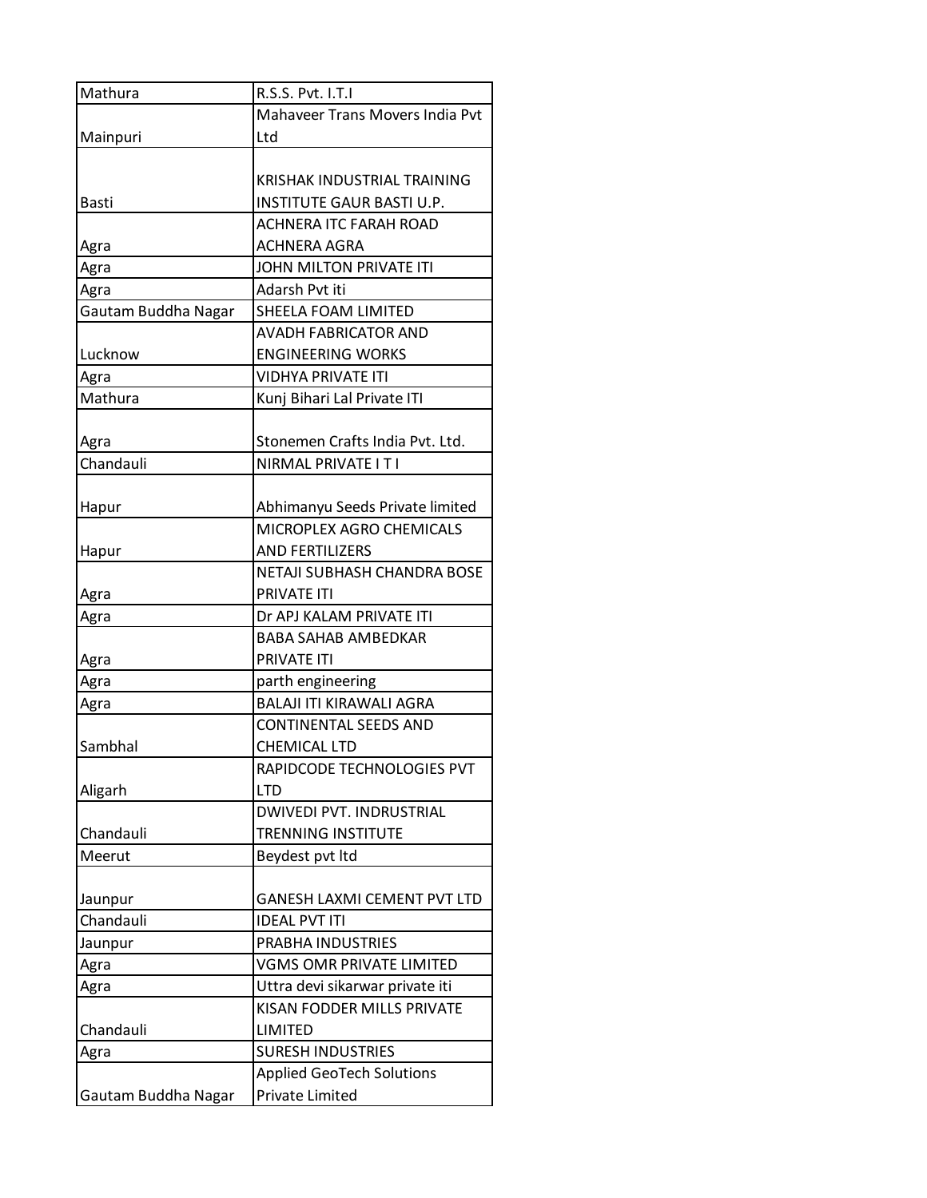| Mathura | R.S.S. Pvt. I.T.I |
|---|---|
| Mainpuri | Mahaveer Trans Movers India Pvt Ltd |
| Basti | KRISHAK INDUSTRIAL TRAINING INSTITUTE GAUR BASTI U.P. |
| Agra | ACHNERA ITC FARAH ROAD ACHNERA AGRA |
| Agra | JOHN MILTON PRIVATE ITI |
| Agra | Adarsh Pvt iti |
| Gautam Buddha Nagar | SHEELA FOAM LIMITED |
| Lucknow | AVADH FABRICATOR AND ENGINEERING WORKS |
| Agra | VIDHYA PRIVATE ITI |
| Mathura | Kunj Bihari Lal Private ITI |
| Agra | Stonemen Crafts India Pvt. Ltd. |
| Chandauli | NIRMAL PRIVATE I T I |
| Hapur | Abhimanyu Seeds Private limited |
| Hapur | MICROPLEX AGRO CHEMICALS AND FERTILIZERS |
| Agra | NETAJI SUBHASH CHANDRA BOSE PRIVATE ITI |
| Agra | Dr APJ KALAM PRIVATE ITI |
| Agra | BABA SAHAB AMBEDKAR PRIVATE ITI |
| Agra | parth engineering |
| Agra | BALAJI ITI KIRAWALI AGRA |
| Sambhal | CONTINENTAL SEEDS AND CHEMICAL LTD |
| Aligarh | RAPIDCODE TECHNOLOGIES PVT LTD |
| Chandauli | DWIVEDI PVT. INDRUSTRIAL TRENNING INSTITUTE |
| Meerut | Beydest pvt ltd |
| Jaunpur | GANESH LAXMI CEMENT PVT LTD |
| Chandauli | IDEAL PVT ITI |
| Jaunpur | PRABHA INDUSTRIES |
| Agra | VGMS OMR PRIVATE LIMITED |
| Agra | Uttra devi sikarwar private iti |
| Chandauli | KISAN FODDER MILLS PRIVATE LIMITED |
| Agra | SURESH INDUSTRIES |
| Gautam Buddha Nagar | Applied GeoTech Solutions Private Limited |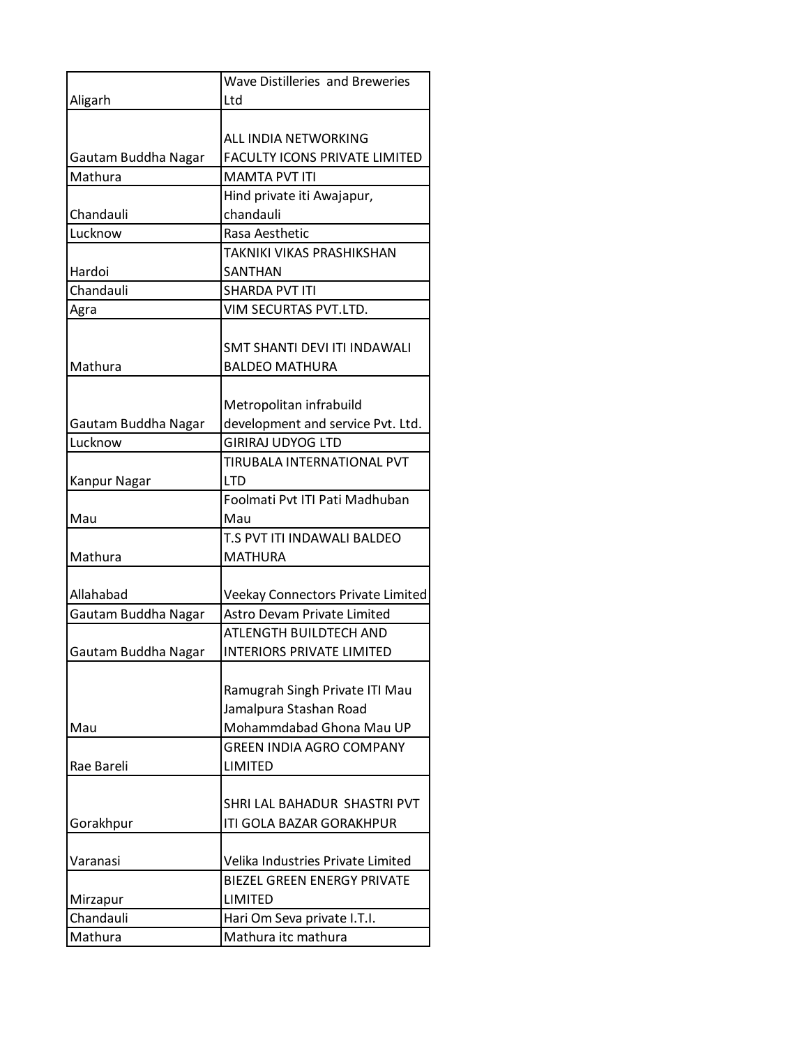| Aligarh | Wave Distilleries and Breweries Ltd |
|---|---|
| Gautam Buddha Nagar | ALL INDIA NETWORKING FACULTY ICONS PRIVATE LIMITED |
| Mathura | MAMTA PVT ITI |
| Chandauli | Hind private iti Awajapur, chandauli |
| Lucknow | Rasa Aesthetic |
| Hardoi | TAKNIKI VIKAS PRASHIKSHAN SANTHAN |
| Chandauli | SHARDA PVT ITI |
| Agra | VIM SECURTAS PVT.LTD. |
| Mathura | SMT SHANTI DEVI ITI INDAWALI BALDEO MATHURA |
| Gautam Buddha Nagar | Metropolitan infrabuild development and service Pvt. Ltd. |
| Lucknow | GIRIRAJ UDYOG LTD |
| Kanpur Nagar | TIRUBALA INTERNATIONAL PVT LTD |
| Mau | Foolmati Pvt ITI Pati Madhuban Mau |
| Mathura | T.S PVT ITI INDAWALI BALDEO MATHURA |
| Allahabad | Veekay Connectors Private Limited |
| Gautam Buddha Nagar | Astro Devam Private Limited |
| Gautam Buddha Nagar | ATLENGTH BUILDTECH AND INTERIORS PRIVATE LIMITED |
| Mau | Ramugrah Singh Private ITI Mau Jamalpura Stashan Road Mohammdabad Ghona Mau UP |
| Rae Bareli | GREEN INDIA AGRO COMPANY LIMITED |
| Gorakhpur | SHRI LAL BAHADUR SHASTRI PVT ITI GOLA BAZAR GORAKHPUR |
| Varanasi | Velika Industries Private Limited |
| Mirzapur | BIEZEL GREEN ENERGY PRIVATE LIMITED |
| Chandauli | Hari Om Seva private I.T.I. |
| Mathura | Mathura itc mathura |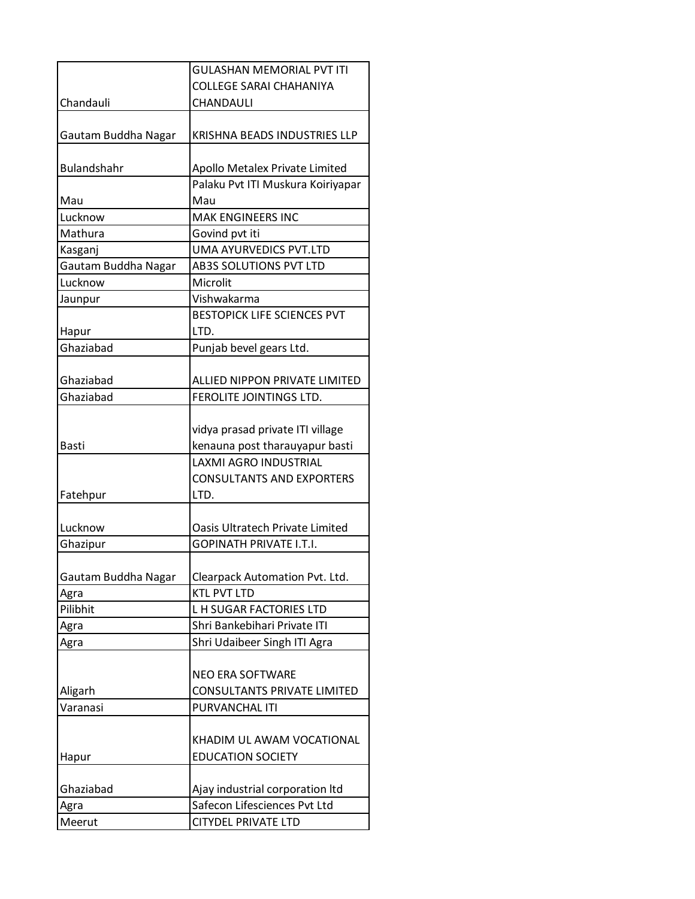| | |
|---|---|
| Chandauli | GULASHAN MEMORIAL PVT ITI COLLEGE SARAI CHAHANIYA CHANDAULI |
| Gautam Buddha Nagar | KRISHNA BEADS INDUSTRIES LLP |
| Bulandshahr | Apollo Metalex Private Limited |
| Mau | Palaku Pvt ITI Muskura Koiriyapar Mau |
| Lucknow | MAK ENGINEERS INC |
| Mathura | Govind pvt iti |
| Kasganj | UMA AYURVEDICS PVT.LTD |
| Gautam Buddha Nagar | AB3S SOLUTIONS PVT LTD |
| Lucknow | Microlit |
| Jaunpur | Vishwakarma |
| Hapur | BESTOPICK LIFE SCIENCES PVT LTD. |
| Ghaziabad | Punjab bevel gears Ltd. |
| Ghaziabad | ALLIED NIPPON PRIVATE LIMITED |
| Ghaziabad | FEROLITE JOINTINGS LTD. |
| Basti | vidya prasad private ITI village kenauna post tharauyapur basti |
| Fatehpur | LAXMI AGRO INDUSTRIAL CONSULTANTS AND EXPORTERS LTD. |
| Lucknow | Oasis Ultratech Private Limited |
| Ghazipur | GOPINATH PRIVATE I.T.I. |
| Gautam Buddha Nagar | Clearpack Automation Pvt. Ltd. |
| Agra | KTL PVT LTD |
| Pilibhit | L H SUGAR FACTORIES LTD |
| Agra | Shri Bankebihari Private ITI |
| Agra | Shri Udaibeer Singh ITI Agra |
| Aligarh | NEO ERA SOFTWARE CONSULTANTS PRIVATE LIMITED |
| Varanasi | PURVANCHAL ITI |
| Hapur | KHADIM UL AWAM VOCATIONAL EDUCATION SOCIETY |
| Ghaziabad | Ajay industrial corporation ltd |
| Agra | Safecon Lifesciences Pvt Ltd |
| Meerut | CITYDEL PRIVATE LTD |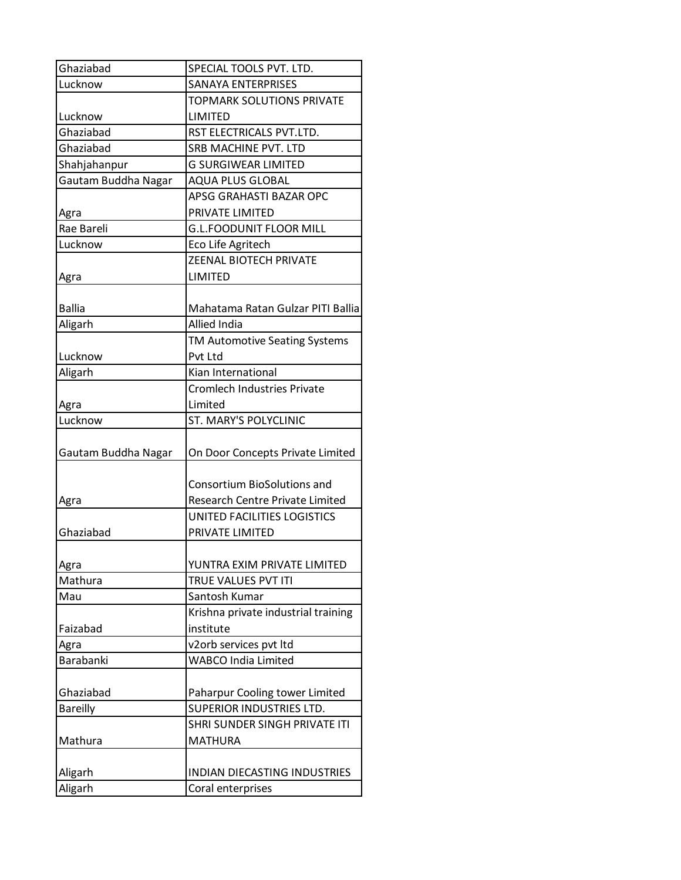| | |
|---|---|
| Ghaziabad | SPECIAL TOOLS PVT. LTD. |
| Lucknow | SANAYA ENTERPRISES |
| Lucknow | TOPMARK SOLUTIONS PRIVATE LIMITED |
| Ghaziabad | RST ELECTRICALS PVT.LTD. |
| Ghaziabad | SRB MACHINE PVT. LTD |
| Shahjahanpur | G SURGIWEAR LIMITED |
| Gautam Buddha Nagar | AQUA PLUS GLOBAL |
| Agra | APSG GRAHASTI BAZAR OPC PRIVATE LIMITED |
| Rae Bareli | G.L.FOODUNIT FLOOR MILL |
| Lucknow | Eco Life Agritech |
| Agra | ZEENAL BIOTECH PRIVATE LIMITED |
| Ballia | Mahatama Ratan Gulzar PITI Ballia |
| Aligarh | Allied India |
| Lucknow | TM Automotive Seating Systems Pvt Ltd |
| Aligarh | Kian International |
| Agra | Cromlech Industries Private Limited |
| Lucknow | ST. MARY'S POLYCLINIC |
| Gautam Buddha Nagar | On Door Concepts Private Limited |
| Agra | Consortium BioSolutions and Research Centre Private Limited |
| Ghaziabad | UNITED FACILITIES LOGISTICS PRIVATE LIMITED |
| Agra | YUNTRA EXIM PRIVATE LIMITED |
| Mathura | TRUE VALUES PVT ITI |
| Mau | Santosh Kumar |
| Faizabad | Krishna private industrial training institute |
| Agra | v2orb services pvt ltd |
| Barabanki | WABCO India Limited |
| Ghaziabad | Paharpur Cooling tower Limited |
| Bareilly | SUPERIOR INDUSTRIES LTD. |
| Mathura | SHRI SUNDER SINGH PRIVATE ITI MATHURA |
| Aligarh | INDIAN DIECASTING INDUSTRIES |
| Aligarh | Coral enterprises |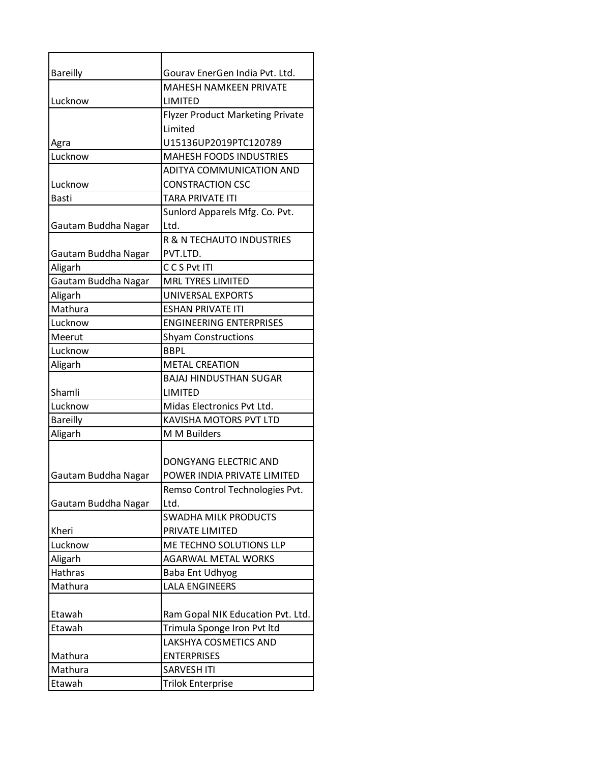| | |
|---|---|
| Bareilly | Gourav EnerGen India Pvt. Ltd. |
| Lucknow | MAHESH NAMKEEN PRIVATE LIMITED |
| Agra | Flyzer Product Marketing Private Limited U15136UP2019PTC120789 |
| Lucknow | MAHESH FOODS INDUSTRIES |
| Lucknow | ADITYA COMMUNICATION AND CONSTRACTION CSC |
| Basti | TARA PRIVATE ITI |
| Gautam Buddha Nagar | Sunlord Apparels Mfg. Co. Pvt. Ltd. |
| Gautam Buddha Nagar | R & N TECHAUTO INDUSTRIES PVT.LTD. |
| Aligarh | C C S Pvt ITI |
| Gautam Buddha Nagar | MRL TYRES LIMITED |
| Aligarh | UNIVERSAL EXPORTS |
| Mathura | ESHAN PRIVATE ITI |
| Lucknow | ENGINEERING ENTERPRISES |
| Meerut | Shyam Constructions |
| Lucknow | BBPL |
| Aligarh | METAL CREATION |
| Shamli | BAJAJ HINDUSTHAN SUGAR LIMITED |
| Lucknow | Midas Electronics Pvt Ltd. |
| Bareilly | KAVISHA MOTORS PVT LTD |
| Aligarh | M M Builders |
| Gautam Buddha Nagar | DONGYANG ELECTRIC AND POWER INDIA PRIVATE LIMITED |
| Gautam Buddha Nagar | Remso Control Technologies Pvt. Ltd. |
| Kheri | SWADHA MILK PRODUCTS PRIVATE LIMITED |
| Lucknow | ME TECHNO SOLUTIONS LLP |
| Aligarh | AGARWAL METAL WORKS |
| Hathras | Baba Ent Udhyog |
| Mathura | LALA ENGINEERS |
| Etawah | Ram Gopal NIK Education Pvt. Ltd. |
| Etawah | Trimula Sponge Iron Pvt ltd |
| Mathura | LAKSHYA COSMETICS AND ENTERPRISES |
| Mathura | SARVESH ITI |
| Etawah | Trilok Enterprise |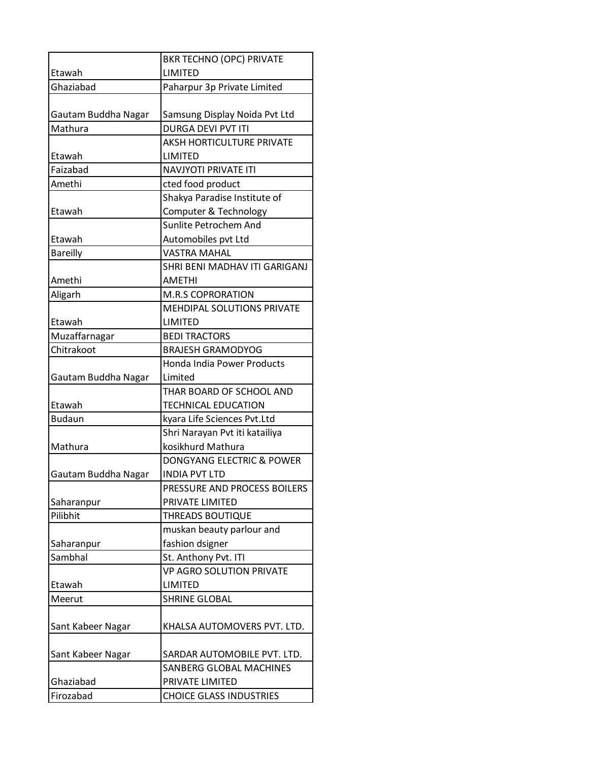| | |
|---|---|
| Etawah | BKR TECHNO (OPC) PRIVATE LIMITED |
| Ghaziabad | Paharpur 3p Private Limited |
| Gautam Buddha Nagar | Samsung Display Noida Pvt Ltd |
| Mathura | DURGA DEVI PVT ITI |
| Etawah | AKSH HORTICULTURE PRIVATE LIMITED |
| Faizabad | NAVJYOTI PRIVATE ITI |
| Amethi | cted food product |
| Etawah | Shakya Paradise Institute of Computer & Technology |
| Etawah | Sunlite Petrochem And Automobiles pvt Ltd |
| Bareilly | VASTRA MAHAL |
| Amethi | SHRI BENI MADHAV ITI GARIGANJ AMETHI |
| Aligarh | M.R.S COPRORATION |
| Etawah | MEHDIPAL SOLUTIONS PRIVATE LIMITED |
| Muzaffarnagar | BEDI TRACTORS |
| Chitrakoot | BRAJESH GRAMODYOG |
| Gautam Buddha Nagar | Honda India Power Products Limited |
| Etawah | THAR BOARD OF SCHOOL AND TECHNICAL EDUCATION |
| Budaun | kyara Life Sciences Pvt.Ltd |
| Mathura | Shri Narayan Pvt iti katailiya kosikhurd Mathura |
| Gautam Buddha Nagar | DONGYANG ELECTRIC & POWER INDIA PVT LTD |
| Saharanpur | PRESSURE AND PROCESS BOILERS PRIVATE LIMITED |
| Pilibhit | THREADS BOUTIQUE |
| Saharanpur | muskan beauty parlour and fashion dsigner |
| Sambhal | St. Anthony Pvt. ITI |
| Etawah | VP AGRO SOLUTION PRIVATE LIMITED |
| Meerut | SHRINE GLOBAL |
| Sant Kabeer Nagar | KHALSA AUTOMOVERS PVT. LTD. |
| Sant Kabeer Nagar | SARDAR AUTOMOBILE PVT. LTD. |
| Ghaziabad | SANBERG GLOBAL MACHINES PRIVATE LIMITED |
| Firozabad | CHOICE GLASS INDUSTRIES |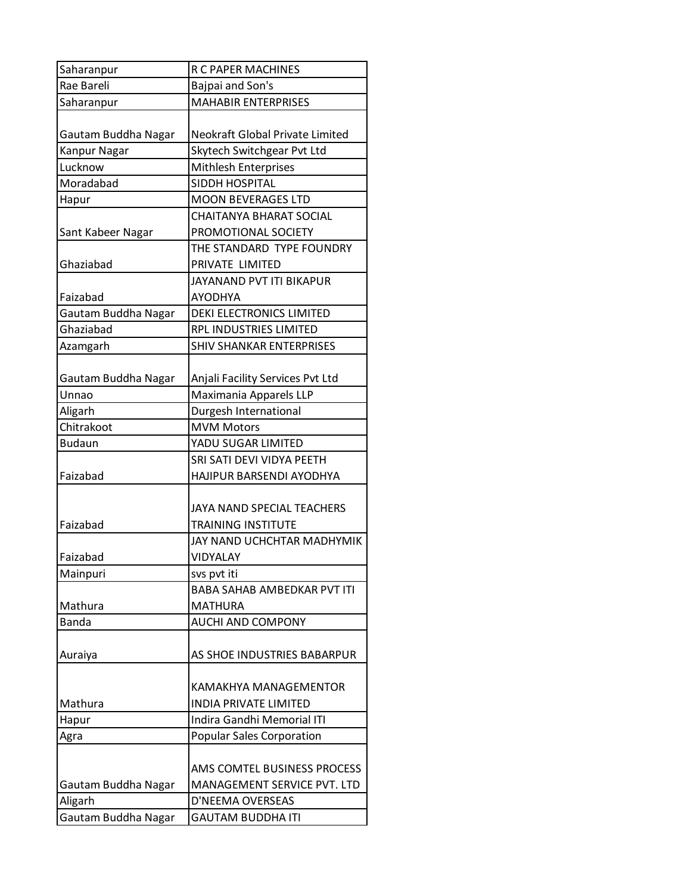| Saharanpur | R C PAPER MACHINES |
|---|---|
| Rae Bareli | Bajpai and Son's |
| Saharanpur | MAHABIR ENTERPRISES |
| Gautam Buddha Nagar | Neokraft Global Private Limited |
| Kanpur Nagar | Skytech Switchgear Pvt Ltd |
| Lucknow | Mithlesh Enterprises |
| Moradabad | SIDDH HOSPITAL |
| Hapur | MOON BEVERAGES LTD |
| Sant Kabeer Nagar | CHAITANYA BHARAT SOCIAL PROMOTIONAL SOCIETY |
| Ghaziabad | THE STANDARD TYPE FOUNDRY PRIVATE LIMITED |
| Faizabad | JAYANAND PVT ITI BIKAPUR AYODHYA |
| Gautam Buddha Nagar | DEKI ELECTRONICS LIMITED |
| Ghaziabad | RPL INDUSTRIES LIMITED |
| Azamgarh | SHIV SHANKAR ENTERPRISES |
| Gautam Buddha Nagar | Anjali Facility Services Pvt Ltd |
| Unnao | Maximania Apparels LLP |
| Aligarh | Durgesh International |
| Chitrakoot | MVM Motors |
| Budaun | YADU SUGAR LIMITED |
| Faizabad | SRI SATI DEVI VIDYA PEETH HAJIPUR BARSENDI AYODHYA |
| Faizabad | JAYA NAND SPECIAL TEACHERS TRAINING INSTITUTE |
| Faizabad | JAY NAND UCHCHTAR MADHYMIK VIDYALAY |
| Mainpuri | svs pvt iti |
| Mathura | BABA SAHAB AMBEDKAR PVT ITI MATHURA |
| Banda | AUCHI AND COMPONY |
| Auraiya | AS SHOE INDUSTRIES BABARPUR |
| Mathura | KAMAKHYA MANAGEMENTOR INDIA PRIVATE LIMITED |
| Hapur | Indira Gandhi Memorial ITI |
| Agra | Popular Sales Corporation |
| Gautam Buddha Nagar | AMS COMTEL BUSINESS PROCESS MANAGEMENT SERVICE PVT. LTD |
| Aligarh | D'NEEMA OVERSEAS |
| Gautam Buddha Nagar | GAUTAM BUDDHA ITI |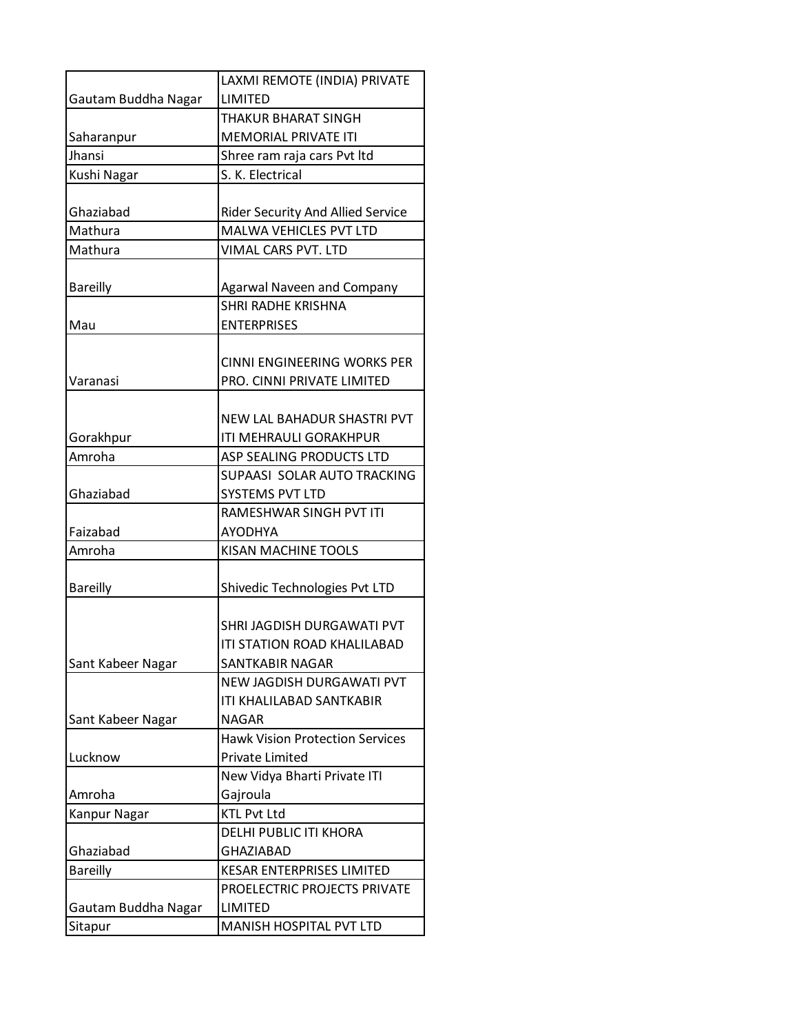| Gautam Buddha Nagar | LAXMI REMOTE (INDIA) PRIVATE LIMITED |
|---|---|
| Saharanpur | THAKUR BHARAT SINGH MEMORIAL PRIVATE ITI |
| Jhansi | Shree ram raja cars Pvt ltd |
| Kushi Nagar | S. K. Electrical |
| Ghaziabad | Rider Security And Allied Service |
| Mathura | MALWA VEHICLES PVT LTD |
| Mathura | VIMAL CARS PVT. LTD |
| Bareilly | Agarwal Naveen and Company |
| Mau | SHRI RADHE KRISHNA ENTERPRISES |
| Varanasi | CINNI ENGINEERING WORKS PER PRO. CINNI PRIVATE LIMITED |
| Gorakhpur | NEW LAL BAHADUR SHASTRI PVT ITI MEHRAULI GORAKHPUR |
| Amroha | ASP SEALING PRODUCTS LTD |
| Ghaziabad | SUPAASI SOLAR AUTO TRACKING SYSTEMS PVT LTD |
| Faizabad | RAMESHWAR SINGH PVT ITI AYODHYA |
| Amroha | KISAN MACHINE TOOLS |
| Bareilly | Shivedic Technologies Pvt LTD |
| Sant Kabeer Nagar | SHRI JAGDISH DURGAWATI PVT ITI STATION ROAD KHALILABAD SANTKABIR NAGAR |
| Sant Kabeer Nagar | NEW JAGDISH DURGAWATI PVT ITI KHALILABAD SANTKABIR NAGAR |
| Lucknow | Hawk Vision Protection Services Private Limited |
| Amroha | New Vidya Bharti Private ITI Gajroula |
| Kanpur Nagar | KTL Pvt Ltd |
| Ghaziabad | DELHI PUBLIC ITI KHORA GHAZIABAD |
| Bareilly | KESAR ENTERPRISES LIMITED |
| Gautam Buddha Nagar | PROELECTRIC PROJECTS PRIVATE LIMITED |
| Sitapur | MANISH HOSPITAL PVT LTD |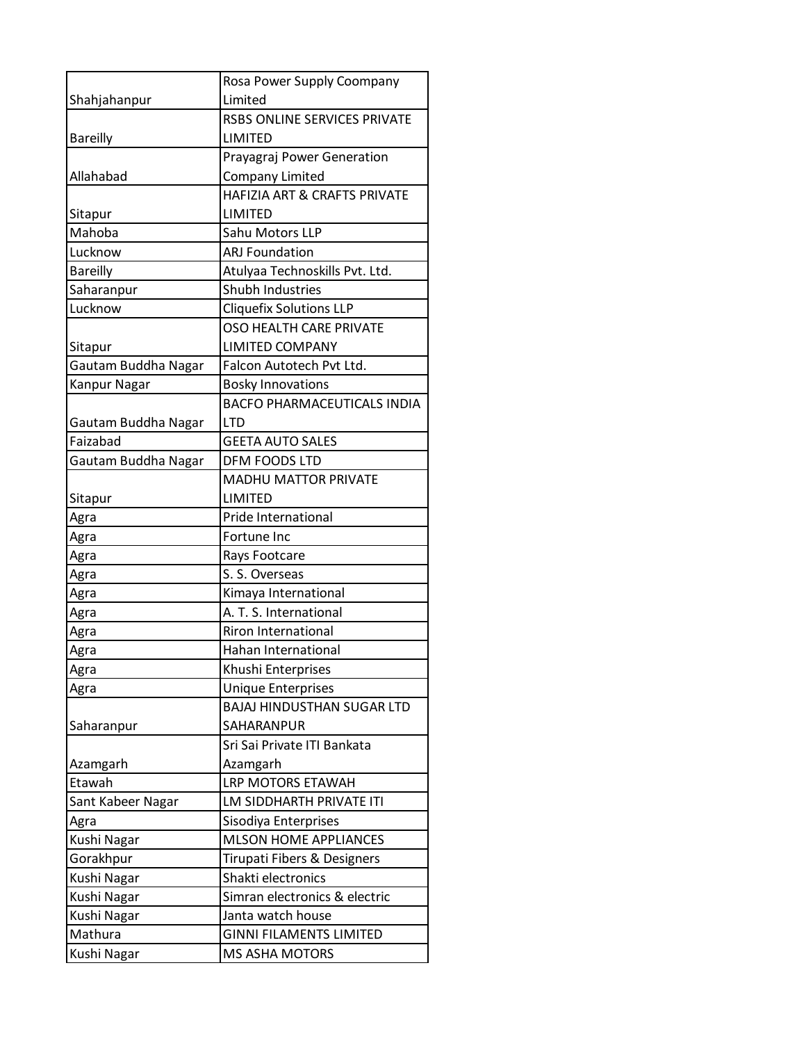| | |
|---|---|
| Shahjahanpur | Rosa Power Supply Coompany Limited |
| Bareilly | RSBS ONLINE SERVICES PRIVATE LIMITED |
| Allahabad | Prayagraj Power Generation Company Limited |
| Sitapur | HAFIZIA ART & CRAFTS PRIVATE LIMITED |
| Mahoba | Sahu Motors LLP |
| Lucknow | ARJ Foundation |
| Bareilly | Atulyaa Technoskills Pvt. Ltd. |
| Saharanpur | Shubh Industries |
| Lucknow | Cliquefix Solutions LLP |
| Sitapur | OSO HEALTH CARE PRIVATE LIMITED COMPANY |
| Gautam Buddha Nagar | Falcon Autotech Pvt Ltd. |
| Kanpur Nagar | Bosky Innovations |
| Gautam Buddha Nagar | BACFO PHARMACEUTICALS INDIA LTD |
| Faizabad | GEETA AUTO SALES |
| Gautam Buddha Nagar | DFM FOODS LTD |
| Sitapur | MADHU MATTOR PRIVATE LIMITED |
| Agra | Pride International |
| Agra | Fortune Inc |
| Agra | Rays Footcare |
| Agra | S. S. Overseas |
| Agra | Kimaya International |
| Agra | A. T. S. International |
| Agra | Riron International |
| Agra | Hahan International |
| Agra | Khushi Enterprises |
| Agra | Unique Enterprises |
| Saharanpur | BAJAJ HINDUSTHAN SUGAR LTD SAHARANPUR |
| Azamgarh | Sri Sai Private ITI Bankata Azamgarh |
| Etawah | LRP MOTORS ETAWAH |
| Sant Kabeer Nagar | LM SIDDHARTH PRIVATE ITI |
| Agra | Sisodiya Enterprises |
| Kushi Nagar | MLSON HOME APPLIANCES |
| Gorakhpur | Tirupati Fibers & Designers |
| Kushi Nagar | Shakti electronics |
| Kushi Nagar | Simran electronics & electric |
| Kushi Nagar | Janta watch house |
| Mathura | GINNI FILAMENTS LIMITED |
| Kushi Nagar | MS ASHA MOTORS |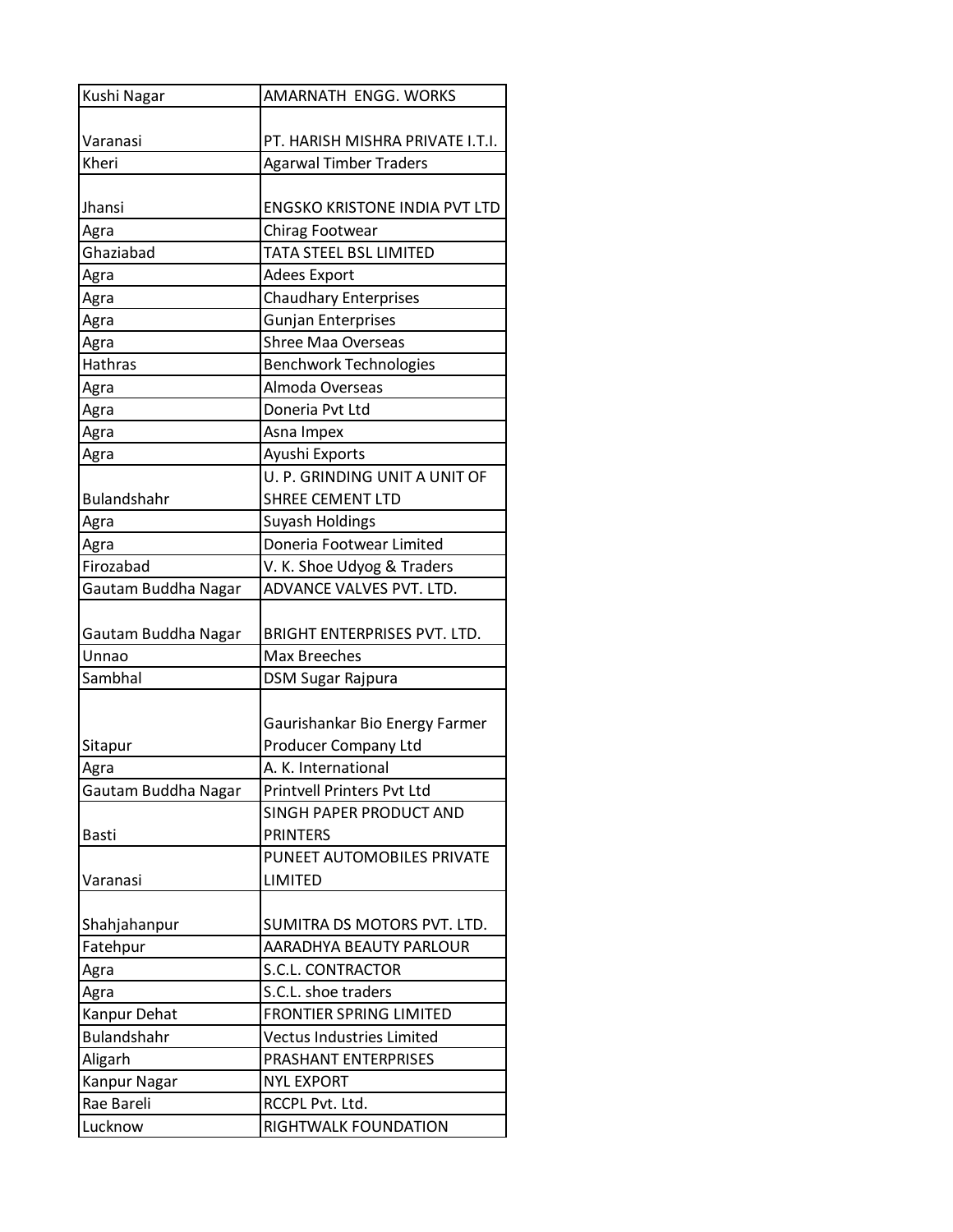| | |
|---|---|
| Kushi Nagar | AMARNATH ENGG. WORKS |
| Varanasi | PT. HARISH MISHRA PRIVATE I.T.I. |
| Kheri | Agarwal Timber Traders |
| Jhansi | ENGSKO KRISTONE INDIA PVT LTD |
| Agra | Chirag Footwear |
| Ghaziabad | TATA STEEL BSL LIMITED |
| Agra | Adees Export |
| Agra | Chaudhary Enterprises |
| Agra | Gunjan Enterprises |
| Agra | Shree Maa Overseas |
| Hathras | Benchwork Technologies |
| Agra | Almoda Overseas |
| Agra | Doneria Pvt Ltd |
| Agra | Asna Impex |
| Agra | Ayushi Exports |
| Bulandshahr | U. P. GRINDING UNIT A UNIT OF SHREE CEMENT LTD |
| Agra | Suyash Holdings |
| Agra | Doneria Footwear Limited |
| Firozabad | V. K. Shoe Udyog & Traders |
| Gautam Buddha Nagar | ADVANCE VALVES PVT. LTD. |
| Gautam Buddha Nagar | BRIGHT ENTERPRISES PVT. LTD. |
| Unnao | Max Breeches |
| Sambhal | DSM Sugar Rajpura |
| Sitapur | Gaurishankar Bio Energy Farmer Producer Company Ltd |
| Agra | A. K. International |
| Gautam Buddha Nagar | Printvell Printers Pvt Ltd |
| Basti | SINGH PAPER PRODUCT AND PRINTERS |
| Varanasi | PUNEET AUTOMOBILES PRIVATE LIMITED |
| Shahjahanpur | SUMITRA DS MOTORS PVT. LTD. |
| Fatehpur | AARADHYA BEAUTY PARLOUR |
| Agra | S.C.L. CONTRACTOR |
| Agra | S.C.L. shoe traders |
| Kanpur Dehat | FRONTIER SPRING LIMITED |
| Bulandshahr | Vectus Industries Limited |
| Aligarh | PRASHANT ENTERPRISES |
| Kanpur Nagar | NYL EXPORT |
| Rae Bareli | RCCPL Pvt. Ltd. |
| Lucknow | RIGHTWALK FOUNDATION |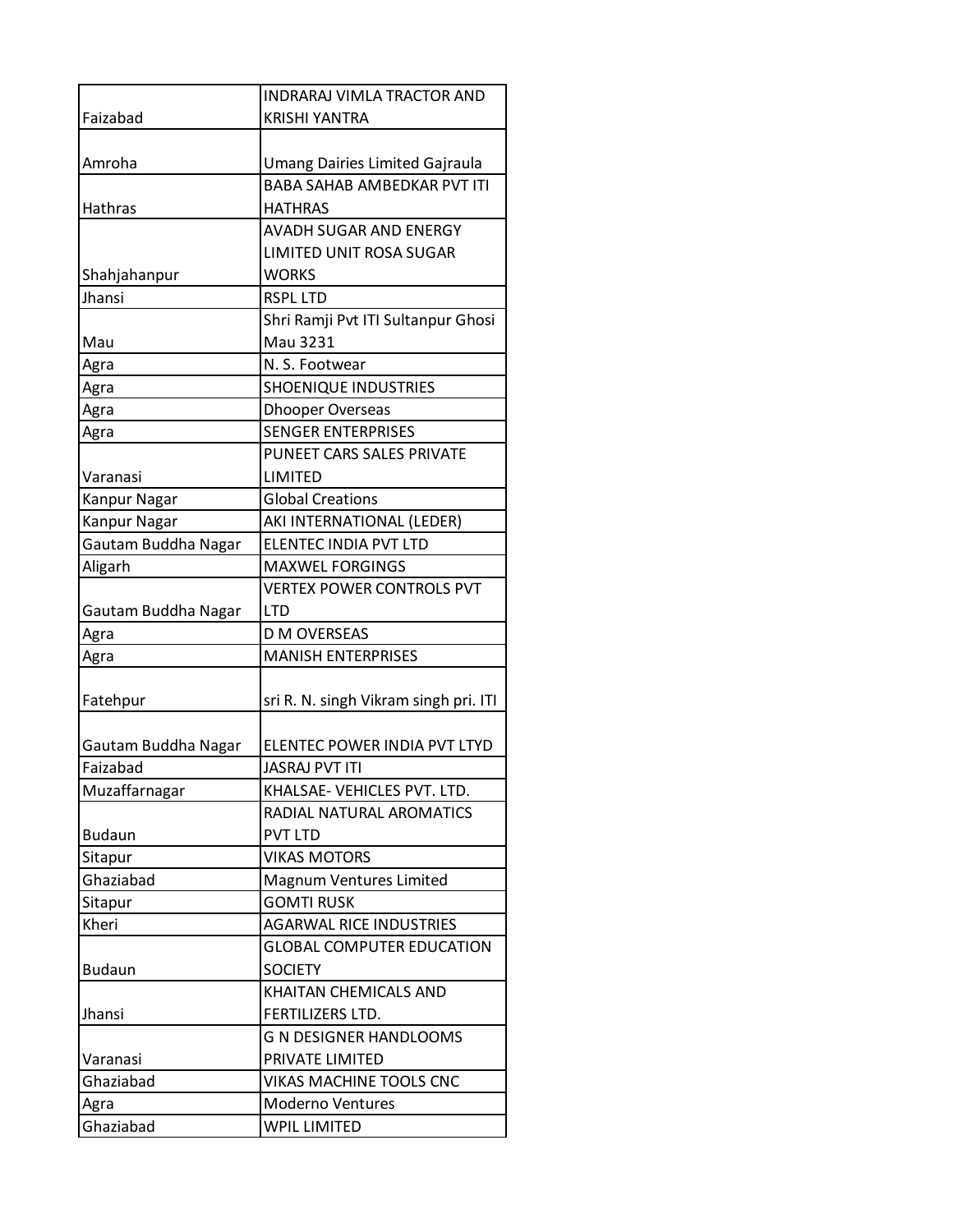| | |
|---|---|
| Faizabad | INDRARAJ VIMLA TRACTOR AND KRISHI YANTRA |
| Amroha | Umang Dairies Limited Gajraula |
| Hathras | BABA SAHAB AMBEDKAR PVT ITI HATHRAS |
| Shahjahanpur | AVADH SUGAR AND ENERGY LIMITED UNIT ROSA SUGAR WORKS |
| Jhansi | RSPL LTD |
| Mau | Shri Ramji Pvt ITI Sultanpur Ghosi Mau 3231 |
| Agra | N. S. Footwear |
| Agra | SHOENIQUE INDUSTRIES |
| Agra | Dhooper Overseas |
| Agra | SENGER ENTERPRISES |
| Varanasi | PUNEET CARS SALES PRIVATE LIMITED |
| Kanpur Nagar | Global Creations |
| Kanpur Nagar | AKI INTERNATIONAL (LEDER) |
| Gautam Buddha Nagar | ELENTEC INDIA PVT LTD |
| Aligarh | MAXWEL FORGINGS |
| Gautam Buddha Nagar | VERTEX POWER CONTROLS PVT LTD |
| Agra | D M OVERSEAS |
| Agra | MANISH ENTERPRISES |
| Fatehpur | sri R. N. singh Vikram singh pri. ITI |
| Gautam Buddha Nagar | ELENTEC POWER INDIA PVT LTYD |
| Faizabad | JASRAJ PVT ITI |
| Muzaffarnagar | KHALSAE- VEHICLES PVT. LTD. |
| Budaun | RADIAL NATURAL AROMATICS PVT LTD |
| Sitapur | VIKAS MOTORS |
| Ghaziabad | Magnum Ventures Limited |
| Sitapur | GOMTI RUSK |
| Kheri | AGARWAL RICE INDUSTRIES |
| Budaun | GLOBAL COMPUTER EDUCATION SOCIETY |
| Jhansi | KHAITAN CHEMICALS AND FERTILIZERS LTD. |
| Varanasi | G N DESIGNER HANDLOOMS PRIVATE LIMITED |
| Ghaziabad | VIKAS MACHINE TOOLS CNC |
| Agra | Moderno Ventures |
| Ghaziabad | WPIL LIMITED |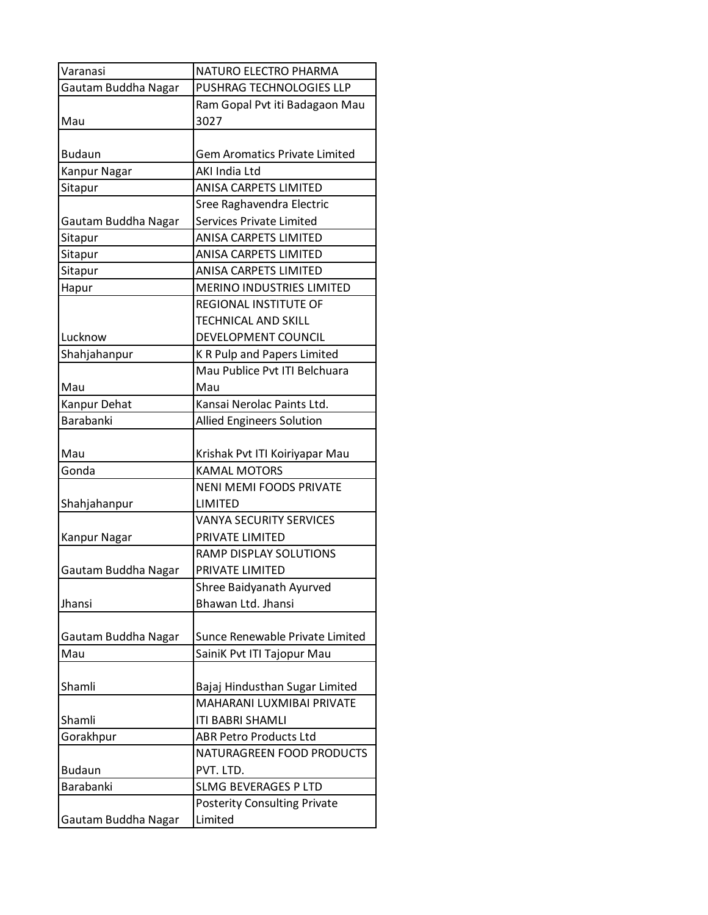| Varanasi | NATURO ELECTRO PHARMA |
|---|---|
| Gautam Buddha Nagar | PUSHRAG TECHNOLOGIES LLP |
| Mau | Ram Gopal Pvt iti Badagaon Mau 3027 |
| Budaun | Gem Aromatics Private Limited |
| Kanpur Nagar | AKI India Ltd |
| Sitapur | ANISA CARPETS LIMITED |
| Gautam Buddha Nagar | Sree Raghavendra Electric Services Private Limited |
| Sitapur | ANISA CARPETS LIMITED |
| Sitapur | ANISA CARPETS LIMITED |
| Sitapur | ANISA CARPETS LIMITED |
| Hapur | MERINO INDUSTRIES LIMITED |
| Lucknow | REGIONAL INSTITUTE OF TECHNICAL AND SKILL DEVELOPMENT COUNCIL |
| Shahjahanpur | K R Pulp and Papers Limited |
| Mau | Mau Publice Pvt ITI Belchuara Mau |
| Kanpur Dehat | Kansai Nerolac Paints Ltd. |
| Barabanki | Allied Engineers Solution |
| Mau | Krishak Pvt ITI Koiriyapar Mau |
| Gonda | KAMAL MOTORS |
| Shahjahanpur | NENI MEMI FOODS PRIVATE LIMITED |
| Kanpur Nagar | VANYA SECURITY SERVICES PRIVATE LIMITED |
| Gautam Buddha Nagar | RAMP DISPLAY SOLUTIONS PRIVATE LIMITED |
| Jhansi | Shree Baidyanath Ayurved Bhawan Ltd. Jhansi |
| Gautam Buddha Nagar | Sunce Renewable Private Limited |
| Mau | SainiK Pvt ITI Tajopur Mau |
| Shamli | Bajaj Hindusthan Sugar Limited |
| Shamli | MAHARANI LUXMIBAI PRIVATE ITI BABRI SHAMLI |
| Gorakhpur | ABR Petro Products Ltd |
| Budaun | NATURAGREEN FOOD PRODUCTS PVT. LTD. |
| Barabanki | SLMG BEVERAGES P LTD |
| Gautam Buddha Nagar | Posterity Consulting Private Limited |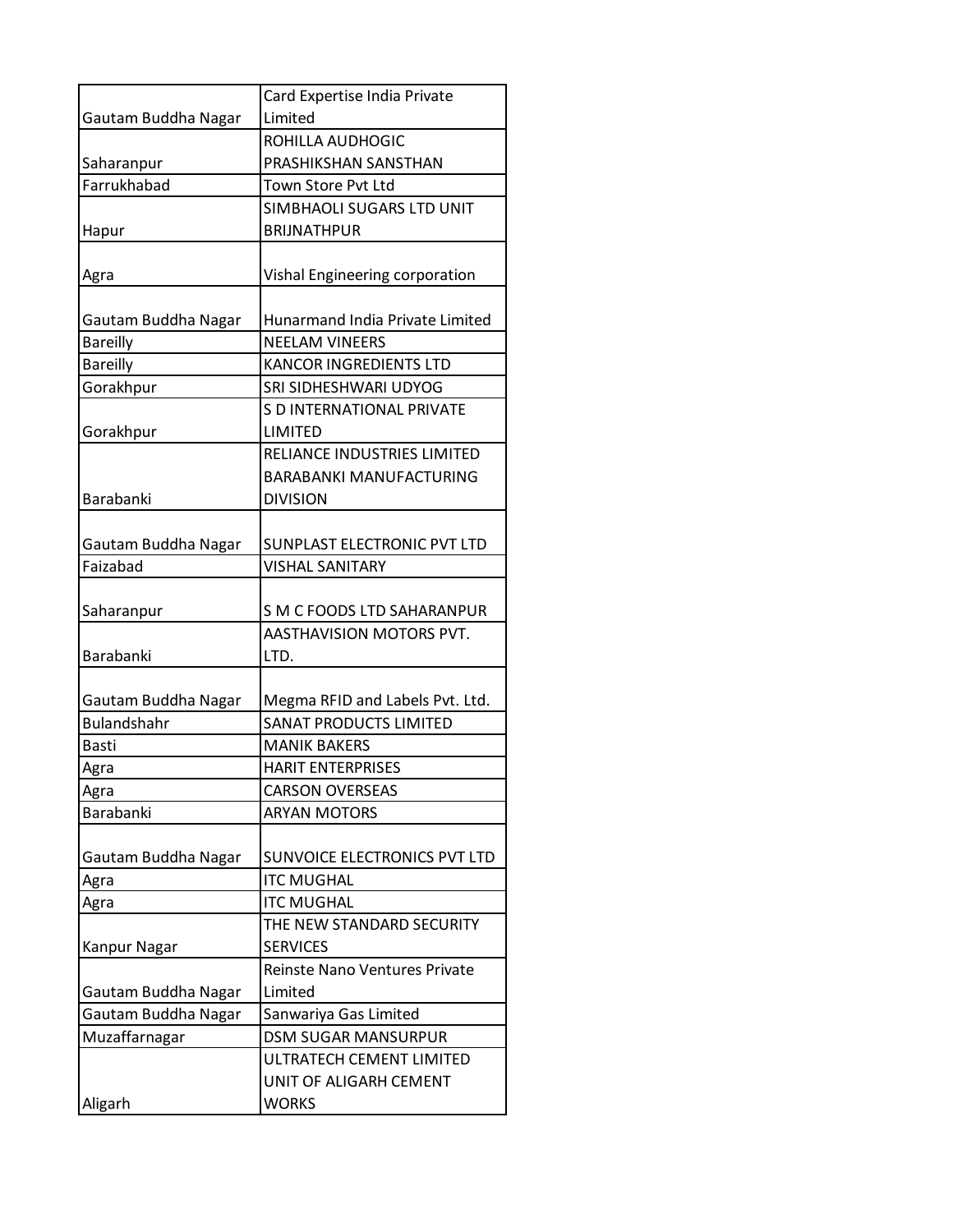| | |
|---|---|
| Gautam Buddha Nagar | Card Expertise India Private Limited |
| Saharanpur | ROHILLA AUDHOGIC PRASHIKSHAN SANSTHAN |
| Farrukhabad | Town Store Pvt Ltd |
| Hapur | SIMBHAOLI SUGARS LTD UNIT BRIJNATHPUR |
| Agra | Vishal Engineering corporation |
| Gautam Buddha Nagar | Hunarmand India Private Limited |
| Bareilly | NEELAM VINEERS |
| Bareilly | KANCOR INGREDIENTS LTD |
| Gorakhpur | SRI SIDHESHWARI UDYOG |
| Gorakhpur | S D INTERNATIONAL PRIVATE LIMITED |
| Barabanki | RELIANCE INDUSTRIES LIMITED BARABANKI MANUFACTURING DIVISION |
| Gautam Buddha Nagar | SUNPLAST ELECTRONIC PVT LTD |
| Faizabad | VISHAL SANITARY |
| Saharanpur | S M C FOODS LTD SAHARANPUR |
| Barabanki | AASTHAVISION MOTORS PVT. LTD. |
| Gautam Buddha Nagar | Megma RFID and Labels Pvt. Ltd. |
| Bulandshahr | SANAT PRODUCTS LIMITED |
| Basti | MANIK BAKERS |
| Agra | HARIT ENTERPRISES |
| Agra | CARSON OVERSEAS |
| Barabanki | ARYAN MOTORS |
| Gautam Buddha Nagar | SUNVOICE ELECTRONICS PVT LTD |
| Agra | ITC MUGHAL |
| Agra | ITC MUGHAL |
| Kanpur Nagar | THE NEW STANDARD SECURITY SERVICES |
| Gautam Buddha Nagar | Reinste Nano Ventures Private Limited |
| Gautam Buddha Nagar | Sanwariya Gas Limited |
| Muzaffarnagar | DSM SUGAR MANSURPUR |
| Aligarh | ULTRATECH CEMENT LIMITED UNIT OF ALIGARH CEMENT WORKS |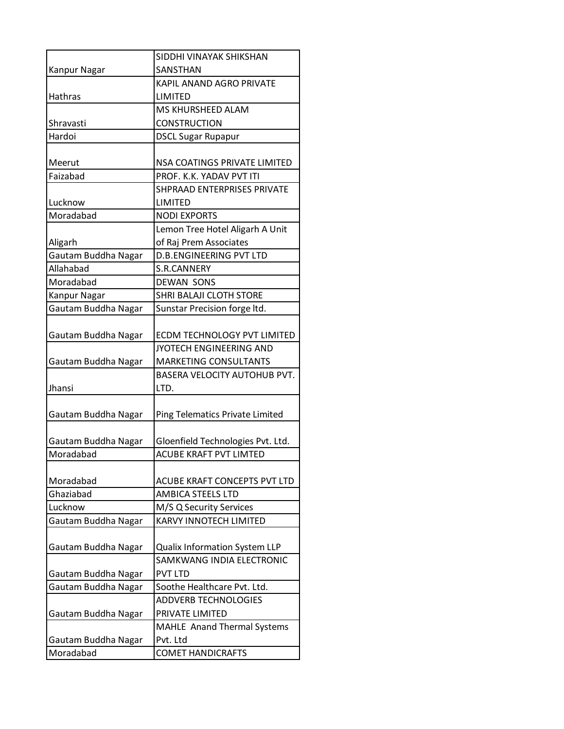| | |
|---|---|
| Kanpur Nagar | SIDDHI VINAYAK SHIKSHAN SANSTHAN |
| Hathras | KAPIL ANAND AGRO PRIVATE LIMITED |
| Shravasti | MS KHURSHEED ALAM CONSTRUCTION |
| Hardoi | DSCL Sugar Rupapur |
| Meerut | NSA COATINGS PRIVATE LIMITED |
| Faizabad | PROF. K.K. YADAV PVT ITI |
| Lucknow | SHPRAAD ENTERPRISES PRIVATE LIMITED |
| Moradabad | NODI EXPORTS |
| Aligarh | Lemon Tree Hotel Aligarh A Unit of Raj Prem Associates |
| Gautam Buddha Nagar | D.B.ENGINEERING PVT LTD |
| Allahabad | S.R.CANNERY |
| Moradabad | DEWAN SONS |
| Kanpur Nagar | SHRI BALAJI CLOTH STORE |
| Gautam Buddha Nagar | Sunstar Precision forge ltd. |
| Gautam Buddha Nagar | ECDM TECHNOLOGY PVT LIMITED |
| Gautam Buddha Nagar | JYOTECH ENGINEERING AND MARKETING CONSULTANTS |
| Jhansi | BASERA VELOCITY AUTOHUB PVT. LTD. |
| Gautam Buddha Nagar | Ping Telematics Private Limited |
| Gautam Buddha Nagar | Gloenfield Technologies Pvt. Ltd. |
| Moradabad | ACUBE KRAFT PVT LIMTED |
| Moradabad | ACUBE KRAFT CONCEPTS PVT LTD |
| Ghaziabad | AMBICA STEELS LTD |
| Lucknow | M/S Q Security Services |
| Gautam Buddha Nagar | KARVY INNOTECH LIMITED |
| Gautam Buddha Nagar | Qualix Information System LLP |
| Gautam Buddha Nagar | SAMKWANG INDIA ELECTRONIC PVT LTD |
| Gautam Buddha Nagar | Soothe Healthcare Pvt. Ltd. |
| Gautam Buddha Nagar | ADDVERB TECHNOLOGIES PRIVATE LIMITED |
| Gautam Buddha Nagar | MAHLE Anand Thermal Systems Pvt. Ltd |
| Moradabad | COMET HANDICRAFTS |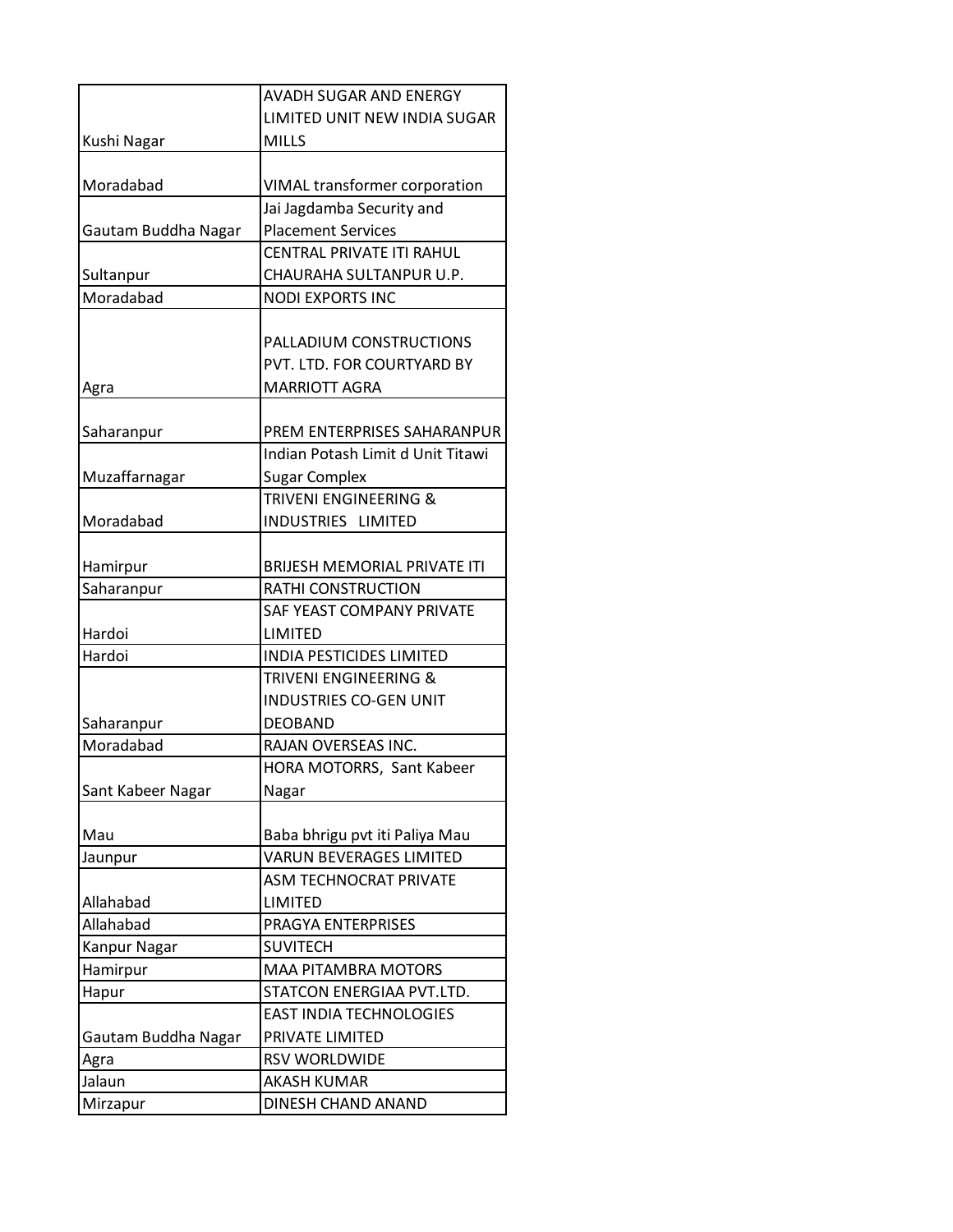| | |
|---|---|
| Kushi Nagar | AVADH SUGAR AND ENERGY LIMITED UNIT NEW INDIA SUGAR MILLS |
| Moradabad | VIMAL transformer corporation |
| Gautam Buddha Nagar | Jai Jagdamba Security and Placement Services |
| Sultanpur | CENTRAL PRIVATE ITI RAHUL CHAURAHA SULTANPUR U.P. |
| Moradabad | NODI EXPORTS INC |
| Agra | PALLADIUM CONSTRUCTIONS PVT. LTD. FOR COURTYARD BY MARRIOTT AGRA |
| Saharanpur | PREM ENTERPRISES SAHARANPUR |
| Muzaffarnagar | Indian Potash Limit d Unit Titawi Sugar Complex |
| Moradabad | TRIVENI ENGINEERING & INDUSTRIES LIMITED |
| Hamirpur | BRIJESH MEMORIAL PRIVATE ITI |
| Saharanpur | RATHI CONSTRUCTION |
| Hardoi | SAF YEAST COMPANY PRIVATE LIMITED |
| Hardoi | INDIA PESTICIDES LIMITED |
| Saharanpur | TRIVENI ENGINEERING & INDUSTRIES CO-GEN UNIT DEOBAND |
| Moradabad | RAJAN OVERSEAS INC. |
| Sant Kabeer Nagar | HORA MOTORRS, Sant Kabeer Nagar |
| Mau | Baba bhrigu pvt iti Paliya Mau |
| Jaunpur | VARUN BEVERAGES LIMITED |
| Allahabad | ASM TECHNOCRAT PRIVATE LIMITED |
| Allahabad | PRAGYA ENTERPRISES |
| Kanpur Nagar | SUVITECH |
| Hamirpur | MAA PITAMBRA MOTORS |
| Hapur | STATCON ENERGIAA PVT.LTD. |
| Gautam Buddha Nagar | EAST INDIA TECHNOLOGIES PRIVATE LIMITED |
| Agra | RSV WORLDWIDE |
| Jalaun | AKASH KUMAR |
| Mirzapur | DINESH CHAND ANAND |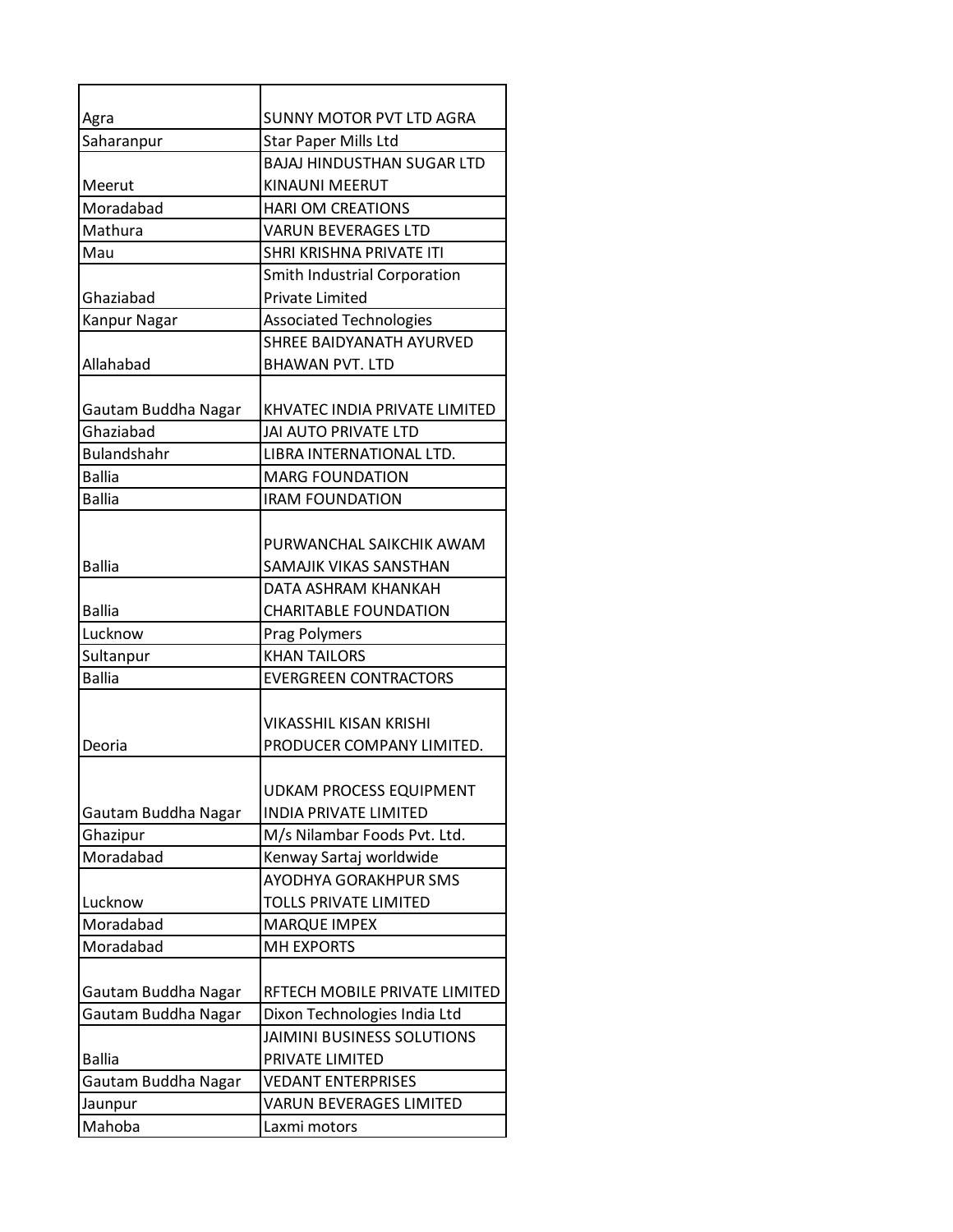| | |
|---|---|
| Agra | SUNNY MOTOR PVT LTD AGRA |
| Saharanpur | Star Paper Mills Ltd |
| Meerut | BAJAJ HINDUSTHAN SUGAR LTD KINAUNI MEERUT |
| Moradabad | HARI OM CREATIONS |
| Mathura | VARUN BEVERAGES LTD |
| Mau | SHRI KRISHNA PRIVATE ITI |
| Ghaziabad | Smith Industrial Corporation Private Limited |
| Kanpur Nagar | Associated Technologies |
| Allahabad | SHREE BAIDYANATH AYURVED BHAWAN PVT. LTD |
| Gautam Buddha Nagar | KHVATEC INDIA PRIVATE LIMITED |
| Ghaziabad | JAI AUTO PRIVATE LTD |
| Bulandshahr | LIBRA INTERNATIONAL LTD. |
| Ballia | MARG FOUNDATION |
| Ballia | IRAM FOUNDATION |
| Ballia | PURWANCHAL SAIKCHIK AWAM SAMAJIK VIKAS SANSTHAN |
| Ballia | DATA ASHRAM KHANKAH CHARITABLE FOUNDATION |
| Lucknow | Prag Polymers |
| Sultanpur | KHAN TAILORS |
| Ballia | EVERGREEN CONTRACTORS |
| Deoria | VIKASSHIL KISAN KRISHI PRODUCER COMPANY LIMITED. |
| Gautam Buddha Nagar | UDKAM PROCESS EQUIPMENT INDIA PRIVATE LIMITED |
| Ghazipur | M/s Nilambar Foods Pvt. Ltd. |
| Moradabad | Kenway Sartaj worldwide |
| Lucknow | AYODHYA GORAKHPUR SMS TOLLS PRIVATE LIMITED |
| Moradabad | MARQUE IMPEX |
| Moradabad | MH EXPORTS |
| Gautam Buddha Nagar | RFTECH MOBILE PRIVATE LIMITED |
| Gautam Buddha Nagar | Dixon Technologies India Ltd |
| Ballia | JAIMINI BUSINESS SOLUTIONS PRIVATE LIMITED |
| Gautam Buddha Nagar | VEDANT ENTERPRISES |
| Jaunpur | VARUN BEVERAGES LIMITED |
| Mahoba | Laxmi motors |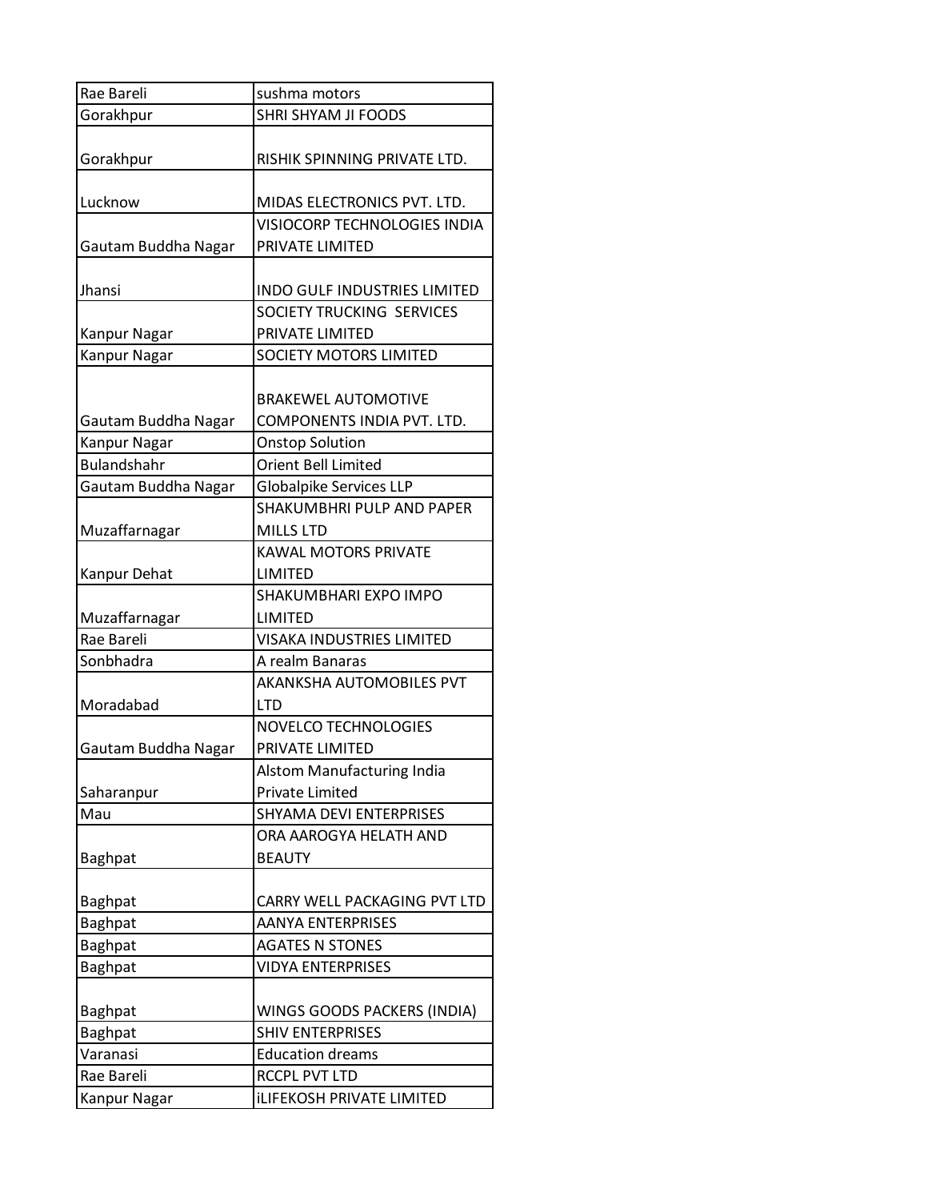| Rae Bareli | sushma motors |
|---|---|
| Gorakhpur | SHRI SHYAM JI FOODS |
| Gorakhpur | RISHIK SPINNING PRIVATE LTD. |
| Lucknow | MIDAS ELECTRONICS PVT. LTD. |
| Gautam Buddha Nagar | VISIOCORP TECHNOLOGIES INDIA PRIVATE LIMITED |
| Jhansi | INDO GULF INDUSTRIES LIMITED |
| Kanpur Nagar | SOCIETY TRUCKING SERVICES PRIVATE LIMITED |
| Kanpur Nagar | SOCIETY MOTORS LIMITED |
| Gautam Buddha Nagar | BRAKEWEL AUTOMOTIVE COMPONENTS INDIA PVT. LTD. |
| Kanpur Nagar | Onstop Solution |
| Bulandshahr | Orient Bell Limited |
| Gautam Buddha Nagar | Globalpike Services LLP |
| Muzaffarnagar | SHAKUMBHRI PULP AND PAPER MILLS LTD |
| Kanpur Dehat | KAWAL MOTORS PRIVATE LIMITED |
| Muzaffarnagar | SHAKUMBHARI EXPO IMPO LIMITED |
| Rae Bareli | VISAKA INDUSTRIES LIMITED |
| Sonbhadra | A realm Banaras |
| Moradabad | AKANKSHA AUTOMOBILES PVT LTD |
| Gautam Buddha Nagar | NOVELCO TECHNOLOGIES PRIVATE LIMITED |
| Saharanpur | Alstom Manufacturing India Private Limited |
| Mau | SHYAMA DEVI ENTERPRISES |
| Baghpat | ORA AAROGYA HELATH AND BEAUTY |
| Baghpat | CARRY WELL PACKAGING PVT LTD |
| Baghpat | AANYA ENTERPRISES |
| Baghpat | AGATES N STONES |
| Baghpat | VIDYA ENTERPRISES |
| Baghpat | WINGS GOODS PACKERS (INDIA) |
| Baghpat | SHIV ENTERPRISES |
| Varanasi | Education dreams |
| Rae Bareli | RCCPL PVT LTD |
| Kanpur Nagar | iLIFEKOSH PRIVATE LIMITED |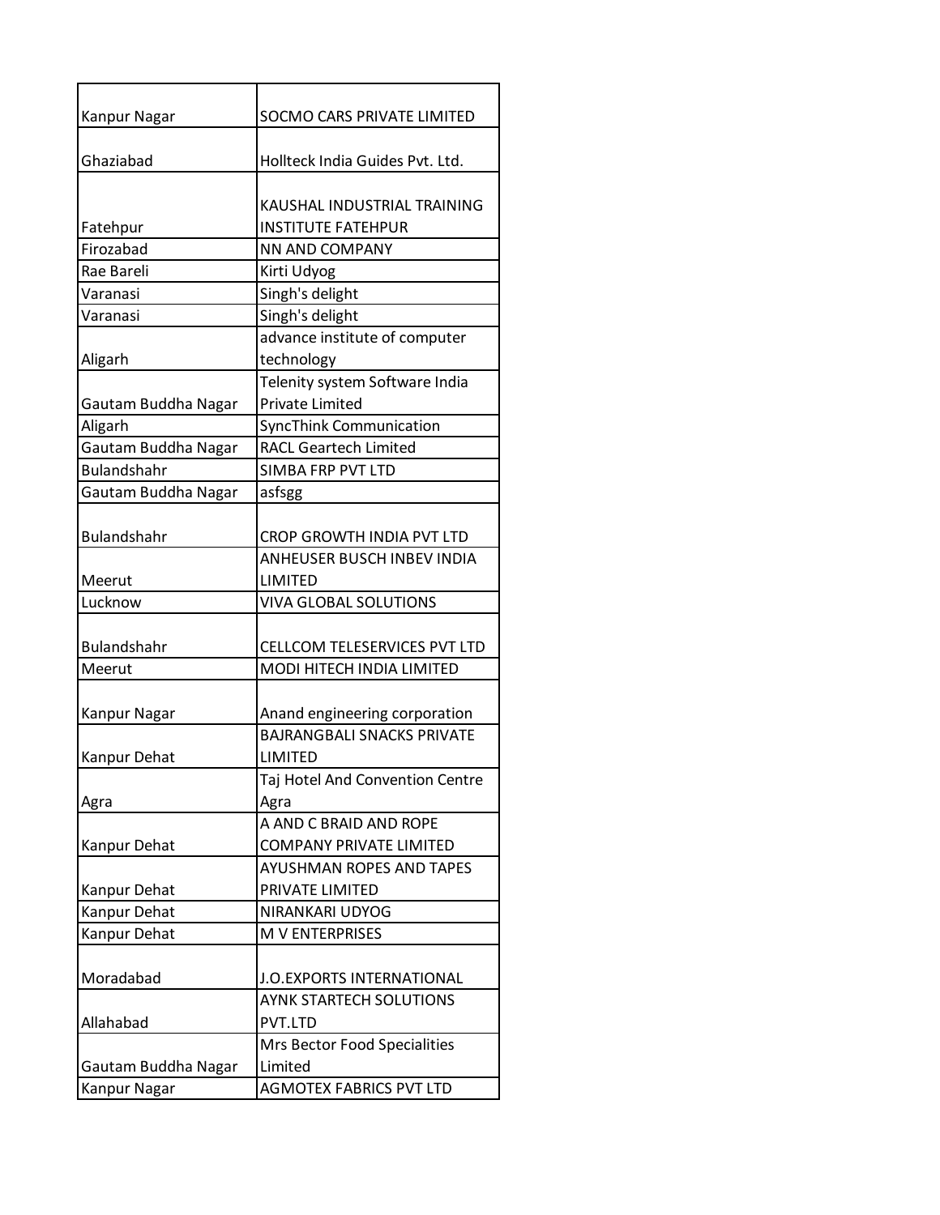| Kanpur Nagar | SOCMO CARS PRIVATE LIMITED |
|---|---|
| Ghaziabad | Hollteck India Guides Pvt. Ltd. |
| Fatehpur | KAUSHAL INDUSTRIAL TRAINING INSTITUTE FATEHPUR |
| Firozabad | NN AND COMPANY |
| Rae Bareli | Kirti Udyog |
| Varanasi | Singh's delight |
| Varanasi | Singh's delight |
| Aligarh | advance institute of computer technology |
| Gautam Buddha Nagar | Telenity system Software India Private Limited |
| Aligarh | SyncThink Communication |
| Gautam Buddha Nagar | RACL Geartech Limited |
| Bulandshahr | SIMBA FRP PVT LTD |
| Gautam Buddha Nagar | asfsgg |
| Bulandshahr | CROP GROWTH INDIA PVT LTD |
| Meerut | ANHEUSER BUSCH INBEV INDIA LIMITED |
| Lucknow | VIVA GLOBAL SOLUTIONS |
| Bulandshahr | CELLCOM TELESERVICES PVT LTD |
| Meerut | MODI HITECH INDIA LIMITED |
| Kanpur Nagar | Anand engineering corporation |
| Kanpur Dehat | BAJRANGBALI SNACKS PRIVATE LIMITED |
| Agra | Taj Hotel And Convention Centre Agra |
| Kanpur Dehat | A AND C BRAID AND ROPE COMPANY PRIVATE LIMITED |
| Kanpur Dehat | AYUSHMAN ROPES AND TAPES PRIVATE LIMITED |
| Kanpur Dehat | NIRANKARI UDYOG |
| Kanpur Dehat | M V ENTERPRISES |
| Moradabad | J.O.EXPORTS INTERNATIONAL |
| Allahabad | AYNK STARTECH SOLUTIONS PVT.LTD |
| Gautam Buddha Nagar | Mrs Bector Food Specialities Limited |
| Kanpur Nagar | AGMOTEX FABRICS PVT LTD |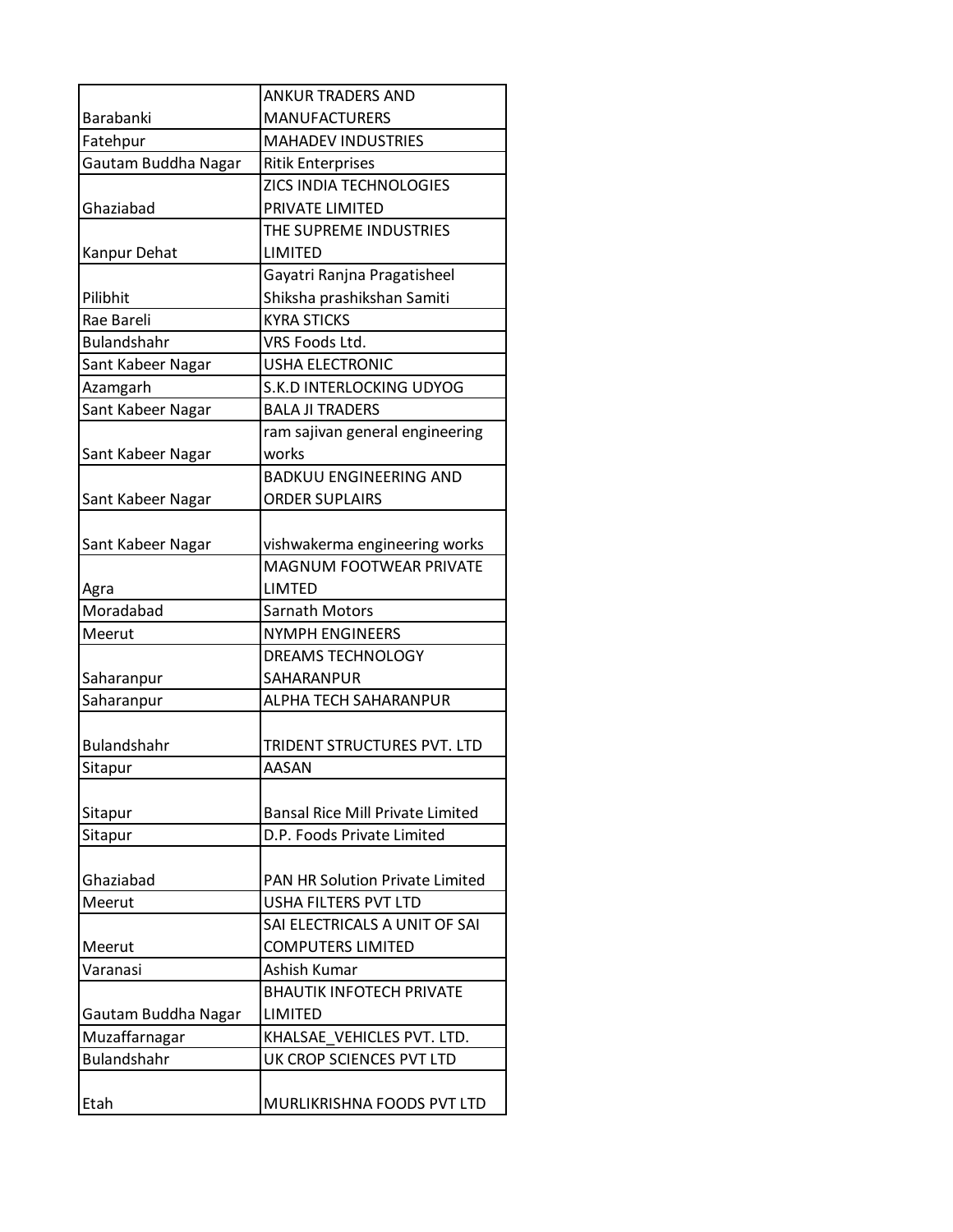| Barabanki | ANKUR TRADERS AND MANUFACTURERS |
|---|---|
| Fatehpur | MAHADEV INDUSTRIES |
| Gautam Buddha Nagar | Ritik Enterprises |
| Ghaziabad | ZICS INDIA TECHNOLOGIES PRIVATE LIMITED |
| Kanpur Dehat | THE SUPREME INDUSTRIES LIMITED |
| Pilibhit | Gayatri Ranjna Pragatisheel Shiksha prashikshan Samiti |
| Rae Bareli | KYRA STICKS |
| Bulandshahr | VRS Foods Ltd. |
| Sant Kabeer Nagar | USHA ELECTRONIC |
| Azamgarh | S.K.D INTERLOCKING UDYOG |
| Sant Kabeer Nagar | BALA JI TRADERS |
| Sant Kabeer Nagar | ram sajivan general engineering works |
| Sant Kabeer Nagar | BADKUU ENGINEERING AND ORDER SUPLAIRS |
| Sant Kabeer Nagar | vishwakerma engineering works |
| Agra | MAGNUM FOOTWEAR PRIVATE LIMTED |
| Moradabad | Sarnath Motors |
| Meerut | NYMPH ENGINEERS |
| Saharanpur | DREAMS TECHNOLOGY SAHARANPUR |
| Saharanpur | ALPHA TECH SAHARANPUR |
| Bulandshahr | TRIDENT STRUCTURES PVT. LTD |
| Sitapur | AASAN |
| Sitapur | Bansal Rice Mill Private Limited |
| Sitapur | D.P. Foods Private Limited |
| Ghaziabad | PAN HR Solution Private Limited |
| Meerut | USHA FILTERS PVT LTD |
| Meerut | SAI ELECTRICALS A UNIT OF SAI COMPUTERS LIMITED |
| Varanasi | Ashish Kumar |
| Gautam Buddha Nagar | BHAUTIK INFOTECH PRIVATE LIMITED |
| Muzaffarnagar | KHALSAE_VEHICLES PVT. LTD. |
| Bulandshahr | UK CROP SCIENCES PVT LTD |
| Etah | MURLIKRISHNA FOODS PVT LTD |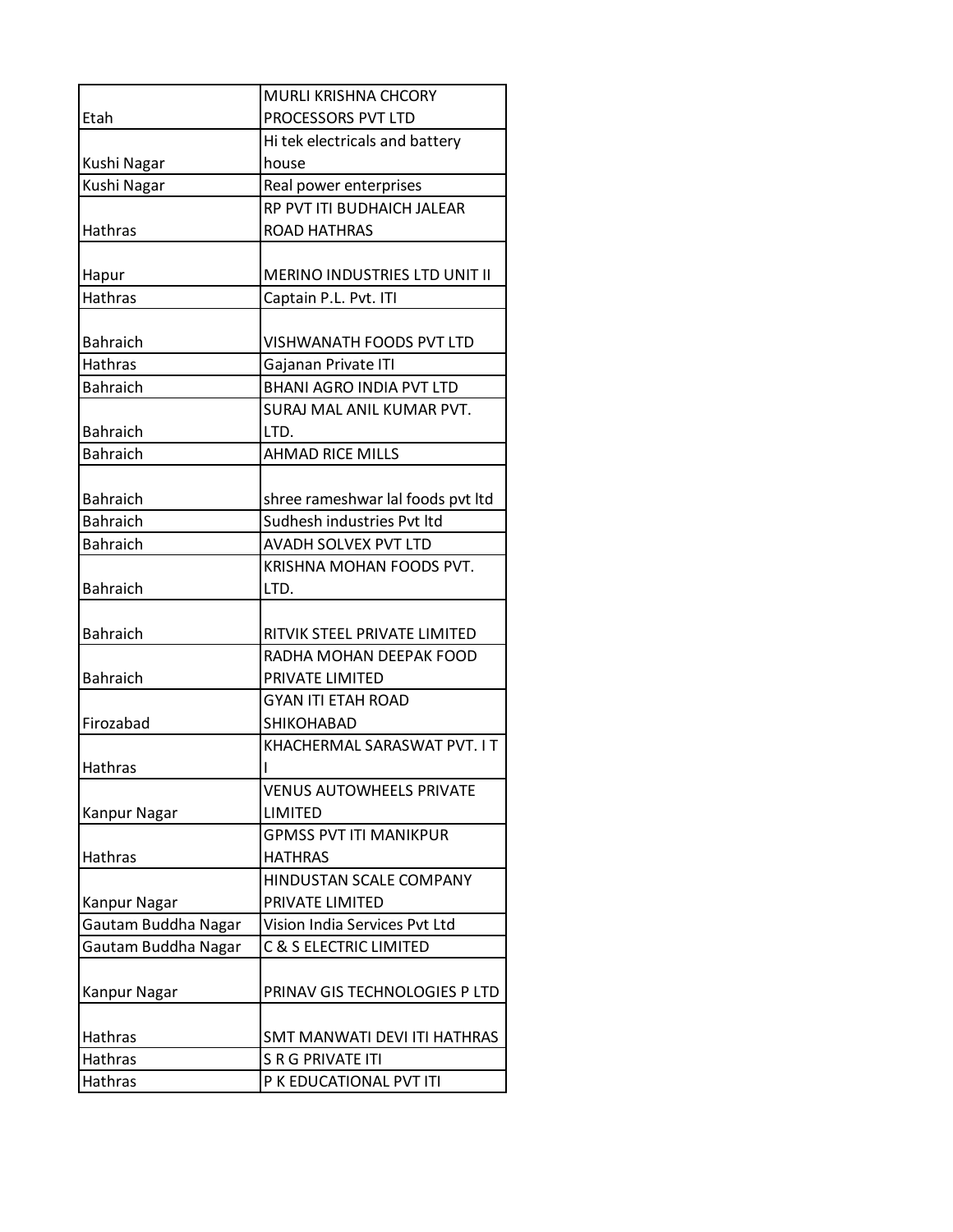| | |
|---|---|
| Etah | MURLI KRISHNA CHCORY PROCESSORS PVT LTD |
| Kushi Nagar | Hi tek electricals and battery house |
| Kushi Nagar | Real power enterprises |
| Hathras | RP PVT ITI BUDHAICH JALEAR ROAD HATHRAS |
| Hapur | MERINO INDUSTRIES LTD UNIT II |
| Hathras | Captain P.L. Pvt. ITI |
| Bahraich | VISHWANATH FOODS PVT LTD |
| Hathras | Gajanan Private ITI |
| Bahraich | BHANI AGRO INDIA PVT LTD |
| Bahraich | SURAJ MAL ANIL KUMAR PVT. LTD. |
| Bahraich | AHMAD RICE MILLS |
| Bahraich | shree rameshwar lal foods pvt ltd |
| Bahraich | Sudhesh industries Pvt ltd |
| Bahraich | AVADH SOLVEX PVT LTD |
| Bahraich | KRISHNA MOHAN FOODS PVT. LTD. |
| Bahraich | RITVIK STEEL PRIVATE LIMITED |
| Bahraich | RADHA MOHAN DEEPAK FOOD PRIVATE LIMITED |
| Firozabad | GYAN ITI ETAH ROAD SHIKOHABAD |
| Hathras | KHACHERMAL SARASWAT PVT. I T I |
| Kanpur Nagar | VENUS AUTOWHEELS PRIVATE LIMITED |
| Hathras | GPMSS PVT ITI MANIKPUR HATHRAS |
| Kanpur Nagar | HINDUSTAN SCALE COMPANY PRIVATE LIMITED |
| Gautam Buddha Nagar | Vision India Services Pvt Ltd |
| Gautam Buddha Nagar | C & S ELECTRIC LIMITED |
| Kanpur Nagar | PRINAV GIS TECHNOLOGIES P LTD |
| Hathras | SMT MANWATI DEVI ITI HATHRAS |
| Hathras | S R G PRIVATE ITI |
| Hathras | P K EDUCATIONAL PVT ITI |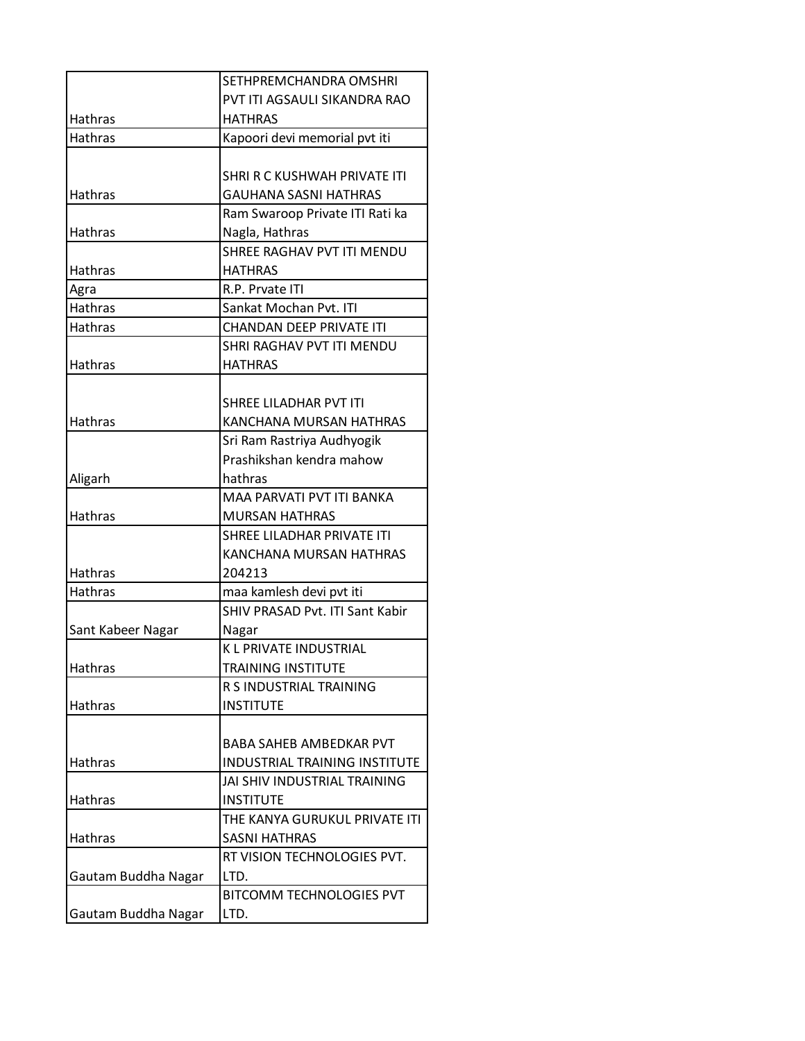| | |
|---|---|
| Hathras | SETHPREMCHANDRA OMSHRI PVT ITI AGSAULI SIKANDRA RAO HATHRAS |
| Hathras | Kapoori devi memorial pvt iti |
| Hathras | SHRI R C KUSHWAH PRIVATE ITI GAUHANA SASNI HATHRAS |
| Hathras | Ram Swaroop Private ITI Rati ka Nagla, Hathras |
| Hathras | SHREE RAGHAV PVT ITI MENDU HATHRAS |
| Agra | R.P. Prvate ITI |
| Hathras | Sankat Mochan Pvt. ITI |
| Hathras | CHANDAN DEEP PRIVATE ITI |
| Hathras | SHRI RAGHAV PVT ITI MENDU HATHRAS |
| Hathras | SHREE LILADHAR PVT ITI KANCHANA MURSAN HATHRAS |
| Aligarh | Sri Ram Rastriya Audhyogik Prashikshan kendra mahow hathras |
| Hathras | MAA PARVATI PVT ITI BANKA MURSAN HATHRAS |
| Hathras | SHREE LILADHAR PRIVATE ITI KANCHANA MURSAN HATHRAS 204213 |
| Hathras | maa kamlesh devi pvt iti |
| Sant Kabeer Nagar | SHIV PRASAD Pvt. ITI Sant Kabir Nagar |
| Hathras | K L PRIVATE INDUSTRIAL TRAINING INSTITUTE |
| Hathras | R S INDUSTRIAL TRAINING INSTITUTE |
| Hathras | BABA SAHEB AMBEDKAR PVT INDUSTRIAL TRAINING INSTITUTE |
| Hathras | JAI SHIV INDUSTRIAL TRAINING INSTITUTE |
| Hathras | THE KANYA GURUKUL PRIVATE ITI SASNI HATHRAS |
| Gautam Buddha Nagar | RT VISION TECHNOLOGIES PVT. LTD. |
| Gautam Buddha Nagar | BITCOMM TECHNOLOGIES PVT LTD. |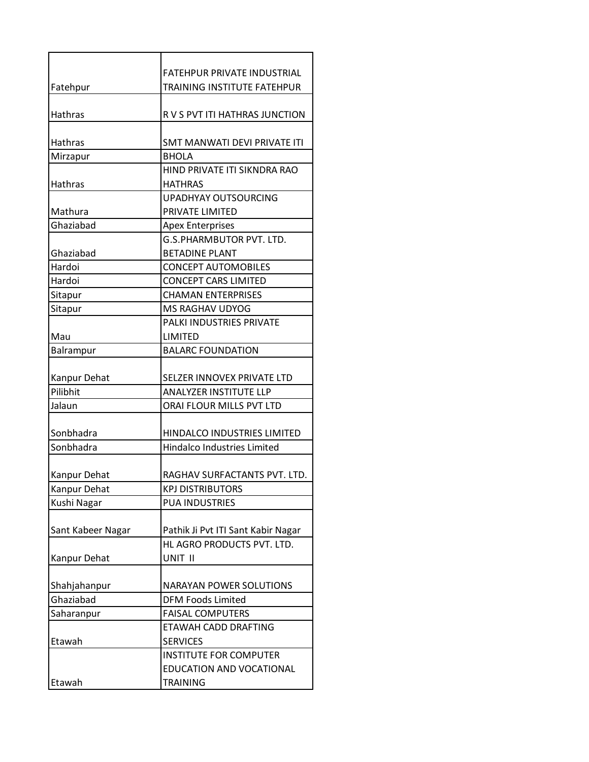| | |
|---|---|
| Fatehpur | FATEHPUR PRIVATE INDUSTRIAL TRAINING INSTITUTE FATEHPUR |
| Hathras | R V S PVT ITI HATHRAS JUNCTION |
| Hathras | SMT MANWATI DEVI PRIVATE ITI |
| Mirzapur | BHOLA |
| Hathras | HIND PRIVATE ITI SIKNDRA RAO HATHRAS |
| Mathura | UPADHYAY OUTSOURCING PRIVATE LIMITED |
| Ghaziabad | Apex Enterprises |
| Ghaziabad | G.S.PHARMBUTOR PVT. LTD. BETADINE PLANT |
| Hardoi | CONCEPT AUTOMOBILES |
| Hardoi | CONCEPT CARS LIMITED |
| Sitapur | CHAMAN ENTERPRISES |
| Sitapur | MS RAGHAV UDYOG |
| Mau | PALKI INDUSTRIES PRIVATE LIMITED |
| Balrampur | BALARC FOUNDATION |
| Kanpur Dehat | SELZER INNOVEX PRIVATE LTD |
| Pilibhit | ANALYZER INSTITUTE LLP |
| Jalaun | ORAI FLOUR MILLS PVT LTD |
| Sonbhadra | HINDALCO INDUSTRIES LIMITED |
| Sonbhadra | Hindalco Industries Limited |
| Kanpur Dehat | RAGHAV SURFACTANTS PVT. LTD. |
| Kanpur Dehat | KPJ DISTRIBUTORS |
| Kushi Nagar | PUA INDUSTRIES |
| Sant Kabeer Nagar | Pathik Ji Pvt ITI Sant Kabir Nagar |
| Kanpur Dehat | HL AGRO PRODUCTS PVT. LTD. UNIT II |
| Shahjahanpur | NARAYAN POWER SOLUTIONS |
| Ghaziabad | DFM Foods Limited |
| Saharanpur | FAISAL COMPUTERS |
| Etawah | ETAWAH CADD DRAFTING SERVICES |
| Etawah | INSTITUTE FOR COMPUTER EDUCATION AND VOCATIONAL TRAINING |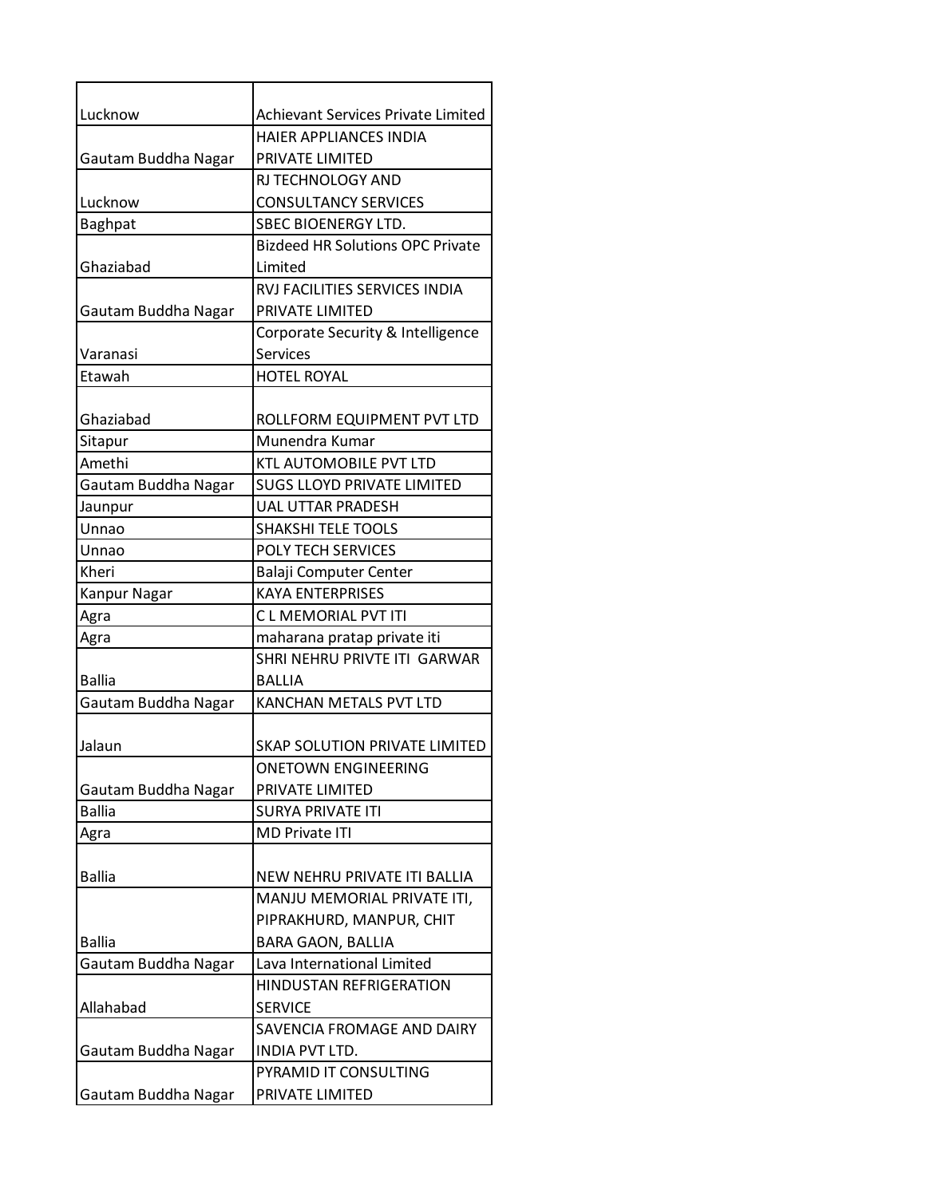| | |
|---|---|
| Lucknow | Achievant Services Private Limited |
| Gautam Buddha Nagar | HAIER APPLIANCES INDIA PRIVATE LIMITED |
| Lucknow | RJ TECHNOLOGY AND CONSULTANCY SERVICES |
| Baghpat | SBEC BIOENERGY LTD. |
| Ghaziabad | Bizdeed HR Solutions OPC Private Limited |
| Gautam Buddha Nagar | RVJ FACILITIES SERVICES INDIA PRIVATE LIMITED |
| Varanasi | Corporate Security & Intelligence Services |
| Etawah | HOTEL ROYAL |
| Ghaziabad | ROLLFORM EQUIPMENT PVT LTD |
| Sitapur | Munendra Kumar |
| Amethi | KTL AUTOMOBILE PVT LTD |
| Gautam Buddha Nagar | SUGS LLOYD PRIVATE LIMITED |
| Jaunpur | UAL UTTAR PRADESH |
| Unnao | SHAKSHI TELE TOOLS |
| Unnao | POLY TECH SERVICES |
| Kheri | Balaji Computer Center |
| Kanpur Nagar | KAYA ENTERPRISES |
| Agra | C L MEMORIAL PVT ITI |
| Agra | maharana pratap private iti |
| Ballia | SHRI NEHRU PRIVTE ITI GARWAR BALLIA |
| Gautam Buddha Nagar | KANCHAN METALS PVT LTD |
| Jalaun | SKAP SOLUTION PRIVATE LIMITED |
| Gautam Buddha Nagar | ONETOWN ENGINEERING PRIVATE LIMITED |
| Ballia | SURYA PRIVATE ITI |
| Agra | MD Private ITI |
| Ballia | NEW NEHRU PRIVATE ITI BALLIA |
| Ballia | MANJU MEMORIAL PRIVATE ITI, PIPRAKHURD, MANPUR, CHIT BARA GAON, BALLIA |
| Gautam Buddha Nagar | Lava International Limited |
| Allahabad | HINDUSTAN REFRIGERATION SERVICE |
| Gautam Buddha Nagar | SAVENCIA FROMAGE AND DAIRY INDIA PVT LTD. |
| Gautam Buddha Nagar | PYRAMID IT CONSULTING PRIVATE LIMITED |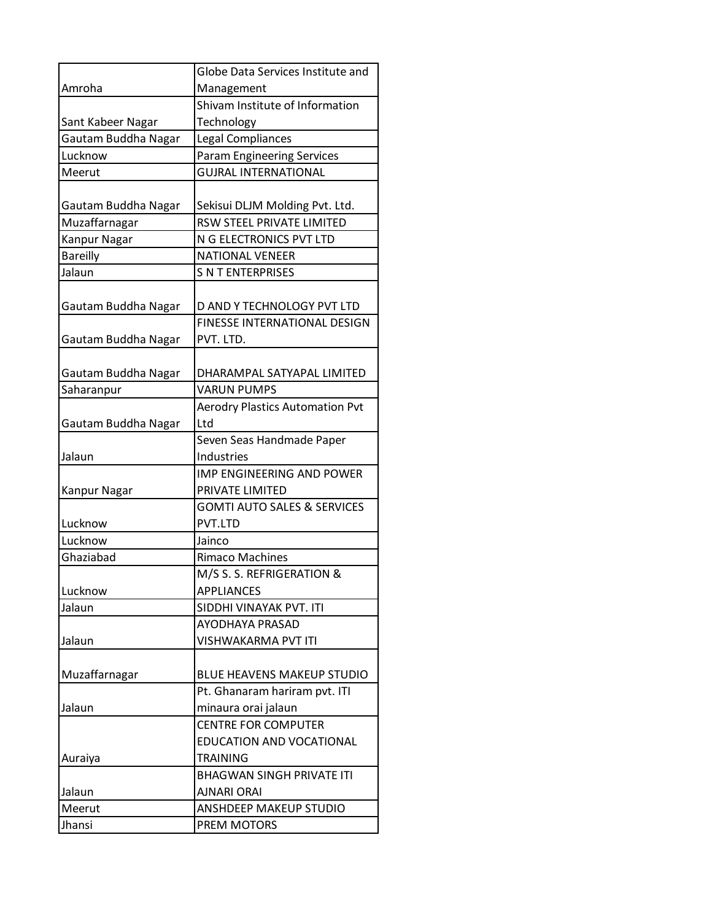| | |
|---|---|
| Amroha | Globe Data Services Institute and Management |
| Sant Kabeer Nagar | Shivam Institute of Information Technology |
| Gautam Buddha Nagar | Legal Compliances |
| Lucknow | Param Engineering Services |
| Meerut | GUJRAL INTERNATIONAL |
| Gautam Buddha Nagar | Sekisui DLJM Molding Pvt. Ltd. |
| Muzaffarnagar | RSW STEEL PRIVATE LIMITED |
| Kanpur Nagar | N G ELECTRONICS PVT LTD |
| Bareilly | NATIONAL VENEER |
| Jalaun | S N T ENTERPRISES |
| Gautam Buddha Nagar | D AND Y TECHNOLOGY PVT LTD |
| Gautam Buddha Nagar | FINESSE INTERNATIONAL DESIGN PVT. LTD. |
| Gautam Buddha Nagar | DHARAMPAL SATYAPAL LIMITED |
| Saharanpur | VARUN PUMPS |
| Gautam Buddha Nagar | Aerodry Plastics Automation Pvt Ltd |
| Jalaun | Seven Seas Handmade Paper Industries |
| Kanpur Nagar | IMP ENGINEERING AND POWER PRIVATE LIMITED |
| Lucknow | GOMTI AUTO SALES & SERVICES PVT.LTD |
| Lucknow | Jainco |
| Ghaziabad | Rimaco Machines |
| Lucknow | M/S S. S. REFRIGERATION & APPLIANCES |
| Jalaun | SIDDHI VINAYAK PVT. ITI |
| Jalaun | AYODHAYA PRASAD VISHWAKARMA PVT ITI |
| Muzaffarnagar | BLUE HEAVENS MAKEUP STUDIO |
| Jalaun | Pt. Ghanaram hariram pvt. ITI minaura orai jalaun |
| Auraiya | CENTRE FOR COMPUTER EDUCATION AND VOCATIONAL TRAINING |
| Jalaun | BHAGWAN SINGH PRIVATE ITI AJNARI ORAI |
| Meerut | ANSHDEEP MAKEUP STUDIO |
| Jhansi | PREM MOTORS |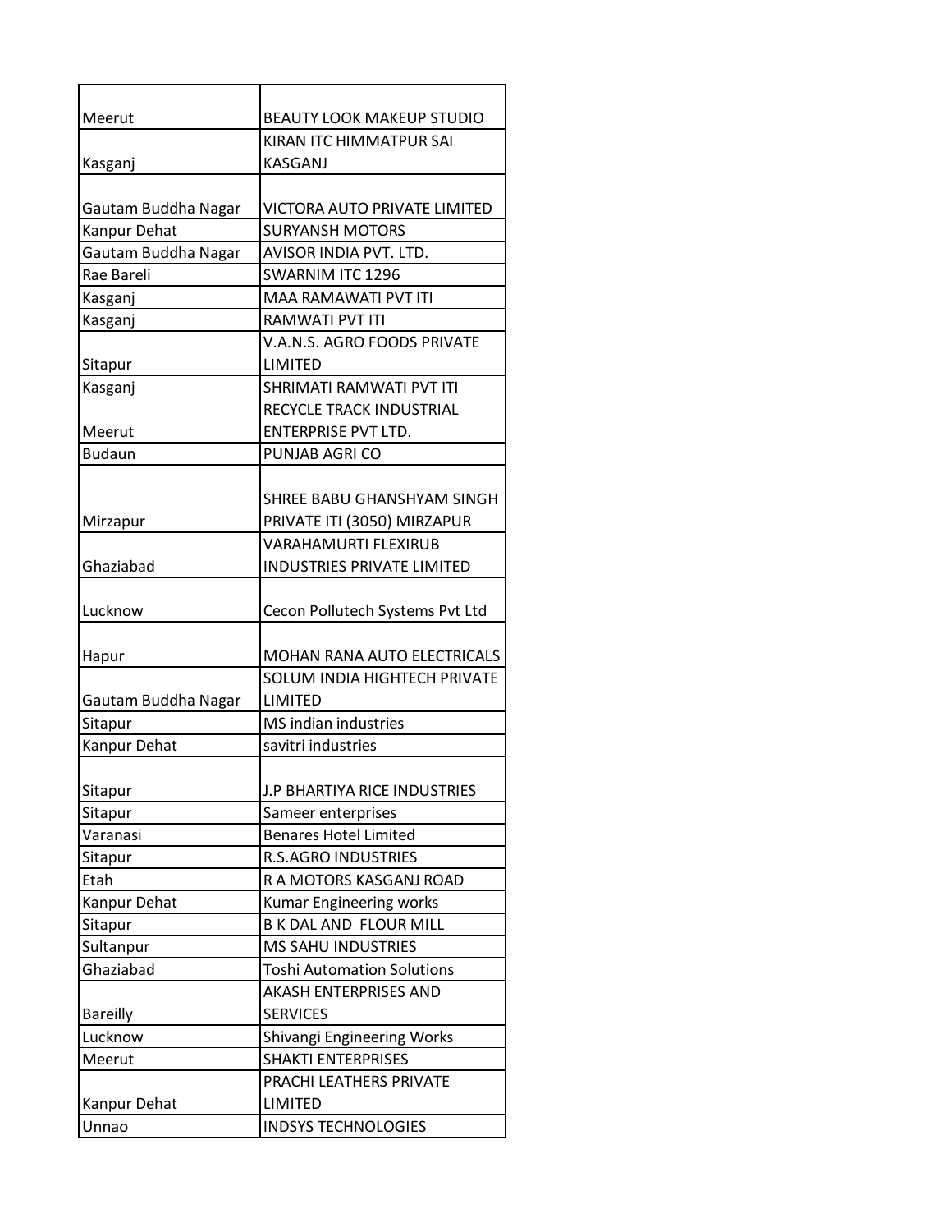| | |
|---|---|
| Meerut | BEAUTY LOOK MAKEUP STUDIO |
| Kasganj | KIRAN ITC HIMMATPUR SAI KASGANJ |
| Gautam Buddha Nagar | VICTORA AUTO PRIVATE LIMITED |
| Kanpur Dehat | SURYANSH MOTORS |
| Gautam Buddha Nagar | AVISOR INDIA PVT. LTD. |
| Rae Bareli | SWARNIM ITC 1296 |
| Kasganj | MAA RAMAWATI PVT ITI |
| Kasganj | RAMWATI PVT ITI |
| Sitapur | V.A.N.S. AGRO FOODS PRIVATE LIMITED |
| Kasganj | SHRIMATI RAMWATI PVT ITI |
| Meerut | RECYCLE TRACK INDUSTRIAL ENTERPRISE PVT LTD. |
| Budaun | PUNJAB AGRI CO |
| Mirzapur | SHREE BABU GHANSHYAM SINGH PRIVATE ITI (3050) MIRZAPUR |
| Ghaziabad | VARAHAMURTI FLEXIRUB INDUSTRIES PRIVATE LIMITED |
| Lucknow | Cecon Pollutech Systems Pvt Ltd |
| Hapur | MOHAN RANA AUTO ELECTRICALS |
| Gautam Buddha Nagar | SOLUM INDIA HIGHTECH PRIVATE LIMITED |
| Sitapur | MS indian industries |
| Kanpur Dehat | savitri industries |
| Sitapur | J.P BHARTIYA RICE INDUSTRIES |
| Sitapur | Sameer enterprises |
| Varanasi | Benares Hotel Limited |
| Sitapur | R.S.AGRO INDUSTRIES |
| Etah | R A MOTORS KASGANJ ROAD |
| Kanpur Dehat | Kumar Engineering works |
| Sitapur | B K DAL AND FLOUR MILL |
| Sultanpur | MS SAHU INDUSTRIES |
| Ghaziabad | Toshi Automation Solutions |
| Bareilly | AKASH ENTERPRISES AND SERVICES |
| Lucknow | Shivangi Engineering Works |
| Meerut | SHAKTI ENTERPRISES |
| Kanpur Dehat | PRACHI LEATHERS PRIVATE LIMITED |
| Unnao | INDSYS TECHNOLOGIES |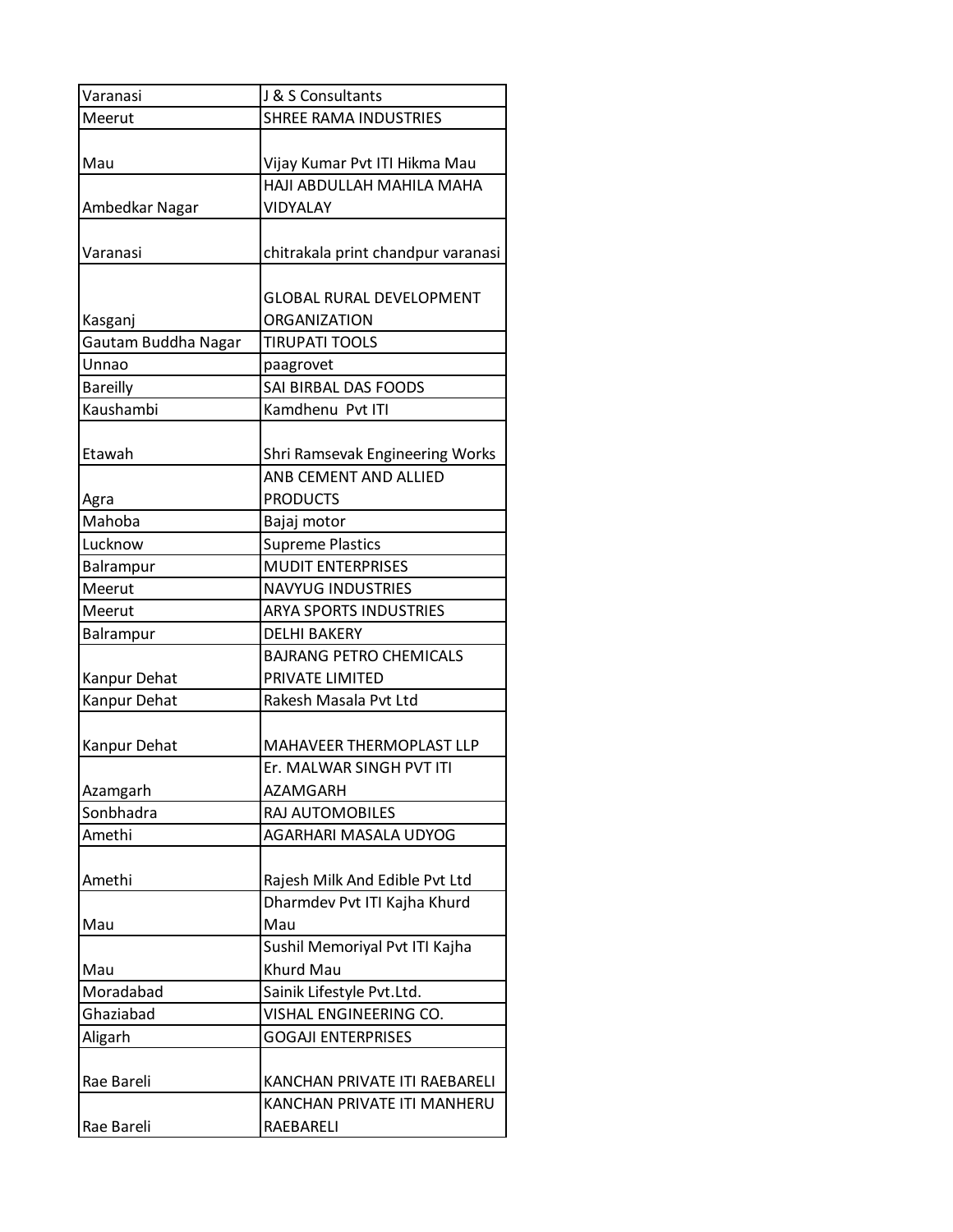| Varanasi | J & S Consultants |
|---|---|
| Meerut | SHREE RAMA INDUSTRIES |
| Mau | Vijay Kumar Pvt ITI Hikma Mau |
| Ambedkar Nagar | HAJI ABDULLAH MAHILA MAHA VIDYALAY |
| Varanasi | chitrakala print chandpur varanasi |
| Kasganj | GLOBAL RURAL DEVELOPMENT ORGANIZATION |
| Gautam Buddha Nagar | TIRUPATI TOOLS |
| Unnao | paagrovet |
| Bareilly | SAI BIRBAL DAS FOODS |
| Kaushambi | Kamdhenu Pvt ITI |
| Etawah | Shri Ramsevak Engineering Works |
| Agra | ANB CEMENT AND ALLIED PRODUCTS |
| Mahoba | Bajaj motor |
| Lucknow | Supreme Plastics |
| Balrampur | MUDIT ENTERPRISES |
| Meerut | NAVYUG INDUSTRIES |
| Meerut | ARYA SPORTS INDUSTRIES |
| Balrampur | DELHI BAKERY |
| Kanpur Dehat | BAJRANG PETRO CHEMICALS PRIVATE LIMITED |
| Kanpur Dehat | Rakesh Masala Pvt Ltd |
| Kanpur Dehat | MAHAVEER THERMOPLAST LLP |
| Azamgarh | Er. MALWAR SINGH PVT ITI AZAMGARH |
| Sonbhadra | RAJ AUTOMOBILES |
| Amethi | AGARHARI MASALA UDYOG |
| Amethi | Rajesh Milk And Edible Pvt Ltd |
| Mau | Dharmdev Pvt ITI Kajha Khurd Mau |
| Mau | Sushil Memoriyal Pvt ITI Kajha Khurd Mau |
| Moradabad | Sainik Lifestyle Pvt.Ltd. |
| Ghaziabad | VISHAL ENGINEERING CO. |
| Aligarh | GOGAJI ENTERPRISES |
| Rae Bareli | KANCHAN PRIVATE ITI RAEBARELI |
| Rae Bareli | KANCHAN PRIVATE ITI MANHERU RAEBARELI |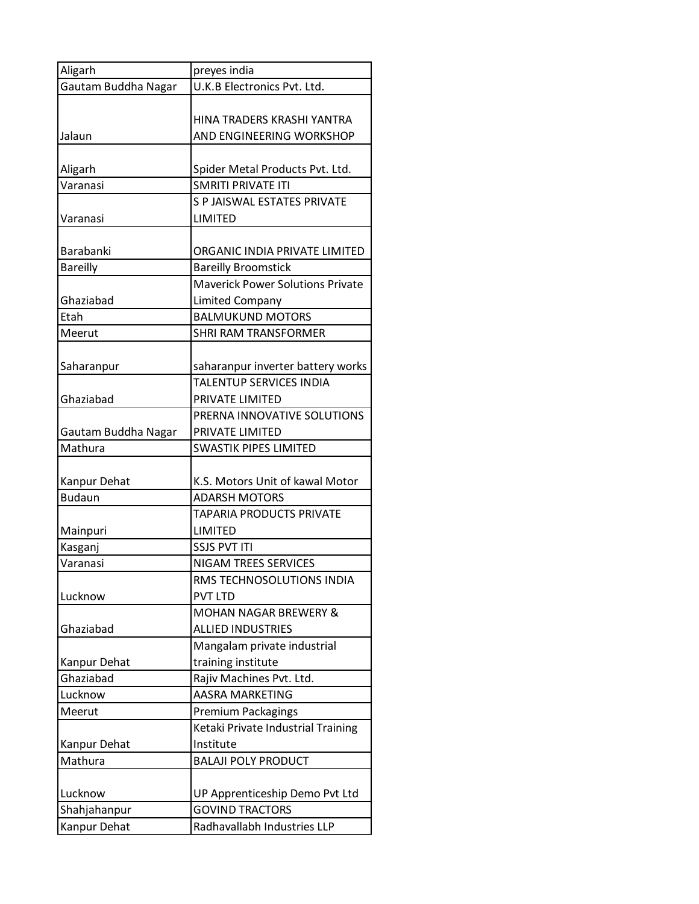| Aligarh | preyes india |
|---|---|
| Gautam Buddha Nagar | U.K.B Electronics Pvt. Ltd. |
| Jalaun | HINA TRADERS KRASHI YANTRA AND ENGINEERING WORKSHOP |
| Aligarh | Spider Metal Products Pvt. Ltd. |
| Varanasi | SMRITI PRIVATE ITI |
| Varanasi | S P JAISWAL ESTATES PRIVATE LIMITED |
| Barabanki | ORGANIC INDIA PRIVATE LIMITED |
| Bareilly | Bareilly Broomstick |
| Ghaziabad | Maverick Power Solutions Private Limited Company |
| Etah | BALMUKUND MOTORS |
| Meerut | SHRI RAM TRANSFORMER |
| Saharanpur | saharanpur inverter battery works |
| Ghaziabad | TALENTUP SERVICES INDIA PRIVATE LIMITED |
| Gautam Buddha Nagar | PRERNA INNOVATIVE SOLUTIONS PRIVATE LIMITED |
| Mathura | SWASTIK PIPES LIMITED |
| Kanpur Dehat | K.S. Motors Unit of kawal Motor |
| Budaun | ADARSH MOTORS |
| Mainpuri | TAPARIA PRODUCTS PRIVATE LIMITED |
| Kasganj | SSJS PVT ITI |
| Varanasi | NIGAM TREES SERVICES |
| Lucknow | RMS TECHNOSOLUTIONS INDIA PVT LTD |
| Ghaziabad | MOHAN NAGAR BREWERY & ALLIED INDUSTRIES |
| Kanpur Dehat | Mangalam private industrial training institute |
| Ghaziabad | Rajiv Machines Pvt. Ltd. |
| Lucknow | AASRA MARKETING |
| Meerut | Premium Packagings |
| Kanpur Dehat | Ketaki Private Industrial Training Institute |
| Mathura | BALAJI POLY PRODUCT |
| Lucknow | UP Apprenticeship Demo Pvt Ltd |
| Shahjahanpur | GOVIND TRACTORS |
| Kanpur Dehat | Radhavallabh Industries LLP |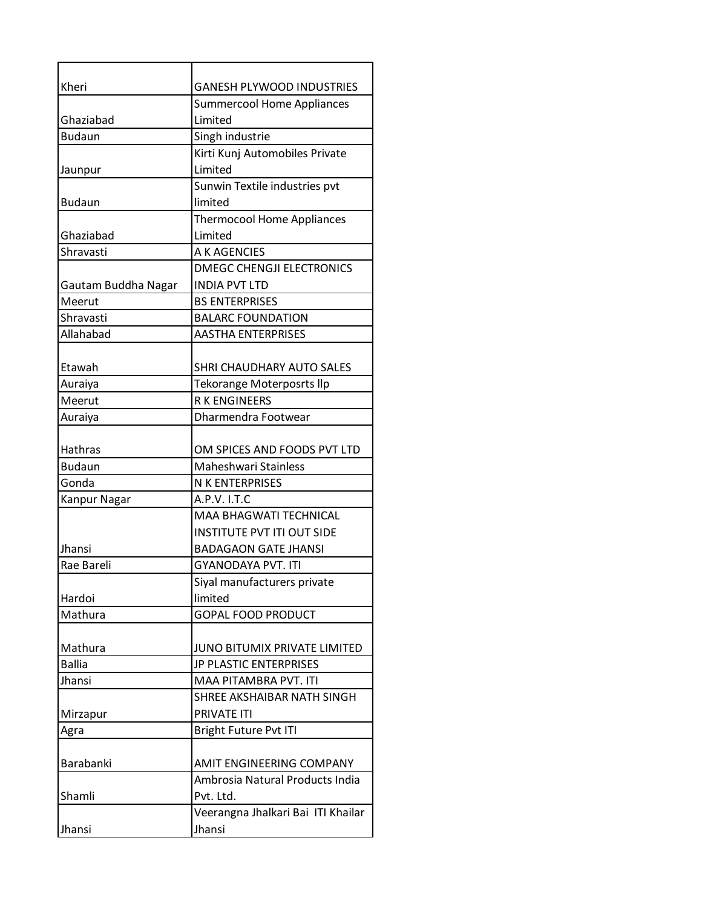| | |
|---|---|
| Kheri | GANESH PLYWOOD INDUSTRIES |
| Ghaziabad | Summercool Home Appliances Limited |
| Budaun | Singh industrie |
| Jaunpur | Kirti Kunj Automobiles Private Limited |
| Budaun | Sunwin Textile industries pvt limited |
| Ghaziabad | Thermocool Home Appliances Limited |
| Shravasti | A K AGENCIES |
| Gautam Buddha Nagar | DMEGC CHENGJI ELECTRONICS INDIA PVT LTD |
| Meerut | BS ENTERPRISES |
| Shravasti | BALARC FOUNDATION |
| Allahabad | AASTHA ENTERPRISES |
| Etawah | SHRI CHAUDHARY AUTO SALES |
| Auraiya | Tekorange Moterposrts llp |
| Meerut | R K ENGINEERS |
| Auraiya | Dharmendra Footwear |
| Hathras | OM SPICES AND FOODS PVT LTD |
| Budaun | Maheshwari Stainless |
| Gonda | N K ENTERPRISES |
| Kanpur Nagar | A.P.V. I.T.C |
| Jhansi | MAA BHAGWATI TECHNICAL INSTITUTE PVT ITI OUT SIDE BADAGAON GATE JHANSI |
| Rae Bareli | GYANODAYA PVT. ITI |
| Hardoi | Siyal manufacturers private limited |
| Mathura | GOPAL FOOD PRODUCT |
| Mathura | JUNO BITUMIX PRIVATE LIMITED |
| Ballia | JP PLASTIC ENTERPRISES |
| Jhansi | MAA PITAMBRA PVT. ITI |
| Mirzapur | SHREE AKSHAIBAR NATH SINGH PRIVATE ITI |
| Agra | Bright Future Pvt ITI |
| Barabanki | AMIT ENGINEERING COMPANY |
| Shamli | Ambrosia Natural Products India Pvt. Ltd. |
| Jhansi | Veerangna Jhalkari Bai ITI Khailar Jhansi |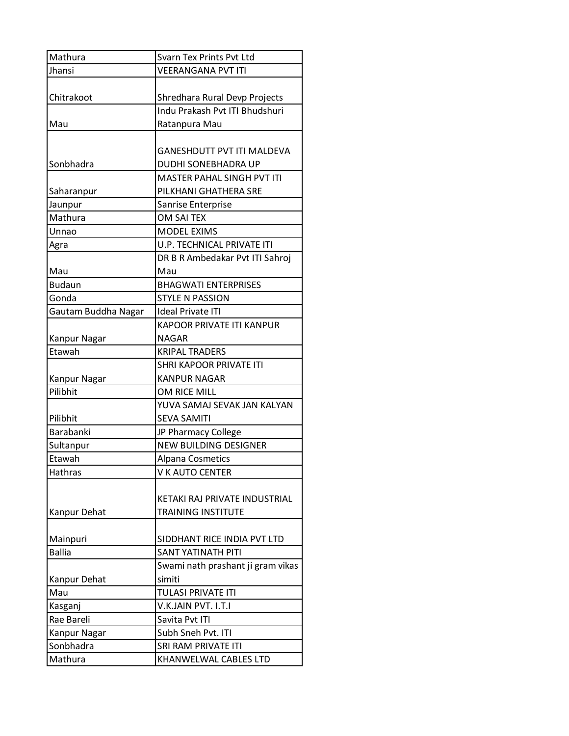| | |
|---|---|
| Mathura | Svarn Tex Prints Pvt Ltd |
| Jhansi | VEERANGANA PVT ITI |
| Chitrakoot | Shredhara Rural Devp Projects |
| Mau | Indu Prakash Pvt ITI Bhudshuri Ratanpura Mau |
| Sonbhadra | GANESHDUTT PVT ITI MALDEVA DUDHI SONEBHADRA UP |
| Saharanpur | MASTER PAHAL SINGH PVT ITI PILKHANI GHATHERA SRE |
| Jaunpur | Sanrise Enterprise |
| Mathura | OM SAI TEX |
| Unnao | MODEL EXIMS |
| Agra | U.P. TECHNICAL PRIVATE ITI |
| Mau | DR B R Ambedakar Pvt ITI Sahroj Mau |
| Budaun | BHAGWATI ENTERPRISES |
| Gonda | STYLE N PASSION |
| Gautam Buddha Nagar | Ideal Private ITI |
| Kanpur Nagar | KAPOOR PRIVATE ITI KANPUR NAGAR |
| Etawah | KRIPAL TRADERS |
| Kanpur Nagar | SHRI KAPOOR PRIVATE ITI KANPUR NAGAR |
| Pilibhit | OM RICE MILL |
| Pilibhit | YUVA SAMAJ SEVAK JAN KALYAN SEVA SAMITI |
| Barabanki | JP Pharmacy College |
| Sultanpur | NEW BUILDING DESIGNER |
| Etawah | Alpana Cosmetics |
| Hathras | V K AUTO CENTER |
| Kanpur Dehat | KETAKI RAJ PRIVATE INDUSTRIAL TRAINING INSTITUTE |
| Mainpuri | SIDDHANT RICE INDIA PVT LTD |
| Ballia | SANT YATINATH PITI |
| Kanpur Dehat | Swami nath prashant ji gram vikas simiti |
| Mau | TULASI PRIVATE ITI |
| Kasganj | V.K.JAIN PVT. I.T.I |
| Rae Bareli | Savita Pvt ITI |
| Kanpur Nagar | Subh Sneh Pvt. ITI |
| Sonbhadra | SRI RAM PRIVATE ITI |
| Mathura | KHANWELWAL CABLES LTD |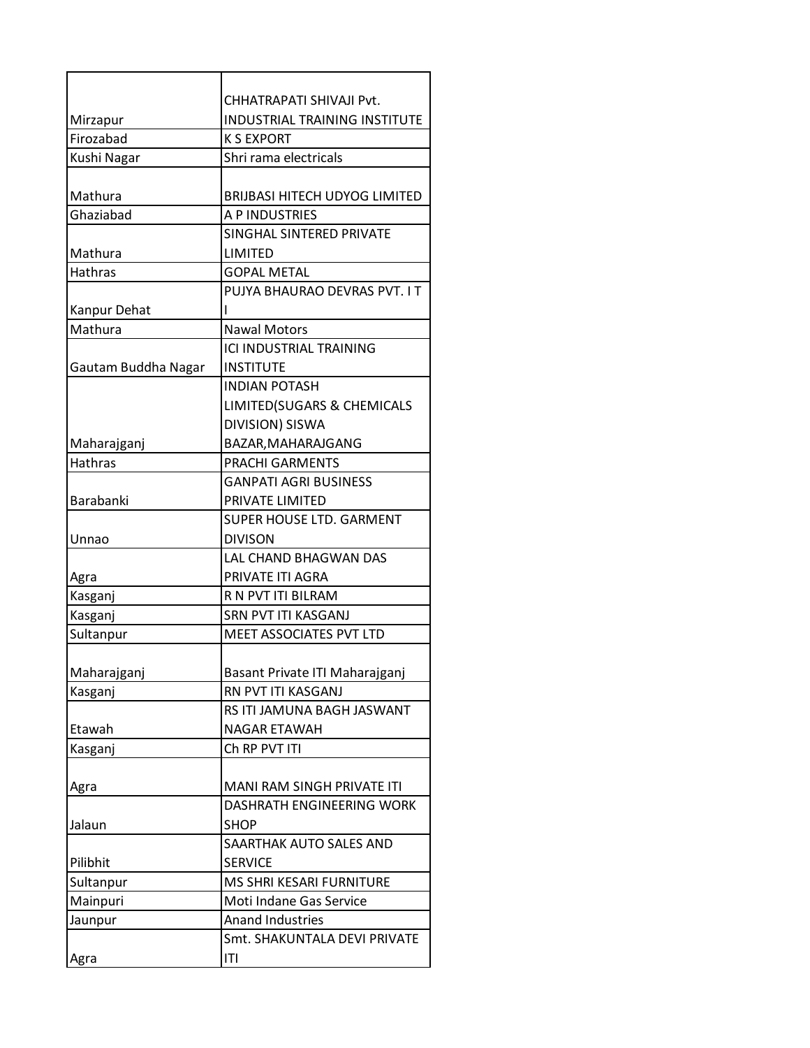| | |
|---|---|
| Mirzapur | CHHATRAPATI SHIVAJI Pvt. INDUSTRIAL TRAINING INSTITUTE |
| Firozabad | K S EXPORT |
| Kushi Nagar | Shri rama electricals |
| Mathura | BRIJBASI HITECH UDYOG LIMITED |
| Ghaziabad | A P INDUSTRIES |
| Mathura | SINGHAL SINTERED PRIVATE LIMITED |
| Hathras | GOPAL METAL |
| Kanpur Dehat | PUJYA BHAURAO DEVRAS PVT. I T I |
| Mathura | Nawal Motors |
| Gautam Buddha Nagar | ICI INDUSTRIAL TRAINING INSTITUTE |
| Maharajganj | INDIAN POTASH LIMITED(SUGARS & CHEMICALS DIVISION) SISWA BAZAR,MAHARAJGANG |
| Hathras | PRACHI GARMENTS |
| Barabanki | GANPATI AGRI BUSINESS PRIVATE LIMITED |
| Unnao | SUPER HOUSE LTD. GARMENT DIVISON |
| Agra | LAL CHAND BHAGWAN DAS PRIVATE ITI AGRA |
| Kasganj | R N PVT ITI BILRAM |
| Kasganj | SRN PVT ITI KASGANJ |
| Sultanpur | MEET ASSOCIATES PVT LTD |
| Maharajganj | Basant Private ITI Maharajganj |
| Kasganj | RN PVT ITI KASGANJ |
| Etawah | RS ITI JAMUNA BAGH JASWANT NAGAR ETAWAH |
| Kasganj | Ch RP PVT ITI |
| Agra | MANI RAM SINGH PRIVATE ITI |
| Jalaun | DASHRATH ENGINEERING WORK SHOP |
| Pilibhit | SAARTHAK AUTO SALES AND SERVICE |
| Sultanpur | MS SHRI KESARI FURNITURE |
| Mainpuri | Moti Indane Gas Service |
| Jaunpur | Anand Industries |
| Agra | Smt. SHAKUNTALA DEVI PRIVATE ITI |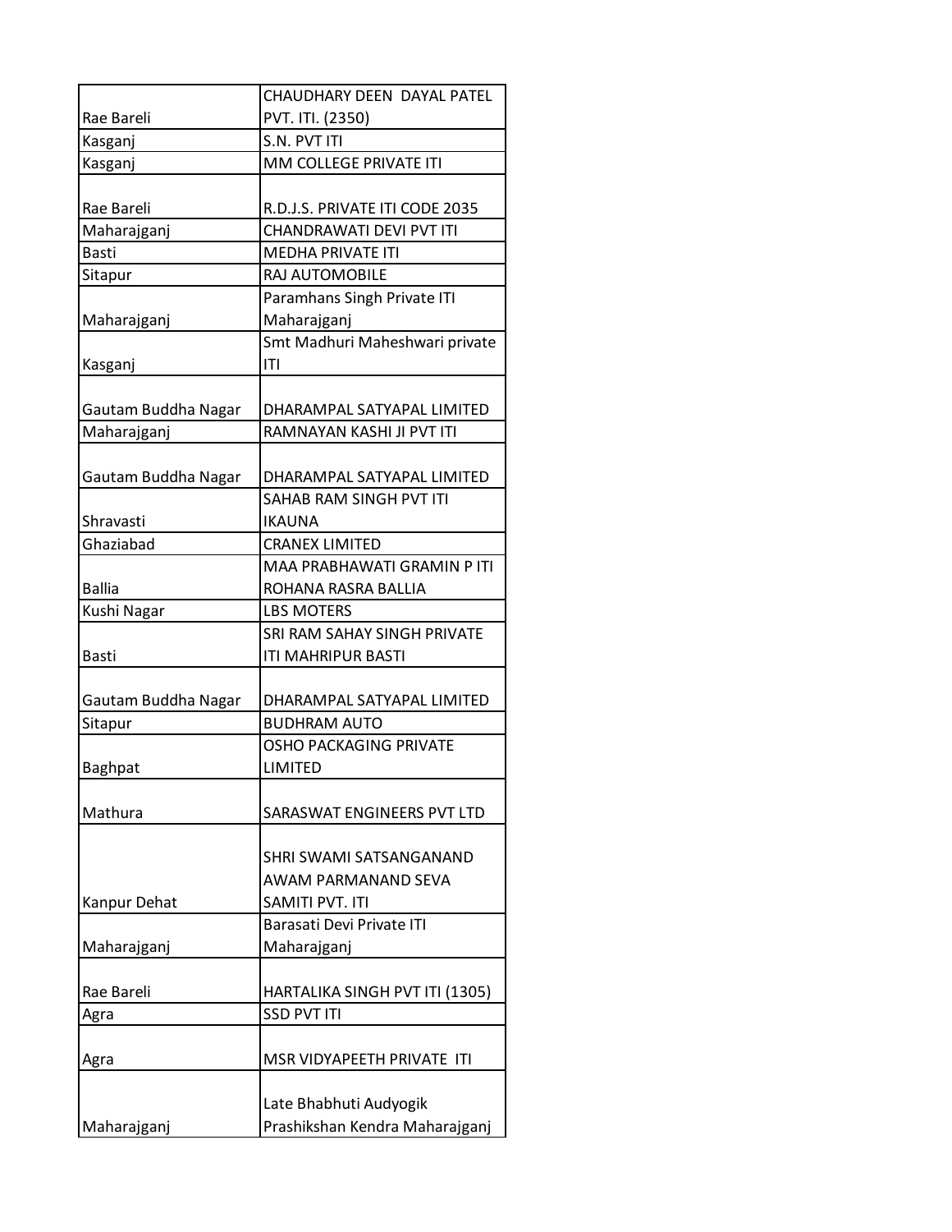| | |
|---|---|
| Rae Bareli | CHAUDHARY DEEN DAYAL PATEL PVT. ITI. (2350) |
| Kasganj | S.N. PVT ITI |
| Kasganj | MM COLLEGE PRIVATE ITI |
| Rae Bareli | R.D.J.S. PRIVATE ITI CODE 2035 |
| Maharajganj | CHANDRAWATI DEVI PVT ITI |
| Basti | MEDHA PRIVATE ITI |
| Sitapur | RAJ AUTOMOBILE |
| Maharajganj | Paramhans Singh Private ITI Maharajganj |
| Kasganj | Smt Madhuri Maheshwari private ITI |
| Gautam Buddha Nagar | DHARAMPAL SATYAPAL LIMITED |
| Maharajganj | RAMNAYAN KASHI JI PVT ITI |
| Gautam Buddha Nagar | DHARAMPAL SATYAPAL LIMITED |
| Shravasti | SAHAB RAM SINGH PVT ITI IKAUNA |
| Ghaziabad | CRANEX LIMITED |
| Ballia | MAA PRABHAWATI GRAMIN P ITI ROHANA RASRA BALLIA |
| Kushi Nagar | LBS MOTERS |
| Basti | SRI RAM SAHAY SINGH PRIVATE ITI MAHRIPUR BASTI |
| Gautam Buddha Nagar | DHARAMPAL SATYAPAL LIMITED |
| Sitapur | BUDHRAM AUTO |
| Baghpat | OSHO PACKAGING PRIVATE LIMITED |
| Mathura | SARASWAT ENGINEERS PVT LTD |
| Kanpur Dehat | SHRI SWAMI SATSANGANAND AWAM PARMANAND SEVA SAMITI PVT. ITI |
| Maharajganj | Barasati Devi Private ITI Maharajganj |
| Rae Bareli | HARTALIKA SINGH PVT ITI (1305) |
| Agra | SSD PVT ITI |
| Agra | MSR VIDYAPEETH PRIVATE ITI |
| Maharajganj | Late Bhabhuti Audyogik Prashikshan Kendra Maharajganj |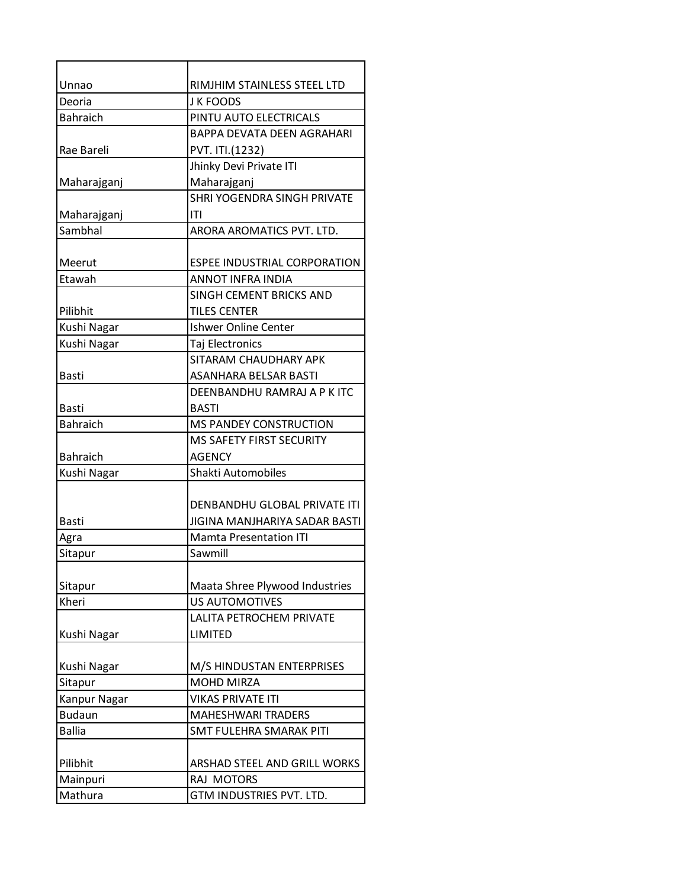| | |
|---|---|
| Unnao | RIMJHIM STAINLESS STEEL LTD |
| Deoria | J K FOODS |
| Bahraich | PINTU AUTO ELECTRICALS |
| Rae Bareli | BAPPA DEVATA DEEN AGRAHARI PVT. ITI.(1232) |
| Maharajganj | Jhinky Devi Private ITI Maharajganj |
| Maharajganj | SHRI YOGENDRA SINGH PRIVATE ITI |
| Sambhal | ARORA AROMATICS PVT. LTD. |
| Meerut | ESPEE INDUSTRIAL CORPORATION |
| Etawah | ANNOT INFRA INDIA |
| Pilibhit | SINGH CEMENT BRICKS AND TILES CENTER |
| Kushi Nagar | Ishwer Online Center |
| Kushi Nagar | Taj Electronics |
| Basti | SITARAM CHAUDHARY APK ASANHARA BELSAR BASTI |
| Basti | DEENBANDHU RAMRAJ A P K ITC BASTI |
| Bahraich | MS PANDEY CONSTRUCTION |
| Bahraich | MS SAFETY FIRST SECURITY AGENCY |
| Kushi Nagar | Shakti Automobiles |
| Basti | DENBANDHU GLOBAL PRIVATE ITI JIGINA MANJHARIYA SADAR BASTI |
| Agra | Mamta Presentation ITI |
| Sitapur | Sawmill |
| Sitapur | Maata Shree Plywood Industries |
| Kheri | US AUTOMOTIVES |
| Kushi Nagar | LALITA PETROCHEM PRIVATE LIMITED |
| Kushi Nagar | M/S HINDUSTAN ENTERPRISES |
| Sitapur | MOHD MIRZA |
| Kanpur Nagar | VIKAS PRIVATE ITI |
| Budaun | MAHESHWARI TRADERS |
| Ballia | SMT FULEHRA SMARAK PITI |
| Pilibhit | ARSHAD STEEL AND GRILL WORKS |
| Mainpuri | RAJ MOTORS |
| Mathura | GTM INDUSTRIES PVT. LTD. |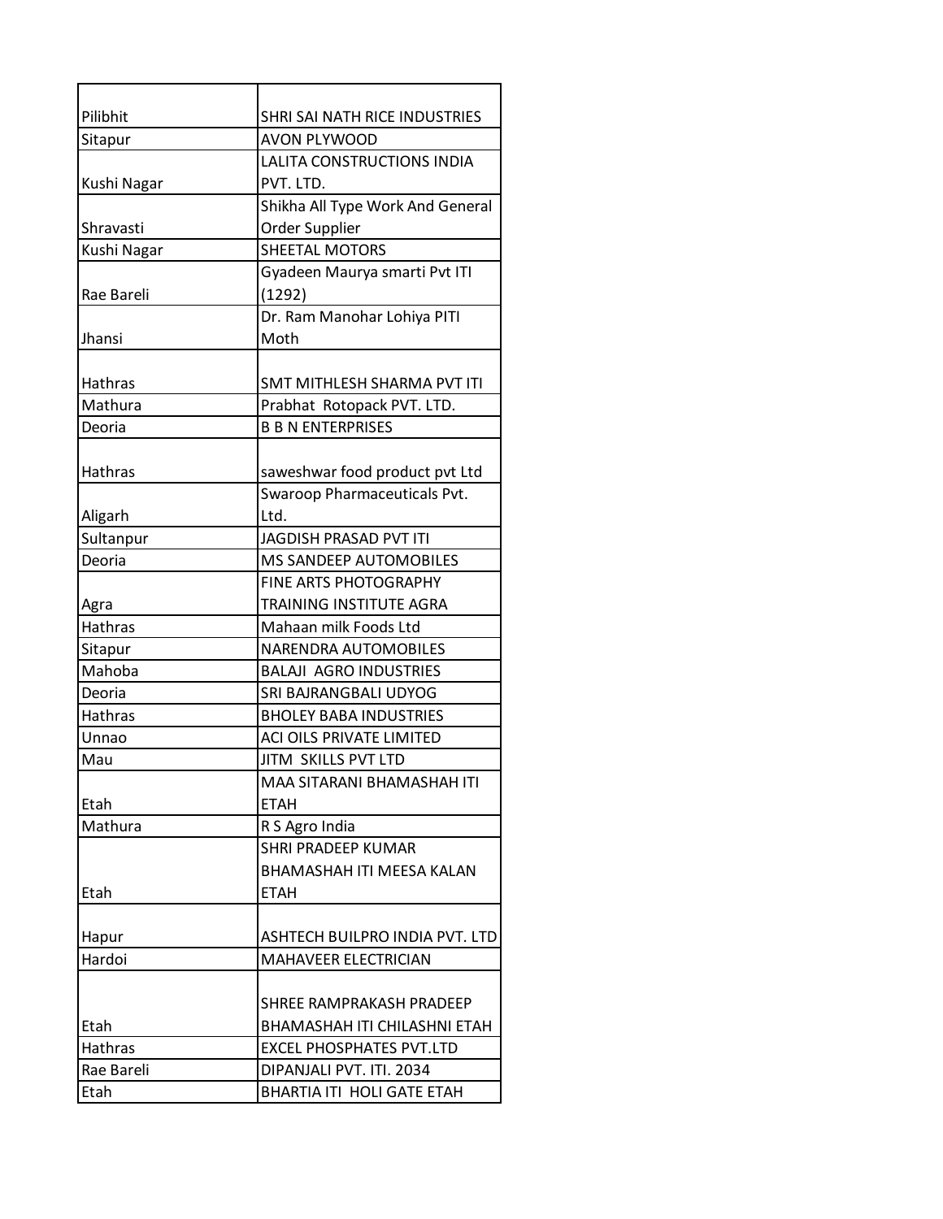| | |
|---|---|
| Pilibhit | SHRI SAI NATH RICE INDUSTRIES |
| Sitapur | AVON PLYWOOD |
| Kushi Nagar | LALITA CONSTRUCTIONS INDIA PVT. LTD. |
| Shravasti | Shikha All Type Work And General Order Supplier |
| Kushi Nagar | SHEETAL MOTORS |
| Rae Bareli | Gyadeen Maurya smarti Pvt ITI (1292) |
| Jhansi | Dr. Ram Manohar Lohiya PITI Moth |
| Hathras | SMT MITHLESH SHARMA PVT ITI |
| Mathura | Prabhat Rotopack PVT. LTD. |
| Deoria | B B N ENTERPRISES |
| Hathras | saweshwar food product pvt Ltd |
| Aligarh | Swaroop Pharmaceuticals Pvt. Ltd. |
| Sultanpur | JAGDISH PRASAD PVT ITI |
| Deoria | MS SANDEEP AUTOMOBILES |
| Agra | FINE ARTS PHOTOGRAPHY TRAINING INSTITUTE AGRA |
| Hathras | Mahaan milk Foods Ltd |
| Sitapur | NARENDRA AUTOMOBILES |
| Mahoba | BALAJI AGRO INDUSTRIES |
| Deoria | SRI BAJRANGBALI UDYOG |
| Hathras | BHOLEY BABA INDUSTRIES |
| Unnao | ACI OILS PRIVATE LIMITED |
| Mau | JITM SKILLS PVT LTD |
| Etah | MAA SITARANI BHAMASHAH ITI ETAH |
| Mathura | R S Agro India |
| Etah | SHRI PRADEEP KUMAR BHAMASHAH ITI MEESA KALAN ETAH |
| Hapur | ASHTECH BUILPRO INDIA PVT. LTD |
| Hardoi | MAHAVEER ELECTRICIAN |
| Etah | SHREE RAMPRAKASH PRADEEP BHAMASHAH ITI CHILASHNI ETAH |
| Hathras | EXCEL PHOSPHATES PVT.LTD |
| Rae Bareli | DIPANJALI PVT. ITI. 2034 |
| Etah | BHARTIA ITI HOLI GATE ETAH |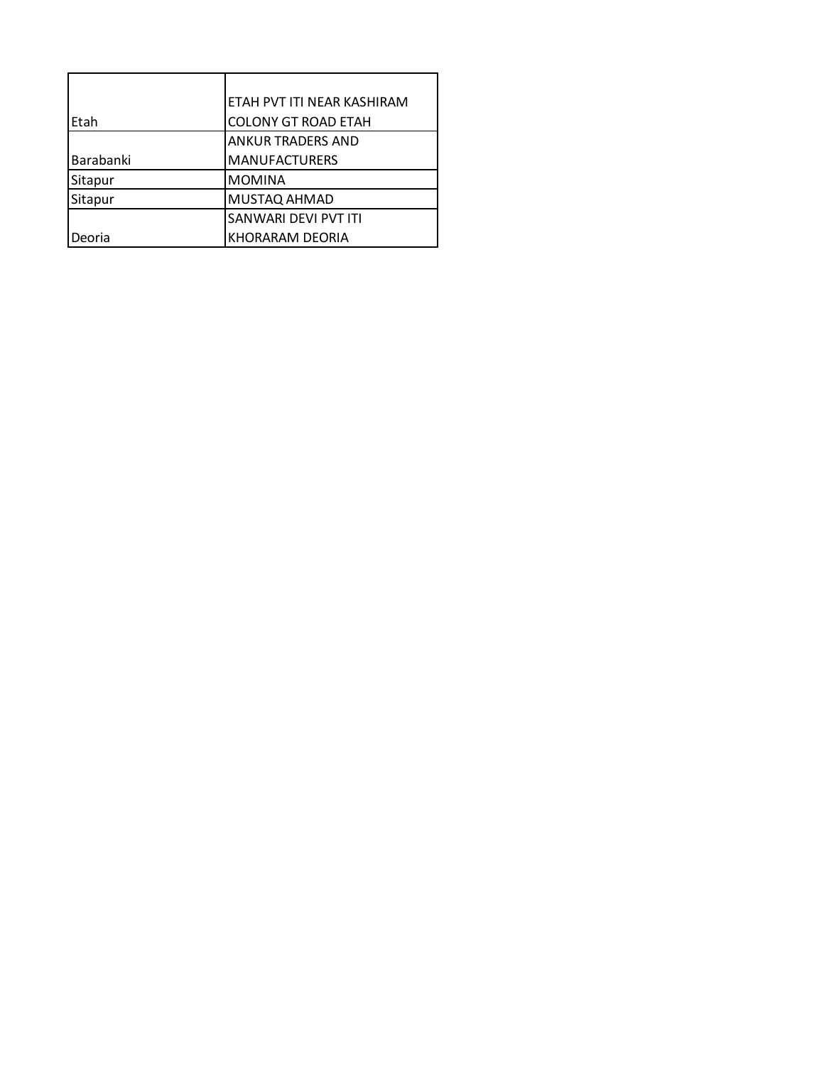| | |
|---|---|
| Etah | ETAH PVT ITI NEAR KASHIRAM COLONY GT ROAD ETAH |
| Barabanki | ANKUR TRADERS AND MANUFACTURERS |
| Sitapur | MOMINA |
| Sitapur | MUSTAQ AHMAD |
| Deoria | SANWARI DEVI PVT ITI KHORARAM DEORIA |